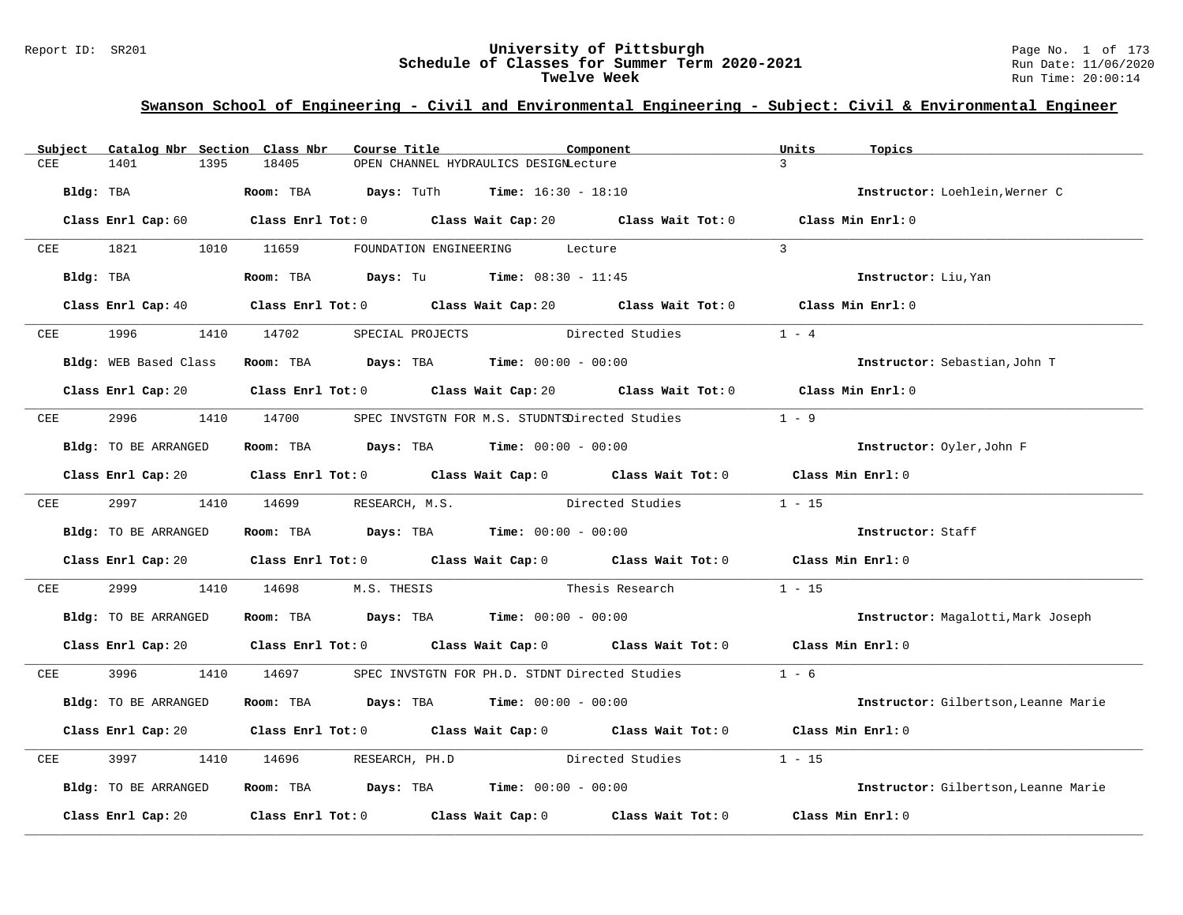Report ID: SR201

# University of Pittsburgh
## Schedule of Classes for Summer Term 2020-2021
### Twelve Week

Run Date: 11/06/2020
Run Time: 20:00:14

## Swanson School of Engineering - Civil and Environmental Engineering - Subject: Civil & Environmental Engineer

| Subject | Catalog Nbr | Section | Class Nbr | Course Title | Component | Units | Topics |
|---|---|---|---|---|---|---|---|
| CEE | 1401 | 1395 | 18405 | OPEN CHANNEL HYDRAULICS DESIGN | Lecture | 3 | |

**Bldg:** TBA **Room:** TBA **Days:** TuTh **Time:** 16:30 - 18:10 **Instructor:** Loehlein,Werner C

**Class Enrl Cap:** 60 **Class Enrl Tot:** 0 **Class Wait Cap:** 20 **Class Wait Tot:** 0 **Class Min Enrl:** 0

---

| Subject | Catalog Nbr | Section | Class Nbr | Course Title | Component | Units | Topics |
|---|---|---|---|---|---|---|---|
| CEE | 1821 | 1010 | 11659 | FOUNDATION ENGINEERING | Lecture | 3 | |

**Bldg:** TBA **Room:** TBA **Days:** Tu **Time:** 08:30 - 11:45 **Instructor:** Liu,Yan

**Class Enrl Cap:** 40 **Class Enrl Tot:** 0 **Class Wait Cap:** 20 **Class Wait Tot:** 0 **Class Min Enrl:** 0

---

| Subject | Catalog Nbr | Section | Class Nbr | Course Title | Component | Units | Topics |
|---|---|---|---|---|---|---|---|
| CEE | 1996 | 1410 | 14702 | SPECIAL PROJECTS | Directed Studies | 1 - 4 | |

**Bldg:** WEB Based Class **Room:** TBA **Days:** TBA **Time:** 00:00 - 00:00 **Instructor:** Sebastian,John T

**Class Enrl Cap:** 20 **Class Enrl Tot:** 0 **Class Wait Cap:** 20 **Class Wait Tot:** 0 **Class Min Enrl:** 0

---

| Subject | Catalog Nbr | Section | Class Nbr | Course Title | Component | Units | Topics |
|---|---|---|---|---|---|---|---|
| CEE | 2996 | 1410 | 14700 | SPEC INVSTGTN FOR M.S. STUDNTS | Directed Studies | 1 - 9 | |

**Bldg:** TO BE ARRANGED **Room:** TBA **Days:** TBA **Time:** 00:00 - 00:00 **Instructor:** Oyler,John F

**Class Enrl Cap:** 20 **Class Enrl Tot:** 0 **Class Wait Cap:** 0 **Class Wait Tot:** 0 **Class Min Enrl:** 0

---

| Subject | Catalog Nbr | Section | Class Nbr | Course Title | Component | Units | Topics |
|---|---|---|---|---|---|---|---|
| CEE | 2997 | 1410 | 14699 | RESEARCH, M.S. | Directed Studies | 1 - 15 | |

**Bldg:** TO BE ARRANGED **Room:** TBA **Days:** TBA **Time:** 00:00 - 00:00 **Instructor:** Staff

**Class Enrl Cap:** 20 **Class Enrl Tot:** 0 **Class Wait Cap:** 0 **Class Wait Tot:** 0 **Class Min Enrl:** 0

---

| Subject | Catalog Nbr | Section | Class Nbr | Course Title | Component | Units | Topics |
|---|---|---|---|---|---|---|---|
| CEE | 2999 | 1410 | 14698 | M.S. THESIS | Thesis Research | 1 - 15 | |

**Bldg:** TO BE ARRANGED **Room:** TBA **Days:** TBA **Time:** 00:00 - 00:00 **Instructor:** Magalotti,Mark Joseph

**Class Enrl Cap:** 20 **Class Enrl Tot:** 0 **Class Wait Cap:** 0 **Class Wait Tot:** 0 **Class Min Enrl:** 0

---

| Subject | Catalog Nbr | Section | Class Nbr | Course Title | Component | Units | Topics |
|---|---|---|---|---|---|---|---|
| CEE | 3996 | 1410 | 14697 | SPEC INVSTGTN FOR PH.D. STDNT | Directed Studies | 1 - 6 | |

**Bldg:** TO BE ARRANGED **Room:** TBA **Days:** TBA **Time:** 00:00 - 00:00 **Instructor:** Gilbertson,Leanne Marie

**Class Enrl Cap:** 20 **Class Enrl Tot:** 0 **Class Wait Cap:** 0 **Class Wait Tot:** 0 **Class Min Enrl:** 0

---

| Subject | Catalog Nbr | Section | Class Nbr | Course Title | Component | Units | Topics |
|---|---|---|---|---|---|---|---|
| CEE | 3997 | 1410 | 14696 | RESEARCH, PH.D | Directed Studies | 1 - 15 | |

**Bldg:** TO BE ARRANGED **Room:** TBA **Days:** TBA **Time:** 00:00 - 00:00 **Instructor:** Gilbertson,Leanne Marie

**Class Enrl Cap:** 20 **Class Enrl Tot:** 0 **Class Wait Cap:** 0 **Class Wait Tot:** 0 **Class Min Enrl:** 0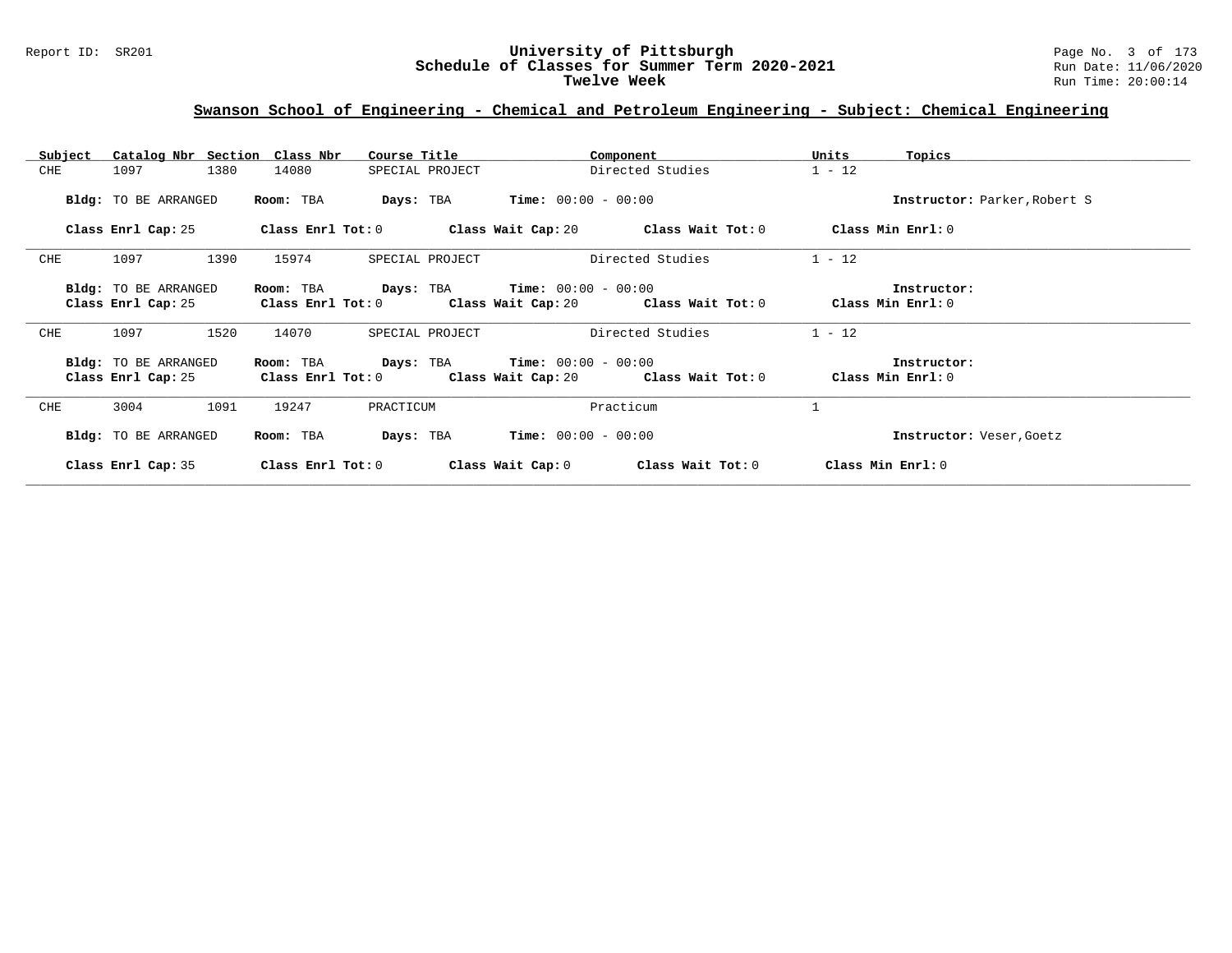## Swanson School of Engineering - Chemical and Petroleum Engineering - Subject: Chemical Engineering

| Subject | Catalog Nbr | Section | Class Nbr | Course Title | Component | Units | Topics |
|---|---|---|---|---|---|---|---|
| CHE | 1097 | 1380 | 14080 | SPECIAL PROJECT | Directed Studies | 1 - 12 | |

**Bldg:** TO BE ARRANGED **Room:** TBA **Days:** TBA **Time:** 00:00 - 00:00 **Instructor:** Parker,Robert S

**Class Enrl Cap:** 25 **Class Enrl Tot:** 0 **Class Wait Cap:** 20 **Class Wait Tot:** 0 **Class Min Enrl:** 0

---

| Subject | Catalog Nbr | Section | Class Nbr | Course Title | Component | Units | Topics |
|---|---|---|---|---|---|---|---|
| CHE | 1097 | 1390 | 15974 | SPECIAL PROJECT | Directed Studies | 1 - 12 | |

**Bldg:** TO BE ARRANGED **Room:** TBA **Days:** TBA **Time:** 00:00 - 00:00 **Instructor:**

**Class Enrl Cap:** 25 **Class Enrl Tot:** 0 **Class Wait Cap:** 20 **Class Wait Tot:** 0 **Class Min Enrl:** 0

---

| Subject | Catalog Nbr | Section | Class Nbr | Course Title | Component | Units | Topics |
|---|---|---|---|---|---|---|---|
| CHE | 1097 | 1520 | 14070 | SPECIAL PROJECT | Directed Studies | 1 - 12 | |

**Bldg:** TO BE ARRANGED **Room:** TBA **Days:** TBA **Time:** 00:00 - 00:00 **Instructor:**

**Class Enrl Cap:** 25 **Class Enrl Tot:** 0 **Class Wait Cap:** 20 **Class Wait Tot:** 0 **Class Min Enrl:** 0

---

| Subject | Catalog Nbr | Section | Class Nbr | Course Title | Component | Units | Topics |
|---|---|---|---|---|---|---|---|
| CHE | 3004 | 1091 | 19247 | PRACTICUM | Practicum | 1 | |

**Bldg:** TO BE ARRANGED **Room:** TBA **Days:** TBA **Time:** 00:00 - 00:00 **Instructor:** Veser,Goetz

**Class Enrl Cap:** 35 **Class Enrl Tot:** 0 **Class Wait Cap:** 0 **Class Wait Tot:** 0 **Class Min Enrl:** 0

---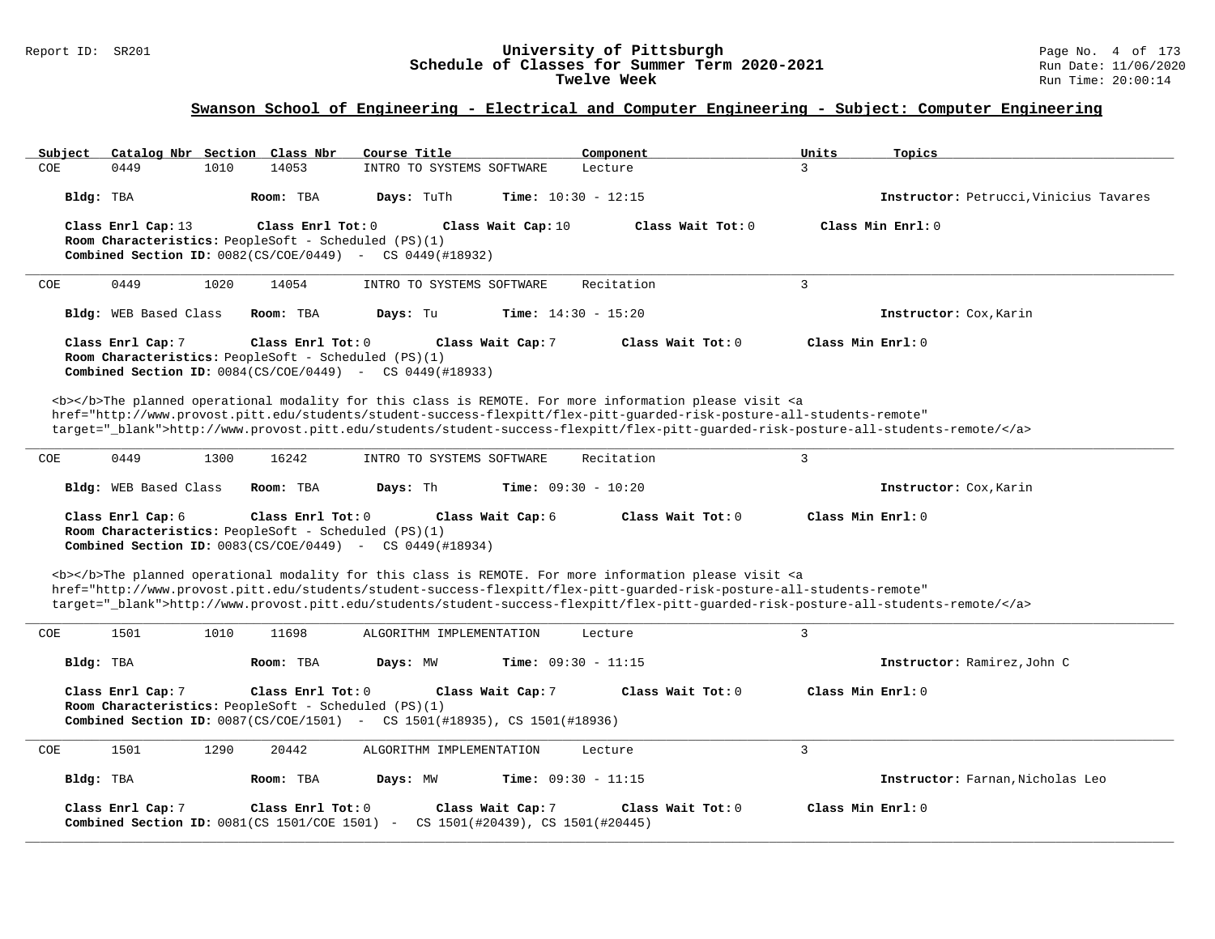## Swanson School of Engineering - Electrical and Computer Engineering - Subject: Computer Engineering

| Subject | Catalog Nbr | Section | Class Nbr | Course Title | Component | Units | Topics |
|---|---|---|---|---|---|---|---|
| COE | 0449 | 1010 | 14053 | INTRO TO SYSTEMS SOFTWARE | Lecture | 3 | |

**Bldg:** TBA **Room:** TBA **Days:** TuTh **Time:** 10:30 - 12:15 **Instructor:** Petrucci,Vinicius Tavares

**Class Enrl Cap:** 13 **Class Enrl Tot:** 0 **Class Wait Cap:** 10 **Class Wait Tot:** 0 **Class Min Enrl:** 0
**Room Characteristics:** PeopleSoft - Scheduled (PS)(1)
**Combined Section ID:** 0082(CS/COE/0449) - CS 0449(#18932)

---

| Subject | Catalog Nbr | Section | Class Nbr | Course Title | Component | Units | Topics |
|---|---|---|---|---|---|---|---|
| COE | 0449 | 1020 | 14054 | INTRO TO SYSTEMS SOFTWARE | Recitation | 3 | |

**Bldg:** WEB Based Class **Room:** TBA **Days:** Tu **Time:** 14:30 - 15:20 **Instructor:** Cox,Karin

**Class Enrl Cap:** 7 **Class Enrl Tot:** 0 **Class Wait Cap:** 7 **Class Wait Tot:** 0 **Class Min Enrl:** 0
**Room Characteristics:** PeopleSoft - Scheduled (PS)(1)
**Combined Section ID:** 0084(CS/COE/0449) - CS 0449(#18933)

<b></b>The planned operational modality for this class is REMOTE. For more information please visit <a href="http://www.provost.pitt.edu/students/student-success-flexpitt/flex-pitt-guarded-risk-posture-all-students-remote" target="_blank">http://www.provost.pitt.edu/students/student-success-flexpitt/flex-pitt-guarded-risk-posture-all-students-remote/</a>

---

| Subject | Catalog Nbr | Section | Class Nbr | Course Title | Component | Units | Topics |
|---|---|---|---|---|---|---|---|
| COE | 0449 | 1300 | 16242 | INTRO TO SYSTEMS SOFTWARE | Recitation | 3 | |

**Bldg:** WEB Based Class **Room:** TBA **Days:** Th **Time:** 09:30 - 10:20 **Instructor:** Cox,Karin

**Class Enrl Cap:** 6 **Class Enrl Tot:** 0 **Class Wait Cap:** 6 **Class Wait Tot:** 0 **Class Min Enrl:** 0
**Room Characteristics:** PeopleSoft - Scheduled (PS)(1)
**Combined Section ID:** 0083(CS/COE/0449) - CS 0449(#18934)

<b></b>The planned operational modality for this class is REMOTE. For more information please visit <a href="http://www.provost.pitt.edu/students/student-success-flexpitt/flex-pitt-guarded-risk-posture-all-students-remote" target="_blank">http://www.provost.pitt.edu/students/student-success-flexpitt/flex-pitt-guarded-risk-posture-all-students-remote/</a>

---

| Subject | Catalog Nbr | Section | Class Nbr | Course Title | Component | Units | Topics |
|---|---|---|---|---|---|---|---|
| COE | 1501 | 1010 | 11698 | ALGORITHM IMPLEMENTATION | Lecture | 3 | |

**Bldg:** TBA **Room:** TBA **Days:** MW **Time:** 09:30 - 11:15 **Instructor:** Ramirez,John C

**Class Enrl Cap:** 7 **Class Enrl Tot:** 0 **Class Wait Cap:** 7 **Class Wait Tot:** 0 **Class Min Enrl:** 0
**Room Characteristics:** PeopleSoft - Scheduled (PS)(1)
**Combined Section ID:** 0087(CS/COE/1501) - CS 1501(#18935), CS 1501(#18936)

---

| Subject | Catalog Nbr | Section | Class Nbr | Course Title | Component | Units | Topics |
|---|---|---|---|---|---|---|---|
| COE | 1501 | 1290 | 20442 | ALGORITHM IMPLEMENTATION | Lecture | 3 | |

**Bldg:** TBA **Room:** TBA **Days:** MW **Time:** 09:30 - 11:15 **Instructor:** Farnan,Nicholas Leo

**Class Enrl Cap:** 7 **Class Enrl Tot:** 0 **Class Wait Cap:** 7 **Class Wait Tot:** 0 **Class Min Enrl:** 0
**Combined Section ID:** 0081(CS 1501/COE 1501) - CS 1501(#20439), CS 1501(#20445)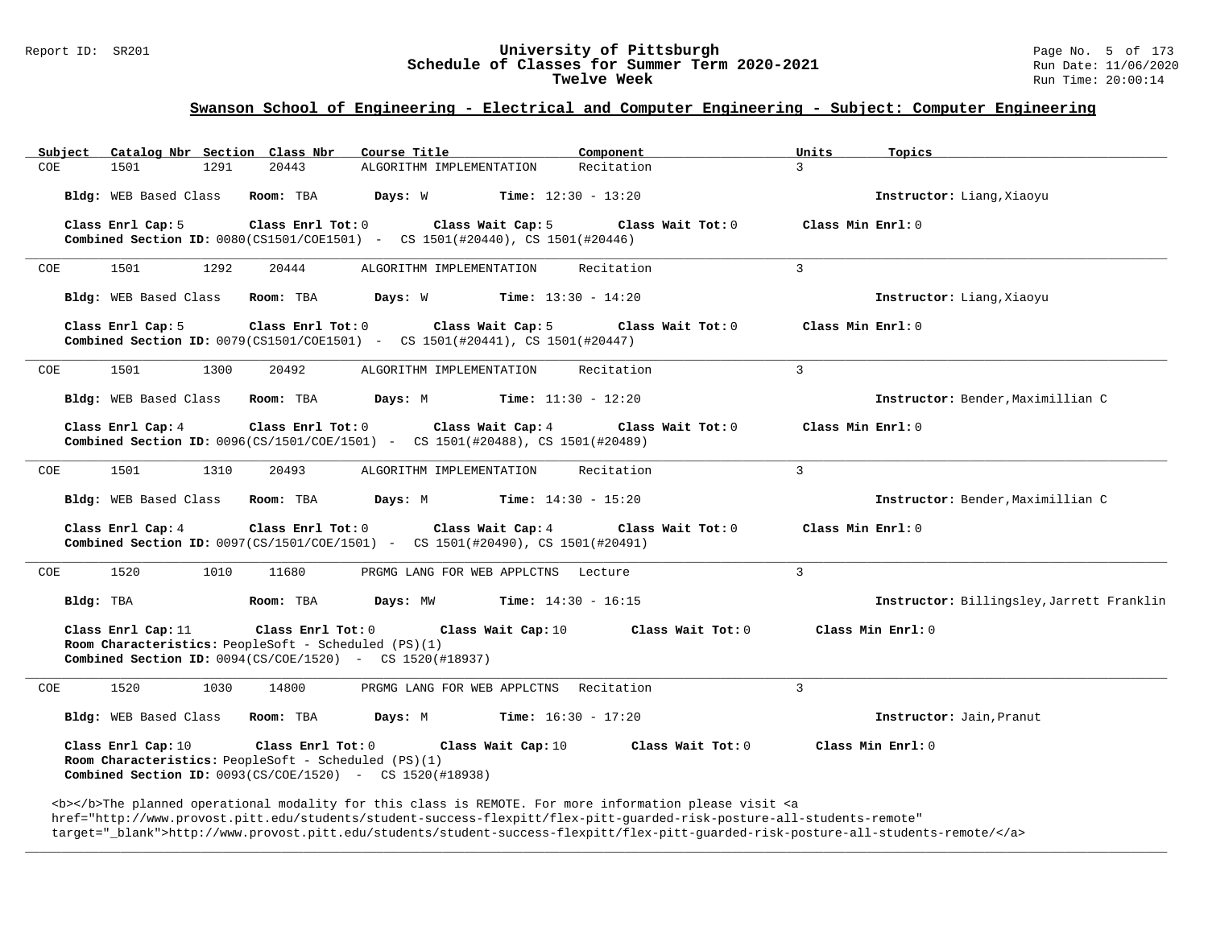## Swanson School of Engineering - Electrical and Computer Engineering - Subject: Computer Engineering

| Subject | Catalog Nbr | Section | Class Nbr | Course Title | Component | Units | Topics |
|---|---|---|---|---|---|---|---|
| COE | 1501 | 1291 | 20443 | ALGORITHM IMPLEMENTATION | Recitation | 3 | |

**Bldg:** WEB Based Class **Room:** TBA **Days:** W **Time:** 12:30 - 13:20 **Instructor:** Liang,Xiaoyu

**Class Enrl Cap:** 5 **Class Enrl Tot:** 0 **Class Wait Cap:** 5 **Class Wait Tot:** 0 **Class Min Enrl:** 0
**Combined Section ID:** 0080(CS1501/COE1501) - CS 1501(#20440), CS 1501(#20446)

---

| Subject | Catalog Nbr | Section | Class Nbr | Course Title | Component | Units | Topics |
|---|---|---|---|---|---|---|---|
| COE | 1501 | 1292 | 20444 | ALGORITHM IMPLEMENTATION | Recitation | 3 | |

**Bldg:** WEB Based Class **Room:** TBA **Days:** W **Time:** 13:30 - 14:20 **Instructor:** Liang,Xiaoyu

**Class Enrl Cap:** 5 **Class Enrl Tot:** 0 **Class Wait Cap:** 5 **Class Wait Tot:** 0 **Class Min Enrl:** 0
**Combined Section ID:** 0079(CS1501/COE1501) - CS 1501(#20441), CS 1501(#20447)

---

| Subject | Catalog Nbr | Section | Class Nbr | Course Title | Component | Units | Topics |
|---|---|---|---|---|---|---|---|
| COE | 1501 | 1300 | 20492 | ALGORITHM IMPLEMENTATION | Recitation | 3 | |

**Bldg:** WEB Based Class **Room:** TBA **Days:** M **Time:** 11:30 - 12:20 **Instructor:** Bender,Maximillian C

**Class Enrl Cap:** 4 **Class Enrl Tot:** 0 **Class Wait Cap:** 4 **Class Wait Tot:** 0 **Class Min Enrl:** 0
**Combined Section ID:** 0096(CS/1501/COE/1501) - CS 1501(#20488), CS 1501(#20489)

---

| Subject | Catalog Nbr | Section | Class Nbr | Course Title | Component | Units | Topics |
|---|---|---|---|---|---|---|---|
| COE | 1501 | 1310 | 20493 | ALGORITHM IMPLEMENTATION | Recitation | 3 | |

**Bldg:** WEB Based Class **Room:** TBA **Days:** M **Time:** 14:30 - 15:20 **Instructor:** Bender,Maximillian C

**Class Enrl Cap:** 4 **Class Enrl Tot:** 0 **Class Wait Cap:** 4 **Class Wait Tot:** 0 **Class Min Enrl:** 0
**Combined Section ID:** 0097(CS/1501/COE/1501) - CS 1501(#20490), CS 1501(#20491)

---

| Subject | Catalog Nbr | Section | Class Nbr | Course Title | Component | Units | Topics |
|---|---|---|---|---|---|---|---|
| COE | 1520 | 1010 | 11680 | PRGMG LANG FOR WEB APPLCTNS | Lecture | 3 | |

**Bldg:** TBA **Room:** TBA **Days:** MW **Time:** 14:30 - 16:15 **Instructor:** Billingsley,Jarrett Franklin

**Class Enrl Cap:** 11 **Class Enrl Tot:** 0 **Class Wait Cap:** 10 **Class Wait Tot:** 0 **Class Min Enrl:** 0
**Room Characteristics:** PeopleSoft - Scheduled (PS)(1)
**Combined Section ID:** 0094(CS/COE/1520) - CS 1520(#18937)

---

| Subject | Catalog Nbr | Section | Class Nbr | Course Title | Component | Units | Topics |
|---|---|---|---|---|---|---|---|
| COE | 1520 | 1030 | 14800 | PRGMG LANG FOR WEB APPLCTNS | Recitation | 3 | |

**Bldg:** WEB Based Class **Room:** TBA **Days:** M **Time:** 16:30 - 17:20 **Instructor:** Jain,Pranut

**Class Enrl Cap:** 10 **Class Enrl Tot:** 0 **Class Wait Cap:** 10 **Class Wait Tot:** 0 **Class Min Enrl:** 0
**Room Characteristics:** PeopleSoft - Scheduled (PS)(1)
**Combined Section ID:** 0093(CS/COE/1520) - CS 1520(#18938)

<b></b>The planned operational modality for this class is REMOTE. For more information please visit <a href="http://www.provost.pitt.edu/students/student-success-flexpitt/flex-pitt-guarded-risk-posture-all-students-remote" target="_blank">http://www.provost.pitt.edu/students/student-success-flexpitt/flex-pitt-guarded-risk-posture-all-students-remote/</a>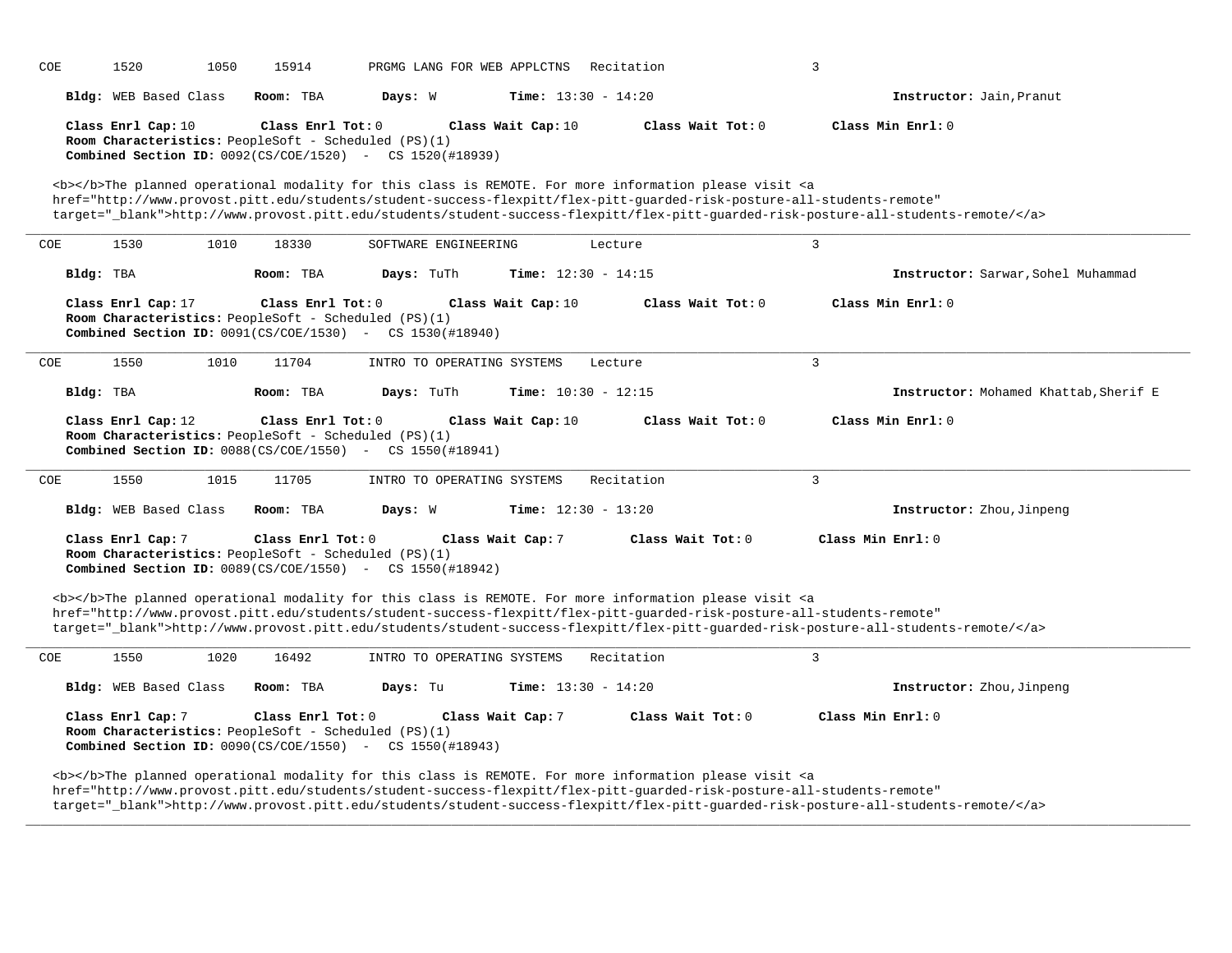COE 1520 1050 15914 PRGMG LANG FOR WEB APPLCTNS Recitation 3

**Bldg:** WEB Based Class **Room:** TBA **Days:** W **Time:** 13:30 - 14:20 **Instructor:** Jain,Pranut

**Class Enrl Cap:** 10 **Class Enrl Tot:** 0 **Class Wait Cap:** 10 **Class Wait Tot:** 0 **Class Min Enrl:** 0
**Room Characteristics:** PeopleSoft - Scheduled (PS)(1)
**Combined Section ID:** 0092(CS/COE/1520) - CS 1520(#18939)

<b></b>The planned operational modality for this class is REMOTE. For more information please visit <a href="http://www.provost.pitt.edu/students/student-success-flexpitt/flex-pitt-guarded-risk-posture-all-students-remote" target="_blank">http://www.provost.pitt.edu/students/student-success-flexpitt/flex-pitt-guarded-risk-posture-all-students-remote/</a>

---

COE 1530 1010 18330 SOFTWARE ENGINEERING Lecture 3

**Bldg:** TBA **Room:** TBA **Days:** TuTh **Time:** 12:30 - 14:15 **Instructor:** Sarwar,Sohel Muhammad

**Class Enrl Cap:** 17 **Class Enrl Tot:** 0 **Class Wait Cap:** 10 **Class Wait Tot:** 0 **Class Min Enrl:** 0
**Room Characteristics:** PeopleSoft - Scheduled (PS)(1)
**Combined Section ID:** 0091(CS/COE/1530) - CS 1530(#18940)

---

COE 1550 1010 11704 INTRO TO OPERATING SYSTEMS Lecture 3

**Bldg:** TBA **Room:** TBA **Days:** TuTh **Time:** 10:30 - 12:15 **Instructor:** Mohamed Khattab,Sherif E

**Class Enrl Cap:** 12 **Class Enrl Tot:** 0 **Class Wait Cap:** 10 **Class Wait Tot:** 0 **Class Min Enrl:** 0
**Room Characteristics:** PeopleSoft - Scheduled (PS)(1)
**Combined Section ID:** 0088(CS/COE/1550) - CS 1550(#18941)

---

COE 1550 1015 11705 INTRO TO OPERATING SYSTEMS Recitation 3

**Bldg:** WEB Based Class **Room:** TBA **Days:** W **Time:** 12:30 - 13:20 **Instructor:** Zhou,Jinpeng

**Class Enrl Cap:** 7 **Class Enrl Tot:** 0 **Class Wait Cap:** 7 **Class Wait Tot:** 0 **Class Min Enrl:** 0
**Room Characteristics:** PeopleSoft - Scheduled (PS)(1)
**Combined Section ID:** 0089(CS/COE/1550) - CS 1550(#18942)

<b></b>The planned operational modality for this class is REMOTE. For more information please visit <a href="http://www.provost.pitt.edu/students/student-success-flexpitt/flex-pitt-guarded-risk-posture-all-students-remote" target="_blank">http://www.provost.pitt.edu/students/student-success-flexpitt/flex-pitt-guarded-risk-posture-all-students-remote/</a>

---

COE 1550 1020 16492 INTRO TO OPERATING SYSTEMS Recitation 3

**Bldg:** WEB Based Class **Room:** TBA **Days:** Tu **Time:** 13:30 - 14:20 **Instructor:** Zhou,Jinpeng

**Class Enrl Cap:** 7 **Class Enrl Tot:** 0 **Class Wait Cap:** 7 **Class Wait Tot:** 0 **Class Min Enrl:** 0
**Room Characteristics:** PeopleSoft - Scheduled (PS)(1)
**Combined Section ID:** 0090(CS/COE/1550) - CS 1550(#18943)

<b></b>The planned operational modality for this class is REMOTE. For more information please visit <a href="http://www.provost.pitt.edu/students/student-success-flexpitt/flex-pitt-guarded-risk-posture-all-students-remote" target="_blank">http://www.provost.pitt.edu/students/student-success-flexpitt/flex-pitt-guarded-risk-posture-all-students-remote/</a>

---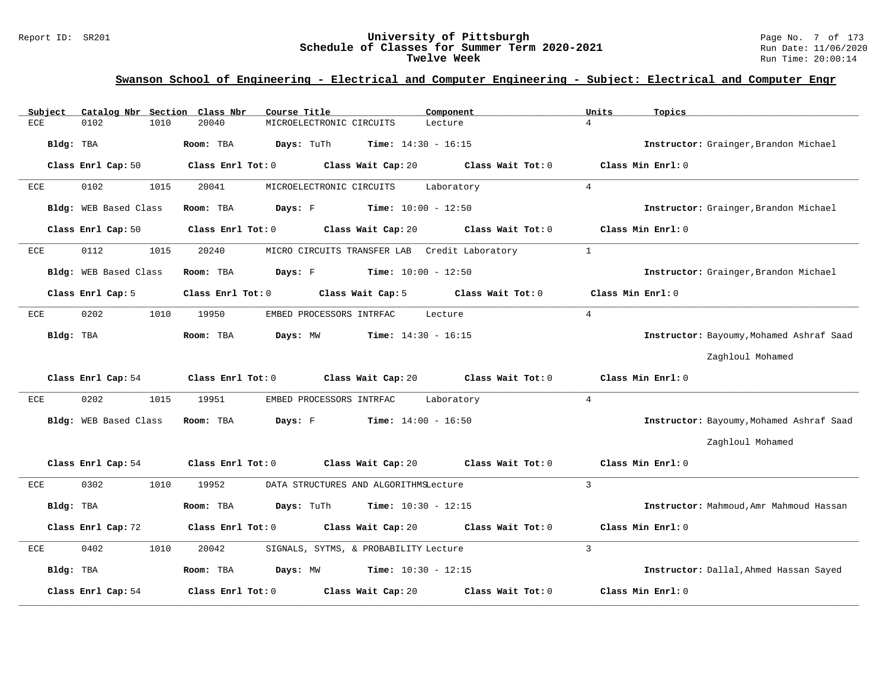## Swanson School of Engineering - Electrical and Computer Engineering - Subject: Electrical and Computer Engr

| Subject | Catalog Nbr | Section | Class Nbr | Course Title | Component | Units | Topics |
|---|---|---|---|---|---|---|---|
| ECE | 0102 | 1010 | 20040 | MICROELECTRONIC CIRCUITS | Lecture | 4 | |

**Bldg:** TBA **Room:** TBA **Days:** TuTh **Time:** 14:30 - 16:15 **Instructor:** Grainger,Brandon Michael

**Class Enrl Cap:** 50 **Class Enrl Tot:** 0 **Class Wait Cap:** 20 **Class Wait Tot:** 0 **Class Min Enrl:** 0

| Subject | Catalog Nbr | Section | Class Nbr | Course Title | Component | Units | Topics |
|---|---|---|---|---|---|---|---|
| ECE | 0102 | 1015 | 20041 | MICROELECTRONIC CIRCUITS | Laboratory | 4 | |

**Bldg:** WEB Based Class **Room:** TBA **Days:** F **Time:** 10:00 - 12:50 **Instructor:** Grainger,Brandon Michael

**Class Enrl Cap:** 50 **Class Enrl Tot:** 0 **Class Wait Cap:** 20 **Class Wait Tot:** 0 **Class Min Enrl:** 0

| Subject | Catalog Nbr | Section | Class Nbr | Course Title | Component | Units | Topics |
|---|---|---|---|---|---|---|---|
| ECE | 0112 | 1015 | 20240 | MICRO CIRCUITS TRANSFER LAB | Credit Laboratory | 1 | |

**Bldg:** WEB Based Class **Room:** TBA **Days:** F **Time:** 10:00 - 12:50 **Instructor:** Grainger,Brandon Michael

**Class Enrl Cap:** 5 **Class Enrl Tot:** 0 **Class Wait Cap:** 5 **Class Wait Tot:** 0 **Class Min Enrl:** 0

| Subject | Catalog Nbr | Section | Class Nbr | Course Title | Component | Units | Topics |
|---|---|---|---|---|---|---|---|
| ECE | 0202 | 1010 | 19950 | EMBED PROCESSORS INTRFAC | Lecture | 4 | |

**Bldg:** TBA **Room:** TBA **Days:** MW **Time:** 14:30 - 16:15 **Instructor:** Bayoumy,Mohamed Ashraf Saad Zaghloul Mohamed

**Class Enrl Cap:** 54 **Class Enrl Tot:** 0 **Class Wait Cap:** 20 **Class Wait Tot:** 0 **Class Min Enrl:** 0

| Subject | Catalog Nbr | Section | Class Nbr | Course Title | Component | Units | Topics |
|---|---|---|---|---|---|---|---|
| ECE | 0202 | 1015 | 19951 | EMBED PROCESSORS INTRFAC | Laboratory | 4 | |

**Bldg:** WEB Based Class **Room:** TBA **Days:** F **Time:** 14:00 - 16:50 **Instructor:** Bayoumy,Mohamed Ashraf Saad Zaghloul Mohamed

**Class Enrl Cap:** 54 **Class Enrl Tot:** 0 **Class Wait Cap:** 20 **Class Wait Tot:** 0 **Class Min Enrl:** 0

| Subject | Catalog Nbr | Section | Class Nbr | Course Title | Component | Units | Topics |
|---|---|---|---|---|---|---|---|
| ECE | 0302 | 1010 | 19952 | DATA STRUCTURES AND ALGORITHMS | Lecture | 3 | |

**Bldg:** TBA **Room:** TBA **Days:** TuTh **Time:** 10:30 - 12:15 **Instructor:** Mahmoud,Amr Mahmoud Hassan

**Class Enrl Cap:** 72 **Class Enrl Tot:** 0 **Class Wait Cap:** 20 **Class Wait Tot:** 0 **Class Min Enrl:** 0

| Subject | Catalog Nbr | Section | Class Nbr | Course Title | Component | Units | Topics |
|---|---|---|---|---|---|---|---|
| ECE | 0402 | 1010 | 20042 | SIGNALS, SYTMS, & PROBABILITY | Lecture | 3 | |

**Bldg:** TBA **Room:** TBA **Days:** MW **Time:** 10:30 - 12:15 **Instructor:** Dallal,Ahmed Hassan Sayed

**Class Enrl Cap:** 54 **Class Enrl Tot:** 0 **Class Wait Cap:** 20 **Class Wait Tot:** 0 **Class Min Enrl:** 0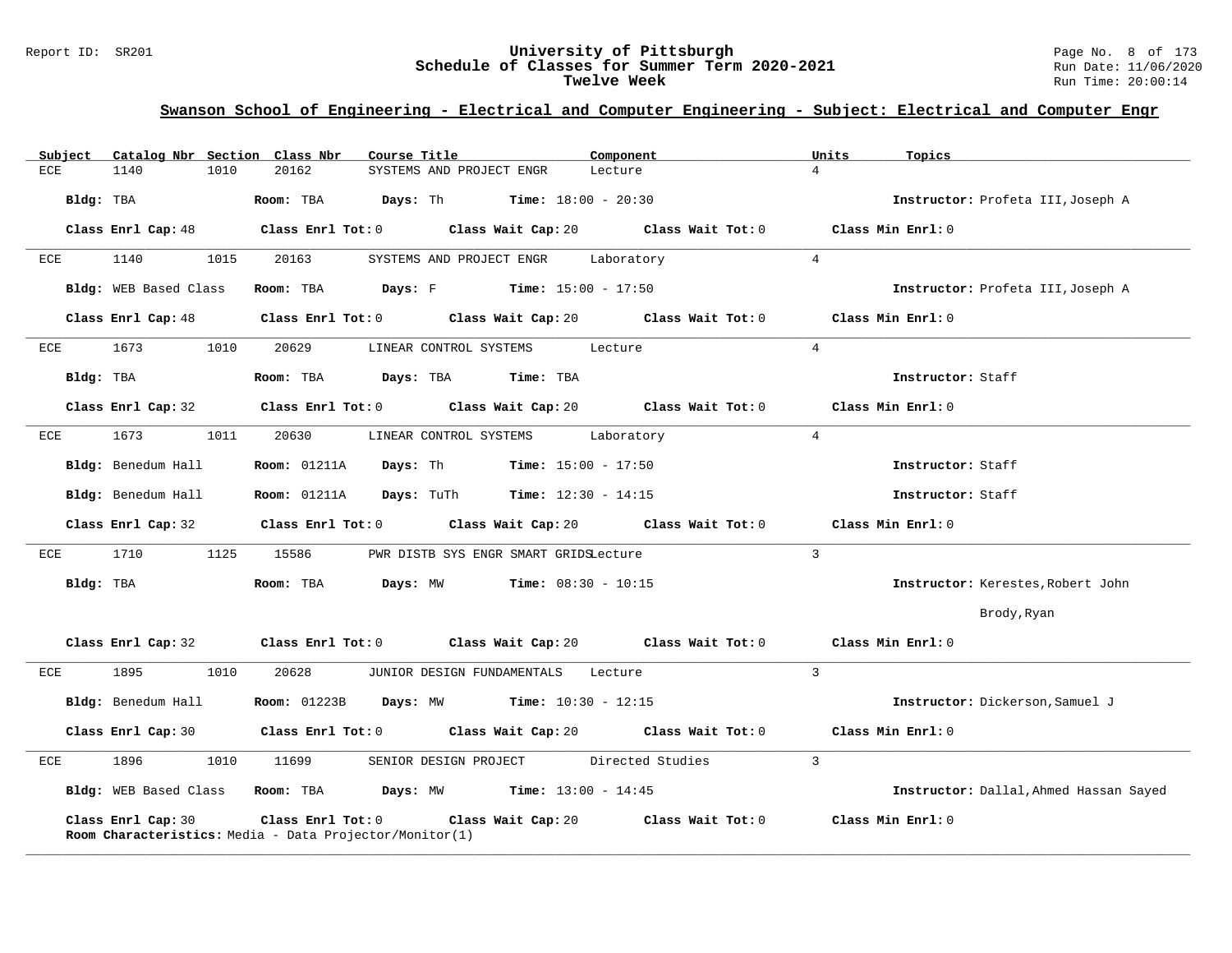## Swanson School of Engineering - Electrical and Computer Engineering - Subject: Electrical and Computer Engr

| Subject | Catalog Nbr | Section | Class Nbr | Course Title | Component | Units | Topics |
|---|---|---|---|---|---|---|---|
| ECE | 1140 | 1010 | 20162 | SYSTEMS AND PROJECT ENGR | Lecture | 4 | |

**Bldg:** TBA **Room:** TBA **Days:** Th **Time:** 18:00 - 20:30 **Instructor:** Profeta III,Joseph A

**Class Enrl Cap:** 48 **Class Enrl Tot:** 0 **Class Wait Cap:** 20 **Class Wait Tot:** 0 **Class Min Enrl:** 0

---

| Subject | Catalog Nbr | Section | Class Nbr | Course Title | Component | Units | Topics |
|---|---|---|---|---|---|---|---|
| ECE | 1140 | 1015 | 20163 | SYSTEMS AND PROJECT ENGR | Laboratory | 4 | |

**Bldg:** WEB Based Class **Room:** TBA **Days:** F **Time:** 15:00 - 17:50 **Instructor:** Profeta III,Joseph A

**Class Enrl Cap:** 48 **Class Enrl Tot:** 0 **Class Wait Cap:** 20 **Class Wait Tot:** 0 **Class Min Enrl:** 0

---

| Subject | Catalog Nbr | Section | Class Nbr | Course Title | Component | Units | Topics |
|---|---|---|---|---|---|---|---|
| ECE | 1673 | 1010 | 20629 | LINEAR CONTROL SYSTEMS | Lecture | 4 | |

**Bldg:** TBA **Room:** TBA **Days:** TBA **Time:** TBA **Instructor:** Staff

**Class Enrl Cap:** 32 **Class Enrl Tot:** 0 **Class Wait Cap:** 20 **Class Wait Tot:** 0 **Class Min Enrl:** 0

---

| Subject | Catalog Nbr | Section | Class Nbr | Course Title | Component | Units | Topics |
|---|---|---|---|---|---|---|---|
| ECE | 1673 | 1011 | 20630 | LINEAR CONTROL SYSTEMS | Laboratory | 4 | |

**Bldg:** Benedum Hall **Room:** 01211A **Days:** Th **Time:** 15:00 - 17:50 **Instructor:** Staff

**Bldg:** Benedum Hall **Room:** 01211A **Days:** TuTh **Time:** 12:30 - 14:15 **Instructor:** Staff

**Class Enrl Cap:** 32 **Class Enrl Tot:** 0 **Class Wait Cap:** 20 **Class Wait Tot:** 0 **Class Min Enrl:** 0

---

| Subject | Catalog Nbr | Section | Class Nbr | Course Title | Component | Units | Topics |
|---|---|---|---|---|---|---|---|
| ECE | 1710 | 1125 | 15586 | PWR DISTB SYS ENGR SMART GRIDS | Lecture | 3 | |

**Bldg:** TBA **Room:** TBA **Days:** MW **Time:** 08:30 - 10:15 **Instructor:** Kerestes,Robert John; Brody,Ryan

**Class Enrl Cap:** 32 **Class Enrl Tot:** 0 **Class Wait Cap:** 20 **Class Wait Tot:** 0 **Class Min Enrl:** 0

---

| Subject | Catalog Nbr | Section | Class Nbr | Course Title | Component | Units | Topics |
|---|---|---|---|---|---|---|---|
| ECE | 1895 | 1010 | 20628 | JUNIOR DESIGN FUNDAMENTALS | Lecture | 3 | |

**Bldg:** Benedum Hall **Room:** 01223B **Days:** MW **Time:** 10:30 - 12:15 **Instructor:** Dickerson,Samuel J

**Class Enrl Cap:** 30 **Class Enrl Tot:** 0 **Class Wait Cap:** 20 **Class Wait Tot:** 0 **Class Min Enrl:** 0

---

| Subject | Catalog Nbr | Section | Class Nbr | Course Title | Component | Units | Topics |
|---|---|---|---|---|---|---|---|
| ECE | 1896 | 1010 | 11699 | SENIOR DESIGN PROJECT | Directed Studies | 3 | |

**Bldg:** WEB Based Class **Room:** TBA **Days:** MW **Time:** 13:00 - 14:45 **Instructor:** Dallal,Ahmed Hassan Sayed

**Class Enrl Cap:** 30 **Class Enrl Tot:** 0 **Class Wait Cap:** 20 **Class Wait Tot:** 0 **Class Min Enrl:** 0

**Room Characteristics:** Media - Data Projector/Monitor(1)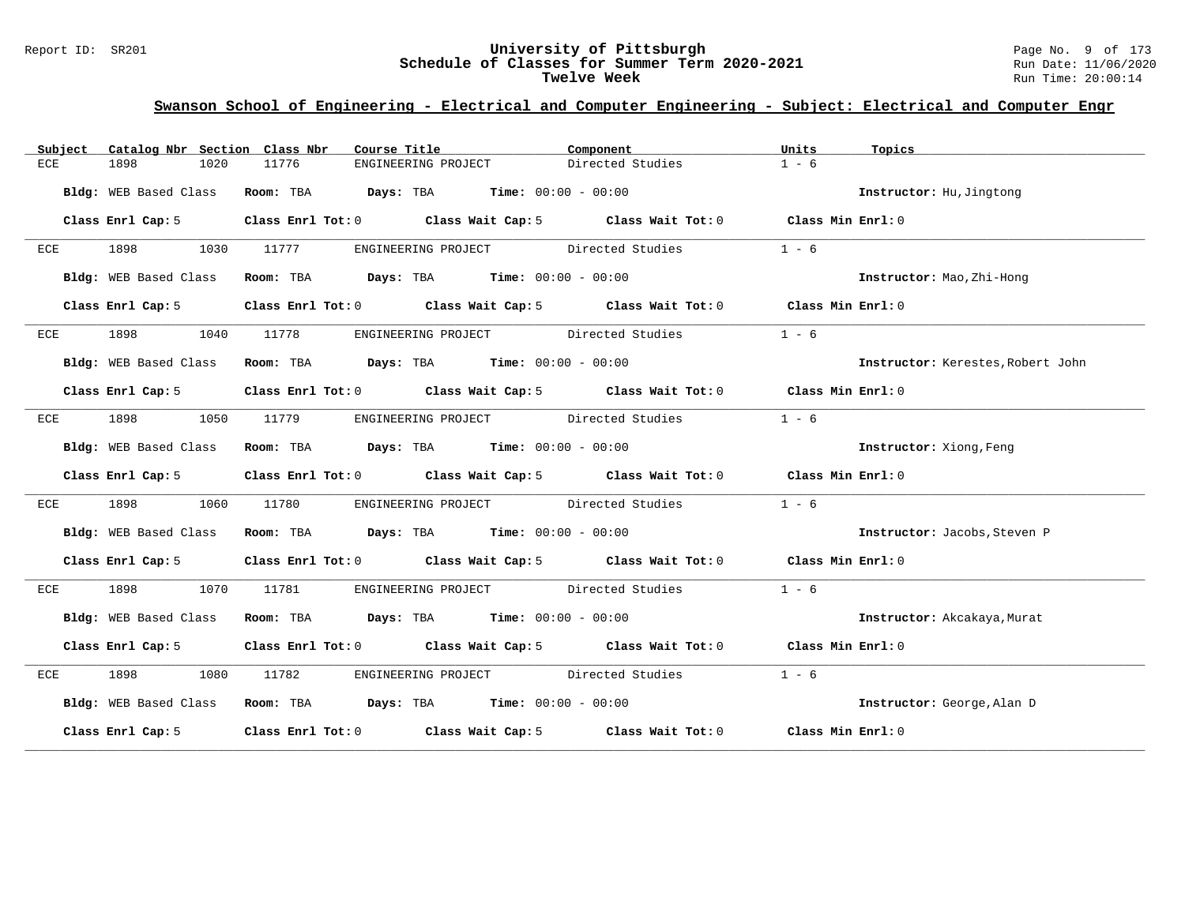## Swanson School of Engineering - Electrical and Computer Engineering - Subject: Electrical and Computer Engr

| Subject | Catalog Nbr | Section | Class Nbr | Course Title | Component | Units | Topics |
|---|---|---|---|---|---|---|---|
| ECE | 1898 | 1020 | 11776 | ENGINEERING PROJECT | Directed Studies | 1 - 6 | |

**Bldg:** WEB Based Class **Room:** TBA **Days:** TBA **Time:** 00:00 - 00:00 **Instructor:** Hu,Jingtong

**Class Enrl Cap:** 5 **Class Enrl Tot:** 0 **Class Wait Cap:** 5 **Class Wait Tot:** 0 **Class Min Enrl:** 0

---

| Subject | Catalog Nbr | Section | Class Nbr | Course Title | Component | Units | Topics |
|---|---|---|---|---|---|---|---|
| ECE | 1898 | 1030 | 11777 | ENGINEERING PROJECT | Directed Studies | 1 - 6 | |

**Bldg:** WEB Based Class **Room:** TBA **Days:** TBA **Time:** 00:00 - 00:00 **Instructor:** Mao,Zhi-Hong

**Class Enrl Cap:** 5 **Class Enrl Tot:** 0 **Class Wait Cap:** 5 **Class Wait Tot:** 0 **Class Min Enrl:** 0

---

| Subject | Catalog Nbr | Section | Class Nbr | Course Title | Component | Units | Topics |
|---|---|---|---|---|---|---|---|
| ECE | 1898 | 1040 | 11778 | ENGINEERING PROJECT | Directed Studies | 1 - 6 | |

**Bldg:** WEB Based Class **Room:** TBA **Days:** TBA **Time:** 00:00 - 00:00 **Instructor:** Kerestes,Robert John

**Class Enrl Cap:** 5 **Class Enrl Tot:** 0 **Class Wait Cap:** 5 **Class Wait Tot:** 0 **Class Min Enrl:** 0

---

| Subject | Catalog Nbr | Section | Class Nbr | Course Title | Component | Units | Topics |
|---|---|---|---|---|---|---|---|
| ECE | 1898 | 1050 | 11779 | ENGINEERING PROJECT | Directed Studies | 1 - 6 | |

**Bldg:** WEB Based Class **Room:** TBA **Days:** TBA **Time:** 00:00 - 00:00 **Instructor:** Xiong,Feng

**Class Enrl Cap:** 5 **Class Enrl Tot:** 0 **Class Wait Cap:** 5 **Class Wait Tot:** 0 **Class Min Enrl:** 0

---

| Subject | Catalog Nbr | Section | Class Nbr | Course Title | Component | Units | Topics |
|---|---|---|---|---|---|---|---|
| ECE | 1898 | 1060 | 11780 | ENGINEERING PROJECT | Directed Studies | 1 - 6 | |

**Bldg:** WEB Based Class **Room:** TBA **Days:** TBA **Time:** 00:00 - 00:00 **Instructor:** Jacobs,Steven P

**Class Enrl Cap:** 5 **Class Enrl Tot:** 0 **Class Wait Cap:** 5 **Class Wait Tot:** 0 **Class Min Enrl:** 0

---

| Subject | Catalog Nbr | Section | Class Nbr | Course Title | Component | Units | Topics |
|---|---|---|---|---|---|---|---|
| ECE | 1898 | 1070 | 11781 | ENGINEERING PROJECT | Directed Studies | 1 - 6 | |

**Bldg:** WEB Based Class **Room:** TBA **Days:** TBA **Time:** 00:00 - 00:00 **Instructor:** Akcakaya,Murat

**Class Enrl Cap:** 5 **Class Enrl Tot:** 0 **Class Wait Cap:** 5 **Class Wait Tot:** 0 **Class Min Enrl:** 0

---

| Subject | Catalog Nbr | Section | Class Nbr | Course Title | Component | Units | Topics |
|---|---|---|---|---|---|---|---|
| ECE | 1898 | 1080 | 11782 | ENGINEERING PROJECT | Directed Studies | 1 - 6 | |

**Bldg:** WEB Based Class **Room:** TBA **Days:** TBA **Time:** 00:00 - 00:00 **Instructor:** George,Alan D

**Class Enrl Cap:** 5 **Class Enrl Tot:** 0 **Class Wait Cap:** 5 **Class Wait Tot:** 0 **Class Min Enrl:** 0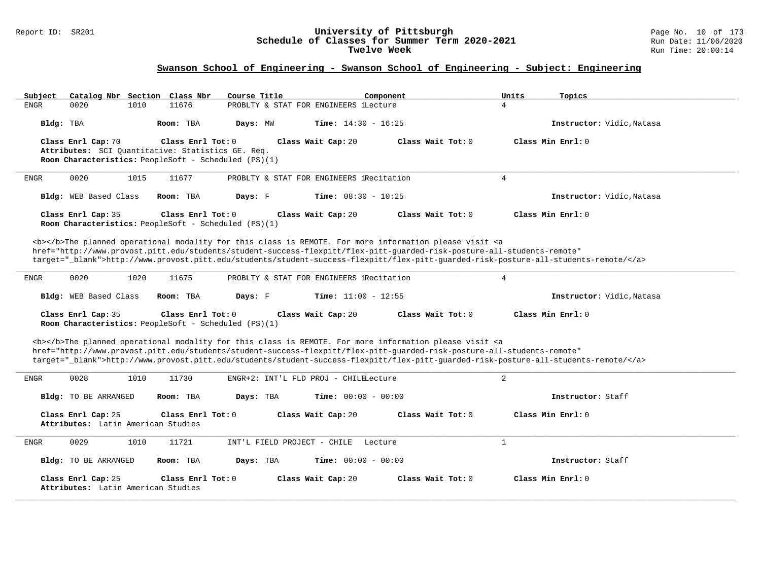# University of Pittsburgh
## Schedule of Classes for Summer Term 2020-2021
### Twelve Week

Report ID: SR201

Run Date: 11/06/2020
Run Time: 20:00:14

## Swanson School of Engineering - Swanson School of Engineering - Subject: Engineering

| Subject | Catalog Nbr | Section | Class Nbr | Course Title | Component | Units | Topics |
|---|---|---|---|---|---|---|---|
| ENGR | 0020 | 1010 | 11676 | PROBLTY & STAT FOR ENGINEERS 1 | Lecture | 4 | |

**Bldg:** TBA **Room:** TBA **Days:** MW **Time:** 14:30 - 16:25 **Instructor:** Vidic,Natasa

**Class Enrl Cap:** 70 **Class Enrl Tot:** 0 **Class Wait Cap:** 20 **Class Wait Tot:** 0 **Class Min Enrl:** 0

**Attributes:** SCI Quantitative: Statistics GE. Req.

**Room Characteristics:** PeopleSoft - Scheduled (PS)(1)

---

| Subject | Catalog Nbr | Section | Class Nbr | Course Title | Component | Units | Topics |
|---|---|---|---|---|---|---|---|
| ENGR | 0020 | 1015 | 11677 | PROBLTY & STAT FOR ENGINEERS 1 | Recitation | 4 | |

**Bldg:** WEB Based Class **Room:** TBA **Days:** F **Time:** 08:30 - 10:25 **Instructor:** Vidic,Natasa

**Class Enrl Cap:** 35 **Class Enrl Tot:** 0 **Class Wait Cap:** 20 **Class Wait Tot:** 0 **Class Min Enrl:** 0

**Room Characteristics:** PeopleSoft - Scheduled (PS)(1)

<b></b>The planned operational modality for this class is REMOTE. For more information please visit <a href="http://www.provost.pitt.edu/students/student-success-flexpitt/flex-pitt-guarded-risk-posture-all-students-remote" target="_blank">http://www.provost.pitt.edu/students/student-success-flexpitt/flex-pitt-guarded-risk-posture-all-students-remote/</a>

---

| Subject | Catalog Nbr | Section | Class Nbr | Course Title | Component | Units | Topics |
|---|---|---|---|---|---|---|---|
| ENGR | 0020 | 1020 | 11675 | PROBLTY & STAT FOR ENGINEERS 1 | Recitation | 4 | |

**Bldg:** WEB Based Class **Room:** TBA **Days:** F **Time:** 11:00 - 12:55 **Instructor:** Vidic,Natasa

**Class Enrl Cap:** 35 **Class Enrl Tot:** 0 **Class Wait Cap:** 20 **Class Wait Tot:** 0 **Class Min Enrl:** 0

**Room Characteristics:** PeopleSoft - Scheduled (PS)(1)

<b></b>The planned operational modality for this class is REMOTE. For more information please visit <a href="http://www.provost.pitt.edu/students/student-success-flexpitt/flex-pitt-guarded-risk-posture-all-students-remote" target="_blank">http://www.provost.pitt.edu/students/student-success-flexpitt/flex-pitt-guarded-risk-posture-all-students-remote/</a>

---

| Subject | Catalog Nbr | Section | Class Nbr | Course Title | Component | Units | Topics |
|---|---|---|---|---|---|---|---|
| ENGR | 0028 | 1010 | 11730 | ENGR+2: INT'L FLD PROJ - CHILE | Lecture | 2 | |

**Bldg:** TO BE ARRANGED **Room:** TBA **Days:** TBA **Time:** 00:00 - 00:00 **Instructor:** Staff

**Class Enrl Cap:** 25 **Class Enrl Tot:** 0 **Class Wait Cap:** 20 **Class Wait Tot:** 0 **Class Min Enrl:** 0

**Attributes:** Latin American Studies

---

| Subject | Catalog Nbr | Section | Class Nbr | Course Title | Component | Units | Topics |
|---|---|---|---|---|---|---|---|
| ENGR | 0029 | 1010 | 11721 | INT'L FIELD PROJECT - CHILE | Lecture | 1 | |

**Bldg:** TO BE ARRANGED **Room:** TBA **Days:** TBA **Time:** 00:00 - 00:00 **Instructor:** Staff

**Class Enrl Cap:** 25 **Class Enrl Tot:** 0 **Class Wait Cap:** 20 **Class Wait Tot:** 0 **Class Min Enrl:** 0

**Attributes:** Latin American Studies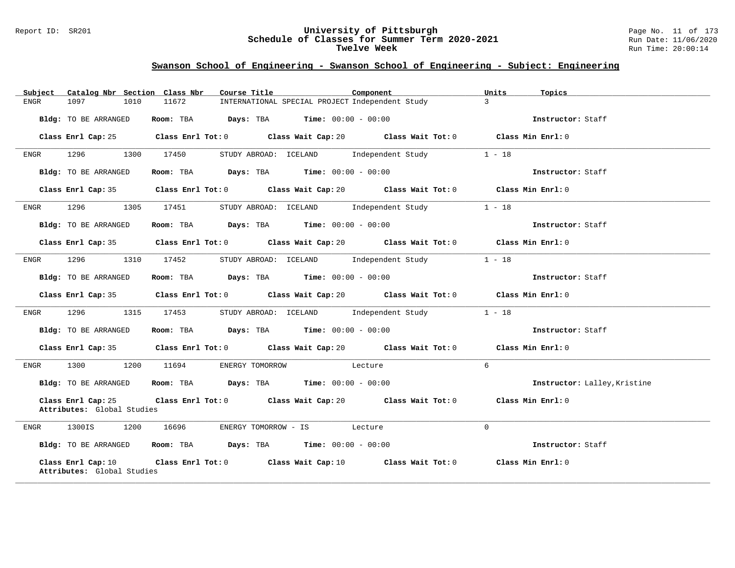## Swanson School of Engineering - Swanson School of Engineering - Subject: Engineering

| Subject | Catalog Nbr | Section | Class Nbr | Course Title | Component | Units | Topics |
|---|---|---|---|---|---|---|---|
| ENGR | 1097 | 1010 | 11672 | INTERNATIONAL SPECIAL PROJECT | Independent Study | 3 | |

**Bldg:** TO BE ARRANGED **Room:** TBA **Days:** TBA **Time:** 00:00 - 00:00 **Instructor:** Staff

**Class Enrl Cap:** 25 **Class Enrl Tot:** 0 **Class Wait Cap:** 20 **Class Wait Tot:** 0 **Class Min Enrl:** 0

---

| Subject | Catalog Nbr | Section | Class Nbr | Course Title | Component | Units | Topics |
|---|---|---|---|---|---|---|---|
| ENGR | 1296 | 1300 | 17450 | STUDY ABROAD: ICELAND | Independent Study | 1 - 18 | |

**Bldg:** TO BE ARRANGED **Room:** TBA **Days:** TBA **Time:** 00:00 - 00:00 **Instructor:** Staff

**Class Enrl Cap:** 35 **Class Enrl Tot:** 0 **Class Wait Cap:** 20 **Class Wait Tot:** 0 **Class Min Enrl:** 0

---

| Subject | Catalog Nbr | Section | Class Nbr | Course Title | Component | Units | Topics |
|---|---|---|---|---|---|---|---|
| ENGR | 1296 | 1305 | 17451 | STUDY ABROAD: ICELAND | Independent Study | 1 - 18 | |

**Bldg:** TO BE ARRANGED **Room:** TBA **Days:** TBA **Time:** 00:00 - 00:00 **Instructor:** Staff

**Class Enrl Cap:** 35 **Class Enrl Tot:** 0 **Class Wait Cap:** 20 **Class Wait Tot:** 0 **Class Min Enrl:** 0

---

| Subject | Catalog Nbr | Section | Class Nbr | Course Title | Component | Units | Topics |
|---|---|---|---|---|---|---|---|
| ENGR | 1296 | 1310 | 17452 | STUDY ABROAD: ICELAND | Independent Study | 1 - 18 | |

**Bldg:** TO BE ARRANGED **Room:** TBA **Days:** TBA **Time:** 00:00 - 00:00 **Instructor:** Staff

**Class Enrl Cap:** 35 **Class Enrl Tot:** 0 **Class Wait Cap:** 20 **Class Wait Tot:** 0 **Class Min Enrl:** 0

---

| Subject | Catalog Nbr | Section | Class Nbr | Course Title | Component | Units | Topics |
|---|---|---|---|---|---|---|---|
| ENGR | 1296 | 1315 | 17453 | STUDY ABROAD: ICELAND | Independent Study | 1 - 18 | |

**Bldg:** TO BE ARRANGED **Room:** TBA **Days:** TBA **Time:** 00:00 - 00:00 **Instructor:** Staff

**Class Enrl Cap:** 35 **Class Enrl Tot:** 0 **Class Wait Cap:** 20 **Class Wait Tot:** 0 **Class Min Enrl:** 0

---

| Subject | Catalog Nbr | Section | Class Nbr | Course Title | Component | Units | Topics |
|---|---|---|---|---|---|---|---|
| ENGR | 1300 | 1200 | 11694 | ENERGY TOMORROW | Lecture | 6 | |

**Bldg:** TO BE ARRANGED **Room:** TBA **Days:** TBA **Time:** 00:00 - 00:00 **Instructor:** Lalley,Kristine

**Class Enrl Cap:** 25 **Class Enrl Tot:** 0 **Class Wait Cap:** 20 **Class Wait Tot:** 0 **Class Min Enrl:** 0
**Attributes:** Global Studies

---

| Subject | Catalog Nbr | Section | Class Nbr | Course Title | Component | Units | Topics |
|---|---|---|---|---|---|---|---|
| ENGR | 1300IS | 1200 | 16696 | ENERGY TOMORROW - IS | Lecture | 0 | |

**Bldg:** TO BE ARRANGED **Room:** TBA **Days:** TBA **Time:** 00:00 - 00:00 **Instructor:** Staff

**Class Enrl Cap:** 10 **Class Enrl Tot:** 0 **Class Wait Cap:** 10 **Class Wait Tot:** 0 **Class Min Enrl:** 0
**Attributes:** Global Studies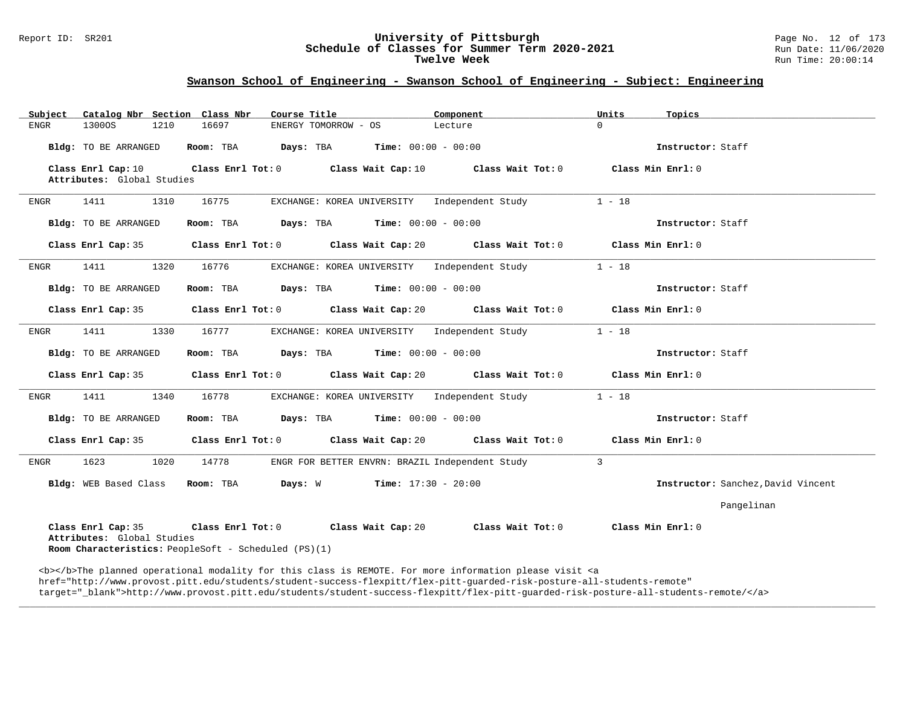## Swanson School of Engineering - Swanson School of Engineering - Subject: Engineering

| Subject | Catalog Nbr | Section | Class Nbr | Course Title | Component | Units | Topics |
|---|---|---|---|---|---|---|---|
| ENGR | 1300OS | 1210 | 16697 | ENERGY TOMORROW - OS | Lecture | 0 | |

**Bldg:** TO BE ARRANGED **Room:** TBA **Days:** TBA **Time:** 00:00 - 00:00 **Instructor:** Staff

**Class Enrl Cap:** 10 **Class Enrl Tot:** 0 **Class Wait Cap:** 10 **Class Wait Tot:** 0 **Class Min Enrl:** 0

**Attributes:** Global Studies

---

| Subject | Catalog Nbr | Section | Class Nbr | Course Title | Component | Units | Topics |
|---|---|---|---|---|---|---|---|
| ENGR | 1411 | 1310 | 16775 | EXCHANGE: KOREA UNIVERSITY | Independent Study | 1 - 18 | |

**Bldg:** TO BE ARRANGED **Room:** TBA **Days:** TBA **Time:** 00:00 - 00:00 **Instructor:** Staff

**Class Enrl Cap:** 35 **Class Enrl Tot:** 0 **Class Wait Cap:** 20 **Class Wait Tot:** 0 **Class Min Enrl:** 0

---

| Subject | Catalog Nbr | Section | Class Nbr | Course Title | Component | Units | Topics |
|---|---|---|---|---|---|---|---|
| ENGR | 1411 | 1320 | 16776 | EXCHANGE: KOREA UNIVERSITY | Independent Study | 1 - 18 | |

**Bldg:** TO BE ARRANGED **Room:** TBA **Days:** TBA **Time:** 00:00 - 00:00 **Instructor:** Staff

**Class Enrl Cap:** 35 **Class Enrl Tot:** 0 **Class Wait Cap:** 20 **Class Wait Tot:** 0 **Class Min Enrl:** 0

---

| Subject | Catalog Nbr | Section | Class Nbr | Course Title | Component | Units | Topics |
|---|---|---|---|---|---|---|---|
| ENGR | 1411 | 1330 | 16777 | EXCHANGE: KOREA UNIVERSITY | Independent Study | 1 - 18 | |

**Bldg:** TO BE ARRANGED **Room:** TBA **Days:** TBA **Time:** 00:00 - 00:00 **Instructor:** Staff

**Class Enrl Cap:** 35 **Class Enrl Tot:** 0 **Class Wait Cap:** 20 **Class Wait Tot:** 0 **Class Min Enrl:** 0

---

| Subject | Catalog Nbr | Section | Class Nbr | Course Title | Component | Units | Topics |
|---|---|---|---|---|---|---|---|
| ENGR | 1411 | 1340 | 16778 | EXCHANGE: KOREA UNIVERSITY | Independent Study | 1 - 18 | |

**Bldg:** TO BE ARRANGED **Room:** TBA **Days:** TBA **Time:** 00:00 - 00:00 **Instructor:** Staff

**Class Enrl Cap:** 35 **Class Enrl Tot:** 0 **Class Wait Cap:** 20 **Class Wait Tot:** 0 **Class Min Enrl:** 0

---

| Subject | Catalog Nbr | Section | Class Nbr | Course Title | Component | Units | Topics |
|---|---|---|---|---|---|---|---|
| ENGR | 1623 | 1020 | 14778 | ENGR FOR BETTER ENVRN: BRAZIL | Independent Study | 3 | |

**Bldg:** WEB Based Class **Room:** TBA **Days:** W **Time:** 17:30 - 20:00 **Instructor:** Sanchez,David Vincent Pangelinan

**Class Enrl Cap:** 35 **Class Enrl Tot:** 0 **Class Wait Cap:** 20 **Class Wait Tot:** 0 **Class Min Enrl:** 0

**Attributes:** Global Studies

**Room Characteristics:** PeopleSoft - Scheduled (PS)(1)

<b></b>The planned operational modality for this class is REMOTE. For more information please visit <a href="http://www.provost.pitt.edu/students/student-success-flexpitt/flex-pitt-guarded-risk-posture-all-students-remote" target="_blank">http://www.provost.pitt.edu/students/student-success-flexpitt/flex-pitt-guarded-risk-posture-all-students-remote/</a>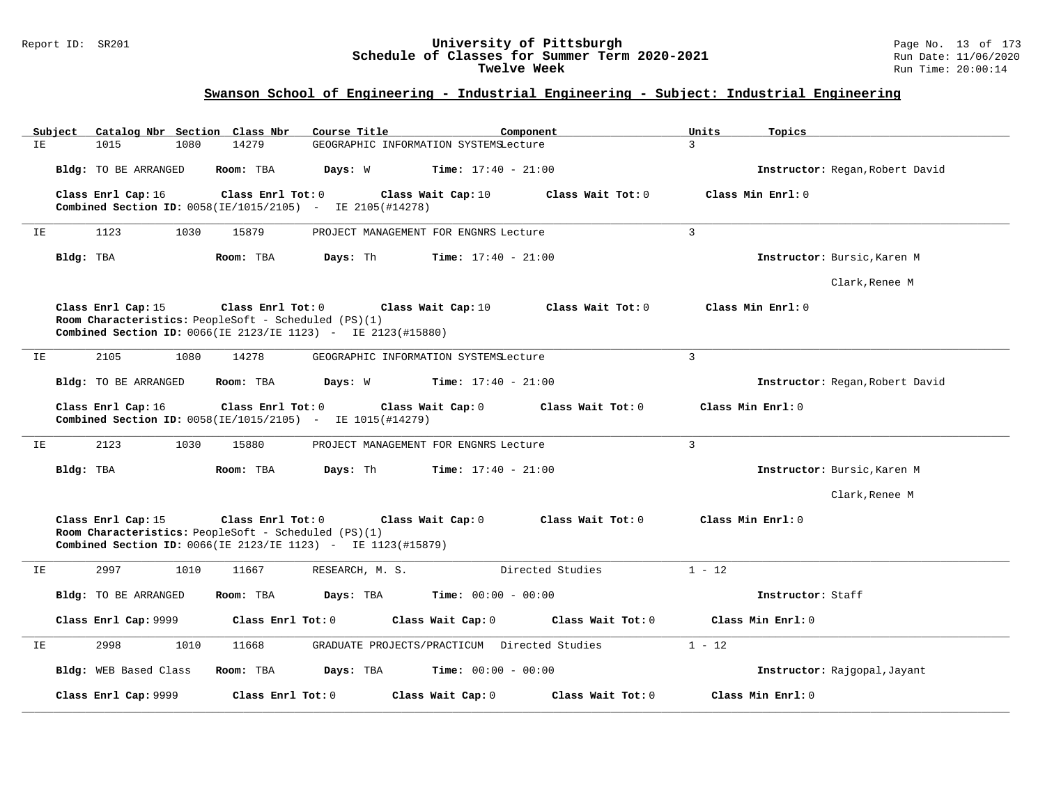## Swanson School of Engineering - Industrial Engineering - Subject: Industrial Engineering

| Subject | Catalog Nbr | Section | Class Nbr | Course Title | Component | Units | Topics |
|---|---|---|---|---|---|---|---|
| IE | 1015 | 1080 | 14279 | GEOGRAPHIC INFORMATION SYSTEMS | Lecture | 3 | |

**Bldg:** TO BE ARRANGED **Room:** TBA **Days:** W **Time:** 17:40 - 21:00 **Instructor:** Regan,Robert David

**Class Enrl Cap:** 16 **Class Enrl Tot:** 0 **Class Wait Cap:** 10 **Class Wait Tot:** 0 **Class Min Enrl:** 0
**Combined Section ID:** 0058(IE/1015/2105) - IE 2105(#14278)

---

| Subject | Catalog Nbr | Section | Class Nbr | Course Title | Component | Units | Topics |
|---|---|---|---|---|---|---|---|
| IE | 1123 | 1030 | 15879 | PROJECT MANAGEMENT FOR ENGNRS | Lecture | 3 | |

**Bldg:** TBA **Room:** TBA **Days:** Th **Time:** 17:40 - 21:00 **Instructor:** Bursic,Karen M; Clark,Renee M

**Class Enrl Cap:** 15 **Class Enrl Tot:** 0 **Class Wait Cap:** 10 **Class Wait Tot:** 0 **Class Min Enrl:** 0
**Room Characteristics:** PeopleSoft - Scheduled (PS)(1)
**Combined Section ID:** 0066(IE 2123/IE 1123) - IE 2123(#15880)

---

| Subject | Catalog Nbr | Section | Class Nbr | Course Title | Component | Units | Topics |
|---|---|---|---|---|---|---|---|
| IE | 2105 | 1080 | 14278 | GEOGRAPHIC INFORMATION SYSTEMS | Lecture | 3 | |

**Bldg:** TO BE ARRANGED **Room:** TBA **Days:** W **Time:** 17:40 - 21:00 **Instructor:** Regan,Robert David

**Class Enrl Cap:** 16 **Class Enrl Tot:** 0 **Class Wait Cap:** 0 **Class Wait Tot:** 0 **Class Min Enrl:** 0
**Combined Section ID:** 0058(IE/1015/2105) - IE 1015(#14279)

---

| Subject | Catalog Nbr | Section | Class Nbr | Course Title | Component | Units | Topics |
|---|---|---|---|---|---|---|---|
| IE | 2123 | 1030 | 15880 | PROJECT MANAGEMENT FOR ENGNRS | Lecture | 3 | |

**Bldg:** TBA **Room:** TBA **Days:** Th **Time:** 17:40 - 21:00 **Instructor:** Bursic,Karen M; Clark,Renee M

**Class Enrl Cap:** 15 **Class Enrl Tot:** 0 **Class Wait Cap:** 0 **Class Wait Tot:** 0 **Class Min Enrl:** 0
**Room Characteristics:** PeopleSoft - Scheduled (PS)(1)
**Combined Section ID:** 0066(IE 2123/IE 1123) - IE 1123(#15879)

---

| Subject | Catalog Nbr | Section | Class Nbr | Course Title | Component | Units | Topics |
|---|---|---|---|---|---|---|---|
| IE | 2997 | 1010 | 11667 | RESEARCH, M. S. | Directed Studies | 1 - 12 | |

**Bldg:** TO BE ARRANGED **Room:** TBA **Days:** TBA **Time:** 00:00 - 00:00 **Instructor:** Staff

**Class Enrl Cap:** 9999 **Class Enrl Tot:** 0 **Class Wait Cap:** 0 **Class Wait Tot:** 0 **Class Min Enrl:** 0

---

| Subject | Catalog Nbr | Section | Class Nbr | Course Title | Component | Units | Topics |
|---|---|---|---|---|---|---|---|
| IE | 2998 | 1010 | 11668 | GRADUATE PROJECTS/PRACTICUM | Directed Studies | 1 - 12 | |

**Bldg:** WEB Based Class **Room:** TBA **Days:** TBA **Time:** 00:00 - 00:00 **Instructor:** Rajgopal,Jayant

**Class Enrl Cap:** 9999 **Class Enrl Tot:** 0 **Class Wait Cap:** 0 **Class Wait Tot:** 0 **Class Min Enrl:** 0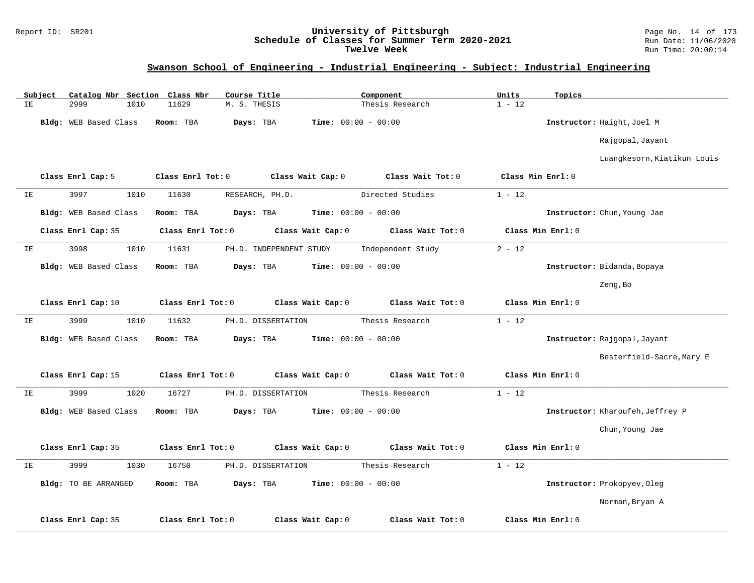## Swanson School of Engineering - Industrial Engineering - Subject: Industrial Engineering

| Subject | Catalog Nbr | Section | Class Nbr | Course Title | Component | Units | Topics |
|---|---|---|---|---|---|---|---|
| IE | 2999 | 1010 | 11629 | M. S. THESIS | Thesis Research | 1 - 12 | |

**Bldg:** WEB Based Class **Room:** TBA **Days:** TBA **Time:** 00:00 - 00:00 **Instructor:** Haight,Joel M; Rajgopal,Jayant; Luangkesorn,Kiatikun Louis

**Class Enrl Cap:** 5 **Class Enrl Tot:** 0 **Class Wait Cap:** 0 **Class Wait Tot:** 0 **Class Min Enrl:** 0

---

| Subject | Catalog Nbr | Section | Class Nbr | Course Title | Component | Units | Topics |
|---|---|---|---|---|---|---|---|
| IE | 3997 | 1010 | 11630 | RESEARCH, PH.D. | Directed Studies | 1 - 12 | |

**Bldg:** WEB Based Class **Room:** TBA **Days:** TBA **Time:** 00:00 - 00:00 **Instructor:** Chun,Young Jae

**Class Enrl Cap:** 35 **Class Enrl Tot:** 0 **Class Wait Cap:** 0 **Class Wait Tot:** 0 **Class Min Enrl:** 0

---

| Subject | Catalog Nbr | Section | Class Nbr | Course Title | Component | Units | Topics |
|---|---|---|---|---|---|---|---|
| IE | 3998 | 1010 | 11631 | PH.D. INDEPENDENT STUDY | Independent Study | 2 - 12 | |

**Bldg:** WEB Based Class **Room:** TBA **Days:** TBA **Time:** 00:00 - 00:00 **Instructor:** Bidanda,Bopaya; Zeng,Bo

**Class Enrl Cap:** 10 **Class Enrl Tot:** 0 **Class Wait Cap:** 0 **Class Wait Tot:** 0 **Class Min Enrl:** 0

---

| Subject | Catalog Nbr | Section | Class Nbr | Course Title | Component | Units | Topics |
|---|---|---|---|---|---|---|---|
| IE | 3999 | 1010 | 11632 | PH.D. DISSERTATION | Thesis Research | 1 - 12 | |

**Bldg:** WEB Based Class **Room:** TBA **Days:** TBA **Time:** 00:00 - 00:00 **Instructor:** Rajgopal,Jayant; Besterfield-Sacre,Mary E

**Class Enrl Cap:** 15 **Class Enrl Tot:** 0 **Class Wait Cap:** 0 **Class Wait Tot:** 0 **Class Min Enrl:** 0

---

| Subject | Catalog Nbr | Section | Class Nbr | Course Title | Component | Units | Topics |
|---|---|---|---|---|---|---|---|
| IE | 3999 | 1020 | 16727 | PH.D. DISSERTATION | Thesis Research | 1 - 12 | |

**Bldg:** WEB Based Class **Room:** TBA **Days:** TBA **Time:** 00:00 - 00:00 **Instructor:** Kharoufeh,Jeffrey P; Chun,Young Jae

**Class Enrl Cap:** 35 **Class Enrl Tot:** 0 **Class Wait Cap:** 0 **Class Wait Tot:** 0 **Class Min Enrl:** 0

---

| Subject | Catalog Nbr | Section | Class Nbr | Course Title | Component | Units | Topics |
|---|---|---|---|---|---|---|---|
| IE | 3999 | 1030 | 16750 | PH.D. DISSERTATION | Thesis Research | 1 - 12 | |

**Bldg:** TO BE ARRANGED **Room:** TBA **Days:** TBA **Time:** 00:00 - 00:00 **Instructor:** Prokopyev,Oleg; Norman,Bryan A

**Class Enrl Cap:** 35 **Class Enrl Tot:** 0 **Class Wait Cap:** 0 **Class Wait Tot:** 0 **Class Min Enrl:** 0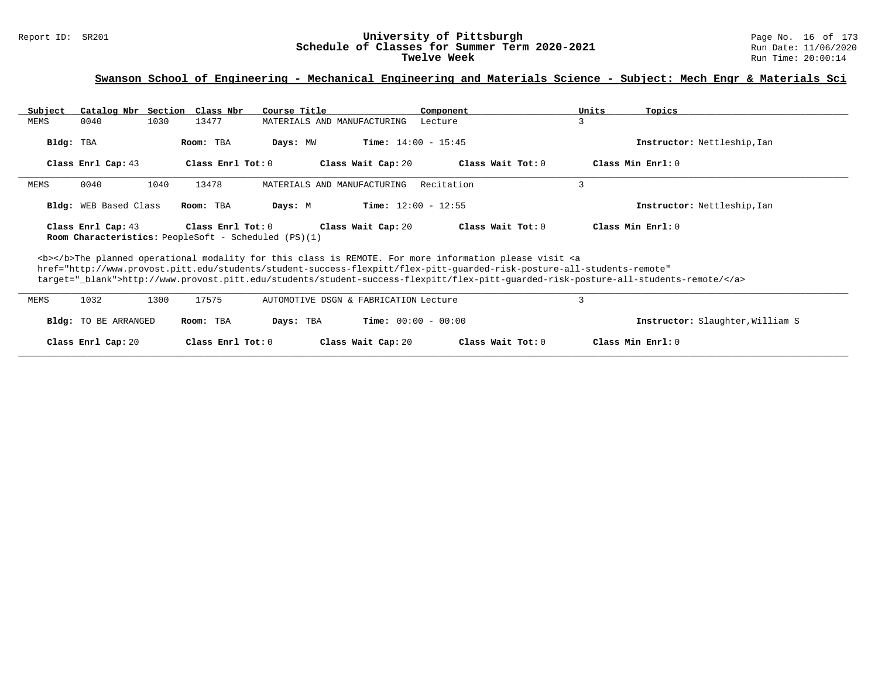## Swanson School of Engineering - Mechanical Engineering and Materials Science - Subject: Mech Engr & Materials Sci

| Subject | Catalog Nbr | Section | Class Nbr | Course Title | Component | Units | Topics |
|---|---|---|---|---|---|---|---|
| MEMS | 0040 | 1030 | 13477 | MATERIALS AND MANUFACTURING | Lecture | 3 | |

**Bldg:** TBA **Room:** TBA **Days:** MW **Time:** 14:00 - 15:45 **Instructor:** Nettleship,Ian

**Class Enrl Cap:** 43 **Class Enrl Tot:** 0 **Class Wait Cap:** 20 **Class Wait Tot:** 0 **Class Min Enrl:** 0

---

| Subject | Catalog Nbr | Section | Class Nbr | Course Title | Component | Units | Topics |
|---|---|---|---|---|---|---|---|
| MEMS | 0040 | 1040 | 13478 | MATERIALS AND MANUFACTURING | Recitation | 3 | |

**Bldg:** WEB Based Class **Room:** TBA **Days:** M **Time:** 12:00 - 12:55 **Instructor:** Nettleship,Ian

**Class Enrl Cap:** 43 **Class Enrl Tot:** 0 **Class Wait Cap:** 20 **Class Wait Tot:** 0 **Class Min Enrl:** 0
**Room Characteristics:** PeopleSoft - Scheduled (PS)(1)

<b></b>The planned operational modality for this class is REMOTE. For more information please visit <a href="http://www.provost.pitt.edu/students/student-success-flexpitt/flex-pitt-guarded-risk-posture-all-students-remote" target="_blank">http://www.provost.pitt.edu/students/student-success-flexpitt/flex-pitt-guarded-risk-posture-all-students-remote/</a>

---

| Subject | Catalog Nbr | Section | Class Nbr | Course Title | Component | Units | Topics |
|---|---|---|---|---|---|---|---|
| MEMS | 1032 | 1300 | 17575 | AUTOMOTIVE DSGN & FABRICATION | Lecture | 3 | |

**Bldg:** TO BE ARRANGED **Room:** TBA **Days:** TBA **Time:** 00:00 - 00:00 **Instructor:** Slaughter,William S

**Class Enrl Cap:** 20 **Class Enrl Tot:** 0 **Class Wait Cap:** 20 **Class Wait Tot:** 0 **Class Min Enrl:** 0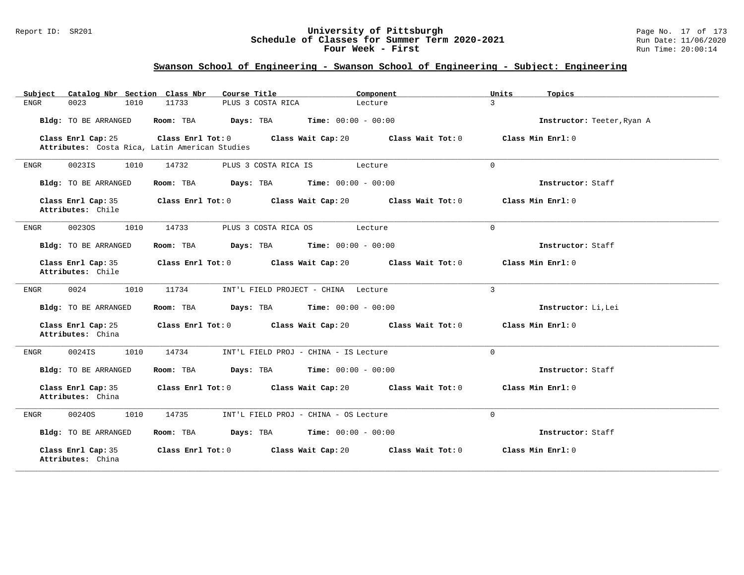## Swanson School of Engineering - Swanson School of Engineering - Subject: Engineering

| Subject | Catalog Nbr | Section | Class Nbr | Course Title | Component | Units | Topics |
|---|---|---|---|---|---|---|---|
| ENGR | 0023 | 1010 | 11733 | PLUS 3 COSTA RICA | Lecture | 3 | |

**Bldg:** TO BE ARRANGED **Room:** TBA **Days:** TBA **Time:** 00:00 - 00:00 **Instructor:** Teeter,Ryan A

**Class Enrl Cap:** 25 **Class Enrl Tot:** 0 **Class Wait Cap:** 20 **Class Wait Tot:** 0 **Class Min Enrl:** 0
**Attributes:** Costa Rica, Latin American Studies

---

| Subject | Catalog Nbr | Section | Class Nbr | Course Title | Component | Units | Topics |
|---|---|---|---|---|---|---|---|
| ENGR | 0023IS | 1010 | 14732 | PLUS 3 COSTA RICA IS | Lecture | 0 | |

**Bldg:** TO BE ARRANGED **Room:** TBA **Days:** TBA **Time:** 00:00 - 00:00 **Instructor:** Staff

**Class Enrl Cap:** 35 **Class Enrl Tot:** 0 **Class Wait Cap:** 20 **Class Wait Tot:** 0 **Class Min Enrl:** 0
**Attributes:** Chile

---

| Subject | Catalog Nbr | Section | Class Nbr | Course Title | Component | Units | Topics |
|---|---|---|---|---|---|---|---|
| ENGR | 0023OS | 1010 | 14733 | PLUS 3 COSTA RICA OS | Lecture | 0 | |

**Bldg:** TO BE ARRANGED **Room:** TBA **Days:** TBA **Time:** 00:00 - 00:00 **Instructor:** Staff

**Class Enrl Cap:** 35 **Class Enrl Tot:** 0 **Class Wait Cap:** 20 **Class Wait Tot:** 0 **Class Min Enrl:** 0
**Attributes:** Chile

---

| Subject | Catalog Nbr | Section | Class Nbr | Course Title | Component | Units | Topics |
|---|---|---|---|---|---|---|---|
| ENGR | 0024 | 1010 | 11734 | INT'L FIELD PROJECT - CHINA | Lecture | 3 | |

**Bldg:** TO BE ARRANGED **Room:** TBA **Days:** TBA **Time:** 00:00 - 00:00 **Instructor:** Li,Lei

**Class Enrl Cap:** 25 **Class Enrl Tot:** 0 **Class Wait Cap:** 20 **Class Wait Tot:** 0 **Class Min Enrl:** 0
**Attributes:** China

---

| Subject | Catalog Nbr | Section | Class Nbr | Course Title | Component | Units | Topics |
|---|---|---|---|---|---|---|---|
| ENGR | 0024IS | 1010 | 14734 | INT'L FIELD PROJ - CHINA - IS | Lecture | 0 | |

**Bldg:** TO BE ARRANGED **Room:** TBA **Days:** TBA **Time:** 00:00 - 00:00 **Instructor:** Staff

**Class Enrl Cap:** 35 **Class Enrl Tot:** 0 **Class Wait Cap:** 20 **Class Wait Tot:** 0 **Class Min Enrl:** 0
**Attributes:** China

---

| Subject | Catalog Nbr | Section | Class Nbr | Course Title | Component | Units | Topics |
|---|---|---|---|---|---|---|---|
| ENGR | 0024OS | 1010 | 14735 | INT'L FIELD PROJ - CHINA - OS | Lecture | 0 | |

**Bldg:** TO BE ARRANGED **Room:** TBA **Days:** TBA **Time:** 00:00 - 00:00 **Instructor:** Staff

**Class Enrl Cap:** 35 **Class Enrl Tot:** 0 **Class Wait Cap:** 20 **Class Wait Tot:** 0 **Class Min Enrl:** 0
**Attributes:** China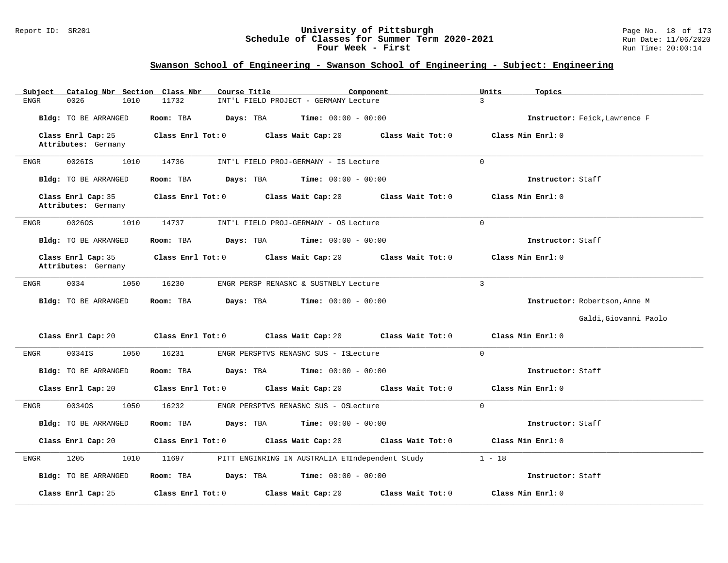# University of Pittsburgh
## Schedule of Classes for Summer Term 2020-2021
### Four Week - First

Report ID: SR201 | Run Date: 11/06/2020 | Run Time: 20:00:14

## Swanson School of Engineering - Swanson School of Engineering - Subject: Engineering

| Subject | Catalog Nbr | Section | Class Nbr | Course Title | Component | Units | Topics |
|---|---|---|---|---|---|---|---|
| ENGR | 0026 | 1010 | 11732 | INT'L FIELD PROJECT - GERMANY | Lecture | 3 | |

**Bldg:** TO BE ARRANGED **Room:** TBA **Days:** TBA **Time:** 00:00 - 00:00 **Instructor:** Feick,Lawrence F

**Class Enrl Cap:** 25 **Class Enrl Tot:** 0 **Class Wait Cap:** 20 **Class Wait Tot:** 0 **Class Min Enrl:** 0

**Attributes:** Germany

---

| Subject | Catalog Nbr | Section | Class Nbr | Course Title | Component | Units | Topics |
|---|---|---|---|---|---|---|---|
| ENGR | 0026IS | 1010 | 14736 | INT'L FIELD PROJ-GERMANY - IS | Lecture | 0 | |

**Bldg:** TO BE ARRANGED **Room:** TBA **Days:** TBA **Time:** 00:00 - 00:00 **Instructor:** Staff

**Class Enrl Cap:** 35 **Class Enrl Tot:** 0 **Class Wait Cap:** 20 **Class Wait Tot:** 0 **Class Min Enrl:** 0

**Attributes:** Germany

---

| Subject | Catalog Nbr | Section | Class Nbr | Course Title | Component | Units | Topics |
|---|---|---|---|---|---|---|---|
| ENGR | 0026OS | 1010 | 14737 | INT'L FIELD PROJ-GERMANY - OS | Lecture | 0 | |

**Bldg:** TO BE ARRANGED **Room:** TBA **Days:** TBA **Time:** 00:00 - 00:00 **Instructor:** Staff

**Class Enrl Cap:** 35 **Class Enrl Tot:** 0 **Class Wait Cap:** 20 **Class Wait Tot:** 0 **Class Min Enrl:** 0

**Attributes:** Germany

---

| Subject | Catalog Nbr | Section | Class Nbr | Course Title | Component | Units | Topics |
|---|---|---|---|---|---|---|---|
| ENGR | 0034 | 1050 | 16230 | ENGR PERSP RENASNC & SUSTNBLY | Lecture | 3 | |

**Bldg:** TO BE ARRANGED **Room:** TBA **Days:** TBA **Time:** 00:00 - 00:00 **Instructor:** Robertson,Anne M; Galdi,Giovanni Paolo

**Class Enrl Cap:** 20 **Class Enrl Tot:** 0 **Class Wait Cap:** 20 **Class Wait Tot:** 0 **Class Min Enrl:** 0

---

| Subject | Catalog Nbr | Section | Class Nbr | Course Title | Component | Units | Topics |
|---|---|---|---|---|---|---|---|
| ENGR | 0034IS | 1050 | 16231 | ENGR PERSPTVS RENASNC SUS - IS | Lecture | 0 | |

**Bldg:** TO BE ARRANGED **Room:** TBA **Days:** TBA **Time:** 00:00 - 00:00 **Instructor:** Staff

**Class Enrl Cap:** 20 **Class Enrl Tot:** 0 **Class Wait Cap:** 20 **Class Wait Tot:** 0 **Class Min Enrl:** 0

---

| Subject | Catalog Nbr | Section | Class Nbr | Course Title | Component | Units | Topics |
|---|---|---|---|---|---|---|---|
| ENGR | 0034OS | 1050 | 16232 | ENGR PERSPTVS RENASNC SUS - OS | Lecture | 0 | |

**Bldg:** TO BE ARRANGED **Room:** TBA **Days:** TBA **Time:** 00:00 - 00:00 **Instructor:** Staff

**Class Enrl Cap:** 20 **Class Enrl Tot:** 0 **Class Wait Cap:** 20 **Class Wait Tot:** 0 **Class Min Enrl:** 0

---

| Subject | Catalog Nbr | Section | Class Nbr | Course Title | Component | Units | Topics |
|---|---|---|---|---|---|---|---|
| ENGR | 1205 | 1010 | 11697 | PITT ENGINRING IN AUSTRALIA ET | Independent Study | 1 - 18 | |

**Bldg:** TO BE ARRANGED **Room:** TBA **Days:** TBA **Time:** 00:00 - 00:00 **Instructor:** Staff

**Class Enrl Cap:** 25 **Class Enrl Tot:** 0 **Class Wait Cap:** 20 **Class Wait Tot:** 0 **Class Min Enrl:** 0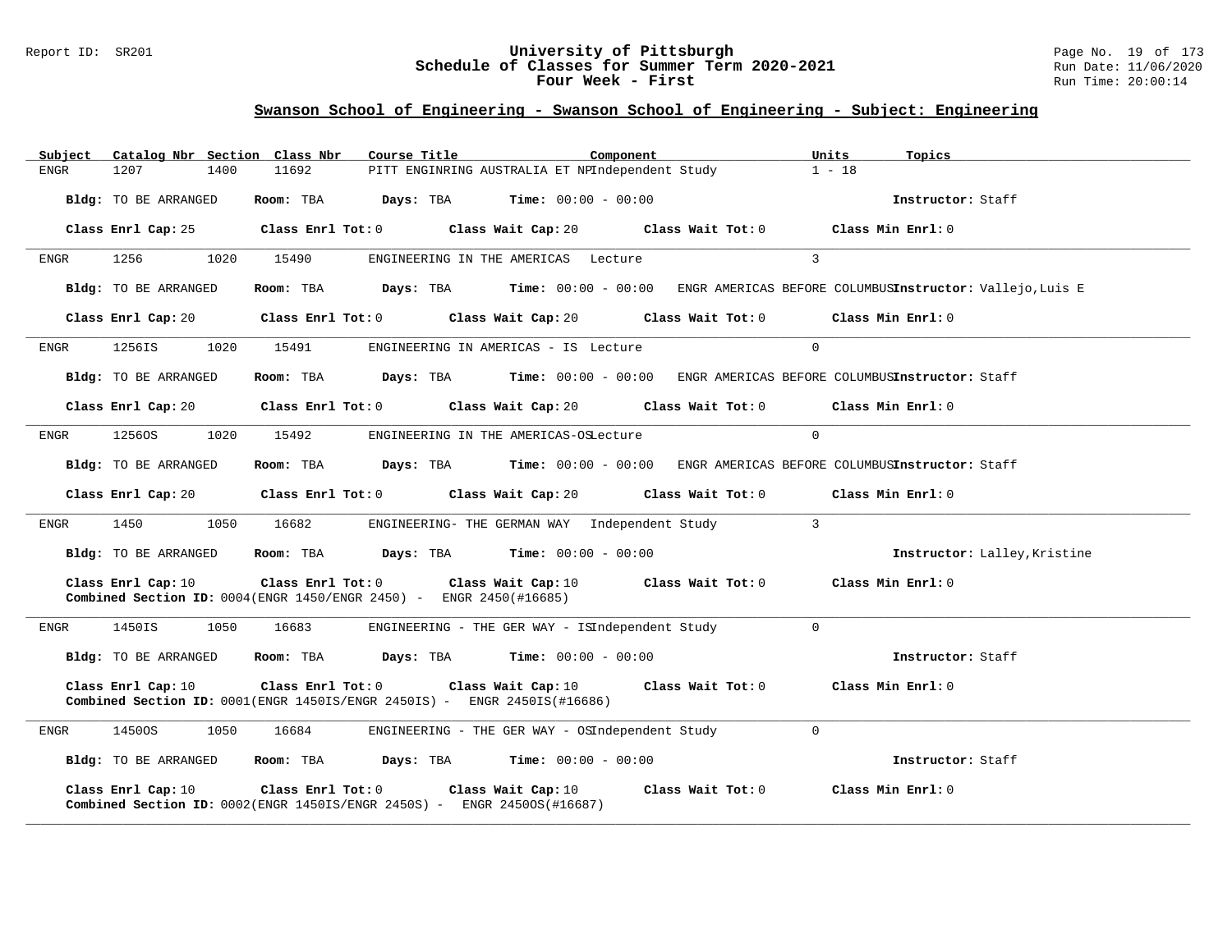# University of Pittsburgh
## Schedule of Classes for Summer Term 2020-2021
## Four Week - First

Report ID: SR201 | Run Date: 11/06/2020 | Run Time: 20:00:14

### Swanson School of Engineering - Swanson School of Engineering - Subject: Engineering

| Subject | Catalog Nbr | Section | Class Nbr | Course Title | Component | Units | Topics |
|---|---|---|---|---|---|---|---|
| ENGR | 1207 | 1400 | 11692 | PITT ENGINRING AUSTRALIA ET NP | Independent Study | 1 - 18 | |

**Bldg:** TO BE ARRANGED **Room:** TBA **Days:** TBA **Time:** 00:00 - 00:00 **Instructor:** Staff

**Class Enrl Cap:** 25 **Class Enrl Tot:** 0 **Class Wait Cap:** 20 **Class Wait Tot:** 0 **Class Min Enrl:** 0

---

| Subject | Catalog Nbr | Section | Class Nbr | Course Title | Component | Units | Topics |
|---|---|---|---|---|---|---|---|
| ENGR | 1256 | 1020 | 15490 | ENGINEERING IN THE AMERICAS | Lecture | 3 | |

**Bldg:** TO BE ARRANGED **Room:** TBA **Days:** TBA **Time:** 00:00 - 00:00 ENGR AMERICAS BEFORE COLUMBUS **Instructor:** Vallejo,Luis E

**Class Enrl Cap:** 20 **Class Enrl Tot:** 0 **Class Wait Cap:** 20 **Class Wait Tot:** 0 **Class Min Enrl:** 0

---

| Subject | Catalog Nbr | Section | Class Nbr | Course Title | Component | Units | Topics |
|---|---|---|---|---|---|---|---|
| ENGR | 1256IS | 1020 | 15491 | ENGINEERING IN AMERICAS - IS | Lecture | 0 | |

**Bldg:** TO BE ARRANGED **Room:** TBA **Days:** TBA **Time:** 00:00 - 00:00 ENGR AMERICAS BEFORE COLUMBUS **Instructor:** Staff

**Class Enrl Cap:** 20 **Class Enrl Tot:** 0 **Class Wait Cap:** 20 **Class Wait Tot:** 0 **Class Min Enrl:** 0

---

| Subject | Catalog Nbr | Section | Class Nbr | Course Title | Component | Units | Topics |
|---|---|---|---|---|---|---|---|
| ENGR | 1256OS | 1020 | 15492 | ENGINEERING IN THE AMERICAS-OS | Lecture | 0 | |

**Bldg:** TO BE ARRANGED **Room:** TBA **Days:** TBA **Time:** 00:00 - 00:00 ENGR AMERICAS BEFORE COLUMBUS **Instructor:** Staff

**Class Enrl Cap:** 20 **Class Enrl Tot:** 0 **Class Wait Cap:** 20 **Class Wait Tot:** 0 **Class Min Enrl:** 0

---

| Subject | Catalog Nbr | Section | Class Nbr | Course Title | Component | Units | Topics |
|---|---|---|---|---|---|---|---|
| ENGR | 1450 | 1050 | 16682 | ENGINEERING- THE GERMAN WAY | Independent Study | 3 | |

**Bldg:** TO BE ARRANGED **Room:** TBA **Days:** TBA **Time:** 00:00 - 00:00 **Instructor:** Lalley,Kristine

**Class Enrl Cap:** 10 **Class Enrl Tot:** 0 **Class Wait Cap:** 10 **Class Wait Tot:** 0 **Class Min Enrl:** 0
**Combined Section ID:** 0004(ENGR 1450/ENGR 2450) - ENGR 2450(#16685)

---

| Subject | Catalog Nbr | Section | Class Nbr | Course Title | Component | Units | Topics |
|---|---|---|---|---|---|---|---|
| ENGR | 1450IS | 1050 | 16683 | ENGINEERING - THE GER WAY - IS | Independent Study | 0 | |

**Bldg:** TO BE ARRANGED **Room:** TBA **Days:** TBA **Time:** 00:00 - 00:00 **Instructor:** Staff

**Class Enrl Cap:** 10 **Class Enrl Tot:** 0 **Class Wait Cap:** 10 **Class Wait Tot:** 0 **Class Min Enrl:** 0
**Combined Section ID:** 0001(ENGR 1450IS/ENGR 2450IS) - ENGR 2450IS(#16686)

---

| Subject | Catalog Nbr | Section | Class Nbr | Course Title | Component | Units | Topics |
|---|---|---|---|---|---|---|---|
| ENGR | 1450OS | 1050 | 16684 | ENGINEERING - THE GER WAY - OS | Independent Study | 0 | |

**Bldg:** TO BE ARRANGED **Room:** TBA **Days:** TBA **Time:** 00:00 - 00:00 **Instructor:** Staff

**Class Enrl Cap:** 10 **Class Enrl Tot:** 0 **Class Wait Cap:** 10 **Class Wait Tot:** 0 **Class Min Enrl:** 0
**Combined Section ID:** 0002(ENGR 1450IS/ENGR 2450S) - ENGR 2450OS(#16687)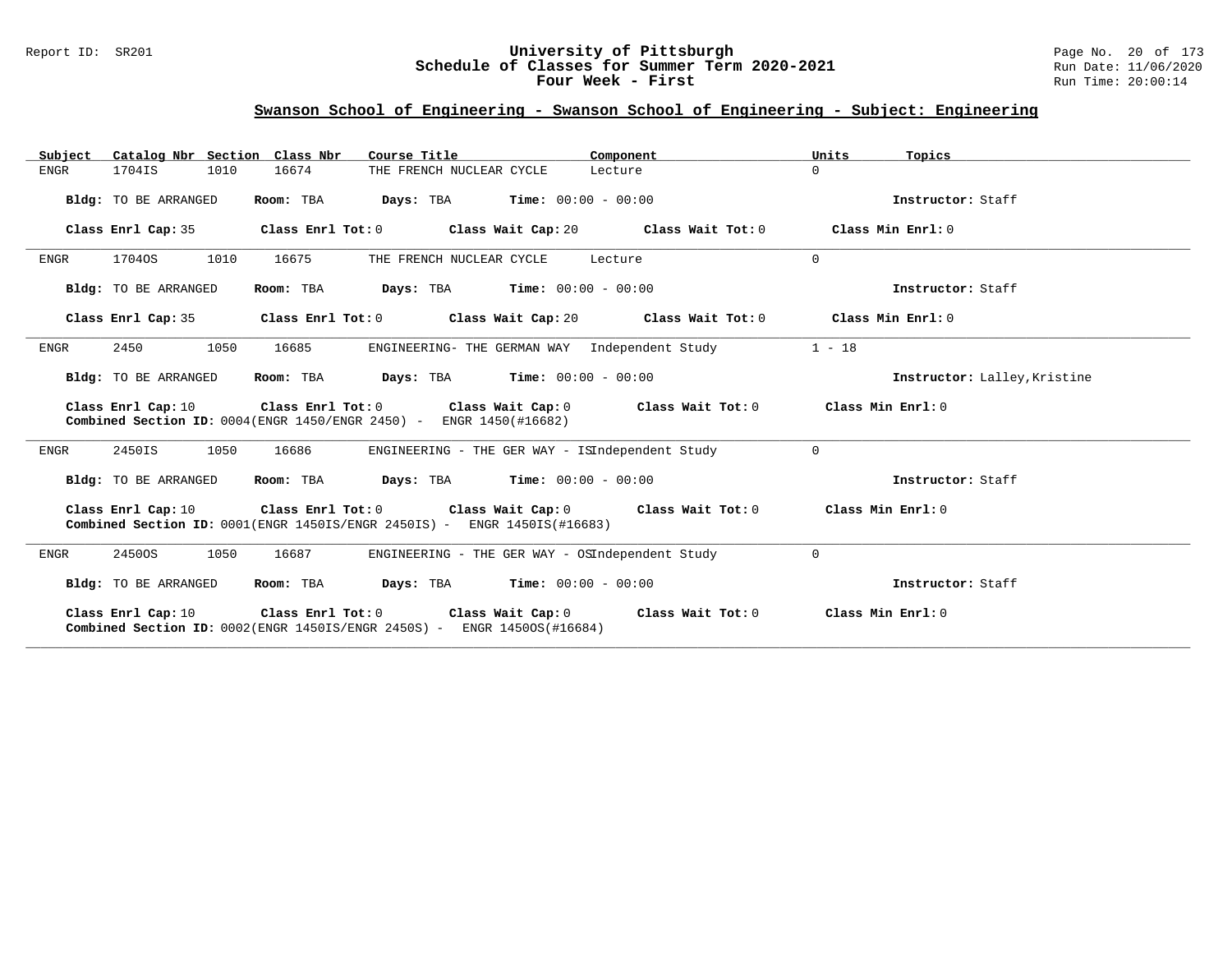## Swanson School of Engineering - Swanson School of Engineering - Subject: Engineering

| Subject | Catalog Nbr | Section | Class Nbr | Course Title | Component | Units | Topics |
|---|---|---|---|---|---|---|---|
| ENGR | 1704IS | 1010 | 16674 | THE FRENCH NUCLEAR CYCLE | Lecture | 0 | |

**Bldg:** TO BE ARRANGED **Room:** TBA **Days:** TBA **Time:** 00:00 - 00:00 **Instructor:** Staff

**Class Enrl Cap:** 35 **Class Enrl Tot:** 0 **Class Wait Cap:** 20 **Class Wait Tot:** 0 **Class Min Enrl:** 0

---

| Subject | Catalog Nbr | Section | Class Nbr | Course Title | Component | Units | Topics |
|---|---|---|---|---|---|---|---|
| ENGR | 1704OS | 1010 | 16675 | THE FRENCH NUCLEAR CYCLE | Lecture | 0 | |

**Bldg:** TO BE ARRANGED **Room:** TBA **Days:** TBA **Time:** 00:00 - 00:00 **Instructor:** Staff

**Class Enrl Cap:** 35 **Class Enrl Tot:** 0 **Class Wait Cap:** 20 **Class Wait Tot:** 0 **Class Min Enrl:** 0

---

| Subject | Catalog Nbr | Section | Class Nbr | Course Title | Component | Units | Topics |
|---|---|---|---|---|---|---|---|
| ENGR | 2450 | 1050 | 16685 | ENGINEERING- THE GERMAN WAY | Independent Study | 1 - 18 | |

**Bldg:** TO BE ARRANGED **Room:** TBA **Days:** TBA **Time:** 00:00 - 00:00 **Instructor:** Lalley,Kristine

**Class Enrl Cap:** 10 **Class Enrl Tot:** 0 **Class Wait Cap:** 0 **Class Wait Tot:** 0 **Class Min Enrl:** 0
**Combined Section ID:** 0004(ENGR 1450/ENGR 2450) - ENGR 1450(#16682)

---

| Subject | Catalog Nbr | Section | Class Nbr | Course Title | Component | Units | Topics |
|---|---|---|---|---|---|---|---|
| ENGR | 2450IS | 1050 | 16686 | ENGINEERING - THE GER WAY - IS | Independent Study | 0 | |

**Bldg:** TO BE ARRANGED **Room:** TBA **Days:** TBA **Time:** 00:00 - 00:00 **Instructor:** Staff

**Class Enrl Cap:** 10 **Class Enrl Tot:** 0 **Class Wait Cap:** 0 **Class Wait Tot:** 0 **Class Min Enrl:** 0
**Combined Section ID:** 0001(ENGR 1450IS/ENGR 2450IS) - ENGR 1450IS(#16683)

---

| Subject | Catalog Nbr | Section | Class Nbr | Course Title | Component | Units | Topics |
|---|---|---|---|---|---|---|---|
| ENGR | 2450OS | 1050 | 16687 | ENGINEERING - THE GER WAY - OS | Independent Study | 0 | |

**Bldg:** TO BE ARRANGED **Room:** TBA **Days:** TBA **Time:** 00:00 - 00:00 **Instructor:** Staff

**Class Enrl Cap:** 10 **Class Enrl Tot:** 0 **Class Wait Cap:** 0 **Class Wait Tot:** 0 **Class Min Enrl:** 0
**Combined Section ID:** 0002(ENGR 1450IS/ENGR 2450S) - ENGR 1450OS(#16684)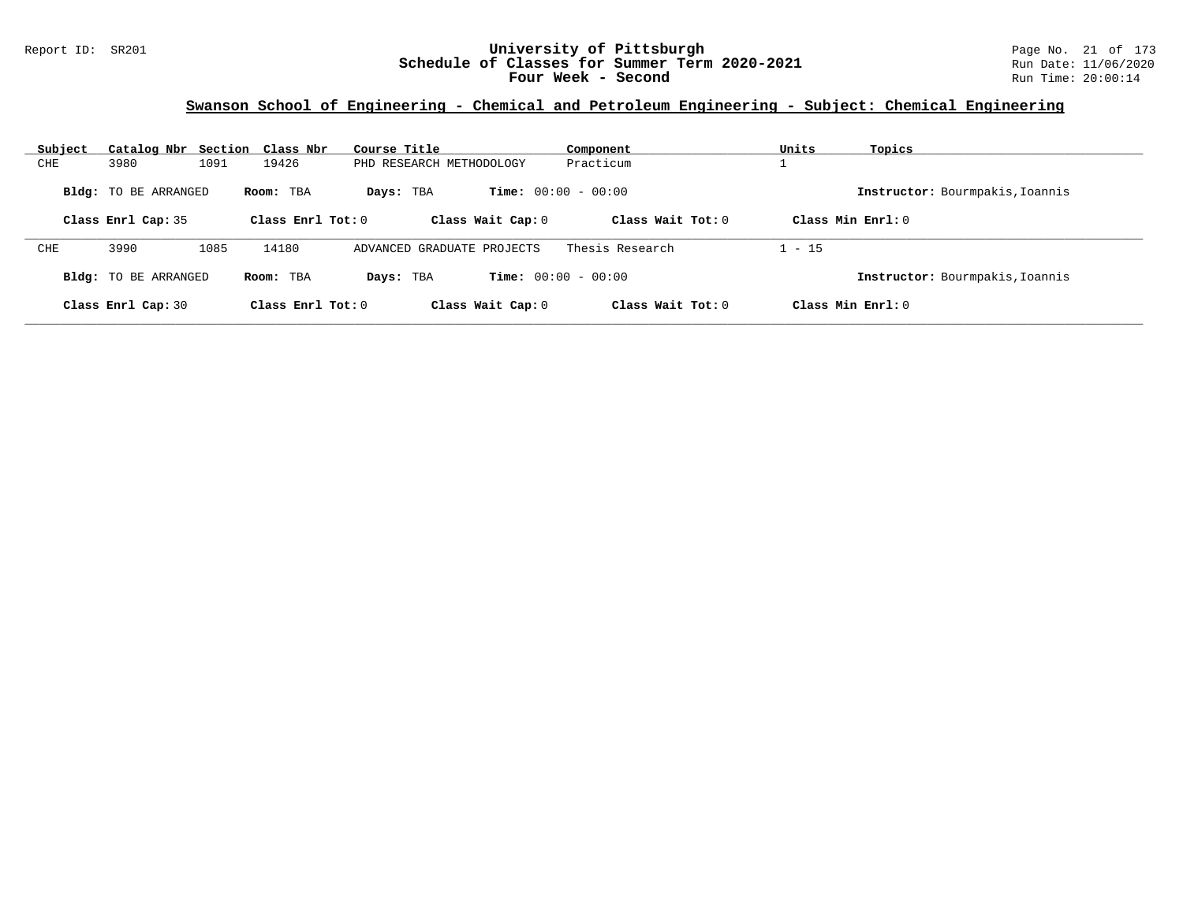# University of Pittsburgh
## Schedule of Classes for Summer Term 2020-2021
### Four Week - Second

Report ID: SR201

Run Date: 11/06/2020
Run Time: 20:00:14

## Swanson School of Engineering - Chemical and Petroleum Engineering - Subject: Chemical Engineering

| Subject | Catalog Nbr | Section | Class Nbr | Course Title | Component | Units | Topics |
|---|---|---|---|---|---|---|---|
| CHE | 3980 | 1091 | 19426 | PHD RESEARCH METHODOLOGY | Practicum | 1 | |

**Bldg:** TO BE ARRANGED **Room:** TBA **Days:** TBA **Time:** 00:00 - 00:00 **Instructor:** Bourmpakis,Ioannis

**Class Enrl Cap:** 35 **Class Enrl Tot:** 0 **Class Wait Cap:** 0 **Class Wait Tot:** 0 **Class Min Enrl:** 0

---

| Subject | Catalog Nbr | Section | Class Nbr | Course Title | Component | Units | Topics |
|---|---|---|---|---|---|---|---|
| CHE | 3990 | 1085 | 14180 | ADVANCED GRADUATE PROJECTS | Thesis Research | 1 - 15 | |

**Bldg:** TO BE ARRANGED **Room:** TBA **Days:** TBA **Time:** 00:00 - 00:00 **Instructor:** Bourmpakis,Ioannis

**Class Enrl Cap:** 30 **Class Enrl Tot:** 0 **Class Wait Cap:** 0 **Class Wait Tot:** 0 **Class Min Enrl:** 0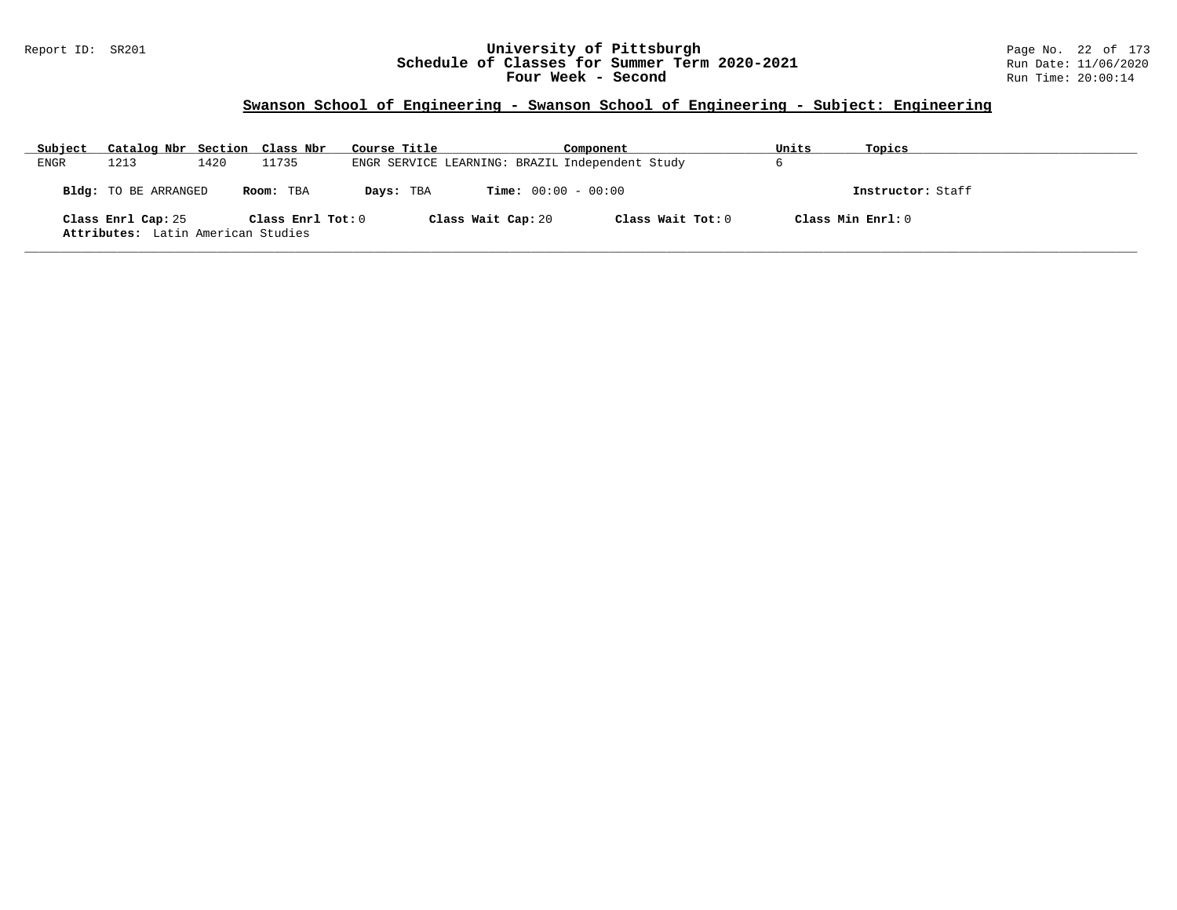# University of Pittsburgh
## Schedule of Classes for Summer Term 2020-2021
## Four Week - Second

Report ID: SR201

Run Date: 11/06/2020

Run Time: 20:00:14

### Swanson School of Engineering - Swanson School of Engineering - Subject: Engineering

| Subject | Catalog Nbr | Section | Class Nbr | Course Title | Component | Units | Topics |
|---|---|---|---|---|---|---|---|
| ENGR | 1213 | 1420 | 11735 | ENGR SERVICE LEARNING: BRAZIL | Independent Study | 6 | |

**Bldg:** TO BE ARRANGED **Room:** TBA **Days:** TBA **Time:** 00:00 - 00:00 **Instructor:** Staff

**Class Enrl Cap:** 25 **Class Enrl Tot:** 0 **Class Wait Cap:** 20 **Class Wait Tot:** 0 **Class Min Enrl:** 0

**Attributes:** Latin American Studies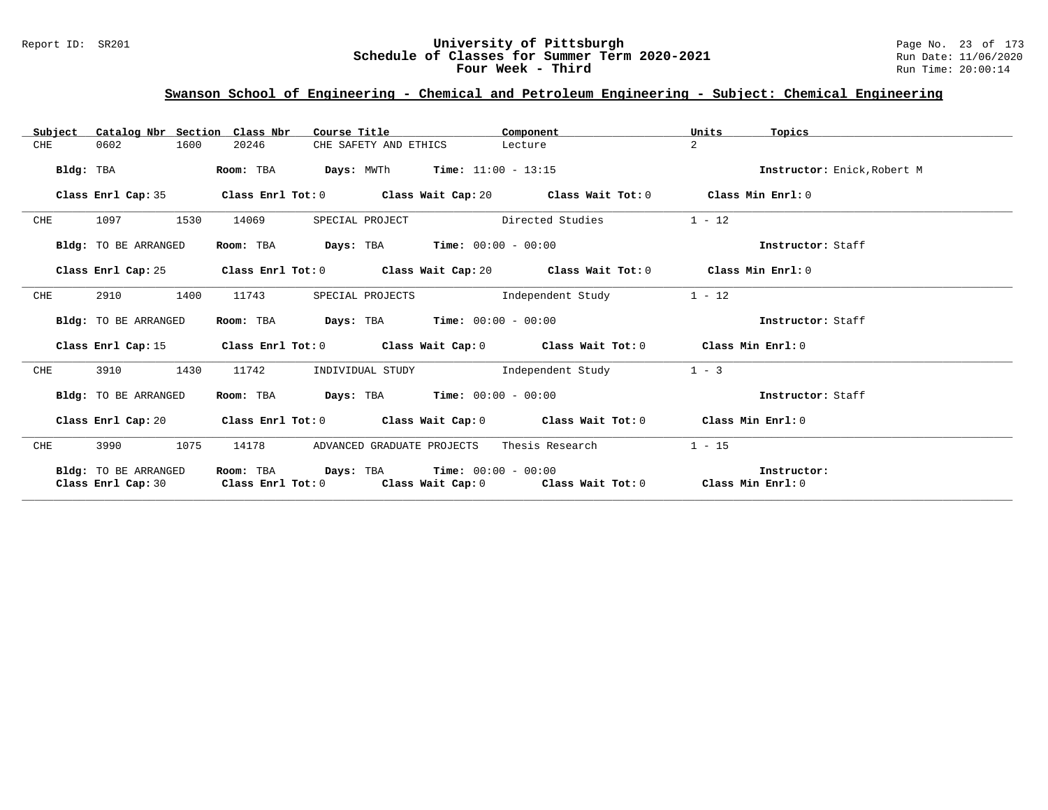## University of Pittsburgh
## Schedule of Classes for Summer Term 2020-2021
## Four Week - Third

Report ID: SR201

Run Date: 11/06/2020
Run Time: 20:00:14

### Swanson School of Engineering - Chemical and Petroleum Engineering - Subject: Chemical Engineering

| Subject | Catalog Nbr | Section | Class Nbr | Course Title | Component | Units | Topics |
|---|---|---|---|---|---|---|---|
| CHE | 0602 | 1600 | 20246 | CHE SAFETY AND ETHICS | Lecture | 2 | |

**Bldg:** TBA **Room:** TBA **Days:** MWTh **Time:** 11:00 - 13:15 **Instructor:** Enick,Robert M

**Class Enrl Cap:** 35 **Class Enrl Tot:** 0 **Class Wait Cap:** 20 **Class Wait Tot:** 0 **Class Min Enrl:** 0

---

| Subject | Catalog Nbr | Section | Class Nbr | Course Title | Component | Units | Topics |
|---|---|---|---|---|---|---|---|
| CHE | 1097 | 1530 | 14069 | SPECIAL PROJECT | Directed Studies | 1 - 12 | |

**Bldg:** TO BE ARRANGED **Room:** TBA **Days:** TBA **Time:** 00:00 - 00:00 **Instructor:** Staff

**Class Enrl Cap:** 25 **Class Enrl Tot:** 0 **Class Wait Cap:** 20 **Class Wait Tot:** 0 **Class Min Enrl:** 0

---

| Subject | Catalog Nbr | Section | Class Nbr | Course Title | Component | Units | Topics |
|---|---|---|---|---|---|---|---|
| CHE | 2910 | 1400 | 11743 | SPECIAL PROJECTS | Independent Study | 1 - 12 | |

**Bldg:** TO BE ARRANGED **Room:** TBA **Days:** TBA **Time:** 00:00 - 00:00 **Instructor:** Staff

**Class Enrl Cap:** 15 **Class Enrl Tot:** 0 **Class Wait Cap:** 0 **Class Wait Tot:** 0 **Class Min Enrl:** 0

---

| Subject | Catalog Nbr | Section | Class Nbr | Course Title | Component | Units | Topics |
|---|---|---|---|---|---|---|---|
| CHE | 3910 | 1430 | 11742 | INDIVIDUAL STUDY | Independent Study | 1 - 3 | |

**Bldg:** TO BE ARRANGED **Room:** TBA **Days:** TBA **Time:** 00:00 - 00:00 **Instructor:** Staff

**Class Enrl Cap:** 20 **Class Enrl Tot:** 0 **Class Wait Cap:** 0 **Class Wait Tot:** 0 **Class Min Enrl:** 0

---

| Subject | Catalog Nbr | Section | Class Nbr | Course Title | Component | Units | Topics |
|---|---|---|---|---|---|---|---|
| CHE | 3990 | 1075 | 14178 | ADVANCED GRADUATE PROJECTS | Thesis Research | 1 - 15 | |

**Bldg:** TO BE ARRANGED **Room:** TBA **Days:** TBA **Time:** 00:00 - 00:00 **Instructor:**
**Class Enrl Cap:** 30 **Class Enrl Tot:** 0 **Class Wait Cap:** 0 **Class Wait Tot:** 0 **Class Min Enrl:** 0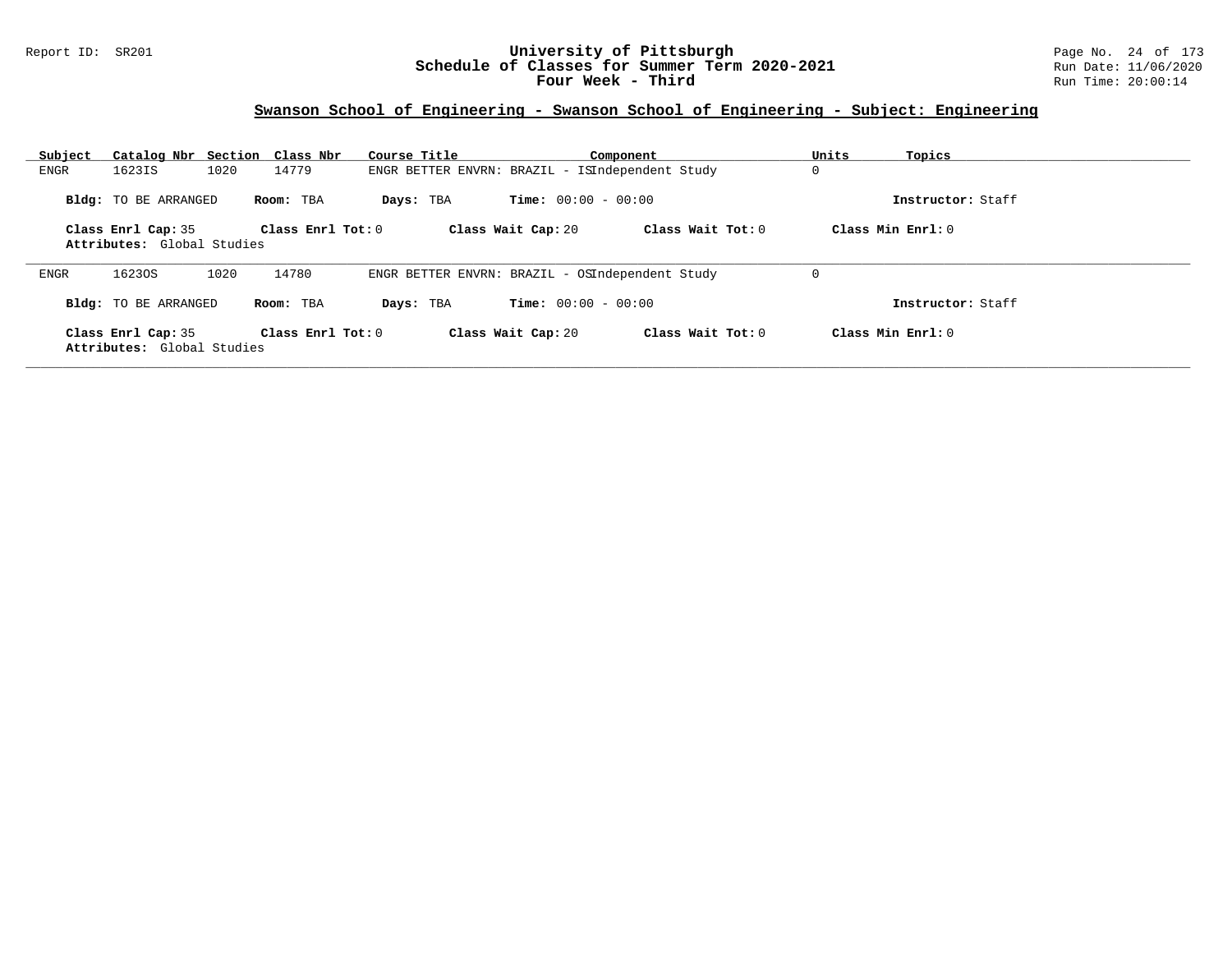## Swanson School of Engineering - Swanson School of Engineering - Subject: Engineering

| Subject | Catalog Nbr | Section | Class Nbr | Course Title | Component | Units | Topics |
|---|---|---|---|---|---|---|---|
| ENGR | 1623IS | 1020 | 14779 | ENGR BETTER ENVRN: BRAZIL - IS | Independent Study | 0 | |

**Bldg:** TO BE ARRANGED **Room:** TBA **Days:** TBA **Time:** 00:00 - 00:00 **Instructor:** Staff

**Class Enrl Cap:** 35 **Class Enrl Tot:** 0 **Class Wait Cap:** 20 **Class Wait Tot:** 0 **Class Min Enrl:** 0

**Attributes:** Global Studies

| Subject | Catalog Nbr | Section | Class Nbr | Course Title | Component | Units | Topics |
|---|---|---|---|---|---|---|---|
| ENGR | 1623OS | 1020 | 14780 | ENGR BETTER ENVRN: BRAZIL - OS | Independent Study | 0 | |

**Bldg:** TO BE ARRANGED **Room:** TBA **Days:** TBA **Time:** 00:00 - 00:00 **Instructor:** Staff

**Class Enrl Cap:** 35 **Class Enrl Tot:** 0 **Class Wait Cap:** 20 **Class Wait Tot:** 0 **Class Min Enrl:** 0

**Attributes:** Global Studies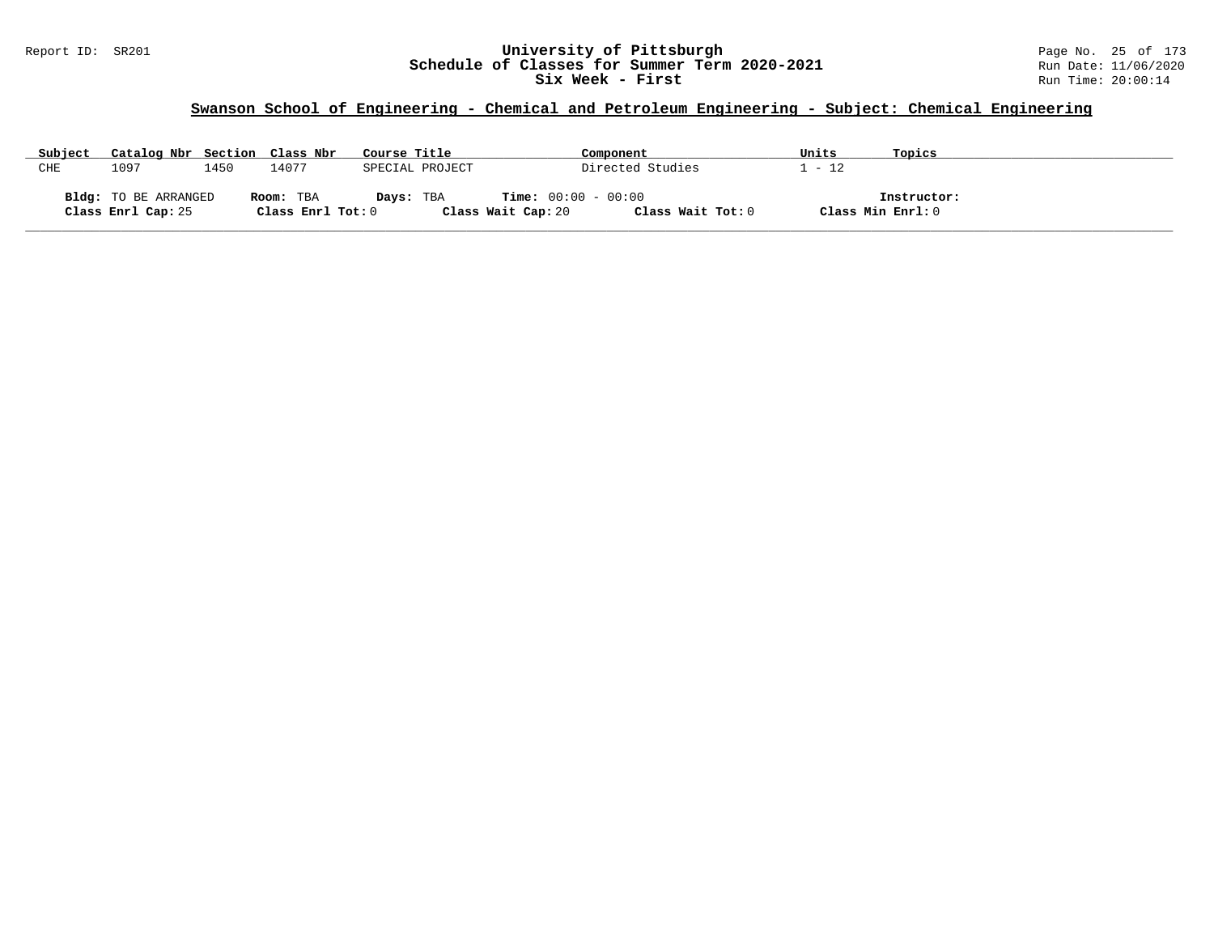# University of Pittsburgh
## Schedule of Classes for Summer Term 2020-2021
## Six Week - First

Report ID: SR201

Run Date: 11/06/2020
Run Time: 20:00:14

### Swanson School of Engineering - Chemical and Petroleum Engineering - Subject: Chemical Engineering

| Subject | Catalog Nbr | Section | Class Nbr | Course Title | Component | Units | Topics |
|---|---|---|---|---|---|---|---|
| CHE | 1097 | 1450 | 14077 | SPECIAL PROJECT | Directed Studies | 1 - 12 | |

**Bldg:** TO BE ARRANGED **Room:** TBA **Days:** TBA **Time:** 00:00 - 00:00 **Instructor:**

**Class Enrl Cap:** 25 **Class Enrl Tot:** 0 **Class Wait Cap:** 20 **Class Wait Tot:** 0 **Class Min Enrl:** 0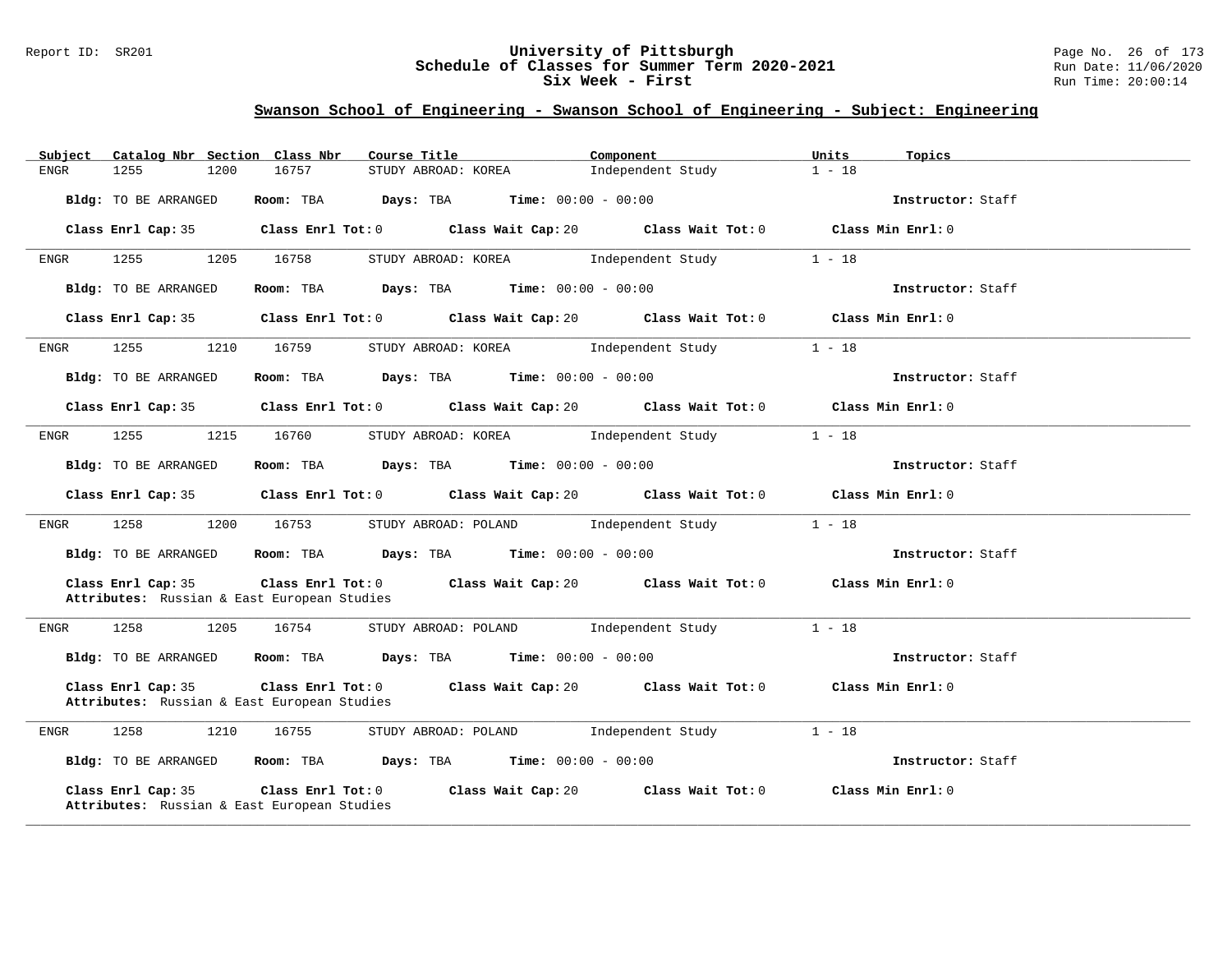## Swanson School of Engineering - Swanson School of Engineering - Subject: Engineering

| Subject | Catalog Nbr | Section | Class Nbr | Course Title | Component | Units | Topics |
|---|---|---|---|---|---|---|---|
| ENGR | 1255 | 1200 | 16757 | STUDY ABROAD: KOREA | Independent Study | 1 - 18 | |

**Bldg:** TO BE ARRANGED **Room:** TBA **Days:** TBA **Time:** 00:00 - 00:00 **Instructor:** Staff

**Class Enrl Cap:** 35 **Class Enrl Tot:** 0 **Class Wait Cap:** 20 **Class Wait Tot:** 0 **Class Min Enrl:** 0

---

| Subject | Catalog Nbr | Section | Class Nbr | Course Title | Component | Units | Topics |
|---|---|---|---|---|---|---|---|
| ENGR | 1255 | 1205 | 16758 | STUDY ABROAD: KOREA | Independent Study | 1 - 18 | |

**Bldg:** TO BE ARRANGED **Room:** TBA **Days:** TBA **Time:** 00:00 - 00:00 **Instructor:** Staff

**Class Enrl Cap:** 35 **Class Enrl Tot:** 0 **Class Wait Cap:** 20 **Class Wait Tot:** 0 **Class Min Enrl:** 0

---

| Subject | Catalog Nbr | Section | Class Nbr | Course Title | Component | Units | Topics |
|---|---|---|---|---|---|---|---|
| ENGR | 1255 | 1210 | 16759 | STUDY ABROAD: KOREA | Independent Study | 1 - 18 | |

**Bldg:** TO BE ARRANGED **Room:** TBA **Days:** TBA **Time:** 00:00 - 00:00 **Instructor:** Staff

**Class Enrl Cap:** 35 **Class Enrl Tot:** 0 **Class Wait Cap:** 20 **Class Wait Tot:** 0 **Class Min Enrl:** 0

---

| Subject | Catalog Nbr | Section | Class Nbr | Course Title | Component | Units | Topics |
|---|---|---|---|---|---|---|---|
| ENGR | 1255 | 1215 | 16760 | STUDY ABROAD: KOREA | Independent Study | 1 - 18 | |

**Bldg:** TO BE ARRANGED **Room:** TBA **Days:** TBA **Time:** 00:00 - 00:00 **Instructor:** Staff

**Class Enrl Cap:** 35 **Class Enrl Tot:** 0 **Class Wait Cap:** 20 **Class Wait Tot:** 0 **Class Min Enrl:** 0

---

| Subject | Catalog Nbr | Section | Class Nbr | Course Title | Component | Units | Topics |
|---|---|---|---|---|---|---|---|
| ENGR | 1258 | 1200 | 16753 | STUDY ABROAD: POLAND | Independent Study | 1 - 18 | |

**Bldg:** TO BE ARRANGED **Room:** TBA **Days:** TBA **Time:** 00:00 - 00:00 **Instructor:** Staff

**Class Enrl Cap:** 35 **Class Enrl Tot:** 0 **Class Wait Cap:** 20 **Class Wait Tot:** 0 **Class Min Enrl:** 0
**Attributes:** Russian & East European Studies

---

| Subject | Catalog Nbr | Section | Class Nbr | Course Title | Component | Units | Topics |
|---|---|---|---|---|---|---|---|
| ENGR | 1258 | 1205 | 16754 | STUDY ABROAD: POLAND | Independent Study | 1 - 18 | |

**Bldg:** TO BE ARRANGED **Room:** TBA **Days:** TBA **Time:** 00:00 - 00:00 **Instructor:** Staff

**Class Enrl Cap:** 35 **Class Enrl Tot:** 0 **Class Wait Cap:** 20 **Class Wait Tot:** 0 **Class Min Enrl:** 0
**Attributes:** Russian & East European Studies

---

| Subject | Catalog Nbr | Section | Class Nbr | Course Title | Component | Units | Topics |
|---|---|---|---|---|---|---|---|
| ENGR | 1258 | 1210 | 16755 | STUDY ABROAD: POLAND | Independent Study | 1 - 18 | |

**Bldg:** TO BE ARRANGED **Room:** TBA **Days:** TBA **Time:** 00:00 - 00:00 **Instructor:** Staff

**Class Enrl Cap:** 35 **Class Enrl Tot:** 0 **Class Wait Cap:** 20 **Class Wait Tot:** 0 **Class Min Enrl:** 0
**Attributes:** Russian & East European Studies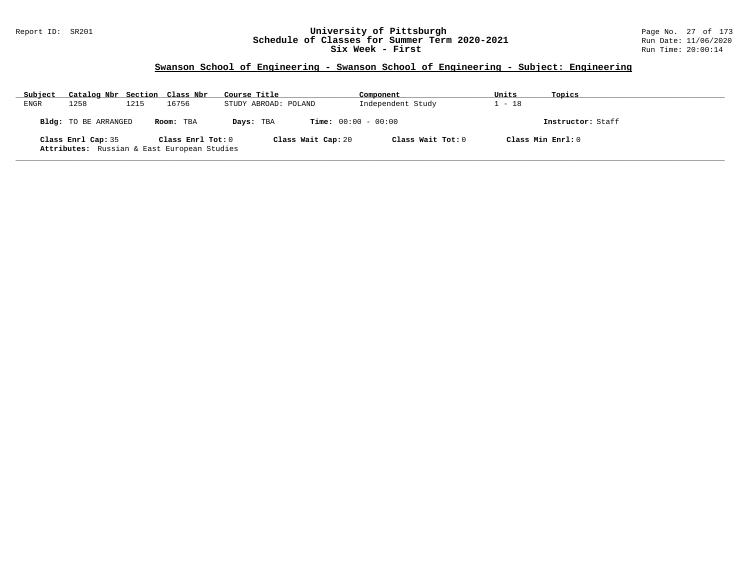## Swanson School of Engineering - Swanson School of Engineering - Subject: Engineering

| Subject | Catalog Nbr | Section | Class Nbr | Course Title | Component | Units | Topics |
|---|---|---|---|---|---|---|---|
| ENGR | 1258 | 1215 | 16756 | STUDY ABROAD: POLAND | Independent Study | 1 - 18 | |

**Bldg:** TO BE ARRANGED **Room:** TBA **Days:** TBA **Time:** 00:00 - 00:00 **Instructor:** Staff

**Class Enrl Cap:** 35 **Class Enrl Tot:** 0 **Class Wait Cap:** 20 **Class Wait Tot:** 0 **Class Min Enrl:** 0

**Attributes:** Russian & East European Studies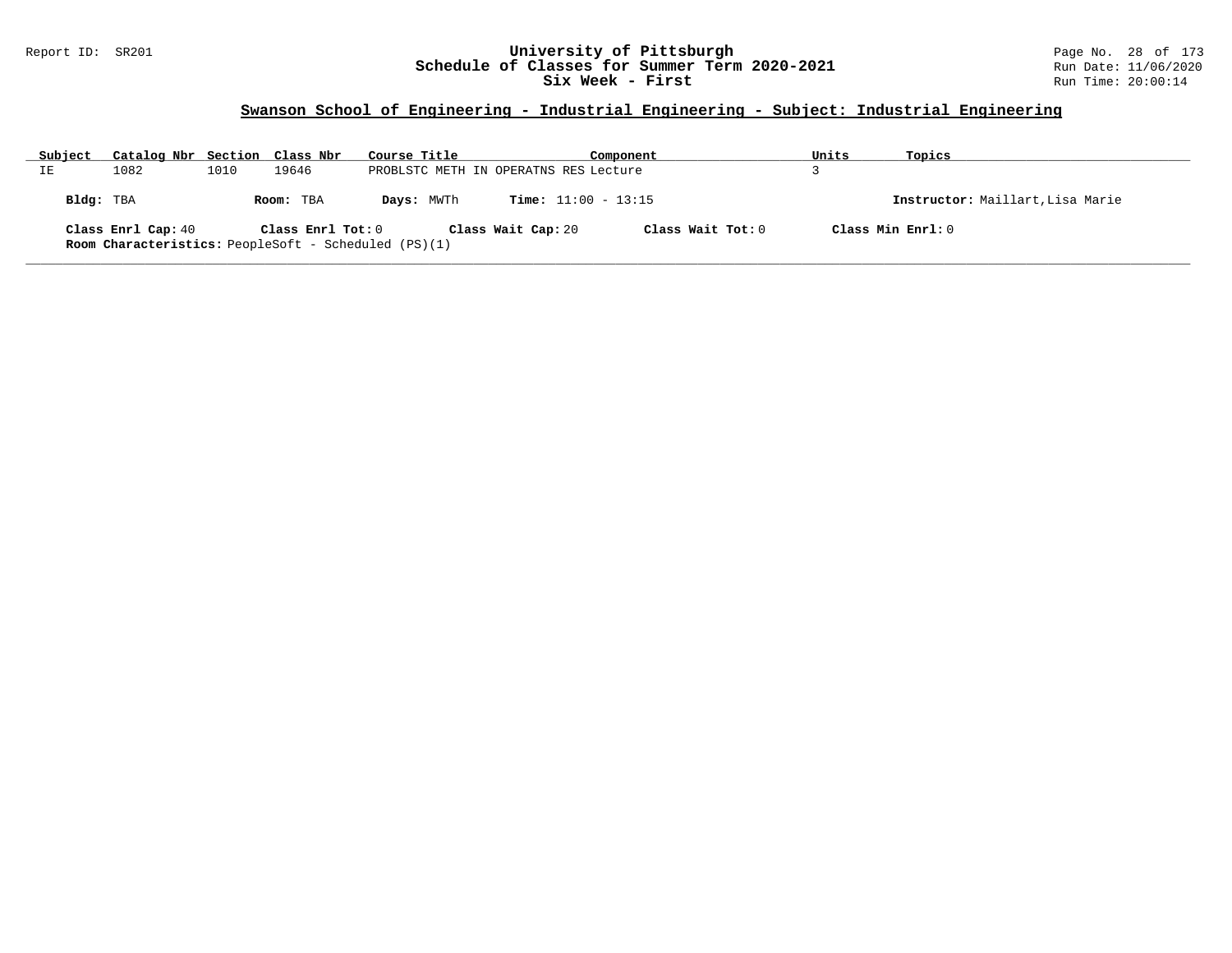Report ID: SR201

# University of Pittsburgh
## Schedule of Classes for Summer Term 2020-2021
### Six Week - First

Run Date: 11/06/2020
Run Time: 20:00:14

## Swanson School of Engineering - Industrial Engineering - Subject: Industrial Engineering

| Subject | Catalog Nbr | Section | Class Nbr | Course Title | Component | Units | Topics |
|---|---|---|---|---|---|---|---|
| IE | 1082 | 1010 | 19646 | PROBLSTC METH IN OPERATNS RES | Lecture | 3 | |

**Bldg:** TBA **Room:** TBA **Days:** MWTh **Time:** 11:00 - 13:15 **Instructor:** Maillart,Lisa Marie

**Class Enrl Cap:** 40 **Class Enrl Tot:** 0 **Class Wait Cap:** 20 **Class Wait Tot:** 0 **Class Min Enrl:** 0

**Room Characteristics:** PeopleSoft - Scheduled (PS)(1)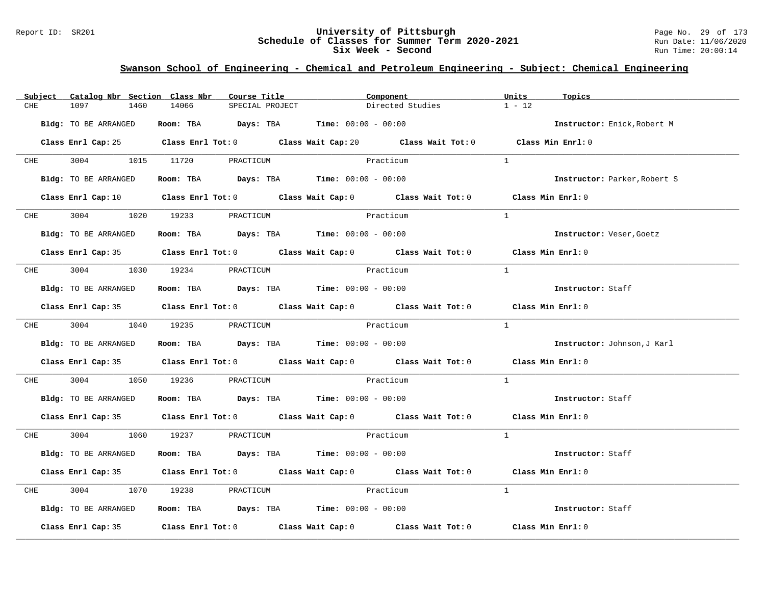# University of Pittsburgh
## Schedule of Classes for Summer Term 2020-2021
## Six Week - Second

Report ID: SR201

Run Date: 11/06/2020
Run Time: 20:00:14

### Swanson School of Engineering - Chemical and Petroleum Engineering - Subject: Chemical Engineering

| Subject | Catalog Nbr | Section | Class Nbr | Course Title | Component | Units | Topics |
|---|---|---|---|---|---|---|---|
| CHE | 1097 | 1460 | 14066 | SPECIAL PROJECT | Directed Studies | 1 - 12 | |

**Bldg:** TO BE ARRANGED **Room:** TBA **Days:** TBA **Time:** 00:00 - 00:00 **Instructor:** Enick,Robert M

**Class Enrl Cap:** 25 **Class Enrl Tot:** 0 **Class Wait Cap:** 20 **Class Wait Tot:** 0 **Class Min Enrl:** 0

| Subject | Catalog Nbr | Section | Class Nbr | Course Title | Component | Units | Topics |
|---|---|---|---|---|---|---|---|
| CHE | 3004 | 1015 | 11720 | PRACTICUM | Practicum | 1 | |

**Bldg:** TO BE ARRANGED **Room:** TBA **Days:** TBA **Time:** 00:00 - 00:00 **Instructor:** Parker,Robert S

**Class Enrl Cap:** 10 **Class Enrl Tot:** 0 **Class Wait Cap:** 0 **Class Wait Tot:** 0 **Class Min Enrl:** 0

| Subject | Catalog Nbr | Section | Class Nbr | Course Title | Component | Units | Topics |
|---|---|---|---|---|---|---|---|
| CHE | 3004 | 1020 | 19233 | PRACTICUM | Practicum | 1 | |

**Bldg:** TO BE ARRANGED **Room:** TBA **Days:** TBA **Time:** 00:00 - 00:00 **Instructor:** Veser,Goetz

**Class Enrl Cap:** 35 **Class Enrl Tot:** 0 **Class Wait Cap:** 0 **Class Wait Tot:** 0 **Class Min Enrl:** 0

| Subject | Catalog Nbr | Section | Class Nbr | Course Title | Component | Units | Topics |
|---|---|---|---|---|---|---|---|
| CHE | 3004 | 1030 | 19234 | PRACTICUM | Practicum | 1 | |

**Bldg:** TO BE ARRANGED **Room:** TBA **Days:** TBA **Time:** 00:00 - 00:00 **Instructor:** Staff

**Class Enrl Cap:** 35 **Class Enrl Tot:** 0 **Class Wait Cap:** 0 **Class Wait Tot:** 0 **Class Min Enrl:** 0

| Subject | Catalog Nbr | Section | Class Nbr | Course Title | Component | Units | Topics |
|---|---|---|---|---|---|---|---|
| CHE | 3004 | 1040 | 19235 | PRACTICUM | Practicum | 1 | |

**Bldg:** TO BE ARRANGED **Room:** TBA **Days:** TBA **Time:** 00:00 - 00:00 **Instructor:** Johnson,J Karl

**Class Enrl Cap:** 35 **Class Enrl Tot:** 0 **Class Wait Cap:** 0 **Class Wait Tot:** 0 **Class Min Enrl:** 0

| Subject | Catalog Nbr | Section | Class Nbr | Course Title | Component | Units | Topics |
|---|---|---|---|---|---|---|---|
| CHE | 3004 | 1050 | 19236 | PRACTICUM | Practicum | 1 | |

**Bldg:** TO BE ARRANGED **Room:** TBA **Days:** TBA **Time:** 00:00 - 00:00 **Instructor:** Staff

**Class Enrl Cap:** 35 **Class Enrl Tot:** 0 **Class Wait Cap:** 0 **Class Wait Tot:** 0 **Class Min Enrl:** 0

| Subject | Catalog Nbr | Section | Class Nbr | Course Title | Component | Units | Topics |
|---|---|---|---|---|---|---|---|
| CHE | 3004 | 1060 | 19237 | PRACTICUM | Practicum | 1 | |

**Bldg:** TO BE ARRANGED **Room:** TBA **Days:** TBA **Time:** 00:00 - 00:00 **Instructor:** Staff

**Class Enrl Cap:** 35 **Class Enrl Tot:** 0 **Class Wait Cap:** 0 **Class Wait Tot:** 0 **Class Min Enrl:** 0

| Subject | Catalog Nbr | Section | Class Nbr | Course Title | Component | Units | Topics |
|---|---|---|---|---|---|---|---|
| CHE | 3004 | 1070 | 19238 | PRACTICUM | Practicum | 1 | |

**Bldg:** TO BE ARRANGED **Room:** TBA **Days:** TBA **Time:** 00:00 - 00:00 **Instructor:** Staff

**Class Enrl Cap:** 35 **Class Enrl Tot:** 0 **Class Wait Cap:** 0 **Class Wait Tot:** 0 **Class Min Enrl:** 0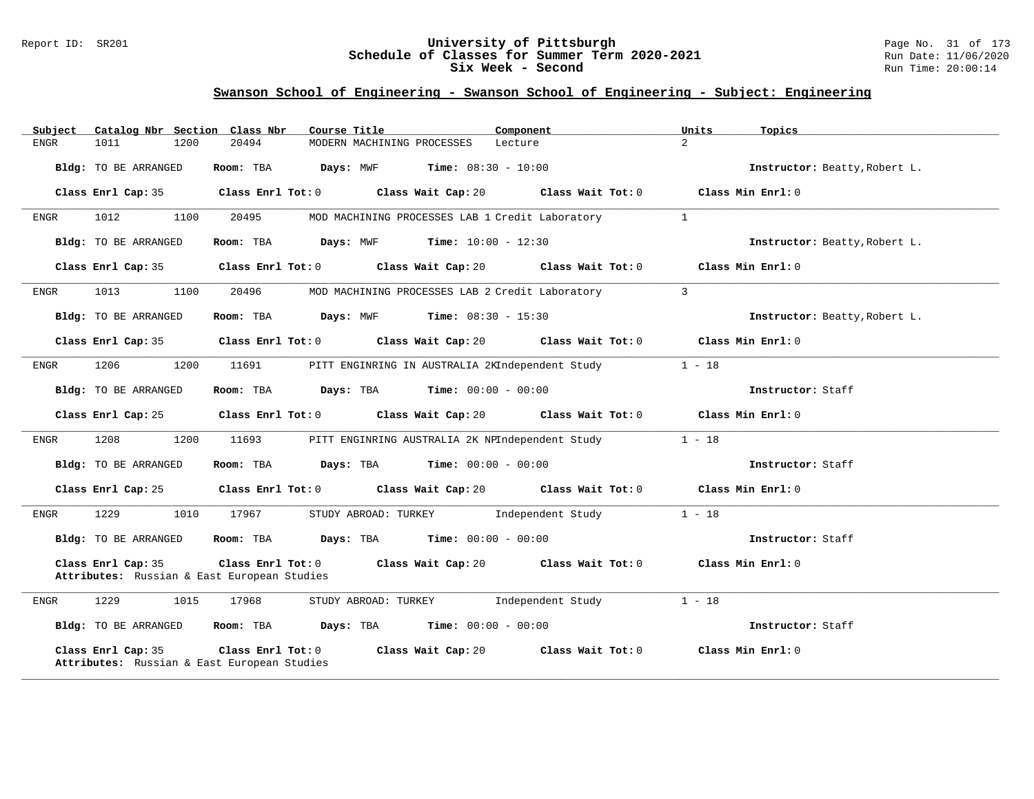# University of Pittsburgh
## Schedule of Classes for Summer Term 2020-2021
## Six Week - Second

### Swanson School of Engineering - Swanson School of Engineering - Subject: Engineering

| Subject | Catalog Nbr | Section | Class Nbr | Course Title | Component | Units | Topics |
|---|---|---|---|---|---|---|---|
| ENGR | 1011 | 1200 | 20494 | MODERN MACHINING PROCESSES | Lecture | 2 | |

**Bldg:** TO BE ARRANGED **Room:** TBA **Days:** MWF **Time:** 08:30 - 10:00 **Instructor:** Beatty,Robert L.

**Class Enrl Cap:** 35 **Class Enrl Tot:** 0 **Class Wait Cap:** 20 **Class Wait Tot:** 0 **Class Min Enrl:** 0

---

| Subject | Catalog Nbr | Section | Class Nbr | Course Title | Component | Units | Topics |
|---|---|---|---|---|---|---|---|
| ENGR | 1012 | 1100 | 20495 | MOD MACHINING PROCESSES LAB 1 Credit | Laboratory | 1 | |

**Bldg:** TO BE ARRANGED **Room:** TBA **Days:** MWF **Time:** 10:00 - 12:30 **Instructor:** Beatty,Robert L.

**Class Enrl Cap:** 35 **Class Enrl Tot:** 0 **Class Wait Cap:** 20 **Class Wait Tot:** 0 **Class Min Enrl:** 0

---

| Subject | Catalog Nbr | Section | Class Nbr | Course Title | Component | Units | Topics |
|---|---|---|---|---|---|---|---|
| ENGR | 1013 | 1100 | 20496 | MOD MACHINING PROCESSES LAB 2 Credit | Laboratory | 3 | |

**Bldg:** TO BE ARRANGED **Room:** TBA **Days:** MWF **Time:** 08:30 - 15:30 **Instructor:** Beatty,Robert L.

**Class Enrl Cap:** 35 **Class Enrl Tot:** 0 **Class Wait Cap:** 20 **Class Wait Tot:** 0 **Class Min Enrl:** 0

---

| Subject | Catalog Nbr | Section | Class Nbr | Course Title | Component | Units | Topics |
|---|---|---|---|---|---|---|---|
| ENGR | 1206 | 1200 | 11691 | PITT ENGINRING IN AUSTRALIA 2K | Independent Study | 1 - 18 | |

**Bldg:** TO BE ARRANGED **Room:** TBA **Days:** TBA **Time:** 00:00 - 00:00 **Instructor:** Staff

**Class Enrl Cap:** 25 **Class Enrl Tot:** 0 **Class Wait Cap:** 20 **Class Wait Tot:** 0 **Class Min Enrl:** 0

---

| Subject | Catalog Nbr | Section | Class Nbr | Course Title | Component | Units | Topics |
|---|---|---|---|---|---|---|---|
| ENGR | 1208 | 1200 | 11693 | PITT ENGINRING AUSTRALIA 2K NP | Independent Study | 1 - 18 | |

**Bldg:** TO BE ARRANGED **Room:** TBA **Days:** TBA **Time:** 00:00 - 00:00 **Instructor:** Staff

**Class Enrl Cap:** 25 **Class Enrl Tot:** 0 **Class Wait Cap:** 20 **Class Wait Tot:** 0 **Class Min Enrl:** 0

---

| Subject | Catalog Nbr | Section | Class Nbr | Course Title | Component | Units | Topics |
|---|---|---|---|---|---|---|---|
| ENGR | 1229 | 1010 | 17967 | STUDY ABROAD: TURKEY | Independent Study | 1 - 18 | |

**Bldg:** TO BE ARRANGED **Room:** TBA **Days:** TBA **Time:** 00:00 - 00:00 **Instructor:** Staff

**Class Enrl Cap:** 35 **Class Enrl Tot:** 0 **Class Wait Cap:** 20 **Class Wait Tot:** 0 **Class Min Enrl:** 0
**Attributes:** Russian & East European Studies

---

| Subject | Catalog Nbr | Section | Class Nbr | Course Title | Component | Units | Topics |
|---|---|---|---|---|---|---|---|
| ENGR | 1229 | 1015 | 17968 | STUDY ABROAD: TURKEY | Independent Study | 1 - 18 | |

**Bldg:** TO BE ARRANGED **Room:** TBA **Days:** TBA **Time:** 00:00 - 00:00 **Instructor:** Staff

**Class Enrl Cap:** 35 **Class Enrl Tot:** 0 **Class Wait Cap:** 20 **Class Wait Tot:** 0 **Class Min Enrl:** 0
**Attributes:** Russian & East European Studies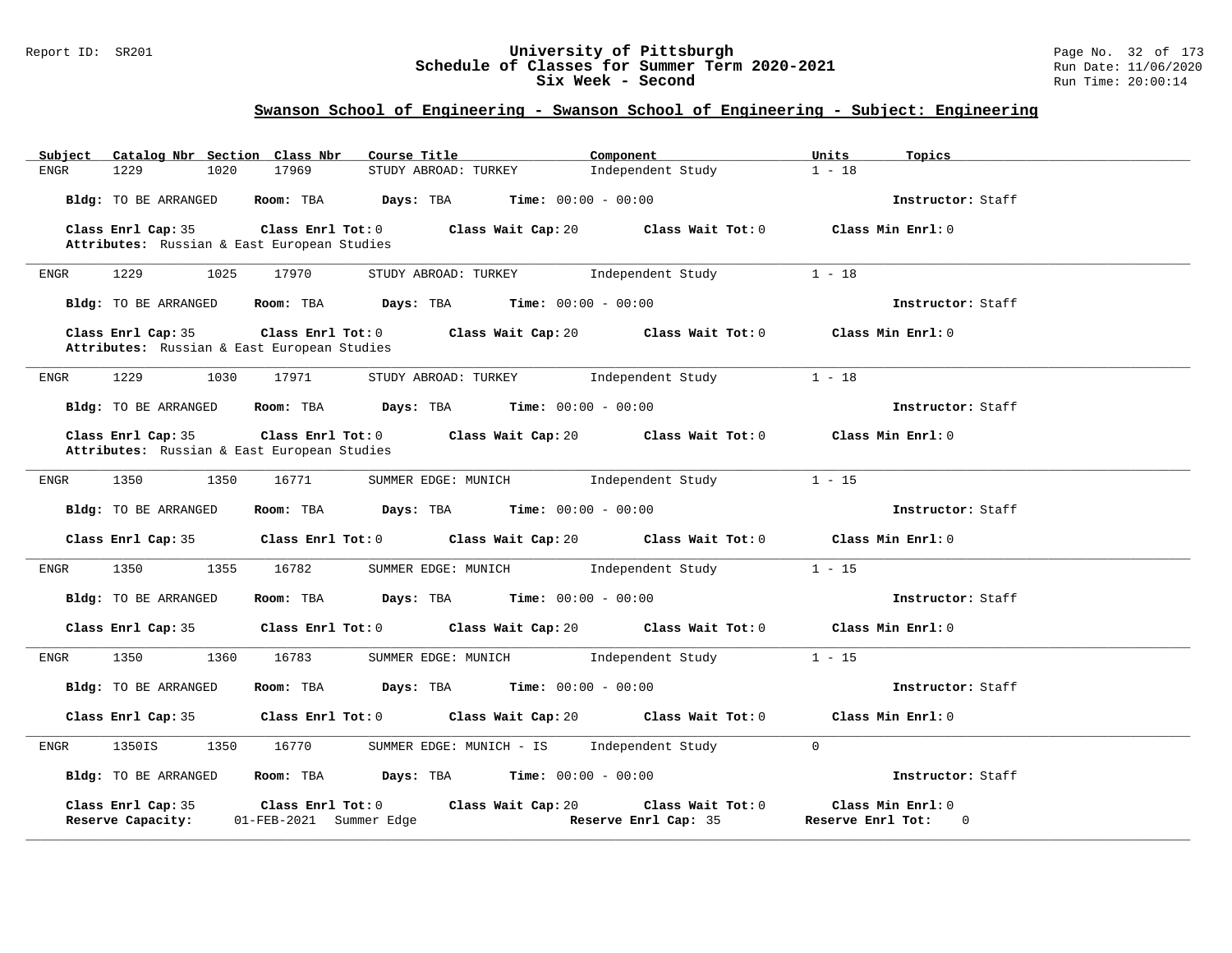## Swanson School of Engineering - Swanson School of Engineering - Subject: Engineering

| Subject | Catalog Nbr | Section | Class Nbr | Course Title | Component | Units | Topics |
|---|---|---|---|---|---|---|---|
| ENGR | 1229 | 1020 | 17969 | STUDY ABROAD: TURKEY | Independent Study | 1 - 18 | |

**Bldg:** TO BE ARRANGED **Room:** TBA **Days:** TBA **Time:** 00:00 - 00:00 **Instructor:** Staff

**Class Enrl Cap:** 35 **Class Enrl Tot:** 0 **Class Wait Cap:** 20 **Class Wait Tot:** 0 **Class Min Enrl:** 0

**Attributes:** Russian & East European Studies

---

| Subject | Catalog Nbr | Section | Class Nbr | Course Title | Component | Units | Topics |
|---|---|---|---|---|---|---|---|
| ENGR | 1229 | 1025 | 17970 | STUDY ABROAD: TURKEY | Independent Study | 1 - 18 | |

**Bldg:** TO BE ARRANGED **Room:** TBA **Days:** TBA **Time:** 00:00 - 00:00 **Instructor:** Staff

**Class Enrl Cap:** 35 **Class Enrl Tot:** 0 **Class Wait Cap:** 20 **Class Wait Tot:** 0 **Class Min Enrl:** 0

**Attributes:** Russian & East European Studies

---

| Subject | Catalog Nbr | Section | Class Nbr | Course Title | Component | Units | Topics |
|---|---|---|---|---|---|---|---|
| ENGR | 1229 | 1030 | 17971 | STUDY ABROAD: TURKEY | Independent Study | 1 - 18 | |

**Bldg:** TO BE ARRANGED **Room:** TBA **Days:** TBA **Time:** 00:00 - 00:00 **Instructor:** Staff

**Class Enrl Cap:** 35 **Class Enrl Tot:** 0 **Class Wait Cap:** 20 **Class Wait Tot:** 0 **Class Min Enrl:** 0

**Attributes:** Russian & East European Studies

---

| Subject | Catalog Nbr | Section | Class Nbr | Course Title | Component | Units | Topics |
|---|---|---|---|---|---|---|---|
| ENGR | 1350 | 1350 | 16771 | SUMMER EDGE: MUNICH | Independent Study | 1 - 15 | |

**Bldg:** TO BE ARRANGED **Room:** TBA **Days:** TBA **Time:** 00:00 - 00:00 **Instructor:** Staff

**Class Enrl Cap:** 35 **Class Enrl Tot:** 0 **Class Wait Cap:** 20 **Class Wait Tot:** 0 **Class Min Enrl:** 0

---

| Subject | Catalog Nbr | Section | Class Nbr | Course Title | Component | Units | Topics |
|---|---|---|---|---|---|---|---|
| ENGR | 1350 | 1355 | 16782 | SUMMER EDGE: MUNICH | Independent Study | 1 - 15 | |

**Bldg:** TO BE ARRANGED **Room:** TBA **Days:** TBA **Time:** 00:00 - 00:00 **Instructor:** Staff

**Class Enrl Cap:** 35 **Class Enrl Tot:** 0 **Class Wait Cap:** 20 **Class Wait Tot:** 0 **Class Min Enrl:** 0

---

| Subject | Catalog Nbr | Section | Class Nbr | Course Title | Component | Units | Topics |
|---|---|---|---|---|---|---|---|
| ENGR | 1350 | 1360 | 16783 | SUMMER EDGE: MUNICH | Independent Study | 1 - 15 | |

**Bldg:** TO BE ARRANGED **Room:** TBA **Days:** TBA **Time:** 00:00 - 00:00 **Instructor:** Staff

**Class Enrl Cap:** 35 **Class Enrl Tot:** 0 **Class Wait Cap:** 20 **Class Wait Tot:** 0 **Class Min Enrl:** 0

---

| Subject | Catalog Nbr | Section | Class Nbr | Course Title | Component | Units | Topics |
|---|---|---|---|---|---|---|---|
| ENGR | 1350IS | 1350 | 16770 | SUMMER EDGE: MUNICH - IS | Independent Study | 0 | |

**Bldg:** TO BE ARRANGED **Room:** TBA **Days:** TBA **Time:** 00:00 - 00:00 **Instructor:** Staff

**Class Enrl Cap:** 35 **Class Enrl Tot:** 0 **Class Wait Cap:** 20 **Class Wait Tot:** 0 **Class Min Enrl:** 0

**Reserve Capacity:** 01-FEB-2021 Summer Edge **Reserve Enrl Cap:** 35 **Reserve Enrl Tot:** 0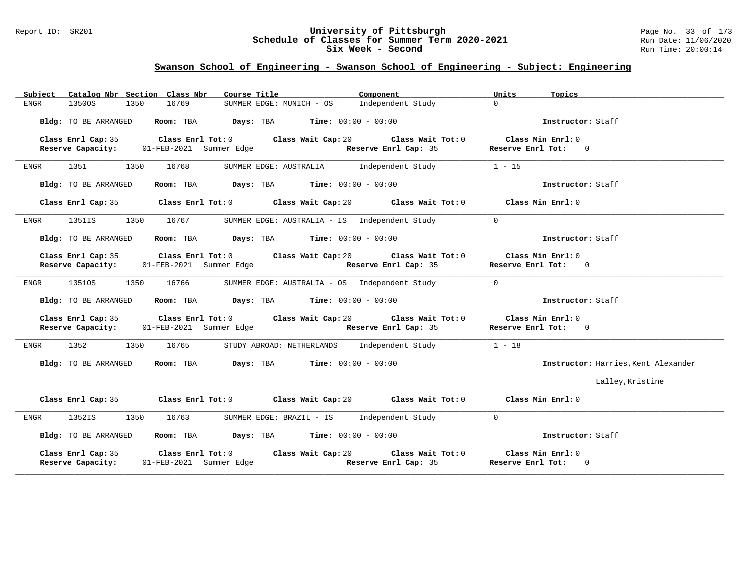## Swanson School of Engineering - Swanson School of Engineering - Subject: Engineering

| Subject | Catalog Nbr | Section | Class Nbr | Course Title | Component | Units | Topics |
|---|---|---|---|---|---|---|---|
| ENGR | 1350OS | 1350 | 16769 | SUMMER EDGE: MUNICH - OS | Independent Study | 0 | |

**Bldg:** TO BE ARRANGED **Room:** TBA **Days:** TBA **Time:** 00:00 - 00:00 **Instructor:** Staff

**Class Enrl Cap:** 35 **Class Enrl Tot:** 0 **Class Wait Cap:** 20 **Class Wait Tot:** 0 **Class Min Enrl:** 0
**Reserve Capacity:** 01-FEB-2021 Summer Edge **Reserve Enrl Cap:** 35 **Reserve Enrl Tot:** 0

---

| Subject | Catalog Nbr | Section | Class Nbr | Course Title | Component | Units | Topics |
|---|---|---|---|---|---|---|---|
| ENGR | 1351 | 1350 | 16768 | SUMMER EDGE: AUSTRALIA | Independent Study | 1 - 15 | |

**Bldg:** TO BE ARRANGED **Room:** TBA **Days:** TBA **Time:** 00:00 - 00:00 **Instructor:** Staff

**Class Enrl Cap:** 35 **Class Enrl Tot:** 0 **Class Wait Cap:** 20 **Class Wait Tot:** 0 **Class Min Enrl:** 0

---

| Subject | Catalog Nbr | Section | Class Nbr | Course Title | Component | Units | Topics |
|---|---|---|---|---|---|---|---|
| ENGR | 1351IS | 1350 | 16767 | SUMMER EDGE: AUSTRALIA - IS | Independent Study | 0 | |

**Bldg:** TO BE ARRANGED **Room:** TBA **Days:** TBA **Time:** 00:00 - 00:00 **Instructor:** Staff

**Class Enrl Cap:** 35 **Class Enrl Tot:** 0 **Class Wait Cap:** 20 **Class Wait Tot:** 0 **Class Min Enrl:** 0
**Reserve Capacity:** 01-FEB-2021 Summer Edge **Reserve Enrl Cap:** 35 **Reserve Enrl Tot:** 0

---

| Subject | Catalog Nbr | Section | Class Nbr | Course Title | Component | Units | Topics |
|---|---|---|---|---|---|---|---|
| ENGR | 1351OS | 1350 | 16766 | SUMMER EDGE: AUSTRALIA - OS | Independent Study | 0 | |

**Bldg:** TO BE ARRANGED **Room:** TBA **Days:** TBA **Time:** 00:00 - 00:00 **Instructor:** Staff

**Class Enrl Cap:** 35 **Class Enrl Tot:** 0 **Class Wait Cap:** 20 **Class Wait Tot:** 0 **Class Min Enrl:** 0
**Reserve Capacity:** 01-FEB-2021 Summer Edge **Reserve Enrl Cap:** 35 **Reserve Enrl Tot:** 0

---

| Subject | Catalog Nbr | Section | Class Nbr | Course Title | Component | Units | Topics |
|---|---|---|---|---|---|---|---|
| ENGR | 1352 | 1350 | 16765 | STUDY ABROAD: NETHERLANDS | Independent Study | 1 - 18 | |

**Bldg:** TO BE ARRANGED **Room:** TBA **Days:** TBA **Time:** 00:00 - 00:00 **Instructor:** Harries,Kent Alexander
Lalley,Kristine

**Class Enrl Cap:** 35 **Class Enrl Tot:** 0 **Class Wait Cap:** 20 **Class Wait Tot:** 0 **Class Min Enrl:** 0

---

| Subject | Catalog Nbr | Section | Class Nbr | Course Title | Component | Units | Topics |
|---|---|---|---|---|---|---|---|
| ENGR | 1352IS | 1350 | 16763 | SUMMER EDGE: BRAZIL - IS | Independent Study | 0 | |

**Bldg:** TO BE ARRANGED **Room:** TBA **Days:** TBA **Time:** 00:00 - 00:00 **Instructor:** Staff

**Class Enrl Cap:** 35 **Class Enrl Tot:** 0 **Class Wait Cap:** 20 **Class Wait Tot:** 0 **Class Min Enrl:** 0
**Reserve Capacity:** 01-FEB-2021 Summer Edge **Reserve Enrl Cap:** 35 **Reserve Enrl Tot:** 0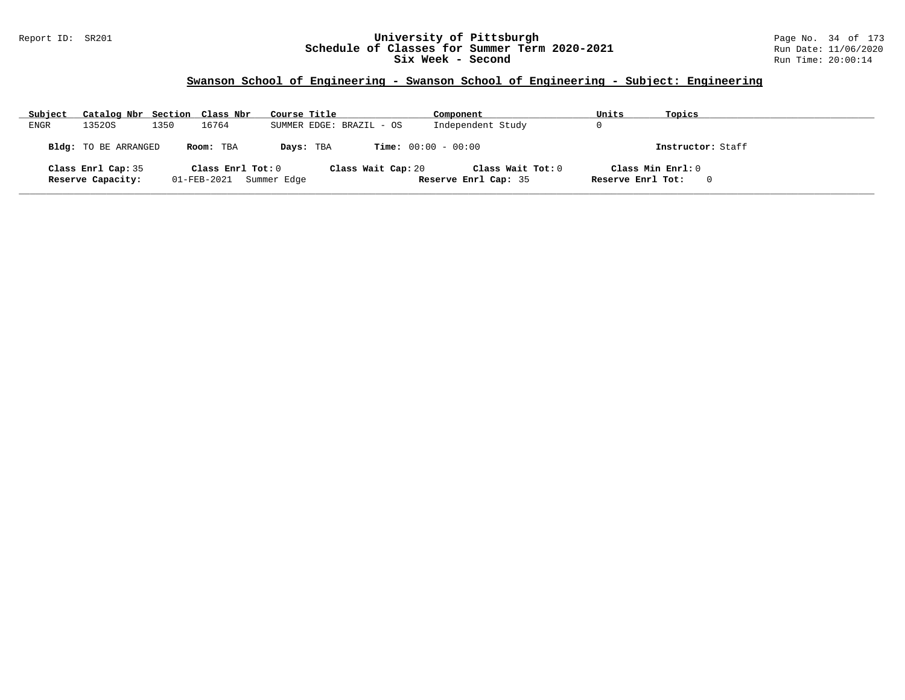## Swanson School of Engineering - Swanson School of Engineering - Subject: Engineering

| Subject | Catalog Nbr | Section | Class Nbr | Course Title | Component | Units | Topics |
|---|---|---|---|---|---|---|---|
| ENGR | 1352OS | 1350 | 16764 | SUMMER EDGE: BRAZIL - OS | Independent Study | 0 | |

**Bldg:** TO BE ARRANGED **Room:** TBA **Days:** TBA **Time:** 00:00 - 00:00 **Instructor:** Staff

**Class Enrl Cap:** 35 **Class Enrl Tot:** 0 **Class Wait Cap:** 20 **Class Wait Tot:** 0 **Class Min Enrl:** 0

**Reserve Capacity:** 01-FEB-2021 Summer Edge **Reserve Enrl Cap:** 35 **Reserve Enrl Tot:** 0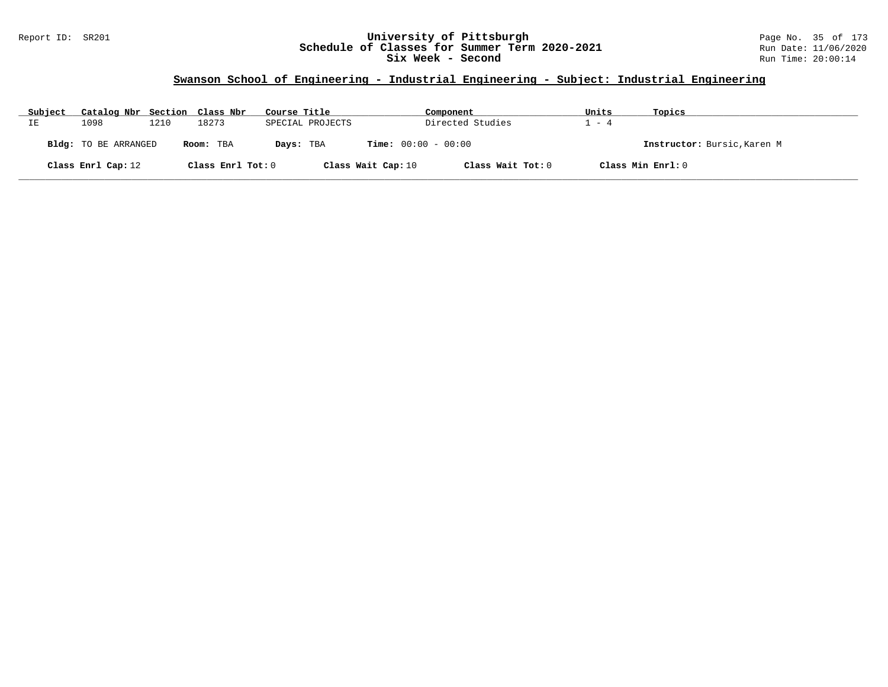## Swanson School of Engineering - Industrial Engineering - Subject: Industrial Engineering

| Subject | Catalog Nbr | Section | Class Nbr | Course Title | Component | Units | Topics |
|---|---|---|---|---|---|---|---|
| IE | 1098 | 1210 | 18273 | SPECIAL PROJECTS | Directed Studies | 1 - 4 | |

**Bldg:** TO BE ARRANGED **Room:** TBA **Days:** TBA **Time:** 00:00 - 00:00 **Instructor:** Bursic,Karen M

**Class Enrl Cap:** 12 **Class Enrl Tot:** 0 **Class Wait Cap:** 10 **Class Wait Tot:** 0 **Class Min Enrl:** 0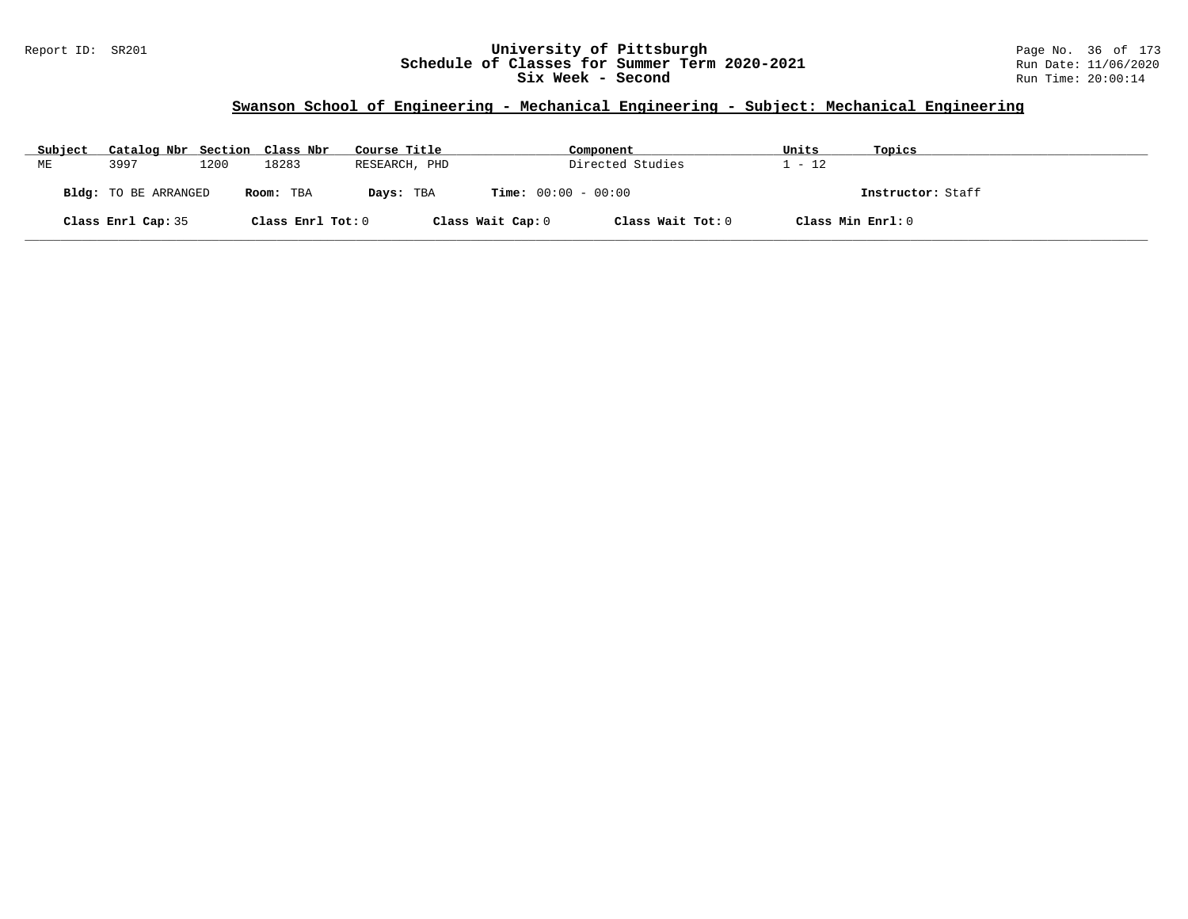## Swanson School of Engineering - Mechanical Engineering - Subject: Mechanical Engineering

| Subject | Catalog Nbr | Section | Class Nbr | Course Title | Component | Units | Topics |
|---|---|---|---|---|---|---|---|
| ME | 3997 | 1200 | 18283 | RESEARCH, PHD | Directed Studies | 1 - 12 | |

**Bldg:** TO BE ARRANGED **Room:** TBA **Days:** TBA **Time:** 00:00 - 00:00 **Instructor:** Staff

**Class Enrl Cap:** 35 **Class Enrl Tot:** 0 **Class Wait Cap:** 0 **Class Wait Tot:** 0 **Class Min Enrl:** 0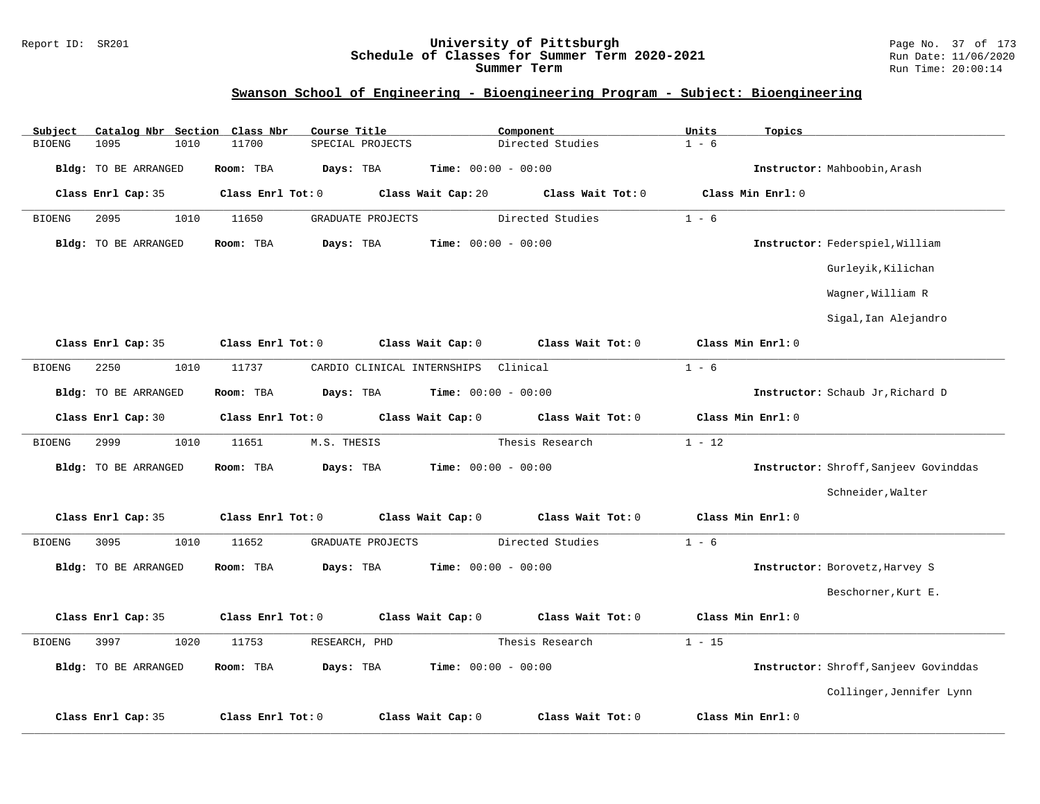# University of Pittsburgh
## Schedule of Classes for Summer Term 2020-2021
### Summer Term

Report ID: SR201

Run Date: 11/06/2020
Run Time: 20:00:14

## Swanson School of Engineering - Bioengineering Program - Subject: Bioengineering

| Subject | Catalog Nbr | Section | Class Nbr | Course Title | Component | Units | Topics |
|---|---|---|---|---|---|---|---|
| BIOENG | 1095 | 1010 | 11700 | SPECIAL PROJECTS | Directed Studies | 1 - 6 | |

**Bldg:** TO BE ARRANGED **Room:** TBA **Days:** TBA **Time:** 00:00 - 00:00 **Instructor:** Mahboobin,Arash

**Class Enrl Cap:** 35 **Class Enrl Tot:** 0 **Class Wait Cap:** 20 **Class Wait Tot:** 0 **Class Min Enrl:** 0

---

| Subject | Catalog Nbr | Section | Class Nbr | Course Title | Component | Units | Topics |
|---|---|---|---|---|---|---|---|
| BIOENG | 2095 | 1010 | 11650 | GRADUATE PROJECTS | Directed Studies | 1 - 6 | |

**Bldg:** TO BE ARRANGED **Room:** TBA **Days:** TBA **Time:** 00:00 - 00:00 **Instructor:** Federspiel,William; Gurleyik,Kilichan; Wagner,William R; Sigal,Ian Alejandro

**Class Enrl Cap:** 35 **Class Enrl Tot:** 0 **Class Wait Cap:** 0 **Class Wait Tot:** 0 **Class Min Enrl:** 0

---

| Subject | Catalog Nbr | Section | Class Nbr | Course Title | Component | Units | Topics |
|---|---|---|---|---|---|---|---|
| BIOENG | 2250 | 1010 | 11737 | CARDIO CLINICAL INTERNSHIPS | Clinical | 1 - 6 | |

**Bldg:** TO BE ARRANGED **Room:** TBA **Days:** TBA **Time:** 00:00 - 00:00 **Instructor:** Schaub Jr,Richard D

**Class Enrl Cap:** 30 **Class Enrl Tot:** 0 **Class Wait Cap:** 0 **Class Wait Tot:** 0 **Class Min Enrl:** 0

---

| Subject | Catalog Nbr | Section | Class Nbr | Course Title | Component | Units | Topics |
|---|---|---|---|---|---|---|---|
| BIOENG | 2999 | 1010 | 11651 | M.S. THESIS | Thesis Research | 1 - 12 | |

**Bldg:** TO BE ARRANGED **Room:** TBA **Days:** TBA **Time:** 00:00 - 00:00 **Instructor:** Shroff,Sanjeev Govinddas; Schneider,Walter

**Class Enrl Cap:** 35 **Class Enrl Tot:** 0 **Class Wait Cap:** 0 **Class Wait Tot:** 0 **Class Min Enrl:** 0

---

| Subject | Catalog Nbr | Section | Class Nbr | Course Title | Component | Units | Topics |
|---|---|---|---|---|---|---|---|
| BIOENG | 3095 | 1010 | 11652 | GRADUATE PROJECTS | Directed Studies | 1 - 6 | |

**Bldg:** TO BE ARRANGED **Room:** TBA **Days:** TBA **Time:** 00:00 - 00:00 **Instructor:** Borovetz,Harvey S; Beschorner,Kurt E.

**Class Enrl Cap:** 35 **Class Enrl Tot:** 0 **Class Wait Cap:** 0 **Class Wait Tot:** 0 **Class Min Enrl:** 0

---

| Subject | Catalog Nbr | Section | Class Nbr | Course Title | Component | Units | Topics |
|---|---|---|---|---|---|---|---|
| BIOENG | 3997 | 1020 | 11753 | RESEARCH, PHD | Thesis Research | 1 - 15 | |

**Bldg:** TO BE ARRANGED **Room:** TBA **Days:** TBA **Time:** 00:00 - 00:00 **Instructor:** Shroff,Sanjeev Govinddas; Collinger,Jennifer Lynn

**Class Enrl Cap:** 35 **Class Enrl Tot:** 0 **Class Wait Cap:** 0 **Class Wait Tot:** 0 **Class Min Enrl:** 0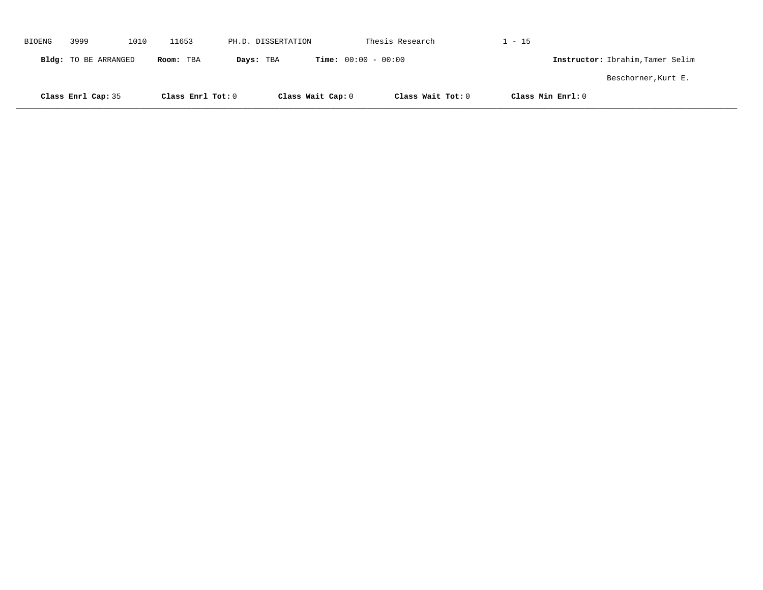BIOENG 3999 1010 11653 PH.D. DISSERTATION Thesis Research 1 - 15

**Bldg:** TO BE ARRANGED **Room:** TBA **Days:** TBA **Time:** 00:00 - 00:00 **Instructor:** Ibrahim,Tamer Selim

Beschorner,Kurt E.

**Class Enrl Cap:** 35 **Class Enrl Tot:** 0 **Class Wait Cap:** 0 **Class Wait Tot:** 0 **Class Min Enrl:** 0

---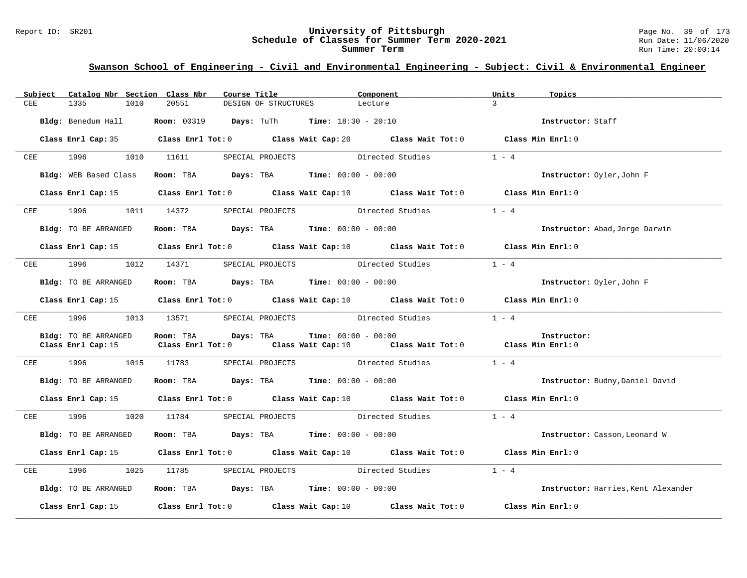## Swanson School of Engineering - Civil and Environmental Engineering - Subject: Civil & Environmental Engineer

| Subject | Catalog Nbr | Section | Class Nbr | Course Title | Component | Units | Topics |
|---|---|---|---|---|---|---|---|
| CEE | 1335 | 1010 | 20551 | DESIGN OF STRUCTURES | Lecture | 3 | |

**Bldg:** Benedum Hall **Room:** 00319 **Days:** TuTh **Time:** 18:30 - 20:10 **Instructor:** Staff

**Class Enrl Cap:** 35 **Class Enrl Tot:** 0 **Class Wait Cap:** 20 **Class Wait Tot:** 0 **Class Min Enrl:** 0

---

| Subject | Catalog Nbr | Section | Class Nbr | Course Title | Component | Units | Topics |
|---|---|---|---|---|---|---|---|
| CEE | 1996 | 1010 | 11611 | SPECIAL PROJECTS | Directed Studies | 1 - 4 | |

**Bldg:** WEB Based Class **Room:** TBA **Days:** TBA **Time:** 00:00 - 00:00 **Instructor:** Oyler,John F

**Class Enrl Cap:** 15 **Class Enrl Tot:** 0 **Class Wait Cap:** 10 **Class Wait Tot:** 0 **Class Min Enrl:** 0

---

| Subject | Catalog Nbr | Section | Class Nbr | Course Title | Component | Units | Topics |
|---|---|---|---|---|---|---|---|
| CEE | 1996 | 1011 | 14372 | SPECIAL PROJECTS | Directed Studies | 1 - 4 | |

**Bldg:** TO BE ARRANGED **Room:** TBA **Days:** TBA **Time:** 00:00 - 00:00 **Instructor:** Abad,Jorge Darwin

**Class Enrl Cap:** 15 **Class Enrl Tot:** 0 **Class Wait Cap:** 10 **Class Wait Tot:** 0 **Class Min Enrl:** 0

---

| Subject | Catalog Nbr | Section | Class Nbr | Course Title | Component | Units | Topics |
|---|---|---|---|---|---|---|---|
| CEE | 1996 | 1012 | 14371 | SPECIAL PROJECTS | Directed Studies | 1 - 4 | |

**Bldg:** TO BE ARRANGED **Room:** TBA **Days:** TBA **Time:** 00:00 - 00:00 **Instructor:** Oyler,John F

**Class Enrl Cap:** 15 **Class Enrl Tot:** 0 **Class Wait Cap:** 10 **Class Wait Tot:** 0 **Class Min Enrl:** 0

---

| Subject | Catalog Nbr | Section | Class Nbr | Course Title | Component | Units | Topics |
|---|---|---|---|---|---|---|---|
| CEE | 1996 | 1013 | 13571 | SPECIAL PROJECTS | Directed Studies | 1 - 4 | |

**Bldg:** TO BE ARRANGED **Room:** TBA **Days:** TBA **Time:** 00:00 - 00:00 **Instructor:**
**Class Enrl Cap:** 15 **Class Enrl Tot:** 0 **Class Wait Cap:** 10 **Class Wait Tot:** 0 **Class Min Enrl:** 0

---

| Subject | Catalog Nbr | Section | Class Nbr | Course Title | Component | Units | Topics |
|---|---|---|---|---|---|---|---|
| CEE | 1996 | 1015 | 11783 | SPECIAL PROJECTS | Directed Studies | 1 - 4 | |

**Bldg:** TO BE ARRANGED **Room:** TBA **Days:** TBA **Time:** 00:00 - 00:00 **Instructor:** Budny,Daniel David

**Class Enrl Cap:** 15 **Class Enrl Tot:** 0 **Class Wait Cap:** 10 **Class Wait Tot:** 0 **Class Min Enrl:** 0

---

| Subject | Catalog Nbr | Section | Class Nbr | Course Title | Component | Units | Topics |
|---|---|---|---|---|---|---|---|
| CEE | 1996 | 1020 | 11784 | SPECIAL PROJECTS | Directed Studies | 1 - 4 | |

**Bldg:** TO BE ARRANGED **Room:** TBA **Days:** TBA **Time:** 00:00 - 00:00 **Instructor:** Casson,Leonard W

**Class Enrl Cap:** 15 **Class Enrl Tot:** 0 **Class Wait Cap:** 10 **Class Wait Tot:** 0 **Class Min Enrl:** 0

---

| Subject | Catalog Nbr | Section | Class Nbr | Course Title | Component | Units | Topics |
|---|---|---|---|---|---|---|---|
| CEE | 1996 | 1025 | 11785 | SPECIAL PROJECTS | Directed Studies | 1 - 4 | |

**Bldg:** TO BE ARRANGED **Room:** TBA **Days:** TBA **Time:** 00:00 - 00:00 **Instructor:** Harries,Kent Alexander

**Class Enrl Cap:** 15 **Class Enrl Tot:** 0 **Class Wait Cap:** 10 **Class Wait Tot:** 0 **Class Min Enrl:** 0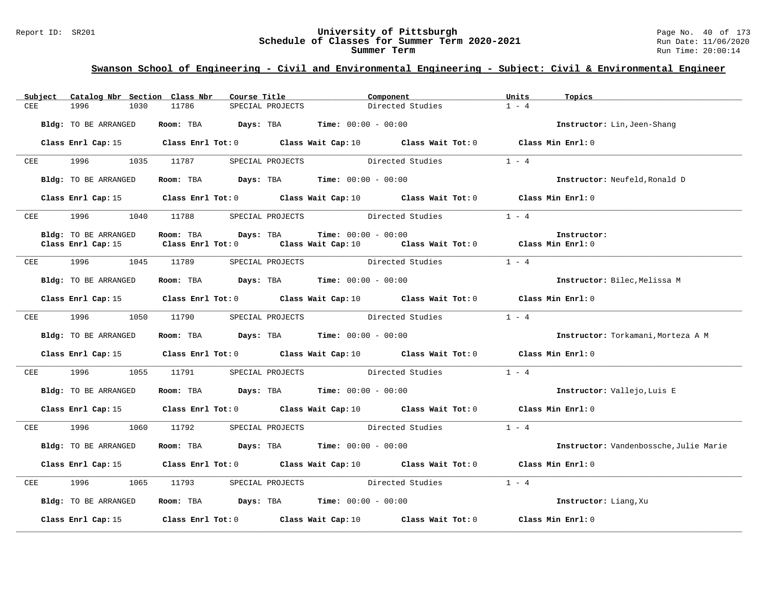## Swanson School of Engineering - Civil and Environmental Engineering - Subject: Civil & Environmental Engineer

| Subject | Catalog Nbr | Section | Class Nbr | Course Title | Component | Units | Topics |
|---|---|---|---|---|---|---|---|
| CEE | 1996 | 1030 | 11786 | SPECIAL PROJECTS | Directed Studies | 1 - 4 | |

**Bldg:** TO BE ARRANGED **Room:** TBA **Days:** TBA **Time:** 00:00 - 00:00 **Instructor:** Lin,Jeen-Shang

**Class Enrl Cap:** 15 **Class Enrl Tot:** 0 **Class Wait Cap:** 10 **Class Wait Tot:** 0 **Class Min Enrl:** 0

---

| Subject | Catalog Nbr | Section | Class Nbr | Course Title | Component | Units | Topics |
|---|---|---|---|---|---|---|---|
| CEE | 1996 | 1035 | 11787 | SPECIAL PROJECTS | Directed Studies | 1 - 4 | |

**Bldg:** TO BE ARRANGED **Room:** TBA **Days:** TBA **Time:** 00:00 - 00:00 **Instructor:** Neufeld,Ronald D

**Class Enrl Cap:** 15 **Class Enrl Tot:** 0 **Class Wait Cap:** 10 **Class Wait Tot:** 0 **Class Min Enrl:** 0

---

| Subject | Catalog Nbr | Section | Class Nbr | Course Title | Component | Units | Topics |
|---|---|---|---|---|---|---|---|
| CEE | 1996 | 1040 | 11788 | SPECIAL PROJECTS | Directed Studies | 1 - 4 | |

**Bldg:** TO BE ARRANGED **Room:** TBA **Days:** TBA **Time:** 00:00 - 00:00 **Instructor:**
**Class Enrl Cap:** 15 **Class Enrl Tot:** 0 **Class Wait Cap:** 10 **Class Wait Tot:** 0 **Class Min Enrl:** 0

---

| Subject | Catalog Nbr | Section | Class Nbr | Course Title | Component | Units | Topics |
|---|---|---|---|---|---|---|---|
| CEE | 1996 | 1045 | 11789 | SPECIAL PROJECTS | Directed Studies | 1 - 4 | |

**Bldg:** TO BE ARRANGED **Room:** TBA **Days:** TBA **Time:** 00:00 - 00:00 **Instructor:** Bilec,Melissa M

**Class Enrl Cap:** 15 **Class Enrl Tot:** 0 **Class Wait Cap:** 10 **Class Wait Tot:** 0 **Class Min Enrl:** 0

---

| Subject | Catalog Nbr | Section | Class Nbr | Course Title | Component | Units | Topics |
|---|---|---|---|---|---|---|---|
| CEE | 1996 | 1050 | 11790 | SPECIAL PROJECTS | Directed Studies | 1 - 4 | |

**Bldg:** TO BE ARRANGED **Room:** TBA **Days:** TBA **Time:** 00:00 - 00:00 **Instructor:** Torkamani,Morteza A M

**Class Enrl Cap:** 15 **Class Enrl Tot:** 0 **Class Wait Cap:** 10 **Class Wait Tot:** 0 **Class Min Enrl:** 0

---

| Subject | Catalog Nbr | Section | Class Nbr | Course Title | Component | Units | Topics |
|---|---|---|---|---|---|---|---|
| CEE | 1996 | 1055 | 11791 | SPECIAL PROJECTS | Directed Studies | 1 - 4 | |

**Bldg:** TO BE ARRANGED **Room:** TBA **Days:** TBA **Time:** 00:00 - 00:00 **Instructor:** Vallejo,Luis E

**Class Enrl Cap:** 15 **Class Enrl Tot:** 0 **Class Wait Cap:** 10 **Class Wait Tot:** 0 **Class Min Enrl:** 0

---

| Subject | Catalog Nbr | Section | Class Nbr | Course Title | Component | Units | Topics |
|---|---|---|---|---|---|---|---|
| CEE | 1996 | 1060 | 11792 | SPECIAL PROJECTS | Directed Studies | 1 - 4 | |

**Bldg:** TO BE ARRANGED **Room:** TBA **Days:** TBA **Time:** 00:00 - 00:00 **Instructor:** Vandenbossche,Julie Marie

**Class Enrl Cap:** 15 **Class Enrl Tot:** 0 **Class Wait Cap:** 10 **Class Wait Tot:** 0 **Class Min Enrl:** 0

---

| Subject | Catalog Nbr | Section | Class Nbr | Course Title | Component | Units | Topics |
|---|---|---|---|---|---|---|---|
| CEE | 1996 | 1065 | 11793 | SPECIAL PROJECTS | Directed Studies | 1 - 4 | |

**Bldg:** TO BE ARRANGED **Room:** TBA **Days:** TBA **Time:** 00:00 - 00:00 **Instructor:** Liang,Xu

**Class Enrl Cap:** 15 **Class Enrl Tot:** 0 **Class Wait Cap:** 10 **Class Wait Tot:** 0 **Class Min Enrl:** 0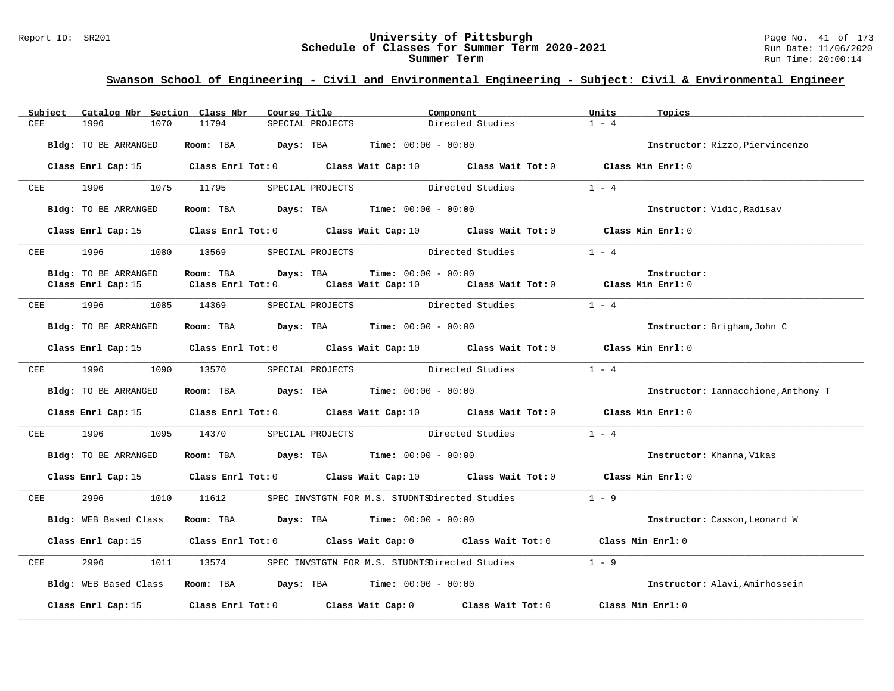## Swanson School of Engineering - Civil and Environmental Engineering - Subject: Civil & Environmental Engineer

| Subject | Catalog Nbr | Section | Class Nbr | Course Title | Component | Units | Topics |
|---|---|---|---|---|---|---|---|
| CEE | 1996 | 1070 | 11794 | SPECIAL PROJECTS | Directed Studies | 1 - 4 | |

**Bldg:** TO BE ARRANGED **Room:** TBA **Days:** TBA **Time:** 00:00 - 00:00 **Instructor:** Rizzo,Piervincenzo

**Class Enrl Cap:** 15 **Class Enrl Tot:** 0 **Class Wait Cap:** 10 **Class Wait Tot:** 0 **Class Min Enrl:** 0

---

| Subject | Catalog Nbr | Section | Class Nbr | Course Title | Component | Units | Topics |
|---|---|---|---|---|---|---|---|
| CEE | 1996 | 1075 | 11795 | SPECIAL PROJECTS | Directed Studies | 1 - 4 | |

**Bldg:** TO BE ARRANGED **Room:** TBA **Days:** TBA **Time:** 00:00 - 00:00 **Instructor:** Vidic,Radisav

**Class Enrl Cap:** 15 **Class Enrl Tot:** 0 **Class Wait Cap:** 10 **Class Wait Tot:** 0 **Class Min Enrl:** 0

---

| Subject | Catalog Nbr | Section | Class Nbr | Course Title | Component | Units | Topics |
|---|---|---|---|---|---|---|---|
| CEE | 1996 | 1080 | 13569 | SPECIAL PROJECTS | Directed Studies | 1 - 4 | |

**Bldg:** TO BE ARRANGED **Room:** TBA **Days:** TBA **Time:** 00:00 - 00:00 **Instructor:**

**Class Enrl Cap:** 15 **Class Enrl Tot:** 0 **Class Wait Cap:** 10 **Class Wait Tot:** 0 **Class Min Enrl:** 0

---

| Subject | Catalog Nbr | Section | Class Nbr | Course Title | Component | Units | Topics |
|---|---|---|---|---|---|---|---|
| CEE | 1996 | 1085 | 14369 | SPECIAL PROJECTS | Directed Studies | 1 - 4 | |

**Bldg:** TO BE ARRANGED **Room:** TBA **Days:** TBA **Time:** 00:00 - 00:00 **Instructor:** Brigham,John C

**Class Enrl Cap:** 15 **Class Enrl Tot:** 0 **Class Wait Cap:** 10 **Class Wait Tot:** 0 **Class Min Enrl:** 0

---

| Subject | Catalog Nbr | Section | Class Nbr | Course Title | Component | Units | Topics |
|---|---|---|---|---|---|---|---|
| CEE | 1996 | 1090 | 13570 | SPECIAL PROJECTS | Directed Studies | 1 - 4 | |

**Bldg:** TO BE ARRANGED **Room:** TBA **Days:** TBA **Time:** 00:00 - 00:00 **Instructor:** Iannacchione,Anthony T

**Class Enrl Cap:** 15 **Class Enrl Tot:** 0 **Class Wait Cap:** 10 **Class Wait Tot:** 0 **Class Min Enrl:** 0

---

| Subject | Catalog Nbr | Section | Class Nbr | Course Title | Component | Units | Topics |
|---|---|---|---|---|---|---|---|
| CEE | 1996 | 1095 | 14370 | SPECIAL PROJECTS | Directed Studies | 1 - 4 | |

**Bldg:** TO BE ARRANGED **Room:** TBA **Days:** TBA **Time:** 00:00 - 00:00 **Instructor:** Khanna,Vikas

**Class Enrl Cap:** 15 **Class Enrl Tot:** 0 **Class Wait Cap:** 10 **Class Wait Tot:** 0 **Class Min Enrl:** 0

---

| Subject | Catalog Nbr | Section | Class Nbr | Course Title | Component | Units | Topics |
|---|---|---|---|---|---|---|---|
| CEE | 2996 | 1010 | 11612 | SPEC INVSTGTN FOR M.S. STUDNTS | Directed Studies | 1 - 9 | |

**Bldg:** WEB Based Class **Room:** TBA **Days:** TBA **Time:** 00:00 - 00:00 **Instructor:** Casson,Leonard W

**Class Enrl Cap:** 15 **Class Enrl Tot:** 0 **Class Wait Cap:** 0 **Class Wait Tot:** 0 **Class Min Enrl:** 0

---

| Subject | Catalog Nbr | Section | Class Nbr | Course Title | Component | Units | Topics |
|---|---|---|---|---|---|---|---|
| CEE | 2996 | 1011 | 13574 | SPEC INVSTGTN FOR M.S. STUDNTS | Directed Studies | 1 - 9 | |

**Bldg:** WEB Based Class **Room:** TBA **Days:** TBA **Time:** 00:00 - 00:00 **Instructor:** Alavi,Amirhossein

**Class Enrl Cap:** 15 **Class Enrl Tot:** 0 **Class Wait Cap:** 0 **Class Wait Tot:** 0 **Class Min Enrl:** 0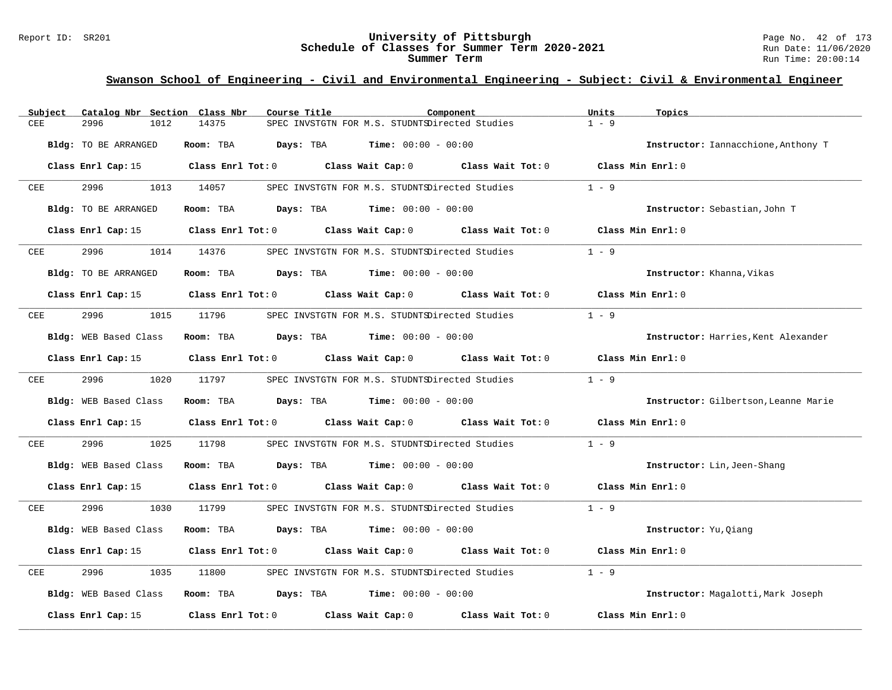## Swanson School of Engineering - Civil and Environmental Engineering - Subject: Civil & Environmental Engineer

| Subject | Catalog Nbr | Section | Class Nbr | Course Title | Component | Units | Topics |
|---|---|---|---|---|---|---|---|
| CEE | 2996 | 1012 | 14375 | SPEC INVSTGTN FOR M.S. STUDNTS | Directed Studies | 1 - 9 | |

**Bldg:** TO BE ARRANGED **Room:** TBA **Days:** TBA **Time:** 00:00 - 00:00 **Instructor:** Iannacchione,Anthony T

**Class Enrl Cap:** 15 **Class Enrl Tot:** 0 **Class Wait Cap:** 0 **Class Wait Tot:** 0 **Class Min Enrl:** 0

| Subject | Catalog Nbr | Section | Class Nbr | Course Title | Component | Units | Topics |
|---|---|---|---|---|---|---|---|
| CEE | 2996 | 1013 | 14057 | SPEC INVSTGTN FOR M.S. STUDNTS | Directed Studies | 1 - 9 | |

**Bldg:** TO BE ARRANGED **Room:** TBA **Days:** TBA **Time:** 00:00 - 00:00 **Instructor:** Sebastian,John T

**Class Enrl Cap:** 15 **Class Enrl Tot:** 0 **Class Wait Cap:** 0 **Class Wait Tot:** 0 **Class Min Enrl:** 0

| Subject | Catalog Nbr | Section | Class Nbr | Course Title | Component | Units | Topics |
|---|---|---|---|---|---|---|---|
| CEE | 2996 | 1014 | 14376 | SPEC INVSTGTN FOR M.S. STUDNTS | Directed Studies | 1 - 9 | |

**Bldg:** TO BE ARRANGED **Room:** TBA **Days:** TBA **Time:** 00:00 - 00:00 **Instructor:** Khanna,Vikas

**Class Enrl Cap:** 15 **Class Enrl Tot:** 0 **Class Wait Cap:** 0 **Class Wait Tot:** 0 **Class Min Enrl:** 0

| Subject | Catalog Nbr | Section | Class Nbr | Course Title | Component | Units | Topics |
|---|---|---|---|---|---|---|---|
| CEE | 2996 | 1015 | 11796 | SPEC INVSTGTN FOR M.S. STUDNTS | Directed Studies | 1 - 9 | |

**Bldg:** WEB Based Class **Room:** TBA **Days:** TBA **Time:** 00:00 - 00:00 **Instructor:** Harries,Kent Alexander

**Class Enrl Cap:** 15 **Class Enrl Tot:** 0 **Class Wait Cap:** 0 **Class Wait Tot:** 0 **Class Min Enrl:** 0

| Subject | Catalog Nbr | Section | Class Nbr | Course Title | Component | Units | Topics |
|---|---|---|---|---|---|---|---|
| CEE | 2996 | 1020 | 11797 | SPEC INVSTGTN FOR M.S. STUDNTS | Directed Studies | 1 - 9 | |

**Bldg:** WEB Based Class **Room:** TBA **Days:** TBA **Time:** 00:00 - 00:00 **Instructor:** Gilbertson,Leanne Marie

**Class Enrl Cap:** 15 **Class Enrl Tot:** 0 **Class Wait Cap:** 0 **Class Wait Tot:** 0 **Class Min Enrl:** 0

| Subject | Catalog Nbr | Section | Class Nbr | Course Title | Component | Units | Topics |
|---|---|---|---|---|---|---|---|
| CEE | 2996 | 1025 | 11798 | SPEC INVSTGTN FOR M.S. STUDNTS | Directed Studies | 1 - 9 | |

**Bldg:** WEB Based Class **Room:** TBA **Days:** TBA **Time:** 00:00 - 00:00 **Instructor:** Lin,Jeen-Shang

**Class Enrl Cap:** 15 **Class Enrl Tot:** 0 **Class Wait Cap:** 0 **Class Wait Tot:** 0 **Class Min Enrl:** 0

| Subject | Catalog Nbr | Section | Class Nbr | Course Title | Component | Units | Topics |
|---|---|---|---|---|---|---|---|
| CEE | 2996 | 1030 | 11799 | SPEC INVSTGTN FOR M.S. STUDNTS | Directed Studies | 1 - 9 | |

**Bldg:** WEB Based Class **Room:** TBA **Days:** TBA **Time:** 00:00 - 00:00 **Instructor:** Yu,Qiang

**Class Enrl Cap:** 15 **Class Enrl Tot:** 0 **Class Wait Cap:** 0 **Class Wait Tot:** 0 **Class Min Enrl:** 0

| Subject | Catalog Nbr | Section | Class Nbr | Course Title | Component | Units | Topics |
|---|---|---|---|---|---|---|---|
| CEE | 2996 | 1035 | 11800 | SPEC INVSTGTN FOR M.S. STUDNTS | Directed Studies | 1 - 9 | |

**Bldg:** WEB Based Class **Room:** TBA **Days:** TBA **Time:** 00:00 - 00:00 **Instructor:** Magalotti,Mark Joseph

**Class Enrl Cap:** 15 **Class Enrl Tot:** 0 **Class Wait Cap:** 0 **Class Wait Tot:** 0 **Class Min Enrl:** 0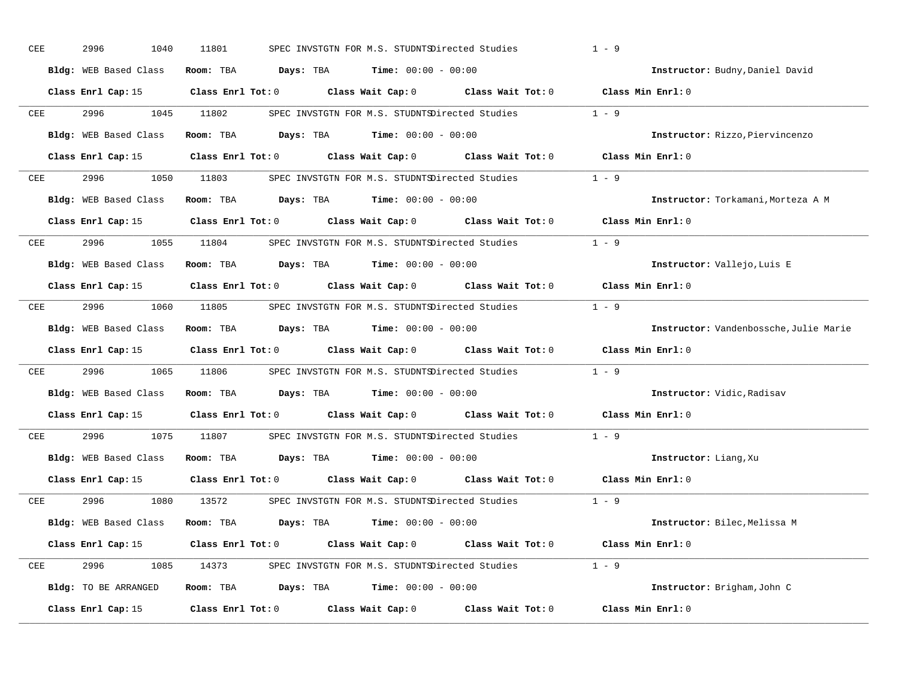CEE 2996 1040 11801 SPEC INVSTGTN FOR M.S. STUDNTS Directed Studies 1 - 9

**Bldg:** WEB Based Class **Room:** TBA **Days:** TBA **Time:** 00:00 - 00:00 **Instructor:** Budny,Daniel David

**Class Enrl Cap:** 15 **Class Enrl Tot:** 0 **Class Wait Cap:** 0 **Class Wait Tot:** 0 **Class Min Enrl:** 0

---

CEE 2996 1045 11802 SPEC INVSTGTN FOR M.S. STUDNTS Directed Studies 1 - 9

**Bldg:** WEB Based Class **Room:** TBA **Days:** TBA **Time:** 00:00 - 00:00 **Instructor:** Rizzo,Piervincenzo

**Class Enrl Cap:** 15 **Class Enrl Tot:** 0 **Class Wait Cap:** 0 **Class Wait Tot:** 0 **Class Min Enrl:** 0

---

CEE 2996 1050 11803 SPEC INVSTGTN FOR M.S. STUDNTS Directed Studies 1 - 9

**Bldg:** WEB Based Class **Room:** TBA **Days:** TBA **Time:** 00:00 - 00:00 **Instructor:** Torkamani,Morteza A M

**Class Enrl Cap:** 15 **Class Enrl Tot:** 0 **Class Wait Cap:** 0 **Class Wait Tot:** 0 **Class Min Enrl:** 0

---

CEE 2996 1055 11804 SPEC INVSTGTN FOR M.S. STUDNTS Directed Studies 1 - 9

**Bldg:** WEB Based Class **Room:** TBA **Days:** TBA **Time:** 00:00 - 00:00 **Instructor:** Vallejo,Luis E

**Class Enrl Cap:** 15 **Class Enrl Tot:** 0 **Class Wait Cap:** 0 **Class Wait Tot:** 0 **Class Min Enrl:** 0

---

CEE 2996 1060 11805 SPEC INVSTGTN FOR M.S. STUDNTS Directed Studies 1 - 9

**Bldg:** WEB Based Class **Room:** TBA **Days:** TBA **Time:** 00:00 - 00:00 **Instructor:** Vandenbossche,Julie Marie

**Class Enrl Cap:** 15 **Class Enrl Tot:** 0 **Class Wait Cap:** 0 **Class Wait Tot:** 0 **Class Min Enrl:** 0

---

CEE 2996 1065 11806 SPEC INVSTGTN FOR M.S. STUDNTS Directed Studies 1 - 9

**Bldg:** WEB Based Class **Room:** TBA **Days:** TBA **Time:** 00:00 - 00:00 **Instructor:** Vidic,Radisav

**Class Enrl Cap:** 15 **Class Enrl Tot:** 0 **Class Wait Cap:** 0 **Class Wait Tot:** 0 **Class Min Enrl:** 0

---

CEE 2996 1075 11807 SPEC INVSTGTN FOR M.S. STUDNTS Directed Studies 1 - 9

**Bldg:** WEB Based Class **Room:** TBA **Days:** TBA **Time:** 00:00 - 00:00 **Instructor:** Liang,Xu

**Class Enrl Cap:** 15 **Class Enrl Tot:** 0 **Class Wait Cap:** 0 **Class Wait Tot:** 0 **Class Min Enrl:** 0

---

CEE 2996 1080 13572 SPEC INVSTGTN FOR M.S. STUDNTS Directed Studies 1 - 9

**Bldg:** WEB Based Class **Room:** TBA **Days:** TBA **Time:** 00:00 - 00:00 **Instructor:** Bilec,Melissa M

**Class Enrl Cap:** 15 **Class Enrl Tot:** 0 **Class Wait Cap:** 0 **Class Wait Tot:** 0 **Class Min Enrl:** 0

---

CEE 2996 1085 14373 SPEC INVSTGTN FOR M.S. STUDNTS Directed Studies 1 - 9

**Bldg:** TO BE ARRANGED **Room:** TBA **Days:** TBA **Time:** 00:00 - 00:00 **Instructor:** Brigham,John C

**Class Enrl Cap:** 15 **Class Enrl Tot:** 0 **Class Wait Cap:** 0 **Class Wait Tot:** 0 **Class Min Enrl:** 0

---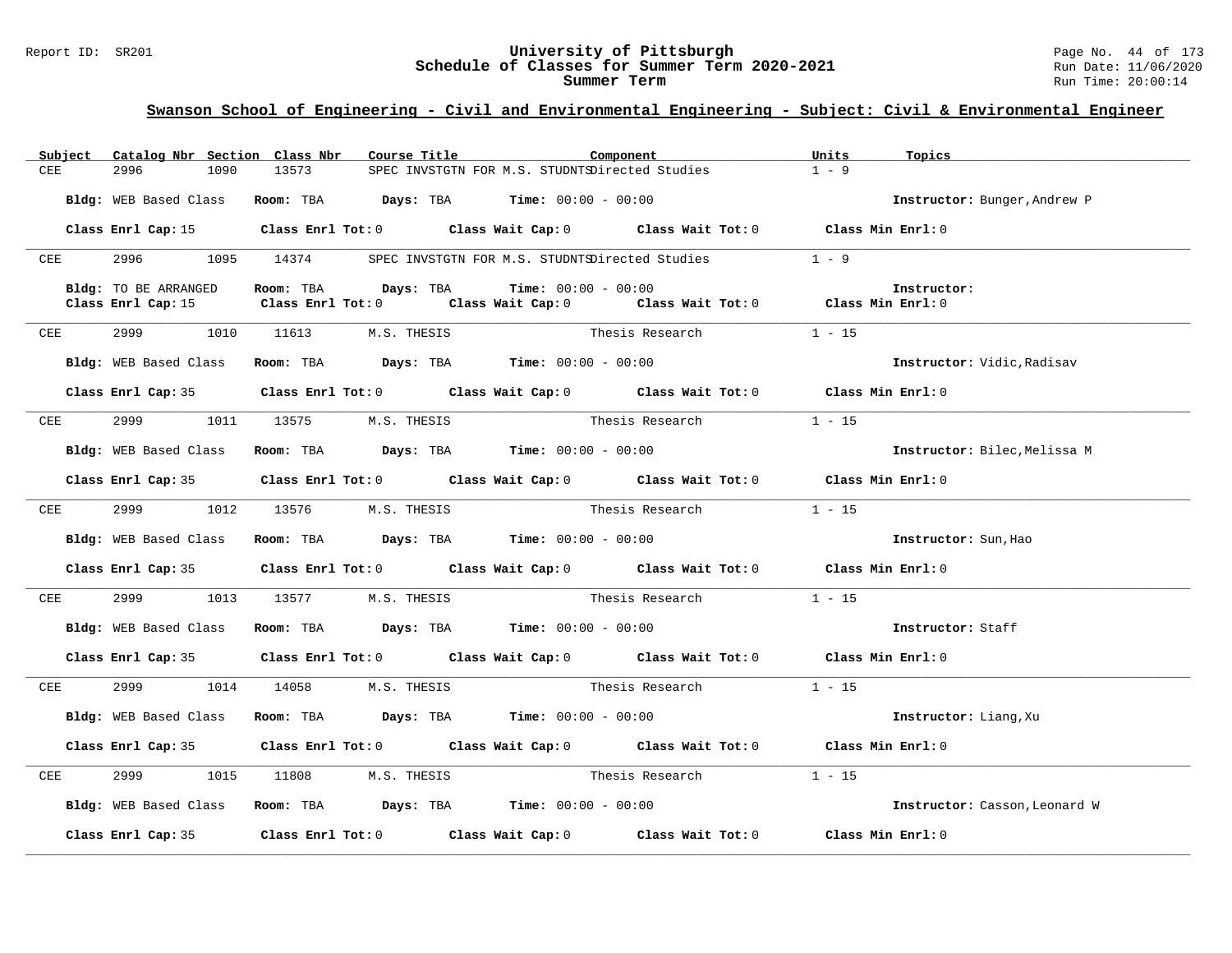## Swanson School of Engineering - Civil and Environmental Engineering - Subject: Civil & Environmental Engineer

| Subject | Catalog Nbr | Section | Class Nbr | Course Title | Component | Units | Topics |
|---|---|---|---|---|---|---|---|
| CEE | 2996 | 1090 | 13573 | SPEC INVSTGTN FOR M.S. STUDNTS | Directed Studies | 1 - 9 | |

**Bldg:** WEB Based Class **Room:** TBA **Days:** TBA **Time:** 00:00 - 00:00 **Instructor:** Bunger,Andrew P

**Class Enrl Cap:** 15 **Class Enrl Tot:** 0 **Class Wait Cap:** 0 **Class Wait Tot:** 0 **Class Min Enrl:** 0

---

| Subject | Catalog Nbr | Section | Class Nbr | Course Title | Component | Units | Topics |
|---|---|---|---|---|---|---|---|
| CEE | 2996 | 1095 | 14374 | SPEC INVSTGTN FOR M.S. STUDNTS | Directed Studies | 1 - 9 | |

**Bldg:** TO BE ARRANGED **Room:** TBA **Days:** TBA **Time:** 00:00 - 00:00 **Instructor:**

**Class Enrl Cap:** 15 **Class Enrl Tot:** 0 **Class Wait Cap:** 0 **Class Wait Tot:** 0 **Class Min Enrl:** 0

---

| Subject | Catalog Nbr | Section | Class Nbr | Course Title | Component | Units | Topics |
|---|---|---|---|---|---|---|---|
| CEE | 2999 | 1010 | 11613 | M.S. THESIS | Thesis Research | 1 - 15 | |

**Bldg:** WEB Based Class **Room:** TBA **Days:** TBA **Time:** 00:00 - 00:00 **Instructor:** Vidic,Radisav

**Class Enrl Cap:** 35 **Class Enrl Tot:** 0 **Class Wait Cap:** 0 **Class Wait Tot:** 0 **Class Min Enrl:** 0

---

| Subject | Catalog Nbr | Section | Class Nbr | Course Title | Component | Units | Topics |
|---|---|---|---|---|---|---|---|
| CEE | 2999 | 1011 | 13575 | M.S. THESIS | Thesis Research | 1 - 15 | |

**Bldg:** WEB Based Class **Room:** TBA **Days:** TBA **Time:** 00:00 - 00:00 **Instructor:** Bilec,Melissa M

**Class Enrl Cap:** 35 **Class Enrl Tot:** 0 **Class Wait Cap:** 0 **Class Wait Tot:** 0 **Class Min Enrl:** 0

---

| Subject | Catalog Nbr | Section | Class Nbr | Course Title | Component | Units | Topics |
|---|---|---|---|---|---|---|---|
| CEE | 2999 | 1012 | 13576 | M.S. THESIS | Thesis Research | 1 - 15 | |

**Bldg:** WEB Based Class **Room:** TBA **Days:** TBA **Time:** 00:00 - 00:00 **Instructor:** Sun,Hao

**Class Enrl Cap:** 35 **Class Enrl Tot:** 0 **Class Wait Cap:** 0 **Class Wait Tot:** 0 **Class Min Enrl:** 0

---

| Subject | Catalog Nbr | Section | Class Nbr | Course Title | Component | Units | Topics |
|---|---|---|---|---|---|---|---|
| CEE | 2999 | 1013 | 13577 | M.S. THESIS | Thesis Research | 1 - 15 | |

**Bldg:** WEB Based Class **Room:** TBA **Days:** TBA **Time:** 00:00 - 00:00 **Instructor:** Staff

**Class Enrl Cap:** 35 **Class Enrl Tot:** 0 **Class Wait Cap:** 0 **Class Wait Tot:** 0 **Class Min Enrl:** 0

---

| Subject | Catalog Nbr | Section | Class Nbr | Course Title | Component | Units | Topics |
|---|---|---|---|---|---|---|---|
| CEE | 2999 | 1014 | 14058 | M.S. THESIS | Thesis Research | 1 - 15 | |

**Bldg:** WEB Based Class **Room:** TBA **Days:** TBA **Time:** 00:00 - 00:00 **Instructor:** Liang,Xu

**Class Enrl Cap:** 35 **Class Enrl Tot:** 0 **Class Wait Cap:** 0 **Class Wait Tot:** 0 **Class Min Enrl:** 0

---

| Subject | Catalog Nbr | Section | Class Nbr | Course Title | Component | Units | Topics |
|---|---|---|---|---|---|---|---|
| CEE | 2999 | 1015 | 11808 | M.S. THESIS | Thesis Research | 1 - 15 | |

**Bldg:** WEB Based Class **Room:** TBA **Days:** TBA **Time:** 00:00 - 00:00 **Instructor:** Casson,Leonard W

**Class Enrl Cap:** 35 **Class Enrl Tot:** 0 **Class Wait Cap:** 0 **Class Wait Tot:** 0 **Class Min Enrl:** 0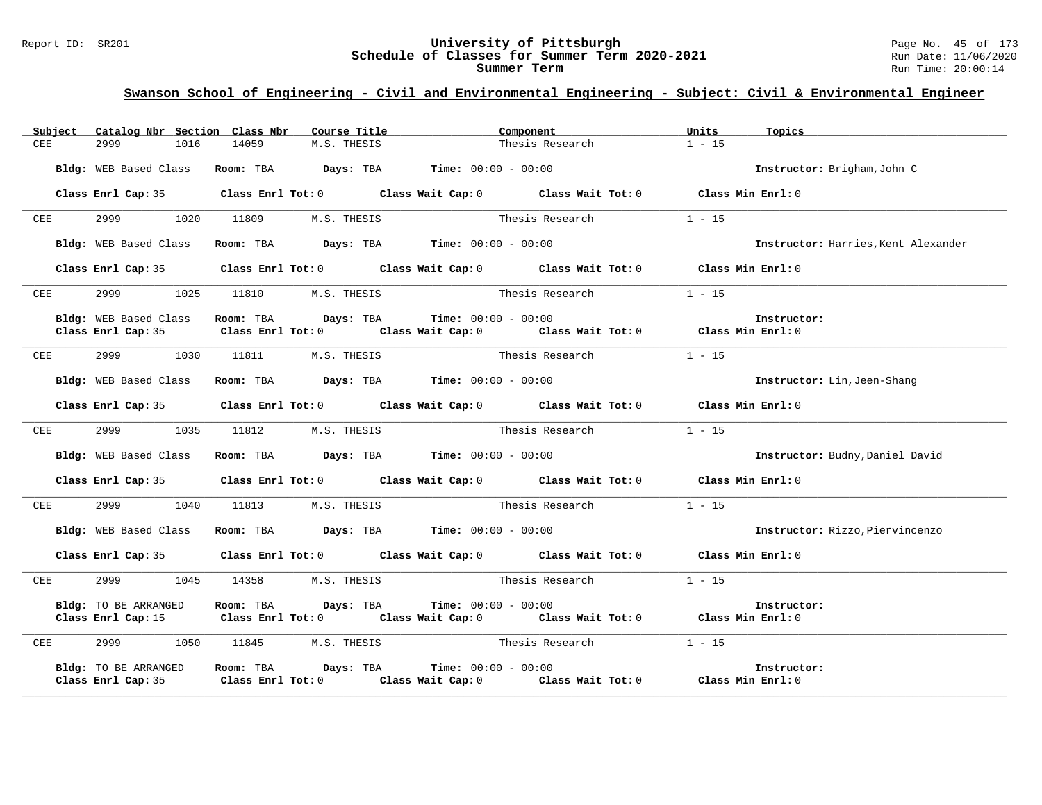## Swanson School of Engineering - Civil and Environmental Engineering - Subject: Civil & Environmental Engineer

| Subject | Catalog Nbr | Section | Class Nbr | Course Title | Component | Units | Topics |
|---|---|---|---|---|---|---|---|
| CEE | 2999 | 1016 | 14059 | M.S. THESIS | Thesis Research | 1 - 15 | |

**Bldg:** WEB Based Class **Room:** TBA **Days:** TBA **Time:** 00:00 - 00:00 **Instructor:** Brigham,John C

**Class Enrl Cap:** 35 **Class Enrl Tot:** 0 **Class Wait Cap:** 0 **Class Wait Tot:** 0 **Class Min Enrl:** 0

---

| Subject | Catalog Nbr | Section | Class Nbr | Course Title | Component | Units | Topics |
|---|---|---|---|---|---|---|---|
| CEE | 2999 | 1020 | 11809 | M.S. THESIS | Thesis Research | 1 - 15 | |

**Bldg:** WEB Based Class **Room:** TBA **Days:** TBA **Time:** 00:00 - 00:00 **Instructor:** Harries,Kent Alexander

**Class Enrl Cap:** 35 **Class Enrl Tot:** 0 **Class Wait Cap:** 0 **Class Wait Tot:** 0 **Class Min Enrl:** 0

---

| Subject | Catalog Nbr | Section | Class Nbr | Course Title | Component | Units | Topics |
|---|---|---|---|---|---|---|---|
| CEE | 2999 | 1025 | 11810 | M.S. THESIS | Thesis Research | 1 - 15 | |

**Bldg:** WEB Based Class **Room:** TBA **Days:** TBA **Time:** 00:00 - 00:00 **Instructor:**
**Class Enrl Cap:** 35 **Class Enrl Tot:** 0 **Class Wait Cap:** 0 **Class Wait Tot:** 0 **Class Min Enrl:** 0

---

| Subject | Catalog Nbr | Section | Class Nbr | Course Title | Component | Units | Topics |
|---|---|---|---|---|---|---|---|
| CEE | 2999 | 1030 | 11811 | M.S. THESIS | Thesis Research | 1 - 15 | |

**Bldg:** WEB Based Class **Room:** TBA **Days:** TBA **Time:** 00:00 - 00:00 **Instructor:** Lin,Jeen-Shang

**Class Enrl Cap:** 35 **Class Enrl Tot:** 0 **Class Wait Cap:** 0 **Class Wait Tot:** 0 **Class Min Enrl:** 0

---

| Subject | Catalog Nbr | Section | Class Nbr | Course Title | Component | Units | Topics |
|---|---|---|---|---|---|---|---|
| CEE | 2999 | 1035 | 11812 | M.S. THESIS | Thesis Research | 1 - 15 | |

**Bldg:** WEB Based Class **Room:** TBA **Days:** TBA **Time:** 00:00 - 00:00 **Instructor:** Budny,Daniel David

**Class Enrl Cap:** 35 **Class Enrl Tot:** 0 **Class Wait Cap:** 0 **Class Wait Tot:** 0 **Class Min Enrl:** 0

---

| Subject | Catalog Nbr | Section | Class Nbr | Course Title | Component | Units | Topics |
|---|---|---|---|---|---|---|---|
| CEE | 2999 | 1040 | 11813 | M.S. THESIS | Thesis Research | 1 - 15 | |

**Bldg:** WEB Based Class **Room:** TBA **Days:** TBA **Time:** 00:00 - 00:00 **Instructor:** Rizzo,Piervincenzo

**Class Enrl Cap:** 35 **Class Enrl Tot:** 0 **Class Wait Cap:** 0 **Class Wait Tot:** 0 **Class Min Enrl:** 0

---

| Subject | Catalog Nbr | Section | Class Nbr | Course Title | Component | Units | Topics |
|---|---|---|---|---|---|---|---|
| CEE | 2999 | 1045 | 14358 | M.S. THESIS | Thesis Research | 1 - 15 | |

**Bldg:** TO BE ARRANGED **Room:** TBA **Days:** TBA **Time:** 00:00 - 00:00 **Instructor:**
**Class Enrl Cap:** 15 **Class Enrl Tot:** 0 **Class Wait Cap:** 0 **Class Wait Tot:** 0 **Class Min Enrl:** 0

---

| Subject | Catalog Nbr | Section | Class Nbr | Course Title | Component | Units | Topics |
|---|---|---|---|---|---|---|---|
| CEE | 2999 | 1050 | 11845 | M.S. THESIS | Thesis Research | 1 - 15 | |

**Bldg:** TO BE ARRANGED **Room:** TBA **Days:** TBA **Time:** 00:00 - 00:00 **Instructor:**
**Class Enrl Cap:** 35 **Class Enrl Tot:** 0 **Class Wait Cap:** 0 **Class Wait Tot:** 0 **Class Min Enrl:** 0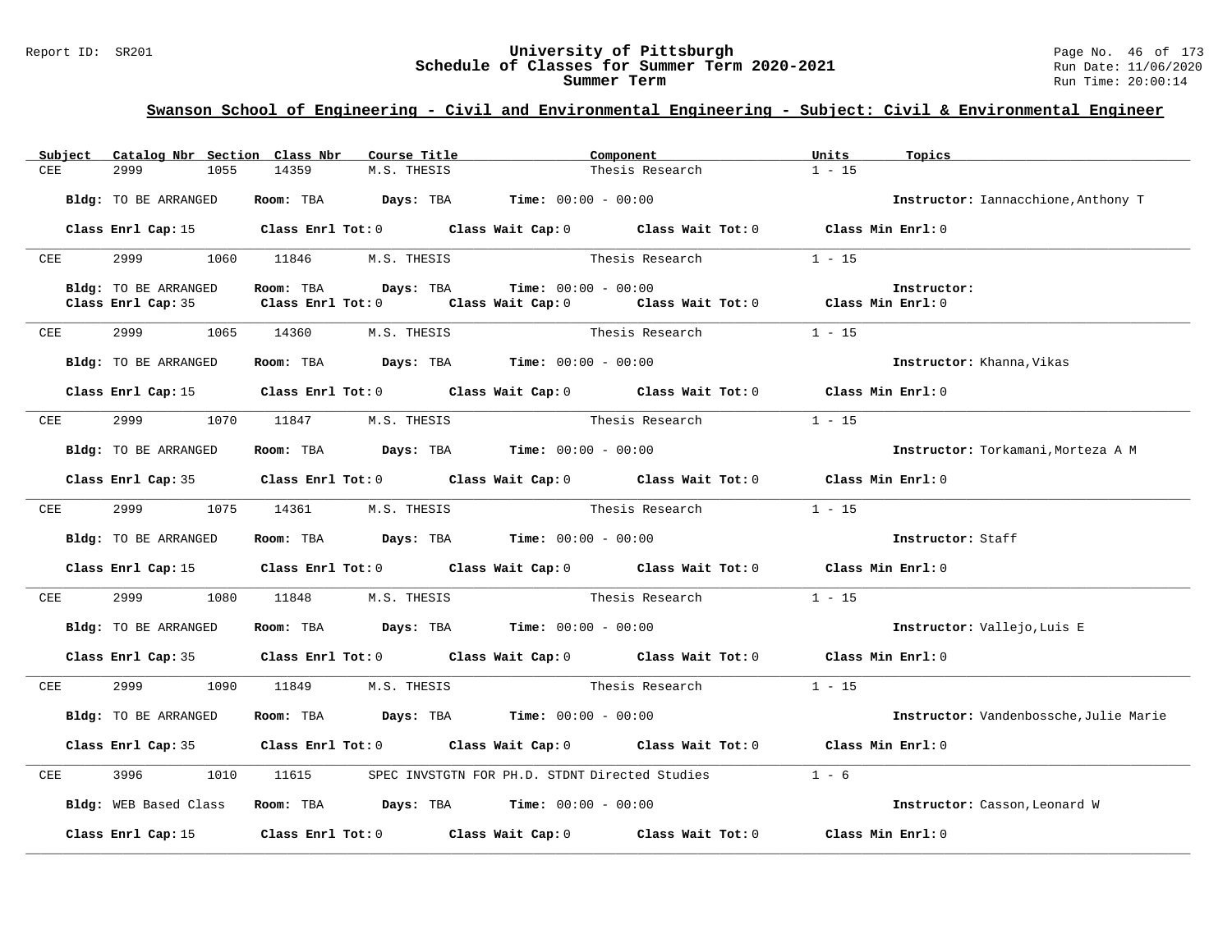## Swanson School of Engineering - Civil and Environmental Engineering - Subject: Civil & Environmental Engineer

| Subject | Catalog Nbr | Section | Class Nbr | Course Title | Component | Units | Topics |
|---|---|---|---|---|---|---|---|
| CEE | 2999 | 1055 | 14359 | M.S. THESIS | Thesis Research | 1 - 15 | |

**Bldg:** TO BE ARRANGED **Room:** TBA **Days:** TBA **Time:** 00:00 - 00:00 **Instructor:** Iannacchione,Anthony T

**Class Enrl Cap:** 15 **Class Enrl Tot:** 0 **Class Wait Cap:** 0 **Class Wait Tot:** 0 **Class Min Enrl:** 0

---

| Subject | Catalog Nbr | Section | Class Nbr | Course Title | Component | Units | Topics |
|---|---|---|---|---|---|---|---|
| CEE | 2999 | 1060 | 11846 | M.S. THESIS | Thesis Research | 1 - 15 | |

**Bldg:** TO BE ARRANGED **Room:** TBA **Days:** TBA **Time:** 00:00 - 00:00 **Instructor:**

**Class Enrl Cap:** 35 **Class Enrl Tot:** 0 **Class Wait Cap:** 0 **Class Wait Tot:** 0 **Class Min Enrl:** 0

---

| Subject | Catalog Nbr | Section | Class Nbr | Course Title | Component | Units | Topics |
|---|---|---|---|---|---|---|---|
| CEE | 2999 | 1065 | 14360 | M.S. THESIS | Thesis Research | 1 - 15 | |

**Bldg:** TO BE ARRANGED **Room:** TBA **Days:** TBA **Time:** 00:00 - 00:00 **Instructor:** Khanna,Vikas

**Class Enrl Cap:** 15 **Class Enrl Tot:** 0 **Class Wait Cap:** 0 **Class Wait Tot:** 0 **Class Min Enrl:** 0

---

| Subject | Catalog Nbr | Section | Class Nbr | Course Title | Component | Units | Topics |
|---|---|---|---|---|---|---|---|
| CEE | 2999 | 1070 | 11847 | M.S. THESIS | Thesis Research | 1 - 15 | |

**Bldg:** TO BE ARRANGED **Room:** TBA **Days:** TBA **Time:** 00:00 - 00:00 **Instructor:** Torkamani,Morteza A M

**Class Enrl Cap:** 35 **Class Enrl Tot:** 0 **Class Wait Cap:** 0 **Class Wait Tot:** 0 **Class Min Enrl:** 0

---

| Subject | Catalog Nbr | Section | Class Nbr | Course Title | Component | Units | Topics |
|---|---|---|---|---|---|---|---|
| CEE | 2999 | 1075 | 14361 | M.S. THESIS | Thesis Research | 1 - 15 | |

**Bldg:** TO BE ARRANGED **Room:** TBA **Days:** TBA **Time:** 00:00 - 00:00 **Instructor:** Staff

**Class Enrl Cap:** 15 **Class Enrl Tot:** 0 **Class Wait Cap:** 0 **Class Wait Tot:** 0 **Class Min Enrl:** 0

---

| Subject | Catalog Nbr | Section | Class Nbr | Course Title | Component | Units | Topics |
|---|---|---|---|---|---|---|---|
| CEE | 2999 | 1080 | 11848 | M.S. THESIS | Thesis Research | 1 - 15 | |

**Bldg:** TO BE ARRANGED **Room:** TBA **Days:** TBA **Time:** 00:00 - 00:00 **Instructor:** Vallejo,Luis E

**Class Enrl Cap:** 35 **Class Enrl Tot:** 0 **Class Wait Cap:** 0 **Class Wait Tot:** 0 **Class Min Enrl:** 0

---

| Subject | Catalog Nbr | Section | Class Nbr | Course Title | Component | Units | Topics |
|---|---|---|---|---|---|---|---|
| CEE | 2999 | 1090 | 11849 | M.S. THESIS | Thesis Research | 1 - 15 | |

**Bldg:** TO BE ARRANGED **Room:** TBA **Days:** TBA **Time:** 00:00 - 00:00 **Instructor:** Vandenbossche,Julie Marie

**Class Enrl Cap:** 35 **Class Enrl Tot:** 0 **Class Wait Cap:** 0 **Class Wait Tot:** 0 **Class Min Enrl:** 0

---

| Subject | Catalog Nbr | Section | Class Nbr | Course Title | Component | Units | Topics |
|---|---|---|---|---|---|---|---|
| CEE | 3996 | 1010 | 11615 | SPEC INVSTGTN FOR PH.D. STDNT | Directed Studies | 1 - 6 | |

**Bldg:** WEB Based Class **Room:** TBA **Days:** TBA **Time:** 00:00 - 00:00 **Instructor:** Casson,Leonard W

**Class Enrl Cap:** 15 **Class Enrl Tot:** 0 **Class Wait Cap:** 0 **Class Wait Tot:** 0 **Class Min Enrl:** 0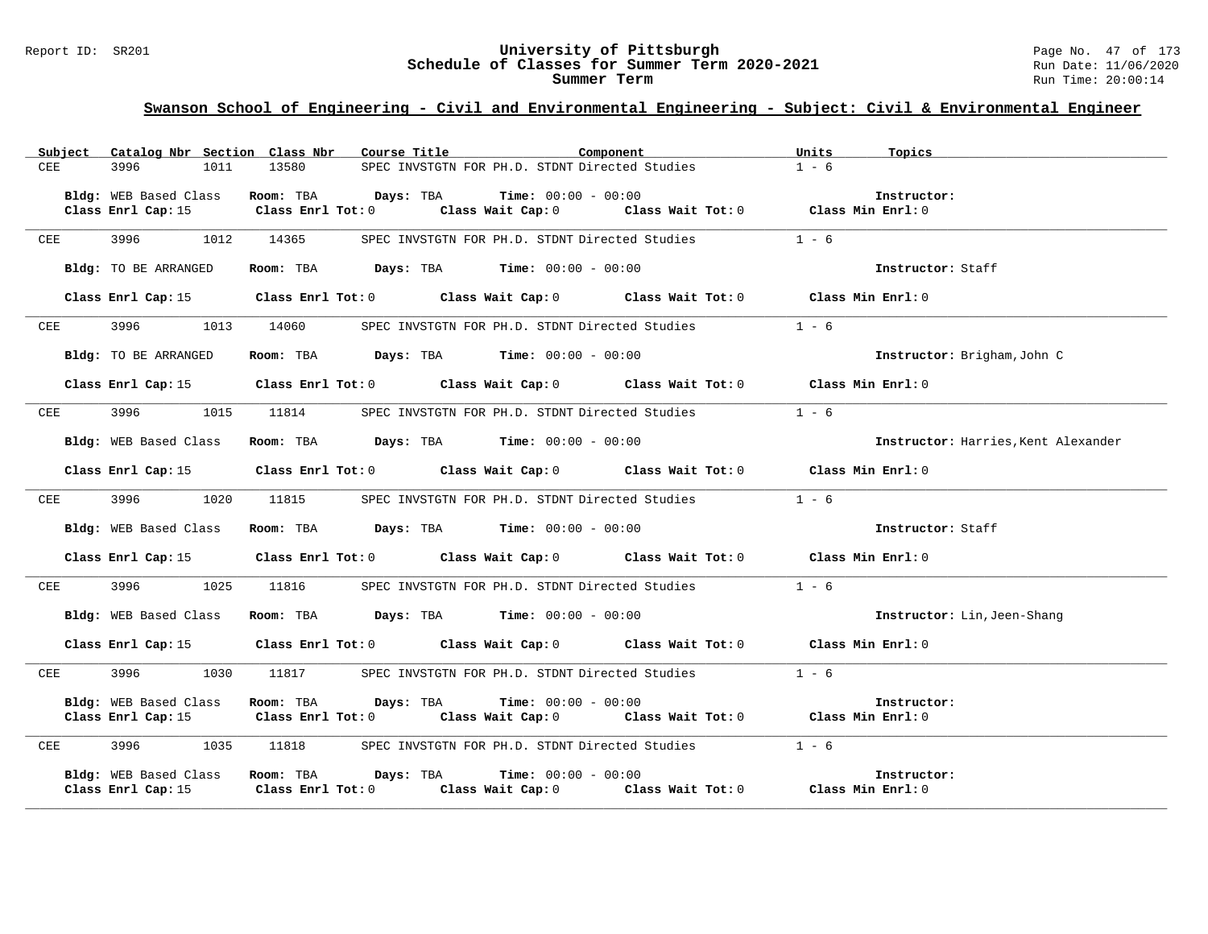## Swanson School of Engineering - Civil and Environmental Engineering - Subject: Civil & Environmental Engineer

| Subject | Catalog Nbr | Section | Class Nbr | Course Title | Component | Units | Topics |
|---|---|---|---|---|---|---|---|
| CEE | 3996 | 1011 | 13580 | SPEC INVSTGTN FOR PH.D. STDNT | Directed Studies | 1 - 6 | |

**Bldg:** WEB Based Class **Room:** TBA **Days:** TBA **Time:** 00:00 - 00:00 **Instructor:**
**Class Enrl Cap:** 15 **Class Enrl Tot:** 0 **Class Wait Cap:** 0 **Class Wait Tot:** 0 **Class Min Enrl:** 0

| Subject | Catalog Nbr | Section | Class Nbr | Course Title | Component | Units | Topics |
|---|---|---|---|---|---|---|---|
| CEE | 3996 | 1012 | 14365 | SPEC INVSTGTN FOR PH.D. STDNT | Directed Studies | 1 - 6 | |

**Bldg:** TO BE ARRANGED **Room:** TBA **Days:** TBA **Time:** 00:00 - 00:00 **Instructor:** Staff
**Class Enrl Cap:** 15 **Class Enrl Tot:** 0 **Class Wait Cap:** 0 **Class Wait Tot:** 0 **Class Min Enrl:** 0

| Subject | Catalog Nbr | Section | Class Nbr | Course Title | Component | Units | Topics |
|---|---|---|---|---|---|---|---|
| CEE | 3996 | 1013 | 14060 | SPEC INVSTGTN FOR PH.D. STDNT | Directed Studies | 1 - 6 | |

**Bldg:** TO BE ARRANGED **Room:** TBA **Days:** TBA **Time:** 00:00 - 00:00 **Instructor:** Brigham,John C
**Class Enrl Cap:** 15 **Class Enrl Tot:** 0 **Class Wait Cap:** 0 **Class Wait Tot:** 0 **Class Min Enrl:** 0

| Subject | Catalog Nbr | Section | Class Nbr | Course Title | Component | Units | Topics |
|---|---|---|---|---|---|---|---|
| CEE | 3996 | 1015 | 11814 | SPEC INVSTGTN FOR PH.D. STDNT | Directed Studies | 1 - 6 | |

**Bldg:** WEB Based Class **Room:** TBA **Days:** TBA **Time:** 00:00 - 00:00 **Instructor:** Harries,Kent Alexander
**Class Enrl Cap:** 15 **Class Enrl Tot:** 0 **Class Wait Cap:** 0 **Class Wait Tot:** 0 **Class Min Enrl:** 0

| Subject | Catalog Nbr | Section | Class Nbr | Course Title | Component | Units | Topics |
|---|---|---|---|---|---|---|---|
| CEE | 3996 | 1020 | 11815 | SPEC INVSTGTN FOR PH.D. STDNT | Directed Studies | 1 - 6 | |

**Bldg:** WEB Based Class **Room:** TBA **Days:** TBA **Time:** 00:00 - 00:00 **Instructor:** Staff
**Class Enrl Cap:** 15 **Class Enrl Tot:** 0 **Class Wait Cap:** 0 **Class Wait Tot:** 0 **Class Min Enrl:** 0

| Subject | Catalog Nbr | Section | Class Nbr | Course Title | Component | Units | Topics |
|---|---|---|---|---|---|---|---|
| CEE | 3996 | 1025 | 11816 | SPEC INVSTGTN FOR PH.D. STDNT | Directed Studies | 1 - 6 | |

**Bldg:** WEB Based Class **Room:** TBA **Days:** TBA **Time:** 00:00 - 00:00 **Instructor:** Lin,Jeen-Shang
**Class Enrl Cap:** 15 **Class Enrl Tot:** 0 **Class Wait Cap:** 0 **Class Wait Tot:** 0 **Class Min Enrl:** 0

| Subject | Catalog Nbr | Section | Class Nbr | Course Title | Component | Units | Topics |
|---|---|---|---|---|---|---|---|
| CEE | 3996 | 1030 | 11817 | SPEC INVSTGTN FOR PH.D. STDNT | Directed Studies | 1 - 6 | |

**Bldg:** WEB Based Class **Room:** TBA **Days:** TBA **Time:** 00:00 - 00:00 **Instructor:**
**Class Enrl Cap:** 15 **Class Enrl Tot:** 0 **Class Wait Cap:** 0 **Class Wait Tot:** 0 **Class Min Enrl:** 0

| Subject | Catalog Nbr | Section | Class Nbr | Course Title | Component | Units | Topics |
|---|---|---|---|---|---|---|---|
| CEE | 3996 | 1035 | 11818 | SPEC INVSTGTN FOR PH.D. STDNT | Directed Studies | 1 - 6 | |

**Bldg:** WEB Based Class **Room:** TBA **Days:** TBA **Time:** 00:00 - 00:00 **Instructor:**
**Class Enrl Cap:** 15 **Class Enrl Tot:** 0 **Class Wait Cap:** 0 **Class Wait Tot:** 0 **Class Min Enrl:** 0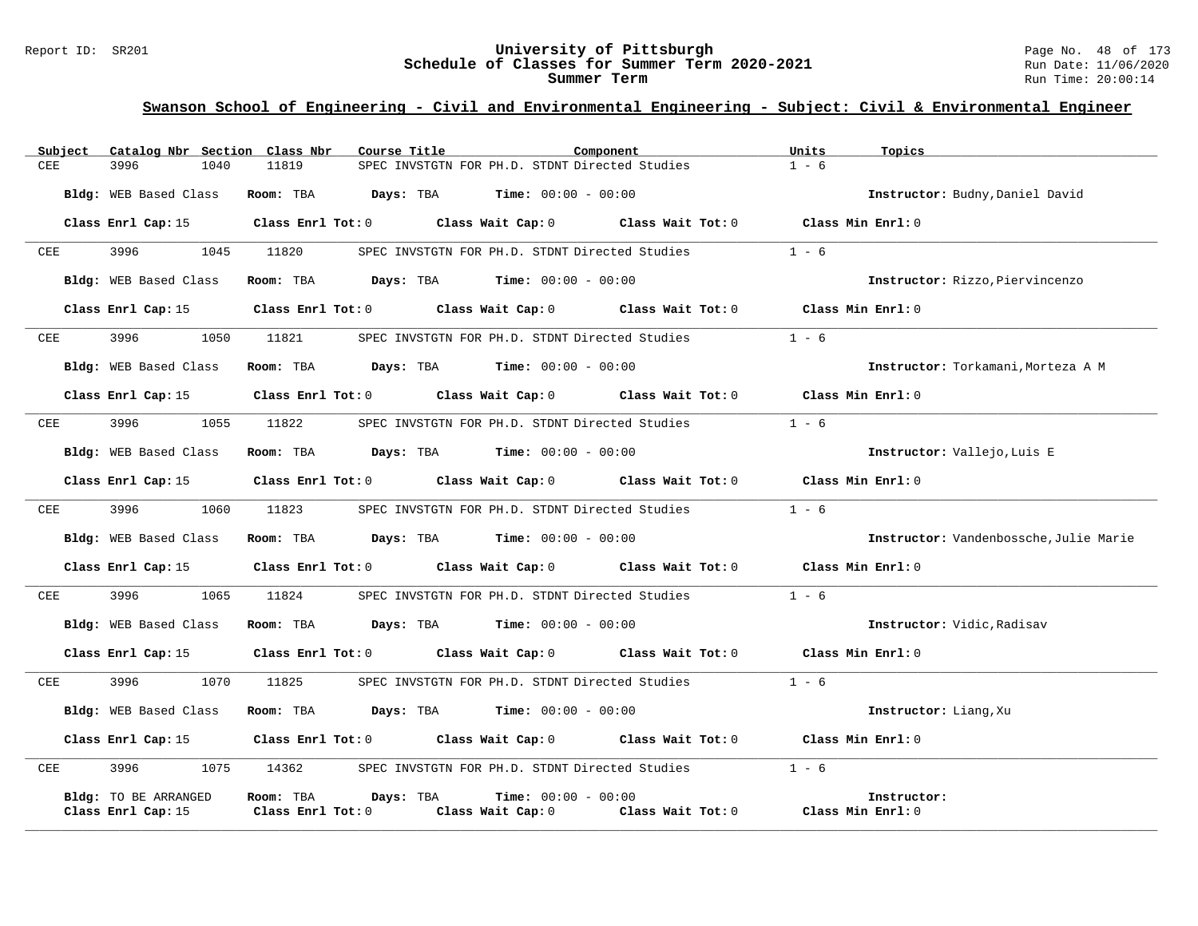## Swanson School of Engineering - Civil and Environmental Engineering - Subject: Civil & Environmental Engineer

| Subject | Catalog Nbr | Section | Class Nbr | Course Title | Component | Units | Topics |
|---|---|---|---|---|---|---|---|
| CEE | 3996 | 1040 | 11819 | SPEC INVSTGTN FOR PH.D. STDNT | Directed Studies | 1 - 6 | |

**Bldg:** WEB Based Class **Room:** TBA **Days:** TBA **Time:** 00:00 - 00:00 **Instructor:** Budny,Daniel David

**Class Enrl Cap:** 15 **Class Enrl Tot:** 0 **Class Wait Cap:** 0 **Class Wait Tot:** 0 **Class Min Enrl:** 0

---

| Subject | Catalog Nbr | Section | Class Nbr | Course Title | Component | Units | Topics |
|---|---|---|---|---|---|---|---|
| CEE | 3996 | 1045 | 11820 | SPEC INVSTGTN FOR PH.D. STDNT | Directed Studies | 1 - 6 | |

**Bldg:** WEB Based Class **Room:** TBA **Days:** TBA **Time:** 00:00 - 00:00 **Instructor:** Rizzo,Piervincenzo

**Class Enrl Cap:** 15 **Class Enrl Tot:** 0 **Class Wait Cap:** 0 **Class Wait Tot:** 0 **Class Min Enrl:** 0

---

| Subject | Catalog Nbr | Section | Class Nbr | Course Title | Component | Units | Topics |
|---|---|---|---|---|---|---|---|
| CEE | 3996 | 1050 | 11821 | SPEC INVSTGTN FOR PH.D. STDNT | Directed Studies | 1 - 6 | |

**Bldg:** WEB Based Class **Room:** TBA **Days:** TBA **Time:** 00:00 - 00:00 **Instructor:** Torkamani,Morteza A M

**Class Enrl Cap:** 15 **Class Enrl Tot:** 0 **Class Wait Cap:** 0 **Class Wait Tot:** 0 **Class Min Enrl:** 0

---

| Subject | Catalog Nbr | Section | Class Nbr | Course Title | Component | Units | Topics |
|---|---|---|---|---|---|---|---|
| CEE | 3996 | 1055 | 11822 | SPEC INVSTGTN FOR PH.D. STDNT | Directed Studies | 1 - 6 | |

**Bldg:** WEB Based Class **Room:** TBA **Days:** TBA **Time:** 00:00 - 00:00 **Instructor:** Vallejo,Luis E

**Class Enrl Cap:** 15 **Class Enrl Tot:** 0 **Class Wait Cap:** 0 **Class Wait Tot:** 0 **Class Min Enrl:** 0

---

| Subject | Catalog Nbr | Section | Class Nbr | Course Title | Component | Units | Topics |
|---|---|---|---|---|---|---|---|
| CEE | 3996 | 1060 | 11823 | SPEC INVSTGTN FOR PH.D. STDNT | Directed Studies | 1 - 6 | |

**Bldg:** WEB Based Class **Room:** TBA **Days:** TBA **Time:** 00:00 - 00:00 **Instructor:** Vandenbossche,Julie Marie

**Class Enrl Cap:** 15 **Class Enrl Tot:** 0 **Class Wait Cap:** 0 **Class Wait Tot:** 0 **Class Min Enrl:** 0

---

| Subject | Catalog Nbr | Section | Class Nbr | Course Title | Component | Units | Topics |
|---|---|---|---|---|---|---|---|
| CEE | 3996 | 1065 | 11824 | SPEC INVSTGTN FOR PH.D. STDNT | Directed Studies | 1 - 6 | |

**Bldg:** WEB Based Class **Room:** TBA **Days:** TBA **Time:** 00:00 - 00:00 **Instructor:** Vidic,Radisav

**Class Enrl Cap:** 15 **Class Enrl Tot:** 0 **Class Wait Cap:** 0 **Class Wait Tot:** 0 **Class Min Enrl:** 0

---

| Subject | Catalog Nbr | Section | Class Nbr | Course Title | Component | Units | Topics |
|---|---|---|---|---|---|---|---|
| CEE | 3996 | 1070 | 11825 | SPEC INVSTGTN FOR PH.D. STDNT | Directed Studies | 1 - 6 | |

**Bldg:** WEB Based Class **Room:** TBA **Days:** TBA **Time:** 00:00 - 00:00 **Instructor:** Liang,Xu

**Class Enrl Cap:** 15 **Class Enrl Tot:** 0 **Class Wait Cap:** 0 **Class Wait Tot:** 0 **Class Min Enrl:** 0

---

| Subject | Catalog Nbr | Section | Class Nbr | Course Title | Component | Units | Topics |
|---|---|---|---|---|---|---|---|
| CEE | 3996 | 1075 | 14362 | SPEC INVSTGTN FOR PH.D. STDNT | Directed Studies | 1 - 6 | |

**Bldg:** TO BE ARRANGED **Room:** TBA **Days:** TBA **Time:** 00:00 - 00:00 **Instructor:**

**Class Enrl Cap:** 15 **Class Enrl Tot:** 0 **Class Wait Cap:** 0 **Class Wait Tot:** 0 **Class Min Enrl:** 0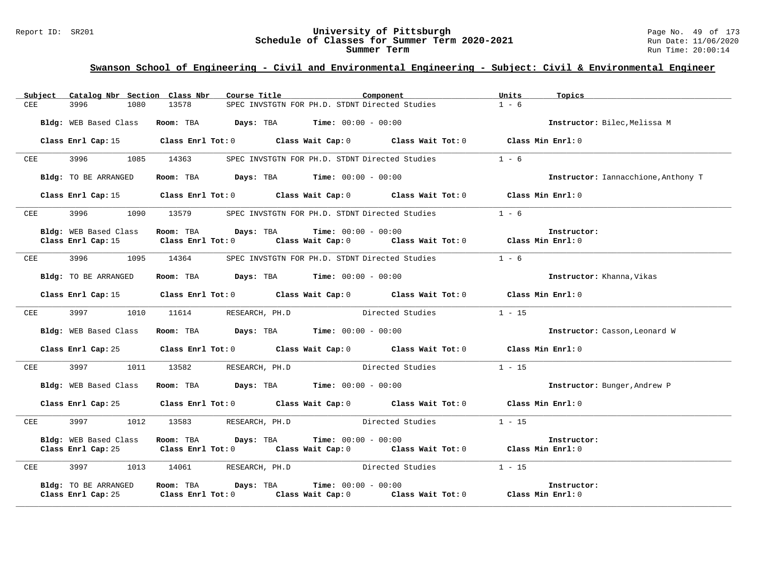## Swanson School of Engineering - Civil and Environmental Engineering - Subject: Civil & Environmental Engineer

| Subject | Catalog Nbr | Section | Class Nbr | Course Title | Component | Units | Topics |
|---|---|---|---|---|---|---|---|
| CEE | 3996 | 1080 | 13578 | SPEC INVSTGTN FOR PH.D. STDNT | Directed Studies | 1 - 6 | |

**Bldg:** WEB Based Class **Room:** TBA **Days:** TBA **Time:** 00:00 - 00:00 **Instructor:** Bilec,Melissa M

**Class Enrl Cap:** 15 **Class Enrl Tot:** 0 **Class Wait Cap:** 0 **Class Wait Tot:** 0 **Class Min Enrl:** 0

---

| Subject | Catalog Nbr | Section | Class Nbr | Course Title | Component | Units | Topics |
|---|---|---|---|---|---|---|---|
| CEE | 3996 | 1085 | 14363 | SPEC INVSTGTN FOR PH.D. STDNT | Directed Studies | 1 - 6 | |

**Bldg:** TO BE ARRANGED **Room:** TBA **Days:** TBA **Time:** 00:00 - 00:00 **Instructor:** Iannacchione,Anthony T

**Class Enrl Cap:** 15 **Class Enrl Tot:** 0 **Class Wait Cap:** 0 **Class Wait Tot:** 0 **Class Min Enrl:** 0

---

| Subject | Catalog Nbr | Section | Class Nbr | Course Title | Component | Units | Topics |
|---|---|---|---|---|---|---|---|
| CEE | 3996 | 1090 | 13579 | SPEC INVSTGTN FOR PH.D. STDNT | Directed Studies | 1 - 6 | |

**Bldg:** WEB Based Class **Room:** TBA **Days:** TBA **Time:** 00:00 - 00:00 **Instructor:**
**Class Enrl Cap:** 15 **Class Enrl Tot:** 0 **Class Wait Cap:** 0 **Class Wait Tot:** 0 **Class Min Enrl:** 0

---

| Subject | Catalog Nbr | Section | Class Nbr | Course Title | Component | Units | Topics |
|---|---|---|---|---|---|---|---|
| CEE | 3996 | 1095 | 14364 | SPEC INVSTGTN FOR PH.D. STDNT | Directed Studies | 1 - 6 | |

**Bldg:** TO BE ARRANGED **Room:** TBA **Days:** TBA **Time:** 00:00 - 00:00 **Instructor:** Khanna,Vikas

**Class Enrl Cap:** 15 **Class Enrl Tot:** 0 **Class Wait Cap:** 0 **Class Wait Tot:** 0 **Class Min Enrl:** 0

---

| Subject | Catalog Nbr | Section | Class Nbr | Course Title | Component | Units | Topics |
|---|---|---|---|---|---|---|---|
| CEE | 3997 | 1010 | 11614 | RESEARCH, PH.D | Directed Studies | 1 - 15 | |

**Bldg:** WEB Based Class **Room:** TBA **Days:** TBA **Time:** 00:00 - 00:00 **Instructor:** Casson,Leonard W

**Class Enrl Cap:** 25 **Class Enrl Tot:** 0 **Class Wait Cap:** 0 **Class Wait Tot:** 0 **Class Min Enrl:** 0

---

| Subject | Catalog Nbr | Section | Class Nbr | Course Title | Component | Units | Topics |
|---|---|---|---|---|---|---|---|
| CEE | 3997 | 1011 | 13582 | RESEARCH, PH.D | Directed Studies | 1 - 15 | |

**Bldg:** WEB Based Class **Room:** TBA **Days:** TBA **Time:** 00:00 - 00:00 **Instructor:** Bunger,Andrew P

**Class Enrl Cap:** 25 **Class Enrl Tot:** 0 **Class Wait Cap:** 0 **Class Wait Tot:** 0 **Class Min Enrl:** 0

---

| Subject | Catalog Nbr | Section | Class Nbr | Course Title | Component | Units | Topics |
|---|---|---|---|---|---|---|---|
| CEE | 3997 | 1012 | 13583 | RESEARCH, PH.D | Directed Studies | 1 - 15 | |

**Bldg:** WEB Based Class **Room:** TBA **Days:** TBA **Time:** 00:00 - 00:00 **Instructor:**
**Class Enrl Cap:** 25 **Class Enrl Tot:** 0 **Class Wait Cap:** 0 **Class Wait Tot:** 0 **Class Min Enrl:** 0

---

| Subject | Catalog Nbr | Section | Class Nbr | Course Title | Component | Units | Topics |
|---|---|---|---|---|---|---|---|
| CEE | 3997 | 1013 | 14061 | RESEARCH, PH.D | Directed Studies | 1 - 15 | |

**Bldg:** TO BE ARRANGED **Room:** TBA **Days:** TBA **Time:** 00:00 - 00:00 **Instructor:**
**Class Enrl Cap:** 25 **Class Enrl Tot:** 0 **Class Wait Cap:** 0 **Class Wait Tot:** 0 **Class Min Enrl:** 0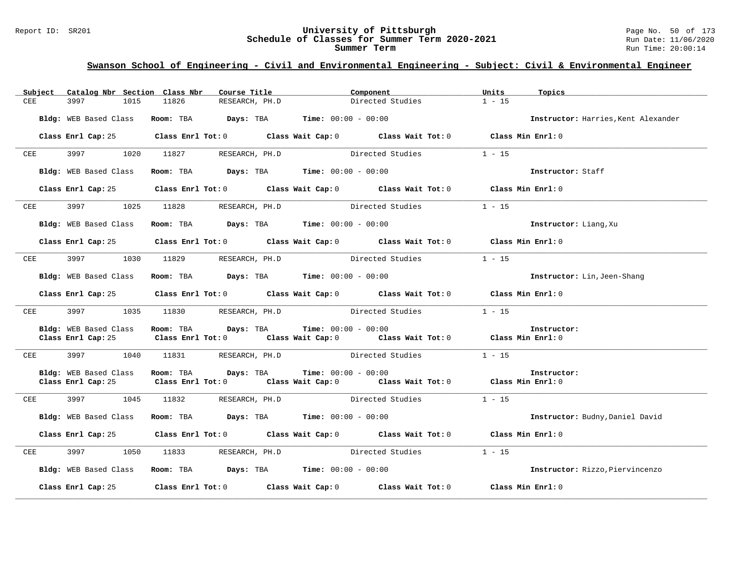## Swanson School of Engineering - Civil and Environmental Engineering - Subject: Civil & Environmental Engineer

| Subject | Catalog Nbr | Section | Class Nbr | Course Title | Component | Units | Topics |
|---|---|---|---|---|---|---|---|
| CEE | 3997 | 1015 | 11826 | RESEARCH, PH.D | Directed Studies | 1 - 15 | |

**Bldg:** WEB Based Class **Room:** TBA **Days:** TBA **Time:** 00:00 - 00:00 **Instructor:** Harries,Kent Alexander

**Class Enrl Cap:** 25 **Class Enrl Tot:** 0 **Class Wait Cap:** 0 **Class Wait Tot:** 0 **Class Min Enrl:** 0

---

| Subject | Catalog Nbr | Section | Class Nbr | Course Title | Component | Units | Topics |
|---|---|---|---|---|---|---|---|
| CEE | 3997 | 1020 | 11827 | RESEARCH, PH.D | Directed Studies | 1 - 15 | |

**Bldg:** WEB Based Class **Room:** TBA **Days:** TBA **Time:** 00:00 - 00:00 **Instructor:** Staff

**Class Enrl Cap:** 25 **Class Enrl Tot:** 0 **Class Wait Cap:** 0 **Class Wait Tot:** 0 **Class Min Enrl:** 0

---

| Subject | Catalog Nbr | Section | Class Nbr | Course Title | Component | Units | Topics |
|---|---|---|---|---|---|---|---|
| CEE | 3997 | 1025 | 11828 | RESEARCH, PH.D | Directed Studies | 1 - 15 | |

**Bldg:** WEB Based Class **Room:** TBA **Days:** TBA **Time:** 00:00 - 00:00 **Instructor:** Liang,Xu

**Class Enrl Cap:** 25 **Class Enrl Tot:** 0 **Class Wait Cap:** 0 **Class Wait Tot:** 0 **Class Min Enrl:** 0

---

| Subject | Catalog Nbr | Section | Class Nbr | Course Title | Component | Units | Topics |
|---|---|---|---|---|---|---|---|
| CEE | 3997 | 1030 | 11829 | RESEARCH, PH.D | Directed Studies | 1 - 15 | |

**Bldg:** WEB Based Class **Room:** TBA **Days:** TBA **Time:** 00:00 - 00:00 **Instructor:** Lin,Jeen-Shang

**Class Enrl Cap:** 25 **Class Enrl Tot:** 0 **Class Wait Cap:** 0 **Class Wait Tot:** 0 **Class Min Enrl:** 0

---

| Subject | Catalog Nbr | Section | Class Nbr | Course Title | Component | Units | Topics |
|---|---|---|---|---|---|---|---|
| CEE | 3997 | 1035 | 11830 | RESEARCH, PH.D | Directed Studies | 1 - 15 | |

**Bldg:** WEB Based Class **Room:** TBA **Days:** TBA **Time:** 00:00 - 00:00 **Instructor:**
**Class Enrl Cap:** 25 **Class Enrl Tot:** 0 **Class Wait Cap:** 0 **Class Wait Tot:** 0 **Class Min Enrl:** 0

---

| Subject | Catalog Nbr | Section | Class Nbr | Course Title | Component | Units | Topics |
|---|---|---|---|---|---|---|---|
| CEE | 3997 | 1040 | 11831 | RESEARCH, PH.D | Directed Studies | 1 - 15 | |

**Bldg:** WEB Based Class **Room:** TBA **Days:** TBA **Time:** 00:00 - 00:00 **Instructor:**
**Class Enrl Cap:** 25 **Class Enrl Tot:** 0 **Class Wait Cap:** 0 **Class Wait Tot:** 0 **Class Min Enrl:** 0

---

| Subject | Catalog Nbr | Section | Class Nbr | Course Title | Component | Units | Topics |
|---|---|---|---|---|---|---|---|
| CEE | 3997 | 1045 | 11832 | RESEARCH, PH.D | Directed Studies | 1 - 15 | |

**Bldg:** WEB Based Class **Room:** TBA **Days:** TBA **Time:** 00:00 - 00:00 **Instructor:** Budny,Daniel David

**Class Enrl Cap:** 25 **Class Enrl Tot:** 0 **Class Wait Cap:** 0 **Class Wait Tot:** 0 **Class Min Enrl:** 0

---

| Subject | Catalog Nbr | Section | Class Nbr | Course Title | Component | Units | Topics |
|---|---|---|---|---|---|---|---|
| CEE | 3997 | 1050 | 11833 | RESEARCH, PH.D | Directed Studies | 1 - 15 | |

**Bldg:** WEB Based Class **Room:** TBA **Days:** TBA **Time:** 00:00 - 00:00 **Instructor:** Rizzo,Piervincenzo

**Class Enrl Cap:** 25 **Class Enrl Tot:** 0 **Class Wait Cap:** 0 **Class Wait Tot:** 0 **Class Min Enrl:** 0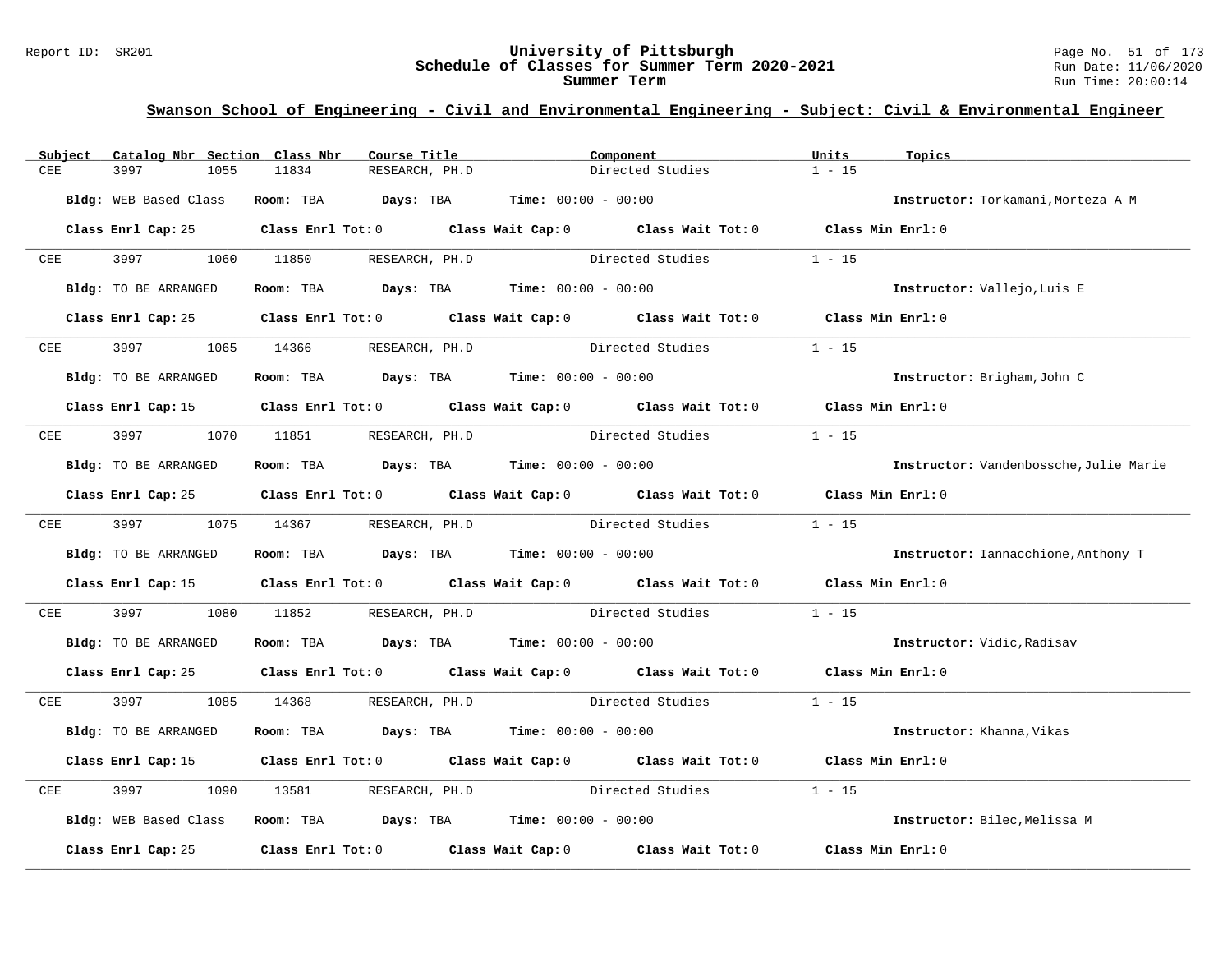## Swanson School of Engineering - Civil and Environmental Engineering - Subject: Civil & Environmental Engineer

| Subject | Catalog Nbr | Section | Class Nbr | Course Title | Component | Units | Topics |
|---|---|---|---|---|---|---|---|
| CEE | 3997 | 1055 | 11834 | RESEARCH, PH.D | Directed Studies | 1 - 15 | |

**Bldg:** WEB Based Class **Room:** TBA **Days:** TBA **Time:** 00:00 - 00:00 **Instructor:** Torkamani,Morteza A M

**Class Enrl Cap:** 25 **Class Enrl Tot:** 0 **Class Wait Cap:** 0 **Class Wait Tot:** 0 **Class Min Enrl:** 0

| Subject | Catalog Nbr | Section | Class Nbr | Course Title | Component | Units | Topics |
|---|---|---|---|---|---|---|---|
| CEE | 3997 | 1060 | 11850 | RESEARCH, PH.D | Directed Studies | 1 - 15 | |

**Bldg:** TO BE ARRANGED **Room:** TBA **Days:** TBA **Time:** 00:00 - 00:00 **Instructor:** Vallejo,Luis E

**Class Enrl Cap:** 25 **Class Enrl Tot:** 0 **Class Wait Cap:** 0 **Class Wait Tot:** 0 **Class Min Enrl:** 0

| Subject | Catalog Nbr | Section | Class Nbr | Course Title | Component | Units | Topics |
|---|---|---|---|---|---|---|---|
| CEE | 3997 | 1065 | 14366 | RESEARCH, PH.D | Directed Studies | 1 - 15 | |

**Bldg:** TO BE ARRANGED **Room:** TBA **Days:** TBA **Time:** 00:00 - 00:00 **Instructor:** Brigham,John C

**Class Enrl Cap:** 15 **Class Enrl Tot:** 0 **Class Wait Cap:** 0 **Class Wait Tot:** 0 **Class Min Enrl:** 0

| Subject | Catalog Nbr | Section | Class Nbr | Course Title | Component | Units | Topics |
|---|---|---|---|---|---|---|---|
| CEE | 3997 | 1070 | 11851 | RESEARCH, PH.D | Directed Studies | 1 - 15 | |

**Bldg:** TO BE ARRANGED **Room:** TBA **Days:** TBA **Time:** 00:00 - 00:00 **Instructor:** Vandenbossche,Julie Marie

**Class Enrl Cap:** 25 **Class Enrl Tot:** 0 **Class Wait Cap:** 0 **Class Wait Tot:** 0 **Class Min Enrl:** 0

| Subject | Catalog Nbr | Section | Class Nbr | Course Title | Component | Units | Topics |
|---|---|---|---|---|---|---|---|
| CEE | 3997 | 1075 | 14367 | RESEARCH, PH.D | Directed Studies | 1 - 15 | |

**Bldg:** TO BE ARRANGED **Room:** TBA **Days:** TBA **Time:** 00:00 - 00:00 **Instructor:** Iannacchione,Anthony T

**Class Enrl Cap:** 15 **Class Enrl Tot:** 0 **Class Wait Cap:** 0 **Class Wait Tot:** 0 **Class Min Enrl:** 0

| Subject | Catalog Nbr | Section | Class Nbr | Course Title | Component | Units | Topics |
|---|---|---|---|---|---|---|---|
| CEE | 3997 | 1080 | 11852 | RESEARCH, PH.D | Directed Studies | 1 - 15 | |

**Bldg:** TO BE ARRANGED **Room:** TBA **Days:** TBA **Time:** 00:00 - 00:00 **Instructor:** Vidic,Radisav

**Class Enrl Cap:** 25 **Class Enrl Tot:** 0 **Class Wait Cap:** 0 **Class Wait Tot:** 0 **Class Min Enrl:** 0

| Subject | Catalog Nbr | Section | Class Nbr | Course Title | Component | Units | Topics |
|---|---|---|---|---|---|---|---|
| CEE | 3997 | 1085 | 14368 | RESEARCH, PH.D | Directed Studies | 1 - 15 | |

**Bldg:** TO BE ARRANGED **Room:** TBA **Days:** TBA **Time:** 00:00 - 00:00 **Instructor:** Khanna,Vikas

**Class Enrl Cap:** 15 **Class Enrl Tot:** 0 **Class Wait Cap:** 0 **Class Wait Tot:** 0 **Class Min Enrl:** 0

| Subject | Catalog Nbr | Section | Class Nbr | Course Title | Component | Units | Topics |
|---|---|---|---|---|---|---|---|
| CEE | 3997 | 1090 | 13581 | RESEARCH, PH.D | Directed Studies | 1 - 15 | |

**Bldg:** WEB Based Class **Room:** TBA **Days:** TBA **Time:** 00:00 - 00:00 **Instructor:** Bilec,Melissa M

**Class Enrl Cap:** 25 **Class Enrl Tot:** 0 **Class Wait Cap:** 0 **Class Wait Tot:** 0 **Class Min Enrl:** 0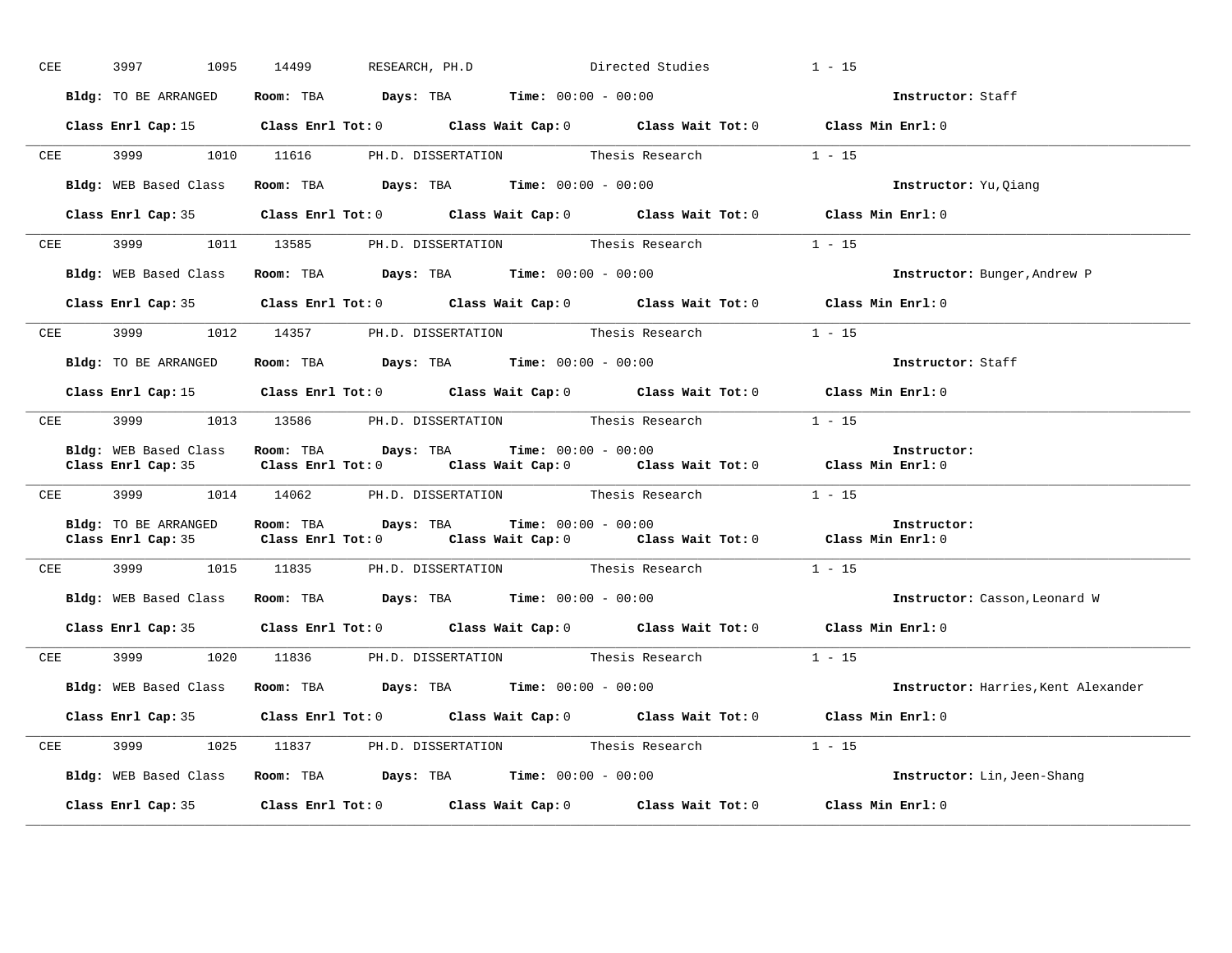CEE 3997 1095 14499 RESEARCH, PH.D Directed Studies 1 - 15

**Bldg:** TO BE ARRANGED **Room:** TBA **Days:** TBA **Time:** 00:00 - 00:00 **Instructor:** Staff

**Class Enrl Cap:** 15 **Class Enrl Tot:** 0 **Class Wait Cap:** 0 **Class Wait Tot:** 0 **Class Min Enrl:** 0

---

CEE 3999 1010 11616 PH.D. DISSERTATION Thesis Research 1 - 15

**Bldg:** WEB Based Class **Room:** TBA **Days:** TBA **Time:** 00:00 - 00:00 **Instructor:** Yu,Qiang

**Class Enrl Cap:** 35 **Class Enrl Tot:** 0 **Class Wait Cap:** 0 **Class Wait Tot:** 0 **Class Min Enrl:** 0

---

CEE 3999 1011 13585 PH.D. DISSERTATION Thesis Research 1 - 15

**Bldg:** WEB Based Class **Room:** TBA **Days:** TBA **Time:** 00:00 - 00:00 **Instructor:** Bunger,Andrew P

**Class Enrl Cap:** 35 **Class Enrl Tot:** 0 **Class Wait Cap:** 0 **Class Wait Tot:** 0 **Class Min Enrl:** 0

---

CEE 3999 1012 14357 PH.D. DISSERTATION Thesis Research 1 - 15

**Bldg:** TO BE ARRANGED **Room:** TBA **Days:** TBA **Time:** 00:00 - 00:00 **Instructor:** Staff

**Class Enrl Cap:** 15 **Class Enrl Tot:** 0 **Class Wait Cap:** 0 **Class Wait Tot:** 0 **Class Min Enrl:** 0

---

CEE 3999 1013 13586 PH.D. DISSERTATION Thesis Research 1 - 15

**Bldg:** WEB Based Class **Room:** TBA **Days:** TBA **Time:** 00:00 - 00:00 **Instructor:**
**Class Enrl Cap:** 35 **Class Enrl Tot:** 0 **Class Wait Cap:** 0 **Class Wait Tot:** 0 **Class Min Enrl:** 0

---

CEE 3999 1014 14062 PH.D. DISSERTATION Thesis Research 1 - 15

**Bldg:** TO BE ARRANGED **Room:** TBA **Days:** TBA **Time:** 00:00 - 00:00 **Instructor:**
**Class Enrl Cap:** 35 **Class Enrl Tot:** 0 **Class Wait Cap:** 0 **Class Wait Tot:** 0 **Class Min Enrl:** 0

---

CEE 3999 1015 11835 PH.D. DISSERTATION Thesis Research 1 - 15

**Bldg:** WEB Based Class **Room:** TBA **Days:** TBA **Time:** 00:00 - 00:00 **Instructor:** Casson,Leonard W

**Class Enrl Cap:** 35 **Class Enrl Tot:** 0 **Class Wait Cap:** 0 **Class Wait Tot:** 0 **Class Min Enrl:** 0

---

CEE 3999 1020 11836 PH.D. DISSERTATION Thesis Research 1 - 15

**Bldg:** WEB Based Class **Room:** TBA **Days:** TBA **Time:** 00:00 - 00:00 **Instructor:** Harries,Kent Alexander

**Class Enrl Cap:** 35 **Class Enrl Tot:** 0 **Class Wait Cap:** 0 **Class Wait Tot:** 0 **Class Min Enrl:** 0

---

CEE 3999 1025 11837 PH.D. DISSERTATION Thesis Research 1 - 15

**Bldg:** WEB Based Class **Room:** TBA **Days:** TBA **Time:** 00:00 - 00:00 **Instructor:** Lin,Jeen-Shang

**Class Enrl Cap:** 35 **Class Enrl Tot:** 0 **Class Wait Cap:** 0 **Class Wait Tot:** 0 **Class Min Enrl:** 0

---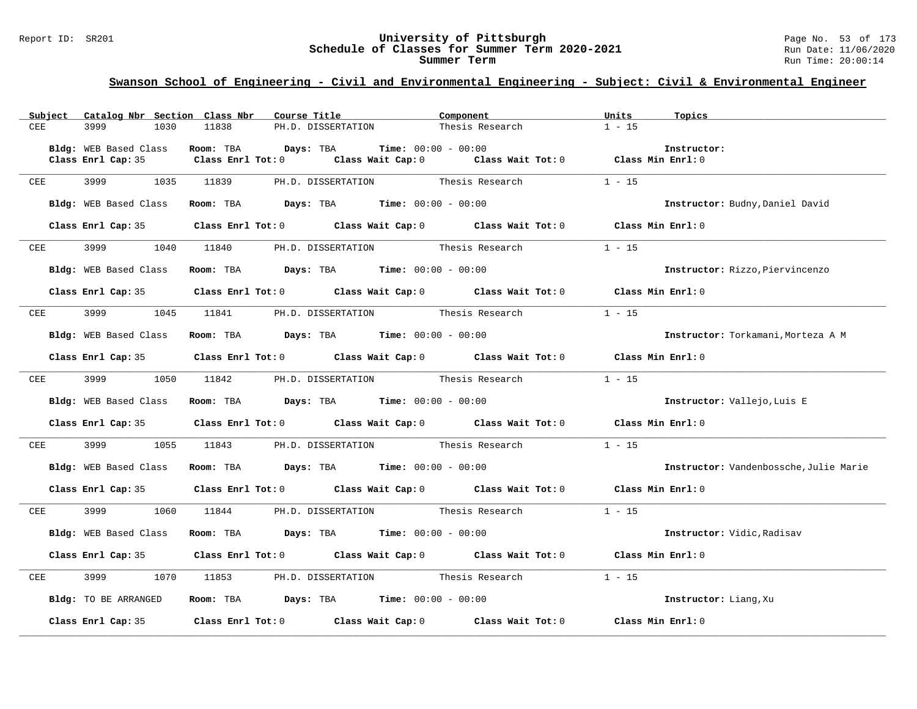## Swanson School of Engineering - Civil and Environmental Engineering - Subject: Civil & Environmental Engineer

| Subject | Catalog Nbr | Section | Class Nbr | Course Title | Component | Units | Topics |
|---|---|---|---|---|---|---|---|
| CEE | 3999 | 1030 | 11838 | PH.D. DISSERTATION | Thesis Research | 1 - 15 | |

**Bldg:** WEB Based Class **Room:** TBA **Days:** TBA **Time:** 00:00 - 00:00 **Instructor:**
**Class Enrl Cap:** 35 **Class Enrl Tot:** 0 **Class Wait Cap:** 0 **Class Wait Tot:** 0 **Class Min Enrl:** 0

| Subject | Catalog Nbr | Section | Class Nbr | Course Title | Component | Units | Topics |
|---|---|---|---|---|---|---|---|
| CEE | 3999 | 1035 | 11839 | PH.D. DISSERTATION | Thesis Research | 1 - 15 | |

**Bldg:** WEB Based Class **Room:** TBA **Days:** TBA **Time:** 00:00 - 00:00 **Instructor:** Budny,Daniel David
**Class Enrl Cap:** 35 **Class Enrl Tot:** 0 **Class Wait Cap:** 0 **Class Wait Tot:** 0 **Class Min Enrl:** 0

| Subject | Catalog Nbr | Section | Class Nbr | Course Title | Component | Units | Topics |
|---|---|---|---|---|---|---|---|
| CEE | 3999 | 1040 | 11840 | PH.D. DISSERTATION | Thesis Research | 1 - 15 | |

**Bldg:** WEB Based Class **Room:** TBA **Days:** TBA **Time:** 00:00 - 00:00 **Instructor:** Rizzo,Piervincenzo
**Class Enrl Cap:** 35 **Class Enrl Tot:** 0 **Class Wait Cap:** 0 **Class Wait Tot:** 0 **Class Min Enrl:** 0

| Subject | Catalog Nbr | Section | Class Nbr | Course Title | Component | Units | Topics |
|---|---|---|---|---|---|---|---|
| CEE | 3999 | 1045 | 11841 | PH.D. DISSERTATION | Thesis Research | 1 - 15 | |

**Bldg:** WEB Based Class **Room:** TBA **Days:** TBA **Time:** 00:00 - 00:00 **Instructor:** Torkamani,Morteza A M
**Class Enrl Cap:** 35 **Class Enrl Tot:** 0 **Class Wait Cap:** 0 **Class Wait Tot:** 0 **Class Min Enrl:** 0

| Subject | Catalog Nbr | Section | Class Nbr | Course Title | Component | Units | Topics |
|---|---|---|---|---|---|---|---|
| CEE | 3999 | 1050 | 11842 | PH.D. DISSERTATION | Thesis Research | 1 - 15 | |

**Bldg:** WEB Based Class **Room:** TBA **Days:** TBA **Time:** 00:00 - 00:00 **Instructor:** Vallejo,Luis E
**Class Enrl Cap:** 35 **Class Enrl Tot:** 0 **Class Wait Cap:** 0 **Class Wait Tot:** 0 **Class Min Enrl:** 0

| Subject | Catalog Nbr | Section | Class Nbr | Course Title | Component | Units | Topics |
|---|---|---|---|---|---|---|---|
| CEE | 3999 | 1055 | 11843 | PH.D. DISSERTATION | Thesis Research | 1 - 15 | |

**Bldg:** WEB Based Class **Room:** TBA **Days:** TBA **Time:** 00:00 - 00:00 **Instructor:** Vandenbossche,Julie Marie
**Class Enrl Cap:** 35 **Class Enrl Tot:** 0 **Class Wait Cap:** 0 **Class Wait Tot:** 0 **Class Min Enrl:** 0

| Subject | Catalog Nbr | Section | Class Nbr | Course Title | Component | Units | Topics |
|---|---|---|---|---|---|---|---|
| CEE | 3999 | 1060 | 11844 | PH.D. DISSERTATION | Thesis Research | 1 - 15 | |

**Bldg:** WEB Based Class **Room:** TBA **Days:** TBA **Time:** 00:00 - 00:00 **Instructor:** Vidic,Radisav
**Class Enrl Cap:** 35 **Class Enrl Tot:** 0 **Class Wait Cap:** 0 **Class Wait Tot:** 0 **Class Min Enrl:** 0

| Subject | Catalog Nbr | Section | Class Nbr | Course Title | Component | Units | Topics |
|---|---|---|---|---|---|---|---|
| CEE | 3999 | 1070 | 11853 | PH.D. DISSERTATION | Thesis Research | 1 - 15 | |

**Bldg:** TO BE ARRANGED **Room:** TBA **Days:** TBA **Time:** 00:00 - 00:00 **Instructor:** Liang,Xu
**Class Enrl Cap:** 35 **Class Enrl Tot:** 0 **Class Wait Cap:** 0 **Class Wait Tot:** 0 **Class Min Enrl:** 0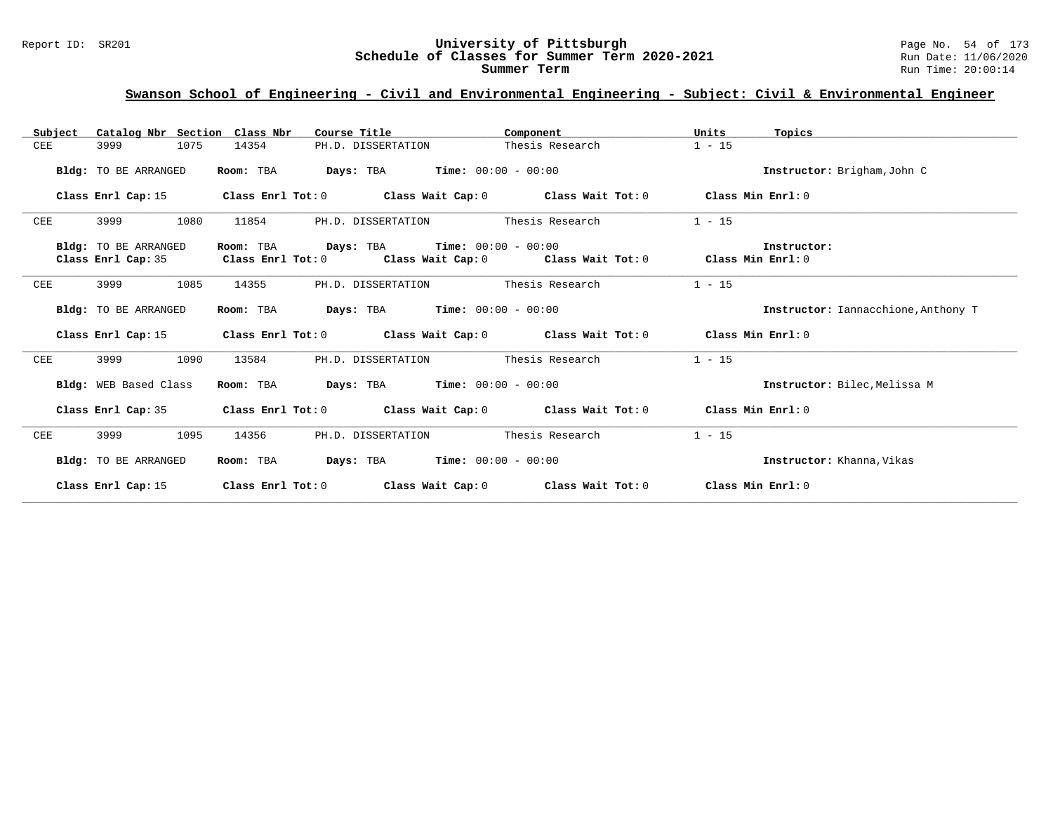## Swanson School of Engineering - Civil and Environmental Engineering - Subject: Civil & Environmental Engineer

| Subject | Catalog Nbr | Section | Class Nbr | Course Title | Component | Units | Topics |
|---|---|---|---|---|---|---|---|
| CEE | 3999 | 1075 | 14354 | PH.D. DISSERTATION | Thesis Research | 1 - 15 | |

**Bldg:** TO BE ARRANGED **Room:** TBA **Days:** TBA **Time:** 00:00 - 00:00 **Instructor:** Brigham,John C

**Class Enrl Cap:** 15 **Class Enrl Tot:** 0 **Class Wait Cap:** 0 **Class Wait Tot:** 0 **Class Min Enrl:** 0

| Subject | Catalog Nbr | Section | Class Nbr | Course Title | Component | Units | Topics |
|---|---|---|---|---|---|---|---|
| CEE | 3999 | 1080 | 11854 | PH.D. DISSERTATION | Thesis Research | 1 - 15 | |

**Bldg:** TO BE ARRANGED **Room:** TBA **Days:** TBA **Time:** 00:00 - 00:00 **Instructor:**

**Class Enrl Cap:** 35 **Class Enrl Tot:** 0 **Class Wait Cap:** 0 **Class Wait Tot:** 0 **Class Min Enrl:** 0

| Subject | Catalog Nbr | Section | Class Nbr | Course Title | Component | Units | Topics |
|---|---|---|---|---|---|---|---|
| CEE | 3999 | 1085 | 14355 | PH.D. DISSERTATION | Thesis Research | 1 - 15 | |

**Bldg:** TO BE ARRANGED **Room:** TBA **Days:** TBA **Time:** 00:00 - 00:00 **Instructor:** Iannacchione,Anthony T

**Class Enrl Cap:** 15 **Class Enrl Tot:** 0 **Class Wait Cap:** 0 **Class Wait Tot:** 0 **Class Min Enrl:** 0

| Subject | Catalog Nbr | Section | Class Nbr | Course Title | Component | Units | Topics |
|---|---|---|---|---|---|---|---|
| CEE | 3999 | 1090 | 13584 | PH.D. DISSERTATION | Thesis Research | 1 - 15 | |

**Bldg:** WEB Based Class **Room:** TBA **Days:** TBA **Time:** 00:00 - 00:00 **Instructor:** Bilec,Melissa M

**Class Enrl Cap:** 35 **Class Enrl Tot:** 0 **Class Wait Cap:** 0 **Class Wait Tot:** 0 **Class Min Enrl:** 0

| Subject | Catalog Nbr | Section | Class Nbr | Course Title | Component | Units | Topics |
|---|---|---|---|---|---|---|---|
| CEE | 3999 | 1095 | 14356 | PH.D. DISSERTATION | Thesis Research | 1 - 15 | |

**Bldg:** TO BE ARRANGED **Room:** TBA **Days:** TBA **Time:** 00:00 - 00:00 **Instructor:** Khanna,Vikas

**Class Enrl Cap:** 15 **Class Enrl Tot:** 0 **Class Wait Cap:** 0 **Class Wait Tot:** 0 **Class Min Enrl:** 0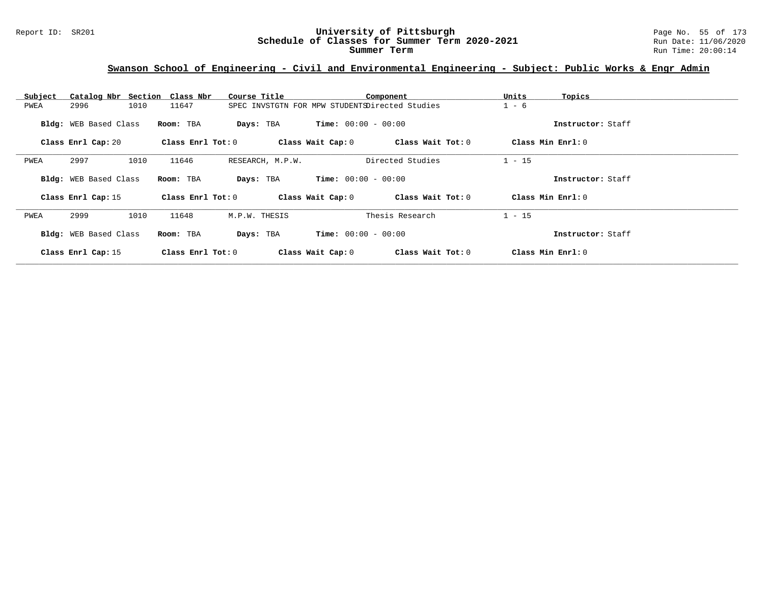## Swanson School of Engineering - Civil and Environmental Engineering - Subject: Public Works & Engr Admin

| Subject | Catalog Nbr | Section | Class Nbr | Course Title | Component | Units | Topics |
|---|---|---|---|---|---|---|---|
| PWEA | 2996 | 1010 | 11647 | SPEC INVSTGTN FOR MPW STUDENTS | Directed Studies | 1 - 6 | |

**Bldg:** WEB Based Class **Room:** TBA **Days:** TBA **Time:** 00:00 - 00:00 **Instructor:** Staff

**Class Enrl Cap:** 20 **Class Enrl Tot:** 0 **Class Wait Cap:** 0 **Class Wait Tot:** 0 **Class Min Enrl:** 0

---

| Subject | Catalog Nbr | Section | Class Nbr | Course Title | Component | Units | Topics |
|---|---|---|---|---|---|---|---|
| PWEA | 2997 | 1010 | 11646 | RESEARCH, M.P.W. | Directed Studies | 1 - 15 | |

**Bldg:** WEB Based Class **Room:** TBA **Days:** TBA **Time:** 00:00 - 00:00 **Instructor:** Staff

**Class Enrl Cap:** 15 **Class Enrl Tot:** 0 **Class Wait Cap:** 0 **Class Wait Tot:** 0 **Class Min Enrl:** 0

---

| Subject | Catalog Nbr | Section | Class Nbr | Course Title | Component | Units | Topics |
|---|---|---|---|---|---|---|---|
| PWEA | 2999 | 1010 | 11648 | M.P.W. THESIS | Thesis Research | 1 - 15 | |

**Bldg:** WEB Based Class **Room:** TBA **Days:** TBA **Time:** 00:00 - 00:00 **Instructor:** Staff

**Class Enrl Cap:** 15 **Class Enrl Tot:** 0 **Class Wait Cap:** 0 **Class Wait Tot:** 0 **Class Min Enrl:** 0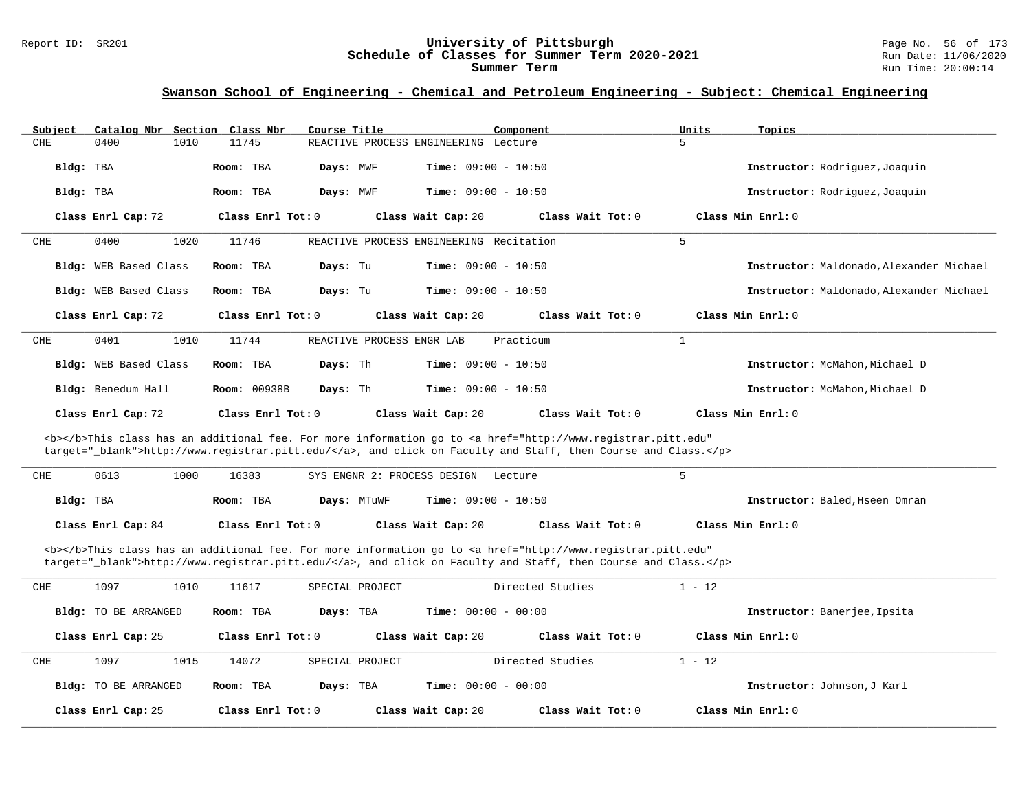## Swanson School of Engineering - Chemical and Petroleum Engineering - Subject: Chemical Engineering

| Subject | Catalog Nbr | Section | Class Nbr | Course Title | Component | Units | Topics |
|---|---|---|---|---|---|---|---|
| CHE | 0400 | 1010 | 11745 | REACTIVE PROCESS ENGINEERING | Lecture | 5 | |

**Bldg:** TBA **Room:** TBA **Days:** MWF **Time:** 09:00 - 10:50 **Instructor:** Rodriguez,Joaquin

**Bldg:** TBA **Room:** TBA **Days:** MWF **Time:** 09:00 - 10:50 **Instructor:** Rodriguez,Joaquin

**Class Enrl Cap:** 72 **Class Enrl Tot:** 0 **Class Wait Cap:** 20 **Class Wait Tot:** 0 **Class Min Enrl:** 0

---

| Subject | Catalog Nbr | Section | Class Nbr | Course Title | Component | Units | Topics |
|---|---|---|---|---|---|---|---|
| CHE | 0400 | 1020 | 11746 | REACTIVE PROCESS ENGINEERING | Recitation | 5 | |

**Bldg:** WEB Based Class **Room:** TBA **Days:** Tu **Time:** 09:00 - 10:50 **Instructor:** Maldonado,Alexander Michael

**Bldg:** WEB Based Class **Room:** TBA **Days:** Tu **Time:** 09:00 - 10:50 **Instructor:** Maldonado,Alexander Michael

**Class Enrl Cap:** 72 **Class Enrl Tot:** 0 **Class Wait Cap:** 20 **Class Wait Tot:** 0 **Class Min Enrl:** 0

---

| Subject | Catalog Nbr | Section | Class Nbr | Course Title | Component | Units | Topics |
|---|---|---|---|---|---|---|---|
| CHE | 0401 | 1010 | 11744 | REACTIVE PROCESS ENGR LAB | Practicum | 1 | |

**Bldg:** WEB Based Class **Room:** TBA **Days:** Th **Time:** 09:00 - 10:50 **Instructor:** McMahon,Michael D

**Bldg:** Benedum Hall **Room:** 00938B **Days:** Th **Time:** 09:00 - 10:50 **Instructor:** McMahon,Michael D

**Class Enrl Cap:** 72 **Class Enrl Tot:** 0 **Class Wait Cap:** 20 **Class Wait Tot:** 0 **Class Min Enrl:** 0

<b></b>This class has an additional fee. For more information go to <a href="http://www.registrar.pitt.edu" target="_blank">http://www.registrar.pitt.edu/</a>, and click on Faculty and Staff, then Course and Class.</p>

---

| Subject | Catalog Nbr | Section | Class Nbr | Course Title | Component | Units | Topics |
|---|---|---|---|---|---|---|---|
| CHE | 0613 | 1000 | 16383 | SYS ENGNR 2: PROCESS DESIGN | Lecture | 5 | |

**Bldg:** TBA **Room:** TBA **Days:** MTuWF **Time:** 09:00 - 10:50 **Instructor:** Baled,Hseen Omran

**Class Enrl Cap:** 84 **Class Enrl Tot:** 0 **Class Wait Cap:** 20 **Class Wait Tot:** 0 **Class Min Enrl:** 0

<b></b>This class has an additional fee. For more information go to <a href="http://www.registrar.pitt.edu" target="_blank">http://www.registrar.pitt.edu/</a>, and click on Faculty and Staff, then Course and Class.</p>

---

| Subject | Catalog Nbr | Section | Class Nbr | Course Title | Component | Units | Topics |
|---|---|---|---|---|---|---|---|
| CHE | 1097 | 1010 | 11617 | SPECIAL PROJECT | Directed Studies | 1 - 12 | |

**Bldg:** TO BE ARRANGED **Room:** TBA **Days:** TBA **Time:** 00:00 - 00:00 **Instructor:** Banerjee,Ipsita

**Class Enrl Cap:** 25 **Class Enrl Tot:** 0 **Class Wait Cap:** 20 **Class Wait Tot:** 0 **Class Min Enrl:** 0

---

| Subject | Catalog Nbr | Section | Class Nbr | Course Title | Component | Units | Topics |
|---|---|---|---|---|---|---|---|
| CHE | 1097 | 1015 | 14072 | SPECIAL PROJECT | Directed Studies | 1 - 12 | |

**Bldg:** TO BE ARRANGED **Room:** TBA **Days:** TBA **Time:** 00:00 - 00:00 **Instructor:** Johnson,J Karl

**Class Enrl Cap:** 25 **Class Enrl Tot:** 0 **Class Wait Cap:** 20 **Class Wait Tot:** 0 **Class Min Enrl:** 0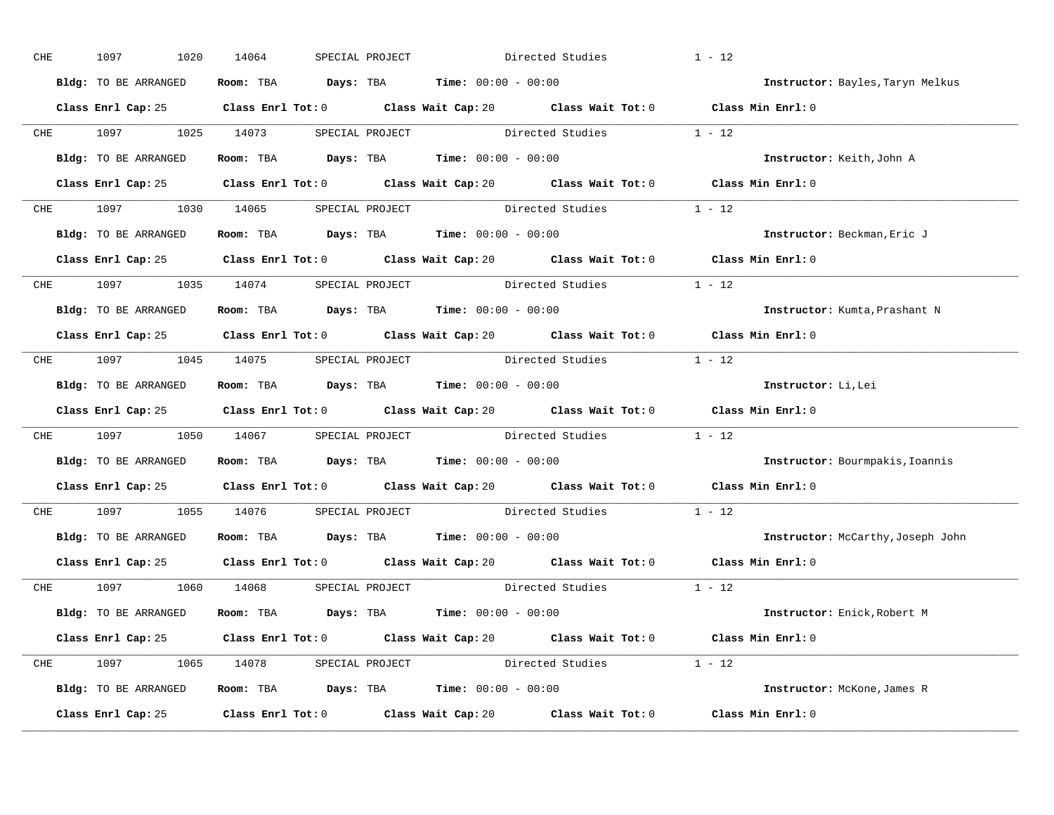CHE 1097 1020 14064 SPECIAL PROJECT Directed Studies 1 - 12

**Bldg:** TO BE ARRANGED **Room:** TBA **Days:** TBA **Time:** 00:00 - 00:00 **Instructor:** Bayles,Taryn Melkus

**Class Enrl Cap:** 25 **Class Enrl Tot:** 0 **Class Wait Cap:** 20 **Class Wait Tot:** 0 **Class Min Enrl:** 0

---

CHE 1097 1025 14073 SPECIAL PROJECT Directed Studies 1 - 12

**Bldg:** TO BE ARRANGED **Room:** TBA **Days:** TBA **Time:** 00:00 - 00:00 **Instructor:** Keith,John A

**Class Enrl Cap:** 25 **Class Enrl Tot:** 0 **Class Wait Cap:** 20 **Class Wait Tot:** 0 **Class Min Enrl:** 0

---

CHE 1097 1030 14065 SPECIAL PROJECT Directed Studies 1 - 12

**Bldg:** TO BE ARRANGED **Room:** TBA **Days:** TBA **Time:** 00:00 - 00:00 **Instructor:** Beckman,Eric J

**Class Enrl Cap:** 25 **Class Enrl Tot:** 0 **Class Wait Cap:** 20 **Class Wait Tot:** 0 **Class Min Enrl:** 0

---

CHE 1097 1035 14074 SPECIAL PROJECT Directed Studies 1 - 12

**Bldg:** TO BE ARRANGED **Room:** TBA **Days:** TBA **Time:** 00:00 - 00:00 **Instructor:** Kumta,Prashant N

**Class Enrl Cap:** 25 **Class Enrl Tot:** 0 **Class Wait Cap:** 20 **Class Wait Tot:** 0 **Class Min Enrl:** 0

---

CHE 1097 1045 14075 SPECIAL PROJECT Directed Studies 1 - 12

**Bldg:** TO BE ARRANGED **Room:** TBA **Days:** TBA **Time:** 00:00 - 00:00 **Instructor:** Li,Lei

**Class Enrl Cap:** 25 **Class Enrl Tot:** 0 **Class Wait Cap:** 20 **Class Wait Tot:** 0 **Class Min Enrl:** 0

---

CHE 1097 1050 14067 SPECIAL PROJECT Directed Studies 1 - 12

**Bldg:** TO BE ARRANGED **Room:** TBA **Days:** TBA **Time:** 00:00 - 00:00 **Instructor:** Bourmpakis,Ioannis

**Class Enrl Cap:** 25 **Class Enrl Tot:** 0 **Class Wait Cap:** 20 **Class Wait Tot:** 0 **Class Min Enrl:** 0

---

CHE 1097 1055 14076 SPECIAL PROJECT Directed Studies 1 - 12

**Bldg:** TO BE ARRANGED **Room:** TBA **Days:** TBA **Time:** 00:00 - 00:00 **Instructor:** McCarthy,Joseph John

**Class Enrl Cap:** 25 **Class Enrl Tot:** 0 **Class Wait Cap:** 20 **Class Wait Tot:** 0 **Class Min Enrl:** 0

---

CHE 1097 1060 14068 SPECIAL PROJECT Directed Studies 1 - 12

**Bldg:** TO BE ARRANGED **Room:** TBA **Days:** TBA **Time:** 00:00 - 00:00 **Instructor:** Enick,Robert M

**Class Enrl Cap:** 25 **Class Enrl Tot:** 0 **Class Wait Cap:** 20 **Class Wait Tot:** 0 **Class Min Enrl:** 0

---

CHE 1097 1065 14078 SPECIAL PROJECT Directed Studies 1 - 12

**Bldg:** TO BE ARRANGED **Room:** TBA **Days:** TBA **Time:** 00:00 - 00:00 **Instructor:** McKone,James R

**Class Enrl Cap:** 25 **Class Enrl Tot:** 0 **Class Wait Cap:** 20 **Class Wait Tot:** 0 **Class Min Enrl:** 0

---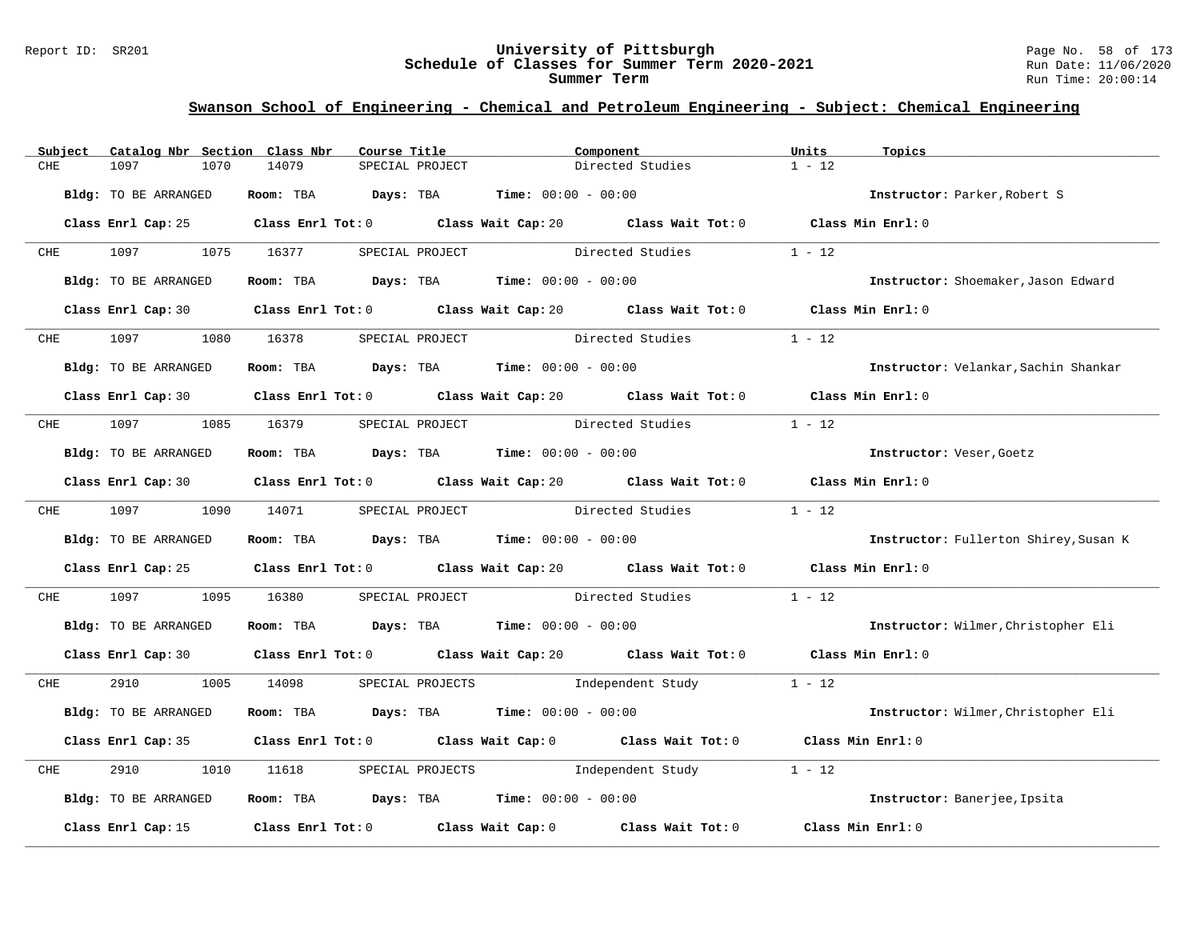## Swanson School of Engineering - Chemical and Petroleum Engineering - Subject: Chemical Engineering

| Subject | Catalog Nbr | Section | Class Nbr | Course Title | Component | Units | Topics |
|---|---|---|---|---|---|---|---|
| CHE | 1097 | 1070 | 14079 | SPECIAL PROJECT | Directed Studies | 1 - 12 | |

**Bldg:** TO BE ARRANGED **Room:** TBA **Days:** TBA **Time:** 00:00 - 00:00 **Instructor:** Parker,Robert S

**Class Enrl Cap:** 25 **Class Enrl Tot:** 0 **Class Wait Cap:** 20 **Class Wait Tot:** 0 **Class Min Enrl:** 0

---

| Subject | Catalog Nbr | Section | Class Nbr | Course Title | Component | Units | Topics |
|---|---|---|---|---|---|---|---|
| CHE | 1097 | 1075 | 16377 | SPECIAL PROJECT | Directed Studies | 1 - 12 | |

**Bldg:** TO BE ARRANGED **Room:** TBA **Days:** TBA **Time:** 00:00 - 00:00 **Instructor:** Shoemaker,Jason Edward

**Class Enrl Cap:** 30 **Class Enrl Tot:** 0 **Class Wait Cap:** 20 **Class Wait Tot:** 0 **Class Min Enrl:** 0

---

| Subject | Catalog Nbr | Section | Class Nbr | Course Title | Component | Units | Topics |
|---|---|---|---|---|---|---|---|
| CHE | 1097 | 1080 | 16378 | SPECIAL PROJECT | Directed Studies | 1 - 12 | |

**Bldg:** TO BE ARRANGED **Room:** TBA **Days:** TBA **Time:** 00:00 - 00:00 **Instructor:** Velankar,Sachin Shankar

**Class Enrl Cap:** 30 **Class Enrl Tot:** 0 **Class Wait Cap:** 20 **Class Wait Tot:** 0 **Class Min Enrl:** 0

---

| Subject | Catalog Nbr | Section | Class Nbr | Course Title | Component | Units | Topics |
|---|---|---|---|---|---|---|---|
| CHE | 1097 | 1085 | 16379 | SPECIAL PROJECT | Directed Studies | 1 - 12 | |

**Bldg:** TO BE ARRANGED **Room:** TBA **Days:** TBA **Time:** 00:00 - 00:00 **Instructor:** Veser,Goetz

**Class Enrl Cap:** 30 **Class Enrl Tot:** 0 **Class Wait Cap:** 20 **Class Wait Tot:** 0 **Class Min Enrl:** 0

---

| Subject | Catalog Nbr | Section | Class Nbr | Course Title | Component | Units | Topics |
|---|---|---|---|---|---|---|---|
| CHE | 1097 | 1090 | 14071 | SPECIAL PROJECT | Directed Studies | 1 - 12 | |

**Bldg:** TO BE ARRANGED **Room:** TBA **Days:** TBA **Time:** 00:00 - 00:00 **Instructor:** Fullerton Shirey,Susan K

**Class Enrl Cap:** 25 **Class Enrl Tot:** 0 **Class Wait Cap:** 20 **Class Wait Tot:** 0 **Class Min Enrl:** 0

---

| Subject | Catalog Nbr | Section | Class Nbr | Course Title | Component | Units | Topics |
|---|---|---|---|---|---|---|---|
| CHE | 1097 | 1095 | 16380 | SPECIAL PROJECT | Directed Studies | 1 - 12 | |

**Bldg:** TO BE ARRANGED **Room:** TBA **Days:** TBA **Time:** 00:00 - 00:00 **Instructor:** Wilmer,Christopher Eli

**Class Enrl Cap:** 30 **Class Enrl Tot:** 0 **Class Wait Cap:** 20 **Class Wait Tot:** 0 **Class Min Enrl:** 0

---

| Subject | Catalog Nbr | Section | Class Nbr | Course Title | Component | Units | Topics |
|---|---|---|---|---|---|---|---|
| CHE | 2910 | 1005 | 14098 | SPECIAL PROJECTS | Independent Study | 1 - 12 | |

**Bldg:** TO BE ARRANGED **Room:** TBA **Days:** TBA **Time:** 00:00 - 00:00 **Instructor:** Wilmer,Christopher Eli

**Class Enrl Cap:** 35 **Class Enrl Tot:** 0 **Class Wait Cap:** 0 **Class Wait Tot:** 0 **Class Min Enrl:** 0

---

| Subject | Catalog Nbr | Section | Class Nbr | Course Title | Component | Units | Topics |
|---|---|---|---|---|---|---|---|
| CHE | 2910 | 1010 | 11618 | SPECIAL PROJECTS | Independent Study | 1 - 12 | |

**Bldg:** TO BE ARRANGED **Room:** TBA **Days:** TBA **Time:** 00:00 - 00:00 **Instructor:** Banerjee,Ipsita

**Class Enrl Cap:** 15 **Class Enrl Tot:** 0 **Class Wait Cap:** 0 **Class Wait Tot:** 0 **Class Min Enrl:** 0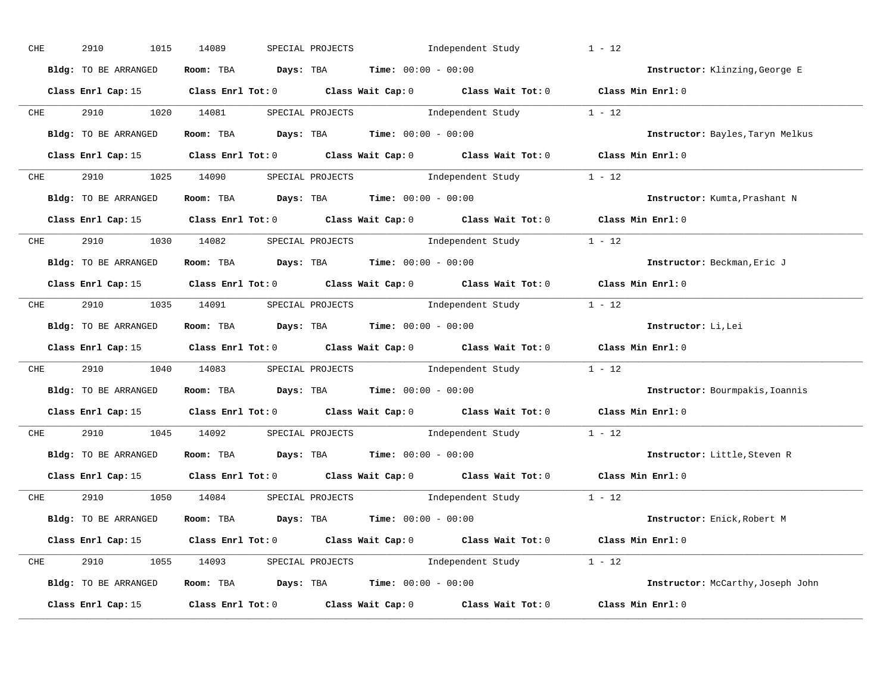CHE 2910 1015 14089 SPECIAL PROJECTS Independent Study 1 - 12

**Bldg:** TO BE ARRANGED **Room:** TBA **Days:** TBA **Time:** 00:00 - 00:00 **Instructor:** Klinzing,George E

**Class Enrl Cap:** 15 **Class Enrl Tot:** 0 **Class Wait Cap:** 0 **Class Wait Tot:** 0 **Class Min Enrl:** 0

---

CHE 2910 1020 14081 SPECIAL PROJECTS Independent Study 1 - 12

**Bldg:** TO BE ARRANGED **Room:** TBA **Days:** TBA **Time:** 00:00 - 00:00 **Instructor:** Bayles,Taryn Melkus

**Class Enrl Cap:** 15 **Class Enrl Tot:** 0 **Class Wait Cap:** 0 **Class Wait Tot:** 0 **Class Min Enrl:** 0

---

CHE 2910 1025 14090 SPECIAL PROJECTS Independent Study 1 - 12

**Bldg:** TO BE ARRANGED **Room:** TBA **Days:** TBA **Time:** 00:00 - 00:00 **Instructor:** Kumta,Prashant N

**Class Enrl Cap:** 15 **Class Enrl Tot:** 0 **Class Wait Cap:** 0 **Class Wait Tot:** 0 **Class Min Enrl:** 0

---

CHE 2910 1030 14082 SPECIAL PROJECTS Independent Study 1 - 12

**Bldg:** TO BE ARRANGED **Room:** TBA **Days:** TBA **Time:** 00:00 - 00:00 **Instructor:** Beckman,Eric J

**Class Enrl Cap:** 15 **Class Enrl Tot:** 0 **Class Wait Cap:** 0 **Class Wait Tot:** 0 **Class Min Enrl:** 0

---

CHE 2910 1035 14091 SPECIAL PROJECTS Independent Study 1 - 12

**Bldg:** TO BE ARRANGED **Room:** TBA **Days:** TBA **Time:** 00:00 - 00:00 **Instructor:** Li,Lei

**Class Enrl Cap:** 15 **Class Enrl Tot:** 0 **Class Wait Cap:** 0 **Class Wait Tot:** 0 **Class Min Enrl:** 0

---

CHE 2910 1040 14083 SPECIAL PROJECTS Independent Study 1 - 12

**Bldg:** TO BE ARRANGED **Room:** TBA **Days:** TBA **Time:** 00:00 - 00:00 **Instructor:** Bourmpakis,Ioannis

**Class Enrl Cap:** 15 **Class Enrl Tot:** 0 **Class Wait Cap:** 0 **Class Wait Tot:** 0 **Class Min Enrl:** 0

---

CHE 2910 1045 14092 SPECIAL PROJECTS Independent Study 1 - 12

**Bldg:** TO BE ARRANGED **Room:** TBA **Days:** TBA **Time:** 00:00 - 00:00 **Instructor:** Little,Steven R

**Class Enrl Cap:** 15 **Class Enrl Tot:** 0 **Class Wait Cap:** 0 **Class Wait Tot:** 0 **Class Min Enrl:** 0

---

CHE 2910 1050 14084 SPECIAL PROJECTS Independent Study 1 - 12

**Bldg:** TO BE ARRANGED **Room:** TBA **Days:** TBA **Time:** 00:00 - 00:00 **Instructor:** Enick,Robert M

**Class Enrl Cap:** 15 **Class Enrl Tot:** 0 **Class Wait Cap:** 0 **Class Wait Tot:** 0 **Class Min Enrl:** 0

---

CHE 2910 1055 14093 SPECIAL PROJECTS Independent Study 1 - 12

**Bldg:** TO BE ARRANGED **Room:** TBA **Days:** TBA **Time:** 00:00 - 00:00 **Instructor:** McCarthy,Joseph John

**Class Enrl Cap:** 15 **Class Enrl Tot:** 0 **Class Wait Cap:** 0 **Class Wait Tot:** 0 **Class Min Enrl:** 0

---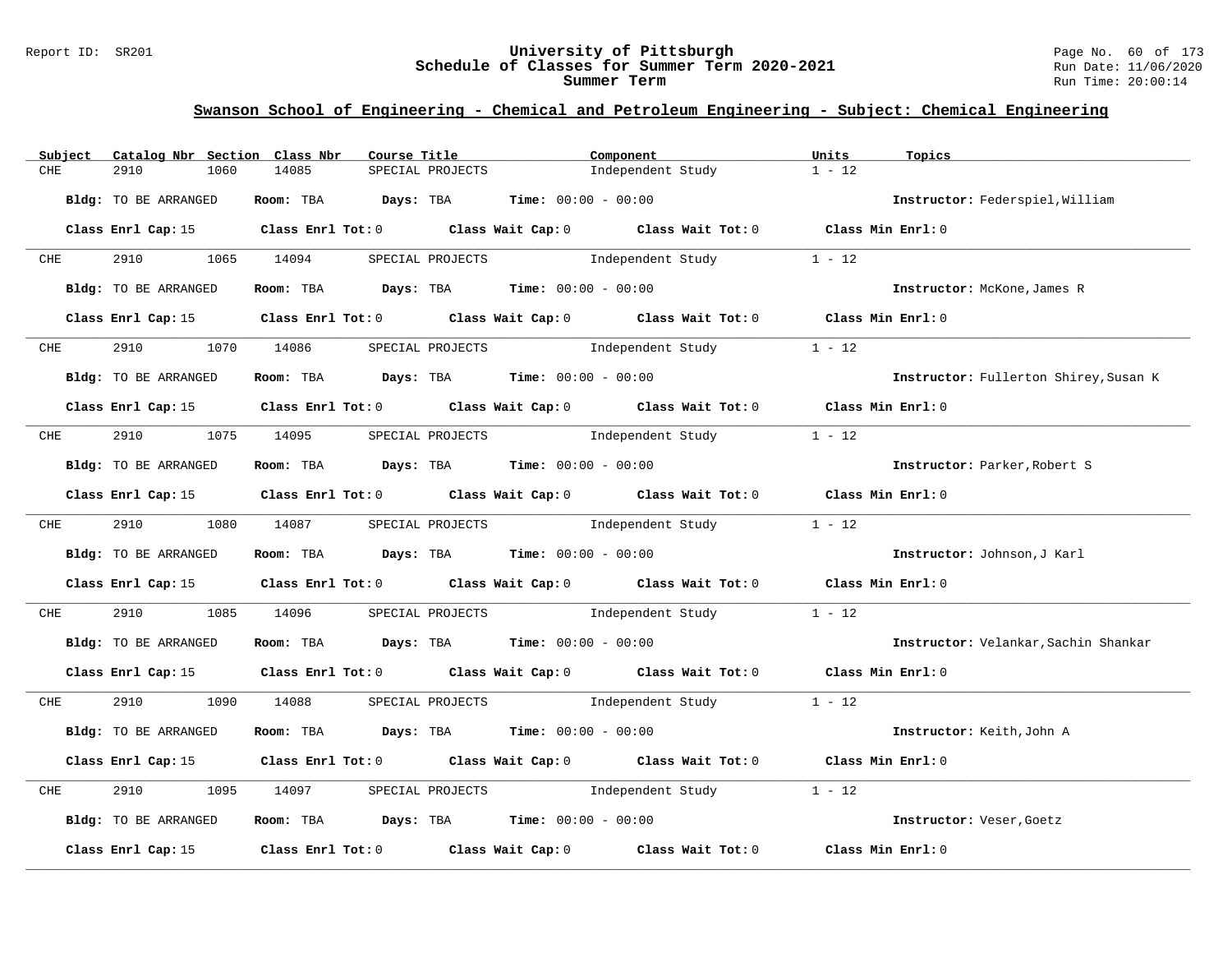## Swanson School of Engineering - Chemical and Petroleum Engineering - Subject: Chemical Engineering

| Subject | Catalog Nbr | Section | Class Nbr | Course Title | Component | Units | Topics |
|---|---|---|---|---|---|---|---|
| CHE | 2910 | 1060 | 14085 | SPECIAL PROJECTS | Independent Study | 1 - 12 | |

**Bldg:** TO BE ARRANGED **Room:** TBA **Days:** TBA **Time:** 00:00 - 00:00 **Instructor:** Federspiel,William

**Class Enrl Cap:** 15 **Class Enrl Tot:** 0 **Class Wait Cap:** 0 **Class Wait Tot:** 0 **Class Min Enrl:** 0

| Subject | Catalog Nbr | Section | Class Nbr | Course Title | Component | Units | Topics |
|---|---|---|---|---|---|---|---|
| CHE | 2910 | 1065 | 14094 | SPECIAL PROJECTS | Independent Study | 1 - 12 | |

**Bldg:** TO BE ARRANGED **Room:** TBA **Days:** TBA **Time:** 00:00 - 00:00 **Instructor:** McKone,James R

**Class Enrl Cap:** 15 **Class Enrl Tot:** 0 **Class Wait Cap:** 0 **Class Wait Tot:** 0 **Class Min Enrl:** 0

| Subject | Catalog Nbr | Section | Class Nbr | Course Title | Component | Units | Topics |
|---|---|---|---|---|---|---|---|
| CHE | 2910 | 1070 | 14086 | SPECIAL PROJECTS | Independent Study | 1 - 12 | |

**Bldg:** TO BE ARRANGED **Room:** TBA **Days:** TBA **Time:** 00:00 - 00:00 **Instructor:** Fullerton Shirey,Susan K

**Class Enrl Cap:** 15 **Class Enrl Tot:** 0 **Class Wait Cap:** 0 **Class Wait Tot:** 0 **Class Min Enrl:** 0

| Subject | Catalog Nbr | Section | Class Nbr | Course Title | Component | Units | Topics |
|---|---|---|---|---|---|---|---|
| CHE | 2910 | 1075 | 14095 | SPECIAL PROJECTS | Independent Study | 1 - 12 | |

**Bldg:** TO BE ARRANGED **Room:** TBA **Days:** TBA **Time:** 00:00 - 00:00 **Instructor:** Parker,Robert S

**Class Enrl Cap:** 15 **Class Enrl Tot:** 0 **Class Wait Cap:** 0 **Class Wait Tot:** 0 **Class Min Enrl:** 0

| Subject | Catalog Nbr | Section | Class Nbr | Course Title | Component | Units | Topics |
|---|---|---|---|---|---|---|---|
| CHE | 2910 | 1080 | 14087 | SPECIAL PROJECTS | Independent Study | 1 - 12 | |

**Bldg:** TO BE ARRANGED **Room:** TBA **Days:** TBA **Time:** 00:00 - 00:00 **Instructor:** Johnson,J Karl

**Class Enrl Cap:** 15 **Class Enrl Tot:** 0 **Class Wait Cap:** 0 **Class Wait Tot:** 0 **Class Min Enrl:** 0

| Subject | Catalog Nbr | Section | Class Nbr | Course Title | Component | Units | Topics |
|---|---|---|---|---|---|---|---|
| CHE | 2910 | 1085 | 14096 | SPECIAL PROJECTS | Independent Study | 1 - 12 | |

**Bldg:** TO BE ARRANGED **Room:** TBA **Days:** TBA **Time:** 00:00 - 00:00 **Instructor:** Velankar,Sachin Shankar

**Class Enrl Cap:** 15 **Class Enrl Tot:** 0 **Class Wait Cap:** 0 **Class Wait Tot:** 0 **Class Min Enrl:** 0

| Subject | Catalog Nbr | Section | Class Nbr | Course Title | Component | Units | Topics |
|---|---|---|---|---|---|---|---|
| CHE | 2910 | 1090 | 14088 | SPECIAL PROJECTS | Independent Study | 1 - 12 | |

**Bldg:** TO BE ARRANGED **Room:** TBA **Days:** TBA **Time:** 00:00 - 00:00 **Instructor:** Keith,John A

**Class Enrl Cap:** 15 **Class Enrl Tot:** 0 **Class Wait Cap:** 0 **Class Wait Tot:** 0 **Class Min Enrl:** 0

| Subject | Catalog Nbr | Section | Class Nbr | Course Title | Component | Units | Topics |
|---|---|---|---|---|---|---|---|
| CHE | 2910 | 1095 | 14097 | SPECIAL PROJECTS | Independent Study | 1 - 12 | |

**Bldg:** TO BE ARRANGED **Room:** TBA **Days:** TBA **Time:** 00:00 - 00:00 **Instructor:** Veser,Goetz

**Class Enrl Cap:** 15 **Class Enrl Tot:** 0 **Class Wait Cap:** 0 **Class Wait Tot:** 0 **Class Min Enrl:** 0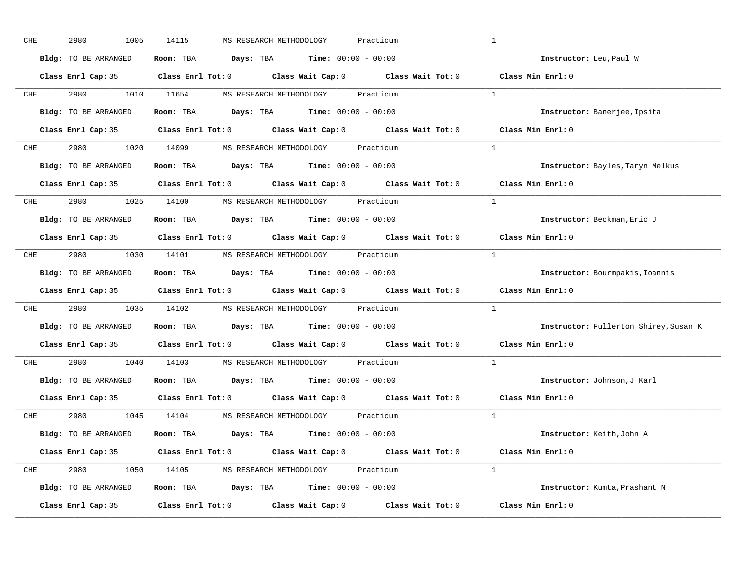CHE 2980 1005 14115 MS RESEARCH METHODOLOGY Practicum 1

**Bldg:** TO BE ARRANGED **Room:** TBA **Days:** TBA **Time:** 00:00 - 00:00 **Instructor:** Leu,Paul W

**Class Enrl Cap:** 35 **Class Enrl Tot:** 0 **Class Wait Cap:** 0 **Class Wait Tot:** 0 **Class Min Enrl:** 0

---

CHE 2980 1010 11654 MS RESEARCH METHODOLOGY Practicum 1

**Bldg:** TO BE ARRANGED **Room:** TBA **Days:** TBA **Time:** 00:00 - 00:00 **Instructor:** Banerjee,Ipsita

**Class Enrl Cap:** 35 **Class Enrl Tot:** 0 **Class Wait Cap:** 0 **Class Wait Tot:** 0 **Class Min Enrl:** 0

---

CHE 2980 1020 14099 MS RESEARCH METHODOLOGY Practicum 1

**Bldg:** TO BE ARRANGED **Room:** TBA **Days:** TBA **Time:** 00:00 - 00:00 **Instructor:** Bayles,Taryn Melkus

**Class Enrl Cap:** 35 **Class Enrl Tot:** 0 **Class Wait Cap:** 0 **Class Wait Tot:** 0 **Class Min Enrl:** 0

---

CHE 2980 1025 14100 MS RESEARCH METHODOLOGY Practicum 1

**Bldg:** TO BE ARRANGED **Room:** TBA **Days:** TBA **Time:** 00:00 - 00:00 **Instructor:** Beckman,Eric J

**Class Enrl Cap:** 35 **Class Enrl Tot:** 0 **Class Wait Cap:** 0 **Class Wait Tot:** 0 **Class Min Enrl:** 0

---

CHE 2980 1030 14101 MS RESEARCH METHODOLOGY Practicum 1

**Bldg:** TO BE ARRANGED **Room:** TBA **Days:** TBA **Time:** 00:00 - 00:00 **Instructor:** Bourmpakis,Ioannis

**Class Enrl Cap:** 35 **Class Enrl Tot:** 0 **Class Wait Cap:** 0 **Class Wait Tot:** 0 **Class Min Enrl:** 0

---

CHE 2980 1035 14102 MS RESEARCH METHODOLOGY Practicum 1

**Bldg:** TO BE ARRANGED **Room:** TBA **Days:** TBA **Time:** 00:00 - 00:00 **Instructor:** Fullerton Shirey,Susan K

**Class Enrl Cap:** 35 **Class Enrl Tot:** 0 **Class Wait Cap:** 0 **Class Wait Tot:** 0 **Class Min Enrl:** 0

---

CHE 2980 1040 14103 MS RESEARCH METHODOLOGY Practicum 1

**Bldg:** TO BE ARRANGED **Room:** TBA **Days:** TBA **Time:** 00:00 - 00:00 **Instructor:** Johnson,J Karl

**Class Enrl Cap:** 35 **Class Enrl Tot:** 0 **Class Wait Cap:** 0 **Class Wait Tot:** 0 **Class Min Enrl:** 0

---

CHE 2980 1045 14104 MS RESEARCH METHODOLOGY Practicum 1

**Bldg:** TO BE ARRANGED **Room:** TBA **Days:** TBA **Time:** 00:00 - 00:00 **Instructor:** Keith,John A

**Class Enrl Cap:** 35 **Class Enrl Tot:** 0 **Class Wait Cap:** 0 **Class Wait Tot:** 0 **Class Min Enrl:** 0

---

CHE 2980 1050 14105 MS RESEARCH METHODOLOGY Practicum 1

**Bldg:** TO BE ARRANGED **Room:** TBA **Days:** TBA **Time:** 00:00 - 00:00 **Instructor:** Kumta,Prashant N

**Class Enrl Cap:** 35 **Class Enrl Tot:** 0 **Class Wait Cap:** 0 **Class Wait Tot:** 0 **Class Min Enrl:** 0

---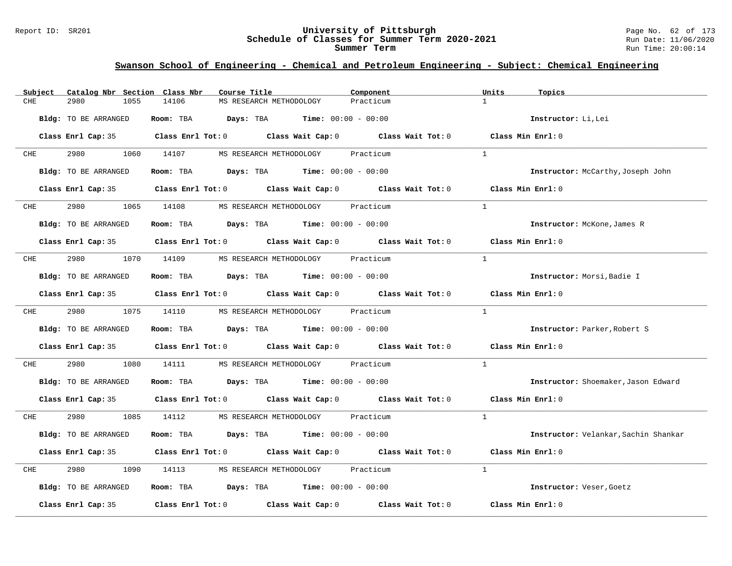## Swanson School of Engineering - Chemical and Petroleum Engineering - Subject: Chemical Engineering

| Subject | Catalog Nbr | Section | Class Nbr | Course Title | Component | Units | Topics |
|---|---|---|---|---|---|---|---|
| CHE | 2980 | 1055 | 14106 | MS RESEARCH METHODOLOGY | Practicum | 1 | |

**Bldg:** TO BE ARRANGED **Room:** TBA **Days:** TBA **Time:** 00:00 - 00:00 **Instructor:** Li,Lei

**Class Enrl Cap:** 35 **Class Enrl Tot:** 0 **Class Wait Cap:** 0 **Class Wait Tot:** 0 **Class Min Enrl:** 0

| Subject | Catalog Nbr | Section | Class Nbr | Course Title | Component | Units | Topics |
|---|---|---|---|---|---|---|---|
| CHE | 2980 | 1060 | 14107 | MS RESEARCH METHODOLOGY | Practicum | 1 | |

**Bldg:** TO BE ARRANGED **Room:** TBA **Days:** TBA **Time:** 00:00 - 00:00 **Instructor:** McCarthy,Joseph John

**Class Enrl Cap:** 35 **Class Enrl Tot:** 0 **Class Wait Cap:** 0 **Class Wait Tot:** 0 **Class Min Enrl:** 0

| Subject | Catalog Nbr | Section | Class Nbr | Course Title | Component | Units | Topics |
|---|---|---|---|---|---|---|---|
| CHE | 2980 | 1065 | 14108 | MS RESEARCH METHODOLOGY | Practicum | 1 | |

**Bldg:** TO BE ARRANGED **Room:** TBA **Days:** TBA **Time:** 00:00 - 00:00 **Instructor:** McKone,James R

**Class Enrl Cap:** 35 **Class Enrl Tot:** 0 **Class Wait Cap:** 0 **Class Wait Tot:** 0 **Class Min Enrl:** 0

| Subject | Catalog Nbr | Section | Class Nbr | Course Title | Component | Units | Topics |
|---|---|---|---|---|---|---|---|
| CHE | 2980 | 1070 | 14109 | MS RESEARCH METHODOLOGY | Practicum | 1 | |

**Bldg:** TO BE ARRANGED **Room:** TBA **Days:** TBA **Time:** 00:00 - 00:00 **Instructor:** Morsi,Badie I

**Class Enrl Cap:** 35 **Class Enrl Tot:** 0 **Class Wait Cap:** 0 **Class Wait Tot:** 0 **Class Min Enrl:** 0

| Subject | Catalog Nbr | Section | Class Nbr | Course Title | Component | Units | Topics |
|---|---|---|---|---|---|---|---|
| CHE | 2980 | 1075 | 14110 | MS RESEARCH METHODOLOGY | Practicum | 1 | |

**Bldg:** TO BE ARRANGED **Room:** TBA **Days:** TBA **Time:** 00:00 - 00:00 **Instructor:** Parker,Robert S

**Class Enrl Cap:** 35 **Class Enrl Tot:** 0 **Class Wait Cap:** 0 **Class Wait Tot:** 0 **Class Min Enrl:** 0

| Subject | Catalog Nbr | Section | Class Nbr | Course Title | Component | Units | Topics |
|---|---|---|---|---|---|---|---|
| CHE | 2980 | 1080 | 14111 | MS RESEARCH METHODOLOGY | Practicum | 1 | |

**Bldg:** TO BE ARRANGED **Room:** TBA **Days:** TBA **Time:** 00:00 - 00:00 **Instructor:** Shoemaker,Jason Edward

**Class Enrl Cap:** 35 **Class Enrl Tot:** 0 **Class Wait Cap:** 0 **Class Wait Tot:** 0 **Class Min Enrl:** 0

| Subject | Catalog Nbr | Section | Class Nbr | Course Title | Component | Units | Topics |
|---|---|---|---|---|---|---|---|
| CHE | 2980 | 1085 | 14112 | MS RESEARCH METHODOLOGY | Practicum | 1 | |

**Bldg:** TO BE ARRANGED **Room:** TBA **Days:** TBA **Time:** 00:00 - 00:00 **Instructor:** Velankar,Sachin Shankar

**Class Enrl Cap:** 35 **Class Enrl Tot:** 0 **Class Wait Cap:** 0 **Class Wait Tot:** 0 **Class Min Enrl:** 0

| Subject | Catalog Nbr | Section | Class Nbr | Course Title | Component | Units | Topics |
|---|---|---|---|---|---|---|---|
| CHE | 2980 | 1090 | 14113 | MS RESEARCH METHODOLOGY | Practicum | 1 | |

**Bldg:** TO BE ARRANGED **Room:** TBA **Days:** TBA **Time:** 00:00 - 00:00 **Instructor:** Veser,Goetz

**Class Enrl Cap:** 35 **Class Enrl Tot:** 0 **Class Wait Cap:** 0 **Class Wait Tot:** 0 **Class Min Enrl:** 0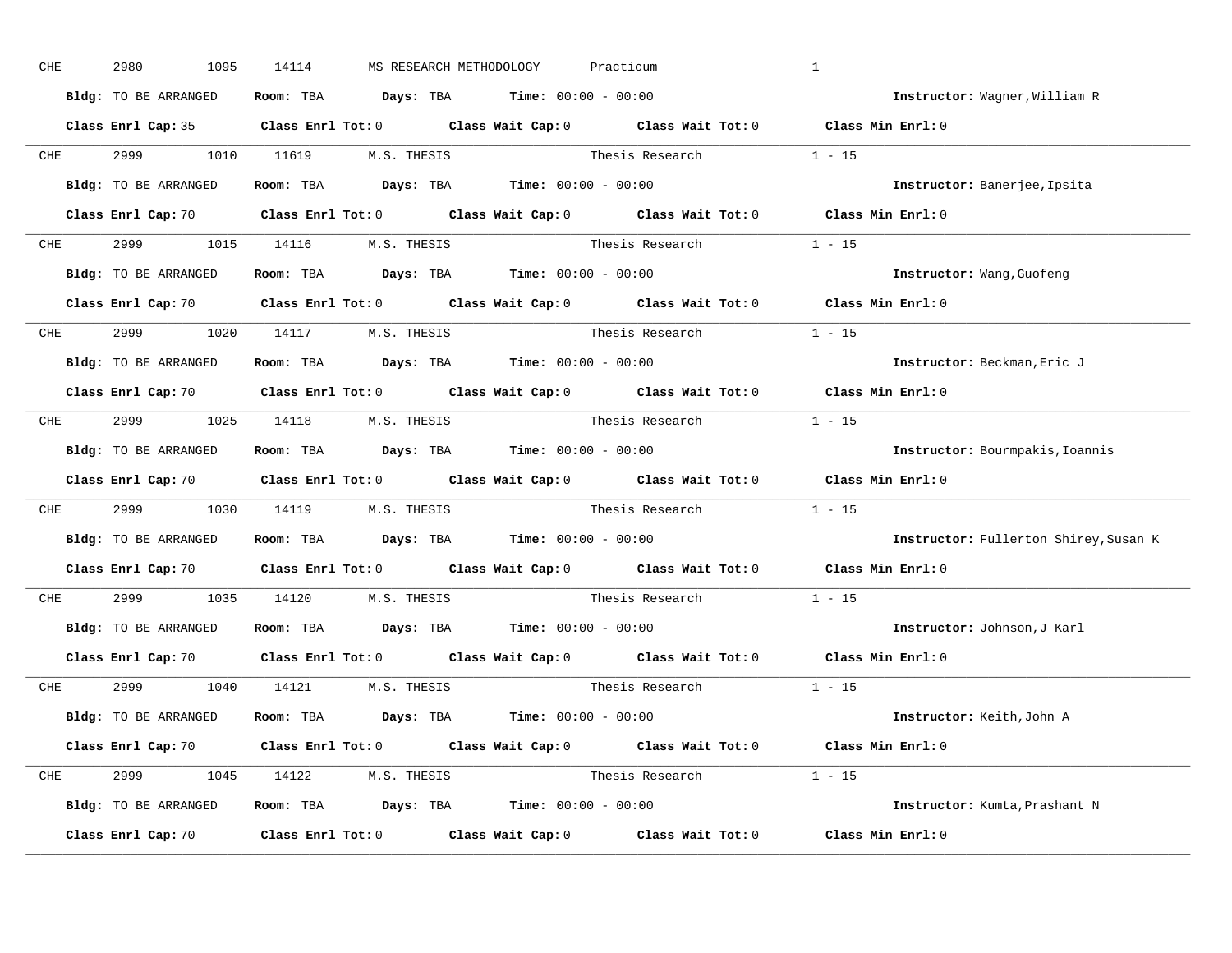CHE 2980 1095 14114 MS RESEARCH METHODOLOGY Practicum 1

**Bldg:** TO BE ARRANGED **Room:** TBA **Days:** TBA **Time:** 00:00 - 00:00 **Instructor:** Wagner,William R

**Class Enrl Cap:** 35 **Class Enrl Tot:** 0 **Class Wait Cap:** 0 **Class Wait Tot:** 0 **Class Min Enrl:** 0

---

CHE 2999 1010 11619 M.S. THESIS Thesis Research 1 - 15

**Bldg:** TO BE ARRANGED **Room:** TBA **Days:** TBA **Time:** 00:00 - 00:00 **Instructor:** Banerjee,Ipsita

**Class Enrl Cap:** 70 **Class Enrl Tot:** 0 **Class Wait Cap:** 0 **Class Wait Tot:** 0 **Class Min Enrl:** 0

---

CHE 2999 1015 14116 M.S. THESIS Thesis Research 1 - 15

**Bldg:** TO BE ARRANGED **Room:** TBA **Days:** TBA **Time:** 00:00 - 00:00 **Instructor:** Wang,Guofeng

**Class Enrl Cap:** 70 **Class Enrl Tot:** 0 **Class Wait Cap:** 0 **Class Wait Tot:** 0 **Class Min Enrl:** 0

---

CHE 2999 1020 14117 M.S. THESIS Thesis Research 1 - 15

**Bldg:** TO BE ARRANGED **Room:** TBA **Days:** TBA **Time:** 00:00 - 00:00 **Instructor:** Beckman,Eric J

**Class Enrl Cap:** 70 **Class Enrl Tot:** 0 **Class Wait Cap:** 0 **Class Wait Tot:** 0 **Class Min Enrl:** 0

---

CHE 2999 1025 14118 M.S. THESIS Thesis Research 1 - 15

**Bldg:** TO BE ARRANGED **Room:** TBA **Days:** TBA **Time:** 00:00 - 00:00 **Instructor:** Bourmpakis,Ioannis

**Class Enrl Cap:** 70 **Class Enrl Tot:** 0 **Class Wait Cap:** 0 **Class Wait Tot:** 0 **Class Min Enrl:** 0

---

CHE 2999 1030 14119 M.S. THESIS Thesis Research 1 - 15

**Bldg:** TO BE ARRANGED **Room:** TBA **Days:** TBA **Time:** 00:00 - 00:00 **Instructor:** Fullerton Shirey,Susan K

**Class Enrl Cap:** 70 **Class Enrl Tot:** 0 **Class Wait Cap:** 0 **Class Wait Tot:** 0 **Class Min Enrl:** 0

---

CHE 2999 1035 14120 M.S. THESIS Thesis Research 1 - 15

**Bldg:** TO BE ARRANGED **Room:** TBA **Days:** TBA **Time:** 00:00 - 00:00 **Instructor:** Johnson,J Karl

**Class Enrl Cap:** 70 **Class Enrl Tot:** 0 **Class Wait Cap:** 0 **Class Wait Tot:** 0 **Class Min Enrl:** 0

---

CHE 2999 1040 14121 M.S. THESIS Thesis Research 1 - 15

**Bldg:** TO BE ARRANGED **Room:** TBA **Days:** TBA **Time:** 00:00 - 00:00 **Instructor:** Keith,John A

**Class Enrl Cap:** 70 **Class Enrl Tot:** 0 **Class Wait Cap:** 0 **Class Wait Tot:** 0 **Class Min Enrl:** 0

---

CHE 2999 1045 14122 M.S. THESIS Thesis Research 1 - 15

**Bldg:** TO BE ARRANGED **Room:** TBA **Days:** TBA **Time:** 00:00 - 00:00 **Instructor:** Kumta,Prashant N

**Class Enrl Cap:** 70 **Class Enrl Tot:** 0 **Class Wait Cap:** 0 **Class Wait Tot:** 0 **Class Min Enrl:** 0

---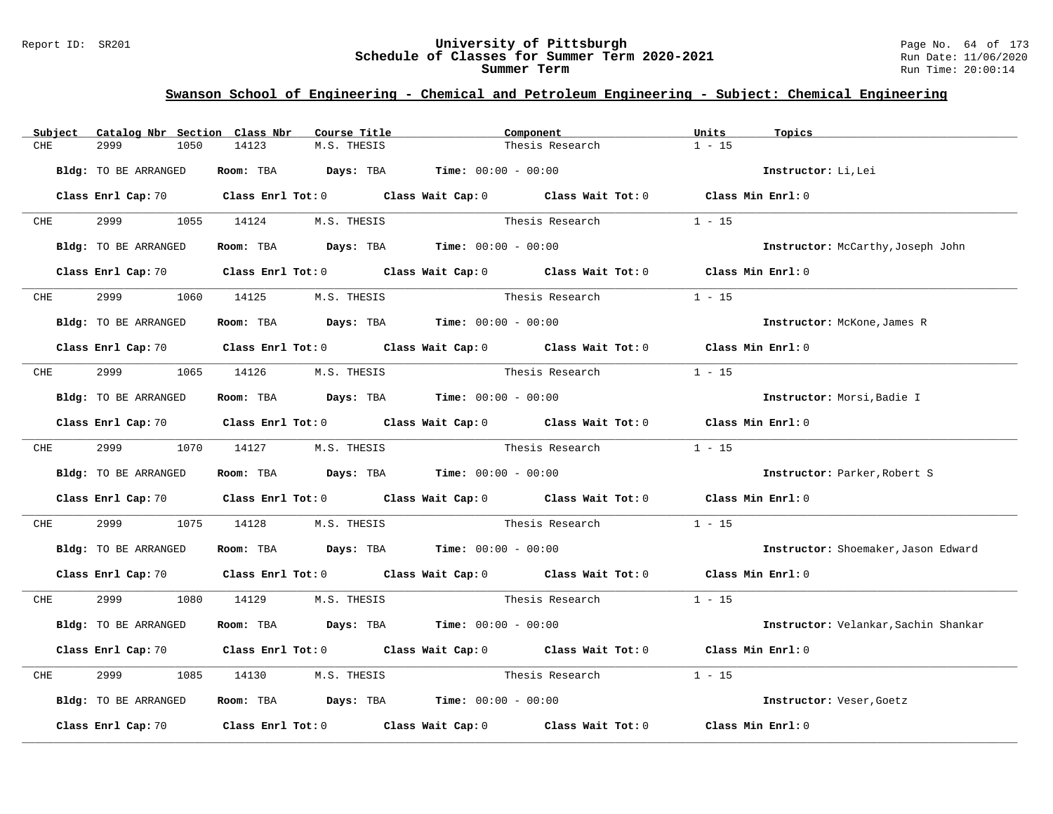## Swanson School of Engineering - Chemical and Petroleum Engineering - Subject: Chemical Engineering

| Subject | Catalog Nbr | Section | Class Nbr | Course Title | Component | Units | Topics |
|---|---|---|---|---|---|---|---|
| CHE | 2999 | 1050 | 14123 | M.S. THESIS | Thesis Research | 1 - 15 | |

**Bldg:** TO BE ARRANGED **Room:** TBA **Days:** TBA **Time:** 00:00 - 00:00 **Instructor:** Li,Lei

**Class Enrl Cap:** 70 **Class Enrl Tot:** 0 **Class Wait Cap:** 0 **Class Wait Tot:** 0 **Class Min Enrl:** 0

| Subject | Catalog Nbr | Section | Class Nbr | Course Title | Component | Units | Topics |
|---|---|---|---|---|---|---|---|
| CHE | 2999 | 1055 | 14124 | M.S. THESIS | Thesis Research | 1 - 15 | |

**Bldg:** TO BE ARRANGED **Room:** TBA **Days:** TBA **Time:** 00:00 - 00:00 **Instructor:** McCarthy,Joseph John

**Class Enrl Cap:** 70 **Class Enrl Tot:** 0 **Class Wait Cap:** 0 **Class Wait Tot:** 0 **Class Min Enrl:** 0

| Subject | Catalog Nbr | Section | Class Nbr | Course Title | Component | Units | Topics |
|---|---|---|---|---|---|---|---|
| CHE | 2999 | 1060 | 14125 | M.S. THESIS | Thesis Research | 1 - 15 | |

**Bldg:** TO BE ARRANGED **Room:** TBA **Days:** TBA **Time:** 00:00 - 00:00 **Instructor:** McKone,James R

**Class Enrl Cap:** 70 **Class Enrl Tot:** 0 **Class Wait Cap:** 0 **Class Wait Tot:** 0 **Class Min Enrl:** 0

| Subject | Catalog Nbr | Section | Class Nbr | Course Title | Component | Units | Topics |
|---|---|---|---|---|---|---|---|
| CHE | 2999 | 1065 | 14126 | M.S. THESIS | Thesis Research | 1 - 15 | |

**Bldg:** TO BE ARRANGED **Room:** TBA **Days:** TBA **Time:** 00:00 - 00:00 **Instructor:** Morsi,Badie I

**Class Enrl Cap:** 70 **Class Enrl Tot:** 0 **Class Wait Cap:** 0 **Class Wait Tot:** 0 **Class Min Enrl:** 0

| Subject | Catalog Nbr | Section | Class Nbr | Course Title | Component | Units | Topics |
|---|---|---|---|---|---|---|---|
| CHE | 2999 | 1070 | 14127 | M.S. THESIS | Thesis Research | 1 - 15 | |

**Bldg:** TO BE ARRANGED **Room:** TBA **Days:** TBA **Time:** 00:00 - 00:00 **Instructor:** Parker,Robert S

**Class Enrl Cap:** 70 **Class Enrl Tot:** 0 **Class Wait Cap:** 0 **Class Wait Tot:** 0 **Class Min Enrl:** 0

| Subject | Catalog Nbr | Section | Class Nbr | Course Title | Component | Units | Topics |
|---|---|---|---|---|---|---|---|
| CHE | 2999 | 1075 | 14128 | M.S. THESIS | Thesis Research | 1 - 15 | |

**Bldg:** TO BE ARRANGED **Room:** TBA **Days:** TBA **Time:** 00:00 - 00:00 **Instructor:** Shoemaker,Jason Edward

**Class Enrl Cap:** 70 **Class Enrl Tot:** 0 **Class Wait Cap:** 0 **Class Wait Tot:** 0 **Class Min Enrl:** 0

| Subject | Catalog Nbr | Section | Class Nbr | Course Title | Component | Units | Topics |
|---|---|---|---|---|---|---|---|
| CHE | 2999 | 1080 | 14129 | M.S. THESIS | Thesis Research | 1 - 15 | |

**Bldg:** TO BE ARRANGED **Room:** TBA **Days:** TBA **Time:** 00:00 - 00:00 **Instructor:** Velankar,Sachin Shankar

**Class Enrl Cap:** 70 **Class Enrl Tot:** 0 **Class Wait Cap:** 0 **Class Wait Tot:** 0 **Class Min Enrl:** 0

| Subject | Catalog Nbr | Section | Class Nbr | Course Title | Component | Units | Topics |
|---|---|---|---|---|---|---|---|
| CHE | 2999 | 1085 | 14130 | M.S. THESIS | Thesis Research | 1 - 15 | |

**Bldg:** TO BE ARRANGED **Room:** TBA **Days:** TBA **Time:** 00:00 - 00:00 **Instructor:** Veser,Goetz

**Class Enrl Cap:** 70 **Class Enrl Tot:** 0 **Class Wait Cap:** 0 **Class Wait Tot:** 0 **Class Min Enrl:** 0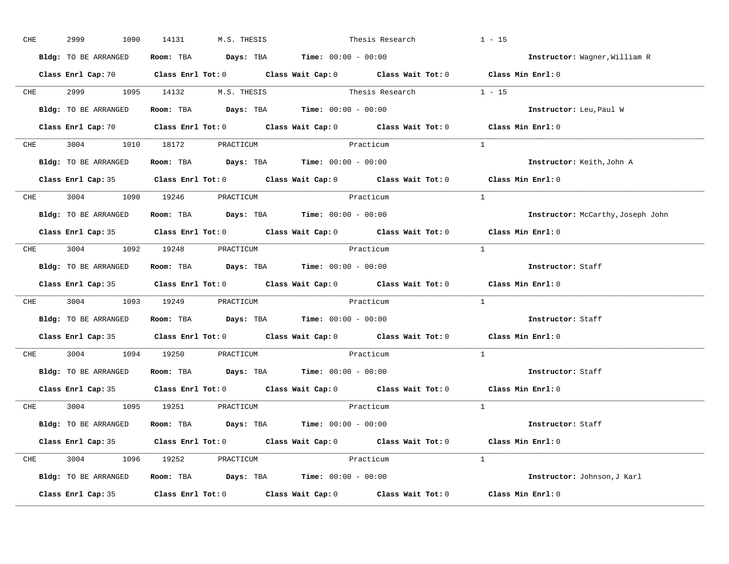CHE 2999 1090 14131 M.S. THESIS Thesis Research 1 - 15

**Bldg:** TO BE ARRANGED **Room:** TBA **Days:** TBA **Time:** 00:00 - 00:00 **Instructor:** Wagner,William R

**Class Enrl Cap:** 70 **Class Enrl Tot:** 0 **Class Wait Cap:** 0 **Class Wait Tot:** 0 **Class Min Enrl:** 0

---

CHE 2999 1095 14132 M.S. THESIS Thesis Research 1 - 15

**Bldg:** TO BE ARRANGED **Room:** TBA **Days:** TBA **Time:** 00:00 - 00:00 **Instructor:** Leu,Paul W

**Class Enrl Cap:** 70 **Class Enrl Tot:** 0 **Class Wait Cap:** 0 **Class Wait Tot:** 0 **Class Min Enrl:** 0

---

CHE 3004 1010 18172 PRACTICUM Practicum 1

**Bldg:** TO BE ARRANGED **Room:** TBA **Days:** TBA **Time:** 00:00 - 00:00 **Instructor:** Keith,John A

**Class Enrl Cap:** 35 **Class Enrl Tot:** 0 **Class Wait Cap:** 0 **Class Wait Tot:** 0 **Class Min Enrl:** 0

---

CHE 3004 1090 19246 PRACTICUM Practicum 1

**Bldg:** TO BE ARRANGED **Room:** TBA **Days:** TBA **Time:** 00:00 - 00:00 **Instructor:** McCarthy,Joseph John

**Class Enrl Cap:** 35 **Class Enrl Tot:** 0 **Class Wait Cap:** 0 **Class Wait Tot:** 0 **Class Min Enrl:** 0

---

CHE 3004 1092 19248 PRACTICUM Practicum 1

**Bldg:** TO BE ARRANGED **Room:** TBA **Days:** TBA **Time:** 00:00 - 00:00 **Instructor:** Staff

**Class Enrl Cap:** 35 **Class Enrl Tot:** 0 **Class Wait Cap:** 0 **Class Wait Tot:** 0 **Class Min Enrl:** 0

---

CHE 3004 1093 19249 PRACTICUM Practicum 1

**Bldg:** TO BE ARRANGED **Room:** TBA **Days:** TBA **Time:** 00:00 - 00:00 **Instructor:** Staff

**Class Enrl Cap:** 35 **Class Enrl Tot:** 0 **Class Wait Cap:** 0 **Class Wait Tot:** 0 **Class Min Enrl:** 0

---

CHE 3004 1094 19250 PRACTICUM Practicum 1

**Bldg:** TO BE ARRANGED **Room:** TBA **Days:** TBA **Time:** 00:00 - 00:00 **Instructor:** Staff

**Class Enrl Cap:** 35 **Class Enrl Tot:** 0 **Class Wait Cap:** 0 **Class Wait Tot:** 0 **Class Min Enrl:** 0

---

CHE 3004 1095 19251 PRACTICUM Practicum 1

**Bldg:** TO BE ARRANGED **Room:** TBA **Days:** TBA **Time:** 00:00 - 00:00 **Instructor:** Staff

**Class Enrl Cap:** 35 **Class Enrl Tot:** 0 **Class Wait Cap:** 0 **Class Wait Tot:** 0 **Class Min Enrl:** 0

---

CHE 3004 1096 19252 PRACTICUM Practicum 1

**Bldg:** TO BE ARRANGED **Room:** TBA **Days:** TBA **Time:** 00:00 - 00:00 **Instructor:** Johnson,J Karl

**Class Enrl Cap:** 35 **Class Enrl Tot:** 0 **Class Wait Cap:** 0 **Class Wait Tot:** 0 **Class Min Enrl:** 0

---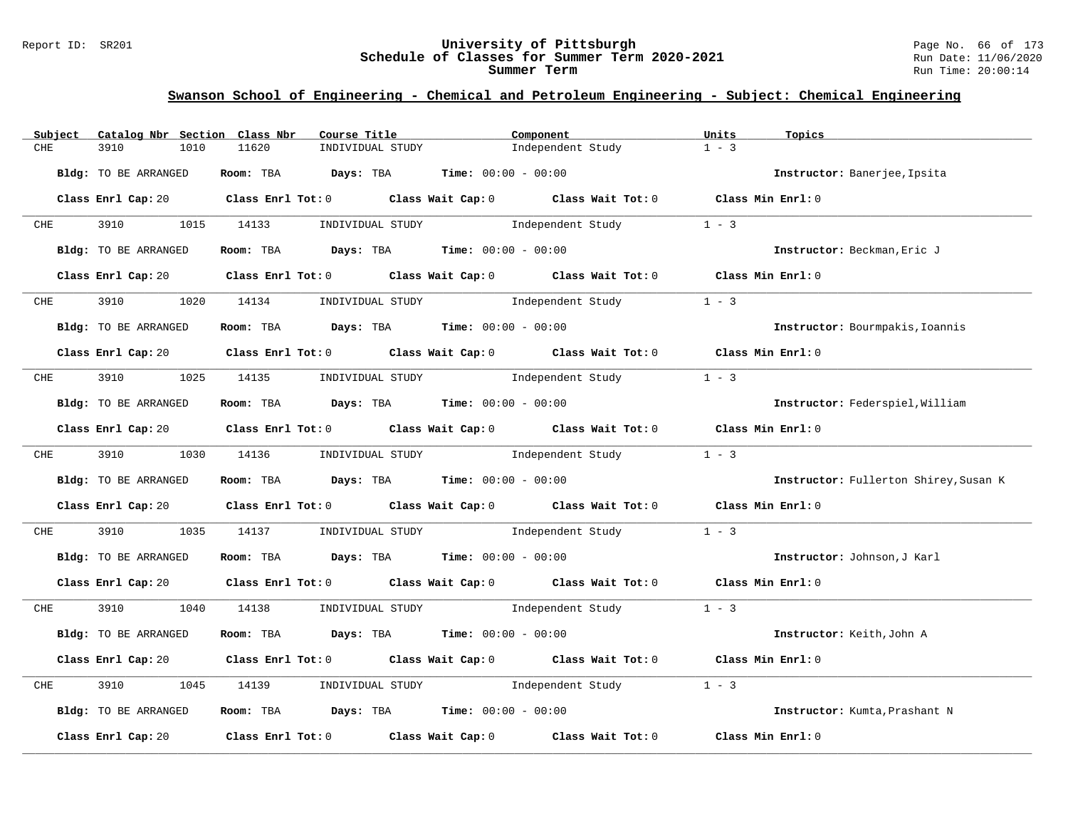## Swanson School of Engineering - Chemical and Petroleum Engineering - Subject: Chemical Engineering

| Subject | Catalog Nbr | Section | Class Nbr | Course Title | Component | Units | Topics |
|---|---|---|---|---|---|---|---|
| CHE | 3910 | 1010 | 11620 | INDIVIDUAL STUDY | Independent Study | 1 - 3 | |

**Bldg:** TO BE ARRANGED **Room:** TBA **Days:** TBA **Time:** 00:00 - 00:00 **Instructor:** Banerjee,Ipsita

**Class Enrl Cap:** 20 **Class Enrl Tot:** 0 **Class Wait Cap:** 0 **Class Wait Tot:** 0 **Class Min Enrl:** 0

---

| Subject | Catalog Nbr | Section | Class Nbr | Course Title | Component | Units | Topics |
|---|---|---|---|---|---|---|---|
| CHE | 3910 | 1015 | 14133 | INDIVIDUAL STUDY | Independent Study | 1 - 3 | |

**Bldg:** TO BE ARRANGED **Room:** TBA **Days:** TBA **Time:** 00:00 - 00:00 **Instructor:** Beckman,Eric J

**Class Enrl Cap:** 20 **Class Enrl Tot:** 0 **Class Wait Cap:** 0 **Class Wait Tot:** 0 **Class Min Enrl:** 0

---

| Subject | Catalog Nbr | Section | Class Nbr | Course Title | Component | Units | Topics |
|---|---|---|---|---|---|---|---|
| CHE | 3910 | 1020 | 14134 | INDIVIDUAL STUDY | Independent Study | 1 - 3 | |

**Bldg:** TO BE ARRANGED **Room:** TBA **Days:** TBA **Time:** 00:00 - 00:00 **Instructor:** Bourmpakis,Ioannis

**Class Enrl Cap:** 20 **Class Enrl Tot:** 0 **Class Wait Cap:** 0 **Class Wait Tot:** 0 **Class Min Enrl:** 0

---

| Subject | Catalog Nbr | Section | Class Nbr | Course Title | Component | Units | Topics |
|---|---|---|---|---|---|---|---|
| CHE | 3910 | 1025 | 14135 | INDIVIDUAL STUDY | Independent Study | 1 - 3 | |

**Bldg:** TO BE ARRANGED **Room:** TBA **Days:** TBA **Time:** 00:00 - 00:00 **Instructor:** Federspiel,William

**Class Enrl Cap:** 20 **Class Enrl Tot:** 0 **Class Wait Cap:** 0 **Class Wait Tot:** 0 **Class Min Enrl:** 0

---

| Subject | Catalog Nbr | Section | Class Nbr | Course Title | Component | Units | Topics |
|---|---|---|---|---|---|---|---|
| CHE | 3910 | 1030 | 14136 | INDIVIDUAL STUDY | Independent Study | 1 - 3 | |

**Bldg:** TO BE ARRANGED **Room:** TBA **Days:** TBA **Time:** 00:00 - 00:00 **Instructor:** Fullerton Shirey,Susan K

**Class Enrl Cap:** 20 **Class Enrl Tot:** 0 **Class Wait Cap:** 0 **Class Wait Tot:** 0 **Class Min Enrl:** 0

---

| Subject | Catalog Nbr | Section | Class Nbr | Course Title | Component | Units | Topics |
|---|---|---|---|---|---|---|---|
| CHE | 3910 | 1035 | 14137 | INDIVIDUAL STUDY | Independent Study | 1 - 3 | |

**Bldg:** TO BE ARRANGED **Room:** TBA **Days:** TBA **Time:** 00:00 - 00:00 **Instructor:** Johnson,J Karl

**Class Enrl Cap:** 20 **Class Enrl Tot:** 0 **Class Wait Cap:** 0 **Class Wait Tot:** 0 **Class Min Enrl:** 0

---

| Subject | Catalog Nbr | Section | Class Nbr | Course Title | Component | Units | Topics |
|---|---|---|---|---|---|---|---|
| CHE | 3910 | 1040 | 14138 | INDIVIDUAL STUDY | Independent Study | 1 - 3 | |

**Bldg:** TO BE ARRANGED **Room:** TBA **Days:** TBA **Time:** 00:00 - 00:00 **Instructor:** Keith,John A

**Class Enrl Cap:** 20 **Class Enrl Tot:** 0 **Class Wait Cap:** 0 **Class Wait Tot:** 0 **Class Min Enrl:** 0

---

| Subject | Catalog Nbr | Section | Class Nbr | Course Title | Component | Units | Topics |
|---|---|---|---|---|---|---|---|
| CHE | 3910 | 1045 | 14139 | INDIVIDUAL STUDY | Independent Study | 1 - 3 | |

**Bldg:** TO BE ARRANGED **Room:** TBA **Days:** TBA **Time:** 00:00 - 00:00 **Instructor:** Kumta,Prashant N

**Class Enrl Cap:** 20 **Class Enrl Tot:** 0 **Class Wait Cap:** 0 **Class Wait Tot:** 0 **Class Min Enrl:** 0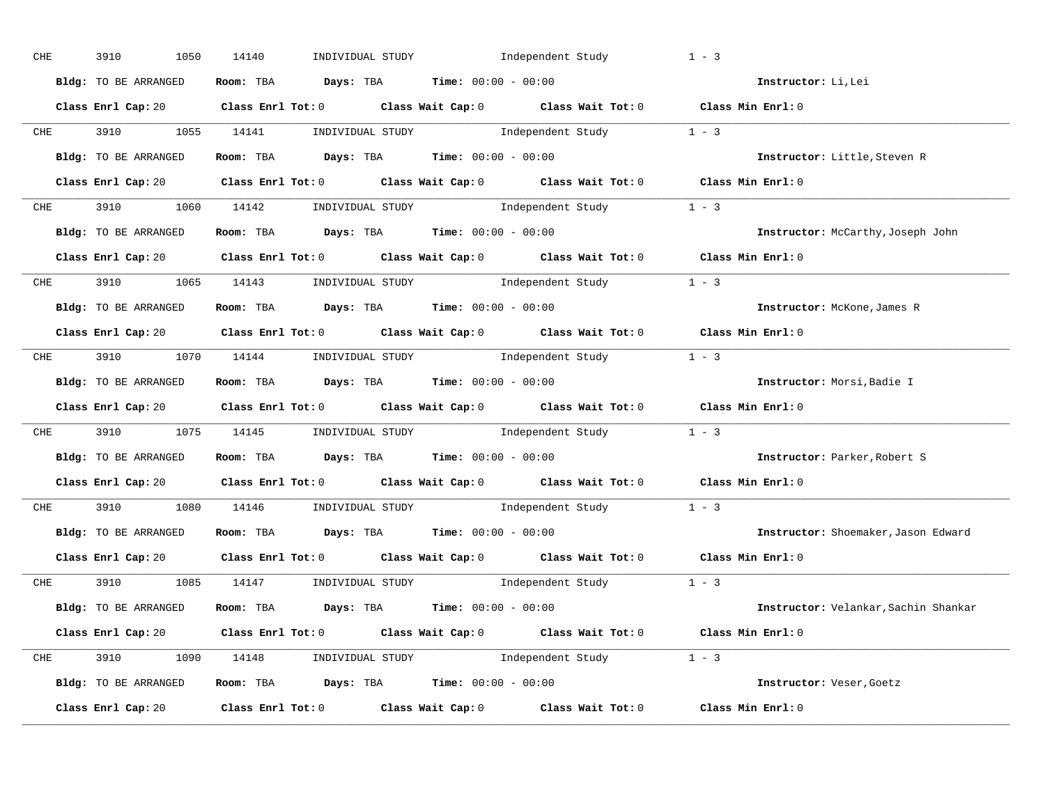CHE 3910 1050 14140 INDIVIDUAL STUDY Independent Study 1 - 3

**Bldg:** TO BE ARRANGED **Room:** TBA **Days:** TBA **Time:** 00:00 - 00:00 **Instructor:** Li,Lei

**Class Enrl Cap:** 20 **Class Enrl Tot:** 0 **Class Wait Cap:** 0 **Class Wait Tot:** 0 **Class Min Enrl:** 0

---

CHE 3910 1055 14141 INDIVIDUAL STUDY Independent Study 1 - 3

**Bldg:** TO BE ARRANGED **Room:** TBA **Days:** TBA **Time:** 00:00 - 00:00 **Instructor:** Little,Steven R

**Class Enrl Cap:** 20 **Class Enrl Tot:** 0 **Class Wait Cap:** 0 **Class Wait Tot:** 0 **Class Min Enrl:** 0

---

CHE 3910 1060 14142 INDIVIDUAL STUDY Independent Study 1 - 3

**Bldg:** TO BE ARRANGED **Room:** TBA **Days:** TBA **Time:** 00:00 - 00:00 **Instructor:** McCarthy,Joseph John

**Class Enrl Cap:** 20 **Class Enrl Tot:** 0 **Class Wait Cap:** 0 **Class Wait Tot:** 0 **Class Min Enrl:** 0

---

CHE 3910 1065 14143 INDIVIDUAL STUDY Independent Study 1 - 3

**Bldg:** TO BE ARRANGED **Room:** TBA **Days:** TBA **Time:** 00:00 - 00:00 **Instructor:** McKone,James R

**Class Enrl Cap:** 20 **Class Enrl Tot:** 0 **Class Wait Cap:** 0 **Class Wait Tot:** 0 **Class Min Enrl:** 0

---

CHE 3910 1070 14144 INDIVIDUAL STUDY Independent Study 1 - 3

**Bldg:** TO BE ARRANGED **Room:** TBA **Days:** TBA **Time:** 00:00 - 00:00 **Instructor:** Morsi,Badie I

**Class Enrl Cap:** 20 **Class Enrl Tot:** 0 **Class Wait Cap:** 0 **Class Wait Tot:** 0 **Class Min Enrl:** 0

---

CHE 3910 1075 14145 INDIVIDUAL STUDY Independent Study 1 - 3

**Bldg:** TO BE ARRANGED **Room:** TBA **Days:** TBA **Time:** 00:00 - 00:00 **Instructor:** Parker,Robert S

**Class Enrl Cap:** 20 **Class Enrl Tot:** 0 **Class Wait Cap:** 0 **Class Wait Tot:** 0 **Class Min Enrl:** 0

---

CHE 3910 1080 14146 INDIVIDUAL STUDY Independent Study 1 - 3

**Bldg:** TO BE ARRANGED **Room:** TBA **Days:** TBA **Time:** 00:00 - 00:00 **Instructor:** Shoemaker,Jason Edward

**Class Enrl Cap:** 20 **Class Enrl Tot:** 0 **Class Wait Cap:** 0 **Class Wait Tot:** 0 **Class Min Enrl:** 0

---

CHE 3910 1085 14147 INDIVIDUAL STUDY Independent Study 1 - 3

**Bldg:** TO BE ARRANGED **Room:** TBA **Days:** TBA **Time:** 00:00 - 00:00 **Instructor:** Velankar,Sachin Shankar

**Class Enrl Cap:** 20 **Class Enrl Tot:** 0 **Class Wait Cap:** 0 **Class Wait Tot:** 0 **Class Min Enrl:** 0

---

CHE 3910 1090 14148 INDIVIDUAL STUDY Independent Study 1 - 3

**Bldg:** TO BE ARRANGED **Room:** TBA **Days:** TBA **Time:** 00:00 - 00:00 **Instructor:** Veser,Goetz

**Class Enrl Cap:** 20 **Class Enrl Tot:** 0 **Class Wait Cap:** 0 **Class Wait Tot:** 0 **Class Min Enrl:** 0

---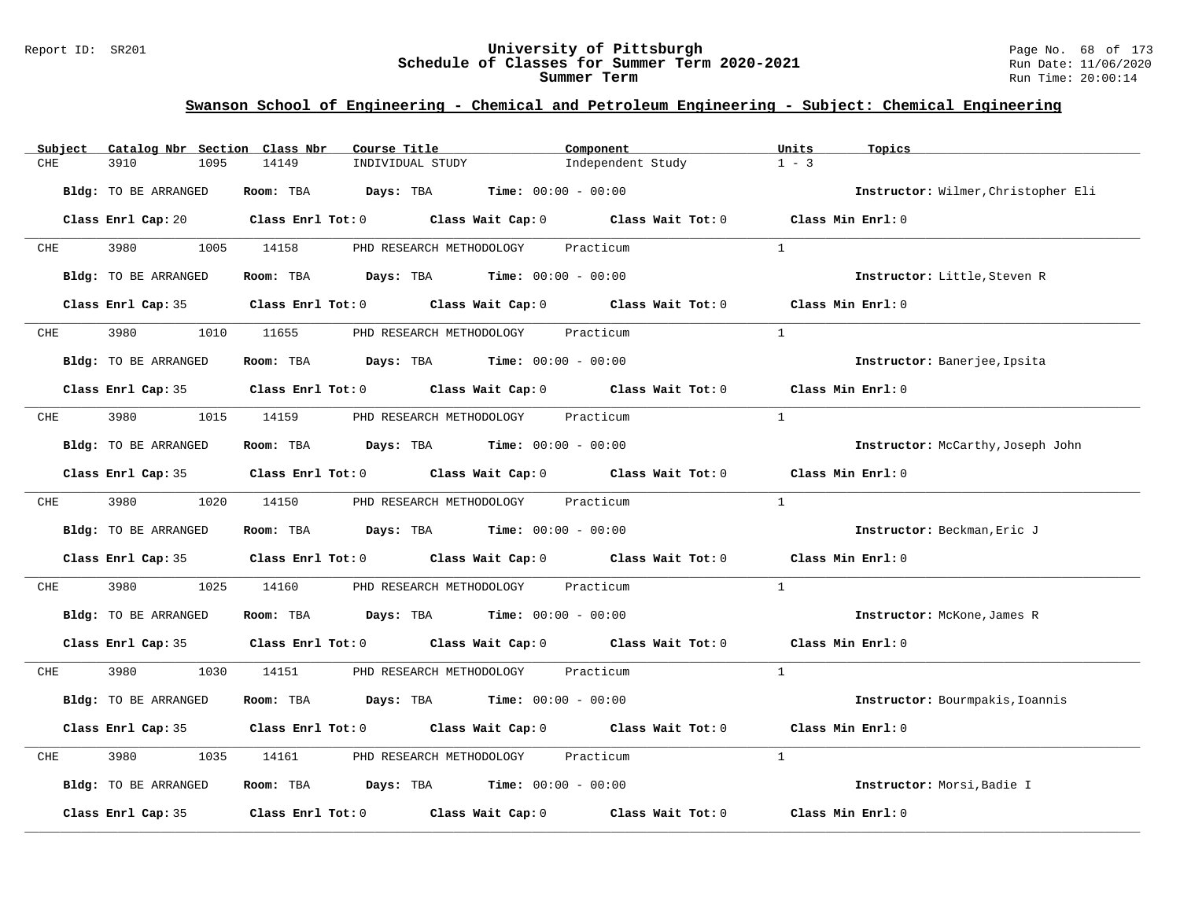## Swanson School of Engineering - Chemical and Petroleum Engineering - Subject: Chemical Engineering

| Subject | Catalog Nbr | Section | Class Nbr | Course Title | Component | Units | Topics |
|---|---|---|---|---|---|---|---|
| CHE | 3910 | 1095 | 14149 | INDIVIDUAL STUDY | Independent Study | 1 - 3 | |

**Bldg:** TO BE ARRANGED **Room:** TBA **Days:** TBA **Time:** 00:00 - 00:00 **Instructor:** Wilmer,Christopher Eli

**Class Enrl Cap:** 20 **Class Enrl Tot:** 0 **Class Wait Cap:** 0 **Class Wait Tot:** 0 **Class Min Enrl:** 0

| Subject | Catalog Nbr | Section | Class Nbr | Course Title | Component | Units | Topics |
|---|---|---|---|---|---|---|---|
| CHE | 3980 | 1005 | 14158 | PHD RESEARCH METHODOLOGY | Practicum | 1 | |

**Bldg:** TO BE ARRANGED **Room:** TBA **Days:** TBA **Time:** 00:00 - 00:00 **Instructor:** Little,Steven R

**Class Enrl Cap:** 35 **Class Enrl Tot:** 0 **Class Wait Cap:** 0 **Class Wait Tot:** 0 **Class Min Enrl:** 0

| Subject | Catalog Nbr | Section | Class Nbr | Course Title | Component | Units | Topics |
|---|---|---|---|---|---|---|---|
| CHE | 3980 | 1010 | 11655 | PHD RESEARCH METHODOLOGY | Practicum | 1 | |

**Bldg:** TO BE ARRANGED **Room:** TBA **Days:** TBA **Time:** 00:00 - 00:00 **Instructor:** Banerjee,Ipsita

**Class Enrl Cap:** 35 **Class Enrl Tot:** 0 **Class Wait Cap:** 0 **Class Wait Tot:** 0 **Class Min Enrl:** 0

| Subject | Catalog Nbr | Section | Class Nbr | Course Title | Component | Units | Topics |
|---|---|---|---|---|---|---|---|
| CHE | 3980 | 1015 | 14159 | PHD RESEARCH METHODOLOGY | Practicum | 1 | |

**Bldg:** TO BE ARRANGED **Room:** TBA **Days:** TBA **Time:** 00:00 - 00:00 **Instructor:** McCarthy,Joseph John

**Class Enrl Cap:** 35 **Class Enrl Tot:** 0 **Class Wait Cap:** 0 **Class Wait Tot:** 0 **Class Min Enrl:** 0

| Subject | Catalog Nbr | Section | Class Nbr | Course Title | Component | Units | Topics |
|---|---|---|---|---|---|---|---|
| CHE | 3980 | 1020 | 14150 | PHD RESEARCH METHODOLOGY | Practicum | 1 | |

**Bldg:** TO BE ARRANGED **Room:** TBA **Days:** TBA **Time:** 00:00 - 00:00 **Instructor:** Beckman,Eric J

**Class Enrl Cap:** 35 **Class Enrl Tot:** 0 **Class Wait Cap:** 0 **Class Wait Tot:** 0 **Class Min Enrl:** 0

| Subject | Catalog Nbr | Section | Class Nbr | Course Title | Component | Units | Topics |
|---|---|---|---|---|---|---|---|
| CHE | 3980 | 1025 | 14160 | PHD RESEARCH METHODOLOGY | Practicum | 1 | |

**Bldg:** TO BE ARRANGED **Room:** TBA **Days:** TBA **Time:** 00:00 - 00:00 **Instructor:** McKone,James R

**Class Enrl Cap:** 35 **Class Enrl Tot:** 0 **Class Wait Cap:** 0 **Class Wait Tot:** 0 **Class Min Enrl:** 0

| Subject | Catalog Nbr | Section | Class Nbr | Course Title | Component | Units | Topics |
|---|---|---|---|---|---|---|---|
| CHE | 3980 | 1030 | 14151 | PHD RESEARCH METHODOLOGY | Practicum | 1 | |

**Bldg:** TO BE ARRANGED **Room:** TBA **Days:** TBA **Time:** 00:00 - 00:00 **Instructor:** Bourmpakis,Ioannis

**Class Enrl Cap:** 35 **Class Enrl Tot:** 0 **Class Wait Cap:** 0 **Class Wait Tot:** 0 **Class Min Enrl:** 0

| Subject | Catalog Nbr | Section | Class Nbr | Course Title | Component | Units | Topics |
|---|---|---|---|---|---|---|---|
| CHE | 3980 | 1035 | 14161 | PHD RESEARCH METHODOLOGY | Practicum | 1 | |

**Bldg:** TO BE ARRANGED **Room:** TBA **Days:** TBA **Time:** 00:00 - 00:00 **Instructor:** Morsi,Badie I

**Class Enrl Cap:** 35 **Class Enrl Tot:** 0 **Class Wait Cap:** 0 **Class Wait Tot:** 0 **Class Min Enrl:** 0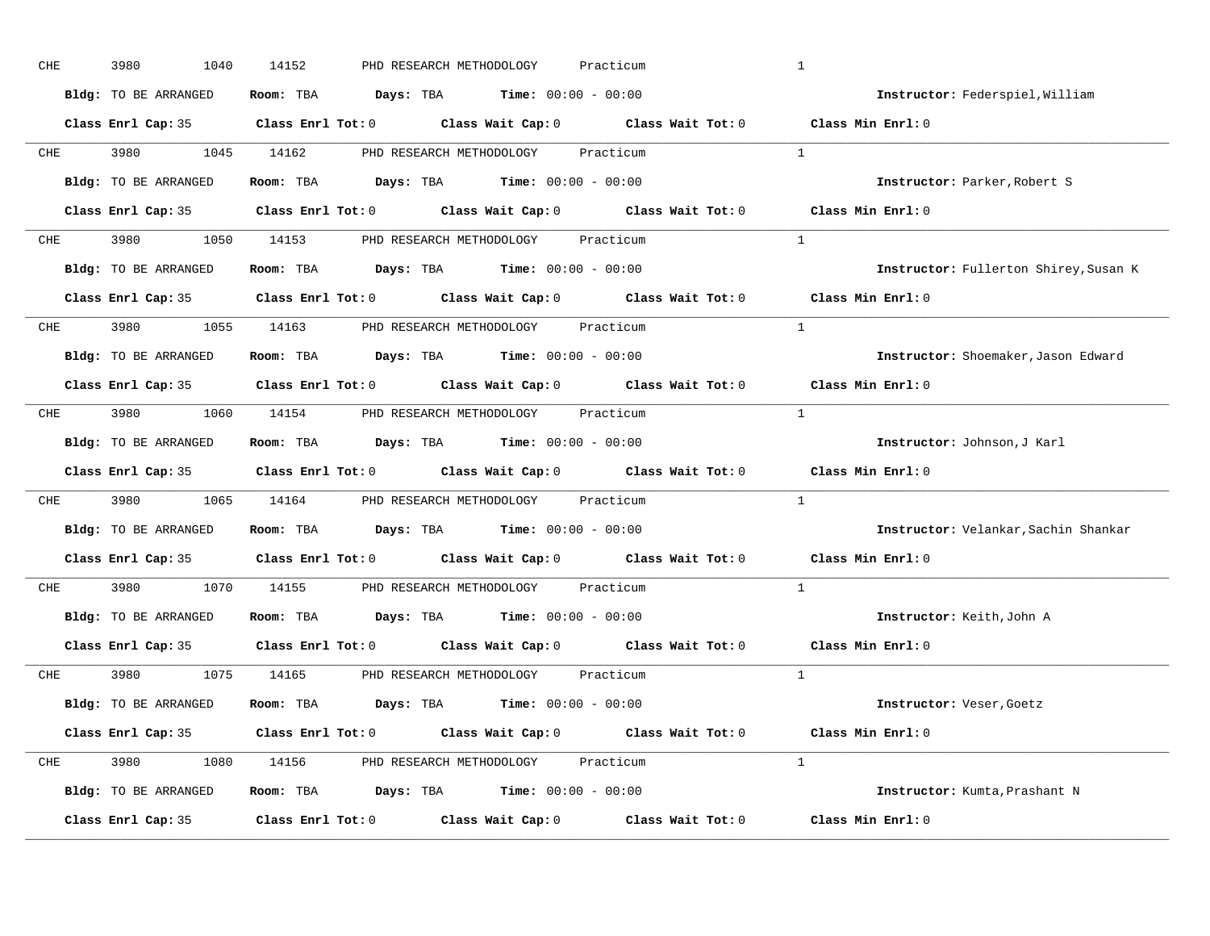CHE 3980 1040 14152 PHD RESEARCH METHODOLOGY Practicum 1

**Bldg:** TO BE ARRANGED **Room:** TBA **Days:** TBA **Time:** 00:00 - 00:00 **Instructor:** Federspiel,William

**Class Enrl Cap:** 35 **Class Enrl Tot:** 0 **Class Wait Cap:** 0 **Class Wait Tot:** 0 **Class Min Enrl:** 0

---

CHE 3980 1045 14162 PHD RESEARCH METHODOLOGY Practicum 1

**Bldg:** TO BE ARRANGED **Room:** TBA **Days:** TBA **Time:** 00:00 - 00:00 **Instructor:** Parker,Robert S

**Class Enrl Cap:** 35 **Class Enrl Tot:** 0 **Class Wait Cap:** 0 **Class Wait Tot:** 0 **Class Min Enrl:** 0

---

CHE 3980 1050 14153 PHD RESEARCH METHODOLOGY Practicum 1

**Bldg:** TO BE ARRANGED **Room:** TBA **Days:** TBA **Time:** 00:00 - 00:00 **Instructor:** Fullerton Shirey,Susan K

**Class Enrl Cap:** 35 **Class Enrl Tot:** 0 **Class Wait Cap:** 0 **Class Wait Tot:** 0 **Class Min Enrl:** 0

---

CHE 3980 1055 14163 PHD RESEARCH METHODOLOGY Practicum 1

**Bldg:** TO BE ARRANGED **Room:** TBA **Days:** TBA **Time:** 00:00 - 00:00 **Instructor:** Shoemaker,Jason Edward

**Class Enrl Cap:** 35 **Class Enrl Tot:** 0 **Class Wait Cap:** 0 **Class Wait Tot:** 0 **Class Min Enrl:** 0

---

CHE 3980 1060 14154 PHD RESEARCH METHODOLOGY Practicum 1

**Bldg:** TO BE ARRANGED **Room:** TBA **Days:** TBA **Time:** 00:00 - 00:00 **Instructor:** Johnson,J Karl

**Class Enrl Cap:** 35 **Class Enrl Tot:** 0 **Class Wait Cap:** 0 **Class Wait Tot:** 0 **Class Min Enrl:** 0

---

CHE 3980 1065 14164 PHD RESEARCH METHODOLOGY Practicum 1

**Bldg:** TO BE ARRANGED **Room:** TBA **Days:** TBA **Time:** 00:00 - 00:00 **Instructor:** Velankar,Sachin Shankar

**Class Enrl Cap:** 35 **Class Enrl Tot:** 0 **Class Wait Cap:** 0 **Class Wait Tot:** 0 **Class Min Enrl:** 0

---

CHE 3980 1070 14155 PHD RESEARCH METHODOLOGY Practicum 1

**Bldg:** TO BE ARRANGED **Room:** TBA **Days:** TBA **Time:** 00:00 - 00:00 **Instructor:** Keith,John A

**Class Enrl Cap:** 35 **Class Enrl Tot:** 0 **Class Wait Cap:** 0 **Class Wait Tot:** 0 **Class Min Enrl:** 0

---

CHE 3980 1075 14165 PHD RESEARCH METHODOLOGY Practicum 1

**Bldg:** TO BE ARRANGED **Room:** TBA **Days:** TBA **Time:** 00:00 - 00:00 **Instructor:** Veser,Goetz

**Class Enrl Cap:** 35 **Class Enrl Tot:** 0 **Class Wait Cap:** 0 **Class Wait Tot:** 0 **Class Min Enrl:** 0

---

CHE 3980 1080 14156 PHD RESEARCH METHODOLOGY Practicum 1

**Bldg:** TO BE ARRANGED **Room:** TBA **Days:** TBA **Time:** 00:00 - 00:00 **Instructor:** Kumta,Prashant N

**Class Enrl Cap:** 35 **Class Enrl Tot:** 0 **Class Wait Cap:** 0 **Class Wait Tot:** 0 **Class Min Enrl:** 0

---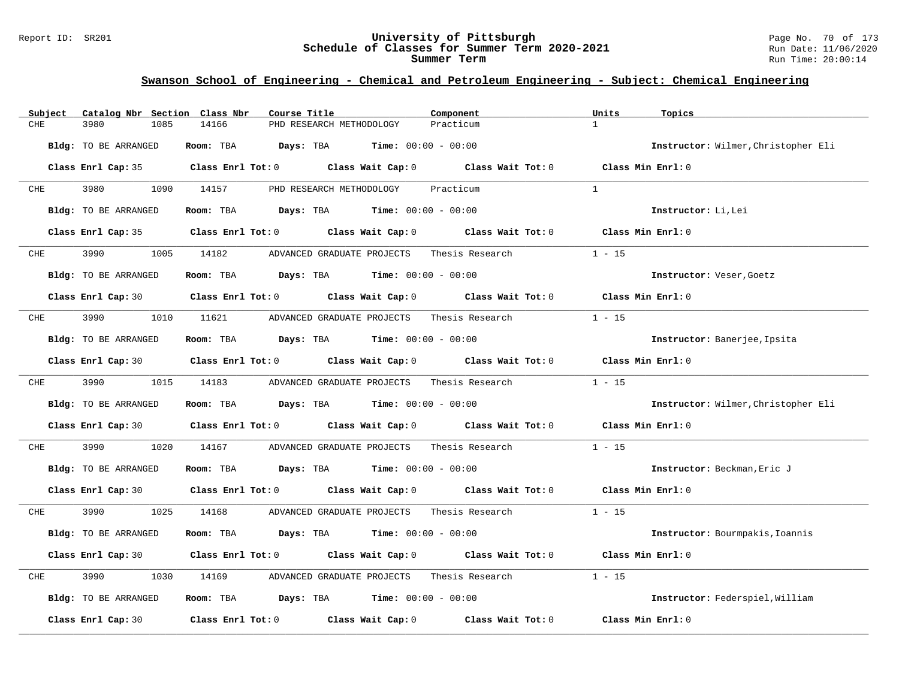## Swanson School of Engineering - Chemical and Petroleum Engineering - Subject: Chemical Engineering

| Subject | Catalog Nbr | Section | Class Nbr | Course Title | Component | Units | Topics |
|---|---|---|---|---|---|---|---|
| CHE | 3980 | 1085 | 14166 | PHD RESEARCH METHODOLOGY | Practicum | 1 | |

**Bldg:** TO BE ARRANGED **Room:** TBA **Days:** TBA **Time:** 00:00 - 00:00 **Instructor:** Wilmer,Christopher Eli

**Class Enrl Cap:** 35 **Class Enrl Tot:** 0 **Class Wait Cap:** 0 **Class Wait Tot:** 0 **Class Min Enrl:** 0

---

| Subject | Catalog Nbr | Section | Class Nbr | Course Title | Component | Units | Topics |
|---|---|---|---|---|---|---|---|
| CHE | 3980 | 1090 | 14157 | PHD RESEARCH METHODOLOGY | Practicum | 1 | |

**Bldg:** TO BE ARRANGED **Room:** TBA **Days:** TBA **Time:** 00:00 - 00:00 **Instructor:** Li,Lei

**Class Enrl Cap:** 35 **Class Enrl Tot:** 0 **Class Wait Cap:** 0 **Class Wait Tot:** 0 **Class Min Enrl:** 0

---

| Subject | Catalog Nbr | Section | Class Nbr | Course Title | Component | Units | Topics |
|---|---|---|---|---|---|---|---|
| CHE | 3990 | 1005 | 14182 | ADVANCED GRADUATE PROJECTS | Thesis Research | 1 - 15 | |

**Bldg:** TO BE ARRANGED **Room:** TBA **Days:** TBA **Time:** 00:00 - 00:00 **Instructor:** Veser,Goetz

**Class Enrl Cap:** 30 **Class Enrl Tot:** 0 **Class Wait Cap:** 0 **Class Wait Tot:** 0 **Class Min Enrl:** 0

---

| Subject | Catalog Nbr | Section | Class Nbr | Course Title | Component | Units | Topics |
|---|---|---|---|---|---|---|---|
| CHE | 3990 | 1010 | 11621 | ADVANCED GRADUATE PROJECTS | Thesis Research | 1 - 15 | |

**Bldg:** TO BE ARRANGED **Room:** TBA **Days:** TBA **Time:** 00:00 - 00:00 **Instructor:** Banerjee,Ipsita

**Class Enrl Cap:** 30 **Class Enrl Tot:** 0 **Class Wait Cap:** 0 **Class Wait Tot:** 0 **Class Min Enrl:** 0

---

| Subject | Catalog Nbr | Section | Class Nbr | Course Title | Component | Units | Topics |
|---|---|---|---|---|---|---|---|
| CHE | 3990 | 1015 | 14183 | ADVANCED GRADUATE PROJECTS | Thesis Research | 1 - 15 | |

**Bldg:** TO BE ARRANGED **Room:** TBA **Days:** TBA **Time:** 00:00 - 00:00 **Instructor:** Wilmer,Christopher Eli

**Class Enrl Cap:** 30 **Class Enrl Tot:** 0 **Class Wait Cap:** 0 **Class Wait Tot:** 0 **Class Min Enrl:** 0

---

| Subject | Catalog Nbr | Section | Class Nbr | Course Title | Component | Units | Topics |
|---|---|---|---|---|---|---|---|
| CHE | 3990 | 1020 | 14167 | ADVANCED GRADUATE PROJECTS | Thesis Research | 1 - 15 | |

**Bldg:** TO BE ARRANGED **Room:** TBA **Days:** TBA **Time:** 00:00 - 00:00 **Instructor:** Beckman,Eric J

**Class Enrl Cap:** 30 **Class Enrl Tot:** 0 **Class Wait Cap:** 0 **Class Wait Tot:** 0 **Class Min Enrl:** 0

---

| Subject | Catalog Nbr | Section | Class Nbr | Course Title | Component | Units | Topics |
|---|---|---|---|---|---|---|---|
| CHE | 3990 | 1025 | 14168 | ADVANCED GRADUATE PROJECTS | Thesis Research | 1 - 15 | |

**Bldg:** TO BE ARRANGED **Room:** TBA **Days:** TBA **Time:** 00:00 - 00:00 **Instructor:** Bourmpakis,Ioannis

**Class Enrl Cap:** 30 **Class Enrl Tot:** 0 **Class Wait Cap:** 0 **Class Wait Tot:** 0 **Class Min Enrl:** 0

---

| Subject | Catalog Nbr | Section | Class Nbr | Course Title | Component | Units | Topics |
|---|---|---|---|---|---|---|---|
| CHE | 3990 | 1030 | 14169 | ADVANCED GRADUATE PROJECTS | Thesis Research | 1 - 15 | |

**Bldg:** TO BE ARRANGED **Room:** TBA **Days:** TBA **Time:** 00:00 - 00:00 **Instructor:** Federspiel,William

**Class Enrl Cap:** 30 **Class Enrl Tot:** 0 **Class Wait Cap:** 0 **Class Wait Tot:** 0 **Class Min Enrl:** 0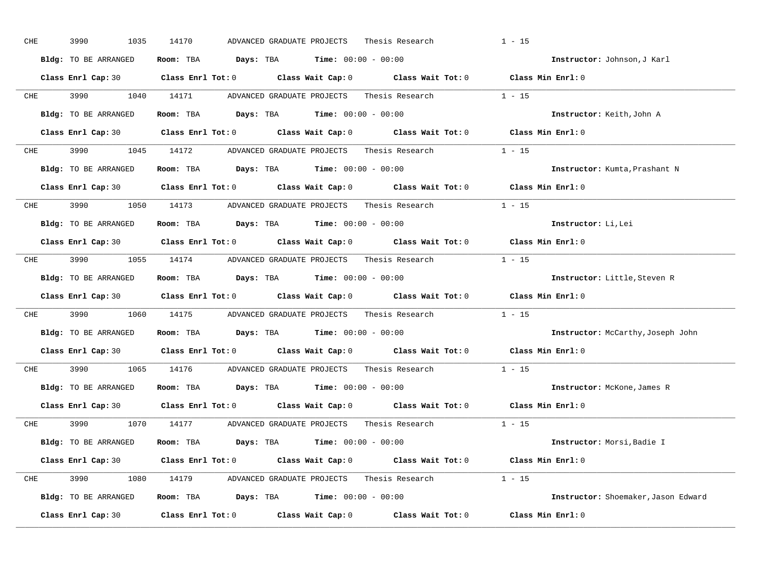CHE 3990 1035 14170 ADVANCED GRADUATE PROJECTS Thesis Research 1 - 15

**Bldg:** TO BE ARRANGED **Room:** TBA **Days:** TBA **Time:** 00:00 - 00:00 **Instructor:** Johnson,J Karl

**Class Enrl Cap:** 30 **Class Enrl Tot:** 0 **Class Wait Cap:** 0 **Class Wait Tot:** 0 **Class Min Enrl:** 0

---

CHE 3990 1040 14171 ADVANCED GRADUATE PROJECTS Thesis Research 1 - 15

**Bldg:** TO BE ARRANGED **Room:** TBA **Days:** TBA **Time:** 00:00 - 00:00 **Instructor:** Keith,John A

**Class Enrl Cap:** 30 **Class Enrl Tot:** 0 **Class Wait Cap:** 0 **Class Wait Tot:** 0 **Class Min Enrl:** 0

---

CHE 3990 1045 14172 ADVANCED GRADUATE PROJECTS Thesis Research 1 - 15

**Bldg:** TO BE ARRANGED **Room:** TBA **Days:** TBA **Time:** 00:00 - 00:00 **Instructor:** Kumta,Prashant N

**Class Enrl Cap:** 30 **Class Enrl Tot:** 0 **Class Wait Cap:** 0 **Class Wait Tot:** 0 **Class Min Enrl:** 0

---

CHE 3990 1050 14173 ADVANCED GRADUATE PROJECTS Thesis Research 1 - 15

**Bldg:** TO BE ARRANGED **Room:** TBA **Days:** TBA **Time:** 00:00 - 00:00 **Instructor:** Li,Lei

**Class Enrl Cap:** 30 **Class Enrl Tot:** 0 **Class Wait Cap:** 0 **Class Wait Tot:** 0 **Class Min Enrl:** 0

---

CHE 3990 1055 14174 ADVANCED GRADUATE PROJECTS Thesis Research 1 - 15

**Bldg:** TO BE ARRANGED **Room:** TBA **Days:** TBA **Time:** 00:00 - 00:00 **Instructor:** Little,Steven R

**Class Enrl Cap:** 30 **Class Enrl Tot:** 0 **Class Wait Cap:** 0 **Class Wait Tot:** 0 **Class Min Enrl:** 0

---

CHE 3990 1060 14175 ADVANCED GRADUATE PROJECTS Thesis Research 1 - 15

**Bldg:** TO BE ARRANGED **Room:** TBA **Days:** TBA **Time:** 00:00 - 00:00 **Instructor:** McCarthy,Joseph John

**Class Enrl Cap:** 30 **Class Enrl Tot:** 0 **Class Wait Cap:** 0 **Class Wait Tot:** 0 **Class Min Enrl:** 0

---

CHE 3990 1065 14176 ADVANCED GRADUATE PROJECTS Thesis Research 1 - 15

**Bldg:** TO BE ARRANGED **Room:** TBA **Days:** TBA **Time:** 00:00 - 00:00 **Instructor:** McKone,James R

**Class Enrl Cap:** 30 **Class Enrl Tot:** 0 **Class Wait Cap:** 0 **Class Wait Tot:** 0 **Class Min Enrl:** 0

---

CHE 3990 1070 14177 ADVANCED GRADUATE PROJECTS Thesis Research 1 - 15

**Bldg:** TO BE ARRANGED **Room:** TBA **Days:** TBA **Time:** 00:00 - 00:00 **Instructor:** Morsi,Badie I

**Class Enrl Cap:** 30 **Class Enrl Tot:** 0 **Class Wait Cap:** 0 **Class Wait Tot:** 0 **Class Min Enrl:** 0

---

CHE 3990 1080 14179 ADVANCED GRADUATE PROJECTS Thesis Research 1 - 15

**Bldg:** TO BE ARRANGED **Room:** TBA **Days:** TBA **Time:** 00:00 - 00:00 **Instructor:** Shoemaker,Jason Edward

**Class Enrl Cap:** 30 **Class Enrl Tot:** 0 **Class Wait Cap:** 0 **Class Wait Tot:** 0 **Class Min Enrl:** 0

---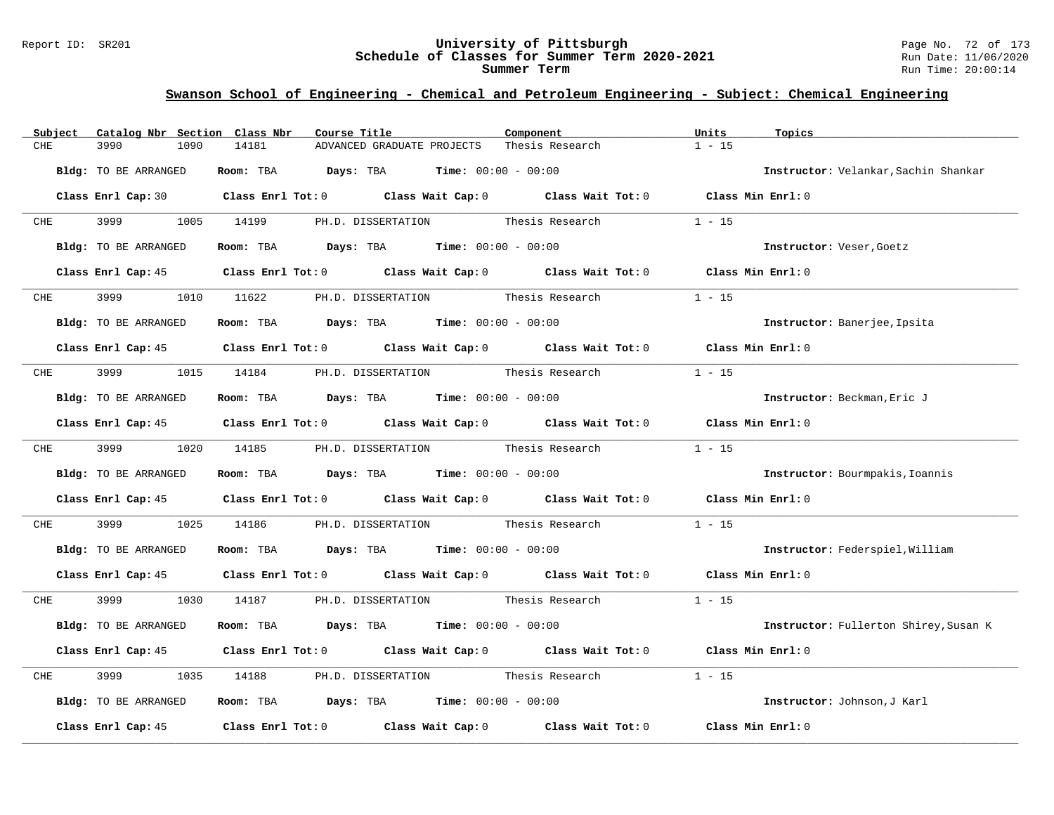## Swanson School of Engineering - Chemical and Petroleum Engineering - Subject: Chemical Engineering

| Subject | Catalog Nbr | Section | Class Nbr | Course Title | Component | Units | Topics |
|---|---|---|---|---|---|---|---|
| CHE | 3990 | 1090 | 14181 | ADVANCED GRADUATE PROJECTS | Thesis Research | 1 - 15 | |

**Bldg:** TO BE ARRANGED **Room:** TBA **Days:** TBA **Time:** 00:00 - 00:00 **Instructor:** Velankar,Sachin Shankar

**Class Enrl Cap:** 30 **Class Enrl Tot:** 0 **Class Wait Cap:** 0 **Class Wait Tot:** 0 **Class Min Enrl:** 0

---

| Subject | Catalog Nbr | Section | Class Nbr | Course Title | Component | Units | Topics |
|---|---|---|---|---|---|---|---|
| CHE | 3999 | 1005 | 14199 | PH.D. DISSERTATION | Thesis Research | 1 - 15 | |

**Bldg:** TO BE ARRANGED **Room:** TBA **Days:** TBA **Time:** 00:00 - 00:00 **Instructor:** Veser,Goetz

**Class Enrl Cap:** 45 **Class Enrl Tot:** 0 **Class Wait Cap:** 0 **Class Wait Tot:** 0 **Class Min Enrl:** 0

---

| Subject | Catalog Nbr | Section | Class Nbr | Course Title | Component | Units | Topics |
|---|---|---|---|---|---|---|---|
| CHE | 3999 | 1010 | 11622 | PH.D. DISSERTATION | Thesis Research | 1 - 15 | |

**Bldg:** TO BE ARRANGED **Room:** TBA **Days:** TBA **Time:** 00:00 - 00:00 **Instructor:** Banerjee,Ipsita

**Class Enrl Cap:** 45 **Class Enrl Tot:** 0 **Class Wait Cap:** 0 **Class Wait Tot:** 0 **Class Min Enrl:** 0

---

| Subject | Catalog Nbr | Section | Class Nbr | Course Title | Component | Units | Topics |
|---|---|---|---|---|---|---|---|
| CHE | 3999 | 1015 | 14184 | PH.D. DISSERTATION | Thesis Research | 1 - 15 | |

**Bldg:** TO BE ARRANGED **Room:** TBA **Days:** TBA **Time:** 00:00 - 00:00 **Instructor:** Beckman,Eric J

**Class Enrl Cap:** 45 **Class Enrl Tot:** 0 **Class Wait Cap:** 0 **Class Wait Tot:** 0 **Class Min Enrl:** 0

---

| Subject | Catalog Nbr | Section | Class Nbr | Course Title | Component | Units | Topics |
|---|---|---|---|---|---|---|---|
| CHE | 3999 | 1020 | 14185 | PH.D. DISSERTATION | Thesis Research | 1 - 15 | |

**Bldg:** TO BE ARRANGED **Room:** TBA **Days:** TBA **Time:** 00:00 - 00:00 **Instructor:** Bourmpakis,Ioannis

**Class Enrl Cap:** 45 **Class Enrl Tot:** 0 **Class Wait Cap:** 0 **Class Wait Tot:** 0 **Class Min Enrl:** 0

---

| Subject | Catalog Nbr | Section | Class Nbr | Course Title | Component | Units | Topics |
|---|---|---|---|---|---|---|---|
| CHE | 3999 | 1025 | 14186 | PH.D. DISSERTATION | Thesis Research | 1 - 15 | |

**Bldg:** TO BE ARRANGED **Room:** TBA **Days:** TBA **Time:** 00:00 - 00:00 **Instructor:** Federspiel,William

**Class Enrl Cap:** 45 **Class Enrl Tot:** 0 **Class Wait Cap:** 0 **Class Wait Tot:** 0 **Class Min Enrl:** 0

---

| Subject | Catalog Nbr | Section | Class Nbr | Course Title | Component | Units | Topics |
|---|---|---|---|---|---|---|---|
| CHE | 3999 | 1030 | 14187 | PH.D. DISSERTATION | Thesis Research | 1 - 15 | |

**Bldg:** TO BE ARRANGED **Room:** TBA **Days:** TBA **Time:** 00:00 - 00:00 **Instructor:** Fullerton Shirey,Susan K

**Class Enrl Cap:** 45 **Class Enrl Tot:** 0 **Class Wait Cap:** 0 **Class Wait Tot:** 0 **Class Min Enrl:** 0

---

| Subject | Catalog Nbr | Section | Class Nbr | Course Title | Component | Units | Topics |
|---|---|---|---|---|---|---|---|
| CHE | 3999 | 1035 | 14188 | PH.D. DISSERTATION | Thesis Research | 1 - 15 | |

**Bldg:** TO BE ARRANGED **Room:** TBA **Days:** TBA **Time:** 00:00 - 00:00 **Instructor:** Johnson,J Karl

**Class Enrl Cap:** 45 **Class Enrl Tot:** 0 **Class Wait Cap:** 0 **Class Wait Tot:** 0 **Class Min Enrl:** 0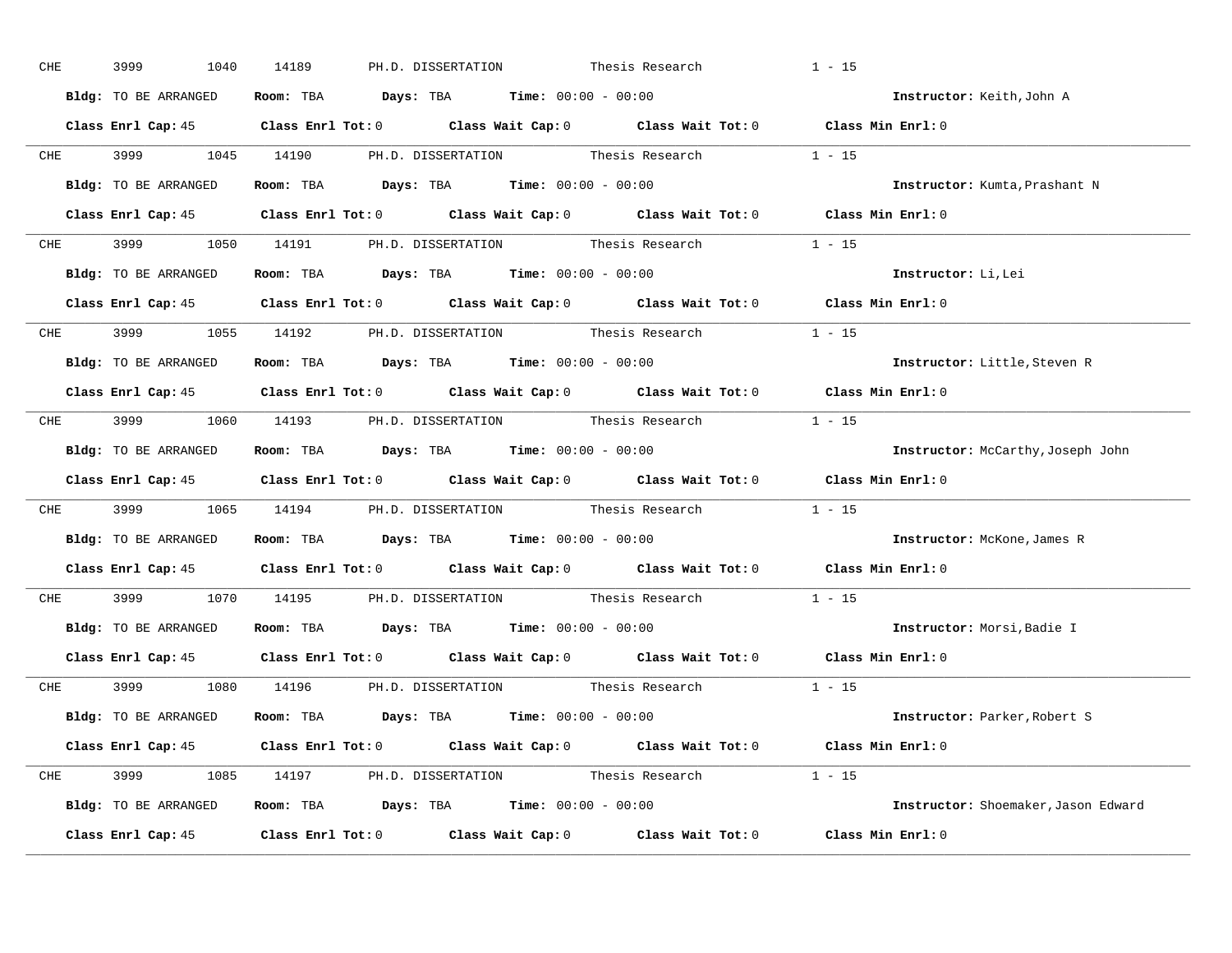CHE 3999 1040 14189 PH.D. DISSERTATION Thesis Research 1 - 15

**Bldg:** TO BE ARRANGED **Room:** TBA **Days:** TBA **Time:** 00:00 - 00:00 **Instructor:** Keith,John A

**Class Enrl Cap:** 45 **Class Enrl Tot:** 0 **Class Wait Cap:** 0 **Class Wait Tot:** 0 **Class Min Enrl:** 0

---

CHE 3999 1045 14190 PH.D. DISSERTATION Thesis Research 1 - 15

**Bldg:** TO BE ARRANGED **Room:** TBA **Days:** TBA **Time:** 00:00 - 00:00 **Instructor:** Kumta,Prashant N

**Class Enrl Cap:** 45 **Class Enrl Tot:** 0 **Class Wait Cap:** 0 **Class Wait Tot:** 0 **Class Min Enrl:** 0

---

CHE 3999 1050 14191 PH.D. DISSERTATION Thesis Research 1 - 15

**Bldg:** TO BE ARRANGED **Room:** TBA **Days:** TBA **Time:** 00:00 - 00:00 **Instructor:** Li,Lei

**Class Enrl Cap:** 45 **Class Enrl Tot:** 0 **Class Wait Cap:** 0 **Class Wait Tot:** 0 **Class Min Enrl:** 0

---

CHE 3999 1055 14192 PH.D. DISSERTATION Thesis Research 1 - 15

**Bldg:** TO BE ARRANGED **Room:** TBA **Days:** TBA **Time:** 00:00 - 00:00 **Instructor:** Little,Steven R

**Class Enrl Cap:** 45 **Class Enrl Tot:** 0 **Class Wait Cap:** 0 **Class Wait Tot:** 0 **Class Min Enrl:** 0

---

CHE 3999 1060 14193 PH.D. DISSERTATION Thesis Research 1 - 15

**Bldg:** TO BE ARRANGED **Room:** TBA **Days:** TBA **Time:** 00:00 - 00:00 **Instructor:** McCarthy,Joseph John

**Class Enrl Cap:** 45 **Class Enrl Tot:** 0 **Class Wait Cap:** 0 **Class Wait Tot:** 0 **Class Min Enrl:** 0

---

CHE 3999 1065 14194 PH.D. DISSERTATION Thesis Research 1 - 15

**Bldg:** TO BE ARRANGED **Room:** TBA **Days:** TBA **Time:** 00:00 - 00:00 **Instructor:** McKone,James R

**Class Enrl Cap:** 45 **Class Enrl Tot:** 0 **Class Wait Cap:** 0 **Class Wait Tot:** 0 **Class Min Enrl:** 0

---

CHE 3999 1070 14195 PH.D. DISSERTATION Thesis Research 1 - 15

**Bldg:** TO BE ARRANGED **Room:** TBA **Days:** TBA **Time:** 00:00 - 00:00 **Instructor:** Morsi,Badie I

**Class Enrl Cap:** 45 **Class Enrl Tot:** 0 **Class Wait Cap:** 0 **Class Wait Tot:** 0 **Class Min Enrl:** 0

---

CHE 3999 1080 14196 PH.D. DISSERTATION Thesis Research 1 - 15

**Bldg:** TO BE ARRANGED **Room:** TBA **Days:** TBA **Time:** 00:00 - 00:00 **Instructor:** Parker,Robert S

**Class Enrl Cap:** 45 **Class Enrl Tot:** 0 **Class Wait Cap:** 0 **Class Wait Tot:** 0 **Class Min Enrl:** 0

---

CHE 3999 1085 14197 PH.D. DISSERTATION Thesis Research 1 - 15

**Bldg:** TO BE ARRANGED **Room:** TBA **Days:** TBA **Time:** 00:00 - 00:00 **Instructor:** Shoemaker,Jason Edward

**Class Enrl Cap:** 45 **Class Enrl Tot:** 0 **Class Wait Cap:** 0 **Class Wait Tot:** 0 **Class Min Enrl:** 0

---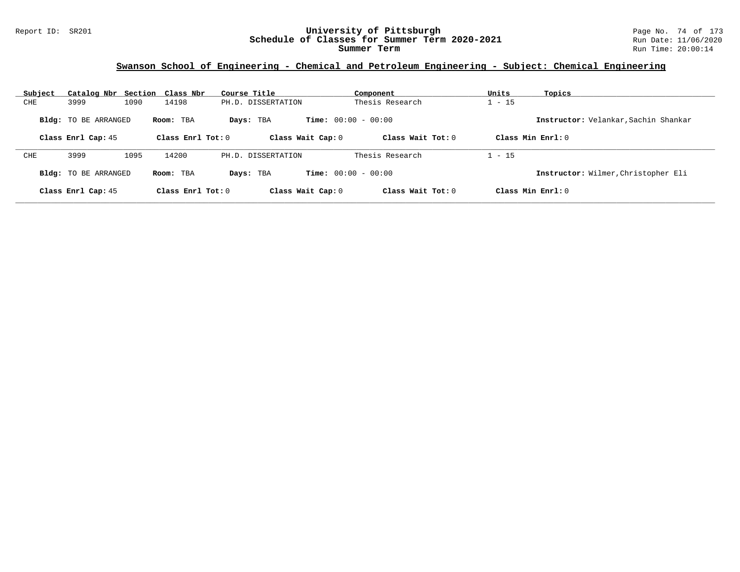## Swanson School of Engineering - Chemical and Petroleum Engineering - Subject: Chemical Engineering

| Subject | Catalog Nbr | Section | Class Nbr | Course Title | Component | Units | Topics |
|---|---|---|---|---|---|---|---|
| CHE | 3999 | 1090 | 14198 | PH.D. DISSERTATION | Thesis Research | 1 - 15 | |

**Bldg:** TO BE ARRANGED **Room:** TBA **Days:** TBA **Time:** 00:00 - 00:00 **Instructor:** Velankar,Sachin Shankar

**Class Enrl Cap:** 45 **Class Enrl Tot:** 0 **Class Wait Cap:** 0 **Class Wait Tot:** 0 **Class Min Enrl:** 0

| Subject | Catalog Nbr | Section | Class Nbr | Course Title | Component | Units | Topics |
|---|---|---|---|---|---|---|---|
| CHE | 3999 | 1095 | 14200 | PH.D. DISSERTATION | Thesis Research | 1 - 15 | |

**Bldg:** TO BE ARRANGED **Room:** TBA **Days:** TBA **Time:** 00:00 - 00:00 **Instructor:** Wilmer,Christopher Eli

**Class Enrl Cap:** 45 **Class Enrl Tot:** 0 **Class Wait Cap:** 0 **Class Wait Tot:** 0 **Class Min Enrl:** 0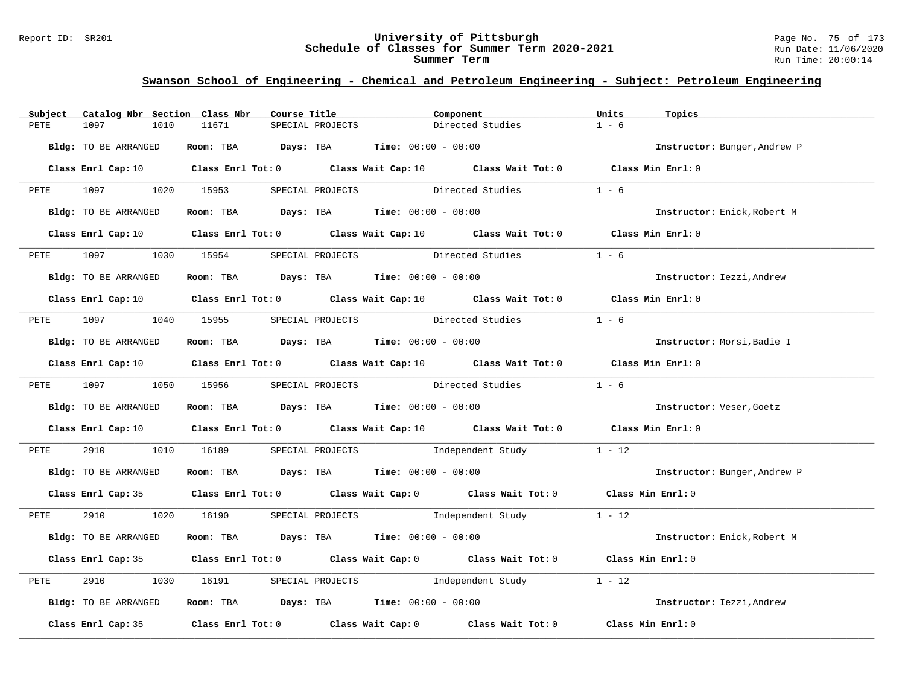## Swanson School of Engineering - Chemical and Petroleum Engineering - Subject: Petroleum Engineering

| Subject | Catalog Nbr | Section | Class Nbr | Course Title | Component | Units | Topics |
|---|---|---|---|---|---|---|---|
| PETE | 1097 | 1010 | 11671 | SPECIAL PROJECTS | Directed Studies | 1 - 6 | |

**Bldg:** TO BE ARRANGED **Room:** TBA **Days:** TBA **Time:** 00:00 - 00:00 **Instructor:** Bunger,Andrew P

**Class Enrl Cap:** 10 **Class Enrl Tot:** 0 **Class Wait Cap:** 10 **Class Wait Tot:** 0 **Class Min Enrl:** 0

---

| Subject | Catalog Nbr | Section | Class Nbr | Course Title | Component | Units | Topics |
|---|---|---|---|---|---|---|---|
| PETE | 1097 | 1020 | 15953 | SPECIAL PROJECTS | Directed Studies | 1 - 6 | |

**Bldg:** TO BE ARRANGED **Room:** TBA **Days:** TBA **Time:** 00:00 - 00:00 **Instructor:** Enick,Robert M

**Class Enrl Cap:** 10 **Class Enrl Tot:** 0 **Class Wait Cap:** 10 **Class Wait Tot:** 0 **Class Min Enrl:** 0

---

| Subject | Catalog Nbr | Section | Class Nbr | Course Title | Component | Units | Topics |
|---|---|---|---|---|---|---|---|
| PETE | 1097 | 1030 | 15954 | SPECIAL PROJECTS | Directed Studies | 1 - 6 | |

**Bldg:** TO BE ARRANGED **Room:** TBA **Days:** TBA **Time:** 00:00 - 00:00 **Instructor:** Iezzi,Andrew

**Class Enrl Cap:** 10 **Class Enrl Tot:** 0 **Class Wait Cap:** 10 **Class Wait Tot:** 0 **Class Min Enrl:** 0

---

| Subject | Catalog Nbr | Section | Class Nbr | Course Title | Component | Units | Topics |
|---|---|---|---|---|---|---|---|
| PETE | 1097 | 1040 | 15955 | SPECIAL PROJECTS | Directed Studies | 1 - 6 | |

**Bldg:** TO BE ARRANGED **Room:** TBA **Days:** TBA **Time:** 00:00 - 00:00 **Instructor:** Morsi,Badie I

**Class Enrl Cap:** 10 **Class Enrl Tot:** 0 **Class Wait Cap:** 10 **Class Wait Tot:** 0 **Class Min Enrl:** 0

---

| Subject | Catalog Nbr | Section | Class Nbr | Course Title | Component | Units | Topics |
|---|---|---|---|---|---|---|---|
| PETE | 1097 | 1050 | 15956 | SPECIAL PROJECTS | Directed Studies | 1 - 6 | |

**Bldg:** TO BE ARRANGED **Room:** TBA **Days:** TBA **Time:** 00:00 - 00:00 **Instructor:** Veser,Goetz

**Class Enrl Cap:** 10 **Class Enrl Tot:** 0 **Class Wait Cap:** 10 **Class Wait Tot:** 0 **Class Min Enrl:** 0

---

| Subject | Catalog Nbr | Section | Class Nbr | Course Title | Component | Units | Topics |
|---|---|---|---|---|---|---|---|
| PETE | 2910 | 1010 | 16189 | SPECIAL PROJECTS | Independent Study | 1 - 12 | |

**Bldg:** TO BE ARRANGED **Room:** TBA **Days:** TBA **Time:** 00:00 - 00:00 **Instructor:** Bunger,Andrew P

**Class Enrl Cap:** 35 **Class Enrl Tot:** 0 **Class Wait Cap:** 0 **Class Wait Tot:** 0 **Class Min Enrl:** 0

---

| Subject | Catalog Nbr | Section | Class Nbr | Course Title | Component | Units | Topics |
|---|---|---|---|---|---|---|---|
| PETE | 2910 | 1020 | 16190 | SPECIAL PROJECTS | Independent Study | 1 - 12 | |

**Bldg:** TO BE ARRANGED **Room:** TBA **Days:** TBA **Time:** 00:00 - 00:00 **Instructor:** Enick,Robert M

**Class Enrl Cap:** 35 **Class Enrl Tot:** 0 **Class Wait Cap:** 0 **Class Wait Tot:** 0 **Class Min Enrl:** 0

---

| Subject | Catalog Nbr | Section | Class Nbr | Course Title | Component | Units | Topics |
|---|---|---|---|---|---|---|---|
| PETE | 2910 | 1030 | 16191 | SPECIAL PROJECTS | Independent Study | 1 - 12 | |

**Bldg:** TO BE ARRANGED **Room:** TBA **Days:** TBA **Time:** 00:00 - 00:00 **Instructor:** Iezzi,Andrew

**Class Enrl Cap:** 35 **Class Enrl Tot:** 0 **Class Wait Cap:** 0 **Class Wait Tot:** 0 **Class Min Enrl:** 0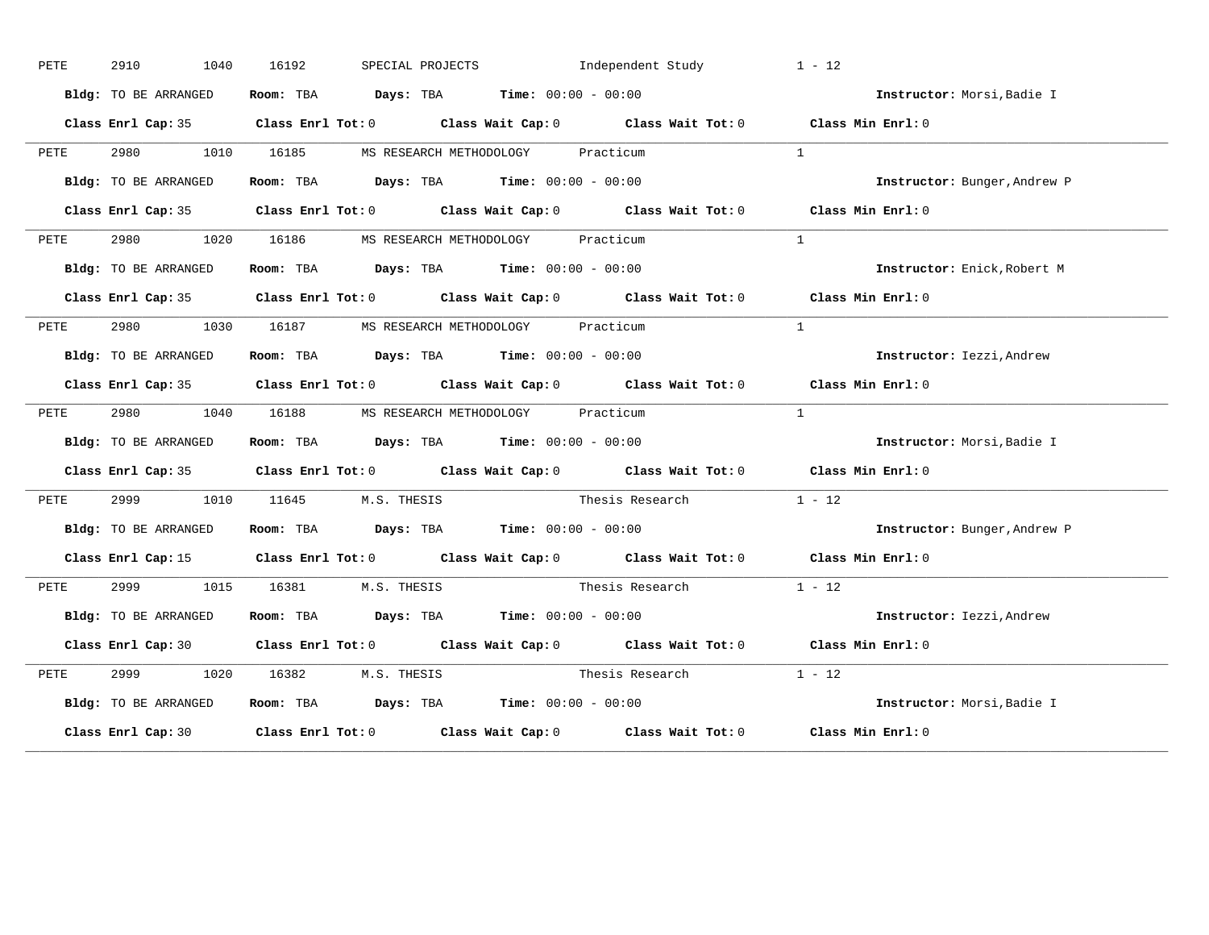PETE 2910 1040 16192 SPECIAL PROJECTS Independent Study 1 - 12

**Bldg:** TO BE ARRANGED **Room:** TBA **Days:** TBA **Time:** 00:00 - 00:00 **Instructor:** Morsi,Badie I

**Class Enrl Cap:** 35 **Class Enrl Tot:** 0 **Class Wait Cap:** 0 **Class Wait Tot:** 0 **Class Min Enrl:** 0

---

PETE 2980 1010 16185 MS RESEARCH METHODOLOGY Practicum 1

**Bldg:** TO BE ARRANGED **Room:** TBA **Days:** TBA **Time:** 00:00 - 00:00 **Instructor:** Bunger,Andrew P

**Class Enrl Cap:** 35 **Class Enrl Tot:** 0 **Class Wait Cap:** 0 **Class Wait Tot:** 0 **Class Min Enrl:** 0

---

PETE 2980 1020 16186 MS RESEARCH METHODOLOGY Practicum 1

**Bldg:** TO BE ARRANGED **Room:** TBA **Days:** TBA **Time:** 00:00 - 00:00 **Instructor:** Enick,Robert M

**Class Enrl Cap:** 35 **Class Enrl Tot:** 0 **Class Wait Cap:** 0 **Class Wait Tot:** 0 **Class Min Enrl:** 0

---

PETE 2980 1030 16187 MS RESEARCH METHODOLOGY Practicum 1

**Bldg:** TO BE ARRANGED **Room:** TBA **Days:** TBA **Time:** 00:00 - 00:00 **Instructor:** Iezzi,Andrew

**Class Enrl Cap:** 35 **Class Enrl Tot:** 0 **Class Wait Cap:** 0 **Class Wait Tot:** 0 **Class Min Enrl:** 0

---

PETE 2980 1040 16188 MS RESEARCH METHODOLOGY Practicum 1

**Bldg:** TO BE ARRANGED **Room:** TBA **Days:** TBA **Time:** 00:00 - 00:00 **Instructor:** Morsi,Badie I

**Class Enrl Cap:** 35 **Class Enrl Tot:** 0 **Class Wait Cap:** 0 **Class Wait Tot:** 0 **Class Min Enrl:** 0

---

PETE 2999 1010 11645 M.S. THESIS Thesis Research 1 - 12

**Bldg:** TO BE ARRANGED **Room:** TBA **Days:** TBA **Time:** 00:00 - 00:00 **Instructor:** Bunger,Andrew P

**Class Enrl Cap:** 15 **Class Enrl Tot:** 0 **Class Wait Cap:** 0 **Class Wait Tot:** 0 **Class Min Enrl:** 0

---

PETE 2999 1015 16381 M.S. THESIS Thesis Research 1 - 12

**Bldg:** TO BE ARRANGED **Room:** TBA **Days:** TBA **Time:** 00:00 - 00:00 **Instructor:** Iezzi,Andrew

**Class Enrl Cap:** 30 **Class Enrl Tot:** 0 **Class Wait Cap:** 0 **Class Wait Tot:** 0 **Class Min Enrl:** 0

---

PETE 2999 1020 16382 M.S. THESIS Thesis Research 1 - 12

**Bldg:** TO BE ARRANGED **Room:** TBA **Days:** TBA **Time:** 00:00 - 00:00 **Instructor:** Morsi,Badie I

**Class Enrl Cap:** 30 **Class Enrl Tot:** 0 **Class Wait Cap:** 0 **Class Wait Tot:** 0 **Class Min Enrl:** 0

---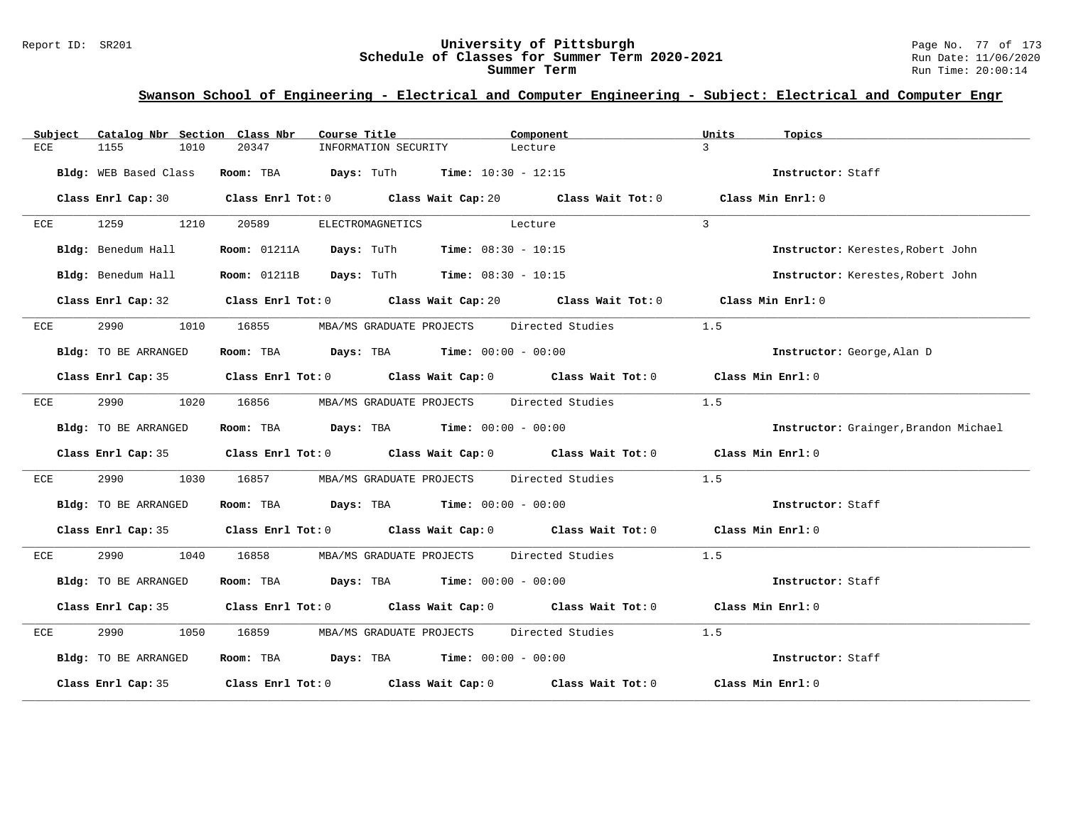## Swanson School of Engineering - Electrical and Computer Engineering - Subject: Electrical and Computer Engr

| Subject | Catalog Nbr | Section | Class Nbr | Course Title | Component | Units | Topics |
|---|---|---|---|---|---|---|---|
| ECE | 1155 | 1010 | 20347 | INFORMATION SECURITY | Lecture | 3 | |

**Bldg:** WEB Based Class **Room:** TBA **Days:** TuTh **Time:** 10:30 - 12:15 **Instructor:** Staff

**Class Enrl Cap:** 30 **Class Enrl Tot:** 0 **Class Wait Cap:** 20 **Class Wait Tot:** 0 **Class Min Enrl:** 0

---

| Subject | Catalog Nbr | Section | Class Nbr | Course Title | Component | Units | Topics |
|---|---|---|---|---|---|---|---|
| ECE | 1259 | 1210 | 20589 | ELECTROMAGNETICS | Lecture | 3 | |

**Bldg:** Benedum Hall **Room:** 01211A **Days:** TuTh **Time:** 08:30 - 10:15 **Instructor:** Kerestes,Robert John

**Bldg:** Benedum Hall **Room:** 01211B **Days:** TuTh **Time:** 08:30 - 10:15 **Instructor:** Kerestes,Robert John

**Class Enrl Cap:** 32 **Class Enrl Tot:** 0 **Class Wait Cap:** 20 **Class Wait Tot:** 0 **Class Min Enrl:** 0

---

| Subject | Catalog Nbr | Section | Class Nbr | Course Title | Component | Units | Topics |
|---|---|---|---|---|---|---|---|
| ECE | 2990 | 1010 | 16855 | MBA/MS GRADUATE PROJECTS | Directed Studies | 1.5 | |

**Bldg:** TO BE ARRANGED **Room:** TBA **Days:** TBA **Time:** 00:00 - 00:00 **Instructor:** George,Alan D

**Class Enrl Cap:** 35 **Class Enrl Tot:** 0 **Class Wait Cap:** 0 **Class Wait Tot:** 0 **Class Min Enrl:** 0

---

| Subject | Catalog Nbr | Section | Class Nbr | Course Title | Component | Units | Topics |
|---|---|---|---|---|---|---|---|
| ECE | 2990 | 1020 | 16856 | MBA/MS GRADUATE PROJECTS | Directed Studies | 1.5 | |

**Bldg:** TO BE ARRANGED **Room:** TBA **Days:** TBA **Time:** 00:00 - 00:00 **Instructor:** Grainger,Brandon Michael

**Class Enrl Cap:** 35 **Class Enrl Tot:** 0 **Class Wait Cap:** 0 **Class Wait Tot:** 0 **Class Min Enrl:** 0

---

| Subject | Catalog Nbr | Section | Class Nbr | Course Title | Component | Units | Topics |
|---|---|---|---|---|---|---|---|
| ECE | 2990 | 1030 | 16857 | MBA/MS GRADUATE PROJECTS | Directed Studies | 1.5 | |

**Bldg:** TO BE ARRANGED **Room:** TBA **Days:** TBA **Time:** 00:00 - 00:00 **Instructor:** Staff

**Class Enrl Cap:** 35 **Class Enrl Tot:** 0 **Class Wait Cap:** 0 **Class Wait Tot:** 0 **Class Min Enrl:** 0

---

| Subject | Catalog Nbr | Section | Class Nbr | Course Title | Component | Units | Topics |
|---|---|---|---|---|---|---|---|
| ECE | 2990 | 1040 | 16858 | MBA/MS GRADUATE PROJECTS | Directed Studies | 1.5 | |

**Bldg:** TO BE ARRANGED **Room:** TBA **Days:** TBA **Time:** 00:00 - 00:00 **Instructor:** Staff

**Class Enrl Cap:** 35 **Class Enrl Tot:** 0 **Class Wait Cap:** 0 **Class Wait Tot:** 0 **Class Min Enrl:** 0

---

| Subject | Catalog Nbr | Section | Class Nbr | Course Title | Component | Units | Topics |
|---|---|---|---|---|---|---|---|
| ECE | 2990 | 1050 | 16859 | MBA/MS GRADUATE PROJECTS | Directed Studies | 1.5 | |

**Bldg:** TO BE ARRANGED **Room:** TBA **Days:** TBA **Time:** 00:00 - 00:00 **Instructor:** Staff

**Class Enrl Cap:** 35 **Class Enrl Tot:** 0 **Class Wait Cap:** 0 **Class Wait Tot:** 0 **Class Min Enrl:** 0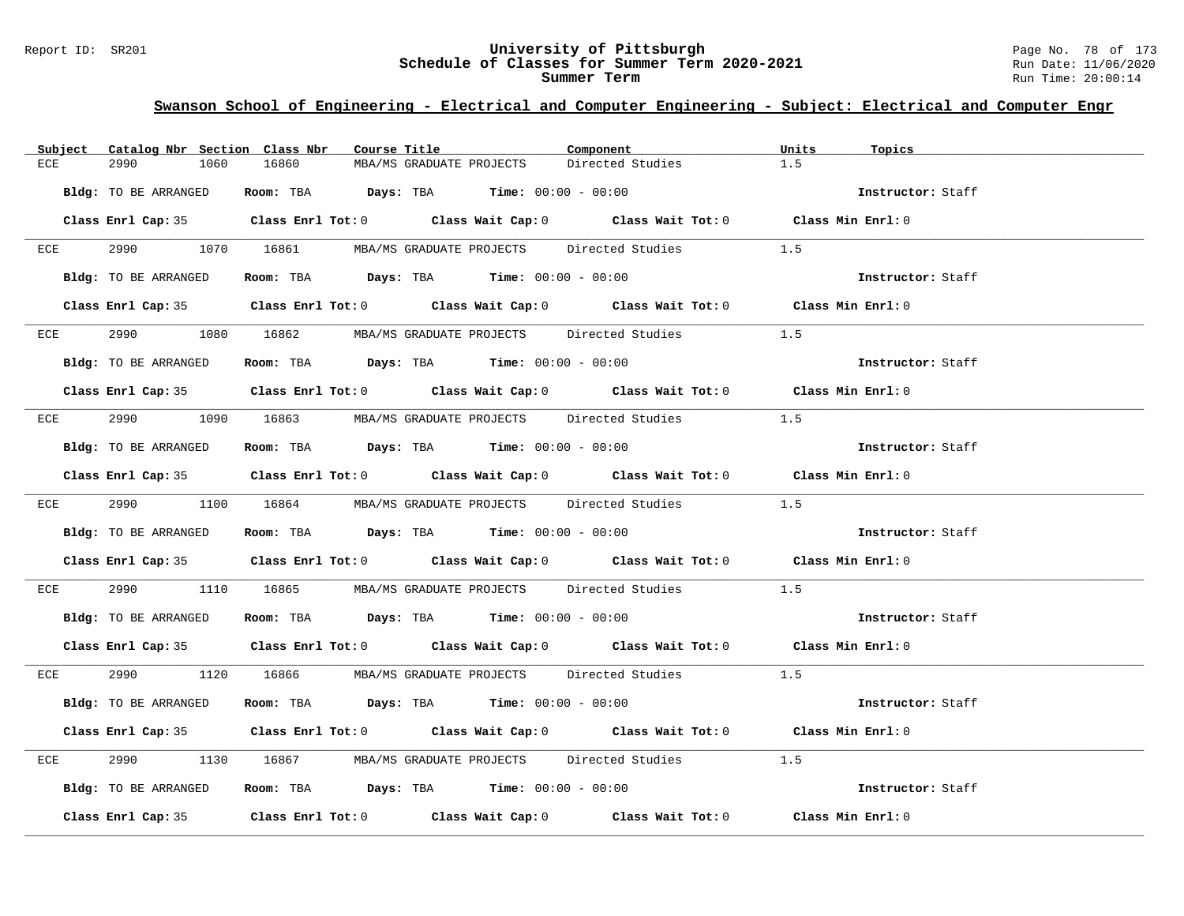## Swanson School of Engineering - Electrical and Computer Engineering - Subject: Electrical and Computer Engr

| Subject | Catalog Nbr | Section | Class Nbr | Course Title | Component | Units | Topics |
|---|---|---|---|---|---|---|---|
| ECE | 2990 | 1060 | 16860 | MBA/MS GRADUATE PROJECTS | Directed Studies | 1.5 | |

**Bldg:** TO BE ARRANGED **Room:** TBA **Days:** TBA **Time:** 00:00 - 00:00 **Instructor:** Staff

**Class Enrl Cap:** 35 **Class Enrl Tot:** 0 **Class Wait Cap:** 0 **Class Wait Tot:** 0 **Class Min Enrl:** 0

| Subject | Catalog Nbr | Section | Class Nbr | Course Title | Component | Units | Topics |
|---|---|---|---|---|---|---|---|
| ECE | 2990 | 1070 | 16861 | MBA/MS GRADUATE PROJECTS | Directed Studies | 1.5 | |

**Bldg:** TO BE ARRANGED **Room:** TBA **Days:** TBA **Time:** 00:00 - 00:00 **Instructor:** Staff

**Class Enrl Cap:** 35 **Class Enrl Tot:** 0 **Class Wait Cap:** 0 **Class Wait Tot:** 0 **Class Min Enrl:** 0

| Subject | Catalog Nbr | Section | Class Nbr | Course Title | Component | Units | Topics |
|---|---|---|---|---|---|---|---|
| ECE | 2990 | 1080 | 16862 | MBA/MS GRADUATE PROJECTS | Directed Studies | 1.5 | |

**Bldg:** TO BE ARRANGED **Room:** TBA **Days:** TBA **Time:** 00:00 - 00:00 **Instructor:** Staff

**Class Enrl Cap:** 35 **Class Enrl Tot:** 0 **Class Wait Cap:** 0 **Class Wait Tot:** 0 **Class Min Enrl:** 0

| Subject | Catalog Nbr | Section | Class Nbr | Course Title | Component | Units | Topics |
|---|---|---|---|---|---|---|---|
| ECE | 2990 | 1090 | 16863 | MBA/MS GRADUATE PROJECTS | Directed Studies | 1.5 | |

**Bldg:** TO BE ARRANGED **Room:** TBA **Days:** TBA **Time:** 00:00 - 00:00 **Instructor:** Staff

**Class Enrl Cap:** 35 **Class Enrl Tot:** 0 **Class Wait Cap:** 0 **Class Wait Tot:** 0 **Class Min Enrl:** 0

| Subject | Catalog Nbr | Section | Class Nbr | Course Title | Component | Units | Topics |
|---|---|---|---|---|---|---|---|
| ECE | 2990 | 1100 | 16864 | MBA/MS GRADUATE PROJECTS | Directed Studies | 1.5 | |

**Bldg:** TO BE ARRANGED **Room:** TBA **Days:** TBA **Time:** 00:00 - 00:00 **Instructor:** Staff

**Class Enrl Cap:** 35 **Class Enrl Tot:** 0 **Class Wait Cap:** 0 **Class Wait Tot:** 0 **Class Min Enrl:** 0

| Subject | Catalog Nbr | Section | Class Nbr | Course Title | Component | Units | Topics |
|---|---|---|---|---|---|---|---|
| ECE | 2990 | 1110 | 16865 | MBA/MS GRADUATE PROJECTS | Directed Studies | 1.5 | |

**Bldg:** TO BE ARRANGED **Room:** TBA **Days:** TBA **Time:** 00:00 - 00:00 **Instructor:** Staff

**Class Enrl Cap:** 35 **Class Enrl Tot:** 0 **Class Wait Cap:** 0 **Class Wait Tot:** 0 **Class Min Enrl:** 0

| Subject | Catalog Nbr | Section | Class Nbr | Course Title | Component | Units | Topics |
|---|---|---|---|---|---|---|---|
| ECE | 2990 | 1120 | 16866 | MBA/MS GRADUATE PROJECTS | Directed Studies | 1.5 | |

**Bldg:** TO BE ARRANGED **Room:** TBA **Days:** TBA **Time:** 00:00 - 00:00 **Instructor:** Staff

**Class Enrl Cap:** 35 **Class Enrl Tot:** 0 **Class Wait Cap:** 0 **Class Wait Tot:** 0 **Class Min Enrl:** 0

| Subject | Catalog Nbr | Section | Class Nbr | Course Title | Component | Units | Topics |
|---|---|---|---|---|---|---|---|
| ECE | 2990 | 1130 | 16867 | MBA/MS GRADUATE PROJECTS | Directed Studies | 1.5 | |

**Bldg:** TO BE ARRANGED **Room:** TBA **Days:** TBA **Time:** 00:00 - 00:00 **Instructor:** Staff

**Class Enrl Cap:** 35 **Class Enrl Tot:** 0 **Class Wait Cap:** 0 **Class Wait Tot:** 0 **Class Min Enrl:** 0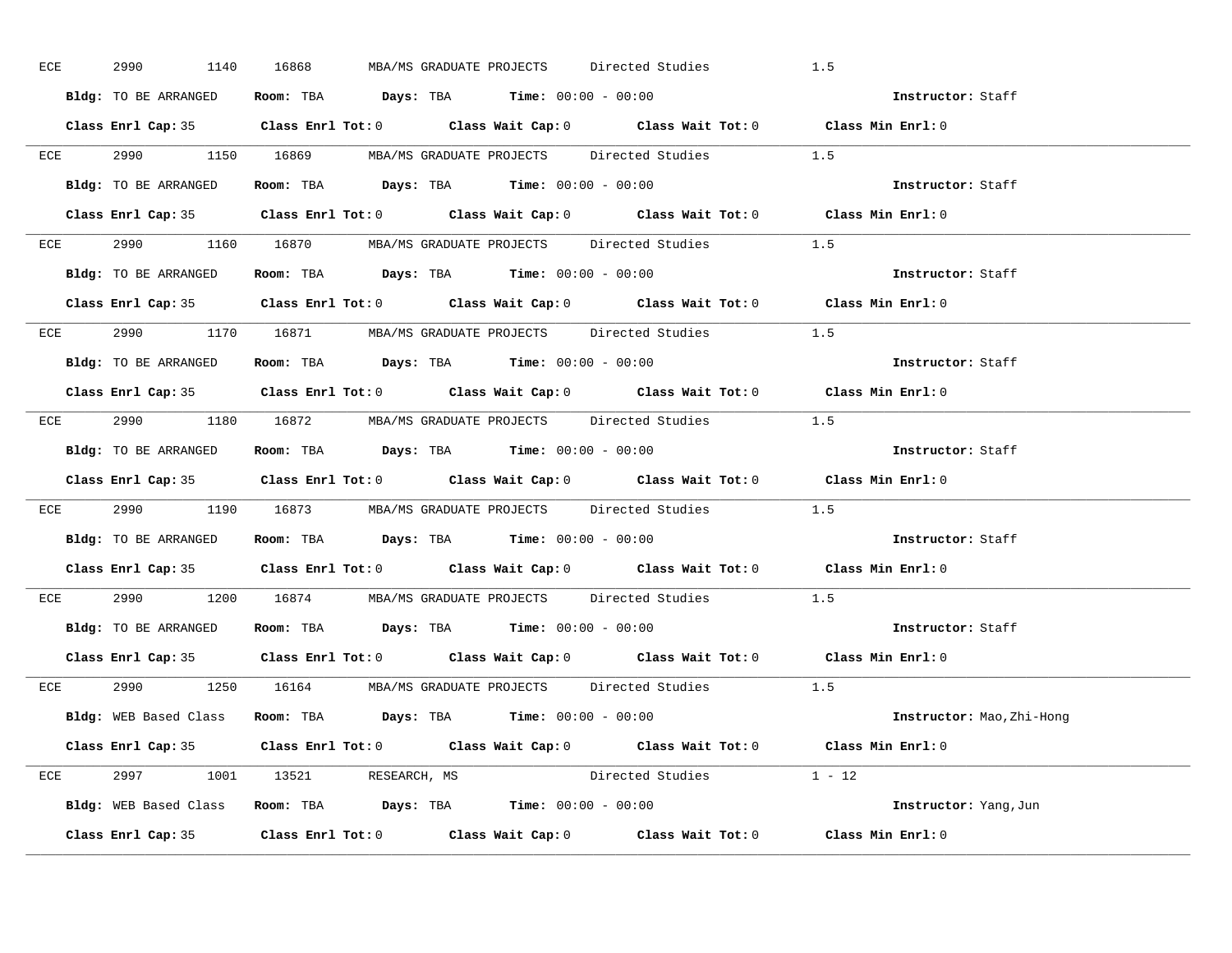ECE 2990 1140 16868 MBA/MS GRADUATE PROJECTS Directed Studies 1.5

**Bldg:** TO BE ARRANGED **Room:** TBA **Days:** TBA **Time:** 00:00 - 00:00 **Instructor:** Staff

**Class Enrl Cap:** 35 **Class Enrl Tot:** 0 **Class Wait Cap:** 0 **Class Wait Tot:** 0 **Class Min Enrl:** 0

---

ECE 2990 1150 16869 MBA/MS GRADUATE PROJECTS Directed Studies 1.5

**Bldg:** TO BE ARRANGED **Room:** TBA **Days:** TBA **Time:** 00:00 - 00:00 **Instructor:** Staff

**Class Enrl Cap:** 35 **Class Enrl Tot:** 0 **Class Wait Cap:** 0 **Class Wait Tot:** 0 **Class Min Enrl:** 0

---

ECE 2990 1160 16870 MBA/MS GRADUATE PROJECTS Directed Studies 1.5

**Bldg:** TO BE ARRANGED **Room:** TBA **Days:** TBA **Time:** 00:00 - 00:00 **Instructor:** Staff

**Class Enrl Cap:** 35 **Class Enrl Tot:** 0 **Class Wait Cap:** 0 **Class Wait Tot:** 0 **Class Min Enrl:** 0

---

ECE 2990 1170 16871 MBA/MS GRADUATE PROJECTS Directed Studies 1.5

**Bldg:** TO BE ARRANGED **Room:** TBA **Days:** TBA **Time:** 00:00 - 00:00 **Instructor:** Staff

**Class Enrl Cap:** 35 **Class Enrl Tot:** 0 **Class Wait Cap:** 0 **Class Wait Tot:** 0 **Class Min Enrl:** 0

---

ECE 2990 1180 16872 MBA/MS GRADUATE PROJECTS Directed Studies 1.5

**Bldg:** TO BE ARRANGED **Room:** TBA **Days:** TBA **Time:** 00:00 - 00:00 **Instructor:** Staff

**Class Enrl Cap:** 35 **Class Enrl Tot:** 0 **Class Wait Cap:** 0 **Class Wait Tot:** 0 **Class Min Enrl:** 0

---

ECE 2990 1190 16873 MBA/MS GRADUATE PROJECTS Directed Studies 1.5

**Bldg:** TO BE ARRANGED **Room:** TBA **Days:** TBA **Time:** 00:00 - 00:00 **Instructor:** Staff

**Class Enrl Cap:** 35 **Class Enrl Tot:** 0 **Class Wait Cap:** 0 **Class Wait Tot:** 0 **Class Min Enrl:** 0

---

ECE 2990 1200 16874 MBA/MS GRADUATE PROJECTS Directed Studies 1.5

**Bldg:** TO BE ARRANGED **Room:** TBA **Days:** TBA **Time:** 00:00 - 00:00 **Instructor:** Staff

**Class Enrl Cap:** 35 **Class Enrl Tot:** 0 **Class Wait Cap:** 0 **Class Wait Tot:** 0 **Class Min Enrl:** 0

---

ECE 2990 1250 16164 MBA/MS GRADUATE PROJECTS Directed Studies 1.5

**Bldg:** WEB Based Class **Room:** TBA **Days:** TBA **Time:** 00:00 - 00:00 **Instructor:** Mao,Zhi-Hong

**Class Enrl Cap:** 35 **Class Enrl Tot:** 0 **Class Wait Cap:** 0 **Class Wait Tot:** 0 **Class Min Enrl:** 0

---

ECE 2997 1001 13521 RESEARCH, MS Directed Studies 1 - 12

**Bldg:** WEB Based Class **Room:** TBA **Days:** TBA **Time:** 00:00 - 00:00 **Instructor:** Yang,Jun

**Class Enrl Cap:** 35 **Class Enrl Tot:** 0 **Class Wait Cap:** 0 **Class Wait Tot:** 0 **Class Min Enrl:** 0

---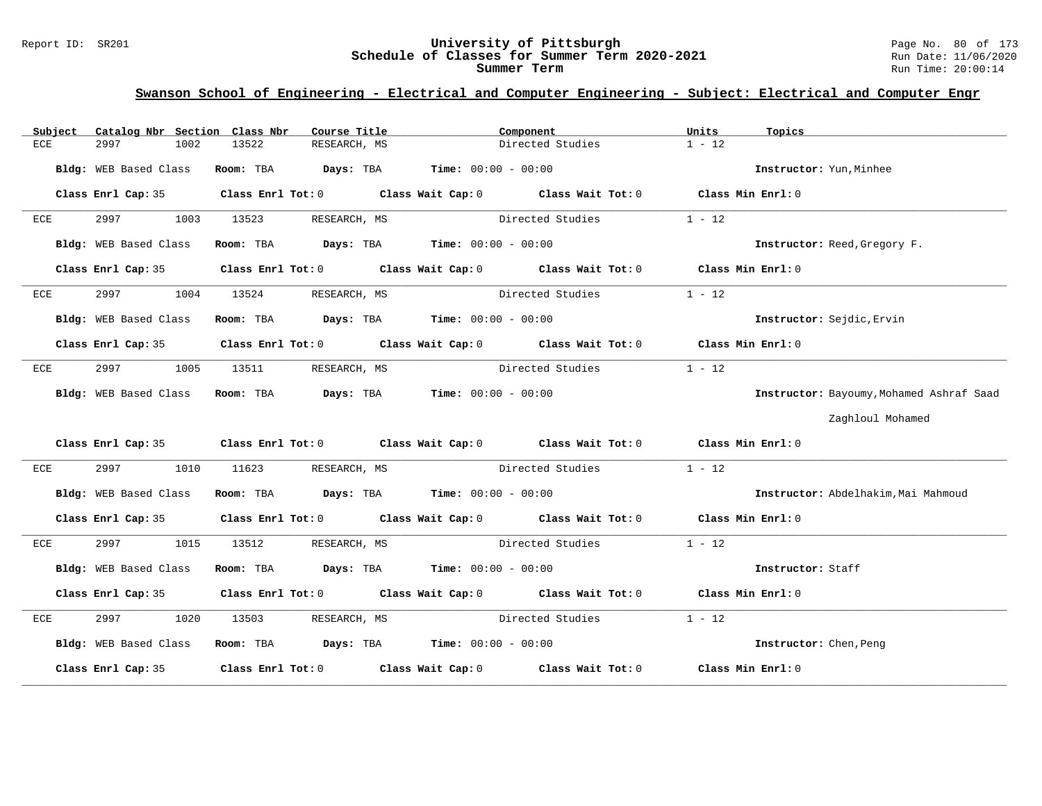## Swanson School of Engineering - Electrical and Computer Engineering - Subject: Electrical and Computer Engr

| Subject | Catalog Nbr | Section | Class Nbr | Course Title | Component | Units | Topics |
|---|---|---|---|---|---|---|---|
| ECE | 2997 | 1002 | 13522 | RESEARCH, MS | Directed Studies | 1 - 12 | |

**Bldg:** WEB Based Class **Room:** TBA **Days:** TBA **Time:** 00:00 - 00:00 **Instructor:** Yun,Minhee

**Class Enrl Cap:** 35 **Class Enrl Tot:** 0 **Class Wait Cap:** 0 **Class Wait Tot:** 0 **Class Min Enrl:** 0

---

| Subject | Catalog Nbr | Section | Class Nbr | Course Title | Component | Units | Topics |
|---|---|---|---|---|---|---|---|
| ECE | 2997 | 1003 | 13523 | RESEARCH, MS | Directed Studies | 1 - 12 | |

**Bldg:** WEB Based Class **Room:** TBA **Days:** TBA **Time:** 00:00 - 00:00 **Instructor:** Reed,Gregory F.

**Class Enrl Cap:** 35 **Class Enrl Tot:** 0 **Class Wait Cap:** 0 **Class Wait Tot:** 0 **Class Min Enrl:** 0

---

| Subject | Catalog Nbr | Section | Class Nbr | Course Title | Component | Units | Topics |
|---|---|---|---|---|---|---|---|
| ECE | 2997 | 1004 | 13524 | RESEARCH, MS | Directed Studies | 1 - 12 | |

**Bldg:** WEB Based Class **Room:** TBA **Days:** TBA **Time:** 00:00 - 00:00 **Instructor:** Sejdic,Ervin

**Class Enrl Cap:** 35 **Class Enrl Tot:** 0 **Class Wait Cap:** 0 **Class Wait Tot:** 0 **Class Min Enrl:** 0

---

| Subject | Catalog Nbr | Section | Class Nbr | Course Title | Component | Units | Topics |
|---|---|---|---|---|---|---|---|
| ECE | 2997 | 1005 | 13511 | RESEARCH, MS | Directed Studies | 1 - 12 | |

**Bldg:** WEB Based Class **Room:** TBA **Days:** TBA **Time:** 00:00 - 00:00 **Instructor:** Bayoumy,Mohamed Ashraf Saad Zaghloul Mohamed

**Class Enrl Cap:** 35 **Class Enrl Tot:** 0 **Class Wait Cap:** 0 **Class Wait Tot:** 0 **Class Min Enrl:** 0

---

| Subject | Catalog Nbr | Section | Class Nbr | Course Title | Component | Units | Topics |
|---|---|---|---|---|---|---|---|
| ECE | 2997 | 1010 | 11623 | RESEARCH, MS | Directed Studies | 1 - 12 | |

**Bldg:** WEB Based Class **Room:** TBA **Days:** TBA **Time:** 00:00 - 00:00 **Instructor:** Abdelhakim,Mai Mahmoud

**Class Enrl Cap:** 35 **Class Enrl Tot:** 0 **Class Wait Cap:** 0 **Class Wait Tot:** 0 **Class Min Enrl:** 0

---

| Subject | Catalog Nbr | Section | Class Nbr | Course Title | Component | Units | Topics |
|---|---|---|---|---|---|---|---|
| ECE | 2997 | 1015 | 13512 | RESEARCH, MS | Directed Studies | 1 - 12 | |

**Bldg:** WEB Based Class **Room:** TBA **Days:** TBA **Time:** 00:00 - 00:00 **Instructor:** Staff

**Class Enrl Cap:** 35 **Class Enrl Tot:** 0 **Class Wait Cap:** 0 **Class Wait Tot:** 0 **Class Min Enrl:** 0

---

| Subject | Catalog Nbr | Section | Class Nbr | Course Title | Component | Units | Topics |
|---|---|---|---|---|---|---|---|
| ECE | 2997 | 1020 | 13503 | RESEARCH, MS | Directed Studies | 1 - 12 | |

**Bldg:** WEB Based Class **Room:** TBA **Days:** TBA **Time:** 00:00 - 00:00 **Instructor:** Chen,Peng

**Class Enrl Cap:** 35 **Class Enrl Tot:** 0 **Class Wait Cap:** 0 **Class Wait Tot:** 0 **Class Min Enrl:** 0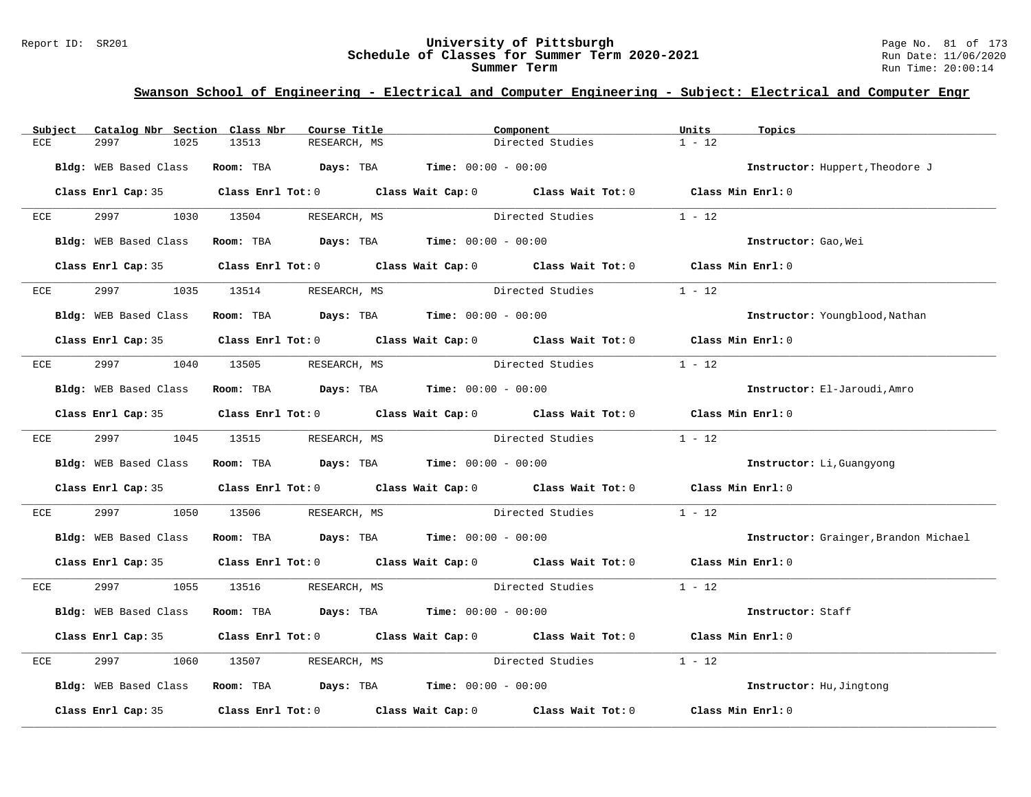## Swanson School of Engineering - Electrical and Computer Engineering - Subject: Electrical and Computer Engr

| Subject | Catalog Nbr | Section | Class Nbr | Course Title | Component | Units | Topics |
|---|---|---|---|---|---|---|---|
| ECE | 2997 | 1025 | 13513 | RESEARCH, MS | Directed Studies | 1 - 12 | |

**Bldg:** WEB Based Class **Room:** TBA **Days:** TBA **Time:** 00:00 - 00:00 **Instructor:** Huppert,Theodore J

**Class Enrl Cap:** 35 **Class Enrl Tot:** 0 **Class Wait Cap:** 0 **Class Wait Tot:** 0 **Class Min Enrl:** 0

---

| Subject | Catalog Nbr | Section | Class Nbr | Course Title | Component | Units | Topics |
|---|---|---|---|---|---|---|---|
| ECE | 2997 | 1030 | 13504 | RESEARCH, MS | Directed Studies | 1 - 12 | |

**Bldg:** WEB Based Class **Room:** TBA **Days:** TBA **Time:** 00:00 - 00:00 **Instructor:** Gao,Wei

**Class Enrl Cap:** 35 **Class Enrl Tot:** 0 **Class Wait Cap:** 0 **Class Wait Tot:** 0 **Class Min Enrl:** 0

---

| Subject | Catalog Nbr | Section | Class Nbr | Course Title | Component | Units | Topics |
|---|---|---|---|---|---|---|---|
| ECE | 2997 | 1035 | 13514 | RESEARCH, MS | Directed Studies | 1 - 12 | |

**Bldg:** WEB Based Class **Room:** TBA **Days:** TBA **Time:** 00:00 - 00:00 **Instructor:** Youngblood,Nathan

**Class Enrl Cap:** 35 **Class Enrl Tot:** 0 **Class Wait Cap:** 0 **Class Wait Tot:** 0 **Class Min Enrl:** 0

---

| Subject | Catalog Nbr | Section | Class Nbr | Course Title | Component | Units | Topics |
|---|---|---|---|---|---|---|---|
| ECE | 2997 | 1040 | 13505 | RESEARCH, MS | Directed Studies | 1 - 12 | |

**Bldg:** WEB Based Class **Room:** TBA **Days:** TBA **Time:** 00:00 - 00:00 **Instructor:** El-Jaroudi,Amro

**Class Enrl Cap:** 35 **Class Enrl Tot:** 0 **Class Wait Cap:** 0 **Class Wait Tot:** 0 **Class Min Enrl:** 0

---

| Subject | Catalog Nbr | Section | Class Nbr | Course Title | Component | Units | Topics |
|---|---|---|---|---|---|---|---|
| ECE | 2997 | 1045 | 13515 | RESEARCH, MS | Directed Studies | 1 - 12 | |

**Bldg:** WEB Based Class **Room:** TBA **Days:** TBA **Time:** 00:00 - 00:00 **Instructor:** Li,Guangyong

**Class Enrl Cap:** 35 **Class Enrl Tot:** 0 **Class Wait Cap:** 0 **Class Wait Tot:** 0 **Class Min Enrl:** 0

---

| Subject | Catalog Nbr | Section | Class Nbr | Course Title | Component | Units | Topics |
|---|---|---|---|---|---|---|---|
| ECE | 2997 | 1050 | 13506 | RESEARCH, MS | Directed Studies | 1 - 12 | |

**Bldg:** WEB Based Class **Room:** TBA **Days:** TBA **Time:** 00:00 - 00:00 **Instructor:** Grainger,Brandon Michael

**Class Enrl Cap:** 35 **Class Enrl Tot:** 0 **Class Wait Cap:** 0 **Class Wait Tot:** 0 **Class Min Enrl:** 0

---

| Subject | Catalog Nbr | Section | Class Nbr | Course Title | Component | Units | Topics |
|---|---|---|---|---|---|---|---|
| ECE | 2997 | 1055 | 13516 | RESEARCH, MS | Directed Studies | 1 - 12 | |

**Bldg:** WEB Based Class **Room:** TBA **Days:** TBA **Time:** 00:00 - 00:00 **Instructor:** Staff

**Class Enrl Cap:** 35 **Class Enrl Tot:** 0 **Class Wait Cap:** 0 **Class Wait Tot:** 0 **Class Min Enrl:** 0

---

| Subject | Catalog Nbr | Section | Class Nbr | Course Title | Component | Units | Topics |
|---|---|---|---|---|---|---|---|
| ECE | 2997 | 1060 | 13507 | RESEARCH, MS | Directed Studies | 1 - 12 | |

**Bldg:** WEB Based Class **Room:** TBA **Days:** TBA **Time:** 00:00 - 00:00 **Instructor:** Hu,Jingtong

**Class Enrl Cap:** 35 **Class Enrl Tot:** 0 **Class Wait Cap:** 0 **Class Wait Tot:** 0 **Class Min Enrl:** 0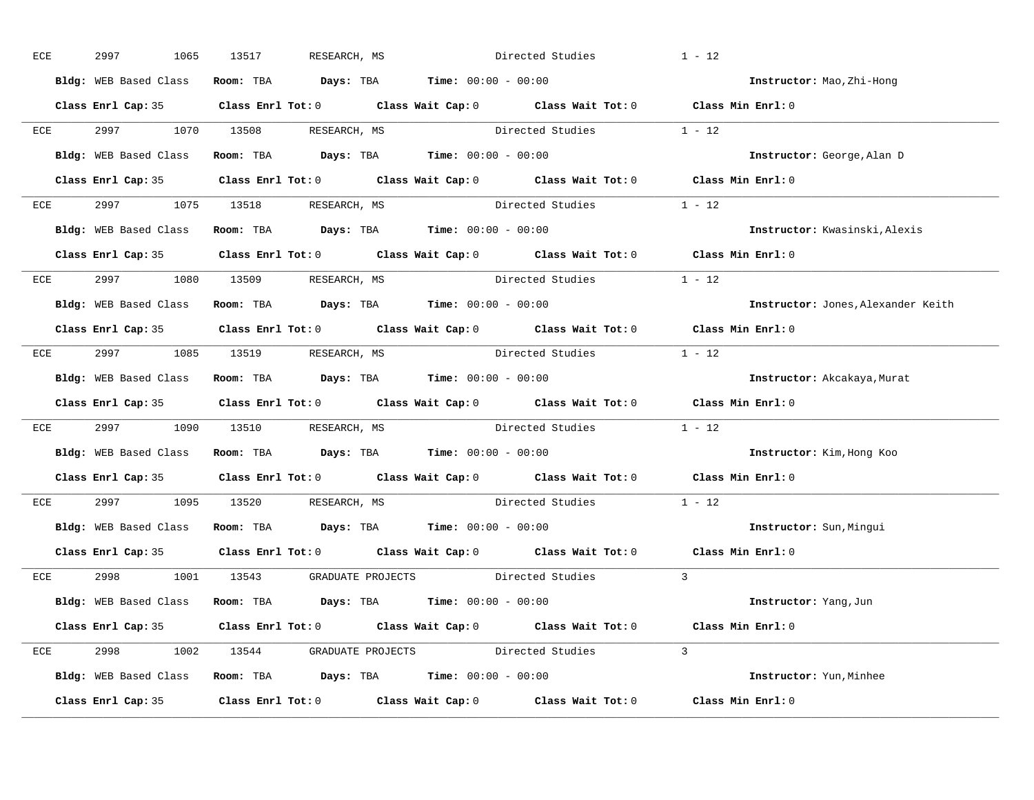ECE 2997 1065 13517 RESEARCH, MS Directed Studies 1 - 12

**Bldg:** WEB Based Class **Room:** TBA **Days:** TBA **Time:** 00:00 - 00:00 **Instructor:** Mao,Zhi-Hong

**Class Enrl Cap:** 35 **Class Enrl Tot:** 0 **Class Wait Cap:** 0 **Class Wait Tot:** 0 **Class Min Enrl:** 0

---

ECE 2997 1070 13508 RESEARCH, MS Directed Studies 1 - 12

**Bldg:** WEB Based Class **Room:** TBA **Days:** TBA **Time:** 00:00 - 00:00 **Instructor:** George,Alan D

**Class Enrl Cap:** 35 **Class Enrl Tot:** 0 **Class Wait Cap:** 0 **Class Wait Tot:** 0 **Class Min Enrl:** 0

---

ECE 2997 1075 13518 RESEARCH, MS Directed Studies 1 - 12

**Bldg:** WEB Based Class **Room:** TBA **Days:** TBA **Time:** 00:00 - 00:00 **Instructor:** Kwasinski,Alexis

**Class Enrl Cap:** 35 **Class Enrl Tot:** 0 **Class Wait Cap:** 0 **Class Wait Tot:** 0 **Class Min Enrl:** 0

---

ECE 2997 1080 13509 RESEARCH, MS Directed Studies 1 - 12

**Bldg:** WEB Based Class **Room:** TBA **Days:** TBA **Time:** 00:00 - 00:00 **Instructor:** Jones,Alexander Keith

**Class Enrl Cap:** 35 **Class Enrl Tot:** 0 **Class Wait Cap:** 0 **Class Wait Tot:** 0 **Class Min Enrl:** 0

---

ECE 2997 1085 13519 RESEARCH, MS Directed Studies 1 - 12

**Bldg:** WEB Based Class **Room:** TBA **Days:** TBA **Time:** 00:00 - 00:00 **Instructor:** Akcakaya,Murat

**Class Enrl Cap:** 35 **Class Enrl Tot:** 0 **Class Wait Cap:** 0 **Class Wait Tot:** 0 **Class Min Enrl:** 0

---

ECE 2997 1090 13510 RESEARCH, MS Directed Studies 1 - 12

**Bldg:** WEB Based Class **Room:** TBA **Days:** TBA **Time:** 00:00 - 00:00 **Instructor:** Kim,Hong Koo

**Class Enrl Cap:** 35 **Class Enrl Tot:** 0 **Class Wait Cap:** 0 **Class Wait Tot:** 0 **Class Min Enrl:** 0

---

ECE 2997 1095 13520 RESEARCH, MS Directed Studies 1 - 12

**Bldg:** WEB Based Class **Room:** TBA **Days:** TBA **Time:** 00:00 - 00:00 **Instructor:** Sun,Mingui

**Class Enrl Cap:** 35 **Class Enrl Tot:** 0 **Class Wait Cap:** 0 **Class Wait Tot:** 0 **Class Min Enrl:** 0

---

ECE 2998 1001 13543 GRADUATE PROJECTS Directed Studies 3

**Bldg:** WEB Based Class **Room:** TBA **Days:** TBA **Time:** 00:00 - 00:00 **Instructor:** Yang,Jun

**Class Enrl Cap:** 35 **Class Enrl Tot:** 0 **Class Wait Cap:** 0 **Class Wait Tot:** 0 **Class Min Enrl:** 0

---

ECE 2998 1002 13544 GRADUATE PROJECTS Directed Studies 3

**Bldg:** WEB Based Class **Room:** TBA **Days:** TBA **Time:** 00:00 - 00:00 **Instructor:** Yun,Minhee

**Class Enrl Cap:** 35 **Class Enrl Tot:** 0 **Class Wait Cap:** 0 **Class Wait Tot:** 0 **Class Min Enrl:** 0

---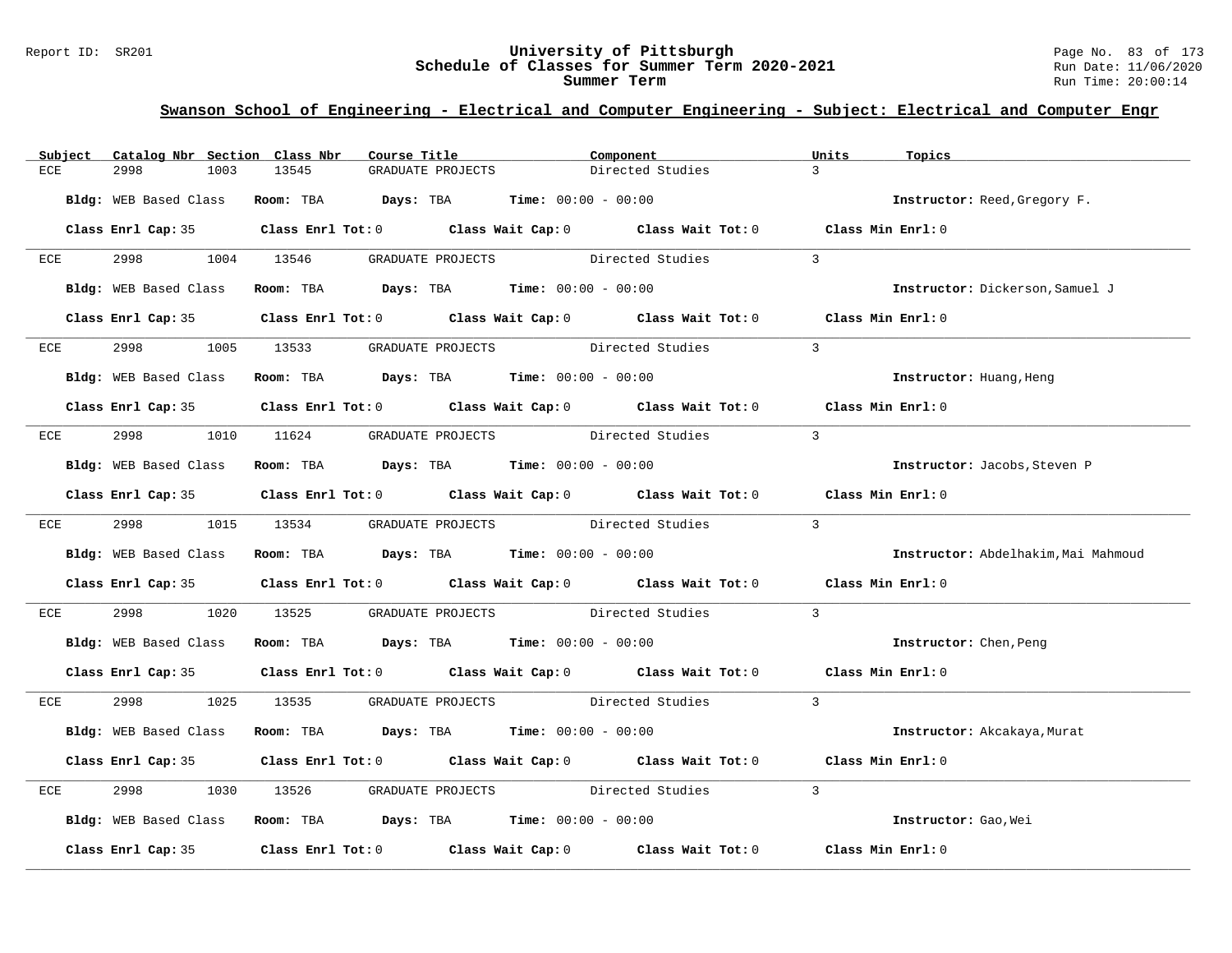## Swanson School of Engineering - Electrical and Computer Engineering - Subject: Electrical and Computer Engr

| Subject | Catalog Nbr | Section | Class Nbr | Course Title | Component | Units | Topics |
|---|---|---|---|---|---|---|---|
| ECE | 2998 | 1003 | 13545 | GRADUATE PROJECTS | Directed Studies | 3 | |

**Bldg:** WEB Based Class **Room:** TBA **Days:** TBA **Time:** 00:00 - 00:00 **Instructor:** Reed,Gregory F.

**Class Enrl Cap:** 35 **Class Enrl Tot:** 0 **Class Wait Cap:** 0 **Class Wait Tot:** 0 **Class Min Enrl:** 0

---

| Subject | Catalog Nbr | Section | Class Nbr | Course Title | Component | Units | Topics |
|---|---|---|---|---|---|---|---|
| ECE | 2998 | 1004 | 13546 | GRADUATE PROJECTS | Directed Studies | 3 | |

**Bldg:** WEB Based Class **Room:** TBA **Days:** TBA **Time:** 00:00 - 00:00 **Instructor:** Dickerson,Samuel J

**Class Enrl Cap:** 35 **Class Enrl Tot:** 0 **Class Wait Cap:** 0 **Class Wait Tot:** 0 **Class Min Enrl:** 0

---

| Subject | Catalog Nbr | Section | Class Nbr | Course Title | Component | Units | Topics |
|---|---|---|---|---|---|---|---|
| ECE | 2998 | 1005 | 13533 | GRADUATE PROJECTS | Directed Studies | 3 | |

**Bldg:** WEB Based Class **Room:** TBA **Days:** TBA **Time:** 00:00 - 00:00 **Instructor:** Huang,Heng

**Class Enrl Cap:** 35 **Class Enrl Tot:** 0 **Class Wait Cap:** 0 **Class Wait Tot:** 0 **Class Min Enrl:** 0

---

| Subject | Catalog Nbr | Section | Class Nbr | Course Title | Component | Units | Topics |
|---|---|---|---|---|---|---|---|
| ECE | 2998 | 1010 | 11624 | GRADUATE PROJECTS | Directed Studies | 3 | |

**Bldg:** WEB Based Class **Room:** TBA **Days:** TBA **Time:** 00:00 - 00:00 **Instructor:** Jacobs,Steven P

**Class Enrl Cap:** 35 **Class Enrl Tot:** 0 **Class Wait Cap:** 0 **Class Wait Tot:** 0 **Class Min Enrl:** 0

---

| Subject | Catalog Nbr | Section | Class Nbr | Course Title | Component | Units | Topics |
|---|---|---|---|---|---|---|---|
| ECE | 2998 | 1015 | 13534 | GRADUATE PROJECTS | Directed Studies | 3 | |

**Bldg:** WEB Based Class **Room:** TBA **Days:** TBA **Time:** 00:00 - 00:00 **Instructor:** Abdelhakim,Mai Mahmoud

**Class Enrl Cap:** 35 **Class Enrl Tot:** 0 **Class Wait Cap:** 0 **Class Wait Tot:** 0 **Class Min Enrl:** 0

---

| Subject | Catalog Nbr | Section | Class Nbr | Course Title | Component | Units | Topics |
|---|---|---|---|---|---|---|---|
| ECE | 2998 | 1020 | 13525 | GRADUATE PROJECTS | Directed Studies | 3 | |

**Bldg:** WEB Based Class **Room:** TBA **Days:** TBA **Time:** 00:00 - 00:00 **Instructor:** Chen,Peng

**Class Enrl Cap:** 35 **Class Enrl Tot:** 0 **Class Wait Cap:** 0 **Class Wait Tot:** 0 **Class Min Enrl:** 0

---

| Subject | Catalog Nbr | Section | Class Nbr | Course Title | Component | Units | Topics |
|---|---|---|---|---|---|---|---|
| ECE | 2998 | 1025 | 13535 | GRADUATE PROJECTS | Directed Studies | 3 | |

**Bldg:** WEB Based Class **Room:** TBA **Days:** TBA **Time:** 00:00 - 00:00 **Instructor:** Akcakaya,Murat

**Class Enrl Cap:** 35 **Class Enrl Tot:** 0 **Class Wait Cap:** 0 **Class Wait Tot:** 0 **Class Min Enrl:** 0

---

| Subject | Catalog Nbr | Section | Class Nbr | Course Title | Component | Units | Topics |
|---|---|---|---|---|---|---|---|
| ECE | 2998 | 1030 | 13526 | GRADUATE PROJECTS | Directed Studies | 3 | |

**Bldg:** WEB Based Class **Room:** TBA **Days:** TBA **Time:** 00:00 - 00:00 **Instructor:** Gao,Wei

**Class Enrl Cap:** 35 **Class Enrl Tot:** 0 **Class Wait Cap:** 0 **Class Wait Tot:** 0 **Class Min Enrl:** 0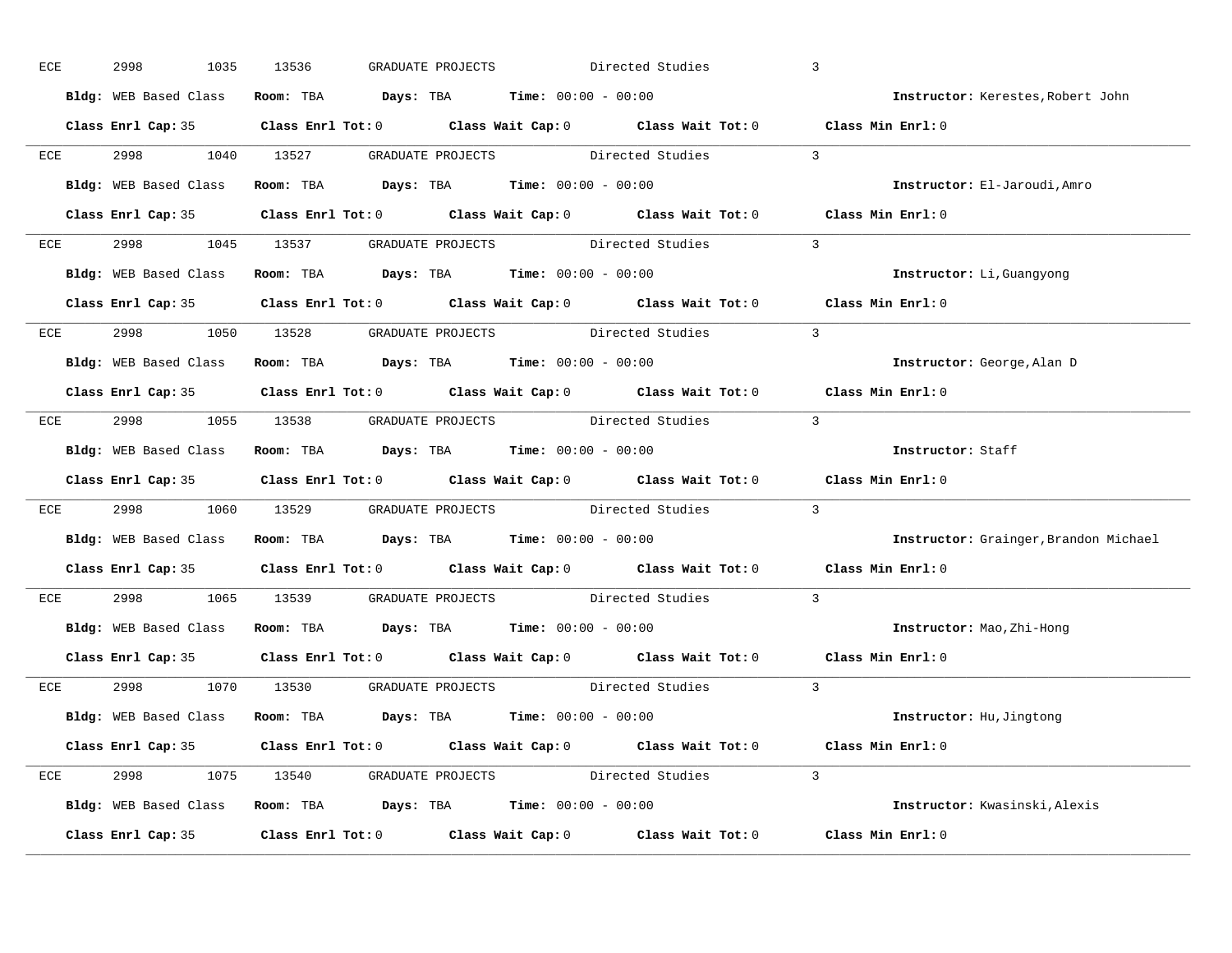ECE 2998 1035 13536 GRADUATE PROJECTS Directed Studies 3

**Bldg:** WEB Based Class **Room:** TBA **Days:** TBA **Time:** 00:00 - 00:00 **Instructor:** Kerestes,Robert John

**Class Enrl Cap:** 35 **Class Enrl Tot:** 0 **Class Wait Cap:** 0 **Class Wait Tot:** 0 **Class Min Enrl:** 0

---

ECE 2998 1040 13527 GRADUATE PROJECTS Directed Studies 3

**Bldg:** WEB Based Class **Room:** TBA **Days:** TBA **Time:** 00:00 - 00:00 **Instructor:** El-Jaroudi,Amro

**Class Enrl Cap:** 35 **Class Enrl Tot:** 0 **Class Wait Cap:** 0 **Class Wait Tot:** 0 **Class Min Enrl:** 0

---

ECE 2998 1045 13537 GRADUATE PROJECTS Directed Studies 3

**Bldg:** WEB Based Class **Room:** TBA **Days:** TBA **Time:** 00:00 - 00:00 **Instructor:** Li,Guangyong

**Class Enrl Cap:** 35 **Class Enrl Tot:** 0 **Class Wait Cap:** 0 **Class Wait Tot:** 0 **Class Min Enrl:** 0

---

ECE 2998 1050 13528 GRADUATE PROJECTS Directed Studies 3

**Bldg:** WEB Based Class **Room:** TBA **Days:** TBA **Time:** 00:00 - 00:00 **Instructor:** George,Alan D

**Class Enrl Cap:** 35 **Class Enrl Tot:** 0 **Class Wait Cap:** 0 **Class Wait Tot:** 0 **Class Min Enrl:** 0

---

ECE 2998 1055 13538 GRADUATE PROJECTS Directed Studies 3

**Bldg:** WEB Based Class **Room:** TBA **Days:** TBA **Time:** 00:00 - 00:00 **Instructor:** Staff

**Class Enrl Cap:** 35 **Class Enrl Tot:** 0 **Class Wait Cap:** 0 **Class Wait Tot:** 0 **Class Min Enrl:** 0

---

ECE 2998 1060 13529 GRADUATE PROJECTS Directed Studies 3

**Bldg:** WEB Based Class **Room:** TBA **Days:** TBA **Time:** 00:00 - 00:00 **Instructor:** Grainger,Brandon Michael

**Class Enrl Cap:** 35 **Class Enrl Tot:** 0 **Class Wait Cap:** 0 **Class Wait Tot:** 0 **Class Min Enrl:** 0

---

ECE 2998 1065 13539 GRADUATE PROJECTS Directed Studies 3

**Bldg:** WEB Based Class **Room:** TBA **Days:** TBA **Time:** 00:00 - 00:00 **Instructor:** Mao,Zhi-Hong

**Class Enrl Cap:** 35 **Class Enrl Tot:** 0 **Class Wait Cap:** 0 **Class Wait Tot:** 0 **Class Min Enrl:** 0

---

ECE 2998 1070 13530 GRADUATE PROJECTS Directed Studies 3

**Bldg:** WEB Based Class **Room:** TBA **Days:** TBA **Time:** 00:00 - 00:00 **Instructor:** Hu,Jingtong

**Class Enrl Cap:** 35 **Class Enrl Tot:** 0 **Class Wait Cap:** 0 **Class Wait Tot:** 0 **Class Min Enrl:** 0

---

ECE 2998 1075 13540 GRADUATE PROJECTS Directed Studies 3

**Bldg:** WEB Based Class **Room:** TBA **Days:** TBA **Time:** 00:00 - 00:00 **Instructor:** Kwasinski,Alexis

**Class Enrl Cap:** 35 **Class Enrl Tot:** 0 **Class Wait Cap:** 0 **Class Wait Tot:** 0 **Class Min Enrl:** 0

---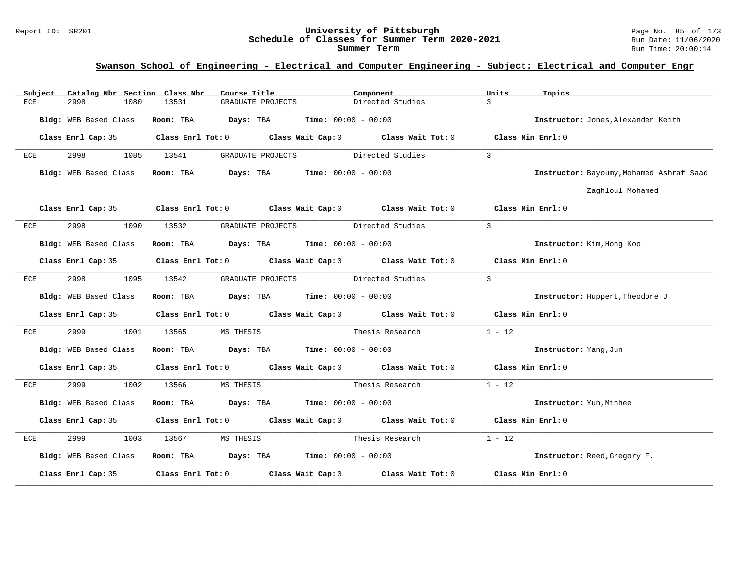## Swanson School of Engineering - Electrical and Computer Engineering - Subject: Electrical and Computer Engr

| Subject | Catalog Nbr | Section | Class Nbr | Course Title | Component | Units | Topics |
|---|---|---|---|---|---|---|---|
| ECE | 2998 | 1080 | 13531 | GRADUATE PROJECTS | Directed Studies | 3 | |

**Bldg:** WEB Based Class **Room:** TBA **Days:** TBA **Time:** 00:00 - 00:00 **Instructor:** Jones,Alexander Keith

**Class Enrl Cap:** 35 **Class Enrl Tot:** 0 **Class Wait Cap:** 0 **Class Wait Tot:** 0 **Class Min Enrl:** 0

---

| Subject | Catalog Nbr | Section | Class Nbr | Course Title | Component | Units | Topics |
|---|---|---|---|---|---|---|---|
| ECE | 2998 | 1085 | 13541 | GRADUATE PROJECTS | Directed Studies | 3 | |

**Bldg:** WEB Based Class **Room:** TBA **Days:** TBA **Time:** 00:00 - 00:00 **Instructor:** Bayoumy,Mohamed Ashraf Saad Zaghloul Mohamed

**Class Enrl Cap:** 35 **Class Enrl Tot:** 0 **Class Wait Cap:** 0 **Class Wait Tot:** 0 **Class Min Enrl:** 0

---

| Subject | Catalog Nbr | Section | Class Nbr | Course Title | Component | Units | Topics |
|---|---|---|---|---|---|---|---|
| ECE | 2998 | 1090 | 13532 | GRADUATE PROJECTS | Directed Studies | 3 | |

**Bldg:** WEB Based Class **Room:** TBA **Days:** TBA **Time:** 00:00 - 00:00 **Instructor:** Kim,Hong Koo

**Class Enrl Cap:** 35 **Class Enrl Tot:** 0 **Class Wait Cap:** 0 **Class Wait Tot:** 0 **Class Min Enrl:** 0

---

| Subject | Catalog Nbr | Section | Class Nbr | Course Title | Component | Units | Topics |
|---|---|---|---|---|---|---|---|
| ECE | 2998 | 1095 | 13542 | GRADUATE PROJECTS | Directed Studies | 3 | |

**Bldg:** WEB Based Class **Room:** TBA **Days:** TBA **Time:** 00:00 - 00:00 **Instructor:** Huppert,Theodore J

**Class Enrl Cap:** 35 **Class Enrl Tot:** 0 **Class Wait Cap:** 0 **Class Wait Tot:** 0 **Class Min Enrl:** 0

---

| Subject | Catalog Nbr | Section | Class Nbr | Course Title | Component | Units | Topics |
|---|---|---|---|---|---|---|---|
| ECE | 2999 | 1001 | 13565 | MS THESIS | Thesis Research | 1 - 12 | |

**Bldg:** WEB Based Class **Room:** TBA **Days:** TBA **Time:** 00:00 - 00:00 **Instructor:** Yang,Jun

**Class Enrl Cap:** 35 **Class Enrl Tot:** 0 **Class Wait Cap:** 0 **Class Wait Tot:** 0 **Class Min Enrl:** 0

---

| Subject | Catalog Nbr | Section | Class Nbr | Course Title | Component | Units | Topics |
|---|---|---|---|---|---|---|---|
| ECE | 2999 | 1002 | 13566 | MS THESIS | Thesis Research | 1 - 12 | |

**Bldg:** WEB Based Class **Room:** TBA **Days:** TBA **Time:** 00:00 - 00:00 **Instructor:** Yun,Minhee

**Class Enrl Cap:** 35 **Class Enrl Tot:** 0 **Class Wait Cap:** 0 **Class Wait Tot:** 0 **Class Min Enrl:** 0

---

| Subject | Catalog Nbr | Section | Class Nbr | Course Title | Component | Units | Topics |
|---|---|---|---|---|---|---|---|
| ECE | 2999 | 1003 | 13567 | MS THESIS | Thesis Research | 1 - 12 | |

**Bldg:** WEB Based Class **Room:** TBA **Days:** TBA **Time:** 00:00 - 00:00 **Instructor:** Reed,Gregory F.

**Class Enrl Cap:** 35 **Class Enrl Tot:** 0 **Class Wait Cap:** 0 **Class Wait Tot:** 0 **Class Min Enrl:** 0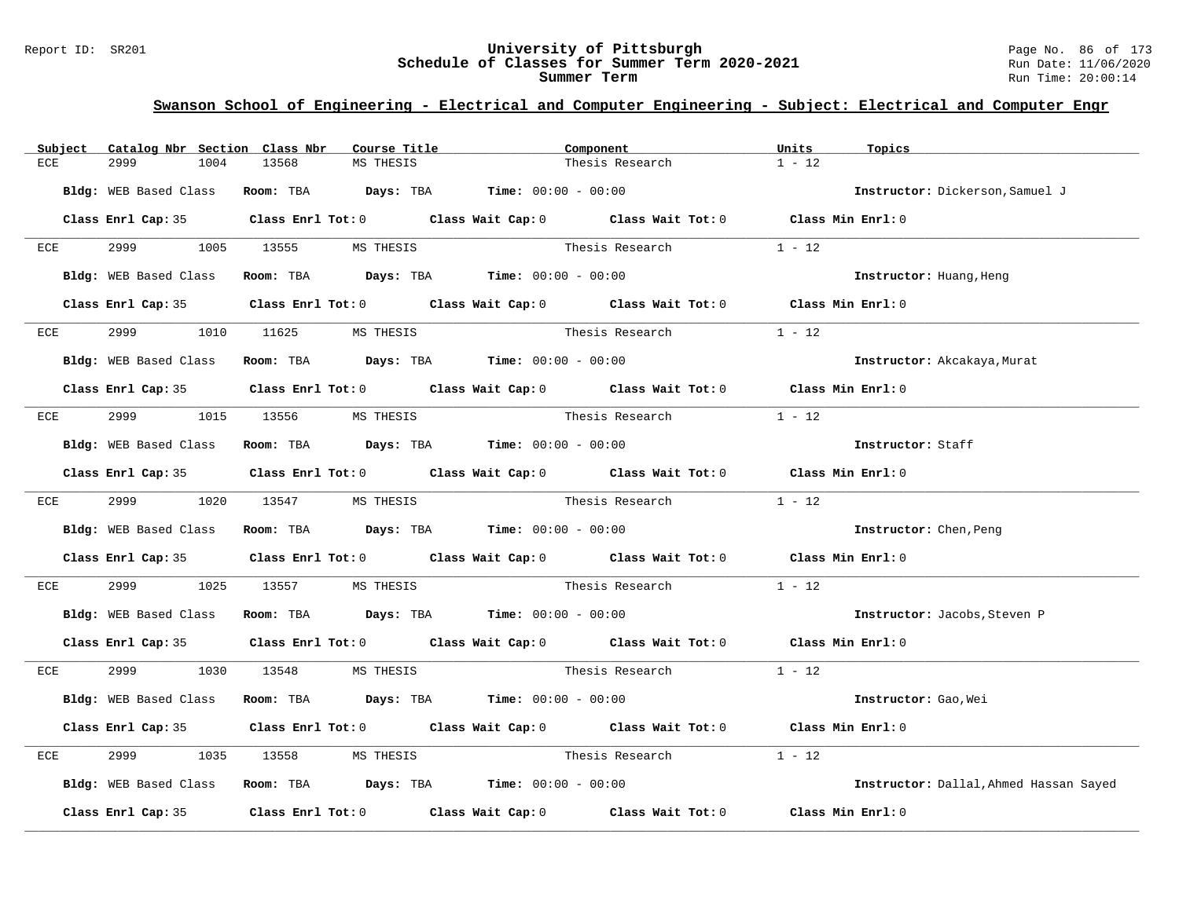## Swanson School of Engineering - Electrical and Computer Engineering - Subject: Electrical and Computer Engr

| Subject | Catalog Nbr | Section | Class Nbr | Course Title | Component | Units | Topics |
|---|---|---|---|---|---|---|---|
| ECE | 2999 | 1004 | 13568 | MS THESIS | Thesis Research | 1 - 12 | |

**Bldg:** WEB Based Class **Room:** TBA **Days:** TBA **Time:** 00:00 - 00:00 **Instructor:** Dickerson,Samuel J

**Class Enrl Cap:** 35 **Class Enrl Tot:** 0 **Class Wait Cap:** 0 **Class Wait Tot:** 0 **Class Min Enrl:** 0

| Subject | Catalog Nbr | Section | Class Nbr | Course Title | Component | Units | Topics |
|---|---|---|---|---|---|---|---|
| ECE | 2999 | 1005 | 13555 | MS THESIS | Thesis Research | 1 - 12 | |

**Bldg:** WEB Based Class **Room:** TBA **Days:** TBA **Time:** 00:00 - 00:00 **Instructor:** Huang,Heng

**Class Enrl Cap:** 35 **Class Enrl Tot:** 0 **Class Wait Cap:** 0 **Class Wait Tot:** 0 **Class Min Enrl:** 0

| Subject | Catalog Nbr | Section | Class Nbr | Course Title | Component | Units | Topics |
|---|---|---|---|---|---|---|---|
| ECE | 2999 | 1010 | 11625 | MS THESIS | Thesis Research | 1 - 12 | |

**Bldg:** WEB Based Class **Room:** TBA **Days:** TBA **Time:** 00:00 - 00:00 **Instructor:** Akcakaya,Murat

**Class Enrl Cap:** 35 **Class Enrl Tot:** 0 **Class Wait Cap:** 0 **Class Wait Tot:** 0 **Class Min Enrl:** 0

| Subject | Catalog Nbr | Section | Class Nbr | Course Title | Component | Units | Topics |
|---|---|---|---|---|---|---|---|
| ECE | 2999 | 1015 | 13556 | MS THESIS | Thesis Research | 1 - 12 | |

**Bldg:** WEB Based Class **Room:** TBA **Days:** TBA **Time:** 00:00 - 00:00 **Instructor:** Staff

**Class Enrl Cap:** 35 **Class Enrl Tot:** 0 **Class Wait Cap:** 0 **Class Wait Tot:** 0 **Class Min Enrl:** 0

| Subject | Catalog Nbr | Section | Class Nbr | Course Title | Component | Units | Topics |
|---|---|---|---|---|---|---|---|
| ECE | 2999 | 1020 | 13547 | MS THESIS | Thesis Research | 1 - 12 | |

**Bldg:** WEB Based Class **Room:** TBA **Days:** TBA **Time:** 00:00 - 00:00 **Instructor:** Chen,Peng

**Class Enrl Cap:** 35 **Class Enrl Tot:** 0 **Class Wait Cap:** 0 **Class Wait Tot:** 0 **Class Min Enrl:** 0

| Subject | Catalog Nbr | Section | Class Nbr | Course Title | Component | Units | Topics |
|---|---|---|---|---|---|---|---|
| ECE | 2999 | 1025 | 13557 | MS THESIS | Thesis Research | 1 - 12 | |

**Bldg:** WEB Based Class **Room:** TBA **Days:** TBA **Time:** 00:00 - 00:00 **Instructor:** Jacobs,Steven P

**Class Enrl Cap:** 35 **Class Enrl Tot:** 0 **Class Wait Cap:** 0 **Class Wait Tot:** 0 **Class Min Enrl:** 0

| Subject | Catalog Nbr | Section | Class Nbr | Course Title | Component | Units | Topics |
|---|---|---|---|---|---|---|---|
| ECE | 2999 | 1030 | 13548 | MS THESIS | Thesis Research | 1 - 12 | |

**Bldg:** WEB Based Class **Room:** TBA **Days:** TBA **Time:** 00:00 - 00:00 **Instructor:** Gao,Wei

**Class Enrl Cap:** 35 **Class Enrl Tot:** 0 **Class Wait Cap:** 0 **Class Wait Tot:** 0 **Class Min Enrl:** 0

| Subject | Catalog Nbr | Section | Class Nbr | Course Title | Component | Units | Topics |
|---|---|---|---|---|---|---|---|
| ECE | 2999 | 1035 | 13558 | MS THESIS | Thesis Research | 1 - 12 | |

**Bldg:** WEB Based Class **Room:** TBA **Days:** TBA **Time:** 00:00 - 00:00 **Instructor:** Dallal,Ahmed Hassan Sayed

**Class Enrl Cap:** 35 **Class Enrl Tot:** 0 **Class Wait Cap:** 0 **Class Wait Tot:** 0 **Class Min Enrl:** 0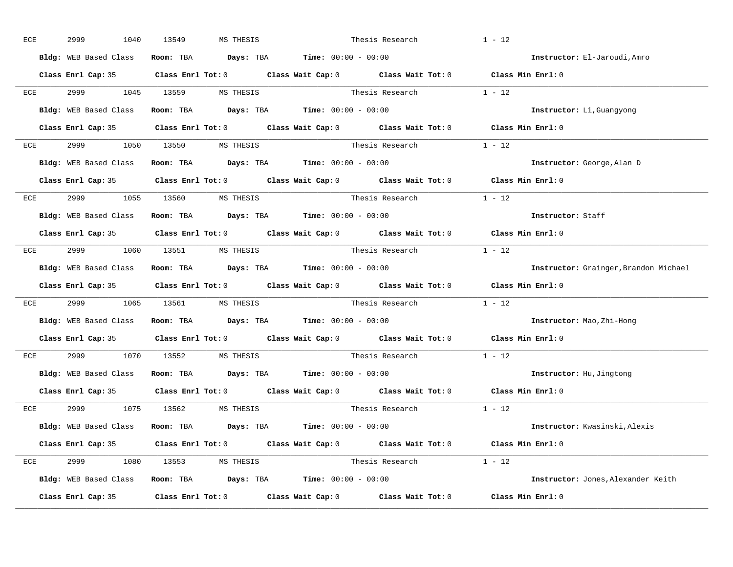ECE 2999 1040 13549 MS THESIS Thesis Research 1 - 12

**Bldg:** WEB Based Class **Room:** TBA **Days:** TBA **Time:** 00:00 - 00:00 **Instructor:** El-Jaroudi,Amro

**Class Enrl Cap:** 35 **Class Enrl Tot:** 0 **Class Wait Cap:** 0 **Class Wait Tot:** 0 **Class Min Enrl:** 0

---

ECE 2999 1045 13559 MS THESIS Thesis Research 1 - 12

**Bldg:** WEB Based Class **Room:** TBA **Days:** TBA **Time:** 00:00 - 00:00 **Instructor:** Li,Guangyong

**Class Enrl Cap:** 35 **Class Enrl Tot:** 0 **Class Wait Cap:** 0 **Class Wait Tot:** 0 **Class Min Enrl:** 0

---

ECE 2999 1050 13550 MS THESIS Thesis Research 1 - 12

**Bldg:** WEB Based Class **Room:** TBA **Days:** TBA **Time:** 00:00 - 00:00 **Instructor:** George,Alan D

**Class Enrl Cap:** 35 **Class Enrl Tot:** 0 **Class Wait Cap:** 0 **Class Wait Tot:** 0 **Class Min Enrl:** 0

---

ECE 2999 1055 13560 MS THESIS Thesis Research 1 - 12

**Bldg:** WEB Based Class **Room:** TBA **Days:** TBA **Time:** 00:00 - 00:00 **Instructor:** Staff

**Class Enrl Cap:** 35 **Class Enrl Tot:** 0 **Class Wait Cap:** 0 **Class Wait Tot:** 0 **Class Min Enrl:** 0

---

ECE 2999 1060 13551 MS THESIS Thesis Research 1 - 12

**Bldg:** WEB Based Class **Room:** TBA **Days:** TBA **Time:** 00:00 - 00:00 **Instructor:** Grainger,Brandon Michael

**Class Enrl Cap:** 35 **Class Enrl Tot:** 0 **Class Wait Cap:** 0 **Class Wait Tot:** 0 **Class Min Enrl:** 0

---

ECE 2999 1065 13561 MS THESIS Thesis Research 1 - 12

**Bldg:** WEB Based Class **Room:** TBA **Days:** TBA **Time:** 00:00 - 00:00 **Instructor:** Mao,Zhi-Hong

**Class Enrl Cap:** 35 **Class Enrl Tot:** 0 **Class Wait Cap:** 0 **Class Wait Tot:** 0 **Class Min Enrl:** 0

---

ECE 2999 1070 13552 MS THESIS Thesis Research 1 - 12

**Bldg:** WEB Based Class **Room:** TBA **Days:** TBA **Time:** 00:00 - 00:00 **Instructor:** Hu,Jingtong

**Class Enrl Cap:** 35 **Class Enrl Tot:** 0 **Class Wait Cap:** 0 **Class Wait Tot:** 0 **Class Min Enrl:** 0

---

ECE 2999 1075 13562 MS THESIS Thesis Research 1 - 12

**Bldg:** WEB Based Class **Room:** TBA **Days:** TBA **Time:** 00:00 - 00:00 **Instructor:** Kwasinski,Alexis

**Class Enrl Cap:** 35 **Class Enrl Tot:** 0 **Class Wait Cap:** 0 **Class Wait Tot:** 0 **Class Min Enrl:** 0

---

ECE 2999 1080 13553 MS THESIS Thesis Research 1 - 12

**Bldg:** WEB Based Class **Room:** TBA **Days:** TBA **Time:** 00:00 - 00:00 **Instructor:** Jones,Alexander Keith

**Class Enrl Cap:** 35 **Class Enrl Tot:** 0 **Class Wait Cap:** 0 **Class Wait Tot:** 0 **Class Min Enrl:** 0

---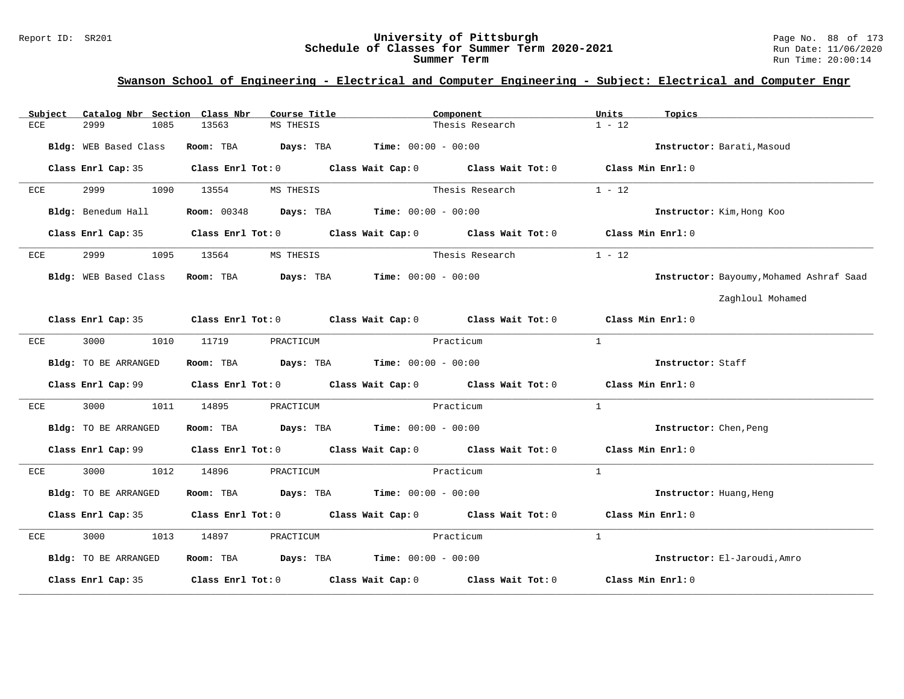## Swanson School of Engineering - Electrical and Computer Engineering - Subject: Electrical and Computer Engr

| Subject | Catalog Nbr | Section | Class Nbr | Course Title | Component | Units | Topics |
|---|---|---|---|---|---|---|---|
| ECE | 2999 | 1085 | 13563 | MS THESIS | Thesis Research | 1 - 12 | |

**Bldg:** WEB Based Class **Room:** TBA **Days:** TBA **Time:** 00:00 - 00:00 **Instructor:** Barati,Masoud

**Class Enrl Cap:** 35 **Class Enrl Tot:** 0 **Class Wait Cap:** 0 **Class Wait Tot:** 0 **Class Min Enrl:** 0

---

| Subject | Catalog Nbr | Section | Class Nbr | Course Title | Component | Units | Topics |
|---|---|---|---|---|---|---|---|
| ECE | 2999 | 1090 | 13554 | MS THESIS | Thesis Research | 1 - 12 | |

**Bldg:** Benedum Hall **Room:** 00348 **Days:** TBA **Time:** 00:00 - 00:00 **Instructor:** Kim,Hong Koo

**Class Enrl Cap:** 35 **Class Enrl Tot:** 0 **Class Wait Cap:** 0 **Class Wait Tot:** 0 **Class Min Enrl:** 0

---

| Subject | Catalog Nbr | Section | Class Nbr | Course Title | Component | Units | Topics |
|---|---|---|---|---|---|---|---|
| ECE | 2999 | 1095 | 13564 | MS THESIS | Thesis Research | 1 - 12 | |

**Bldg:** WEB Based Class **Room:** TBA **Days:** TBA **Time:** 00:00 - 00:00 **Instructor:** Bayoumy,Mohamed Ashraf Saad Zaghloul Mohamed

**Class Enrl Cap:** 35 **Class Enrl Tot:** 0 **Class Wait Cap:** 0 **Class Wait Tot:** 0 **Class Min Enrl:** 0

---

| Subject | Catalog Nbr | Section | Class Nbr | Course Title | Component | Units | Topics |
|---|---|---|---|---|---|---|---|
| ECE | 3000 | 1010 | 11719 | PRACTICUM | Practicum | 1 | |

**Bldg:** TO BE ARRANGED **Room:** TBA **Days:** TBA **Time:** 00:00 - 00:00 **Instructor:** Staff

**Class Enrl Cap:** 99 **Class Enrl Tot:** 0 **Class Wait Cap:** 0 **Class Wait Tot:** 0 **Class Min Enrl:** 0

---

| Subject | Catalog Nbr | Section | Class Nbr | Course Title | Component | Units | Topics |
|---|---|---|---|---|---|---|---|
| ECE | 3000 | 1011 | 14895 | PRACTICUM | Practicum | 1 | |

**Bldg:** TO BE ARRANGED **Room:** TBA **Days:** TBA **Time:** 00:00 - 00:00 **Instructor:** Chen,Peng

**Class Enrl Cap:** 99 **Class Enrl Tot:** 0 **Class Wait Cap:** 0 **Class Wait Tot:** 0 **Class Min Enrl:** 0

---

| Subject | Catalog Nbr | Section | Class Nbr | Course Title | Component | Units | Topics |
|---|---|---|---|---|---|---|---|
| ECE | 3000 | 1012 | 14896 | PRACTICUM | Practicum | 1 | |

**Bldg:** TO BE ARRANGED **Room:** TBA **Days:** TBA **Time:** 00:00 - 00:00 **Instructor:** Huang,Heng

**Class Enrl Cap:** 35 **Class Enrl Tot:** 0 **Class Wait Cap:** 0 **Class Wait Tot:** 0 **Class Min Enrl:** 0

---

| Subject | Catalog Nbr | Section | Class Nbr | Course Title | Component | Units | Topics |
|---|---|---|---|---|---|---|---|
| ECE | 3000 | 1013 | 14897 | PRACTICUM | Practicum | 1 | |

**Bldg:** TO BE ARRANGED **Room:** TBA **Days:** TBA **Time:** 00:00 - 00:00 **Instructor:** El-Jaroudi,Amro

**Class Enrl Cap:** 35 **Class Enrl Tot:** 0 **Class Wait Cap:** 0 **Class Wait Tot:** 0 **Class Min Enrl:** 0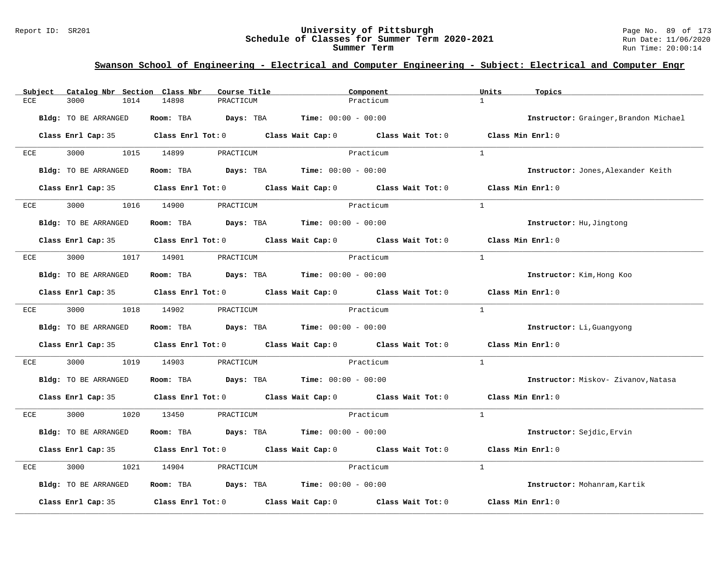## Swanson School of Engineering - Electrical and Computer Engineering - Subject: Electrical and Computer Engr

| Subject | Catalog Nbr | Section | Class Nbr | Course Title | Component | Units | Topics |
|---|---|---|---|---|---|---|---|
| ECE | 3000 | 1014 | 14898 | PRACTICUM | Practicum | 1 | |

Bldg: TO BE ARRANGED Room: TBA Days: TBA Time: 00:00 - 00:00 Instructor: Grainger,Brandon Michael

Class Enrl Cap: 35 Class Enrl Tot: 0 Class Wait Cap: 0 Class Wait Tot: 0 Class Min Enrl: 0

| Subject | Catalog Nbr | Section | Class Nbr | Course Title | Component | Units | Topics |
|---|---|---|---|---|---|---|---|
| ECE | 3000 | 1015 | 14899 | PRACTICUM | Practicum | 1 | |

Bldg: TO BE ARRANGED Room: TBA Days: TBA Time: 00:00 - 00:00 Instructor: Jones,Alexander Keith

Class Enrl Cap: 35 Class Enrl Tot: 0 Class Wait Cap: 0 Class Wait Tot: 0 Class Min Enrl: 0

| Subject | Catalog Nbr | Section | Class Nbr | Course Title | Component | Units | Topics |
|---|---|---|---|---|---|---|---|
| ECE | 3000 | 1016 | 14900 | PRACTICUM | Practicum | 1 | |

Bldg: TO BE ARRANGED Room: TBA Days: TBA Time: 00:00 - 00:00 Instructor: Hu,Jingtong

Class Enrl Cap: 35 Class Enrl Tot: 0 Class Wait Cap: 0 Class Wait Tot: 0 Class Min Enrl: 0

| Subject | Catalog Nbr | Section | Class Nbr | Course Title | Component | Units | Topics |
|---|---|---|---|---|---|---|---|
| ECE | 3000 | 1017 | 14901 | PRACTICUM | Practicum | 1 | |

Bldg: TO BE ARRANGED Room: TBA Days: TBA Time: 00:00 - 00:00 Instructor: Kim,Hong Koo

Class Enrl Cap: 35 Class Enrl Tot: 0 Class Wait Cap: 0 Class Wait Tot: 0 Class Min Enrl: 0

| Subject | Catalog Nbr | Section | Class Nbr | Course Title | Component | Units | Topics |
|---|---|---|---|---|---|---|---|
| ECE | 3000 | 1018 | 14902 | PRACTICUM | Practicum | 1 | |

Bldg: TO BE ARRANGED Room: TBA Days: TBA Time: 00:00 - 00:00 Instructor: Li,Guangyong

Class Enrl Cap: 35 Class Enrl Tot: 0 Class Wait Cap: 0 Class Wait Tot: 0 Class Min Enrl: 0

| Subject | Catalog Nbr | Section | Class Nbr | Course Title | Component | Units | Topics |
|---|---|---|---|---|---|---|---|
| ECE | 3000 | 1019 | 14903 | PRACTICUM | Practicum | 1 | |

Bldg: TO BE ARRANGED Room: TBA Days: TBA Time: 00:00 - 00:00 Instructor: Miskov- Zivanov,Natasa

Class Enrl Cap: 35 Class Enrl Tot: 0 Class Wait Cap: 0 Class Wait Tot: 0 Class Min Enrl: 0

| Subject | Catalog Nbr | Section | Class Nbr | Course Title | Component | Units | Topics |
|---|---|---|---|---|---|---|---|
| ECE | 3000 | 1020 | 13450 | PRACTICUM | Practicum | 1 | |

Bldg: TO BE ARRANGED Room: TBA Days: TBA Time: 00:00 - 00:00 Instructor: Sejdic,Ervin

Class Enrl Cap: 35 Class Enrl Tot: 0 Class Wait Cap: 0 Class Wait Tot: 0 Class Min Enrl: 0

| Subject | Catalog Nbr | Section | Class Nbr | Course Title | Component | Units | Topics |
|---|---|---|---|---|---|---|---|
| ECE | 3000 | 1021 | 14904 | PRACTICUM | Practicum | 1 | |

Bldg: TO BE ARRANGED Room: TBA Days: TBA Time: 00:00 - 00:00 Instructor: Mohanram,Kartik

Class Enrl Cap: 35 Class Enrl Tot: 0 Class Wait Cap: 0 Class Wait Tot: 0 Class Min Enrl: 0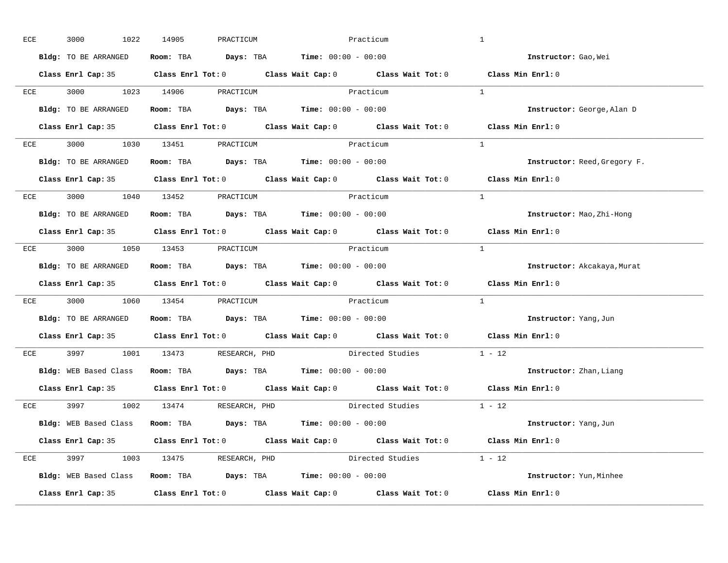ECE 3000 1022 14905 PRACTICUM Practicum 1

**Bldg:** TO BE ARRANGED **Room:** TBA **Days:** TBA **Time:** 00:00 - 00:00 **Instructor:** Gao,Wei

**Class Enrl Cap:** 35 **Class Enrl Tot:** 0 **Class Wait Cap:** 0 **Class Wait Tot:** 0 **Class Min Enrl:** 0

---

ECE 3000 1023 14906 PRACTICUM Practicum 1

**Bldg:** TO BE ARRANGED **Room:** TBA **Days:** TBA **Time:** 00:00 - 00:00 **Instructor:** George,Alan D

**Class Enrl Cap:** 35 **Class Enrl Tot:** 0 **Class Wait Cap:** 0 **Class Wait Tot:** 0 **Class Min Enrl:** 0

---

ECE 3000 1030 13451 PRACTICUM Practicum 1

**Bldg:** TO BE ARRANGED **Room:** TBA **Days:** TBA **Time:** 00:00 - 00:00 **Instructor:** Reed,Gregory F.

**Class Enrl Cap:** 35 **Class Enrl Tot:** 0 **Class Wait Cap:** 0 **Class Wait Tot:** 0 **Class Min Enrl:** 0

---

ECE 3000 1040 13452 PRACTICUM Practicum 1

**Bldg:** TO BE ARRANGED **Room:** TBA **Days:** TBA **Time:** 00:00 - 00:00 **Instructor:** Mao,Zhi-Hong

**Class Enrl Cap:** 35 **Class Enrl Tot:** 0 **Class Wait Cap:** 0 **Class Wait Tot:** 0 **Class Min Enrl:** 0

---

ECE 3000 1050 13453 PRACTICUM Practicum 1

**Bldg:** TO BE ARRANGED **Room:** TBA **Days:** TBA **Time:** 00:00 - 00:00 **Instructor:** Akcakaya,Murat

**Class Enrl Cap:** 35 **Class Enrl Tot:** 0 **Class Wait Cap:** 0 **Class Wait Tot:** 0 **Class Min Enrl:** 0

---

ECE 3000 1060 13454 PRACTICUM Practicum 1

**Bldg:** TO BE ARRANGED **Room:** TBA **Days:** TBA **Time:** 00:00 - 00:00 **Instructor:** Yang,Jun

**Class Enrl Cap:** 35 **Class Enrl Tot:** 0 **Class Wait Cap:** 0 **Class Wait Tot:** 0 **Class Min Enrl:** 0

---

ECE 3997 1001 13473 RESEARCH, PHD Directed Studies 1 - 12

**Bldg:** WEB Based Class **Room:** TBA **Days:** TBA **Time:** 00:00 - 00:00 **Instructor:** Zhan,Liang

**Class Enrl Cap:** 35 **Class Enrl Tot:** 0 **Class Wait Cap:** 0 **Class Wait Tot:** 0 **Class Min Enrl:** 0

---

ECE 3997 1002 13474 RESEARCH, PHD Directed Studies 1 - 12

**Bldg:** WEB Based Class **Room:** TBA **Days:** TBA **Time:** 00:00 - 00:00 **Instructor:** Yang,Jun

**Class Enrl Cap:** 35 **Class Enrl Tot:** 0 **Class Wait Cap:** 0 **Class Wait Tot:** 0 **Class Min Enrl:** 0

---

ECE 3997 1003 13475 RESEARCH, PHD Directed Studies 1 - 12

**Bldg:** WEB Based Class **Room:** TBA **Days:** TBA **Time:** 00:00 - 00:00 **Instructor:** Yun,Minhee

**Class Enrl Cap:** 35 **Class Enrl Tot:** 0 **Class Wait Cap:** 0 **Class Wait Tot:** 0 **Class Min Enrl:** 0

---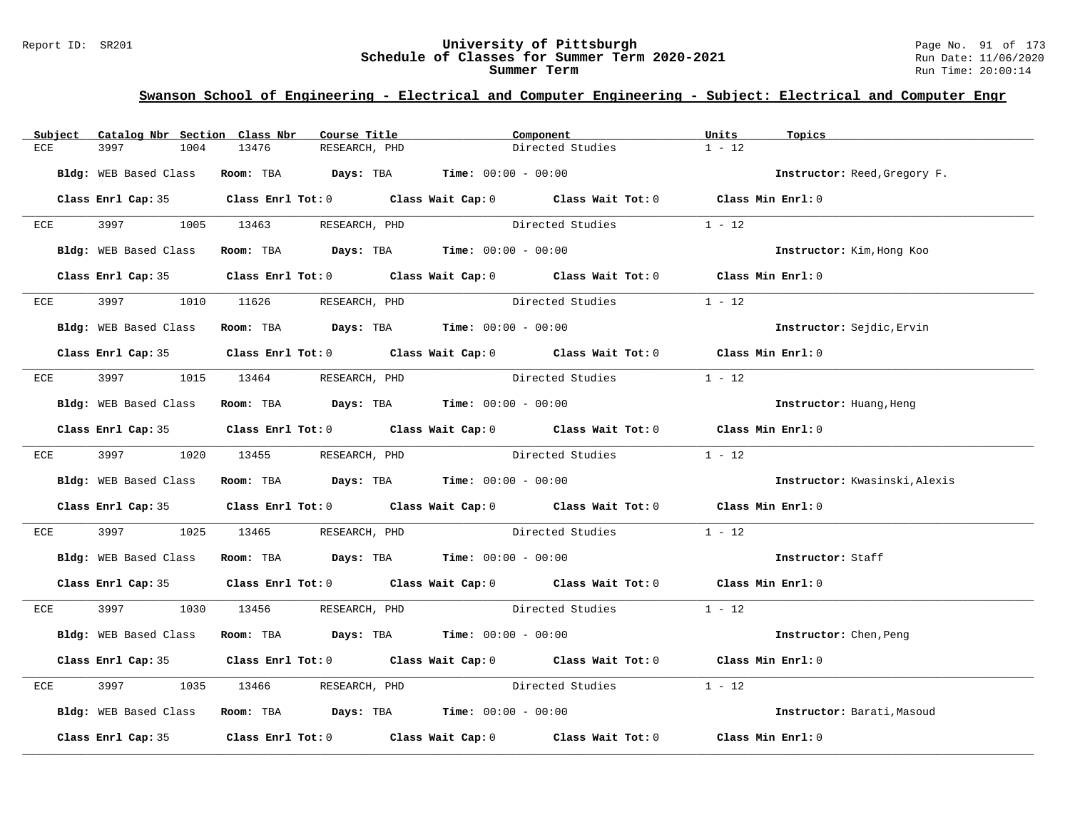## Swanson School of Engineering - Electrical and Computer Engineering - Subject: Electrical and Computer Engr

| Subject | Catalog Nbr | Section | Class Nbr | Course Title | Component | Units | Topics |
|---|---|---|---|---|---|---|---|
| ECE | 3997 | 1004 | 13476 | RESEARCH, PHD | Directed Studies | 1 - 12 | |

**Bldg:** WEB Based Class **Room:** TBA **Days:** TBA **Time:** 00:00 - 00:00 **Instructor:** Reed,Gregory F.

**Class Enrl Cap:** 35 **Class Enrl Tot:** 0 **Class Wait Cap:** 0 **Class Wait Tot:** 0 **Class Min Enrl:** 0

---

| Subject | Catalog Nbr | Section | Class Nbr | Course Title | Component | Units | Topics |
|---|---|---|---|---|---|---|---|
| ECE | 3997 | 1005 | 13463 | RESEARCH, PHD | Directed Studies | 1 - 12 | |

**Bldg:** WEB Based Class **Room:** TBA **Days:** TBA **Time:** 00:00 - 00:00 **Instructor:** Kim,Hong Koo

**Class Enrl Cap:** 35 **Class Enrl Tot:** 0 **Class Wait Cap:** 0 **Class Wait Tot:** 0 **Class Min Enrl:** 0

---

| Subject | Catalog Nbr | Section | Class Nbr | Course Title | Component | Units | Topics |
|---|---|---|---|---|---|---|---|
| ECE | 3997 | 1010 | 11626 | RESEARCH, PHD | Directed Studies | 1 - 12 | |

**Bldg:** WEB Based Class **Room:** TBA **Days:** TBA **Time:** 00:00 - 00:00 **Instructor:** Sejdic,Ervin

**Class Enrl Cap:** 35 **Class Enrl Tot:** 0 **Class Wait Cap:** 0 **Class Wait Tot:** 0 **Class Min Enrl:** 0

---

| Subject | Catalog Nbr | Section | Class Nbr | Course Title | Component | Units | Topics |
|---|---|---|---|---|---|---|---|
| ECE | 3997 | 1015 | 13464 | RESEARCH, PHD | Directed Studies | 1 - 12 | |

**Bldg:** WEB Based Class **Room:** TBA **Days:** TBA **Time:** 00:00 - 00:00 **Instructor:** Huang,Heng

**Class Enrl Cap:** 35 **Class Enrl Tot:** 0 **Class Wait Cap:** 0 **Class Wait Tot:** 0 **Class Min Enrl:** 0

---

| Subject | Catalog Nbr | Section | Class Nbr | Course Title | Component | Units | Topics |
|---|---|---|---|---|---|---|---|
| ECE | 3997 | 1020 | 13455 | RESEARCH, PHD | Directed Studies | 1 - 12 | |

**Bldg:** WEB Based Class **Room:** TBA **Days:** TBA **Time:** 00:00 - 00:00 **Instructor:** Kwasinski,Alexis

**Class Enrl Cap:** 35 **Class Enrl Tot:** 0 **Class Wait Cap:** 0 **Class Wait Tot:** 0 **Class Min Enrl:** 0

---

| Subject | Catalog Nbr | Section | Class Nbr | Course Title | Component | Units | Topics |
|---|---|---|---|---|---|---|---|
| ECE | 3997 | 1025 | 13465 | RESEARCH, PHD | Directed Studies | 1 - 12 | |

**Bldg:** WEB Based Class **Room:** TBA **Days:** TBA **Time:** 00:00 - 00:00 **Instructor:** Staff

**Class Enrl Cap:** 35 **Class Enrl Tot:** 0 **Class Wait Cap:** 0 **Class Wait Tot:** 0 **Class Min Enrl:** 0

---

| Subject | Catalog Nbr | Section | Class Nbr | Course Title | Component | Units | Topics |
|---|---|---|---|---|---|---|---|
| ECE | 3997 | 1030 | 13456 | RESEARCH, PHD | Directed Studies | 1 - 12 | |

**Bldg:** WEB Based Class **Room:** TBA **Days:** TBA **Time:** 00:00 - 00:00 **Instructor:** Chen,Peng

**Class Enrl Cap:** 35 **Class Enrl Tot:** 0 **Class Wait Cap:** 0 **Class Wait Tot:** 0 **Class Min Enrl:** 0

---

| Subject | Catalog Nbr | Section | Class Nbr | Course Title | Component | Units | Topics |
|---|---|---|---|---|---|---|---|
| ECE | 3997 | 1035 | 13466 | RESEARCH, PHD | Directed Studies | 1 - 12 | |

**Bldg:** WEB Based Class **Room:** TBA **Days:** TBA **Time:** 00:00 - 00:00 **Instructor:** Barati,Masoud

**Class Enrl Cap:** 35 **Class Enrl Tot:** 0 **Class Wait Cap:** 0 **Class Wait Tot:** 0 **Class Min Enrl:** 0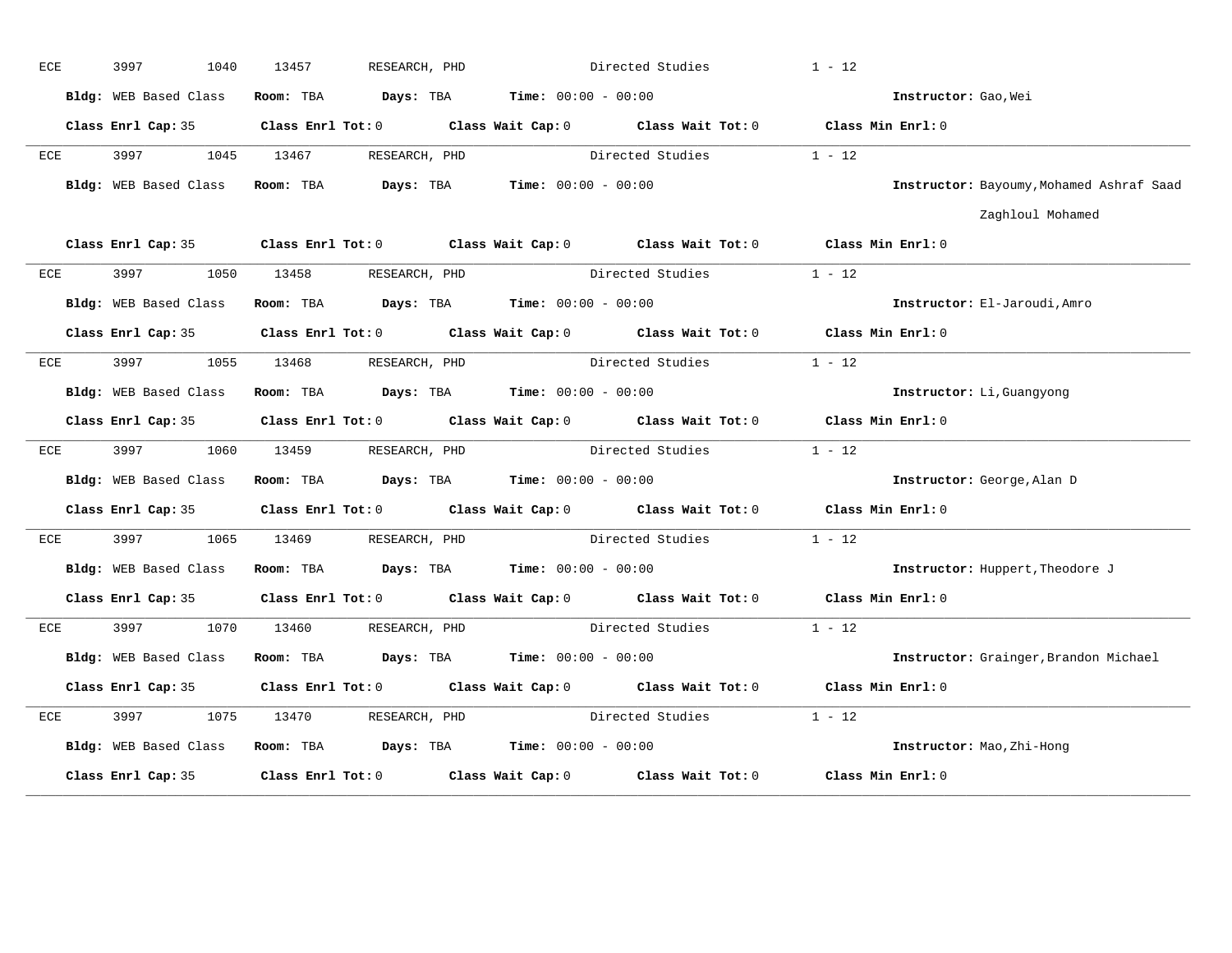ECE 3997 1040 13457 RESEARCH, PHD Directed Studies 1 - 12

**Bldg:** WEB Based Class **Room:** TBA **Days:** TBA **Time:** 00:00 - 00:00 **Instructor:** Gao,Wei

**Class Enrl Cap:** 35 **Class Enrl Tot:** 0 **Class Wait Cap:** 0 **Class Wait Tot:** 0 **Class Min Enrl:** 0

---

ECE 3997 1045 13467 RESEARCH, PHD Directed Studies 1 - 12

**Bldg:** WEB Based Class **Room:** TBA **Days:** TBA **Time:** 00:00 - 00:00 **Instructor:** Bayoumy,Mohamed Ashraf Saad Zaghloul Mohamed

**Class Enrl Cap:** 35 **Class Enrl Tot:** 0 **Class Wait Cap:** 0 **Class Wait Tot:** 0 **Class Min Enrl:** 0

---

ECE 3997 1050 13458 RESEARCH, PHD Directed Studies 1 - 12

**Bldg:** WEB Based Class **Room:** TBA **Days:** TBA **Time:** 00:00 - 00:00 **Instructor:** El-Jaroudi,Amro

**Class Enrl Cap:** 35 **Class Enrl Tot:** 0 **Class Wait Cap:** 0 **Class Wait Tot:** 0 **Class Min Enrl:** 0

---

ECE 3997 1055 13468 RESEARCH, PHD Directed Studies 1 - 12

**Bldg:** WEB Based Class **Room:** TBA **Days:** TBA **Time:** 00:00 - 00:00 **Instructor:** Li,Guangyong

**Class Enrl Cap:** 35 **Class Enrl Tot:** 0 **Class Wait Cap:** 0 **Class Wait Tot:** 0 **Class Min Enrl:** 0

---

ECE 3997 1060 13459 RESEARCH, PHD Directed Studies 1 - 12

**Bldg:** WEB Based Class **Room:** TBA **Days:** TBA **Time:** 00:00 - 00:00 **Instructor:** George,Alan D

**Class Enrl Cap:** 35 **Class Enrl Tot:** 0 **Class Wait Cap:** 0 **Class Wait Tot:** 0 **Class Min Enrl:** 0

---

ECE 3997 1065 13469 RESEARCH, PHD Directed Studies 1 - 12

**Bldg:** WEB Based Class **Room:** TBA **Days:** TBA **Time:** 00:00 - 00:00 **Instructor:** Huppert,Theodore J

**Class Enrl Cap:** 35 **Class Enrl Tot:** 0 **Class Wait Cap:** 0 **Class Wait Tot:** 0 **Class Min Enrl:** 0

---

ECE 3997 1070 13460 RESEARCH, PHD Directed Studies 1 - 12

**Bldg:** WEB Based Class **Room:** TBA **Days:** TBA **Time:** 00:00 - 00:00 **Instructor:** Grainger,Brandon Michael

**Class Enrl Cap:** 35 **Class Enrl Tot:** 0 **Class Wait Cap:** 0 **Class Wait Tot:** 0 **Class Min Enrl:** 0

---

ECE 3997 1075 13470 RESEARCH, PHD Directed Studies 1 - 12

**Bldg:** WEB Based Class **Room:** TBA **Days:** TBA **Time:** 00:00 - 00:00 **Instructor:** Mao,Zhi-Hong

**Class Enrl Cap:** 35 **Class Enrl Tot:** 0 **Class Wait Cap:** 0 **Class Wait Tot:** 0 **Class Min Enrl:** 0

---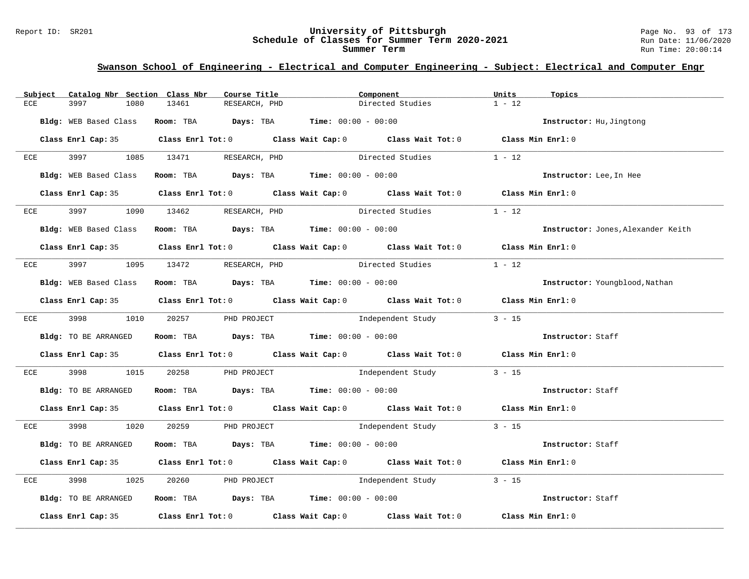## Swanson School of Engineering - Electrical and Computer Engineering - Subject: Electrical and Computer Engr

| Subject | Catalog Nbr | Section | Class Nbr | Course Title | Component | Units | Topics |
|---|---|---|---|---|---|---|---|
| ECE | 3997 | 1080 | 13461 | RESEARCH, PHD | Directed Studies | 1 - 12 | |

**Bldg:** WEB Based Class **Room:** TBA **Days:** TBA **Time:** 00:00 - 00:00 **Instructor:** Hu,Jingtong

**Class Enrl Cap:** 35 **Class Enrl Tot:** 0 **Class Wait Cap:** 0 **Class Wait Tot:** 0 **Class Min Enrl:** 0

| Subject | Catalog Nbr | Section | Class Nbr | Course Title | Component | Units | Topics |
|---|---|---|---|---|---|---|---|
| ECE | 3997 | 1085 | 13471 | RESEARCH, PHD | Directed Studies | 1 - 12 | |

**Bldg:** WEB Based Class **Room:** TBA **Days:** TBA **Time:** 00:00 - 00:00 **Instructor:** Lee,In Hee

**Class Enrl Cap:** 35 **Class Enrl Tot:** 0 **Class Wait Cap:** 0 **Class Wait Tot:** 0 **Class Min Enrl:** 0

| Subject | Catalog Nbr | Section | Class Nbr | Course Title | Component | Units | Topics |
|---|---|---|---|---|---|---|---|
| ECE | 3997 | 1090 | 13462 | RESEARCH, PHD | Directed Studies | 1 - 12 | |

**Bldg:** WEB Based Class **Room:** TBA **Days:** TBA **Time:** 00:00 - 00:00 **Instructor:** Jones,Alexander Keith

**Class Enrl Cap:** 35 **Class Enrl Tot:** 0 **Class Wait Cap:** 0 **Class Wait Tot:** 0 **Class Min Enrl:** 0

| Subject | Catalog Nbr | Section | Class Nbr | Course Title | Component | Units | Topics |
|---|---|---|---|---|---|---|---|
| ECE | 3997 | 1095 | 13472 | RESEARCH, PHD | Directed Studies | 1 - 12 | |

**Bldg:** WEB Based Class **Room:** TBA **Days:** TBA **Time:** 00:00 - 00:00 **Instructor:** Youngblood,Nathan

**Class Enrl Cap:** 35 **Class Enrl Tot:** 0 **Class Wait Cap:** 0 **Class Wait Tot:** 0 **Class Min Enrl:** 0

| Subject | Catalog Nbr | Section | Class Nbr | Course Title | Component | Units | Topics |
|---|---|---|---|---|---|---|---|
| ECE | 3998 | 1010 | 20257 | PHD PROJECT | Independent Study | 3 - 15 | |

**Bldg:** TO BE ARRANGED **Room:** TBA **Days:** TBA **Time:** 00:00 - 00:00 **Instructor:** Staff

**Class Enrl Cap:** 35 **Class Enrl Tot:** 0 **Class Wait Cap:** 0 **Class Wait Tot:** 0 **Class Min Enrl:** 0

| Subject | Catalog Nbr | Section | Class Nbr | Course Title | Component | Units | Topics |
|---|---|---|---|---|---|---|---|
| ECE | 3998 | 1015 | 20258 | PHD PROJECT | Independent Study | 3 - 15 | |

**Bldg:** TO BE ARRANGED **Room:** TBA **Days:** TBA **Time:** 00:00 - 00:00 **Instructor:** Staff

**Class Enrl Cap:** 35 **Class Enrl Tot:** 0 **Class Wait Cap:** 0 **Class Wait Tot:** 0 **Class Min Enrl:** 0

| Subject | Catalog Nbr | Section | Class Nbr | Course Title | Component | Units | Topics |
|---|---|---|---|---|---|---|---|
| ECE | 3998 | 1020 | 20259 | PHD PROJECT | Independent Study | 3 - 15 | |

**Bldg:** TO BE ARRANGED **Room:** TBA **Days:** TBA **Time:** 00:00 - 00:00 **Instructor:** Staff

**Class Enrl Cap:** 35 **Class Enrl Tot:** 0 **Class Wait Cap:** 0 **Class Wait Tot:** 0 **Class Min Enrl:** 0

| Subject | Catalog Nbr | Section | Class Nbr | Course Title | Component | Units | Topics |
|---|---|---|---|---|---|---|---|
| ECE | 3998 | 1025 | 20260 | PHD PROJECT | Independent Study | 3 - 15 | |

**Bldg:** TO BE ARRANGED **Room:** TBA **Days:** TBA **Time:** 00:00 - 00:00 **Instructor:** Staff

**Class Enrl Cap:** 35 **Class Enrl Tot:** 0 **Class Wait Cap:** 0 **Class Wait Tot:** 0 **Class Min Enrl:** 0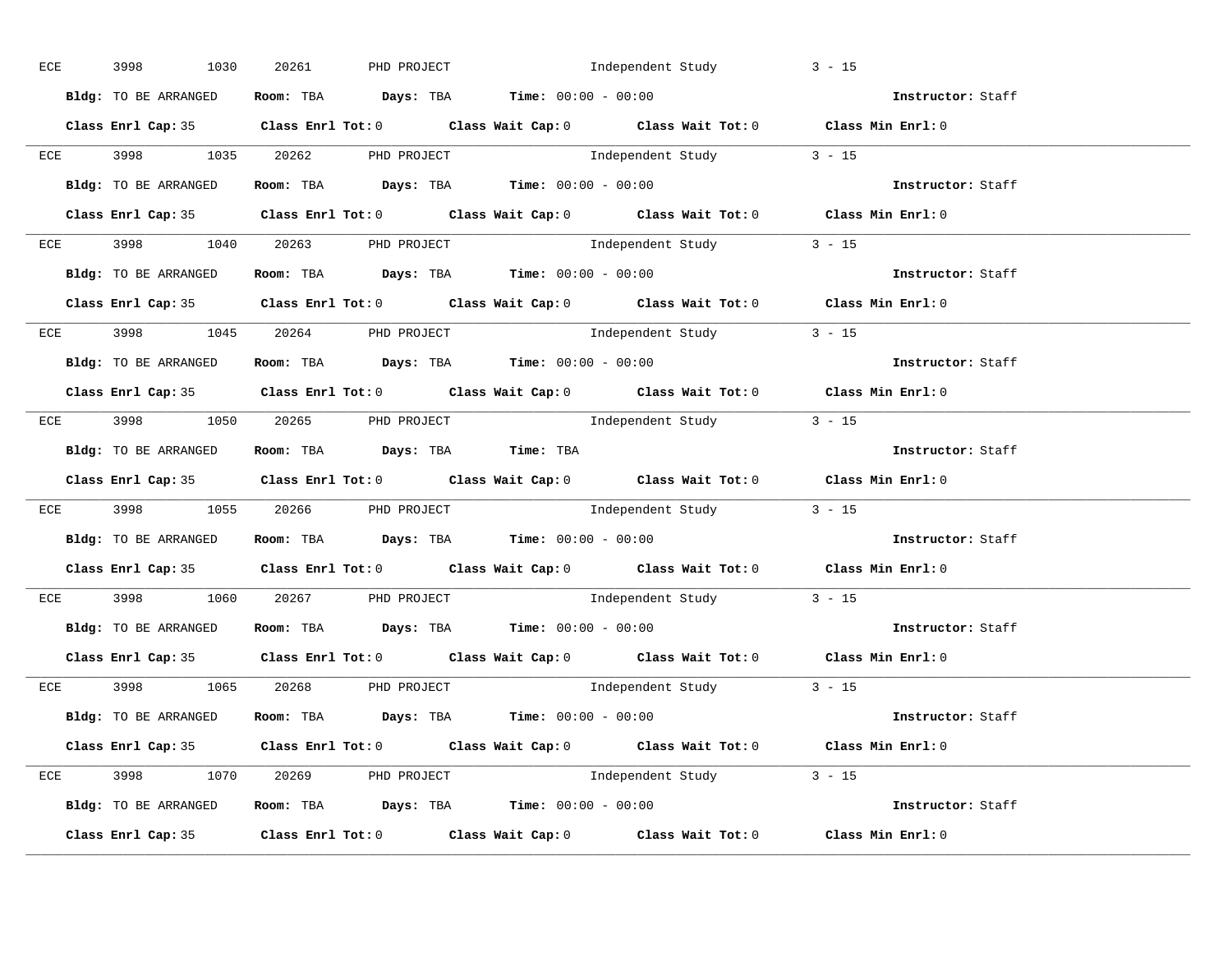ECE 3998 1030 20261 PHD PROJECT Independent Study 3 - 15

**Bldg:** TO BE ARRANGED **Room:** TBA **Days:** TBA **Time:** 00:00 - 00:00 **Instructor:** Staff

**Class Enrl Cap:** 35 **Class Enrl Tot:** 0 **Class Wait Cap:** 0 **Class Wait Tot:** 0 **Class Min Enrl:** 0

---

ECE 3998 1035 20262 PHD PROJECT Independent Study 3 - 15

**Bldg:** TO BE ARRANGED **Room:** TBA **Days:** TBA **Time:** 00:00 - 00:00 **Instructor:** Staff

**Class Enrl Cap:** 35 **Class Enrl Tot:** 0 **Class Wait Cap:** 0 **Class Wait Tot:** 0 **Class Min Enrl:** 0

---

ECE 3998 1040 20263 PHD PROJECT Independent Study 3 - 15

**Bldg:** TO BE ARRANGED **Room:** TBA **Days:** TBA **Time:** 00:00 - 00:00 **Instructor:** Staff

**Class Enrl Cap:** 35 **Class Enrl Tot:** 0 **Class Wait Cap:** 0 **Class Wait Tot:** 0 **Class Min Enrl:** 0

---

ECE 3998 1045 20264 PHD PROJECT Independent Study 3 - 15

**Bldg:** TO BE ARRANGED **Room:** TBA **Days:** TBA **Time:** 00:00 - 00:00 **Instructor:** Staff

**Class Enrl Cap:** 35 **Class Enrl Tot:** 0 **Class Wait Cap:** 0 **Class Wait Tot:** 0 **Class Min Enrl:** 0

---

ECE 3998 1050 20265 PHD PROJECT Independent Study 3 - 15

**Bldg:** TO BE ARRANGED **Room:** TBA **Days:** TBA **Time:** TBA **Instructor:** Staff

**Class Enrl Cap:** 35 **Class Enrl Tot:** 0 **Class Wait Cap:** 0 **Class Wait Tot:** 0 **Class Min Enrl:** 0

---

ECE 3998 1055 20266 PHD PROJECT Independent Study 3 - 15

**Bldg:** TO BE ARRANGED **Room:** TBA **Days:** TBA **Time:** 00:00 - 00:00 **Instructor:** Staff

**Class Enrl Cap:** 35 **Class Enrl Tot:** 0 **Class Wait Cap:** 0 **Class Wait Tot:** 0 **Class Min Enrl:** 0

---

ECE 3998 1060 20267 PHD PROJECT Independent Study 3 - 15

**Bldg:** TO BE ARRANGED **Room:** TBA **Days:** TBA **Time:** 00:00 - 00:00 **Instructor:** Staff

**Class Enrl Cap:** 35 **Class Enrl Tot:** 0 **Class Wait Cap:** 0 **Class Wait Tot:** 0 **Class Min Enrl:** 0

---

ECE 3998 1065 20268 PHD PROJECT Independent Study 3 - 15

**Bldg:** TO BE ARRANGED **Room:** TBA **Days:** TBA **Time:** 00:00 - 00:00 **Instructor:** Staff

**Class Enrl Cap:** 35 **Class Enrl Tot:** 0 **Class Wait Cap:** 0 **Class Wait Tot:** 0 **Class Min Enrl:** 0

---

ECE 3998 1070 20269 PHD PROJECT Independent Study 3 - 15

**Bldg:** TO BE ARRANGED **Room:** TBA **Days:** TBA **Time:** 00:00 - 00:00 **Instructor:** Staff

**Class Enrl Cap:** 35 **Class Enrl Tot:** 0 **Class Wait Cap:** 0 **Class Wait Tot:** 0 **Class Min Enrl:** 0

---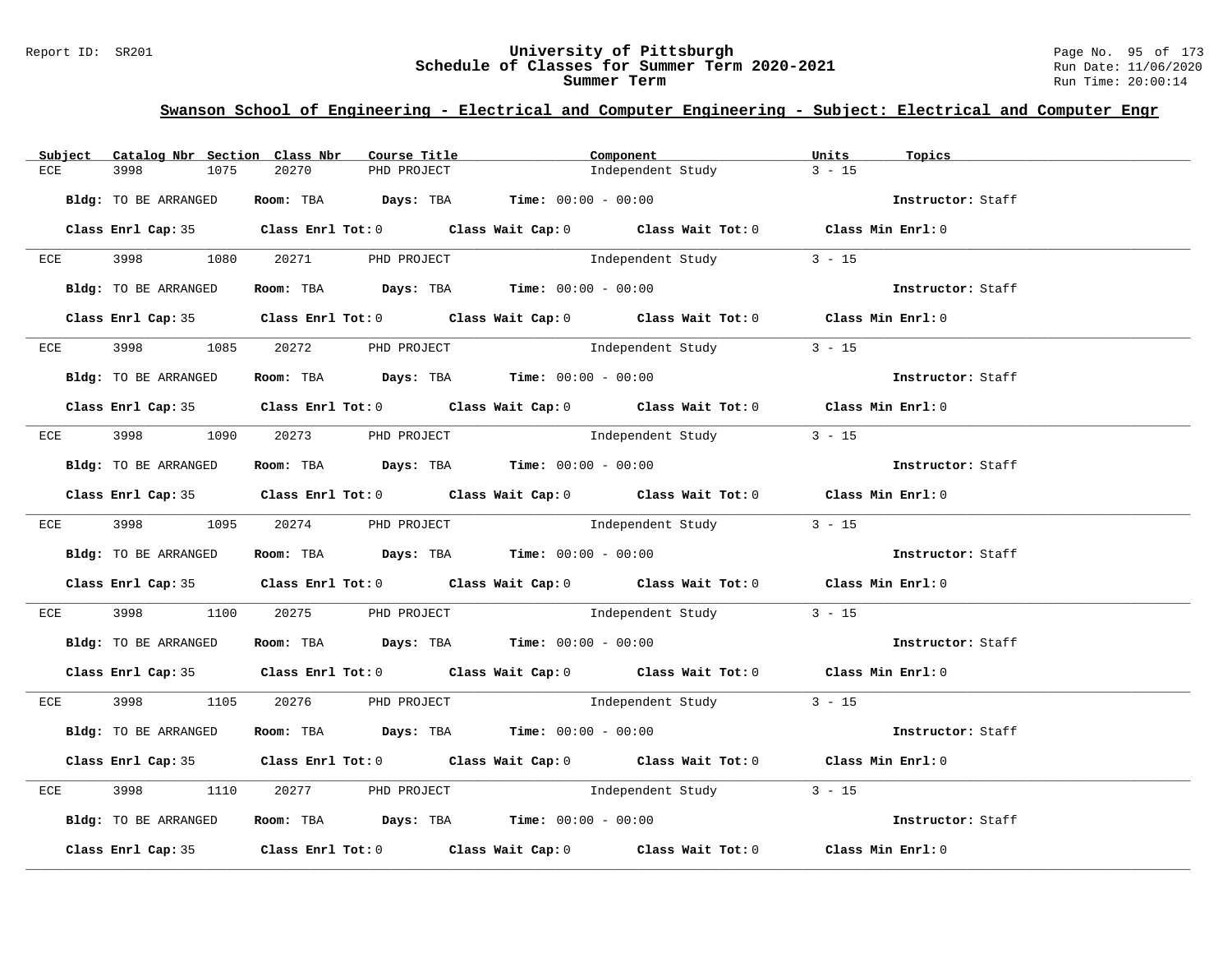## Swanson School of Engineering - Electrical and Computer Engineering - Subject: Electrical and Computer Engr

| Subject | Catalog Nbr | Section | Class Nbr | Course Title | Component | Units | Topics |
|---|---|---|---|---|---|---|---|
| ECE | 3998 | 1075 | 20270 | PHD PROJECT | Independent Study | 3 - 15 | |

**Bldg:** TO BE ARRANGED **Room:** TBA **Days:** TBA **Time:** 00:00 - 00:00 **Instructor:** Staff

**Class Enrl Cap:** 35 **Class Enrl Tot:** 0 **Class Wait Cap:** 0 **Class Wait Tot:** 0 **Class Min Enrl:** 0

| Subject | Catalog Nbr | Section | Class Nbr | Course Title | Component | Units | Topics |
|---|---|---|---|---|---|---|---|
| ECE | 3998 | 1080 | 20271 | PHD PROJECT | Independent Study | 3 - 15 | |

**Bldg:** TO BE ARRANGED **Room:** TBA **Days:** TBA **Time:** 00:00 - 00:00 **Instructor:** Staff

**Class Enrl Cap:** 35 **Class Enrl Tot:** 0 **Class Wait Cap:** 0 **Class Wait Tot:** 0 **Class Min Enrl:** 0

| Subject | Catalog Nbr | Section | Class Nbr | Course Title | Component | Units | Topics |
|---|---|---|---|---|---|---|---|
| ECE | 3998 | 1085 | 20272 | PHD PROJECT | Independent Study | 3 - 15 | |

**Bldg:** TO BE ARRANGED **Room:** TBA **Days:** TBA **Time:** 00:00 - 00:00 **Instructor:** Staff

**Class Enrl Cap:** 35 **Class Enrl Tot:** 0 **Class Wait Cap:** 0 **Class Wait Tot:** 0 **Class Min Enrl:** 0

| Subject | Catalog Nbr | Section | Class Nbr | Course Title | Component | Units | Topics |
|---|---|---|---|---|---|---|---|
| ECE | 3998 | 1090 | 20273 | PHD PROJECT | Independent Study | 3 - 15 | |

**Bldg:** TO BE ARRANGED **Room:** TBA **Days:** TBA **Time:** 00:00 - 00:00 **Instructor:** Staff

**Class Enrl Cap:** 35 **Class Enrl Tot:** 0 **Class Wait Cap:** 0 **Class Wait Tot:** 0 **Class Min Enrl:** 0

| Subject | Catalog Nbr | Section | Class Nbr | Course Title | Component | Units | Topics |
|---|---|---|---|---|---|---|---|
| ECE | 3998 | 1095 | 20274 | PHD PROJECT | Independent Study | 3 - 15 | |

**Bldg:** TO BE ARRANGED **Room:** TBA **Days:** TBA **Time:** 00:00 - 00:00 **Instructor:** Staff

**Class Enrl Cap:** 35 **Class Enrl Tot:** 0 **Class Wait Cap:** 0 **Class Wait Tot:** 0 **Class Min Enrl:** 0

| Subject | Catalog Nbr | Section | Class Nbr | Course Title | Component | Units | Topics |
|---|---|---|---|---|---|---|---|
| ECE | 3998 | 1100 | 20275 | PHD PROJECT | Independent Study | 3 - 15 | |

**Bldg:** TO BE ARRANGED **Room:** TBA **Days:** TBA **Time:** 00:00 - 00:00 **Instructor:** Staff

**Class Enrl Cap:** 35 **Class Enrl Tot:** 0 **Class Wait Cap:** 0 **Class Wait Tot:** 0 **Class Min Enrl:** 0

| Subject | Catalog Nbr | Section | Class Nbr | Course Title | Component | Units | Topics |
|---|---|---|---|---|---|---|---|
| ECE | 3998 | 1105 | 20276 | PHD PROJECT | Independent Study | 3 - 15 | |

**Bldg:** TO BE ARRANGED **Room:** TBA **Days:** TBA **Time:** 00:00 - 00:00 **Instructor:** Staff

**Class Enrl Cap:** 35 **Class Enrl Tot:** 0 **Class Wait Cap:** 0 **Class Wait Tot:** 0 **Class Min Enrl:** 0

| Subject | Catalog Nbr | Section | Class Nbr | Course Title | Component | Units | Topics |
|---|---|---|---|---|---|---|---|
| ECE | 3998 | 1110 | 20277 | PHD PROJECT | Independent Study | 3 - 15 | |

**Bldg:** TO BE ARRANGED **Room:** TBA **Days:** TBA **Time:** 00:00 - 00:00 **Instructor:** Staff

**Class Enrl Cap:** 35 **Class Enrl Tot:** 0 **Class Wait Cap:** 0 **Class Wait Tot:** 0 **Class Min Enrl:** 0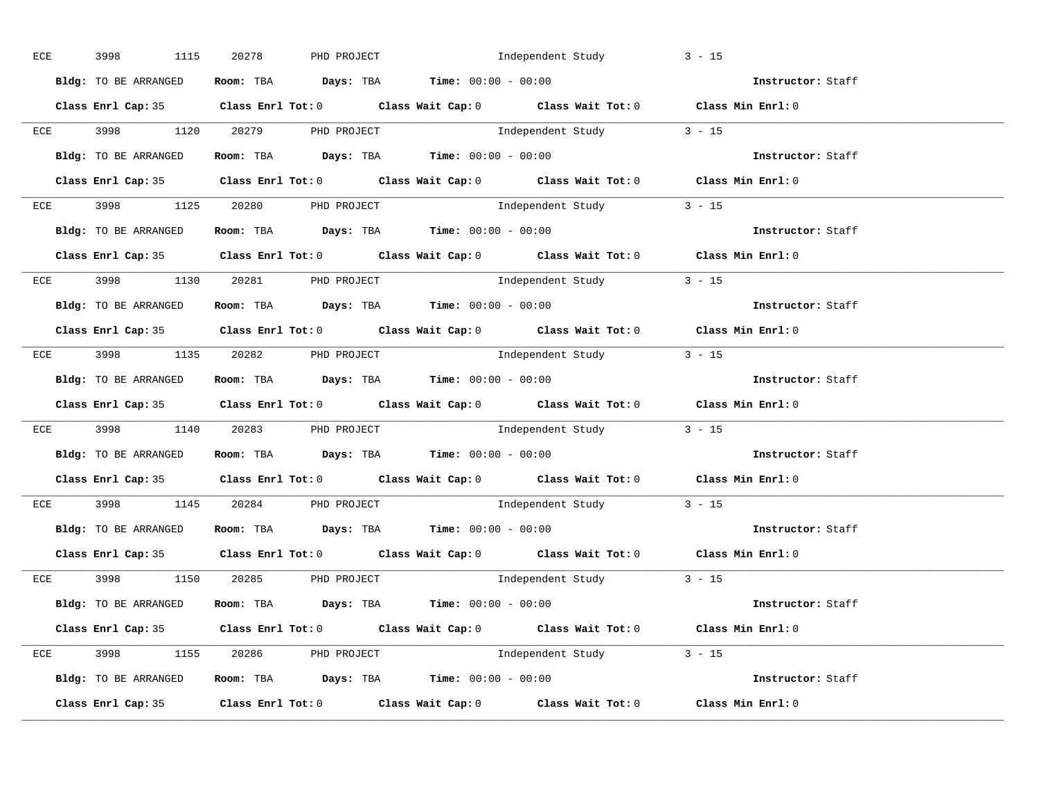ECE 3998 1115 20278 PHD PROJECT Independent Study 3 - 15

**Bldg:** TO BE ARRANGED **Room:** TBA **Days:** TBA **Time:** 00:00 - 00:00 **Instructor:** Staff

**Class Enrl Cap:** 35 **Class Enrl Tot:** 0 **Class Wait Cap:** 0 **Class Wait Tot:** 0 **Class Min Enrl:** 0

---

ECE 3998 1120 20279 PHD PROJECT Independent Study 3 - 15

**Bldg:** TO BE ARRANGED **Room:** TBA **Days:** TBA **Time:** 00:00 - 00:00 **Instructor:** Staff

**Class Enrl Cap:** 35 **Class Enrl Tot:** 0 **Class Wait Cap:** 0 **Class Wait Tot:** 0 **Class Min Enrl:** 0

---

ECE 3998 1125 20280 PHD PROJECT Independent Study 3 - 15

**Bldg:** TO BE ARRANGED **Room:** TBA **Days:** TBA **Time:** 00:00 - 00:00 **Instructor:** Staff

**Class Enrl Cap:** 35 **Class Enrl Tot:** 0 **Class Wait Cap:** 0 **Class Wait Tot:** 0 **Class Min Enrl:** 0

---

ECE 3998 1130 20281 PHD PROJECT Independent Study 3 - 15

**Bldg:** TO BE ARRANGED **Room:** TBA **Days:** TBA **Time:** 00:00 - 00:00 **Instructor:** Staff

**Class Enrl Cap:** 35 **Class Enrl Tot:** 0 **Class Wait Cap:** 0 **Class Wait Tot:** 0 **Class Min Enrl:** 0

---

ECE 3998 1135 20282 PHD PROJECT Independent Study 3 - 15

**Bldg:** TO BE ARRANGED **Room:** TBA **Days:** TBA **Time:** 00:00 - 00:00 **Instructor:** Staff

**Class Enrl Cap:** 35 **Class Enrl Tot:** 0 **Class Wait Cap:** 0 **Class Wait Tot:** 0 **Class Min Enrl:** 0

---

ECE 3998 1140 20283 PHD PROJECT Independent Study 3 - 15

**Bldg:** TO BE ARRANGED **Room:** TBA **Days:** TBA **Time:** 00:00 - 00:00 **Instructor:** Staff

**Class Enrl Cap:** 35 **Class Enrl Tot:** 0 **Class Wait Cap:** 0 **Class Wait Tot:** 0 **Class Min Enrl:** 0

---

ECE 3998 1145 20284 PHD PROJECT Independent Study 3 - 15

**Bldg:** TO BE ARRANGED **Room:** TBA **Days:** TBA **Time:** 00:00 - 00:00 **Instructor:** Staff

**Class Enrl Cap:** 35 **Class Enrl Tot:** 0 **Class Wait Cap:** 0 **Class Wait Tot:** 0 **Class Min Enrl:** 0

---

ECE 3998 1150 20285 PHD PROJECT Independent Study 3 - 15

**Bldg:** TO BE ARRANGED **Room:** TBA **Days:** TBA **Time:** 00:00 - 00:00 **Instructor:** Staff

**Class Enrl Cap:** 35 **Class Enrl Tot:** 0 **Class Wait Cap:** 0 **Class Wait Tot:** 0 **Class Min Enrl:** 0

---

ECE 3998 1155 20286 PHD PROJECT Independent Study 3 - 15

**Bldg:** TO BE ARRANGED **Room:** TBA **Days:** TBA **Time:** 00:00 - 00:00 **Instructor:** Staff

**Class Enrl Cap:** 35 **Class Enrl Tot:** 0 **Class Wait Cap:** 0 **Class Wait Tot:** 0 **Class Min Enrl:** 0

---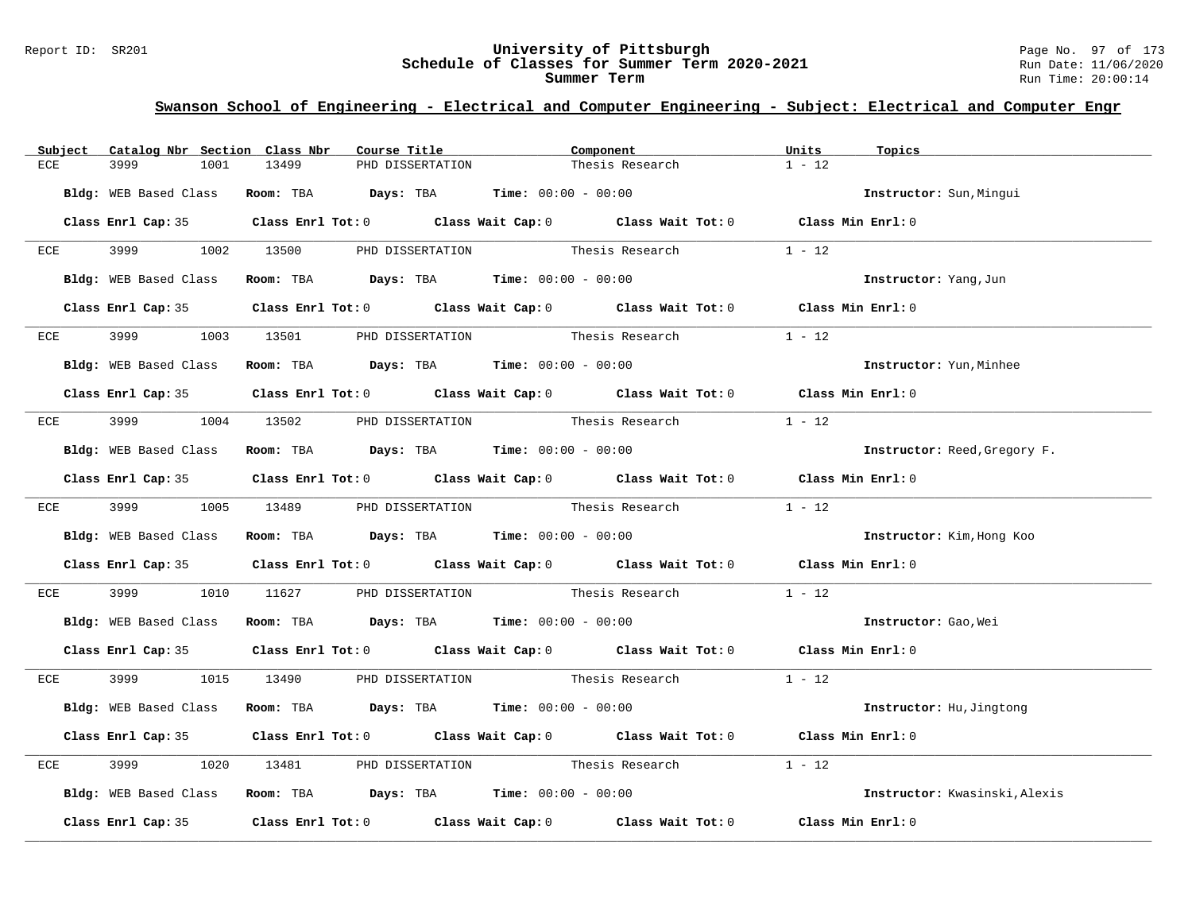## Swanson School of Engineering - Electrical and Computer Engineering - Subject: Electrical and Computer Engr

| Subject | Catalog Nbr | Section | Class Nbr | Course Title | Component | Units | Topics |
|---|---|---|---|---|---|---|---|
| ECE | 3999 | 1001 | 13499 | PHD DISSERTATION | Thesis Research | 1 - 12 | |

**Bldg:** WEB Based Class **Room:** TBA **Days:** TBA **Time:** 00:00 - 00:00 **Instructor:** Sun,Mingui

**Class Enrl Cap:** 35 **Class Enrl Tot:** 0 **Class Wait Cap:** 0 **Class Wait Tot:** 0 **Class Min Enrl:** 0

| Subject | Catalog Nbr | Section | Class Nbr | Course Title | Component | Units | Topics |
|---|---|---|---|---|---|---|---|
| ECE | 3999 | 1002 | 13500 | PHD DISSERTATION | Thesis Research | 1 - 12 | |

**Bldg:** WEB Based Class **Room:** TBA **Days:** TBA **Time:** 00:00 - 00:00 **Instructor:** Yang,Jun

**Class Enrl Cap:** 35 **Class Enrl Tot:** 0 **Class Wait Cap:** 0 **Class Wait Tot:** 0 **Class Min Enrl:** 0

| Subject | Catalog Nbr | Section | Class Nbr | Course Title | Component | Units | Topics |
|---|---|---|---|---|---|---|---|
| ECE | 3999 | 1003 | 13501 | PHD DISSERTATION | Thesis Research | 1 - 12 | |

**Bldg:** WEB Based Class **Room:** TBA **Days:** TBA **Time:** 00:00 - 00:00 **Instructor:** Yun,Minhee

**Class Enrl Cap:** 35 **Class Enrl Tot:** 0 **Class Wait Cap:** 0 **Class Wait Tot:** 0 **Class Min Enrl:** 0

| Subject | Catalog Nbr | Section | Class Nbr | Course Title | Component | Units | Topics |
|---|---|---|---|---|---|---|---|
| ECE | 3999 | 1004 | 13502 | PHD DISSERTATION | Thesis Research | 1 - 12 | |

**Bldg:** WEB Based Class **Room:** TBA **Days:** TBA **Time:** 00:00 - 00:00 **Instructor:** Reed,Gregory F.

**Class Enrl Cap:** 35 **Class Enrl Tot:** 0 **Class Wait Cap:** 0 **Class Wait Tot:** 0 **Class Min Enrl:** 0

| Subject | Catalog Nbr | Section | Class Nbr | Course Title | Component | Units | Topics |
|---|---|---|---|---|---|---|---|
| ECE | 3999 | 1005 | 13489 | PHD DISSERTATION | Thesis Research | 1 - 12 | |

**Bldg:** WEB Based Class **Room:** TBA **Days:** TBA **Time:** 00:00 - 00:00 **Instructor:** Kim,Hong Koo

**Class Enrl Cap:** 35 **Class Enrl Tot:** 0 **Class Wait Cap:** 0 **Class Wait Tot:** 0 **Class Min Enrl:** 0

| Subject | Catalog Nbr | Section | Class Nbr | Course Title | Component | Units | Topics |
|---|---|---|---|---|---|---|---|
| ECE | 3999 | 1010 | 11627 | PHD DISSERTATION | Thesis Research | 1 - 12 | |

**Bldg:** WEB Based Class **Room:** TBA **Days:** TBA **Time:** 00:00 - 00:00 **Instructor:** Gao,Wei

**Class Enrl Cap:** 35 **Class Enrl Tot:** 0 **Class Wait Cap:** 0 **Class Wait Tot:** 0 **Class Min Enrl:** 0

| Subject | Catalog Nbr | Section | Class Nbr | Course Title | Component | Units | Topics |
|---|---|---|---|---|---|---|---|
| ECE | 3999 | 1015 | 13490 | PHD DISSERTATION | Thesis Research | 1 - 12 | |

**Bldg:** WEB Based Class **Room:** TBA **Days:** TBA **Time:** 00:00 - 00:00 **Instructor:** Hu,Jingtong

**Class Enrl Cap:** 35 **Class Enrl Tot:** 0 **Class Wait Cap:** 0 **Class Wait Tot:** 0 **Class Min Enrl:** 0

| Subject | Catalog Nbr | Section | Class Nbr | Course Title | Component | Units | Topics |
|---|---|---|---|---|---|---|---|
| ECE | 3999 | 1020 | 13481 | PHD DISSERTATION | Thesis Research | 1 - 12 | |

**Bldg:** WEB Based Class **Room:** TBA **Days:** TBA **Time:** 00:00 - 00:00 **Instructor:** Kwasinski,Alexis

**Class Enrl Cap:** 35 **Class Enrl Tot:** 0 **Class Wait Cap:** 0 **Class Wait Tot:** 0 **Class Min Enrl:** 0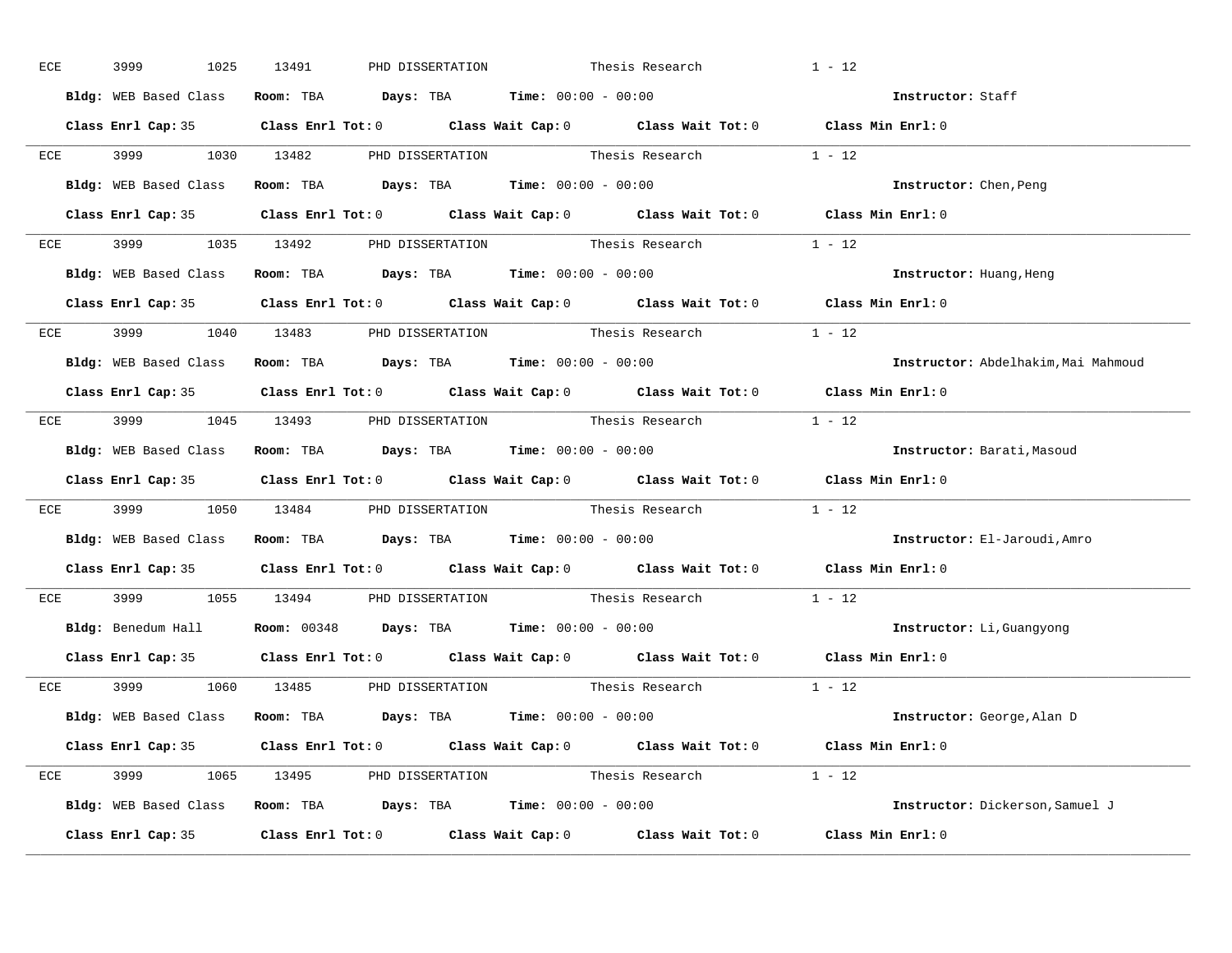ECE 3999 1025 13491 PHD DISSERTATION Thesis Research 1 - 12

**Bldg:** WEB Based Class **Room:** TBA **Days:** TBA **Time:** 00:00 - 00:00 **Instructor:** Staff

**Class Enrl Cap:** 35 **Class Enrl Tot:** 0 **Class Wait Cap:** 0 **Class Wait Tot:** 0 **Class Min Enrl:** 0

---

ECE 3999 1030 13482 PHD DISSERTATION Thesis Research 1 - 12

**Bldg:** WEB Based Class **Room:** TBA **Days:** TBA **Time:** 00:00 - 00:00 **Instructor:** Chen,Peng

**Class Enrl Cap:** 35 **Class Enrl Tot:** 0 **Class Wait Cap:** 0 **Class Wait Tot:** 0 **Class Min Enrl:** 0

---

ECE 3999 1035 13492 PHD DISSERTATION Thesis Research 1 - 12

**Bldg:** WEB Based Class **Room:** TBA **Days:** TBA **Time:** 00:00 - 00:00 **Instructor:** Huang,Heng

**Class Enrl Cap:** 35 **Class Enrl Tot:** 0 **Class Wait Cap:** 0 **Class Wait Tot:** 0 **Class Min Enrl:** 0

---

ECE 3999 1040 13483 PHD DISSERTATION Thesis Research 1 - 12

**Bldg:** WEB Based Class **Room:** TBA **Days:** TBA **Time:** 00:00 - 00:00 **Instructor:** Abdelhakim,Mai Mahmoud

**Class Enrl Cap:** 35 **Class Enrl Tot:** 0 **Class Wait Cap:** 0 **Class Wait Tot:** 0 **Class Min Enrl:** 0

---

ECE 3999 1045 13493 PHD DISSERTATION Thesis Research 1 - 12

**Bldg:** WEB Based Class **Room:** TBA **Days:** TBA **Time:** 00:00 - 00:00 **Instructor:** Barati,Masoud

**Class Enrl Cap:** 35 **Class Enrl Tot:** 0 **Class Wait Cap:** 0 **Class Wait Tot:** 0 **Class Min Enrl:** 0

---

ECE 3999 1050 13484 PHD DISSERTATION Thesis Research 1 - 12

**Bldg:** WEB Based Class **Room:** TBA **Days:** TBA **Time:** 00:00 - 00:00 **Instructor:** El-Jaroudi,Amro

**Class Enrl Cap:** 35 **Class Enrl Tot:** 0 **Class Wait Cap:** 0 **Class Wait Tot:** 0 **Class Min Enrl:** 0

---

ECE 3999 1055 13494 PHD DISSERTATION Thesis Research 1 - 12

**Bldg:** Benedum Hall **Room:** 00348 **Days:** TBA **Time:** 00:00 - 00:00 **Instructor:** Li,Guangyong

**Class Enrl Cap:** 35 **Class Enrl Tot:** 0 **Class Wait Cap:** 0 **Class Wait Tot:** 0 **Class Min Enrl:** 0

---

ECE 3999 1060 13485 PHD DISSERTATION Thesis Research 1 - 12

**Bldg:** WEB Based Class **Room:** TBA **Days:** TBA **Time:** 00:00 - 00:00 **Instructor:** George,Alan D

**Class Enrl Cap:** 35 **Class Enrl Tot:** 0 **Class Wait Cap:** 0 **Class Wait Tot:** 0 **Class Min Enrl:** 0

---

ECE 3999 1065 13495 PHD DISSERTATION Thesis Research 1 - 12

**Bldg:** WEB Based Class **Room:** TBA **Days:** TBA **Time:** 00:00 - 00:00 **Instructor:** Dickerson,Samuel J

**Class Enrl Cap:** 35 **Class Enrl Tot:** 0 **Class Wait Cap:** 0 **Class Wait Tot:** 0 **Class Min Enrl:** 0

---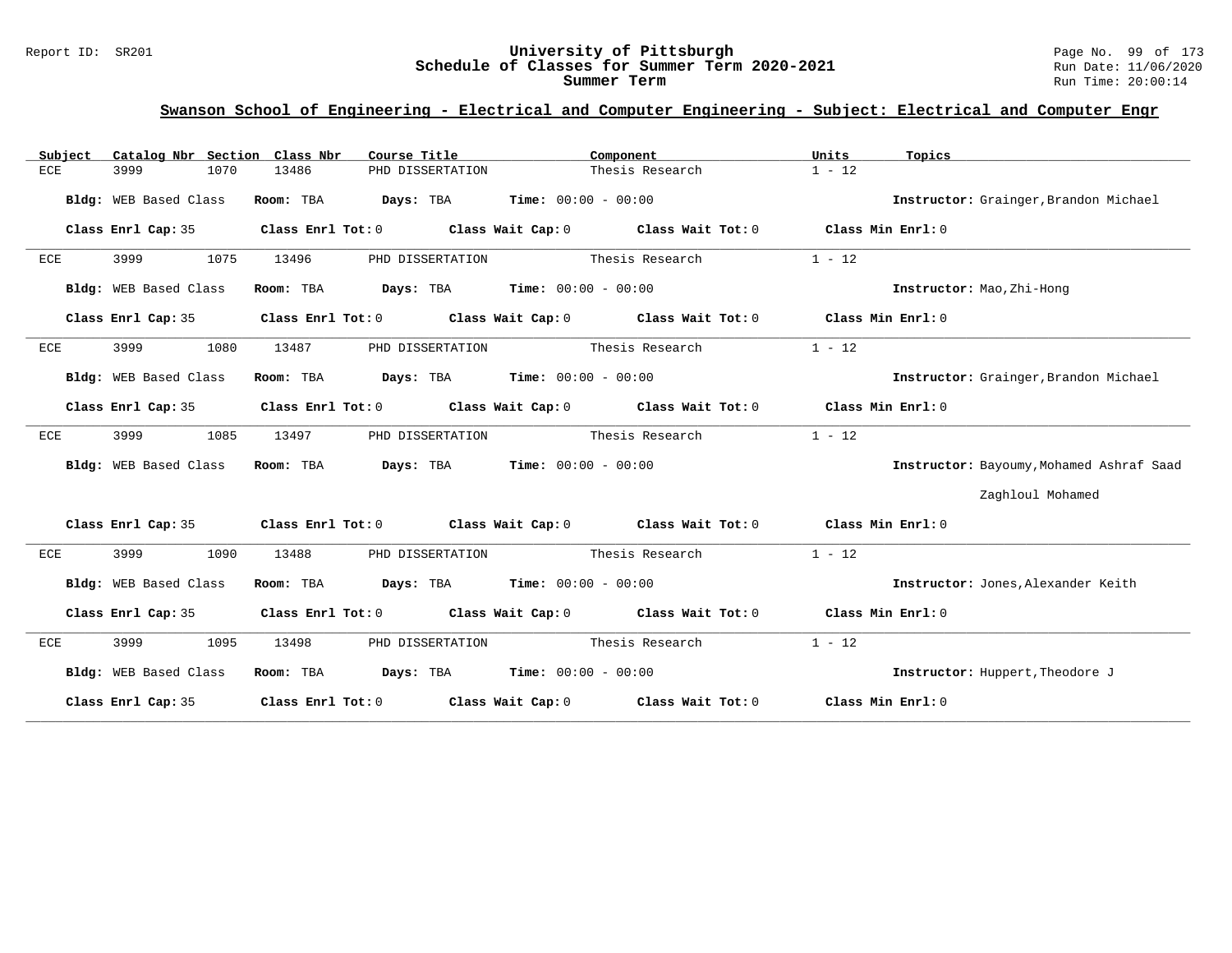## Swanson School of Engineering - Electrical and Computer Engineering - Subject: Electrical and Computer Engr

| Subject | Catalog Nbr | Section | Class Nbr | Course Title | Component | Units | Topics |
|---|---|---|---|---|---|---|---|
| ECE | 3999 | 1070 | 13486 | PHD DISSERTATION | Thesis Research | 1 - 12 | |

**Bldg:** WEB Based Class **Room:** TBA **Days:** TBA **Time:** 00:00 - 00:00 **Instructor:** Grainger,Brandon Michael

**Class Enrl Cap:** 35 **Class Enrl Tot:** 0 **Class Wait Cap:** 0 **Class Wait Tot:** 0 **Class Min Enrl:** 0

---

| Subject | Catalog Nbr | Section | Class Nbr | Course Title | Component | Units | Topics |
|---|---|---|---|---|---|---|---|
| ECE | 3999 | 1075 | 13496 | PHD DISSERTATION | Thesis Research | 1 - 12 | |

**Bldg:** WEB Based Class **Room:** TBA **Days:** TBA **Time:** 00:00 - 00:00 **Instructor:** Mao,Zhi-Hong

**Class Enrl Cap:** 35 **Class Enrl Tot:** 0 **Class Wait Cap:** 0 **Class Wait Tot:** 0 **Class Min Enrl:** 0

---

| Subject | Catalog Nbr | Section | Class Nbr | Course Title | Component | Units | Topics |
|---|---|---|---|---|---|---|---|
| ECE | 3999 | 1080 | 13487 | PHD DISSERTATION | Thesis Research | 1 - 12 | |

**Bldg:** WEB Based Class **Room:** TBA **Days:** TBA **Time:** 00:00 - 00:00 **Instructor:** Grainger,Brandon Michael

**Class Enrl Cap:** 35 **Class Enrl Tot:** 0 **Class Wait Cap:** 0 **Class Wait Tot:** 0 **Class Min Enrl:** 0

---

| Subject | Catalog Nbr | Section | Class Nbr | Course Title | Component | Units | Topics |
|---|---|---|---|---|---|---|---|
| ECE | 3999 | 1085 | 13497 | PHD DISSERTATION | Thesis Research | 1 - 12 | |

**Bldg:** WEB Based Class **Room:** TBA **Days:** TBA **Time:** 00:00 - 00:00 **Instructor:** Bayoumy,Mohamed Ashraf Saad Zaghloul Mohamed

**Class Enrl Cap:** 35 **Class Enrl Tot:** 0 **Class Wait Cap:** 0 **Class Wait Tot:** 0 **Class Min Enrl:** 0

---

| Subject | Catalog Nbr | Section | Class Nbr | Course Title | Component | Units | Topics |
|---|---|---|---|---|---|---|---|
| ECE | 3999 | 1090 | 13488 | PHD DISSERTATION | Thesis Research | 1 - 12 | |

**Bldg:** WEB Based Class **Room:** TBA **Days:** TBA **Time:** 00:00 - 00:00 **Instructor:** Jones,Alexander Keith

**Class Enrl Cap:** 35 **Class Enrl Tot:** 0 **Class Wait Cap:** 0 **Class Wait Tot:** 0 **Class Min Enrl:** 0

---

| Subject | Catalog Nbr | Section | Class Nbr | Course Title | Component | Units | Topics |
|---|---|---|---|---|---|---|---|
| ECE | 3999 | 1095 | 13498 | PHD DISSERTATION | Thesis Research | 1 - 12 | |

**Bldg:** WEB Based Class **Room:** TBA **Days:** TBA **Time:** 00:00 - 00:00 **Instructor:** Huppert,Theodore J

**Class Enrl Cap:** 35 **Class Enrl Tot:** 0 **Class Wait Cap:** 0 **Class Wait Tot:** 0 **Class Min Enrl:** 0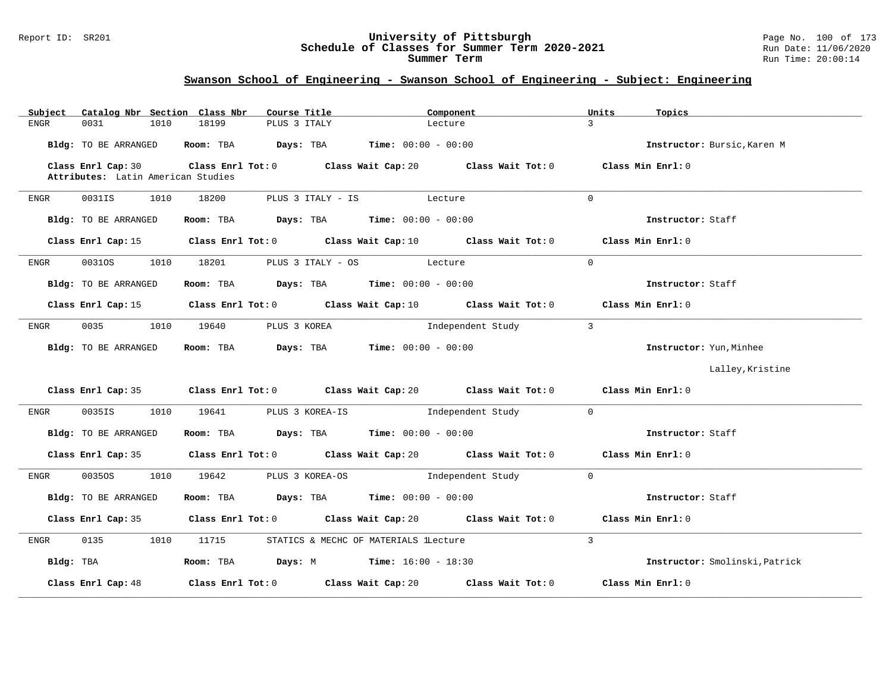## Swanson School of Engineering - Swanson School of Engineering - Subject: Engineering

| Subject | Catalog Nbr | Section | Class Nbr | Course Title | Component | Units | Topics |
|---|---|---|---|---|---|---|---|
| ENGR | 0031 | 1010 | 18199 | PLUS 3 ITALY | Lecture | 3 | |

**Bldg:** TO BE ARRANGED **Room:** TBA **Days:** TBA **Time:** 00:00 - 00:00 **Instructor:** Bursic,Karen M

**Class Enrl Cap:** 30 **Class Enrl Tot:** 0 **Class Wait Cap:** 20 **Class Wait Tot:** 0 **Class Min Enrl:** 0

**Attributes:** Latin American Studies

---

| Subject | Catalog Nbr | Section | Class Nbr | Course Title | Component | Units | Topics |
|---|---|---|---|---|---|---|---|
| ENGR | 0031IS | 1010 | 18200 | PLUS 3 ITALY - IS | Lecture | 0 | |

**Bldg:** TO BE ARRANGED **Room:** TBA **Days:** TBA **Time:** 00:00 - 00:00 **Instructor:** Staff

**Class Enrl Cap:** 15 **Class Enrl Tot:** 0 **Class Wait Cap:** 10 **Class Wait Tot:** 0 **Class Min Enrl:** 0

---

| Subject | Catalog Nbr | Section | Class Nbr | Course Title | Component | Units | Topics |
|---|---|---|---|---|---|---|---|
| ENGR | 0031OS | 1010 | 18201 | PLUS 3 ITALY - OS | Lecture | 0 | |

**Bldg:** TO BE ARRANGED **Room:** TBA **Days:** TBA **Time:** 00:00 - 00:00 **Instructor:** Staff

**Class Enrl Cap:** 15 **Class Enrl Tot:** 0 **Class Wait Cap:** 10 **Class Wait Tot:** 0 **Class Min Enrl:** 0

---

| Subject | Catalog Nbr | Section | Class Nbr | Course Title | Component | Units | Topics |
|---|---|---|---|---|---|---|---|
| ENGR | 0035 | 1010 | 19640 | PLUS 3 KOREA | Independent Study | 3 | |

**Bldg:** TO BE ARRANGED **Room:** TBA **Days:** TBA **Time:** 00:00 - 00:00 **Instructor:** Yun,Minhee; Lalley,Kristine

**Class Enrl Cap:** 35 **Class Enrl Tot:** 0 **Class Wait Cap:** 20 **Class Wait Tot:** 0 **Class Min Enrl:** 0

---

| Subject | Catalog Nbr | Section | Class Nbr | Course Title | Component | Units | Topics |
|---|---|---|---|---|---|---|---|
| ENGR | 0035IS | 1010 | 19641 | PLUS 3 KOREA-IS | Independent Study | 0 | |

**Bldg:** TO BE ARRANGED **Room:** TBA **Days:** TBA **Time:** 00:00 - 00:00 **Instructor:** Staff

**Class Enrl Cap:** 35 **Class Enrl Tot:** 0 **Class Wait Cap:** 20 **Class Wait Tot:** 0 **Class Min Enrl:** 0

---

| Subject | Catalog Nbr | Section | Class Nbr | Course Title | Component | Units | Topics |
|---|---|---|---|---|---|---|---|
| ENGR | 0035OS | 1010 | 19642 | PLUS 3 KOREA-OS | Independent Study | 0 | |

**Bldg:** TO BE ARRANGED **Room:** TBA **Days:** TBA **Time:** 00:00 - 00:00 **Instructor:** Staff

**Class Enrl Cap:** 35 **Class Enrl Tot:** 0 **Class Wait Cap:** 20 **Class Wait Tot:** 0 **Class Min Enrl:** 0

---

| Subject | Catalog Nbr | Section | Class Nbr | Course Title | Component | Units | Topics |
|---|---|---|---|---|---|---|---|
| ENGR | 0135 | 1010 | 11715 | STATICS & MECHC OF MATERIALS 1 | Lecture | 3 | |

**Bldg:** TBA **Room:** TBA **Days:** M **Time:** 16:00 - 18:30 **Instructor:** Smolinski,Patrick

**Class Enrl Cap:** 48 **Class Enrl Tot:** 0 **Class Wait Cap:** 20 **Class Wait Tot:** 0 **Class Min Enrl:** 0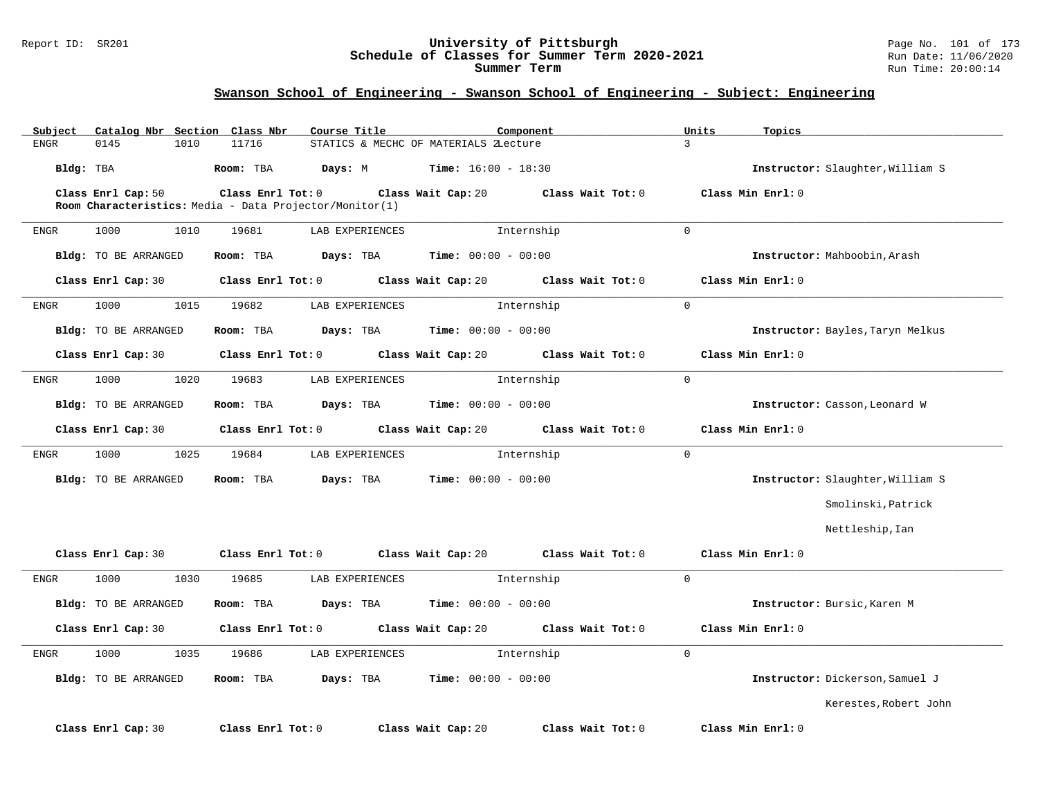## Swanson School of Engineering - Swanson School of Engineering - Subject: Engineering

| Subject | Catalog Nbr | Section | Class Nbr | Course Title | Component | Units | Topics |
|---|---|---|---|---|---|---|---|
| ENGR | 0145 | 1010 | 11716 | STATICS & MECHC OF MATERIALS 2 | Lecture | 3 | |

**Bldg:** TBA **Room:** TBA **Days:** M **Time:** 16:00 - 18:30 **Instructor:** Slaughter,William S

**Class Enrl Cap:** 50 **Class Enrl Tot:** 0 **Class Wait Cap:** 20 **Class Wait Tot:** 0 **Class Min Enrl:** 0

**Room Characteristics:** Media - Data Projector/Monitor(1)

---

| Subject | Catalog Nbr | Section | Class Nbr | Course Title | Component | Units | Topics |
|---|---|---|---|---|---|---|---|
| ENGR | 1000 | 1010 | 19681 | LAB EXPERIENCES | Internship | 0 | |

**Bldg:** TO BE ARRANGED **Room:** TBA **Days:** TBA **Time:** 00:00 - 00:00 **Instructor:** Mahboobin,Arash

**Class Enrl Cap:** 30 **Class Enrl Tot:** 0 **Class Wait Cap:** 20 **Class Wait Tot:** 0 **Class Min Enrl:** 0

---

| Subject | Catalog Nbr | Section | Class Nbr | Course Title | Component | Units | Topics |
|---|---|---|---|---|---|---|---|
| ENGR | 1000 | 1015 | 19682 | LAB EXPERIENCES | Internship | 0 | |

**Bldg:** TO BE ARRANGED **Room:** TBA **Days:** TBA **Time:** 00:00 - 00:00 **Instructor:** Bayles,Taryn Melkus

**Class Enrl Cap:** 30 **Class Enrl Tot:** 0 **Class Wait Cap:** 20 **Class Wait Tot:** 0 **Class Min Enrl:** 0

---

| Subject | Catalog Nbr | Section | Class Nbr | Course Title | Component | Units | Topics |
|---|---|---|---|---|---|---|---|
| ENGR | 1000 | 1020 | 19683 | LAB EXPERIENCES | Internship | 0 | |

**Bldg:** TO BE ARRANGED **Room:** TBA **Days:** TBA **Time:** 00:00 - 00:00 **Instructor:** Casson,Leonard W

**Class Enrl Cap:** 30 **Class Enrl Tot:** 0 **Class Wait Cap:** 20 **Class Wait Tot:** 0 **Class Min Enrl:** 0

---

| Subject | Catalog Nbr | Section | Class Nbr | Course Title | Component | Units | Topics |
|---|---|---|---|---|---|---|---|
| ENGR | 1000 | 1025 | 19684 | LAB EXPERIENCES | Internship | 0 | |

**Bldg:** TO BE ARRANGED **Room:** TBA **Days:** TBA **Time:** 00:00 - 00:00 **Instructor:** Slaughter,William S
Smolinski,Patrick
Nettleship,Ian

**Class Enrl Cap:** 30 **Class Enrl Tot:** 0 **Class Wait Cap:** 20 **Class Wait Tot:** 0 **Class Min Enrl:** 0

---

| Subject | Catalog Nbr | Section | Class Nbr | Course Title | Component | Units | Topics |
|---|---|---|---|---|---|---|---|
| ENGR | 1000 | 1030 | 19685 | LAB EXPERIENCES | Internship | 0 | |

**Bldg:** TO BE ARRANGED **Room:** TBA **Days:** TBA **Time:** 00:00 - 00:00 **Instructor:** Bursic,Karen M

**Class Enrl Cap:** 30 **Class Enrl Tot:** 0 **Class Wait Cap:** 20 **Class Wait Tot:** 0 **Class Min Enrl:** 0

---

| Subject | Catalog Nbr | Section | Class Nbr | Course Title | Component | Units | Topics |
|---|---|---|---|---|---|---|---|
| ENGR | 1000 | 1035 | 19686 | LAB EXPERIENCES | Internship | 0 | |

**Bldg:** TO BE ARRANGED **Room:** TBA **Days:** TBA **Time:** 00:00 - 00:00 **Instructor:** Dickerson,Samuel J
Kerestes,Robert John

**Class Enrl Cap:** 30 **Class Enrl Tot:** 0 **Class Wait Cap:** 20 **Class Wait Tot:** 0 **Class Min Enrl:** 0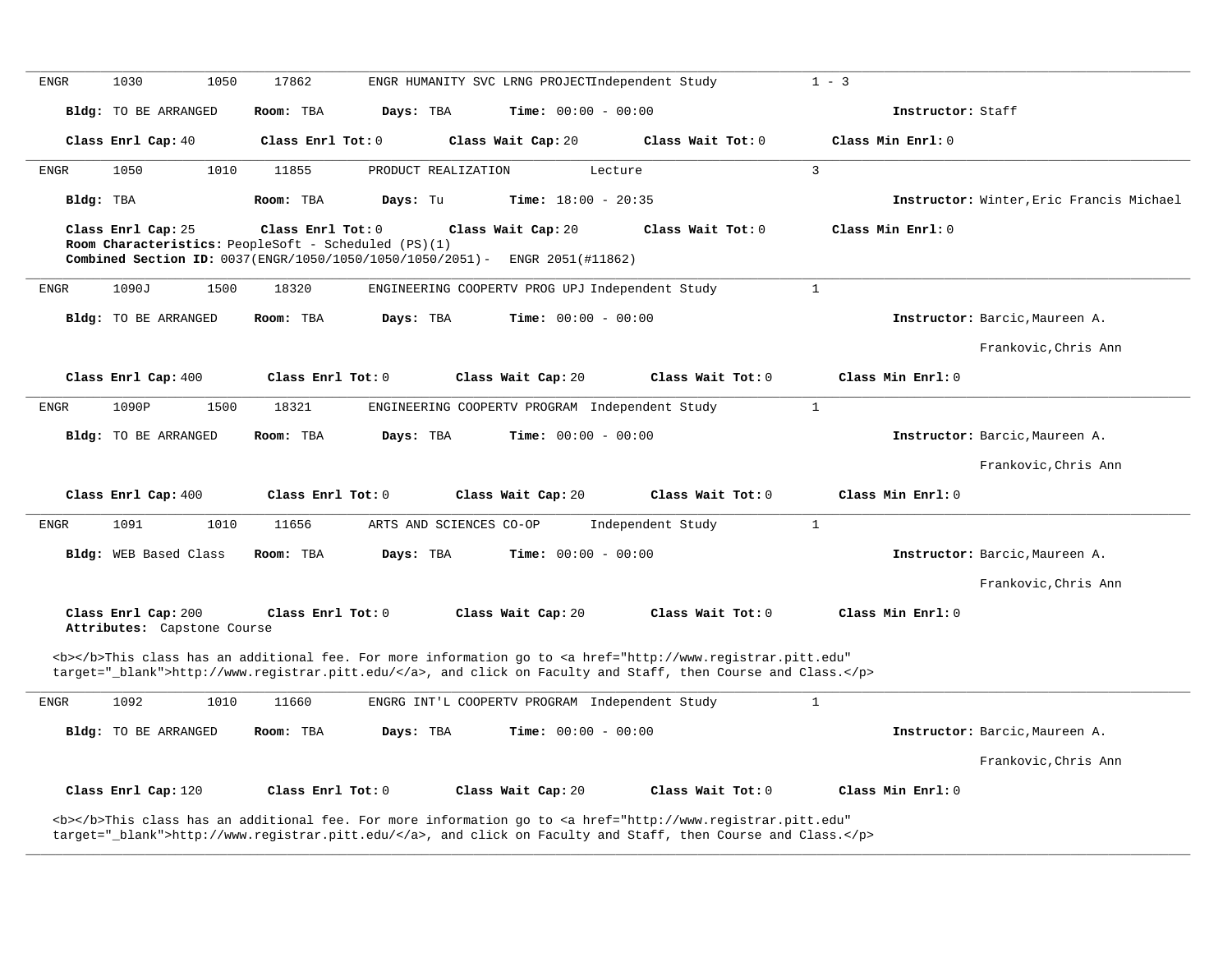ENGR 1030 1050 17862 ENGR HUMANITY SVC LRNG PROJECT Independent Study 1 - 3

**Bldg:** TO BE ARRANGED **Room:** TBA **Days:** TBA **Time:** 00:00 - 00:00 **Instructor:** Staff

**Class Enrl Cap:** 40 **Class Enrl Tot:** 0 **Class Wait Cap:** 20 **Class Wait Tot:** 0 **Class Min Enrl:** 0

---

ENGR 1050 1010 11855 PRODUCT REALIZATION Lecture 3

**Bldg:** TBA **Room:** TBA **Days:** Tu **Time:** 18:00 - 20:35 **Instructor:** Winter,Eric Francis Michael

**Class Enrl Cap:** 25 **Class Enrl Tot:** 0 **Class Wait Cap:** 20 **Class Wait Tot:** 0 **Class Min Enrl:** 0
**Room Characteristics:** PeopleSoft - Scheduled (PS)(1)
**Combined Section ID:** 0037(ENGR/1050/1050/1050/1050/2051)- ENGR 2051(#11862)

---

ENGR 1090J 1500 18320 ENGINEERING COOPERTV PROG UPJ Independent Study 1

**Bldg:** TO BE ARRANGED **Room:** TBA **Days:** TBA **Time:** 00:00 - 00:00 **Instructor:** Barcic,Maureen A.

Frankovic,Chris Ann

**Class Enrl Cap:** 400 **Class Enrl Tot:** 0 **Class Wait Cap:** 20 **Class Wait Tot:** 0 **Class Min Enrl:** 0

---

ENGR 1090P 1500 18321 ENGINEERING COOPERTV PROGRAM Independent Study 1

**Bldg:** TO BE ARRANGED **Room:** TBA **Days:** TBA **Time:** 00:00 - 00:00 **Instructor:** Barcic,Maureen A.

Frankovic,Chris Ann

**Class Enrl Cap:** 400 **Class Enrl Tot:** 0 **Class Wait Cap:** 20 **Class Wait Tot:** 0 **Class Min Enrl:** 0

---

ENGR 1091 1010 11656 ARTS AND SCIENCES CO-OP Independent Study 1

**Bldg:** WEB Based Class **Room:** TBA **Days:** TBA **Time:** 00:00 - 00:00 **Instructor:** Barcic,Maureen A.

Frankovic,Chris Ann

**Class Enrl Cap:** 200 **Class Enrl Tot:** 0 **Class Wait Cap:** 20 **Class Wait Tot:** 0 **Class Min Enrl:** 0
**Attributes:** Capstone Course

<b></b>This class has an additional fee. For more information go to <a href="http://www.registrar.pitt.edu" target="_blank">http://www.registrar.pitt.edu/</a>, and click on Faculty and Staff, then Course and Class.</p>

---

ENGR 1092 1010 11660 ENGRG INT'L COOPERTV PROGRAM Independent Study 1

**Bldg:** TO BE ARRANGED **Room:** TBA **Days:** TBA **Time:** 00:00 - 00:00 **Instructor:** Barcic,Maureen A.

Frankovic,Chris Ann

**Class Enrl Cap:** 120 **Class Enrl Tot:** 0 **Class Wait Cap:** 20 **Class Wait Tot:** 0 **Class Min Enrl:** 0

<b></b>This class has an additional fee. For more information go to <a href="http://www.registrar.pitt.edu" target="_blank">http://www.registrar.pitt.edu/</a>, and click on Faculty and Staff, then Course and Class.</p>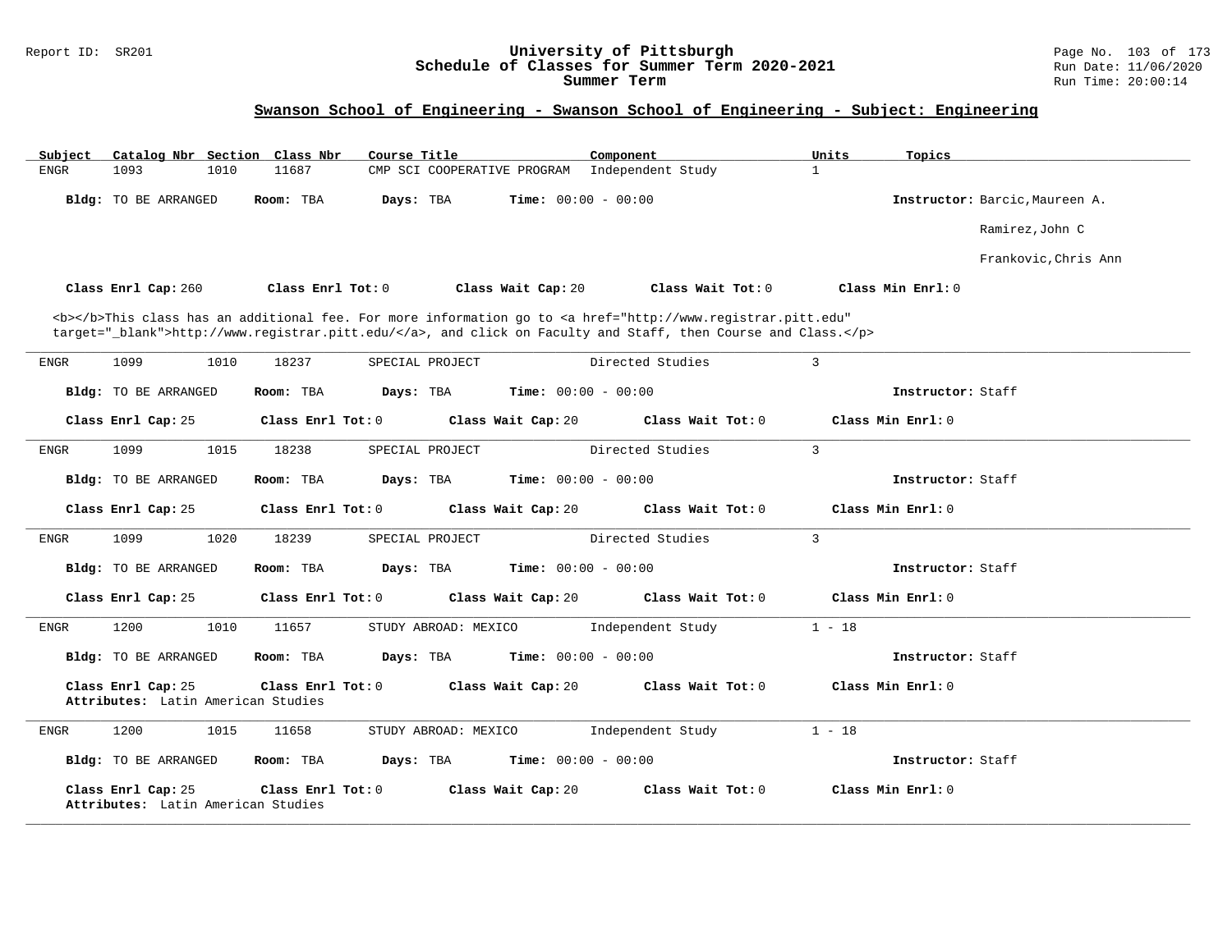## Swanson School of Engineering - Swanson School of Engineering - Subject: Engineering

| Subject | Catalog Nbr | Section | Class Nbr | Course Title | Component | Units | Topics |
|---|---|---|---|---|---|---|---|
| ENGR | 1093 | 1010 | 11687 | CMP SCI COOPERATIVE PROGRAM | Independent Study | 1 | |

**Bldg:** TO BE ARRANGED **Room:** TBA **Days:** TBA **Time:** 00:00 - 00:00 **Instructor:** Barcic,Maureen A.; Ramirez,John C; Frankovic,Chris Ann

**Class Enrl Cap:** 260 **Class Enrl Tot:** 0 **Class Wait Cap:** 20 **Class Wait Tot:** 0 **Class Min Enrl:** 0

<b></b>This class has an additional fee. For more information go to <a href="http://www.registrar.pitt.edu" target="_blank">http://www.registrar.pitt.edu/</a>, and click on Faculty and Staff, then Course and Class.</p>

---

| Subject | Catalog Nbr | Section | Class Nbr | Course Title | Component | Units | Topics |
|---|---|---|---|---|---|---|---|
| ENGR | 1099 | 1010 | 18237 | SPECIAL PROJECT | Directed Studies | 3 | |

**Bldg:** TO BE ARRANGED **Room:** TBA **Days:** TBA **Time:** 00:00 - 00:00 **Instructor:** Staff

**Class Enrl Cap:** 25 **Class Enrl Tot:** 0 **Class Wait Cap:** 20 **Class Wait Tot:** 0 **Class Min Enrl:** 0

---

| Subject | Catalog Nbr | Section | Class Nbr | Course Title | Component | Units | Topics |
|---|---|---|---|---|---|---|---|
| ENGR | 1099 | 1015 | 18238 | SPECIAL PROJECT | Directed Studies | 3 | |

**Bldg:** TO BE ARRANGED **Room:** TBA **Days:** TBA **Time:** 00:00 - 00:00 **Instructor:** Staff

**Class Enrl Cap:** 25 **Class Enrl Tot:** 0 **Class Wait Cap:** 20 **Class Wait Tot:** 0 **Class Min Enrl:** 0

---

| Subject | Catalog Nbr | Section | Class Nbr | Course Title | Component | Units | Topics |
|---|---|---|---|---|---|---|---|
| ENGR | 1099 | 1020 | 18239 | SPECIAL PROJECT | Directed Studies | 3 | |

**Bldg:** TO BE ARRANGED **Room:** TBA **Days:** TBA **Time:** 00:00 - 00:00 **Instructor:** Staff

**Class Enrl Cap:** 25 **Class Enrl Tot:** 0 **Class Wait Cap:** 20 **Class Wait Tot:** 0 **Class Min Enrl:** 0

---

| Subject | Catalog Nbr | Section | Class Nbr | Course Title | Component | Units | Topics |
|---|---|---|---|---|---|---|---|
| ENGR | 1200 | 1010 | 11657 | STUDY ABROAD: MEXICO | Independent Study | 1 - 18 | |

**Bldg:** TO BE ARRANGED **Room:** TBA **Days:** TBA **Time:** 00:00 - 00:00 **Instructor:** Staff

**Class Enrl Cap:** 25 **Class Enrl Tot:** 0 **Class Wait Cap:** 20 **Class Wait Tot:** 0 **Class Min Enrl:** 0
**Attributes:** Latin American Studies

---

| Subject | Catalog Nbr | Section | Class Nbr | Course Title | Component | Units | Topics |
|---|---|---|---|---|---|---|---|
| ENGR | 1200 | 1015 | 11658 | STUDY ABROAD: MEXICO | Independent Study | 1 - 18 | |

**Bldg:** TO BE ARRANGED **Room:** TBA **Days:** TBA **Time:** 00:00 - 00:00 **Instructor:** Staff

**Class Enrl Cap:** 25 **Class Enrl Tot:** 0 **Class Wait Cap:** 20 **Class Wait Tot:** 0 **Class Min Enrl:** 0
**Attributes:** Latin American Studies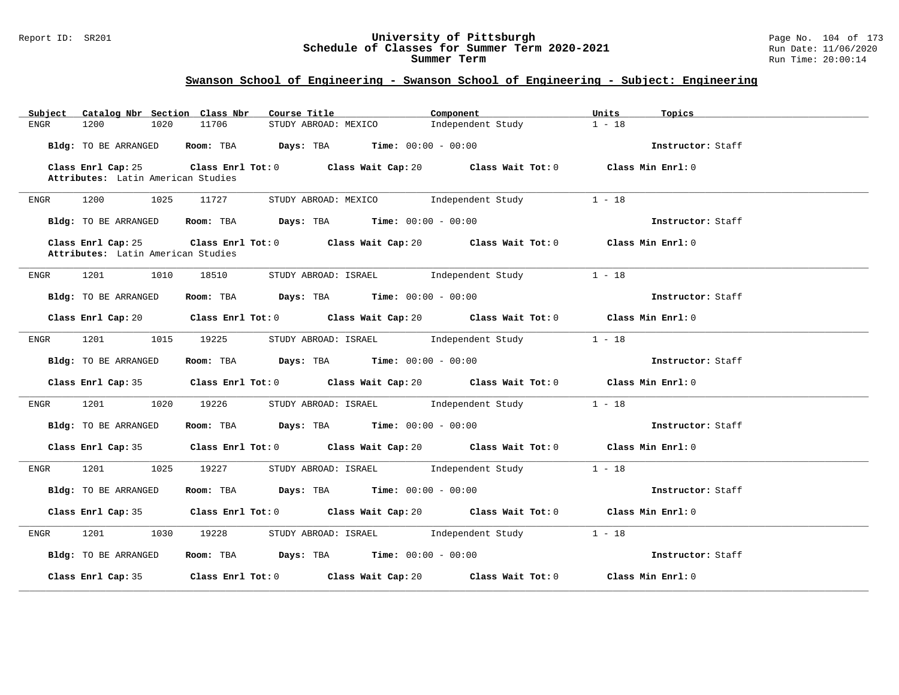## Swanson School of Engineering - Swanson School of Engineering - Subject: Engineering

| Subject | Catalog Nbr | Section | Class Nbr | Course Title | Component | Units | Topics |
|---|---|---|---|---|---|---|---|
| ENGR | 1200 | 1020 | 11706 | STUDY ABROAD: MEXICO | Independent Study | 1 - 18 | |

**Bldg:** TO BE ARRANGED **Room:** TBA **Days:** TBA **Time:** 00:00 - 00:00 **Instructor:** Staff

**Class Enrl Cap:** 25 **Class Enrl Tot:** 0 **Class Wait Cap:** 20 **Class Wait Tot:** 0 **Class Min Enrl:** 0
**Attributes:** Latin American Studies

---

| Subject | Catalog Nbr | Section | Class Nbr | Course Title | Component | Units | Topics |
|---|---|---|---|---|---|---|---|
| ENGR | 1200 | 1025 | 11727 | STUDY ABROAD: MEXICO | Independent Study | 1 - 18 | |

**Bldg:** TO BE ARRANGED **Room:** TBA **Days:** TBA **Time:** 00:00 - 00:00 **Instructor:** Staff

**Class Enrl Cap:** 25 **Class Enrl Tot:** 0 **Class Wait Cap:** 20 **Class Wait Tot:** 0 **Class Min Enrl:** 0
**Attributes:** Latin American Studies

---

| Subject | Catalog Nbr | Section | Class Nbr | Course Title | Component | Units | Topics |
|---|---|---|---|---|---|---|---|
| ENGR | 1201 | 1010 | 18510 | STUDY ABROAD: ISRAEL | Independent Study | 1 - 18 | |

**Bldg:** TO BE ARRANGED **Room:** TBA **Days:** TBA **Time:** 00:00 - 00:00 **Instructor:** Staff

**Class Enrl Cap:** 20 **Class Enrl Tot:** 0 **Class Wait Cap:** 20 **Class Wait Tot:** 0 **Class Min Enrl:** 0

---

| Subject | Catalog Nbr | Section | Class Nbr | Course Title | Component | Units | Topics |
|---|---|---|---|---|---|---|---|
| ENGR | 1201 | 1015 | 19225 | STUDY ABROAD: ISRAEL | Independent Study | 1 - 18 | |

**Bldg:** TO BE ARRANGED **Room:** TBA **Days:** TBA **Time:** 00:00 - 00:00 **Instructor:** Staff

**Class Enrl Cap:** 35 **Class Enrl Tot:** 0 **Class Wait Cap:** 20 **Class Wait Tot:** 0 **Class Min Enrl:** 0

---

| Subject | Catalog Nbr | Section | Class Nbr | Course Title | Component | Units | Topics |
|---|---|---|---|---|---|---|---|
| ENGR | 1201 | 1020 | 19226 | STUDY ABROAD: ISRAEL | Independent Study | 1 - 18 | |

**Bldg:** TO BE ARRANGED **Room:** TBA **Days:** TBA **Time:** 00:00 - 00:00 **Instructor:** Staff

**Class Enrl Cap:** 35 **Class Enrl Tot:** 0 **Class Wait Cap:** 20 **Class Wait Tot:** 0 **Class Min Enrl:** 0

---

| Subject | Catalog Nbr | Section | Class Nbr | Course Title | Component | Units | Topics |
|---|---|---|---|---|---|---|---|
| ENGR | 1201 | 1025 | 19227 | STUDY ABROAD: ISRAEL | Independent Study | 1 - 18 | |

**Bldg:** TO BE ARRANGED **Room:** TBA **Days:** TBA **Time:** 00:00 - 00:00 **Instructor:** Staff

**Class Enrl Cap:** 35 **Class Enrl Tot:** 0 **Class Wait Cap:** 20 **Class Wait Tot:** 0 **Class Min Enrl:** 0

---

| Subject | Catalog Nbr | Section | Class Nbr | Course Title | Component | Units | Topics |
|---|---|---|---|---|---|---|---|
| ENGR | 1201 | 1030 | 19228 | STUDY ABROAD: ISRAEL | Independent Study | 1 - 18 | |

**Bldg:** TO BE ARRANGED **Room:** TBA **Days:** TBA **Time:** 00:00 - 00:00 **Instructor:** Staff

**Class Enrl Cap:** 35 **Class Enrl Tot:** 0 **Class Wait Cap:** 20 **Class Wait Tot:** 0 **Class Min Enrl:** 0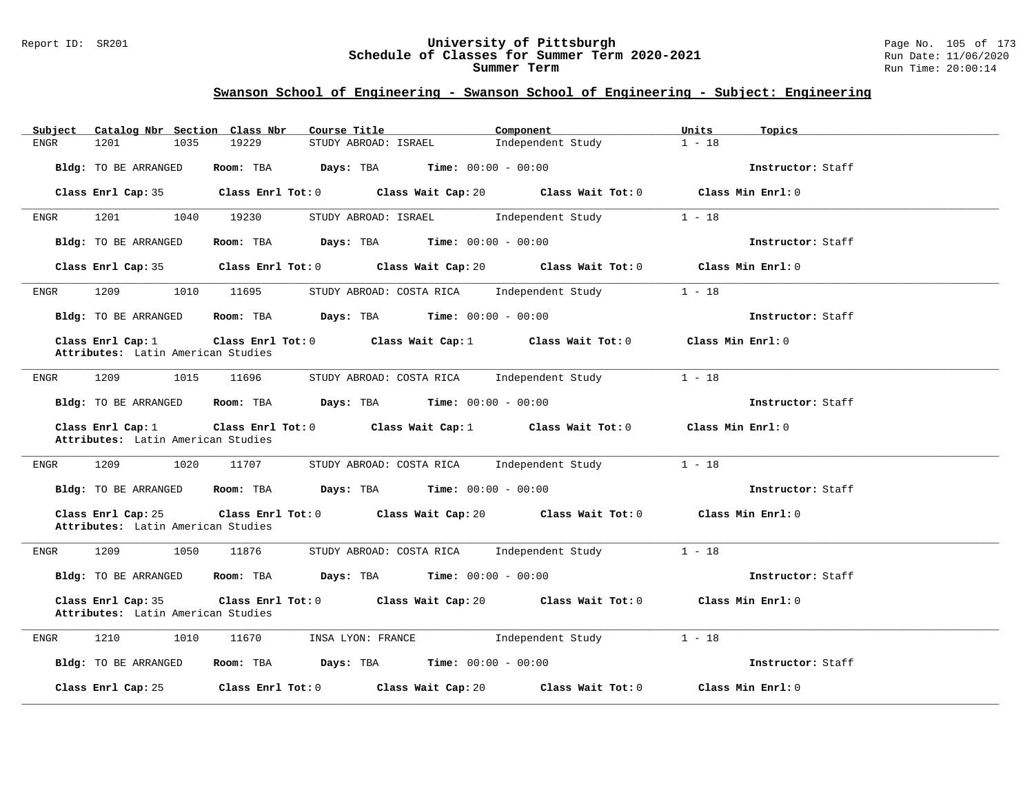## Swanson School of Engineering - Swanson School of Engineering - Subject: Engineering

| Subject | Catalog Nbr | Section | Class Nbr | Course Title | Component | Units | Topics |
|---|---|---|---|---|---|---|---|
| ENGR | 1201 | 1035 | 19229 | STUDY ABROAD: ISRAEL | Independent Study | 1 - 18 | |

**Bldg:** TO BE ARRANGED **Room:** TBA **Days:** TBA **Time:** 00:00 - 00:00 **Instructor:** Staff

**Class Enrl Cap:** 35 **Class Enrl Tot:** 0 **Class Wait Cap:** 20 **Class Wait Tot:** 0 **Class Min Enrl:** 0

---

| Subject | Catalog Nbr | Section | Class Nbr | Course Title | Component | Units | Topics |
|---|---|---|---|---|---|---|---|
| ENGR | 1201 | 1040 | 19230 | STUDY ABROAD: ISRAEL | Independent Study | 1 - 18 | |

**Bldg:** TO BE ARRANGED **Room:** TBA **Days:** TBA **Time:** 00:00 - 00:00 **Instructor:** Staff

**Class Enrl Cap:** 35 **Class Enrl Tot:** 0 **Class Wait Cap:** 20 **Class Wait Tot:** 0 **Class Min Enrl:** 0

---

| Subject | Catalog Nbr | Section | Class Nbr | Course Title | Component | Units | Topics |
|---|---|---|---|---|---|---|---|
| ENGR | 1209 | 1010 | 11695 | STUDY ABROAD: COSTA RICA | Independent Study | 1 - 18 | |

**Bldg:** TO BE ARRANGED **Room:** TBA **Days:** TBA **Time:** 00:00 - 00:00 **Instructor:** Staff

**Class Enrl Cap:** 1 **Class Enrl Tot:** 0 **Class Wait Cap:** 1 **Class Wait Tot:** 0 **Class Min Enrl:** 0
**Attributes:** Latin American Studies

---

| Subject | Catalog Nbr | Section | Class Nbr | Course Title | Component | Units | Topics |
|---|---|---|---|---|---|---|---|
| ENGR | 1209 | 1015 | 11696 | STUDY ABROAD: COSTA RICA | Independent Study | 1 - 18 | |

**Bldg:** TO BE ARRANGED **Room:** TBA **Days:** TBA **Time:** 00:00 - 00:00 **Instructor:** Staff

**Class Enrl Cap:** 1 **Class Enrl Tot:** 0 **Class Wait Cap:** 1 **Class Wait Tot:** 0 **Class Min Enrl:** 0
**Attributes:** Latin American Studies

---

| Subject | Catalog Nbr | Section | Class Nbr | Course Title | Component | Units | Topics |
|---|---|---|---|---|---|---|---|
| ENGR | 1209 | 1020 | 11707 | STUDY ABROAD: COSTA RICA | Independent Study | 1 - 18 | |

**Bldg:** TO BE ARRANGED **Room:** TBA **Days:** TBA **Time:** 00:00 - 00:00 **Instructor:** Staff

**Class Enrl Cap:** 25 **Class Enrl Tot:** 0 **Class Wait Cap:** 20 **Class Wait Tot:** 0 **Class Min Enrl:** 0
**Attributes:** Latin American Studies

---

| Subject | Catalog Nbr | Section | Class Nbr | Course Title | Component | Units | Topics |
|---|---|---|---|---|---|---|---|
| ENGR | 1209 | 1050 | 11876 | STUDY ABROAD: COSTA RICA | Independent Study | 1 - 18 | |

**Bldg:** TO BE ARRANGED **Room:** TBA **Days:** TBA **Time:** 00:00 - 00:00 **Instructor:** Staff

**Class Enrl Cap:** 35 **Class Enrl Tot:** 0 **Class Wait Cap:** 20 **Class Wait Tot:** 0 **Class Min Enrl:** 0
**Attributes:** Latin American Studies

---

| Subject | Catalog Nbr | Section | Class Nbr | Course Title | Component | Units | Topics |
|---|---|---|---|---|---|---|---|
| ENGR | 1210 | 1010 | 11670 | INSA LYON: FRANCE | Independent Study | 1 - 18 | |

**Bldg:** TO BE ARRANGED **Room:** TBA **Days:** TBA **Time:** 00:00 - 00:00 **Instructor:** Staff

**Class Enrl Cap:** 25 **Class Enrl Tot:** 0 **Class Wait Cap:** 20 **Class Wait Tot:** 0 **Class Min Enrl:** 0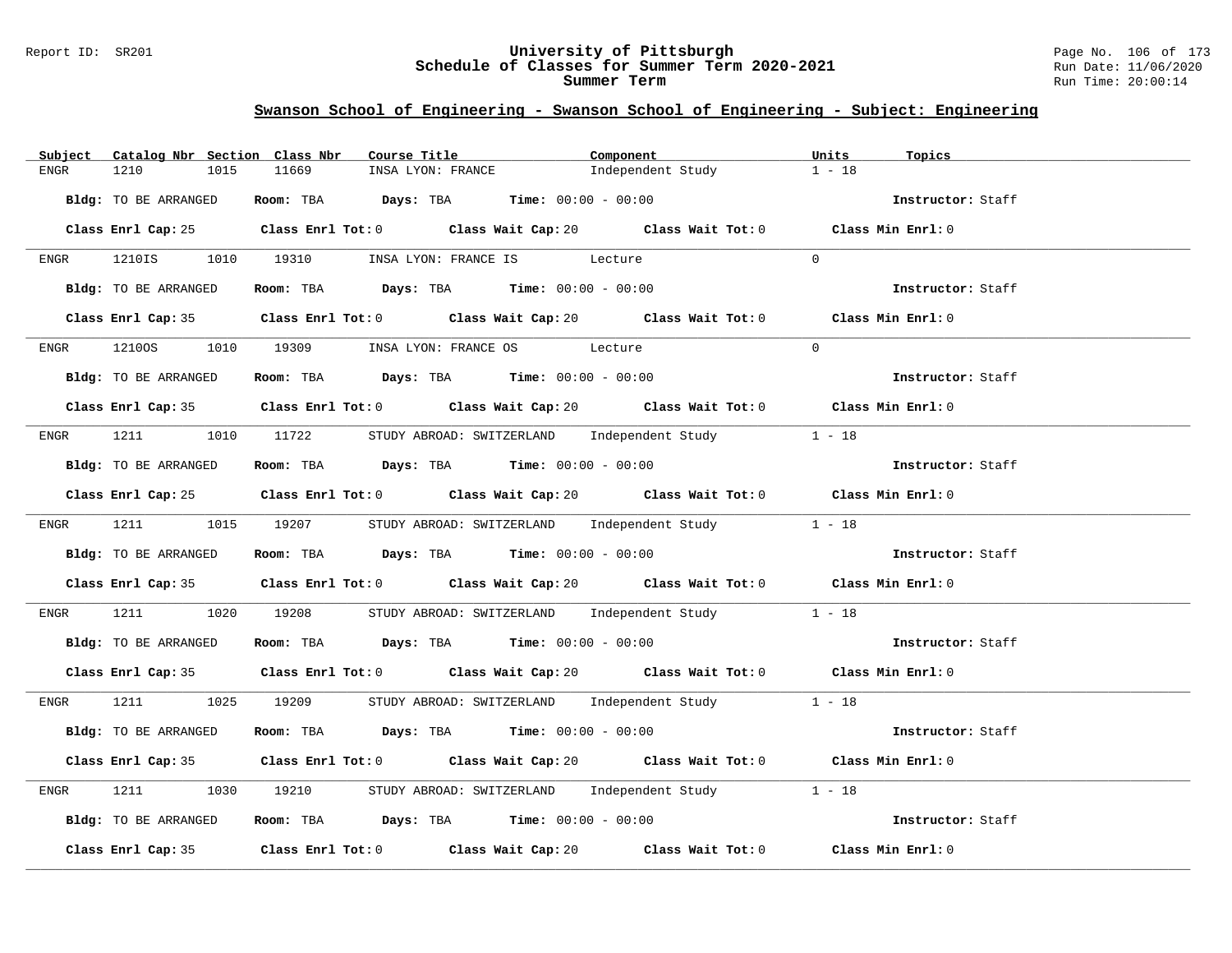## Swanson School of Engineering - Swanson School of Engineering - Subject: Engineering

| Subject | Catalog Nbr | Section | Class Nbr | Course Title | Component | Units | Topics |
|---|---|---|---|---|---|---|---|
| ENGR | 1210 | 1015 | 11669 | INSA LYON: FRANCE | Independent Study | 1 - 18 | |

**Bldg:** TO BE ARRANGED **Room:** TBA **Days:** TBA **Time:** 00:00 - 00:00 **Instructor:** Staff

**Class Enrl Cap:** 25 **Class Enrl Tot:** 0 **Class Wait Cap:** 20 **Class Wait Tot:** 0 **Class Min Enrl:** 0

| Subject | Catalog Nbr | Section | Class Nbr | Course Title | Component | Units | Topics |
|---|---|---|---|---|---|---|---|
| ENGR | 1210IS | 1010 | 19310 | INSA LYON: FRANCE IS | Lecture | 0 | |

**Bldg:** TO BE ARRANGED **Room:** TBA **Days:** TBA **Time:** 00:00 - 00:00 **Instructor:** Staff

**Class Enrl Cap:** 35 **Class Enrl Tot:** 0 **Class Wait Cap:** 20 **Class Wait Tot:** 0 **Class Min Enrl:** 0

| Subject | Catalog Nbr | Section | Class Nbr | Course Title | Component | Units | Topics |
|---|---|---|---|---|---|---|---|
| ENGR | 1210OS | 1010 | 19309 | INSA LYON: FRANCE OS | Lecture | 0 | |

**Bldg:** TO BE ARRANGED **Room:** TBA **Days:** TBA **Time:** 00:00 - 00:00 **Instructor:** Staff

**Class Enrl Cap:** 35 **Class Enrl Tot:** 0 **Class Wait Cap:** 20 **Class Wait Tot:** 0 **Class Min Enrl:** 0

| Subject | Catalog Nbr | Section | Class Nbr | Course Title | Component | Units | Topics |
|---|---|---|---|---|---|---|---|
| ENGR | 1211 | 1010 | 11722 | STUDY ABROAD: SWITZERLAND | Independent Study | 1 - 18 | |

**Bldg:** TO BE ARRANGED **Room:** TBA **Days:** TBA **Time:** 00:00 - 00:00 **Instructor:** Staff

**Class Enrl Cap:** 25 **Class Enrl Tot:** 0 **Class Wait Cap:** 20 **Class Wait Tot:** 0 **Class Min Enrl:** 0

| Subject | Catalog Nbr | Section | Class Nbr | Course Title | Component | Units | Topics |
|---|---|---|---|---|---|---|---|
| ENGR | 1211 | 1015 | 19207 | STUDY ABROAD: SWITZERLAND | Independent Study | 1 - 18 | |

**Bldg:** TO BE ARRANGED **Room:** TBA **Days:** TBA **Time:** 00:00 - 00:00 **Instructor:** Staff

**Class Enrl Cap:** 35 **Class Enrl Tot:** 0 **Class Wait Cap:** 20 **Class Wait Tot:** 0 **Class Min Enrl:** 0

| Subject | Catalog Nbr | Section | Class Nbr | Course Title | Component | Units | Topics |
|---|---|---|---|---|---|---|---|
| ENGR | 1211 | 1020 | 19208 | STUDY ABROAD: SWITZERLAND | Independent Study | 1 - 18 | |

**Bldg:** TO BE ARRANGED **Room:** TBA **Days:** TBA **Time:** 00:00 - 00:00 **Instructor:** Staff

**Class Enrl Cap:** 35 **Class Enrl Tot:** 0 **Class Wait Cap:** 20 **Class Wait Tot:** 0 **Class Min Enrl:** 0

| Subject | Catalog Nbr | Section | Class Nbr | Course Title | Component | Units | Topics |
|---|---|---|---|---|---|---|---|
| ENGR | 1211 | 1025 | 19209 | STUDY ABROAD: SWITZERLAND | Independent Study | 1 - 18 | |

**Bldg:** TO BE ARRANGED **Room:** TBA **Days:** TBA **Time:** 00:00 - 00:00 **Instructor:** Staff

**Class Enrl Cap:** 35 **Class Enrl Tot:** 0 **Class Wait Cap:** 20 **Class Wait Tot:** 0 **Class Min Enrl:** 0

| Subject | Catalog Nbr | Section | Class Nbr | Course Title | Component | Units | Topics |
|---|---|---|---|---|---|---|---|
| ENGR | 1211 | 1030 | 19210 | STUDY ABROAD: SWITZERLAND | Independent Study | 1 - 18 | |

**Bldg:** TO BE ARRANGED **Room:** TBA **Days:** TBA **Time:** 00:00 - 00:00 **Instructor:** Staff

**Class Enrl Cap:** 35 **Class Enrl Tot:** 0 **Class Wait Cap:** 20 **Class Wait Tot:** 0 **Class Min Enrl:** 0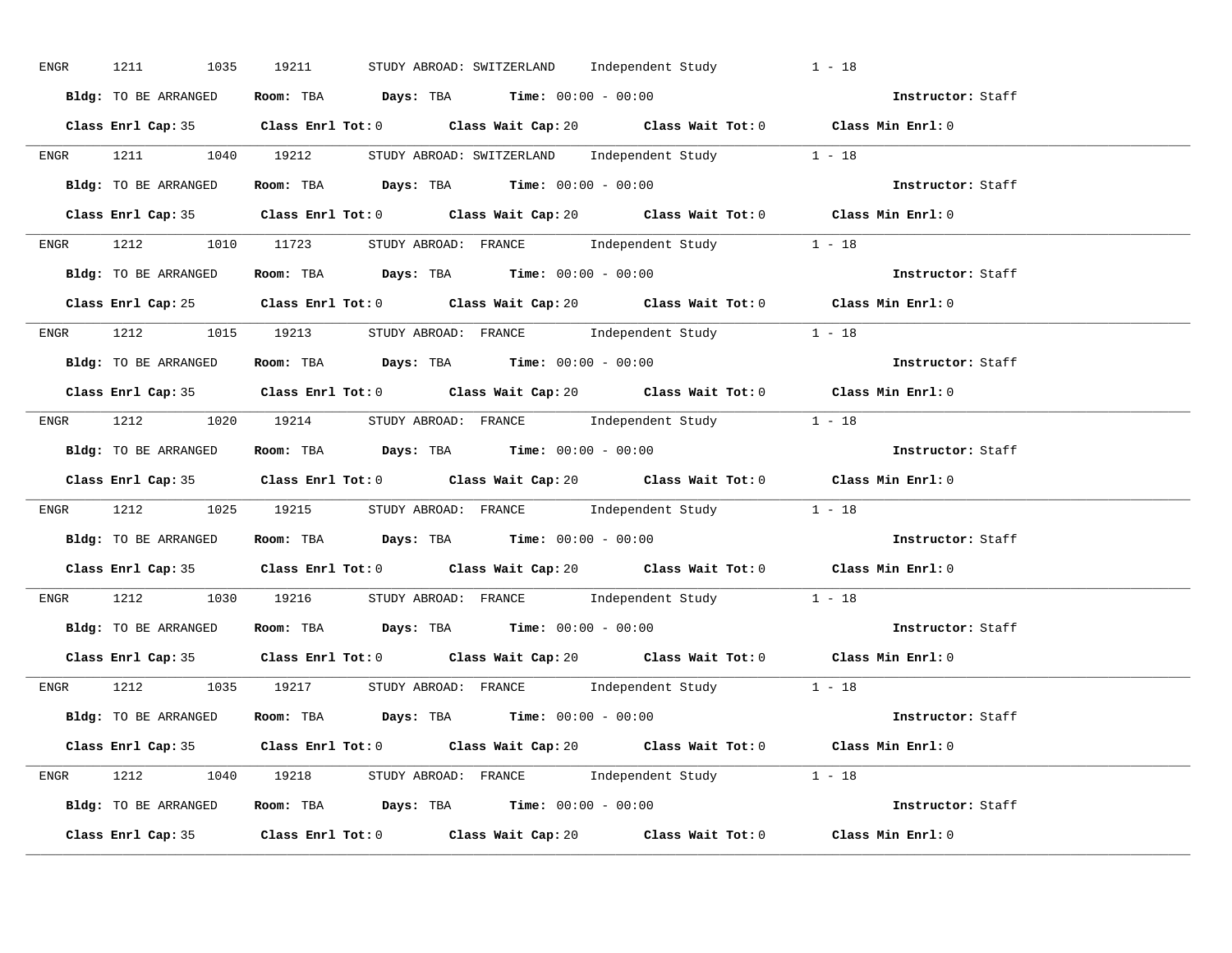ENGR 1211 1035 19211 STUDY ABROAD: SWITZERLAND Independent Study 1 - 18

**Bldg:** TO BE ARRANGED **Room:** TBA **Days:** TBA **Time:** 00:00 - 00:00 **Instructor:** Staff

**Class Enrl Cap:** 35 **Class Enrl Tot:** 0 **Class Wait Cap:** 20 **Class Wait Tot:** 0 **Class Min Enrl:** 0

---

ENGR 1211 1040 19212 STUDY ABROAD: SWITZERLAND Independent Study 1 - 18

**Bldg:** TO BE ARRANGED **Room:** TBA **Days:** TBA **Time:** 00:00 - 00:00 **Instructor:** Staff

**Class Enrl Cap:** 35 **Class Enrl Tot:** 0 **Class Wait Cap:** 20 **Class Wait Tot:** 0 **Class Min Enrl:** 0

---

ENGR 1212 1010 11723 STUDY ABROAD: FRANCE Independent Study 1 - 18

**Bldg:** TO BE ARRANGED **Room:** TBA **Days:** TBA **Time:** 00:00 - 00:00 **Instructor:** Staff

**Class Enrl Cap:** 25 **Class Enrl Tot:** 0 **Class Wait Cap:** 20 **Class Wait Tot:** 0 **Class Min Enrl:** 0

---

ENGR 1212 1015 19213 STUDY ABROAD: FRANCE Independent Study 1 - 18

**Bldg:** TO BE ARRANGED **Room:** TBA **Days:** TBA **Time:** 00:00 - 00:00 **Instructor:** Staff

**Class Enrl Cap:** 35 **Class Enrl Tot:** 0 **Class Wait Cap:** 20 **Class Wait Tot:** 0 **Class Min Enrl:** 0

---

ENGR 1212 1020 19214 STUDY ABROAD: FRANCE Independent Study 1 - 18

**Bldg:** TO BE ARRANGED **Room:** TBA **Days:** TBA **Time:** 00:00 - 00:00 **Instructor:** Staff

**Class Enrl Cap:** 35 **Class Enrl Tot:** 0 **Class Wait Cap:** 20 **Class Wait Tot:** 0 **Class Min Enrl:** 0

---

ENGR 1212 1025 19215 STUDY ABROAD: FRANCE Independent Study 1 - 18

**Bldg:** TO BE ARRANGED **Room:** TBA **Days:** TBA **Time:** 00:00 - 00:00 **Instructor:** Staff

**Class Enrl Cap:** 35 **Class Enrl Tot:** 0 **Class Wait Cap:** 20 **Class Wait Tot:** 0 **Class Min Enrl:** 0

---

ENGR 1212 1030 19216 STUDY ABROAD: FRANCE Independent Study 1 - 18

**Bldg:** TO BE ARRANGED **Room:** TBA **Days:** TBA **Time:** 00:00 - 00:00 **Instructor:** Staff

**Class Enrl Cap:** 35 **Class Enrl Tot:** 0 **Class Wait Cap:** 20 **Class Wait Tot:** 0 **Class Min Enrl:** 0

---

ENGR 1212 1035 19217 STUDY ABROAD: FRANCE Independent Study 1 - 18

**Bldg:** TO BE ARRANGED **Room:** TBA **Days:** TBA **Time:** 00:00 - 00:00 **Instructor:** Staff

**Class Enrl Cap:** 35 **Class Enrl Tot:** 0 **Class Wait Cap:** 20 **Class Wait Tot:** 0 **Class Min Enrl:** 0

---

ENGR 1212 1040 19218 STUDY ABROAD: FRANCE Independent Study 1 - 18

**Bldg:** TO BE ARRANGED **Room:** TBA **Days:** TBA **Time:** 00:00 - 00:00 **Instructor:** Staff

**Class Enrl Cap:** 35 **Class Enrl Tot:** 0 **Class Wait Cap:** 20 **Class Wait Tot:** 0 **Class Min Enrl:** 0

---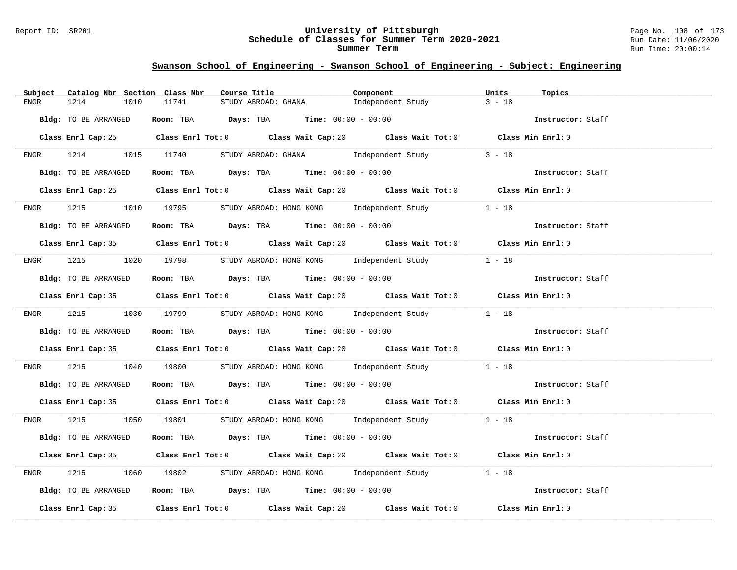## Swanson School of Engineering - Swanson School of Engineering - Subject: Engineering

| Subject | Catalog Nbr | Section | Class Nbr | Course Title | Component | Units | Topics |
|---|---|---|---|---|---|---|---|
| ENGR | 1214 | 1010 | 11741 | STUDY ABROAD: GHANA | Independent Study | 3 - 18 | |

**Bldg:** TO BE ARRANGED **Room:** TBA **Days:** TBA **Time:** 00:00 - 00:00 **Instructor:** Staff

**Class Enrl Cap:** 25 **Class Enrl Tot:** 0 **Class Wait Cap:** 20 **Class Wait Tot:** 0 **Class Min Enrl:** 0

| Subject | Catalog Nbr | Section | Class Nbr | Course Title | Component | Units | Topics |
|---|---|---|---|---|---|---|---|
| ENGR | 1214 | 1015 | 11740 | STUDY ABROAD: GHANA | Independent Study | 3 - 18 | |

**Bldg:** TO BE ARRANGED **Room:** TBA **Days:** TBA **Time:** 00:00 - 00:00 **Instructor:** Staff

**Class Enrl Cap:** 25 **Class Enrl Tot:** 0 **Class Wait Cap:** 20 **Class Wait Tot:** 0 **Class Min Enrl:** 0

| Subject | Catalog Nbr | Section | Class Nbr | Course Title | Component | Units | Topics |
|---|---|---|---|---|---|---|---|
| ENGR | 1215 | 1010 | 19795 | STUDY ABROAD: HONG KONG | Independent Study | 1 - 18 | |

**Bldg:** TO BE ARRANGED **Room:** TBA **Days:** TBA **Time:** 00:00 - 00:00 **Instructor:** Staff

**Class Enrl Cap:** 35 **Class Enrl Tot:** 0 **Class Wait Cap:** 20 **Class Wait Tot:** 0 **Class Min Enrl:** 0

| Subject | Catalog Nbr | Section | Class Nbr | Course Title | Component | Units | Topics |
|---|---|---|---|---|---|---|---|
| ENGR | 1215 | 1020 | 19798 | STUDY ABROAD: HONG KONG | Independent Study | 1 - 18 | |

**Bldg:** TO BE ARRANGED **Room:** TBA **Days:** TBA **Time:** 00:00 - 00:00 **Instructor:** Staff

**Class Enrl Cap:** 35 **Class Enrl Tot:** 0 **Class Wait Cap:** 20 **Class Wait Tot:** 0 **Class Min Enrl:** 0

| Subject | Catalog Nbr | Section | Class Nbr | Course Title | Component | Units | Topics |
|---|---|---|---|---|---|---|---|
| ENGR | 1215 | 1030 | 19799 | STUDY ABROAD: HONG KONG | Independent Study | 1 - 18 | |

**Bldg:** TO BE ARRANGED **Room:** TBA **Days:** TBA **Time:** 00:00 - 00:00 **Instructor:** Staff

**Class Enrl Cap:** 35 **Class Enrl Tot:** 0 **Class Wait Cap:** 20 **Class Wait Tot:** 0 **Class Min Enrl:** 0

| Subject | Catalog Nbr | Section | Class Nbr | Course Title | Component | Units | Topics |
|---|---|---|---|---|---|---|---|
| ENGR | 1215 | 1040 | 19800 | STUDY ABROAD: HONG KONG | Independent Study | 1 - 18 | |

**Bldg:** TO BE ARRANGED **Room:** TBA **Days:** TBA **Time:** 00:00 - 00:00 **Instructor:** Staff

**Class Enrl Cap:** 35 **Class Enrl Tot:** 0 **Class Wait Cap:** 20 **Class Wait Tot:** 0 **Class Min Enrl:** 0

| Subject | Catalog Nbr | Section | Class Nbr | Course Title | Component | Units | Topics |
|---|---|---|---|---|---|---|---|
| ENGR | 1215 | 1050 | 19801 | STUDY ABROAD: HONG KONG | Independent Study | 1 - 18 | |

**Bldg:** TO BE ARRANGED **Room:** TBA **Days:** TBA **Time:** 00:00 - 00:00 **Instructor:** Staff

**Class Enrl Cap:** 35 **Class Enrl Tot:** 0 **Class Wait Cap:** 20 **Class Wait Tot:** 0 **Class Min Enrl:** 0

| Subject | Catalog Nbr | Section | Class Nbr | Course Title | Component | Units | Topics |
|---|---|---|---|---|---|---|---|
| ENGR | 1215 | 1060 | 19802 | STUDY ABROAD: HONG KONG | Independent Study | 1 - 18 | |

**Bldg:** TO BE ARRANGED **Room:** TBA **Days:** TBA **Time:** 00:00 - 00:00 **Instructor:** Staff

**Class Enrl Cap:** 35 **Class Enrl Tot:** 0 **Class Wait Cap:** 20 **Class Wait Tot:** 0 **Class Min Enrl:** 0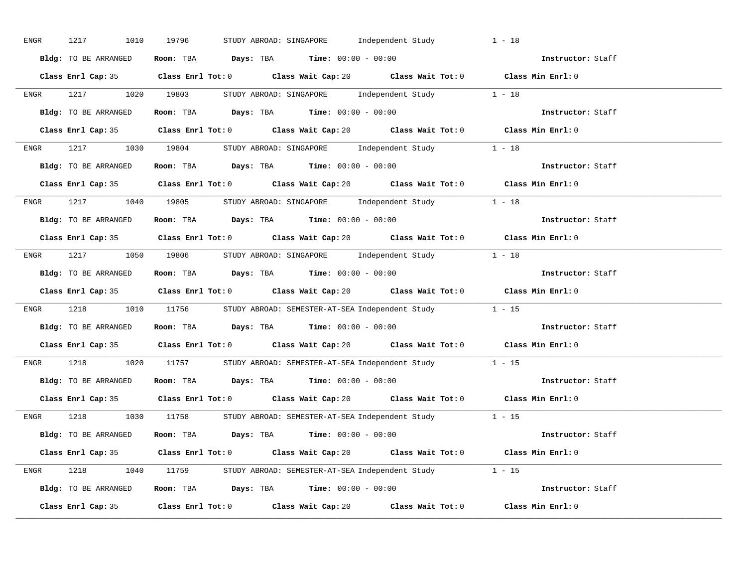ENGR 1217 1010 19796 STUDY ABROAD: SINGAPORE Independent Study 1 - 18

**Bldg:** TO BE ARRANGED **Room:** TBA **Days:** TBA **Time:** 00:00 - 00:00 **Instructor:** Staff

**Class Enrl Cap:** 35 **Class Enrl Tot:** 0 **Class Wait Cap:** 20 **Class Wait Tot:** 0 **Class Min Enrl:** 0

---

ENGR 1217 1020 19803 STUDY ABROAD: SINGAPORE Independent Study 1 - 18

**Bldg:** TO BE ARRANGED **Room:** TBA **Days:** TBA **Time:** 00:00 - 00:00 **Instructor:** Staff

**Class Enrl Cap:** 35 **Class Enrl Tot:** 0 **Class Wait Cap:** 20 **Class Wait Tot:** 0 **Class Min Enrl:** 0

---

ENGR 1217 1030 19804 STUDY ABROAD: SINGAPORE Independent Study 1 - 18

**Bldg:** TO BE ARRANGED **Room:** TBA **Days:** TBA **Time:** 00:00 - 00:00 **Instructor:** Staff

**Class Enrl Cap:** 35 **Class Enrl Tot:** 0 **Class Wait Cap:** 20 **Class Wait Tot:** 0 **Class Min Enrl:** 0

---

ENGR 1217 1040 19805 STUDY ABROAD: SINGAPORE Independent Study 1 - 18

**Bldg:** TO BE ARRANGED **Room:** TBA **Days:** TBA **Time:** 00:00 - 00:00 **Instructor:** Staff

**Class Enrl Cap:** 35 **Class Enrl Tot:** 0 **Class Wait Cap:** 20 **Class Wait Tot:** 0 **Class Min Enrl:** 0

---

ENGR 1217 1050 19806 STUDY ABROAD: SINGAPORE Independent Study 1 - 18

**Bldg:** TO BE ARRANGED **Room:** TBA **Days:** TBA **Time:** 00:00 - 00:00 **Instructor:** Staff

**Class Enrl Cap:** 35 **Class Enrl Tot:** 0 **Class Wait Cap:** 20 **Class Wait Tot:** 0 **Class Min Enrl:** 0

---

ENGR 1218 1010 11756 STUDY ABROAD: SEMESTER-AT-SEA Independent Study 1 - 15

**Bldg:** TO BE ARRANGED **Room:** TBA **Days:** TBA **Time:** 00:00 - 00:00 **Instructor:** Staff

**Class Enrl Cap:** 35 **Class Enrl Tot:** 0 **Class Wait Cap:** 20 **Class Wait Tot:** 0 **Class Min Enrl:** 0

---

ENGR 1218 1020 11757 STUDY ABROAD: SEMESTER-AT-SEA Independent Study 1 - 15

**Bldg:** TO BE ARRANGED **Room:** TBA **Days:** TBA **Time:** 00:00 - 00:00 **Instructor:** Staff

**Class Enrl Cap:** 35 **Class Enrl Tot:** 0 **Class Wait Cap:** 20 **Class Wait Tot:** 0 **Class Min Enrl:** 0

---

ENGR 1218 1030 11758 STUDY ABROAD: SEMESTER-AT-SEA Independent Study 1 - 15

**Bldg:** TO BE ARRANGED **Room:** TBA **Days:** TBA **Time:** 00:00 - 00:00 **Instructor:** Staff

**Class Enrl Cap:** 35 **Class Enrl Tot:** 0 **Class Wait Cap:** 20 **Class Wait Tot:** 0 **Class Min Enrl:** 0

---

ENGR 1218 1040 11759 STUDY ABROAD: SEMESTER-AT-SEA Independent Study 1 - 15

**Bldg:** TO BE ARRANGED **Room:** TBA **Days:** TBA **Time:** 00:00 - 00:00 **Instructor:** Staff

**Class Enrl Cap:** 35 **Class Enrl Tot:** 0 **Class Wait Cap:** 20 **Class Wait Tot:** 0 **Class Min Enrl:** 0

---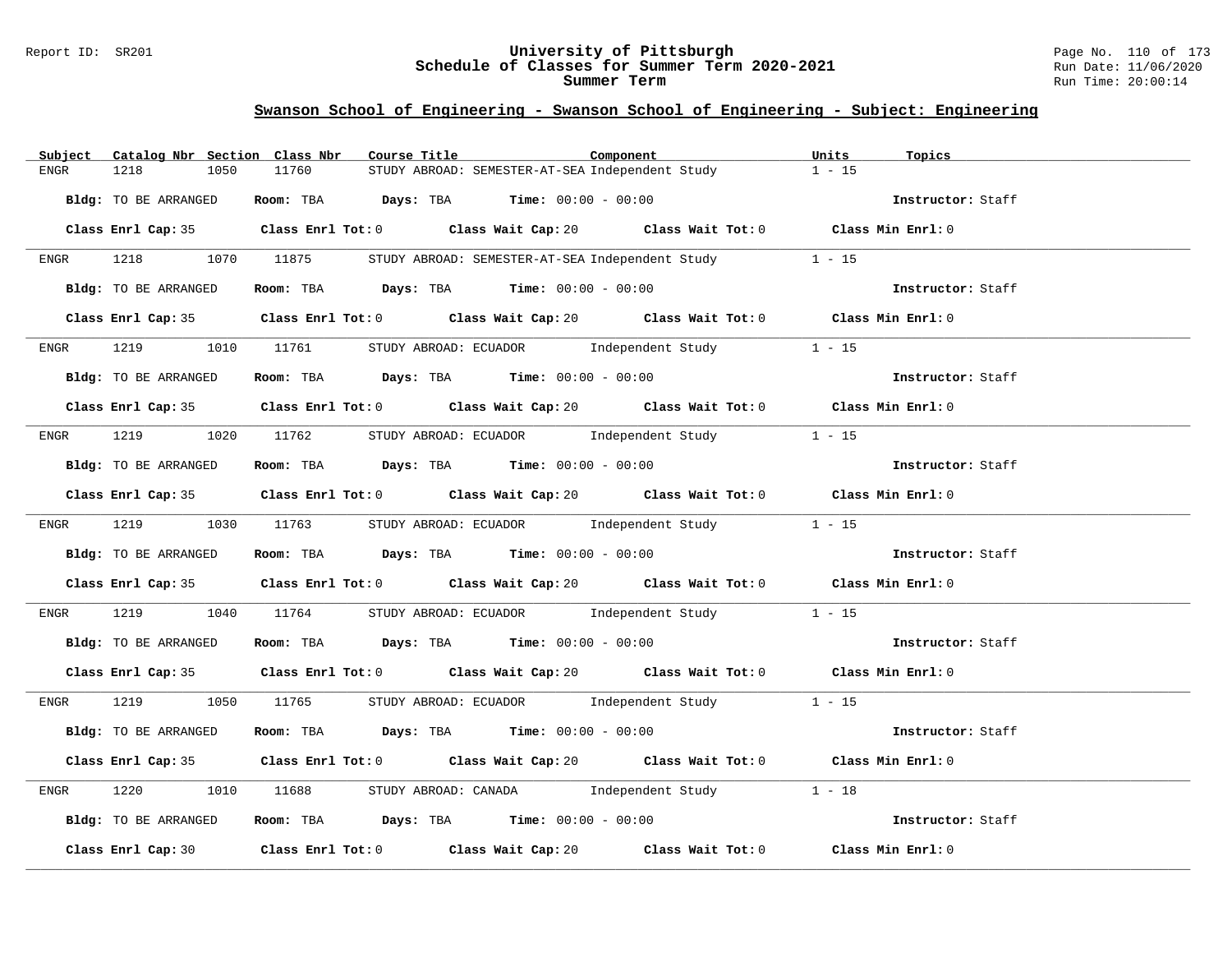## Swanson School of Engineering - Swanson School of Engineering - Subject: Engineering

| Subject | Catalog Nbr | Section | Class Nbr | Course Title | Component | Units | Topics |
|---|---|---|---|---|---|---|---|
| ENGR | 1218 | 1050 | 11760 | STUDY ABROAD: SEMESTER-AT-SEA | Independent Study | 1 - 15 | |

**Bldg:** TO BE ARRANGED **Room:** TBA **Days:** TBA **Time:** 00:00 - 00:00 **Instructor:** Staff

**Class Enrl Cap:** 35 **Class Enrl Tot:** 0 **Class Wait Cap:** 20 **Class Wait Tot:** 0 **Class Min Enrl:** 0

| Subject | Catalog Nbr | Section | Class Nbr | Course Title | Component | Units | Topics |
|---|---|---|---|---|---|---|---|
| ENGR | 1218 | 1070 | 11875 | STUDY ABROAD: SEMESTER-AT-SEA | Independent Study | 1 - 15 | |

**Bldg:** TO BE ARRANGED **Room:** TBA **Days:** TBA **Time:** 00:00 - 00:00 **Instructor:** Staff

**Class Enrl Cap:** 35 **Class Enrl Tot:** 0 **Class Wait Cap:** 20 **Class Wait Tot:** 0 **Class Min Enrl:** 0

| Subject | Catalog Nbr | Section | Class Nbr | Course Title | Component | Units | Topics |
|---|---|---|---|---|---|---|---|
| ENGR | 1219 | 1010 | 11761 | STUDY ABROAD: ECUADOR | Independent Study | 1 - 15 | |

**Bldg:** TO BE ARRANGED **Room:** TBA **Days:** TBA **Time:** 00:00 - 00:00 **Instructor:** Staff

**Class Enrl Cap:** 35 **Class Enrl Tot:** 0 **Class Wait Cap:** 20 **Class Wait Tot:** 0 **Class Min Enrl:** 0

| Subject | Catalog Nbr | Section | Class Nbr | Course Title | Component | Units | Topics |
|---|---|---|---|---|---|---|---|
| ENGR | 1219 | 1020 | 11762 | STUDY ABROAD: ECUADOR | Independent Study | 1 - 15 | |

**Bldg:** TO BE ARRANGED **Room:** TBA **Days:** TBA **Time:** 00:00 - 00:00 **Instructor:** Staff

**Class Enrl Cap:** 35 **Class Enrl Tot:** 0 **Class Wait Cap:** 20 **Class Wait Tot:** 0 **Class Min Enrl:** 0

| Subject | Catalog Nbr | Section | Class Nbr | Course Title | Component | Units | Topics |
|---|---|---|---|---|---|---|---|
| ENGR | 1219 | 1030 | 11763 | STUDY ABROAD: ECUADOR | Independent Study | 1 - 15 | |

**Bldg:** TO BE ARRANGED **Room:** TBA **Days:** TBA **Time:** 00:00 - 00:00 **Instructor:** Staff

**Class Enrl Cap:** 35 **Class Enrl Tot:** 0 **Class Wait Cap:** 20 **Class Wait Tot:** 0 **Class Min Enrl:** 0

| Subject | Catalog Nbr | Section | Class Nbr | Course Title | Component | Units | Topics |
|---|---|---|---|---|---|---|---|
| ENGR | 1219 | 1040 | 11764 | STUDY ABROAD: ECUADOR | Independent Study | 1 - 15 | |

**Bldg:** TO BE ARRANGED **Room:** TBA **Days:** TBA **Time:** 00:00 - 00:00 **Instructor:** Staff

**Class Enrl Cap:** 35 **Class Enrl Tot:** 0 **Class Wait Cap:** 20 **Class Wait Tot:** 0 **Class Min Enrl:** 0

| Subject | Catalog Nbr | Section | Class Nbr | Course Title | Component | Units | Topics |
|---|---|---|---|---|---|---|---|
| ENGR | 1219 | 1050 | 11765 | STUDY ABROAD: ECUADOR | Independent Study | 1 - 15 | |

**Bldg:** TO BE ARRANGED **Room:** TBA **Days:** TBA **Time:** 00:00 - 00:00 **Instructor:** Staff

**Class Enrl Cap:** 35 **Class Enrl Tot:** 0 **Class Wait Cap:** 20 **Class Wait Tot:** 0 **Class Min Enrl:** 0

| Subject | Catalog Nbr | Section | Class Nbr | Course Title | Component | Units | Topics |
|---|---|---|---|---|---|---|---|
| ENGR | 1220 | 1010 | 11688 | STUDY ABROAD: CANADA | Independent Study | 1 - 18 | |

**Bldg:** TO BE ARRANGED **Room:** TBA **Days:** TBA **Time:** 00:00 - 00:00 **Instructor:** Staff

**Class Enrl Cap:** 30 **Class Enrl Tot:** 0 **Class Wait Cap:** 20 **Class Wait Tot:** 0 **Class Min Enrl:** 0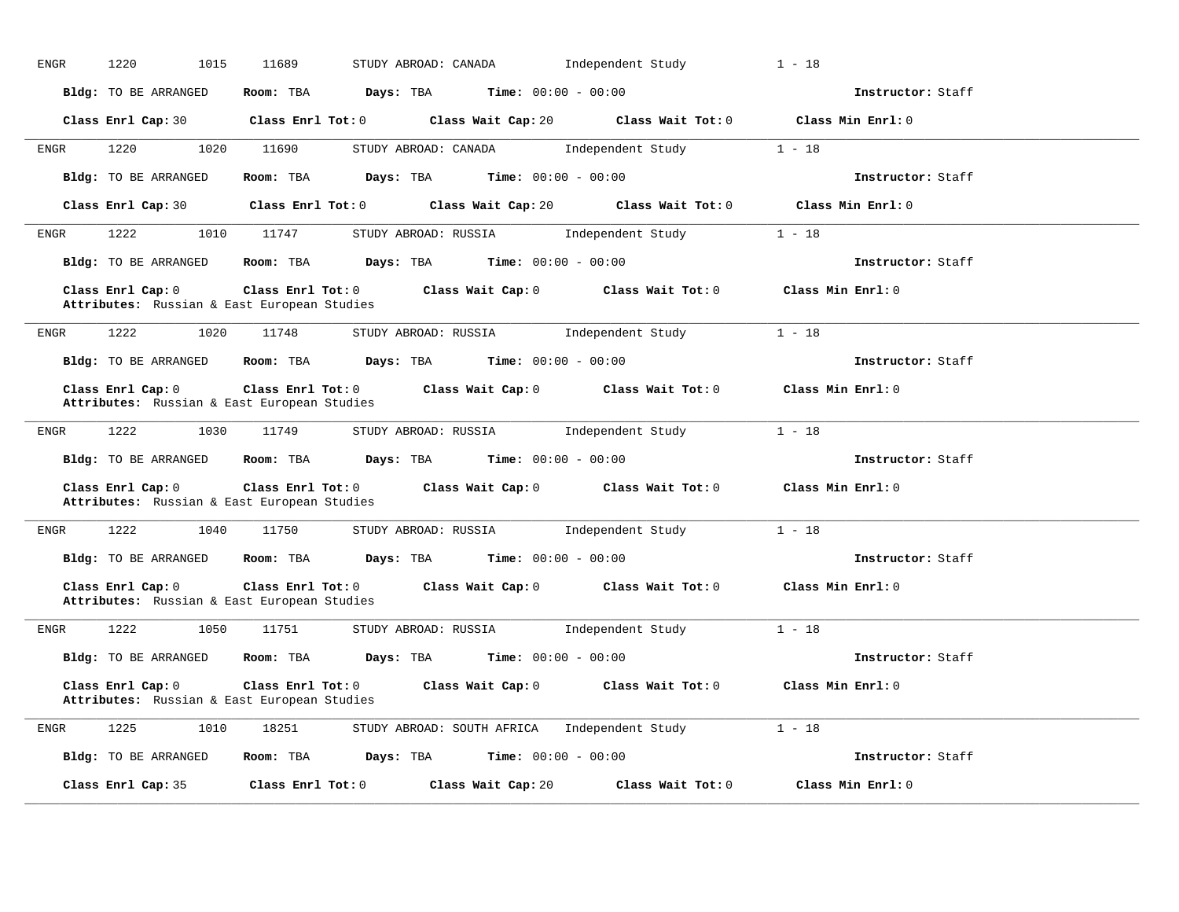ENGR 1220 1015 11689 STUDY ABROAD: CANADA Independent Study 1 - 18

**Bldg:** TO BE ARRANGED **Room:** TBA **Days:** TBA **Time:** 00:00 - 00:00 **Instructor:** Staff

**Class Enrl Cap:** 30 **Class Enrl Tot:** 0 **Class Wait Cap:** 20 **Class Wait Tot:** 0 **Class Min Enrl:** 0

---

ENGR 1220 1020 11690 STUDY ABROAD: CANADA Independent Study 1 - 18

**Bldg:** TO BE ARRANGED **Room:** TBA **Days:** TBA **Time:** 00:00 - 00:00 **Instructor:** Staff

**Class Enrl Cap:** 30 **Class Enrl Tot:** 0 **Class Wait Cap:** 20 **Class Wait Tot:** 0 **Class Min Enrl:** 0

---

ENGR 1222 1010 11747 STUDY ABROAD: RUSSIA Independent Study 1 - 18

**Bldg:** TO BE ARRANGED **Room:** TBA **Days:** TBA **Time:** 00:00 - 00:00 **Instructor:** Staff

**Class Enrl Cap:** 0 **Class Enrl Tot:** 0 **Class Wait Cap:** 0 **Class Wait Tot:** 0 **Class Min Enrl:** 0
**Attributes:** Russian & East European Studies

---

ENGR 1222 1020 11748 STUDY ABROAD: RUSSIA Independent Study 1 - 18

**Bldg:** TO BE ARRANGED **Room:** TBA **Days:** TBA **Time:** 00:00 - 00:00 **Instructor:** Staff

**Class Enrl Cap:** 0 **Class Enrl Tot:** 0 **Class Wait Cap:** 0 **Class Wait Tot:** 0 **Class Min Enrl:** 0
**Attributes:** Russian & East European Studies

---

ENGR 1222 1030 11749 STUDY ABROAD: RUSSIA Independent Study 1 - 18

**Bldg:** TO BE ARRANGED **Room:** TBA **Days:** TBA **Time:** 00:00 - 00:00 **Instructor:** Staff

**Class Enrl Cap:** 0 **Class Enrl Tot:** 0 **Class Wait Cap:** 0 **Class Wait Tot:** 0 **Class Min Enrl:** 0
**Attributes:** Russian & East European Studies

---

ENGR 1222 1040 11750 STUDY ABROAD: RUSSIA Independent Study 1 - 18

**Bldg:** TO BE ARRANGED **Room:** TBA **Days:** TBA **Time:** 00:00 - 00:00 **Instructor:** Staff

**Class Enrl Cap:** 0 **Class Enrl Tot:** 0 **Class Wait Cap:** 0 **Class Wait Tot:** 0 **Class Min Enrl:** 0
**Attributes:** Russian & East European Studies

---

ENGR 1222 1050 11751 STUDY ABROAD: RUSSIA Independent Study 1 - 18

**Bldg:** TO BE ARRANGED **Room:** TBA **Days:** TBA **Time:** 00:00 - 00:00 **Instructor:** Staff

**Class Enrl Cap:** 0 **Class Enrl Tot:** 0 **Class Wait Cap:** 0 **Class Wait Tot:** 0 **Class Min Enrl:** 0
**Attributes:** Russian & East European Studies

---

ENGR 1225 1010 18251 STUDY ABROAD: SOUTH AFRICA Independent Study 1 - 18

**Bldg:** TO BE ARRANGED **Room:** TBA **Days:** TBA **Time:** 00:00 - 00:00 **Instructor:** Staff

**Class Enrl Cap:** 35 **Class Enrl Tot:** 0 **Class Wait Cap:** 20 **Class Wait Tot:** 0 **Class Min Enrl:** 0

---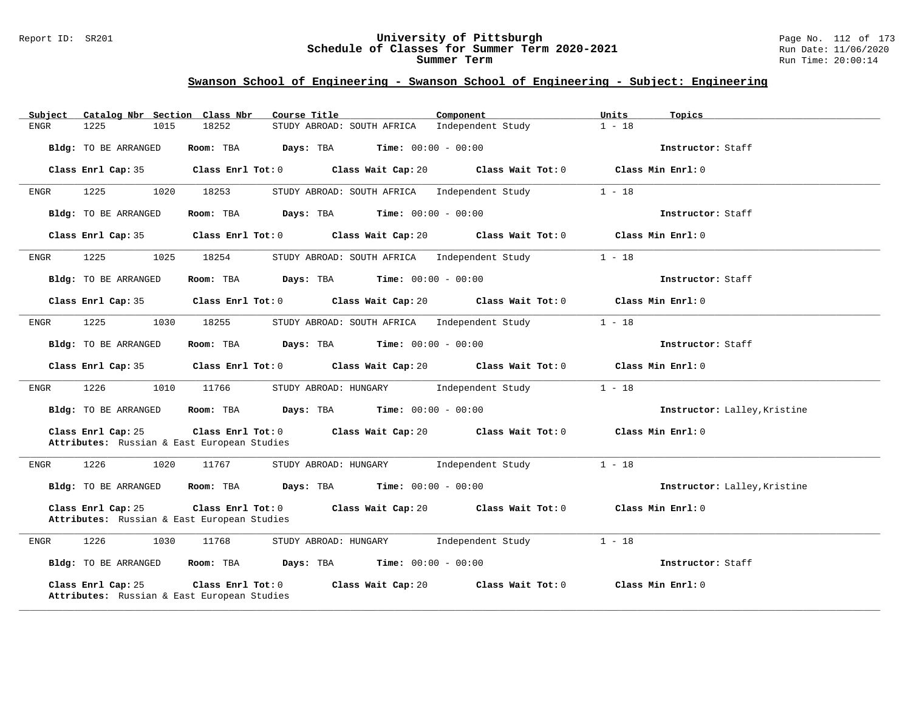## Swanson School of Engineering - Swanson School of Engineering - Subject: Engineering

| Subject | Catalog Nbr | Section | Class Nbr | Course Title | Component | Units | Topics |
|---|---|---|---|---|---|---|---|
| ENGR | 1225 | 1015 | 18252 | STUDY ABROAD: SOUTH AFRICA | Independent Study | 1 - 18 | |

**Bldg:** TO BE ARRANGED **Room:** TBA **Days:** TBA **Time:** 00:00 - 00:00 **Instructor:** Staff

**Class Enrl Cap:** 35 **Class Enrl Tot:** 0 **Class Wait Cap:** 20 **Class Wait Tot:** 0 **Class Min Enrl:** 0

---

| Subject | Catalog Nbr | Section | Class Nbr | Course Title | Component | Units | Topics |
|---|---|---|---|---|---|---|---|
| ENGR | 1225 | 1020 | 18253 | STUDY ABROAD: SOUTH AFRICA | Independent Study | 1 - 18 | |

**Bldg:** TO BE ARRANGED **Room:** TBA **Days:** TBA **Time:** 00:00 - 00:00 **Instructor:** Staff

**Class Enrl Cap:** 35 **Class Enrl Tot:** 0 **Class Wait Cap:** 20 **Class Wait Tot:** 0 **Class Min Enrl:** 0

---

| Subject | Catalog Nbr | Section | Class Nbr | Course Title | Component | Units | Topics |
|---|---|---|---|---|---|---|---|
| ENGR | 1225 | 1025 | 18254 | STUDY ABROAD: SOUTH AFRICA | Independent Study | 1 - 18 | |

**Bldg:** TO BE ARRANGED **Room:** TBA **Days:** TBA **Time:** 00:00 - 00:00 **Instructor:** Staff

**Class Enrl Cap:** 35 **Class Enrl Tot:** 0 **Class Wait Cap:** 20 **Class Wait Tot:** 0 **Class Min Enrl:** 0

---

| Subject | Catalog Nbr | Section | Class Nbr | Course Title | Component | Units | Topics |
|---|---|---|---|---|---|---|---|
| ENGR | 1225 | 1030 | 18255 | STUDY ABROAD: SOUTH AFRICA | Independent Study | 1 - 18 | |

**Bldg:** TO BE ARRANGED **Room:** TBA **Days:** TBA **Time:** 00:00 - 00:00 **Instructor:** Staff

**Class Enrl Cap:** 35 **Class Enrl Tot:** 0 **Class Wait Cap:** 20 **Class Wait Tot:** 0 **Class Min Enrl:** 0

---

| Subject | Catalog Nbr | Section | Class Nbr | Course Title | Component | Units | Topics |
|---|---|---|---|---|---|---|---|
| ENGR | 1226 | 1010 | 11766 | STUDY ABROAD: HUNGARY | Independent Study | 1 - 18 | |

**Bldg:** TO BE ARRANGED **Room:** TBA **Days:** TBA **Time:** 00:00 - 00:00 **Instructor:** Lalley,Kristine

**Class Enrl Cap:** 25 **Class Enrl Tot:** 0 **Class Wait Cap:** 20 **Class Wait Tot:** 0 **Class Min Enrl:** 0
**Attributes:** Russian & East European Studies

---

| Subject | Catalog Nbr | Section | Class Nbr | Course Title | Component | Units | Topics |
|---|---|---|---|---|---|---|---|
| ENGR | 1226 | 1020 | 11767 | STUDY ABROAD: HUNGARY | Independent Study | 1 - 18 | |

**Bldg:** TO BE ARRANGED **Room:** TBA **Days:** TBA **Time:** 00:00 - 00:00 **Instructor:** Lalley,Kristine

**Class Enrl Cap:** 25 **Class Enrl Tot:** 0 **Class Wait Cap:** 20 **Class Wait Tot:** 0 **Class Min Enrl:** 0
**Attributes:** Russian & East European Studies

---

| Subject | Catalog Nbr | Section | Class Nbr | Course Title | Component | Units | Topics |
|---|---|---|---|---|---|---|---|
| ENGR | 1226 | 1030 | 11768 | STUDY ABROAD: HUNGARY | Independent Study | 1 - 18 | |

**Bldg:** TO BE ARRANGED **Room:** TBA **Days:** TBA **Time:** 00:00 - 00:00 **Instructor:** Staff

**Class Enrl Cap:** 25 **Class Enrl Tot:** 0 **Class Wait Cap:** 20 **Class Wait Tot:** 0 **Class Min Enrl:** 0
**Attributes:** Russian & East European Studies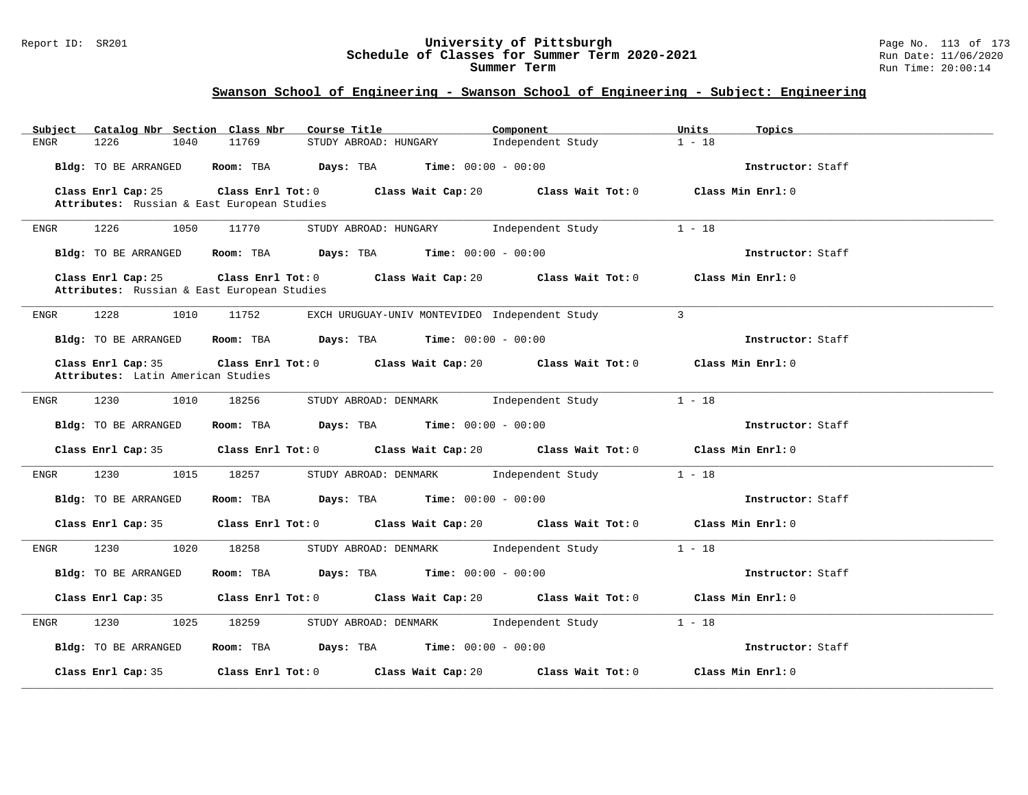## Swanson School of Engineering - Swanson School of Engineering - Subject: Engineering

| Subject | Catalog Nbr | Section | Class Nbr | Course Title | Component | Units | Topics |
|---|---|---|---|---|---|---|---|
| ENGR | 1226 | 1040 | 11769 | STUDY ABROAD: HUNGARY | Independent Study | 1 - 18 | |

**Bldg:** TO BE ARRANGED **Room:** TBA **Days:** TBA **Time:** 00:00 - 00:00 **Instructor:** Staff

**Class Enrl Cap:** 25 **Class Enrl Tot:** 0 **Class Wait Cap:** 20 **Class Wait Tot:** 0 **Class Min Enrl:** 0

**Attributes:** Russian & East European Studies

---

| Subject | Catalog Nbr | Section | Class Nbr | Course Title | Component | Units | Topics |
|---|---|---|---|---|---|---|---|
| ENGR | 1226 | 1050 | 11770 | STUDY ABROAD: HUNGARY | Independent Study | 1 - 18 | |

**Bldg:** TO BE ARRANGED **Room:** TBA **Days:** TBA **Time:** 00:00 - 00:00 **Instructor:** Staff

**Class Enrl Cap:** 25 **Class Enrl Tot:** 0 **Class Wait Cap:** 20 **Class Wait Tot:** 0 **Class Min Enrl:** 0

**Attributes:** Russian & East European Studies

---

| Subject | Catalog Nbr | Section | Class Nbr | Course Title | Component | Units | Topics |
|---|---|---|---|---|---|---|---|
| ENGR | 1228 | 1010 | 11752 | EXCH URUGUAY-UNIV MONTEVIDEO | Independent Study | 3 | |

**Bldg:** TO BE ARRANGED **Room:** TBA **Days:** TBA **Time:** 00:00 - 00:00 **Instructor:** Staff

**Class Enrl Cap:** 35 **Class Enrl Tot:** 0 **Class Wait Cap:** 20 **Class Wait Tot:** 0 **Class Min Enrl:** 0

**Attributes:** Latin American Studies

---

| Subject | Catalog Nbr | Section | Class Nbr | Course Title | Component | Units | Topics |
|---|---|---|---|---|---|---|---|
| ENGR | 1230 | 1010 | 18256 | STUDY ABROAD: DENMARK | Independent Study | 1 - 18 | |

**Bldg:** TO BE ARRANGED **Room:** TBA **Days:** TBA **Time:** 00:00 - 00:00 **Instructor:** Staff

**Class Enrl Cap:** 35 **Class Enrl Tot:** 0 **Class Wait Cap:** 20 **Class Wait Tot:** 0 **Class Min Enrl:** 0

---

| Subject | Catalog Nbr | Section | Class Nbr | Course Title | Component | Units | Topics |
|---|---|---|---|---|---|---|---|
| ENGR | 1230 | 1015 | 18257 | STUDY ABROAD: DENMARK | Independent Study | 1 - 18 | |

**Bldg:** TO BE ARRANGED **Room:** TBA **Days:** TBA **Time:** 00:00 - 00:00 **Instructor:** Staff

**Class Enrl Cap:** 35 **Class Enrl Tot:** 0 **Class Wait Cap:** 20 **Class Wait Tot:** 0 **Class Min Enrl:** 0

---

| Subject | Catalog Nbr | Section | Class Nbr | Course Title | Component | Units | Topics |
|---|---|---|---|---|---|---|---|
| ENGR | 1230 | 1020 | 18258 | STUDY ABROAD: DENMARK | Independent Study | 1 - 18 | |

**Bldg:** TO BE ARRANGED **Room:** TBA **Days:** TBA **Time:** 00:00 - 00:00 **Instructor:** Staff

**Class Enrl Cap:** 35 **Class Enrl Tot:** 0 **Class Wait Cap:** 20 **Class Wait Tot:** 0 **Class Min Enrl:** 0

---

| Subject | Catalog Nbr | Section | Class Nbr | Course Title | Component | Units | Topics |
|---|---|---|---|---|---|---|---|
| ENGR | 1230 | 1025 | 18259 | STUDY ABROAD: DENMARK | Independent Study | 1 - 18 | |

**Bldg:** TO BE ARRANGED **Room:** TBA **Days:** TBA **Time:** 00:00 - 00:00 **Instructor:** Staff

**Class Enrl Cap:** 35 **Class Enrl Tot:** 0 **Class Wait Cap:** 20 **Class Wait Tot:** 0 **Class Min Enrl:** 0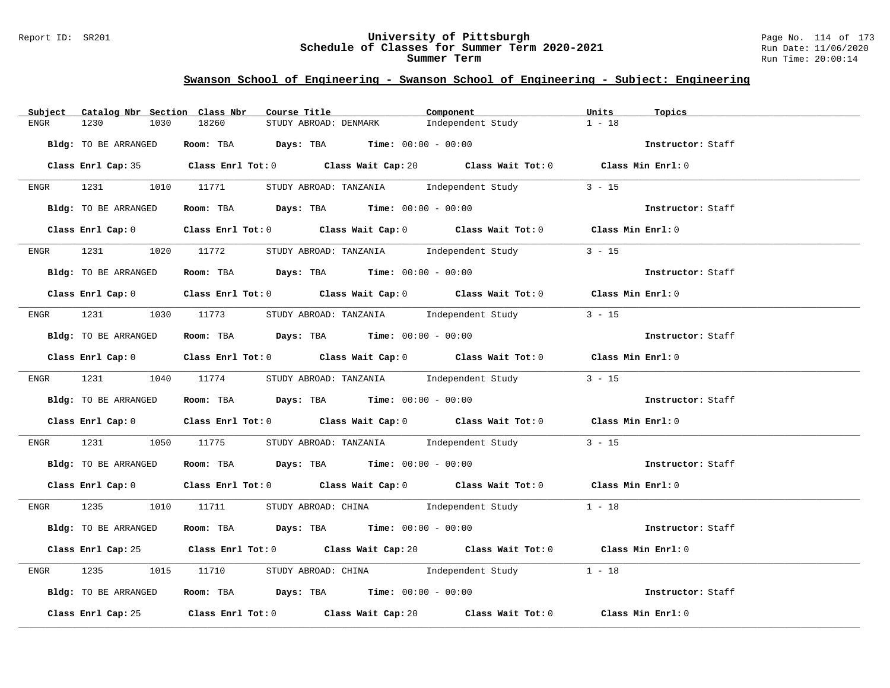## Swanson School of Engineering - Swanson School of Engineering - Subject: Engineering

| Subject | Catalog Nbr | Section | Class Nbr | Course Title | Component | Units | Topics |
|---|---|---|---|---|---|---|---|
| ENGR | 1230 | 1030 | 18260 | STUDY ABROAD: DENMARK | Independent Study | 1 - 18 | |

**Bldg:** TO BE ARRANGED **Room:** TBA **Days:** TBA **Time:** 00:00 - 00:00 **Instructor:** Staff

**Class Enrl Cap:** 35 **Class Enrl Tot:** 0 **Class Wait Cap:** 20 **Class Wait Tot:** 0 **Class Min Enrl:** 0

---

| Subject | Catalog Nbr | Section | Class Nbr | Course Title | Component | Units | Topics |
|---|---|---|---|---|---|---|---|
| ENGR | 1231 | 1010 | 11771 | STUDY ABROAD: TANZANIA | Independent Study | 3 - 15 | |

**Bldg:** TO BE ARRANGED **Room:** TBA **Days:** TBA **Time:** 00:00 - 00:00 **Instructor:** Staff

**Class Enrl Cap:** 0 **Class Enrl Tot:** 0 **Class Wait Cap:** 0 **Class Wait Tot:** 0 **Class Min Enrl:** 0

---

| Subject | Catalog Nbr | Section | Class Nbr | Course Title | Component | Units | Topics |
|---|---|---|---|---|---|---|---|
| ENGR | 1231 | 1020 | 11772 | STUDY ABROAD: TANZANIA | Independent Study | 3 - 15 | |

**Bldg:** TO BE ARRANGED **Room:** TBA **Days:** TBA **Time:** 00:00 - 00:00 **Instructor:** Staff

**Class Enrl Cap:** 0 **Class Enrl Tot:** 0 **Class Wait Cap:** 0 **Class Wait Tot:** 0 **Class Min Enrl:** 0

---

| Subject | Catalog Nbr | Section | Class Nbr | Course Title | Component | Units | Topics |
|---|---|---|---|---|---|---|---|
| ENGR | 1231 | 1030 | 11773 | STUDY ABROAD: TANZANIA | Independent Study | 3 - 15 | |

**Bldg:** TO BE ARRANGED **Room:** TBA **Days:** TBA **Time:** 00:00 - 00:00 **Instructor:** Staff

**Class Enrl Cap:** 0 **Class Enrl Tot:** 0 **Class Wait Cap:** 0 **Class Wait Tot:** 0 **Class Min Enrl:** 0

---

| Subject | Catalog Nbr | Section | Class Nbr | Course Title | Component | Units | Topics |
|---|---|---|---|---|---|---|---|
| ENGR | 1231 | 1040 | 11774 | STUDY ABROAD: TANZANIA | Independent Study | 3 - 15 | |

**Bldg:** TO BE ARRANGED **Room:** TBA **Days:** TBA **Time:** 00:00 - 00:00 **Instructor:** Staff

**Class Enrl Cap:** 0 **Class Enrl Tot:** 0 **Class Wait Cap:** 0 **Class Wait Tot:** 0 **Class Min Enrl:** 0

---

| Subject | Catalog Nbr | Section | Class Nbr | Course Title | Component | Units | Topics |
|---|---|---|---|---|---|---|---|
| ENGR | 1231 | 1050 | 11775 | STUDY ABROAD: TANZANIA | Independent Study | 3 - 15 | |

**Bldg:** TO BE ARRANGED **Room:** TBA **Days:** TBA **Time:** 00:00 - 00:00 **Instructor:** Staff

**Class Enrl Cap:** 0 **Class Enrl Tot:** 0 **Class Wait Cap:** 0 **Class Wait Tot:** 0 **Class Min Enrl:** 0

---

| Subject | Catalog Nbr | Section | Class Nbr | Course Title | Component | Units | Topics |
|---|---|---|---|---|---|---|---|
| ENGR | 1235 | 1010 | 11711 | STUDY ABROAD: CHINA | Independent Study | 1 - 18 | |

**Bldg:** TO BE ARRANGED **Room:** TBA **Days:** TBA **Time:** 00:00 - 00:00 **Instructor:** Staff

**Class Enrl Cap:** 25 **Class Enrl Tot:** 0 **Class Wait Cap:** 20 **Class Wait Tot:** 0 **Class Min Enrl:** 0

---

| Subject | Catalog Nbr | Section | Class Nbr | Course Title | Component | Units | Topics |
|---|---|---|---|---|---|---|---|
| ENGR | 1235 | 1015 | 11710 | STUDY ABROAD: CHINA | Independent Study | 1 - 18 | |

**Bldg:** TO BE ARRANGED **Room:** TBA **Days:** TBA **Time:** 00:00 - 00:00 **Instructor:** Staff

**Class Enrl Cap:** 25 **Class Enrl Tot:** 0 **Class Wait Cap:** 20 **Class Wait Tot:** 0 **Class Min Enrl:** 0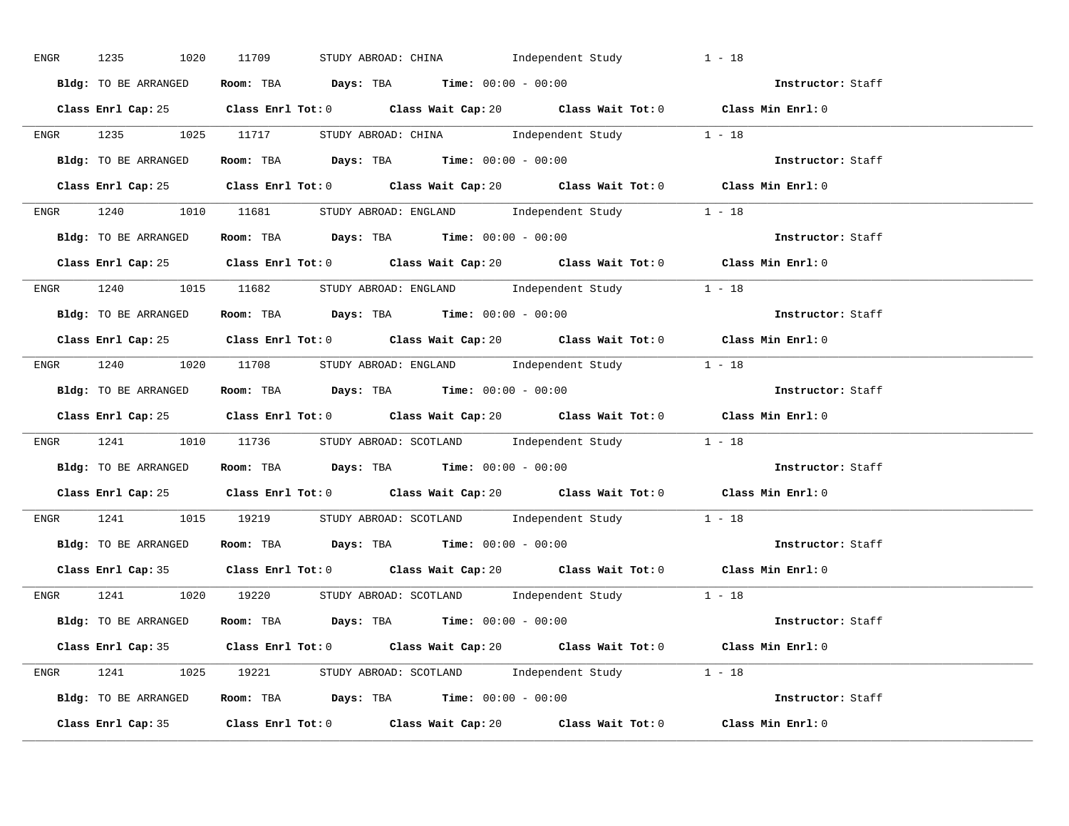ENGR 1235 1020 11709 STUDY ABROAD: CHINA Independent Study 1 - 18

**Bldg:** TO BE ARRANGED **Room:** TBA **Days:** TBA **Time:** 00:00 - 00:00 **Instructor:** Staff

**Class Enrl Cap:** 25 **Class Enrl Tot:** 0 **Class Wait Cap:** 20 **Class Wait Tot:** 0 **Class Min Enrl:** 0

---

ENGR 1235 1025 11717 STUDY ABROAD: CHINA Independent Study 1 - 18

**Bldg:** TO BE ARRANGED **Room:** TBA **Days:** TBA **Time:** 00:00 - 00:00 **Instructor:** Staff

**Class Enrl Cap:** 25 **Class Enrl Tot:** 0 **Class Wait Cap:** 20 **Class Wait Tot:** 0 **Class Min Enrl:** 0

---

ENGR 1240 1010 11681 STUDY ABROAD: ENGLAND Independent Study 1 - 18

**Bldg:** TO BE ARRANGED **Room:** TBA **Days:** TBA **Time:** 00:00 - 00:00 **Instructor:** Staff

**Class Enrl Cap:** 25 **Class Enrl Tot:** 0 **Class Wait Cap:** 20 **Class Wait Tot:** 0 **Class Min Enrl:** 0

---

ENGR 1240 1015 11682 STUDY ABROAD: ENGLAND Independent Study 1 - 18

**Bldg:** TO BE ARRANGED **Room:** TBA **Days:** TBA **Time:** 00:00 - 00:00 **Instructor:** Staff

**Class Enrl Cap:** 25 **Class Enrl Tot:** 0 **Class Wait Cap:** 20 **Class Wait Tot:** 0 **Class Min Enrl:** 0

---

ENGR 1240 1020 11708 STUDY ABROAD: ENGLAND Independent Study 1 - 18

**Bldg:** TO BE ARRANGED **Room:** TBA **Days:** TBA **Time:** 00:00 - 00:00 **Instructor:** Staff

**Class Enrl Cap:** 25 **Class Enrl Tot:** 0 **Class Wait Cap:** 20 **Class Wait Tot:** 0 **Class Min Enrl:** 0

---

ENGR 1241 1010 11736 STUDY ABROAD: SCOTLAND Independent Study 1 - 18

**Bldg:** TO BE ARRANGED **Room:** TBA **Days:** TBA **Time:** 00:00 - 00:00 **Instructor:** Staff

**Class Enrl Cap:** 25 **Class Enrl Tot:** 0 **Class Wait Cap:** 20 **Class Wait Tot:** 0 **Class Min Enrl:** 0

---

ENGR 1241 1015 19219 STUDY ABROAD: SCOTLAND Independent Study 1 - 18

**Bldg:** TO BE ARRANGED **Room:** TBA **Days:** TBA **Time:** 00:00 - 00:00 **Instructor:** Staff

**Class Enrl Cap:** 35 **Class Enrl Tot:** 0 **Class Wait Cap:** 20 **Class Wait Tot:** 0 **Class Min Enrl:** 0

---

ENGR 1241 1020 19220 STUDY ABROAD: SCOTLAND Independent Study 1 - 18

**Bldg:** TO BE ARRANGED **Room:** TBA **Days:** TBA **Time:** 00:00 - 00:00 **Instructor:** Staff

**Class Enrl Cap:** 35 **Class Enrl Tot:** 0 **Class Wait Cap:** 20 **Class Wait Tot:** 0 **Class Min Enrl:** 0

---

ENGR 1241 1025 19221 STUDY ABROAD: SCOTLAND Independent Study 1 - 18

**Bldg:** TO BE ARRANGED **Room:** TBA **Days:** TBA **Time:** 00:00 - 00:00 **Instructor:** Staff

**Class Enrl Cap:** 35 **Class Enrl Tot:** 0 **Class Wait Cap:** 20 **Class Wait Tot:** 0 **Class Min Enrl:** 0

---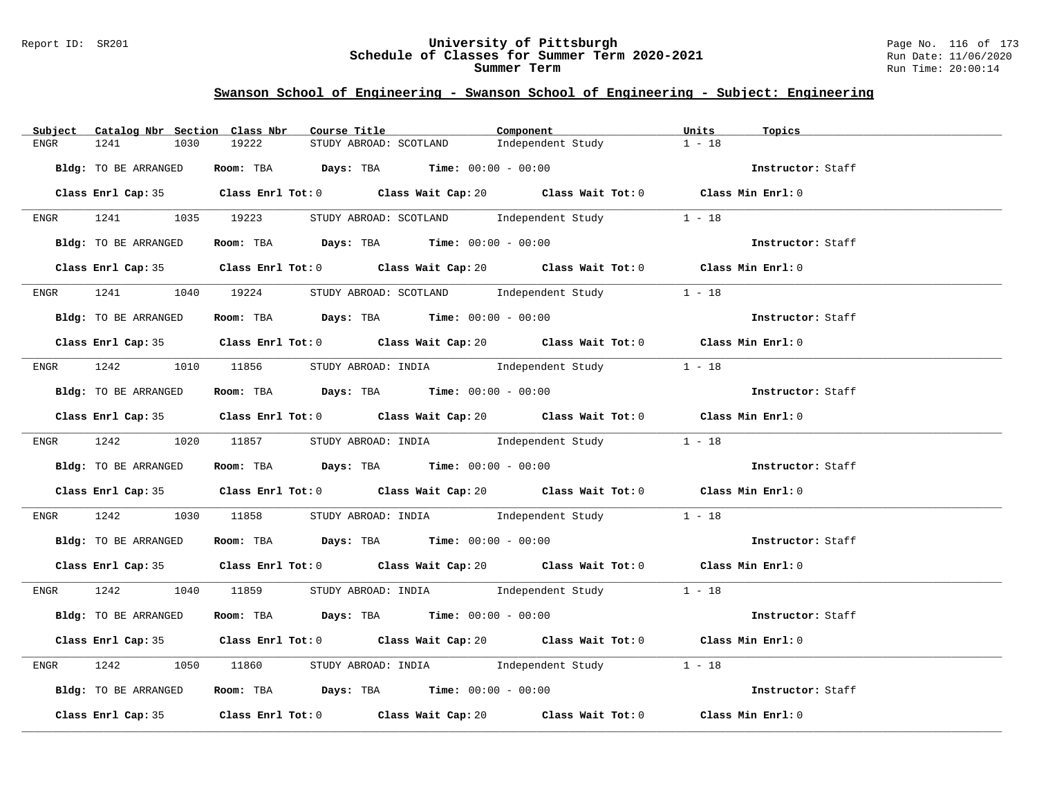## Swanson School of Engineering - Swanson School of Engineering - Subject: Engineering

| Subject | Catalog Nbr | Section | Class Nbr | Course Title | Component | Units | Topics |
|---|---|---|---|---|---|---|---|
| ENGR | 1241 | 1030 | 19222 | STUDY ABROAD: SCOTLAND | Independent Study | 1 - 18 | |

**Bldg:** TO BE ARRANGED **Room:** TBA **Days:** TBA **Time:** 00:00 - 00:00 **Instructor:** Staff

**Class Enrl Cap:** 35 **Class Enrl Tot:** 0 **Class Wait Cap:** 20 **Class Wait Tot:** 0 **Class Min Enrl:** 0

---

| Subject | Catalog Nbr | Section | Class Nbr | Course Title | Component | Units | Topics |
|---|---|---|---|---|---|---|---|
| ENGR | 1241 | 1035 | 19223 | STUDY ABROAD: SCOTLAND | Independent Study | 1 - 18 | |

**Bldg:** TO BE ARRANGED **Room:** TBA **Days:** TBA **Time:** 00:00 - 00:00 **Instructor:** Staff

**Class Enrl Cap:** 35 **Class Enrl Tot:** 0 **Class Wait Cap:** 20 **Class Wait Tot:** 0 **Class Min Enrl:** 0

---

| Subject | Catalog Nbr | Section | Class Nbr | Course Title | Component | Units | Topics |
|---|---|---|---|---|---|---|---|
| ENGR | 1241 | 1040 | 19224 | STUDY ABROAD: SCOTLAND | Independent Study | 1 - 18 | |

**Bldg:** TO BE ARRANGED **Room:** TBA **Days:** TBA **Time:** 00:00 - 00:00 **Instructor:** Staff

**Class Enrl Cap:** 35 **Class Enrl Tot:** 0 **Class Wait Cap:** 20 **Class Wait Tot:** 0 **Class Min Enrl:** 0

---

| Subject | Catalog Nbr | Section | Class Nbr | Course Title | Component | Units | Topics |
|---|---|---|---|---|---|---|---|
| ENGR | 1242 | 1010 | 11856 | STUDY ABROAD: INDIA | Independent Study | 1 - 18 | |

**Bldg:** TO BE ARRANGED **Room:** TBA **Days:** TBA **Time:** 00:00 - 00:00 **Instructor:** Staff

**Class Enrl Cap:** 35 **Class Enrl Tot:** 0 **Class Wait Cap:** 20 **Class Wait Tot:** 0 **Class Min Enrl:** 0

---

| Subject | Catalog Nbr | Section | Class Nbr | Course Title | Component | Units | Topics |
|---|---|---|---|---|---|---|---|
| ENGR | 1242 | 1020 | 11857 | STUDY ABROAD: INDIA | Independent Study | 1 - 18 | |

**Bldg:** TO BE ARRANGED **Room:** TBA **Days:** TBA **Time:** 00:00 - 00:00 **Instructor:** Staff

**Class Enrl Cap:** 35 **Class Enrl Tot:** 0 **Class Wait Cap:** 20 **Class Wait Tot:** 0 **Class Min Enrl:** 0

---

| Subject | Catalog Nbr | Section | Class Nbr | Course Title | Component | Units | Topics |
|---|---|---|---|---|---|---|---|
| ENGR | 1242 | 1030 | 11858 | STUDY ABROAD: INDIA | Independent Study | 1 - 18 | |

**Bldg:** TO BE ARRANGED **Room:** TBA **Days:** TBA **Time:** 00:00 - 00:00 **Instructor:** Staff

**Class Enrl Cap:** 35 **Class Enrl Tot:** 0 **Class Wait Cap:** 20 **Class Wait Tot:** 0 **Class Min Enrl:** 0

---

| Subject | Catalog Nbr | Section | Class Nbr | Course Title | Component | Units | Topics |
|---|---|---|---|---|---|---|---|
| ENGR | 1242 | 1040 | 11859 | STUDY ABROAD: INDIA | Independent Study | 1 - 18 | |

**Bldg:** TO BE ARRANGED **Room:** TBA **Days:** TBA **Time:** 00:00 - 00:00 **Instructor:** Staff

**Class Enrl Cap:** 35 **Class Enrl Tot:** 0 **Class Wait Cap:** 20 **Class Wait Tot:** 0 **Class Min Enrl:** 0

---

| Subject | Catalog Nbr | Section | Class Nbr | Course Title | Component | Units | Topics |
|---|---|---|---|---|---|---|---|
| ENGR | 1242 | 1050 | 11860 | STUDY ABROAD: INDIA | Independent Study | 1 - 18 | |

**Bldg:** TO BE ARRANGED **Room:** TBA **Days:** TBA **Time:** 00:00 - 00:00 **Instructor:** Staff

**Class Enrl Cap:** 35 **Class Enrl Tot:** 0 **Class Wait Cap:** 20 **Class Wait Tot:** 0 **Class Min Enrl:** 0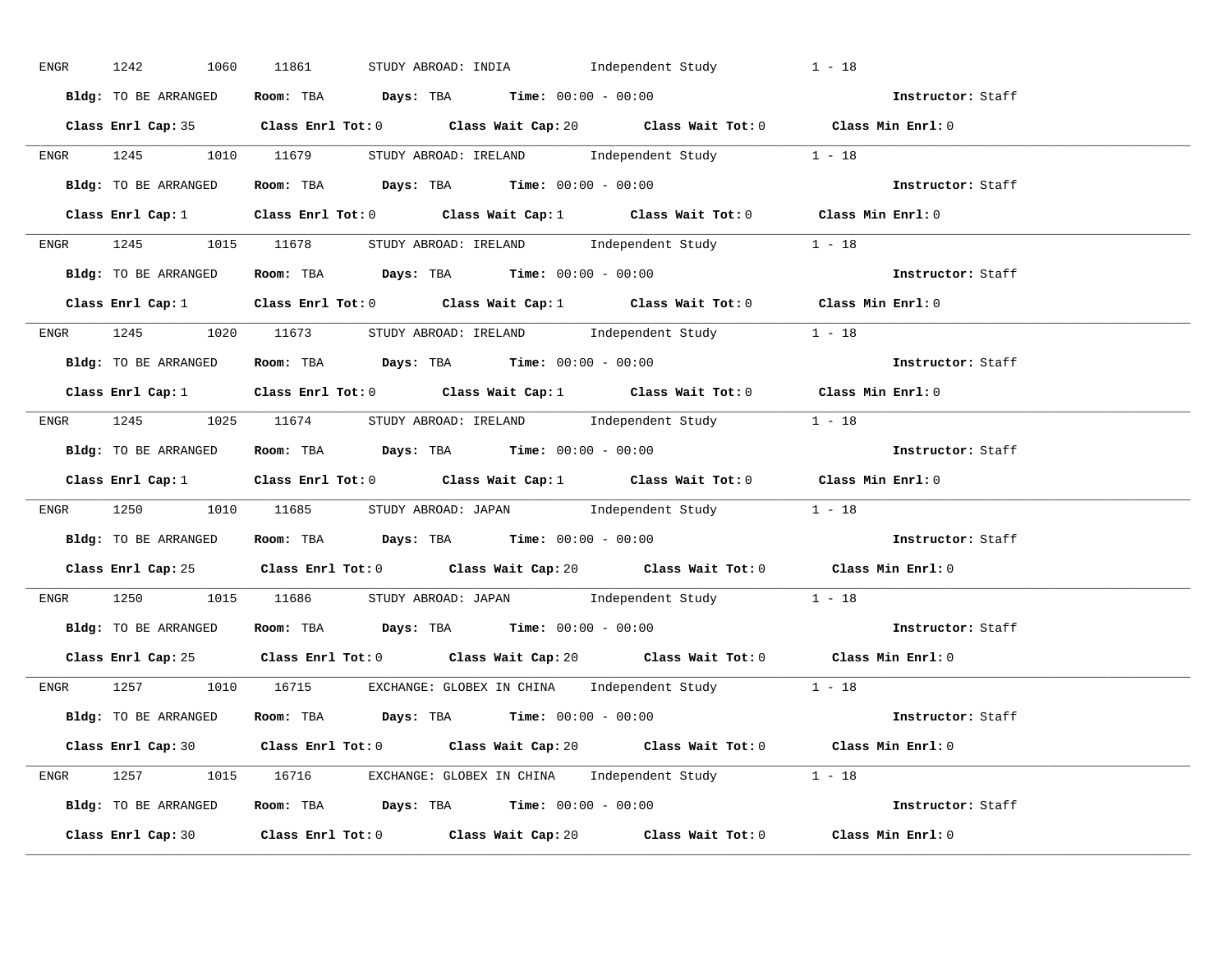ENGR 1242 1060 11861 STUDY ABROAD: INDIA Independent Study 1 - 18

**Bldg:** TO BE ARRANGED **Room:** TBA **Days:** TBA **Time:** 00:00 - 00:00 **Instructor:** Staff

**Class Enrl Cap:** 35 **Class Enrl Tot:** 0 **Class Wait Cap:** 20 **Class Wait Tot:** 0 **Class Min Enrl:** 0

---

ENGR 1245 1010 11679 STUDY ABROAD: IRELAND Independent Study 1 - 18

**Bldg:** TO BE ARRANGED **Room:** TBA **Days:** TBA **Time:** 00:00 - 00:00 **Instructor:** Staff

**Class Enrl Cap:** 1 **Class Enrl Tot:** 0 **Class Wait Cap:** 1 **Class Wait Tot:** 0 **Class Min Enrl:** 0

---

ENGR 1245 1015 11678 STUDY ABROAD: IRELAND Independent Study 1 - 18

**Bldg:** TO BE ARRANGED **Room:** TBA **Days:** TBA **Time:** 00:00 - 00:00 **Instructor:** Staff

**Class Enrl Cap:** 1 **Class Enrl Tot:** 0 **Class Wait Cap:** 1 **Class Wait Tot:** 0 **Class Min Enrl:** 0

---

ENGR 1245 1020 11673 STUDY ABROAD: IRELAND Independent Study 1 - 18

**Bldg:** TO BE ARRANGED **Room:** TBA **Days:** TBA **Time:** 00:00 - 00:00 **Instructor:** Staff

**Class Enrl Cap:** 1 **Class Enrl Tot:** 0 **Class Wait Cap:** 1 **Class Wait Tot:** 0 **Class Min Enrl:** 0

---

ENGR 1245 1025 11674 STUDY ABROAD: IRELAND Independent Study 1 - 18

**Bldg:** TO BE ARRANGED **Room:** TBA **Days:** TBA **Time:** 00:00 - 00:00 **Instructor:** Staff

**Class Enrl Cap:** 1 **Class Enrl Tot:** 0 **Class Wait Cap:** 1 **Class Wait Tot:** 0 **Class Min Enrl:** 0

---

ENGR 1250 1010 11685 STUDY ABROAD: JAPAN Independent Study 1 - 18

**Bldg:** TO BE ARRANGED **Room:** TBA **Days:** TBA **Time:** 00:00 - 00:00 **Instructor:** Staff

**Class Enrl Cap:** 25 **Class Enrl Tot:** 0 **Class Wait Cap:** 20 **Class Wait Tot:** 0 **Class Min Enrl:** 0

---

ENGR 1250 1015 11686 STUDY ABROAD: JAPAN Independent Study 1 - 18

**Bldg:** TO BE ARRANGED **Room:** TBA **Days:** TBA **Time:** 00:00 - 00:00 **Instructor:** Staff

**Class Enrl Cap:** 25 **Class Enrl Tot:** 0 **Class Wait Cap:** 20 **Class Wait Tot:** 0 **Class Min Enrl:** 0

---

ENGR 1257 1010 16715 EXCHANGE: GLOBEX IN CHINA Independent Study 1 - 18

**Bldg:** TO BE ARRANGED **Room:** TBA **Days:** TBA **Time:** 00:00 - 00:00 **Instructor:** Staff

**Class Enrl Cap:** 30 **Class Enrl Tot:** 0 **Class Wait Cap:** 20 **Class Wait Tot:** 0 **Class Min Enrl:** 0

---

ENGR 1257 1015 16716 EXCHANGE: GLOBEX IN CHINA Independent Study 1 - 18

**Bldg:** TO BE ARRANGED **Room:** TBA **Days:** TBA **Time:** 00:00 - 00:00 **Instructor:** Staff

**Class Enrl Cap:** 30 **Class Enrl Tot:** 0 **Class Wait Cap:** 20 **Class Wait Tot:** 0 **Class Min Enrl:** 0

---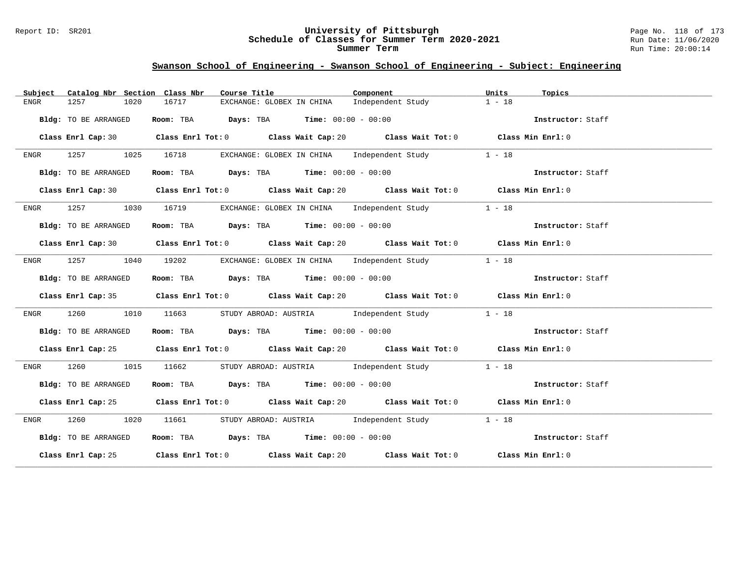## Swanson School of Engineering - Swanson School of Engineering - Subject: Engineering

| Subject | Catalog Nbr | Section | Class Nbr | Course Title | Component | Units | Topics |
|---|---|---|---|---|---|---|---|
| ENGR | 1257 | 1020 | 16717 | EXCHANGE: GLOBEX IN CHINA | Independent Study | 1 - 18 | |

**Bldg:** TO BE ARRANGED **Room:** TBA **Days:** TBA **Time:** 00:00 - 00:00 **Instructor:** Staff

**Class Enrl Cap:** 30 **Class Enrl Tot:** 0 **Class Wait Cap:** 20 **Class Wait Tot:** 0 **Class Min Enrl:** 0

---

| Subject | Catalog Nbr | Section | Class Nbr | Course Title | Component | Units | Topics |
|---|---|---|---|---|---|---|---|
| ENGR | 1257 | 1025 | 16718 | EXCHANGE: GLOBEX IN CHINA | Independent Study | 1 - 18 | |

**Bldg:** TO BE ARRANGED **Room:** TBA **Days:** TBA **Time:** 00:00 - 00:00 **Instructor:** Staff

**Class Enrl Cap:** 30 **Class Enrl Tot:** 0 **Class Wait Cap:** 20 **Class Wait Tot:** 0 **Class Min Enrl:** 0

---

| Subject | Catalog Nbr | Section | Class Nbr | Course Title | Component | Units | Topics |
|---|---|---|---|---|---|---|---|
| ENGR | 1257 | 1030 | 16719 | EXCHANGE: GLOBEX IN CHINA | Independent Study | 1 - 18 | |

**Bldg:** TO BE ARRANGED **Room:** TBA **Days:** TBA **Time:** 00:00 - 00:00 **Instructor:** Staff

**Class Enrl Cap:** 30 **Class Enrl Tot:** 0 **Class Wait Cap:** 20 **Class Wait Tot:** 0 **Class Min Enrl:** 0

---

| Subject | Catalog Nbr | Section | Class Nbr | Course Title | Component | Units | Topics |
|---|---|---|---|---|---|---|---|
| ENGR | 1257 | 1040 | 19202 | EXCHANGE: GLOBEX IN CHINA | Independent Study | 1 - 18 | |

**Bldg:** TO BE ARRANGED **Room:** TBA **Days:** TBA **Time:** 00:00 - 00:00 **Instructor:** Staff

**Class Enrl Cap:** 35 **Class Enrl Tot:** 0 **Class Wait Cap:** 20 **Class Wait Tot:** 0 **Class Min Enrl:** 0

---

| Subject | Catalog Nbr | Section | Class Nbr | Course Title | Component | Units | Topics |
|---|---|---|---|---|---|---|---|
| ENGR | 1260 | 1010 | 11663 | STUDY ABROAD: AUSTRIA | Independent Study | 1 - 18 | |

**Bldg:** TO BE ARRANGED **Room:** TBA **Days:** TBA **Time:** 00:00 - 00:00 **Instructor:** Staff

**Class Enrl Cap:** 25 **Class Enrl Tot:** 0 **Class Wait Cap:** 20 **Class Wait Tot:** 0 **Class Min Enrl:** 0

---

| Subject | Catalog Nbr | Section | Class Nbr | Course Title | Component | Units | Topics |
|---|---|---|---|---|---|---|---|
| ENGR | 1260 | 1015 | 11662 | STUDY ABROAD: AUSTRIA | Independent Study | 1 - 18 | |

**Bldg:** TO BE ARRANGED **Room:** TBA **Days:** TBA **Time:** 00:00 - 00:00 **Instructor:** Staff

**Class Enrl Cap:** 25 **Class Enrl Tot:** 0 **Class Wait Cap:** 20 **Class Wait Tot:** 0 **Class Min Enrl:** 0

---

| Subject | Catalog Nbr | Section | Class Nbr | Course Title | Component | Units | Topics |
|---|---|---|---|---|---|---|---|
| ENGR | 1260 | 1020 | 11661 | STUDY ABROAD: AUSTRIA | Independent Study | 1 - 18 | |

**Bldg:** TO BE ARRANGED **Room:** TBA **Days:** TBA **Time:** 00:00 - 00:00 **Instructor:** Staff

**Class Enrl Cap:** 25 **Class Enrl Tot:** 0 **Class Wait Cap:** 20 **Class Wait Tot:** 0 **Class Min Enrl:** 0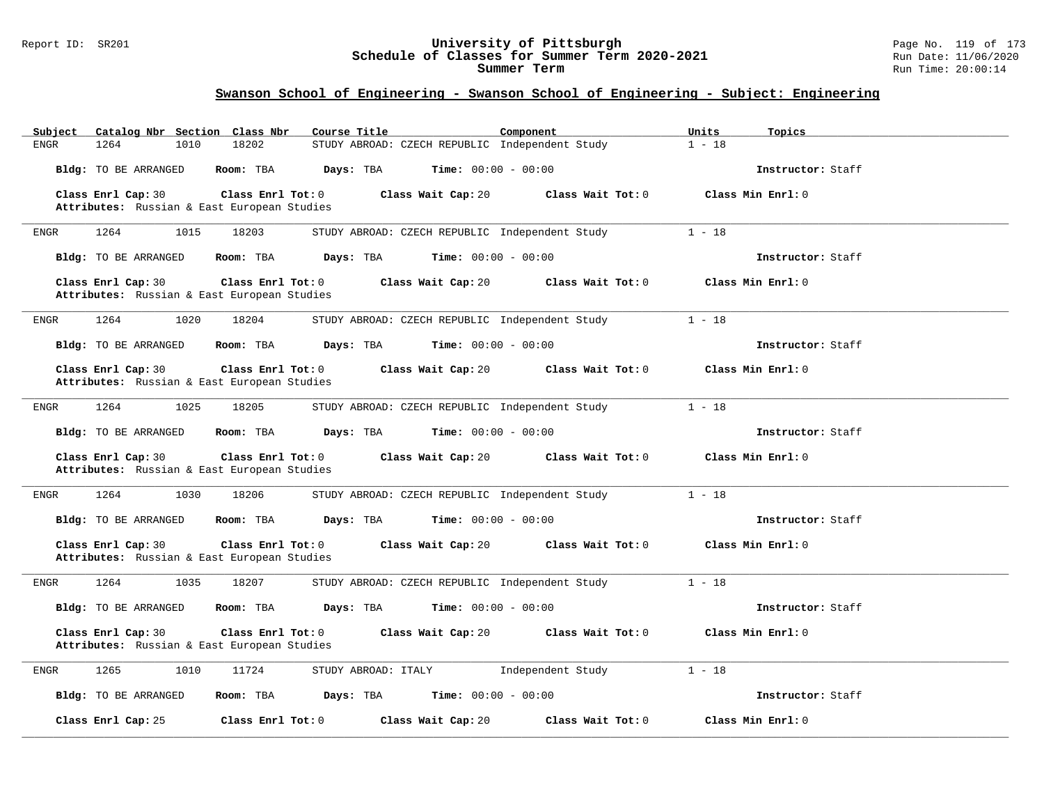## Swanson School of Engineering - Swanson School of Engineering - Subject: Engineering

| Subject | Catalog Nbr | Section | Class Nbr | Course Title | Component | Units | Topics |
|---|---|---|---|---|---|---|---|
| ENGR | 1264 | 1010 | 18202 | STUDY ABROAD: CZECH REPUBLIC | Independent Study | 1 - 18 | |

**Bldg:** TO BE ARRANGED **Room:** TBA **Days:** TBA **Time:** 00:00 - 00:00 **Instructor:** Staff

**Class Enrl Cap:** 30 **Class Enrl Tot:** 0 **Class Wait Cap:** 20 **Class Wait Tot:** 0 **Class Min Enrl:** 0

**Attributes:** Russian & East European Studies

---

| Subject | Catalog Nbr | Section | Class Nbr | Course Title | Component | Units | Topics |
|---|---|---|---|---|---|---|---|
| ENGR | 1264 | 1015 | 18203 | STUDY ABROAD: CZECH REPUBLIC | Independent Study | 1 - 18 | |

**Bldg:** TO BE ARRANGED **Room:** TBA **Days:** TBA **Time:** 00:00 - 00:00 **Instructor:** Staff

**Class Enrl Cap:** 30 **Class Enrl Tot:** 0 **Class Wait Cap:** 20 **Class Wait Tot:** 0 **Class Min Enrl:** 0

**Attributes:** Russian & East European Studies

---

| Subject | Catalog Nbr | Section | Class Nbr | Course Title | Component | Units | Topics |
|---|---|---|---|---|---|---|---|
| ENGR | 1264 | 1020 | 18204 | STUDY ABROAD: CZECH REPUBLIC | Independent Study | 1 - 18 | |

**Bldg:** TO BE ARRANGED **Room:** TBA **Days:** TBA **Time:** 00:00 - 00:00 **Instructor:** Staff

**Class Enrl Cap:** 30 **Class Enrl Tot:** 0 **Class Wait Cap:** 20 **Class Wait Tot:** 0 **Class Min Enrl:** 0

**Attributes:** Russian & East European Studies

---

| Subject | Catalog Nbr | Section | Class Nbr | Course Title | Component | Units | Topics |
|---|---|---|---|---|---|---|---|
| ENGR | 1264 | 1025 | 18205 | STUDY ABROAD: CZECH REPUBLIC | Independent Study | 1 - 18 | |

**Bldg:** TO BE ARRANGED **Room:** TBA **Days:** TBA **Time:** 00:00 - 00:00 **Instructor:** Staff

**Class Enrl Cap:** 30 **Class Enrl Tot:** 0 **Class Wait Cap:** 20 **Class Wait Tot:** 0 **Class Min Enrl:** 0

**Attributes:** Russian & East European Studies

---

| Subject | Catalog Nbr | Section | Class Nbr | Course Title | Component | Units | Topics |
|---|---|---|---|---|---|---|---|
| ENGR | 1264 | 1030 | 18206 | STUDY ABROAD: CZECH REPUBLIC | Independent Study | 1 - 18 | |

**Bldg:** TO BE ARRANGED **Room:** TBA **Days:** TBA **Time:** 00:00 - 00:00 **Instructor:** Staff

**Class Enrl Cap:** 30 **Class Enrl Tot:** 0 **Class Wait Cap:** 20 **Class Wait Tot:** 0 **Class Min Enrl:** 0

**Attributes:** Russian & East European Studies

---

| Subject | Catalog Nbr | Section | Class Nbr | Course Title | Component | Units | Topics |
|---|---|---|---|---|---|---|---|
| ENGR | 1264 | 1035 | 18207 | STUDY ABROAD: CZECH REPUBLIC | Independent Study | 1 - 18 | |

**Bldg:** TO BE ARRANGED **Room:** TBA **Days:** TBA **Time:** 00:00 - 00:00 **Instructor:** Staff

**Class Enrl Cap:** 30 **Class Enrl Tot:** 0 **Class Wait Cap:** 20 **Class Wait Tot:** 0 **Class Min Enrl:** 0

**Attributes:** Russian & East European Studies

---

| Subject | Catalog Nbr | Section | Class Nbr | Course Title | Component | Units | Topics |
|---|---|---|---|---|---|---|---|
| ENGR | 1265 | 1010 | 11724 | STUDY ABROAD: ITALY | Independent Study | 1 - 18 | |

**Bldg:** TO BE ARRANGED **Room:** TBA **Days:** TBA **Time:** 00:00 - 00:00 **Instructor:** Staff

**Class Enrl Cap:** 25 **Class Enrl Tot:** 0 **Class Wait Cap:** 20 **Class Wait Tot:** 0 **Class Min Enrl:** 0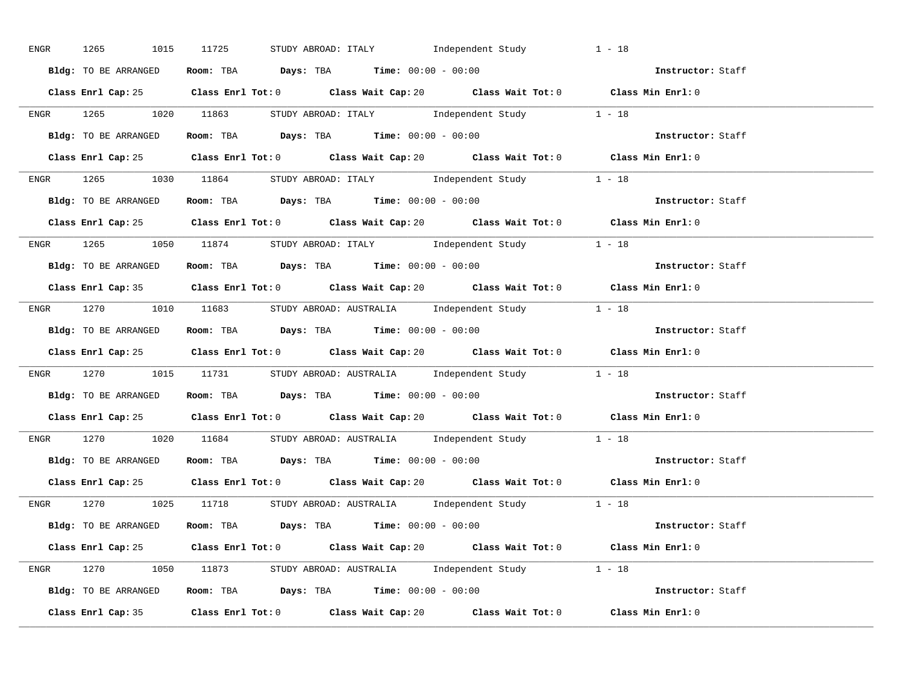ENGR 1265 1015 11725 STUDY ABROAD: ITALY Independent Study 1 - 18

**Bldg:** TO BE ARRANGED **Room:** TBA **Days:** TBA **Time:** 00:00 - 00:00 **Instructor:** Staff

**Class Enrl Cap:** 25 **Class Enrl Tot:** 0 **Class Wait Cap:** 20 **Class Wait Tot:** 0 **Class Min Enrl:** 0

---

ENGR 1265 1020 11863 STUDY ABROAD: ITALY Independent Study 1 - 18

**Bldg:** TO BE ARRANGED **Room:** TBA **Days:** TBA **Time:** 00:00 - 00:00 **Instructor:** Staff

**Class Enrl Cap:** 25 **Class Enrl Tot:** 0 **Class Wait Cap:** 20 **Class Wait Tot:** 0 **Class Min Enrl:** 0

---

ENGR 1265 1030 11864 STUDY ABROAD: ITALY Independent Study 1 - 18

**Bldg:** TO BE ARRANGED **Room:** TBA **Days:** TBA **Time:** 00:00 - 00:00 **Instructor:** Staff

**Class Enrl Cap:** 25 **Class Enrl Tot:** 0 **Class Wait Cap:** 20 **Class Wait Tot:** 0 **Class Min Enrl:** 0

---

ENGR 1265 1050 11874 STUDY ABROAD: ITALY Independent Study 1 - 18

**Bldg:** TO BE ARRANGED **Room:** TBA **Days:** TBA **Time:** 00:00 - 00:00 **Instructor:** Staff

**Class Enrl Cap:** 35 **Class Enrl Tot:** 0 **Class Wait Cap:** 20 **Class Wait Tot:** 0 **Class Min Enrl:** 0

---

ENGR 1270 1010 11683 STUDY ABROAD: AUSTRALIA Independent Study 1 - 18

**Bldg:** TO BE ARRANGED **Room:** TBA **Days:** TBA **Time:** 00:00 - 00:00 **Instructor:** Staff

**Class Enrl Cap:** 25 **Class Enrl Tot:** 0 **Class Wait Cap:** 20 **Class Wait Tot:** 0 **Class Min Enrl:** 0

---

ENGR 1270 1015 11731 STUDY ABROAD: AUSTRALIA Independent Study 1 - 18

**Bldg:** TO BE ARRANGED **Room:** TBA **Days:** TBA **Time:** 00:00 - 00:00 **Instructor:** Staff

**Class Enrl Cap:** 25 **Class Enrl Tot:** 0 **Class Wait Cap:** 20 **Class Wait Tot:** 0 **Class Min Enrl:** 0

---

ENGR 1270 1020 11684 STUDY ABROAD: AUSTRALIA Independent Study 1 - 18

**Bldg:** TO BE ARRANGED **Room:** TBA **Days:** TBA **Time:** 00:00 - 00:00 **Instructor:** Staff

**Class Enrl Cap:** 25 **Class Enrl Tot:** 0 **Class Wait Cap:** 20 **Class Wait Tot:** 0 **Class Min Enrl:** 0

---

ENGR 1270 1025 11718 STUDY ABROAD: AUSTRALIA Independent Study 1 - 18

**Bldg:** TO BE ARRANGED **Room:** TBA **Days:** TBA **Time:** 00:00 - 00:00 **Instructor:** Staff

**Class Enrl Cap:** 25 **Class Enrl Tot:** 0 **Class Wait Cap:** 20 **Class Wait Tot:** 0 **Class Min Enrl:** 0

---

ENGR 1270 1050 11873 STUDY ABROAD: AUSTRALIA Independent Study 1 - 18

**Bldg:** TO BE ARRANGED **Room:** TBA **Days:** TBA **Time:** 00:00 - 00:00 **Instructor:** Staff

**Class Enrl Cap:** 35 **Class Enrl Tot:** 0 **Class Wait Cap:** 20 **Class Wait Tot:** 0 **Class Min Enrl:** 0

---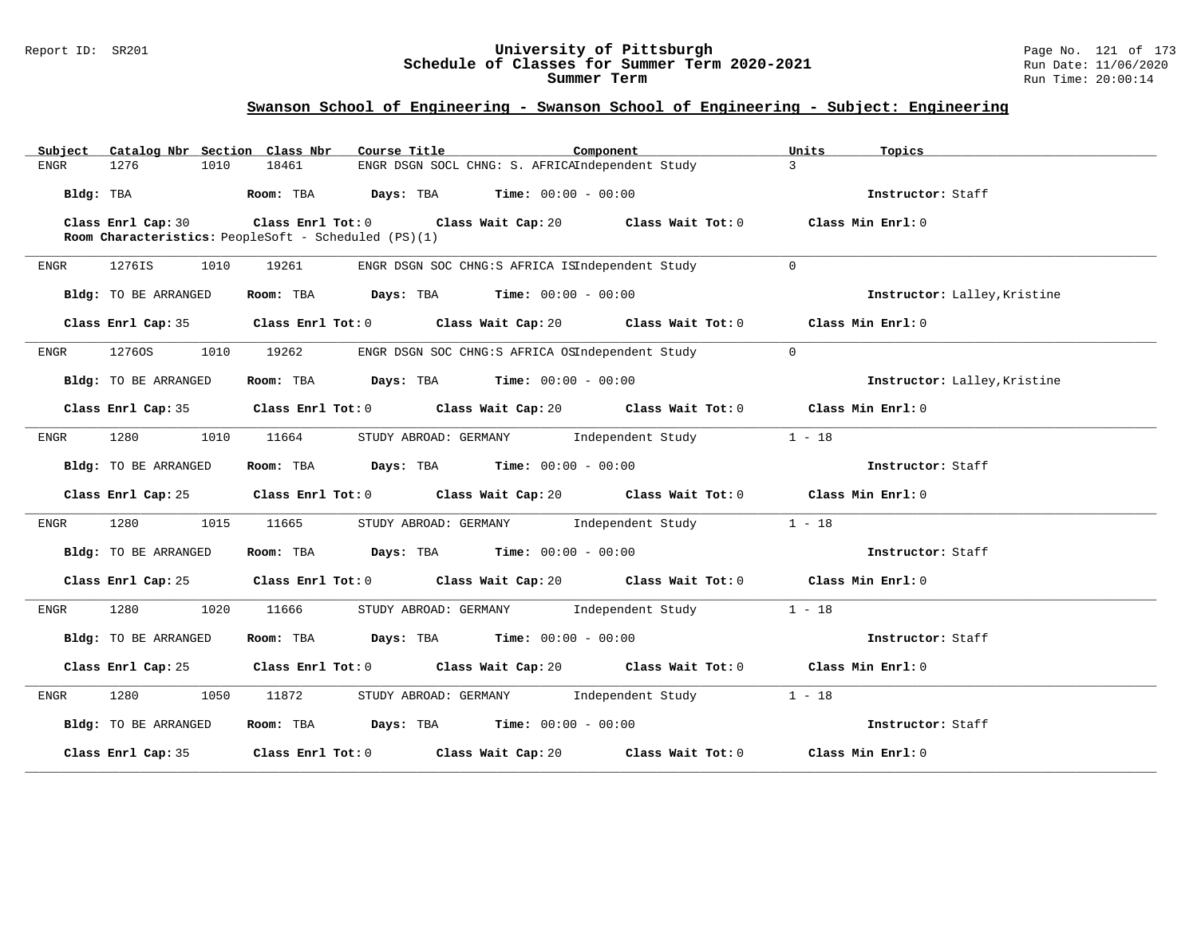## Swanson School of Engineering - Swanson School of Engineering - Subject: Engineering

| Subject | Catalog Nbr | Section | Class Nbr | Course Title | Component | Units | Topics |
|---|---|---|---|---|---|---|---|
| ENGR | 1276 | 1010 | 18461 | ENGR DSGN SOCL CHNG: S. AFRICA | Independent Study | 3 | |

**Bldg:** TBA **Room:** TBA **Days:** TBA **Time:** 00:00 - 00:00 **Instructor:** Staff

**Class Enrl Cap:** 30 **Class Enrl Tot:** 0 **Class Wait Cap:** 20 **Class Wait Tot:** 0 **Class Min Enrl:** 0

**Room Characteristics:** PeopleSoft - Scheduled (PS)(1)

---

| Subject | Catalog Nbr | Section | Class Nbr | Course Title | Component | Units | Topics |
|---|---|---|---|---|---|---|---|
| ENGR | 1276IS | 1010 | 19261 | ENGR DSGN SOC CHNG:S AFRICA IS | Independent Study | 0 | |

**Bldg:** TO BE ARRANGED **Room:** TBA **Days:** TBA **Time:** 00:00 - 00:00 **Instructor:** Lalley,Kristine

**Class Enrl Cap:** 35 **Class Enrl Tot:** 0 **Class Wait Cap:** 20 **Class Wait Tot:** 0 **Class Min Enrl:** 0

---

| Subject | Catalog Nbr | Section | Class Nbr | Course Title | Component | Units | Topics |
|---|---|---|---|---|---|---|---|
| ENGR | 1276OS | 1010 | 19262 | ENGR DSGN SOC CHNG:S AFRICA OS | Independent Study | 0 | |

**Bldg:** TO BE ARRANGED **Room:** TBA **Days:** TBA **Time:** 00:00 - 00:00 **Instructor:** Lalley,Kristine

**Class Enrl Cap:** 35 **Class Enrl Tot:** 0 **Class Wait Cap:** 20 **Class Wait Tot:** 0 **Class Min Enrl:** 0

---

| Subject | Catalog Nbr | Section | Class Nbr | Course Title | Component | Units | Topics |
|---|---|---|---|---|---|---|---|
| ENGR | 1280 | 1010 | 11664 | STUDY ABROAD: GERMANY | Independent Study | 1 - 18 | |

**Bldg:** TO BE ARRANGED **Room:** TBA **Days:** TBA **Time:** 00:00 - 00:00 **Instructor:** Staff

**Class Enrl Cap:** 25 **Class Enrl Tot:** 0 **Class Wait Cap:** 20 **Class Wait Tot:** 0 **Class Min Enrl:** 0

---

| Subject | Catalog Nbr | Section | Class Nbr | Course Title | Component | Units | Topics |
|---|---|---|---|---|---|---|---|
| ENGR | 1280 | 1015 | 11665 | STUDY ABROAD: GERMANY | Independent Study | 1 - 18 | |

**Bldg:** TO BE ARRANGED **Room:** TBA **Days:** TBA **Time:** 00:00 - 00:00 **Instructor:** Staff

**Class Enrl Cap:** 25 **Class Enrl Tot:** 0 **Class Wait Cap:** 20 **Class Wait Tot:** 0 **Class Min Enrl:** 0

---

| Subject | Catalog Nbr | Section | Class Nbr | Course Title | Component | Units | Topics |
|---|---|---|---|---|---|---|---|
| ENGR | 1280 | 1020 | 11666 | STUDY ABROAD: GERMANY | Independent Study | 1 - 18 | |

**Bldg:** TO BE ARRANGED **Room:** TBA **Days:** TBA **Time:** 00:00 - 00:00 **Instructor:** Staff

**Class Enrl Cap:** 25 **Class Enrl Tot:** 0 **Class Wait Cap:** 20 **Class Wait Tot:** 0 **Class Min Enrl:** 0

---

| Subject | Catalog Nbr | Section | Class Nbr | Course Title | Component | Units | Topics |
|---|---|---|---|---|---|---|---|
| ENGR | 1280 | 1050 | 11872 | STUDY ABROAD: GERMANY | Independent Study | 1 - 18 | |

**Bldg:** TO BE ARRANGED **Room:** TBA **Days:** TBA **Time:** 00:00 - 00:00 **Instructor:** Staff

**Class Enrl Cap:** 35 **Class Enrl Tot:** 0 **Class Wait Cap:** 20 **Class Wait Tot:** 0 **Class Min Enrl:** 0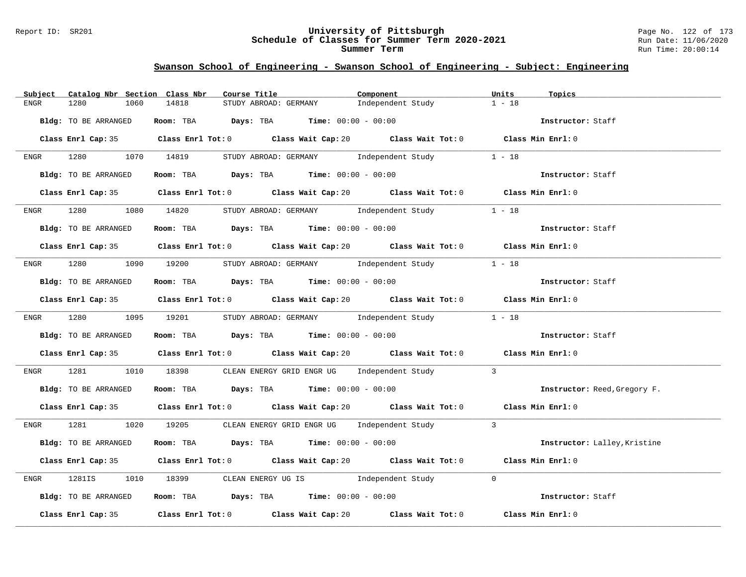## Swanson School of Engineering - Swanson School of Engineering - Subject: Engineering

| Subject | Catalog Nbr | Section | Class Nbr | Course Title | Component | Units | Topics |
|---|---|---|---|---|---|---|---|
| ENGR | 1280 | 1060 | 14818 | STUDY ABROAD: GERMANY | Independent Study | 1 - 18 | |

**Bldg:** TO BE ARRANGED **Room:** TBA **Days:** TBA **Time:** 00:00 - 00:00 **Instructor:** Staff

**Class Enrl Cap:** 35 **Class Enrl Tot:** 0 **Class Wait Cap:** 20 **Class Wait Tot:** 0 **Class Min Enrl:** 0

---

| Subject | Catalog Nbr | Section | Class Nbr | Course Title | Component | Units | Topics |
|---|---|---|---|---|---|---|---|
| ENGR | 1280 | 1070 | 14819 | STUDY ABROAD: GERMANY | Independent Study | 1 - 18 | |

**Bldg:** TO BE ARRANGED **Room:** TBA **Days:** TBA **Time:** 00:00 - 00:00 **Instructor:** Staff

**Class Enrl Cap:** 35 **Class Enrl Tot:** 0 **Class Wait Cap:** 20 **Class Wait Tot:** 0 **Class Min Enrl:** 0

---

| Subject | Catalog Nbr | Section | Class Nbr | Course Title | Component | Units | Topics |
|---|---|---|---|---|---|---|---|
| ENGR | 1280 | 1080 | 14820 | STUDY ABROAD: GERMANY | Independent Study | 1 - 18 | |

**Bldg:** TO BE ARRANGED **Room:** TBA **Days:** TBA **Time:** 00:00 - 00:00 **Instructor:** Staff

**Class Enrl Cap:** 35 **Class Enrl Tot:** 0 **Class Wait Cap:** 20 **Class Wait Tot:** 0 **Class Min Enrl:** 0

---

| Subject | Catalog Nbr | Section | Class Nbr | Course Title | Component | Units | Topics |
|---|---|---|---|---|---|---|---|
| ENGR | 1280 | 1090 | 19200 | STUDY ABROAD: GERMANY | Independent Study | 1 - 18 | |

**Bldg:** TO BE ARRANGED **Room:** TBA **Days:** TBA **Time:** 00:00 - 00:00 **Instructor:** Staff

**Class Enrl Cap:** 35 **Class Enrl Tot:** 0 **Class Wait Cap:** 20 **Class Wait Tot:** 0 **Class Min Enrl:** 0

---

| Subject | Catalog Nbr | Section | Class Nbr | Course Title | Component | Units | Topics |
|---|---|---|---|---|---|---|---|
| ENGR | 1280 | 1095 | 19201 | STUDY ABROAD: GERMANY | Independent Study | 1 - 18 | |

**Bldg:** TO BE ARRANGED **Room:** TBA **Days:** TBA **Time:** 00:00 - 00:00 **Instructor:** Staff

**Class Enrl Cap:** 35 **Class Enrl Tot:** 0 **Class Wait Cap:** 20 **Class Wait Tot:** 0 **Class Min Enrl:** 0

---

| Subject | Catalog Nbr | Section | Class Nbr | Course Title | Component | Units | Topics |
|---|---|---|---|---|---|---|---|
| ENGR | 1281 | 1010 | 18398 | CLEAN ENERGY GRID ENGR UG | Independent Study | 3 | |

**Bldg:** TO BE ARRANGED **Room:** TBA **Days:** TBA **Time:** 00:00 - 00:00 **Instructor:** Reed,Gregory F.

**Class Enrl Cap:** 35 **Class Enrl Tot:** 0 **Class Wait Cap:** 20 **Class Wait Tot:** 0 **Class Min Enrl:** 0

---

| Subject | Catalog Nbr | Section | Class Nbr | Course Title | Component | Units | Topics |
|---|---|---|---|---|---|---|---|
| ENGR | 1281 | 1020 | 19205 | CLEAN ENERGY GRID ENGR UG | Independent Study | 3 | |

**Bldg:** TO BE ARRANGED **Room:** TBA **Days:** TBA **Time:** 00:00 - 00:00 **Instructor:** Lalley,Kristine

**Class Enrl Cap:** 35 **Class Enrl Tot:** 0 **Class Wait Cap:** 20 **Class Wait Tot:** 0 **Class Min Enrl:** 0

---

| Subject | Catalog Nbr | Section | Class Nbr | Course Title | Component | Units | Topics |
|---|---|---|---|---|---|---|---|
| ENGR | 1281IS | 1010 | 18399 | CLEAN ENERGY UG IS | Independent Study | 0 | |

**Bldg:** TO BE ARRANGED **Room:** TBA **Days:** TBA **Time:** 00:00 - 00:00 **Instructor:** Staff

**Class Enrl Cap:** 35 **Class Enrl Tot:** 0 **Class Wait Cap:** 20 **Class Wait Tot:** 0 **Class Min Enrl:** 0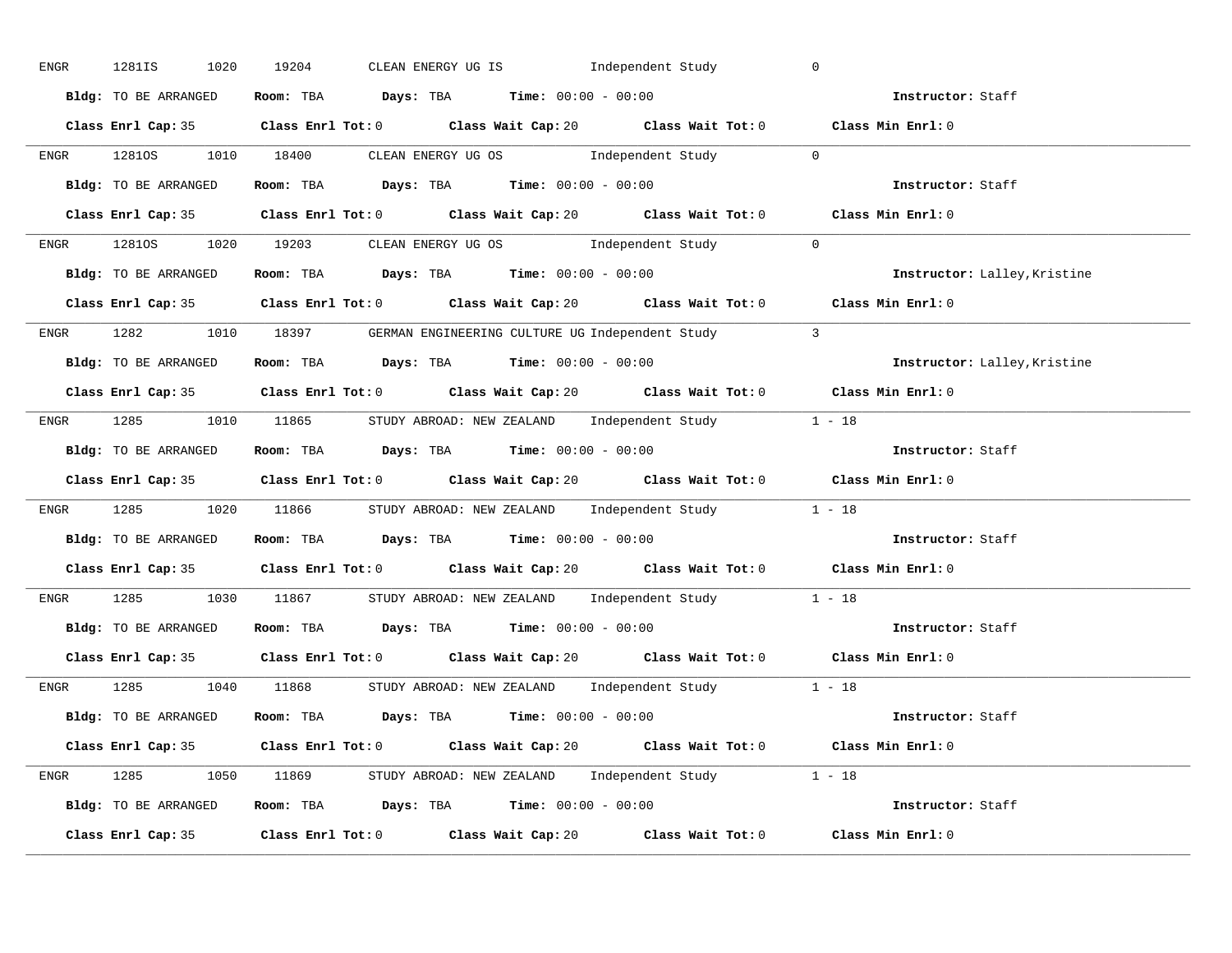ENGR 1281IS 1020 19204 CLEAN ENERGY UG IS Independent Study 0

**Bldg:** TO BE ARRANGED **Room:** TBA **Days:** TBA **Time:** 00:00 - 00:00 **Instructor:** Staff

**Class Enrl Cap:** 35 **Class Enrl Tot:** 0 **Class Wait Cap:** 20 **Class Wait Tot:** 0 **Class Min Enrl:** 0

---

ENGR 1281OS 1010 18400 CLEAN ENERGY UG OS Independent Study 0

**Bldg:** TO BE ARRANGED **Room:** TBA **Days:** TBA **Time:** 00:00 - 00:00 **Instructor:** Staff

**Class Enrl Cap:** 35 **Class Enrl Tot:** 0 **Class Wait Cap:** 20 **Class Wait Tot:** 0 **Class Min Enrl:** 0

---

ENGR 1281OS 1020 19203 CLEAN ENERGY UG OS Independent Study 0

**Bldg:** TO BE ARRANGED **Room:** TBA **Days:** TBA **Time:** 00:00 - 00:00 **Instructor:** Lalley,Kristine

**Class Enrl Cap:** 35 **Class Enrl Tot:** 0 **Class Wait Cap:** 20 **Class Wait Tot:** 0 **Class Min Enrl:** 0

---

ENGR 1282 1010 18397 GERMAN ENGINEERING CULTURE UG Independent Study 3

**Bldg:** TO BE ARRANGED **Room:** TBA **Days:** TBA **Time:** 00:00 - 00:00 **Instructor:** Lalley,Kristine

**Class Enrl Cap:** 35 **Class Enrl Tot:** 0 **Class Wait Cap:** 20 **Class Wait Tot:** 0 **Class Min Enrl:** 0

---

ENGR 1285 1010 11865 STUDY ABROAD: NEW ZEALAND Independent Study 1 - 18

**Bldg:** TO BE ARRANGED **Room:** TBA **Days:** TBA **Time:** 00:00 - 00:00 **Instructor:** Staff

**Class Enrl Cap:** 35 **Class Enrl Tot:** 0 **Class Wait Cap:** 20 **Class Wait Tot:** 0 **Class Min Enrl:** 0

---

ENGR 1285 1020 11866 STUDY ABROAD: NEW ZEALAND Independent Study 1 - 18

**Bldg:** TO BE ARRANGED **Room:** TBA **Days:** TBA **Time:** 00:00 - 00:00 **Instructor:** Staff

**Class Enrl Cap:** 35 **Class Enrl Tot:** 0 **Class Wait Cap:** 20 **Class Wait Tot:** 0 **Class Min Enrl:** 0

---

ENGR 1285 1030 11867 STUDY ABROAD: NEW ZEALAND Independent Study 1 - 18

**Bldg:** TO BE ARRANGED **Room:** TBA **Days:** TBA **Time:** 00:00 - 00:00 **Instructor:** Staff

**Class Enrl Cap:** 35 **Class Enrl Tot:** 0 **Class Wait Cap:** 20 **Class Wait Tot:** 0 **Class Min Enrl:** 0

---

ENGR 1285 1040 11868 STUDY ABROAD: NEW ZEALAND Independent Study 1 - 18

**Bldg:** TO BE ARRANGED **Room:** TBA **Days:** TBA **Time:** 00:00 - 00:00 **Instructor:** Staff

**Class Enrl Cap:** 35 **Class Enrl Tot:** 0 **Class Wait Cap:** 20 **Class Wait Tot:** 0 **Class Min Enrl:** 0

---

ENGR 1285 1050 11869 STUDY ABROAD: NEW ZEALAND Independent Study 1 - 18

**Bldg:** TO BE ARRANGED **Room:** TBA **Days:** TBA **Time:** 00:00 - 00:00 **Instructor:** Staff

**Class Enrl Cap:** 35 **Class Enrl Tot:** 0 **Class Wait Cap:** 20 **Class Wait Tot:** 0 **Class Min Enrl:** 0

---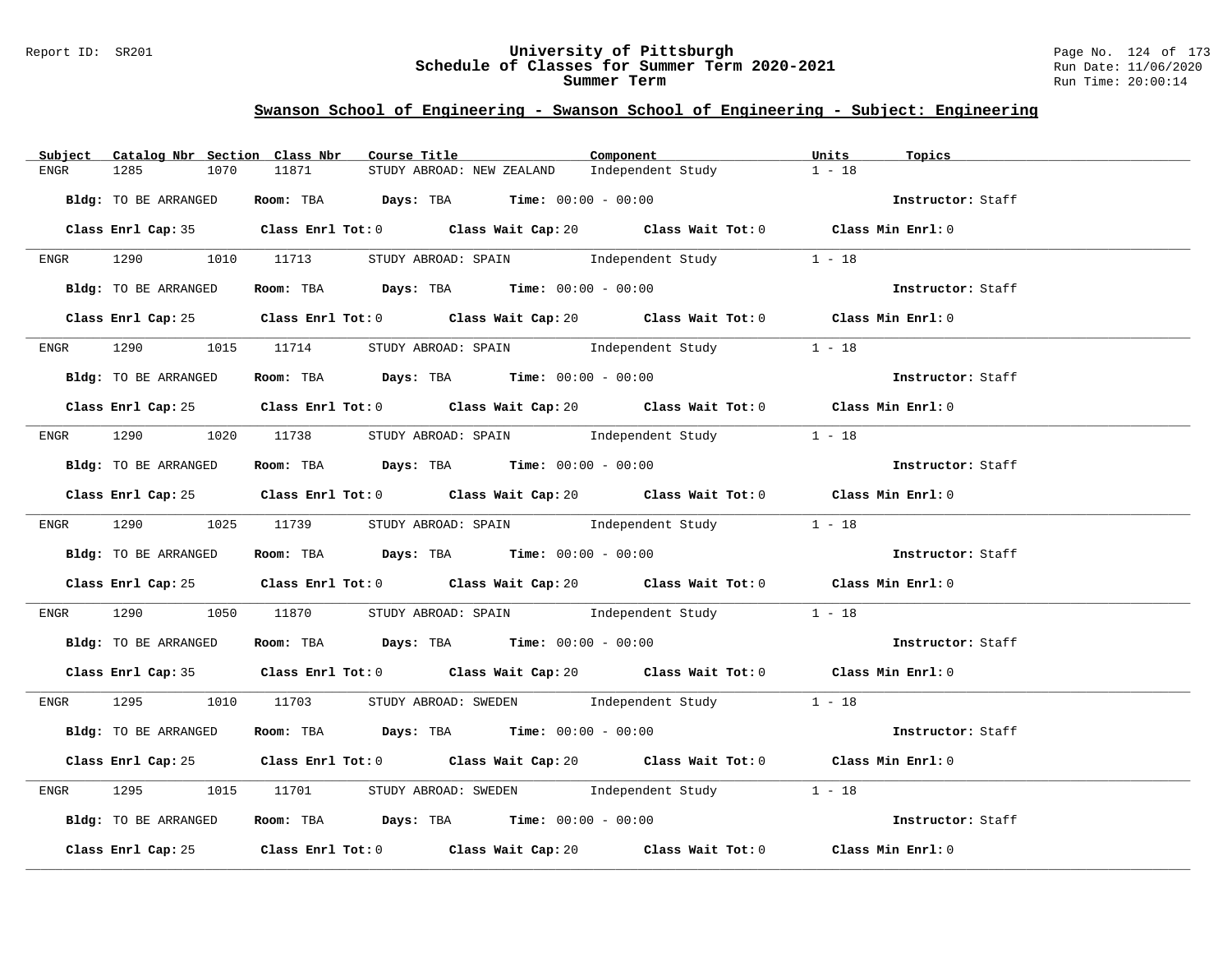## Swanson School of Engineering - Swanson School of Engineering - Subject: Engineering

| Subject | Catalog Nbr | Section | Class Nbr | Course Title | Component | Units | Topics |
|---|---|---|---|---|---|---|---|
| ENGR | 1285 | 1070 | 11871 | STUDY ABROAD: NEW ZEALAND | Independent Study | 1 - 18 | |

**Bldg:** TO BE ARRANGED **Room:** TBA **Days:** TBA **Time:** 00:00 - 00:00 **Instructor:** Staff

**Class Enrl Cap:** 35 **Class Enrl Tot:** 0 **Class Wait Cap:** 20 **Class Wait Tot:** 0 **Class Min Enrl:** 0

---

| Subject | Catalog Nbr | Section | Class Nbr | Course Title | Component | Units | Topics |
|---|---|---|---|---|---|---|---|
| ENGR | 1290 | 1010 | 11713 | STUDY ABROAD: SPAIN | Independent Study | 1 - 18 | |

**Bldg:** TO BE ARRANGED **Room:** TBA **Days:** TBA **Time:** 00:00 - 00:00 **Instructor:** Staff

**Class Enrl Cap:** 25 **Class Enrl Tot:** 0 **Class Wait Cap:** 20 **Class Wait Tot:** 0 **Class Min Enrl:** 0

---

| Subject | Catalog Nbr | Section | Class Nbr | Course Title | Component | Units | Topics |
|---|---|---|---|---|---|---|---|
| ENGR | 1290 | 1015 | 11714 | STUDY ABROAD: SPAIN | Independent Study | 1 - 18 | |

**Bldg:** TO BE ARRANGED **Room:** TBA **Days:** TBA **Time:** 00:00 - 00:00 **Instructor:** Staff

**Class Enrl Cap:** 25 **Class Enrl Tot:** 0 **Class Wait Cap:** 20 **Class Wait Tot:** 0 **Class Min Enrl:** 0

---

| Subject | Catalog Nbr | Section | Class Nbr | Course Title | Component | Units | Topics |
|---|---|---|---|---|---|---|---|
| ENGR | 1290 | 1020 | 11738 | STUDY ABROAD: SPAIN | Independent Study | 1 - 18 | |

**Bldg:** TO BE ARRANGED **Room:** TBA **Days:** TBA **Time:** 00:00 - 00:00 **Instructor:** Staff

**Class Enrl Cap:** 25 **Class Enrl Tot:** 0 **Class Wait Cap:** 20 **Class Wait Tot:** 0 **Class Min Enrl:** 0

---

| Subject | Catalog Nbr | Section | Class Nbr | Course Title | Component | Units | Topics |
|---|---|---|---|---|---|---|---|
| ENGR | 1290 | 1025 | 11739 | STUDY ABROAD: SPAIN | Independent Study | 1 - 18 | |

**Bldg:** TO BE ARRANGED **Room:** TBA **Days:** TBA **Time:** 00:00 - 00:00 **Instructor:** Staff

**Class Enrl Cap:** 25 **Class Enrl Tot:** 0 **Class Wait Cap:** 20 **Class Wait Tot:** 0 **Class Min Enrl:** 0

---

| Subject | Catalog Nbr | Section | Class Nbr | Course Title | Component | Units | Topics |
|---|---|---|---|---|---|---|---|
| ENGR | 1290 | 1050 | 11870 | STUDY ABROAD: SPAIN | Independent Study | 1 - 18 | |

**Bldg:** TO BE ARRANGED **Room:** TBA **Days:** TBA **Time:** 00:00 - 00:00 **Instructor:** Staff

**Class Enrl Cap:** 35 **Class Enrl Tot:** 0 **Class Wait Cap:** 20 **Class Wait Tot:** 0 **Class Min Enrl:** 0

---

| Subject | Catalog Nbr | Section | Class Nbr | Course Title | Component | Units | Topics |
|---|---|---|---|---|---|---|---|
| ENGR | 1295 | 1010 | 11703 | STUDY ABROAD: SWEDEN | Independent Study | 1 - 18 | |

**Bldg:** TO BE ARRANGED **Room:** TBA **Days:** TBA **Time:** 00:00 - 00:00 **Instructor:** Staff

**Class Enrl Cap:** 25 **Class Enrl Tot:** 0 **Class Wait Cap:** 20 **Class Wait Tot:** 0 **Class Min Enrl:** 0

---

| Subject | Catalog Nbr | Section | Class Nbr | Course Title | Component | Units | Topics |
|---|---|---|---|---|---|---|---|
| ENGR | 1295 | 1015 | 11701 | STUDY ABROAD: SWEDEN | Independent Study | 1 - 18 | |

**Bldg:** TO BE ARRANGED **Room:** TBA **Days:** TBA **Time:** 00:00 - 00:00 **Instructor:** Staff

**Class Enrl Cap:** 25 **Class Enrl Tot:** 0 **Class Wait Cap:** 20 **Class Wait Tot:** 0 **Class Min Enrl:** 0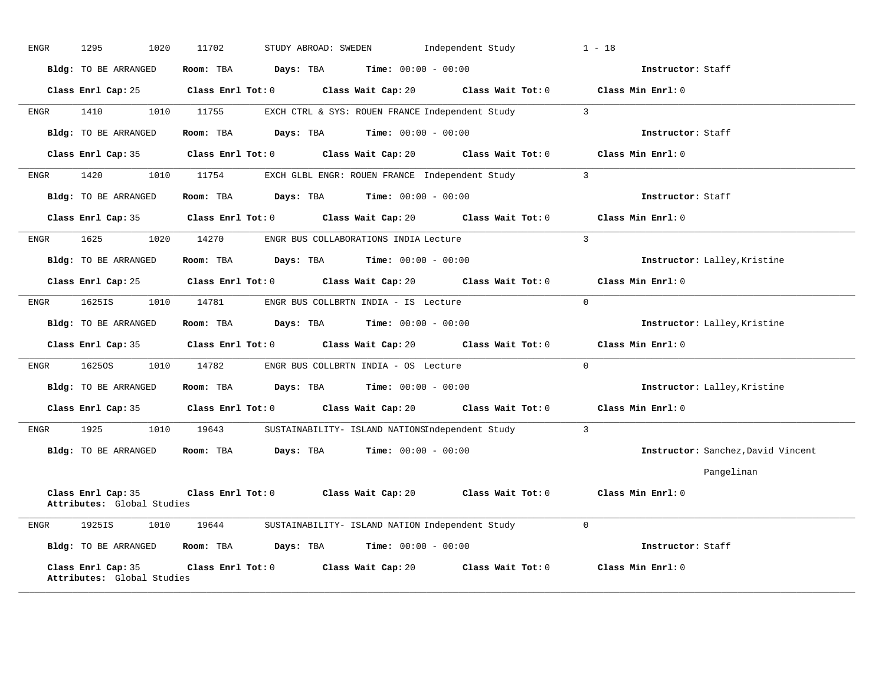ENGR 1295 1020 11702 STUDY ABROAD: SWEDEN Independent Study 1 - 18

**Bldg:** TO BE ARRANGED **Room:** TBA **Days:** TBA **Time:** 00:00 - 00:00 **Instructor:** Staff

**Class Enrl Cap:** 25 **Class Enrl Tot:** 0 **Class Wait Cap:** 20 **Class Wait Tot:** 0 **Class Min Enrl:** 0

---

ENGR 1410 1010 11755 EXCH CTRL & SYS: ROUEN FRANCE Independent Study 3

**Bldg:** TO BE ARRANGED **Room:** TBA **Days:** TBA **Time:** 00:00 - 00:00 **Instructor:** Staff

**Class Enrl Cap:** 35 **Class Enrl Tot:** 0 **Class Wait Cap:** 20 **Class Wait Tot:** 0 **Class Min Enrl:** 0

---

ENGR 1420 1010 11754 EXCH GLBL ENGR: ROUEN FRANCE Independent Study 3

**Bldg:** TO BE ARRANGED **Room:** TBA **Days:** TBA **Time:** 00:00 - 00:00 **Instructor:** Staff

**Class Enrl Cap:** 35 **Class Enrl Tot:** 0 **Class Wait Cap:** 20 **Class Wait Tot:** 0 **Class Min Enrl:** 0

---

ENGR 1625 1020 14270 ENGR BUS COLLABORATIONS INDIA Lecture 3

**Bldg:** TO BE ARRANGED **Room:** TBA **Days:** TBA **Time:** 00:00 - 00:00 **Instructor:** Lalley,Kristine

**Class Enrl Cap:** 25 **Class Enrl Tot:** 0 **Class Wait Cap:** 20 **Class Wait Tot:** 0 **Class Min Enrl:** 0

---

ENGR 1625IS 1010 14781 ENGR BUS COLLBRTN INDIA - IS Lecture 0

**Bldg:** TO BE ARRANGED **Room:** TBA **Days:** TBA **Time:** 00:00 - 00:00 **Instructor:** Lalley,Kristine

**Class Enrl Cap:** 35 **Class Enrl Tot:** 0 **Class Wait Cap:** 20 **Class Wait Tot:** 0 **Class Min Enrl:** 0

---

ENGR 1625OS 1010 14782 ENGR BUS COLLBRTN INDIA - OS Lecture 0

**Bldg:** TO BE ARRANGED **Room:** TBA **Days:** TBA **Time:** 00:00 - 00:00 **Instructor:** Lalley,Kristine

**Class Enrl Cap:** 35 **Class Enrl Tot:** 0 **Class Wait Cap:** 20 **Class Wait Tot:** 0 **Class Min Enrl:** 0

---

ENGR 1925 1010 19643 SUSTAINABILITY- ISLAND NATIONS Independent Study 3

**Bldg:** TO BE ARRANGED **Room:** TBA **Days:** TBA **Time:** 00:00 - 00:00 **Instructor:** Sanchez,David Vincent Pangelinan

**Class Enrl Cap:** 35 **Class Enrl Tot:** 0 **Class Wait Cap:** 20 **Class Wait Tot:** 0 **Class Min Enrl:** 0
**Attributes:** Global Studies

---

ENGR 1925IS 1010 19644 SUSTAINABILITY- ISLAND NATION Independent Study 0

**Bldg:** TO BE ARRANGED **Room:** TBA **Days:** TBA **Time:** 00:00 - 00:00 **Instructor:** Staff

**Class Enrl Cap:** 35 **Class Enrl Tot:** 0 **Class Wait Cap:** 20 **Class Wait Tot:** 0 **Class Min Enrl:** 0
**Attributes:** Global Studies

---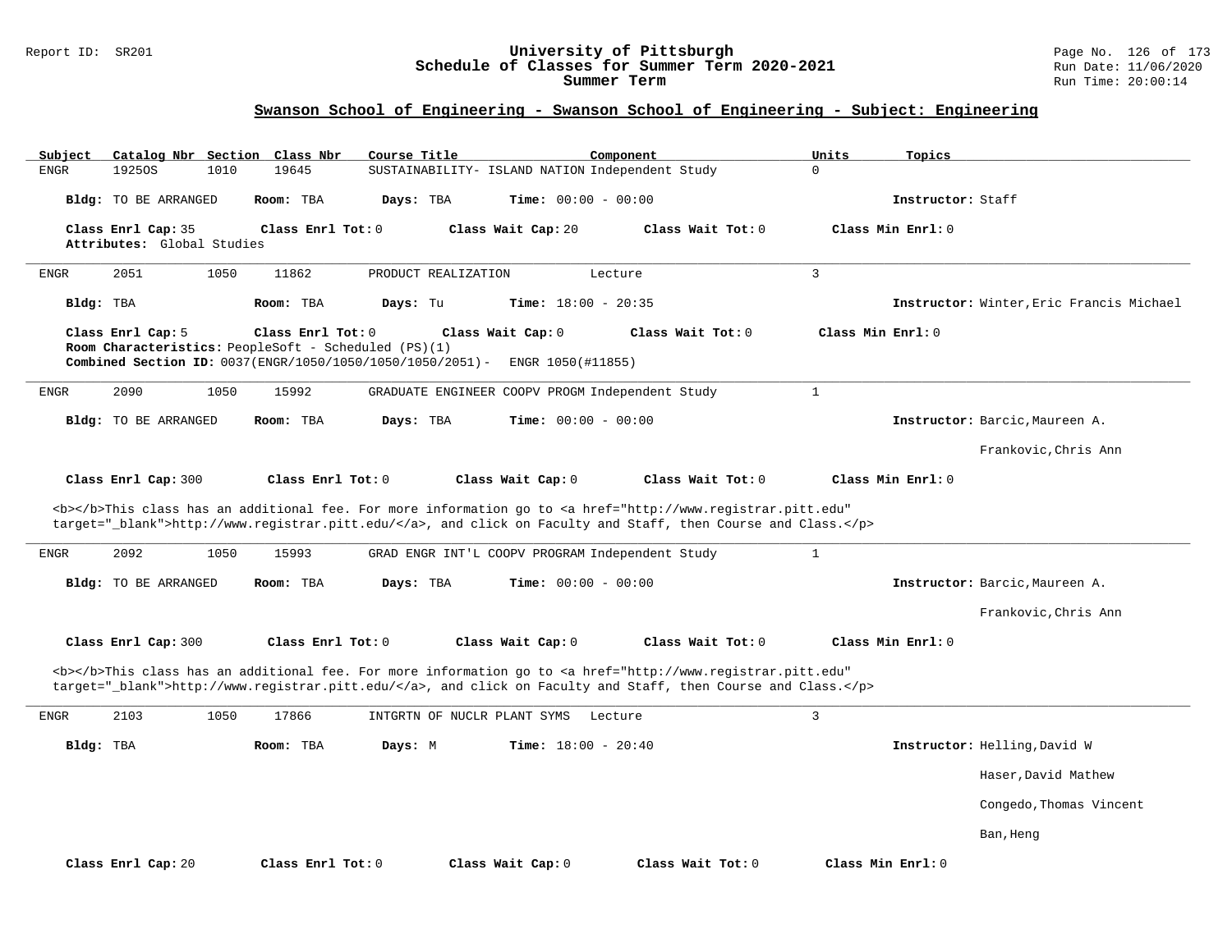## Swanson School of Engineering - Swanson School of Engineering - Subject: Engineering

| Subject | Catalog Nbr | Section | Class Nbr | Course Title | Component | Units | Topics |
|---|---|---|---|---|---|---|---|
| ENGR | 1925OS | 1010 | 19645 | SUSTAINABILITY- ISLAND NATION | Independent Study | 0 | |

**Bldg:** TO BE ARRANGED **Room:** TBA **Days:** TBA **Time:** 00:00 - 00:00 **Instructor:** Staff

**Class Enrl Cap:** 35 **Class Enrl Tot:** 0 **Class Wait Cap:** 20 **Class Wait Tot:** 0 **Class Min Enrl:** 0

**Attributes:** Global Studies

---

| Subject | Catalog Nbr | Section | Class Nbr | Course Title | Component | Units | Topics |
|---|---|---|---|---|---|---|---|
| ENGR | 2051 | 1050 | 11862 | PRODUCT REALIZATION | Lecture | 3 | |

**Bldg:** TBA **Room:** TBA **Days:** Tu **Time:** 18:00 - 20:35 **Instructor:** Winter,Eric Francis Michael

**Class Enrl Cap:** 5 **Class Enrl Tot:** 0 **Class Wait Cap:** 0 **Class Wait Tot:** 0 **Class Min Enrl:** 0

**Room Characteristics:** PeopleSoft - Scheduled (PS)(1)

**Combined Section ID:** 0037(ENGR/1050/1050/1050/1050/2051)- ENGR 1050(#11855)

---

| Subject | Catalog Nbr | Section | Class Nbr | Course Title | Component | Units | Topics |
|---|---|---|---|---|---|---|---|
| ENGR | 2090 | 1050 | 15992 | GRADUATE ENGINEER COOPV PROGM | Independent Study | 1 | |

**Bldg:** TO BE ARRANGED **Room:** TBA **Days:** TBA **Time:** 00:00 - 00:00 **Instructor:** Barcic,Maureen A.

Frankovic,Chris Ann

**Class Enrl Cap:** 300 **Class Enrl Tot:** 0 **Class Wait Cap:** 0 **Class Wait Tot:** 0 **Class Min Enrl:** 0

<b></b>This class has an additional fee. For more information go to <a href="http://www.registrar.pitt.edu" target="_blank">http://www.registrar.pitt.edu/</a>, and click on Faculty and Staff, then Course and Class.</p>

---

| Subject | Catalog Nbr | Section | Class Nbr | Course Title | Component | Units | Topics |
|---|---|---|---|---|---|---|---|
| ENGR | 2092 | 1050 | 15993 | GRAD ENGR INT'L COOPV PROGRAM | Independent Study | 1 | |

**Bldg:** TO BE ARRANGED **Room:** TBA **Days:** TBA **Time:** 00:00 - 00:00 **Instructor:** Barcic,Maureen A.

Frankovic,Chris Ann

**Class Enrl Cap:** 300 **Class Enrl Tot:** 0 **Class Wait Cap:** 0 **Class Wait Tot:** 0 **Class Min Enrl:** 0

<b></b>This class has an additional fee. For more information go to <a href="http://www.registrar.pitt.edu" target="_blank">http://www.registrar.pitt.edu/</a>, and click on Faculty and Staff, then Course and Class.</p>

---

| Subject | Catalog Nbr | Section | Class Nbr | Course Title | Component | Units | Topics |
|---|---|---|---|---|---|---|---|
| ENGR | 2103 | 1050 | 17866 | INTGRTN OF NUCLR PLANT SYMS | Lecture | 3 | |

**Bldg:** TBA **Room:** TBA **Days:** M **Time:** 18:00 - 20:40 **Instructor:** Helling,David W

Haser,David Mathew

Congedo,Thomas Vincent

Ban,Heng

**Class Enrl Cap:** 20 **Class Enrl Tot:** 0 **Class Wait Cap:** 0 **Class Wait Tot:** 0 **Class Min Enrl:** 0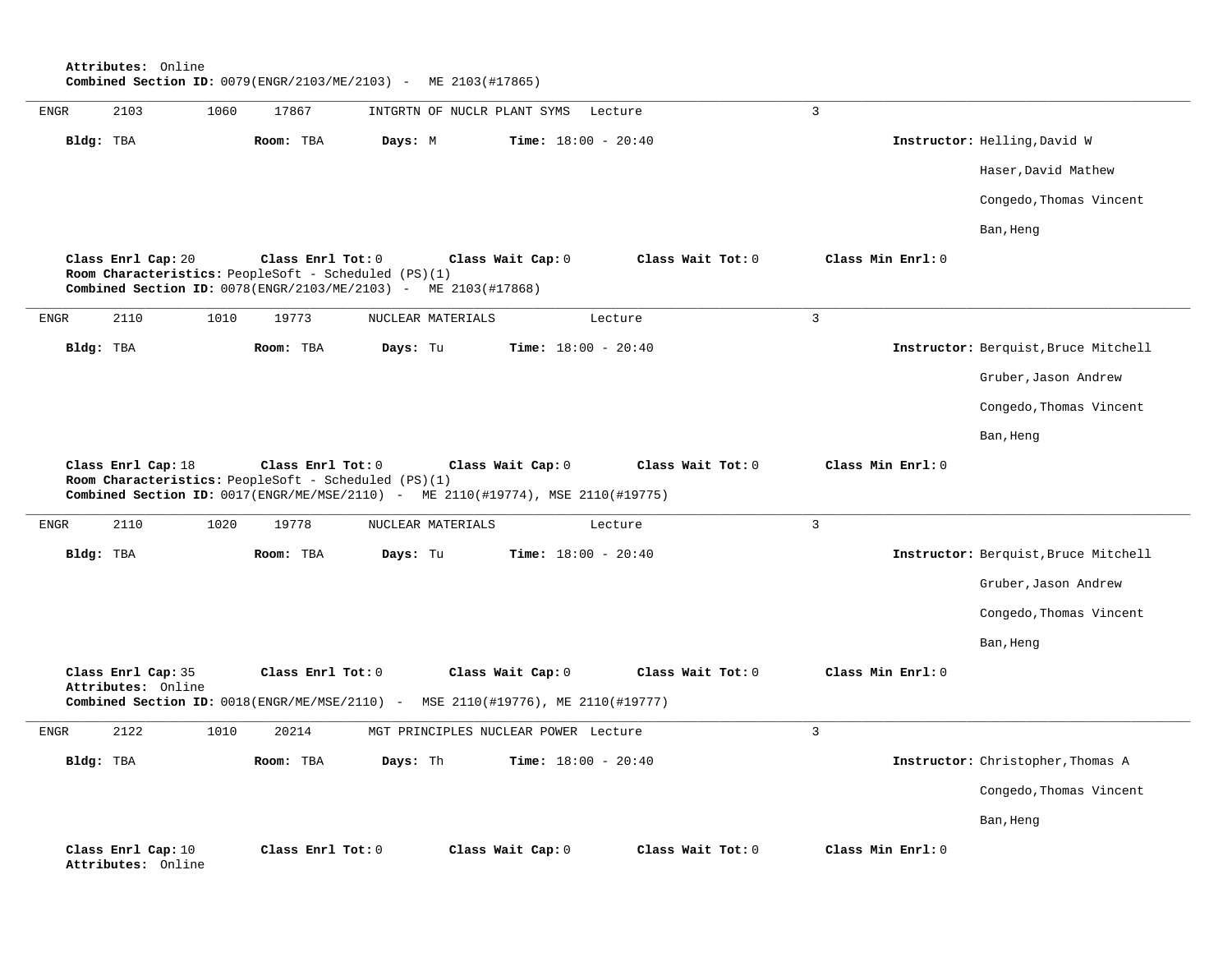**Attributes:** Online
**Combined Section ID:** 0079(ENGR/2103/ME/2103) - ME 2103(#17865)

---

ENGR 2103 1060 17867 INTGRTN OF NUCLR PLANT SYMS Lecture 3

**Bldg:** TBA **Room:** TBA **Days:** M **Time:** 18:00 - 20:40 **Instructor:** Helling,David W
Haser,David Mathew
Congedo,Thomas Vincent
Ban,Heng

**Class Enrl Cap:** 20 **Class Enrl Tot:** 0 **Class Wait Cap:** 0 **Class Wait Tot:** 0 **Class Min Enrl:** 0
**Room Characteristics:** PeopleSoft - Scheduled (PS)(1)
**Combined Section ID:** 0078(ENGR/2103/ME/2103) - ME 2103(#17868)

---

ENGR 2110 1010 19773 NUCLEAR MATERIALS Lecture 3

**Bldg:** TBA **Room:** TBA **Days:** Tu **Time:** 18:00 - 20:40 **Instructor:** Berquist,Bruce Mitchell
Gruber,Jason Andrew
Congedo,Thomas Vincent
Ban,Heng

**Class Enrl Cap:** 18 **Class Enrl Tot:** 0 **Class Wait Cap:** 0 **Class Wait Tot:** 0 **Class Min Enrl:** 0
**Room Characteristics:** PeopleSoft - Scheduled (PS)(1)
**Combined Section ID:** 0017(ENGR/ME/MSE/2110) - ME 2110(#19774), MSE 2110(#19775)

---

ENGR 2110 1020 19778 NUCLEAR MATERIALS Lecture 3

**Bldg:** TBA **Room:** TBA **Days:** Tu **Time:** 18:00 - 20:40 **Instructor:** Berquist,Bruce Mitchell
Gruber,Jason Andrew
Congedo,Thomas Vincent
Ban,Heng

**Class Enrl Cap:** 35 **Class Enrl Tot:** 0 **Class Wait Cap:** 0 **Class Wait Tot:** 0 **Class Min Enrl:** 0
**Attributes:** Online
**Combined Section ID:** 0018(ENGR/ME/MSE/2110) - MSE 2110(#19776), ME 2110(#19777)

---

ENGR 2122 1010 20214 MGT PRINCIPLES NUCLEAR POWER Lecture 3

**Bldg:** TBA **Room:** TBA **Days:** Th **Time:** 18:00 - 20:40 **Instructor:** Christopher,Thomas A
Congedo,Thomas Vincent
Ban,Heng

**Class Enrl Cap:** 10 **Class Enrl Tot:** 0 **Class Wait Cap:** 0 **Class Wait Tot:** 0 **Class Min Enrl:** 0
**Attributes:** Online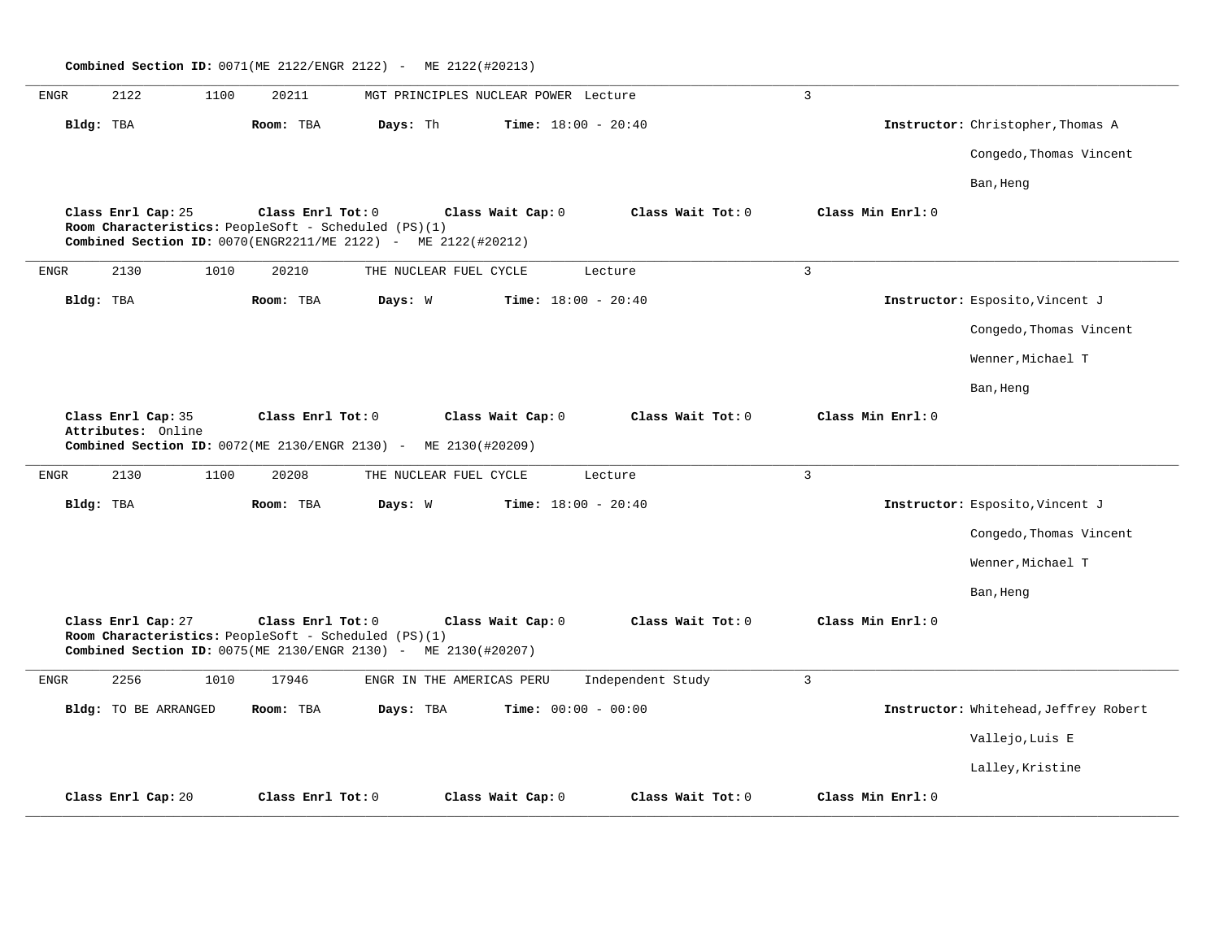**Combined Section ID:** 0071(ME 2122/ENGR 2122) - ME 2122(#20213)

---

ENGR 2122 1100 20211 MGT PRINCIPLES NUCLEAR POWER Lecture 3

**Bldg:** TBA **Room:** TBA **Days:** Th **Time:** 18:00 - 20:40 **Instructor:** Christopher,Thomas A

Congedo,Thomas Vincent

Ban,Heng

**Class Enrl Cap:** 25 **Class Enrl Tot:** 0 **Class Wait Cap:** 0 **Class Wait Tot:** 0 **Class Min Enrl:** 0

**Room Characteristics:** PeopleSoft - Scheduled (PS)(1)

**Combined Section ID:** 0070(ENGR2211/ME 2122) - ME 2122(#20212)

---

ENGR 2130 1010 20210 THE NUCLEAR FUEL CYCLE Lecture 3

**Bldg:** TBA **Room:** TBA **Days:** W **Time:** 18:00 - 20:40 **Instructor:** Esposito,Vincent J

Congedo,Thomas Vincent

Wenner,Michael T

Ban,Heng

**Class Enrl Cap:** 35 **Class Enrl Tot:** 0 **Class Wait Cap:** 0 **Class Wait Tot:** 0 **Class Min Enrl:** 0

**Attributes:** Online

**Combined Section ID:** 0072(ME 2130/ENGR 2130) - ME 2130(#20209)

---

ENGR 2130 1100 20208 THE NUCLEAR FUEL CYCLE Lecture 3

**Bldg:** TBA **Room:** TBA **Days:** W **Time:** 18:00 - 20:40 **Instructor:** Esposito,Vincent J

Congedo,Thomas Vincent

Wenner,Michael T

Ban,Heng

**Class Enrl Cap:** 27 **Class Enrl Tot:** 0 **Class Wait Cap:** 0 **Class Wait Tot:** 0 **Class Min Enrl:** 0

**Room Characteristics:** PeopleSoft - Scheduled (PS)(1)

**Combined Section ID:** 0075(ME 2130/ENGR 2130) - ME 2130(#20207)

---

ENGR 2256 1010 17946 ENGR IN THE AMERICAS PERU Independent Study 3

**Bldg:** TO BE ARRANGED **Room:** TBA **Days:** TBA **Time:** 00:00 - 00:00 **Instructor:** Whitehead,Jeffrey Robert

Vallejo,Luis E

Lalley,Kristine

**Class Enrl Cap:** 20 **Class Enrl Tot:** 0 **Class Wait Cap:** 0 **Class Wait Tot:** 0 **Class Min Enrl:** 0

---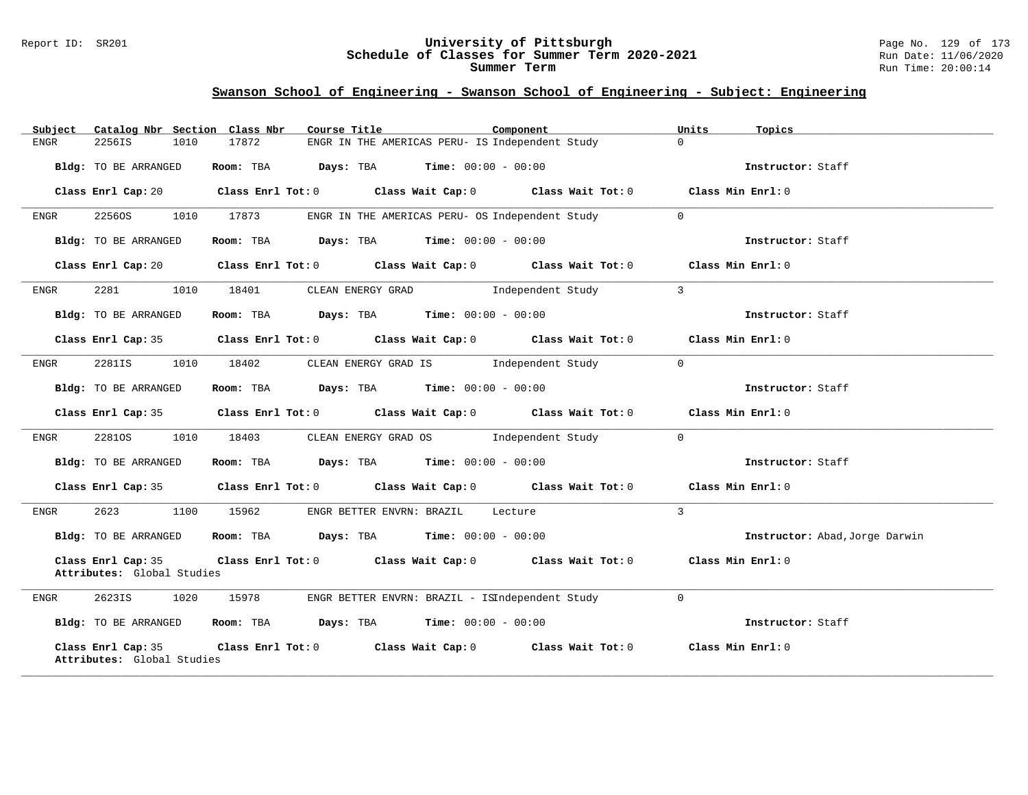## Swanson School of Engineering - Swanson School of Engineering - Subject: Engineering

| Subject | Catalog Nbr | Section | Class Nbr | Course Title | Component | Units | Topics |
|---|---|---|---|---|---|---|---|
| ENGR | 2256IS | 1010 | 17872 | ENGR IN THE AMERICAS PERU- IS | Independent Study | 0 | |

**Bldg:** TO BE ARRANGED **Room:** TBA **Days:** TBA **Time:** 00:00 - 00:00 **Instructor:** Staff

**Class Enrl Cap:** 20 **Class Enrl Tot:** 0 **Class Wait Cap:** 0 **Class Wait Tot:** 0 **Class Min Enrl:** 0

---

| Subject | Catalog Nbr | Section | Class Nbr | Course Title | Component | Units | Topics |
|---|---|---|---|---|---|---|---|
| ENGR | 2256OS | 1010 | 17873 | ENGR IN THE AMERICAS PERU- OS | Independent Study | 0 | |

**Bldg:** TO BE ARRANGED **Room:** TBA **Days:** TBA **Time:** 00:00 - 00:00 **Instructor:** Staff

**Class Enrl Cap:** 20 **Class Enrl Tot:** 0 **Class Wait Cap:** 0 **Class Wait Tot:** 0 **Class Min Enrl:** 0

---

| Subject | Catalog Nbr | Section | Class Nbr | Course Title | Component | Units | Topics |
|---|---|---|---|---|---|---|---|
| ENGR | 2281 | 1010 | 18401 | CLEAN ENERGY GRAD | Independent Study | 3 | |

**Bldg:** TO BE ARRANGED **Room:** TBA **Days:** TBA **Time:** 00:00 - 00:00 **Instructor:** Staff

**Class Enrl Cap:** 35 **Class Enrl Tot:** 0 **Class Wait Cap:** 0 **Class Wait Tot:** 0 **Class Min Enrl:** 0

---

| Subject | Catalog Nbr | Section | Class Nbr | Course Title | Component | Units | Topics |
|---|---|---|---|---|---|---|---|
| ENGR | 2281IS | 1010 | 18402 | CLEAN ENERGY GRAD IS | Independent Study | 0 | |

**Bldg:** TO BE ARRANGED **Room:** TBA **Days:** TBA **Time:** 00:00 - 00:00 **Instructor:** Staff

**Class Enrl Cap:** 35 **Class Enrl Tot:** 0 **Class Wait Cap:** 0 **Class Wait Tot:** 0 **Class Min Enrl:** 0

---

| Subject | Catalog Nbr | Section | Class Nbr | Course Title | Component | Units | Topics |
|---|---|---|---|---|---|---|---|
| ENGR | 2281OS | 1010 | 18403 | CLEAN ENERGY GRAD OS | Independent Study | 0 | |

**Bldg:** TO BE ARRANGED **Room:** TBA **Days:** TBA **Time:** 00:00 - 00:00 **Instructor:** Staff

**Class Enrl Cap:** 35 **Class Enrl Tot:** 0 **Class Wait Cap:** 0 **Class Wait Tot:** 0 **Class Min Enrl:** 0

---

| Subject | Catalog Nbr | Section | Class Nbr | Course Title | Component | Units | Topics |
|---|---|---|---|---|---|---|---|
| ENGR | 2623 | 1100 | 15962 | ENGR BETTER ENVRN: BRAZIL | Lecture | 3 | |

**Bldg:** TO BE ARRANGED **Room:** TBA **Days:** TBA **Time:** 00:00 - 00:00 **Instructor:** Abad,Jorge Darwin

**Class Enrl Cap:** 35 **Class Enrl Tot:** 0 **Class Wait Cap:** 0 **Class Wait Tot:** 0 **Class Min Enrl:** 0
**Attributes:** Global Studies

---

| Subject | Catalog Nbr | Section | Class Nbr | Course Title | Component | Units | Topics |
|---|---|---|---|---|---|---|---|
| ENGR | 2623IS | 1020 | 15978 | ENGR BETTER ENVRN: BRAZIL - IS | Independent Study | 0 | |

**Bldg:** TO BE ARRANGED **Room:** TBA **Days:** TBA **Time:** 00:00 - 00:00 **Instructor:** Staff

**Class Enrl Cap:** 35 **Class Enrl Tot:** 0 **Class Wait Cap:** 0 **Class Wait Tot:** 0 **Class Min Enrl:** 0
**Attributes:** Global Studies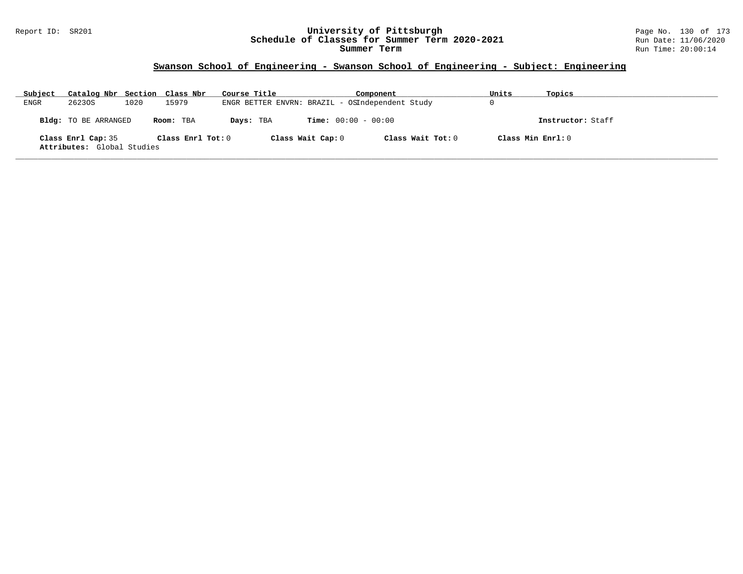## Swanson School of Engineering - Swanson School of Engineering - Subject: Engineering

| Subject | Catalog Nbr | Section | Class Nbr | Course Title | Component | Units | Topics |
|---|---|---|---|---|---|---|---|
| ENGR | 2623OS | 1020 | 15979 | ENGR BETTER ENVRN: BRAZIL - OS | Independent Study | 0 | |

**Bldg:** TO BE ARRANGED **Room:** TBA **Days:** TBA **Time:** 00:00 - 00:00 **Instructor:** Staff

**Class Enrl Cap:** 35 **Class Enrl Tot:** 0 **Class Wait Cap:** 0 **Class Wait Tot:** 0 **Class Min Enrl:** 0

**Attributes:** Global Studies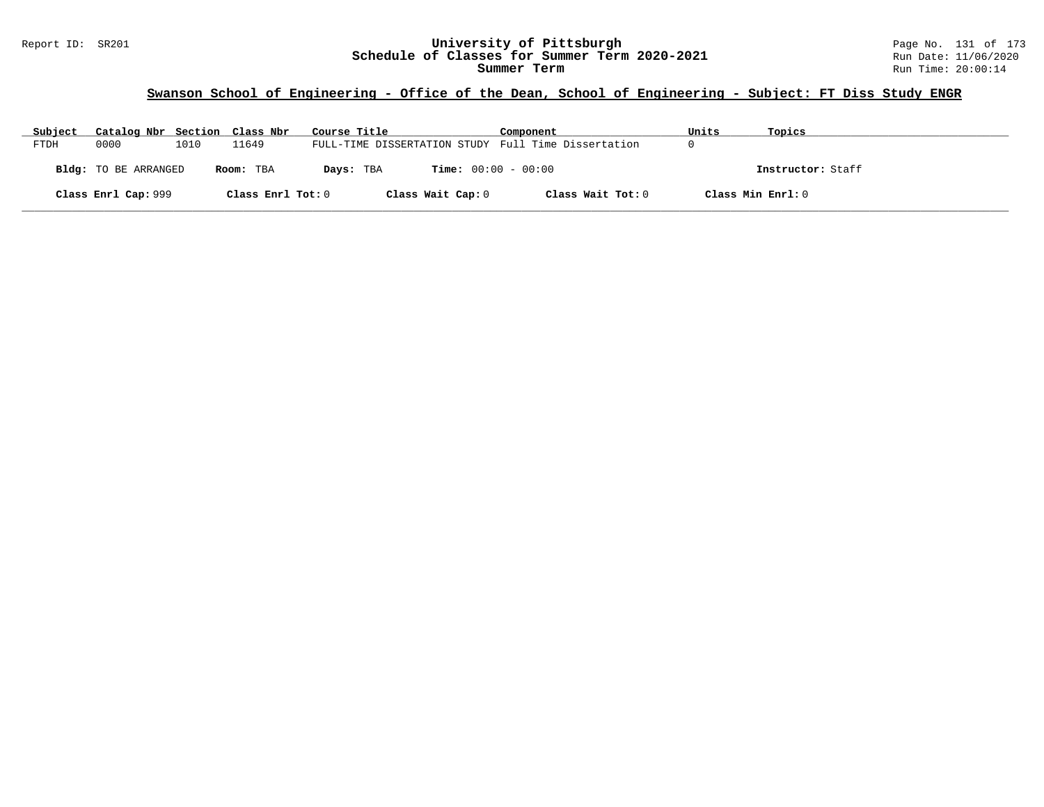## Swanson School of Engineering - Office of the Dean, School of Engineering - Subject: FT Diss Study ENGR

| Subject | Catalog Nbr | Section | Class Nbr | Course Title | Component | Units | Topics |
|---|---|---|---|---|---|---|---|
| FTDH | 0000 | 1010 | 11649 | FULL-TIME DISSERTATION STUDY | Full Time Dissertation | 0 | |

**Bldg:** TO BE ARRANGED **Room:** TBA **Days:** TBA **Time:** 00:00 - 00:00 **Instructor:** Staff

**Class Enrl Cap:** 999 **Class Enrl Tot:** 0 **Class Wait Cap:** 0 **Class Wait Tot:** 0 **Class Min Enrl:** 0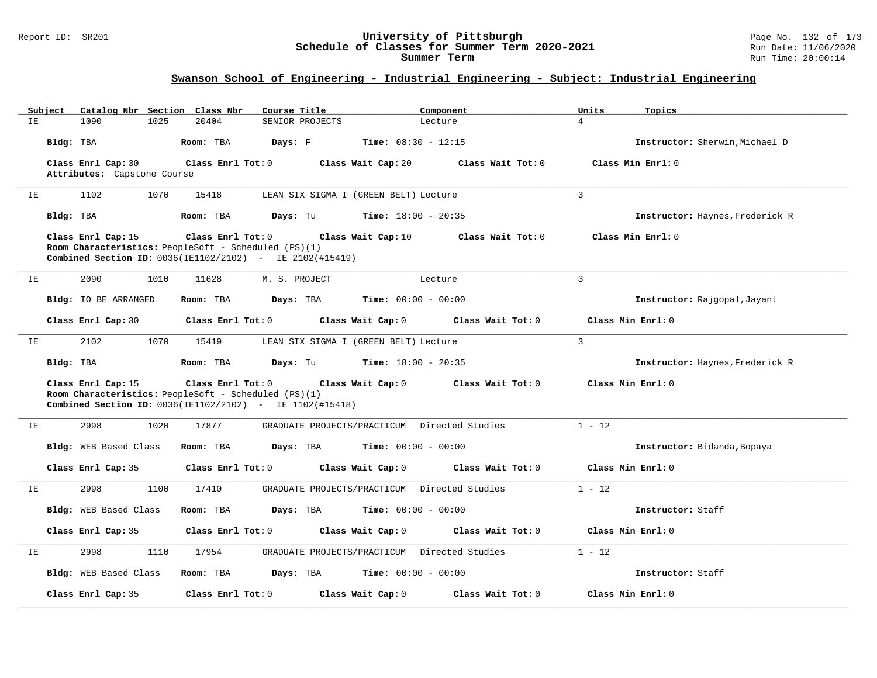## Swanson School of Engineering - Industrial Engineering - Subject: Industrial Engineering

| Subject | Catalog Nbr | Section | Class Nbr | Course Title | Component | Units | Topics |
|---|---|---|---|---|---|---|---|
| IE | 1090 | 1025 | 20404 | SENIOR PROJECTS | Lecture | 4 | |

**Bldg:** TBA **Room:** TBA **Days:** F **Time:** 08:30 - 12:15 **Instructor:** Sherwin,Michael D

**Class Enrl Cap:** 30 **Class Enrl Tot:** 0 **Class Wait Cap:** 20 **Class Wait Tot:** 0 **Class Min Enrl:** 0
**Attributes:** Capstone Course

---

| Subject | Catalog Nbr | Section | Class Nbr | Course Title | Component | Units | Topics |
|---|---|---|---|---|---|---|---|
| IE | 1102 | 1070 | 15418 | LEAN SIX SIGMA I (GREEN BELT) | Lecture | 3 | |

**Bldg:** TBA **Room:** TBA **Days:** Tu **Time:** 18:00 - 20:35 **Instructor:** Haynes,Frederick R

**Class Enrl Cap:** 15 **Class Enrl Tot:** 0 **Class Wait Cap:** 10 **Class Wait Tot:** 0 **Class Min Enrl:** 0
**Room Characteristics:** PeopleSoft - Scheduled (PS)(1)
**Combined Section ID:** 0036(IE1102/2102) - IE 2102(#15419)

---

| Subject | Catalog Nbr | Section | Class Nbr | Course Title | Component | Units | Topics |
|---|---|---|---|---|---|---|---|
| IE | 2090 | 1010 | 11628 | M. S. PROJECT | Lecture | 3 | |

**Bldg:** TO BE ARRANGED **Room:** TBA **Days:** TBA **Time:** 00:00 - 00:00 **Instructor:** Rajgopal,Jayant

**Class Enrl Cap:** 30 **Class Enrl Tot:** 0 **Class Wait Cap:** 0 **Class Wait Tot:** 0 **Class Min Enrl:** 0

---

| Subject | Catalog Nbr | Section | Class Nbr | Course Title | Component | Units | Topics |
|---|---|---|---|---|---|---|---|
| IE | 2102 | 1070 | 15419 | LEAN SIX SIGMA I (GREEN BELT) | Lecture | 3 | |

**Bldg:** TBA **Room:** TBA **Days:** Tu **Time:** 18:00 - 20:35 **Instructor:** Haynes,Frederick R

**Class Enrl Cap:** 15 **Class Enrl Tot:** 0 **Class Wait Cap:** 0 **Class Wait Tot:** 0 **Class Min Enrl:** 0
**Room Characteristics:** PeopleSoft - Scheduled (PS)(1)
**Combined Section ID:** 0036(IE1102/2102) - IE 1102(#15418)

---

| Subject | Catalog Nbr | Section | Class Nbr | Course Title | Component | Units | Topics |
|---|---|---|---|---|---|---|---|
| IE | 2998 | 1020 | 17877 | GRADUATE PROJECTS/PRACTICUM | Directed Studies | 1 - 12 | |

**Bldg:** WEB Based Class **Room:** TBA **Days:** TBA **Time:** 00:00 - 00:00 **Instructor:** Bidanda,Bopaya

**Class Enrl Cap:** 35 **Class Enrl Tot:** 0 **Class Wait Cap:** 0 **Class Wait Tot:** 0 **Class Min Enrl:** 0

---

| Subject | Catalog Nbr | Section | Class Nbr | Course Title | Component | Units | Topics |
|---|---|---|---|---|---|---|---|
| IE | 2998 | 1100 | 17410 | GRADUATE PROJECTS/PRACTICUM | Directed Studies | 1 - 12 | |

**Bldg:** WEB Based Class **Room:** TBA **Days:** TBA **Time:** 00:00 - 00:00 **Instructor:** Staff

**Class Enrl Cap:** 35 **Class Enrl Tot:** 0 **Class Wait Cap:** 0 **Class Wait Tot:** 0 **Class Min Enrl:** 0

---

| Subject | Catalog Nbr | Section | Class Nbr | Course Title | Component | Units | Topics |
|---|---|---|---|---|---|---|---|
| IE | 2998 | 1110 | 17954 | GRADUATE PROJECTS/PRACTICUM | Directed Studies | 1 - 12 | |

**Bldg:** WEB Based Class **Room:** TBA **Days:** TBA **Time:** 00:00 - 00:00 **Instructor:** Staff

**Class Enrl Cap:** 35 **Class Enrl Tot:** 0 **Class Wait Cap:** 0 **Class Wait Tot:** 0 **Class Min Enrl:** 0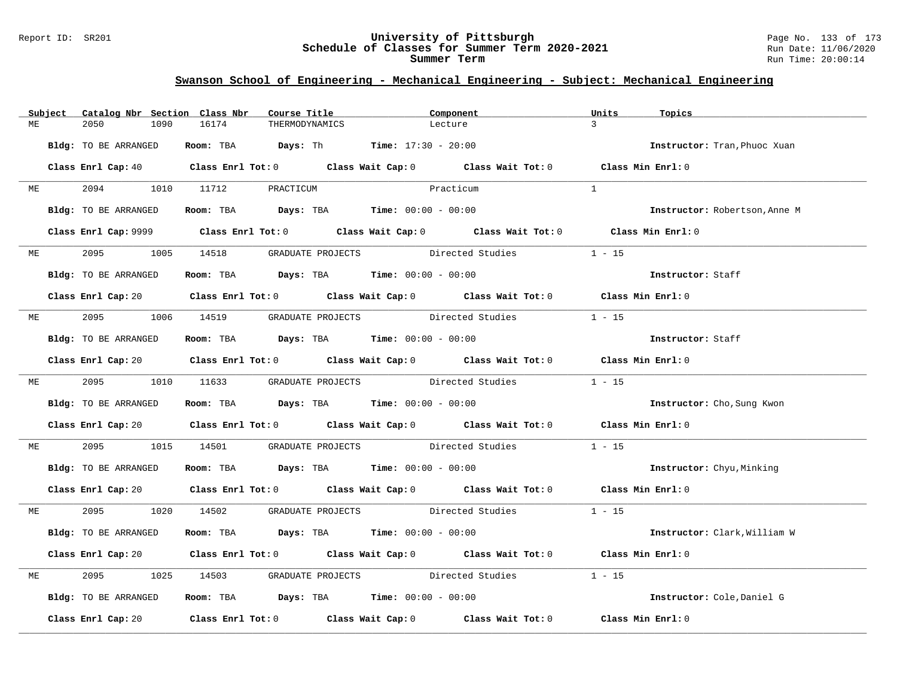## Swanson School of Engineering - Mechanical Engineering - Subject: Mechanical Engineering

| Subject | Catalog Nbr | Section | Class Nbr | Course Title | Component | Units | Topics |
|---|---|---|---|---|---|---|---|
| ME | 2050 | 1090 | 16174 | THERMODYNAMICS | Lecture | 3 | |

**Bldg:** TO BE ARRANGED **Room:** TBA **Days:** Th **Time:** 17:30 - 20:00 **Instructor:** Tran,Phuoc Xuan

**Class Enrl Cap:** 40 **Class Enrl Tot:** 0 **Class Wait Cap:** 0 **Class Wait Tot:** 0 **Class Min Enrl:** 0

| Subject | Catalog Nbr | Section | Class Nbr | Course Title | Component | Units | Topics |
|---|---|---|---|---|---|---|---|
| ME | 2094 | 1010 | 11712 | PRACTICUM | Practicum | 1 | |

**Bldg:** TO BE ARRANGED **Room:** TBA **Days:** TBA **Time:** 00:00 - 00:00 **Instructor:** Robertson,Anne M

**Class Enrl Cap:** 9999 **Class Enrl Tot:** 0 **Class Wait Cap:** 0 **Class Wait Tot:** 0 **Class Min Enrl:** 0

| Subject | Catalog Nbr | Section | Class Nbr | Course Title | Component | Units | Topics |
|---|---|---|---|---|---|---|---|
| ME | 2095 | 1005 | 14518 | GRADUATE PROJECTS | Directed Studies | 1 - 15 | |

**Bldg:** TO BE ARRANGED **Room:** TBA **Days:** TBA **Time:** 00:00 - 00:00 **Instructor:** Staff

**Class Enrl Cap:** 20 **Class Enrl Tot:** 0 **Class Wait Cap:** 0 **Class Wait Tot:** 0 **Class Min Enrl:** 0

| Subject | Catalog Nbr | Section | Class Nbr | Course Title | Component | Units | Topics |
|---|---|---|---|---|---|---|---|
| ME | 2095 | 1006 | 14519 | GRADUATE PROJECTS | Directed Studies | 1 - 15 | |

**Bldg:** TO BE ARRANGED **Room:** TBA **Days:** TBA **Time:** 00:00 - 00:00 **Instructor:** Staff

**Class Enrl Cap:** 20 **Class Enrl Tot:** 0 **Class Wait Cap:** 0 **Class Wait Tot:** 0 **Class Min Enrl:** 0

| Subject | Catalog Nbr | Section | Class Nbr | Course Title | Component | Units | Topics |
|---|---|---|---|---|---|---|---|
| ME | 2095 | 1010 | 11633 | GRADUATE PROJECTS | Directed Studies | 1 - 15 | |

**Bldg:** TO BE ARRANGED **Room:** TBA **Days:** TBA **Time:** 00:00 - 00:00 **Instructor:** Cho,Sung Kwon

**Class Enrl Cap:** 20 **Class Enrl Tot:** 0 **Class Wait Cap:** 0 **Class Wait Tot:** 0 **Class Min Enrl:** 0

| Subject | Catalog Nbr | Section | Class Nbr | Course Title | Component | Units | Topics |
|---|---|---|---|---|---|---|---|
| ME | 2095 | 1015 | 14501 | GRADUATE PROJECTS | Directed Studies | 1 - 15 | |

**Bldg:** TO BE ARRANGED **Room:** TBA **Days:** TBA **Time:** 00:00 - 00:00 **Instructor:** Chyu,Minking

**Class Enrl Cap:** 20 **Class Enrl Tot:** 0 **Class Wait Cap:** 0 **Class Wait Tot:** 0 **Class Min Enrl:** 0

| Subject | Catalog Nbr | Section | Class Nbr | Course Title | Component | Units | Topics |
|---|---|---|---|---|---|---|---|
| ME | 2095 | 1020 | 14502 | GRADUATE PROJECTS | Directed Studies | 1 - 15 | |

**Bldg:** TO BE ARRANGED **Room:** TBA **Days:** TBA **Time:** 00:00 - 00:00 **Instructor:** Clark,William W

**Class Enrl Cap:** 20 **Class Enrl Tot:** 0 **Class Wait Cap:** 0 **Class Wait Tot:** 0 **Class Min Enrl:** 0

| Subject | Catalog Nbr | Section | Class Nbr | Course Title | Component | Units | Topics |
|---|---|---|---|---|---|---|---|
| ME | 2095 | 1025 | 14503 | GRADUATE PROJECTS | Directed Studies | 1 - 15 | |

**Bldg:** TO BE ARRANGED **Room:** TBA **Days:** TBA **Time:** 00:00 - 00:00 **Instructor:** Cole,Daniel G

**Class Enrl Cap:** 20 **Class Enrl Tot:** 0 **Class Wait Cap:** 0 **Class Wait Tot:** 0 **Class Min Enrl:** 0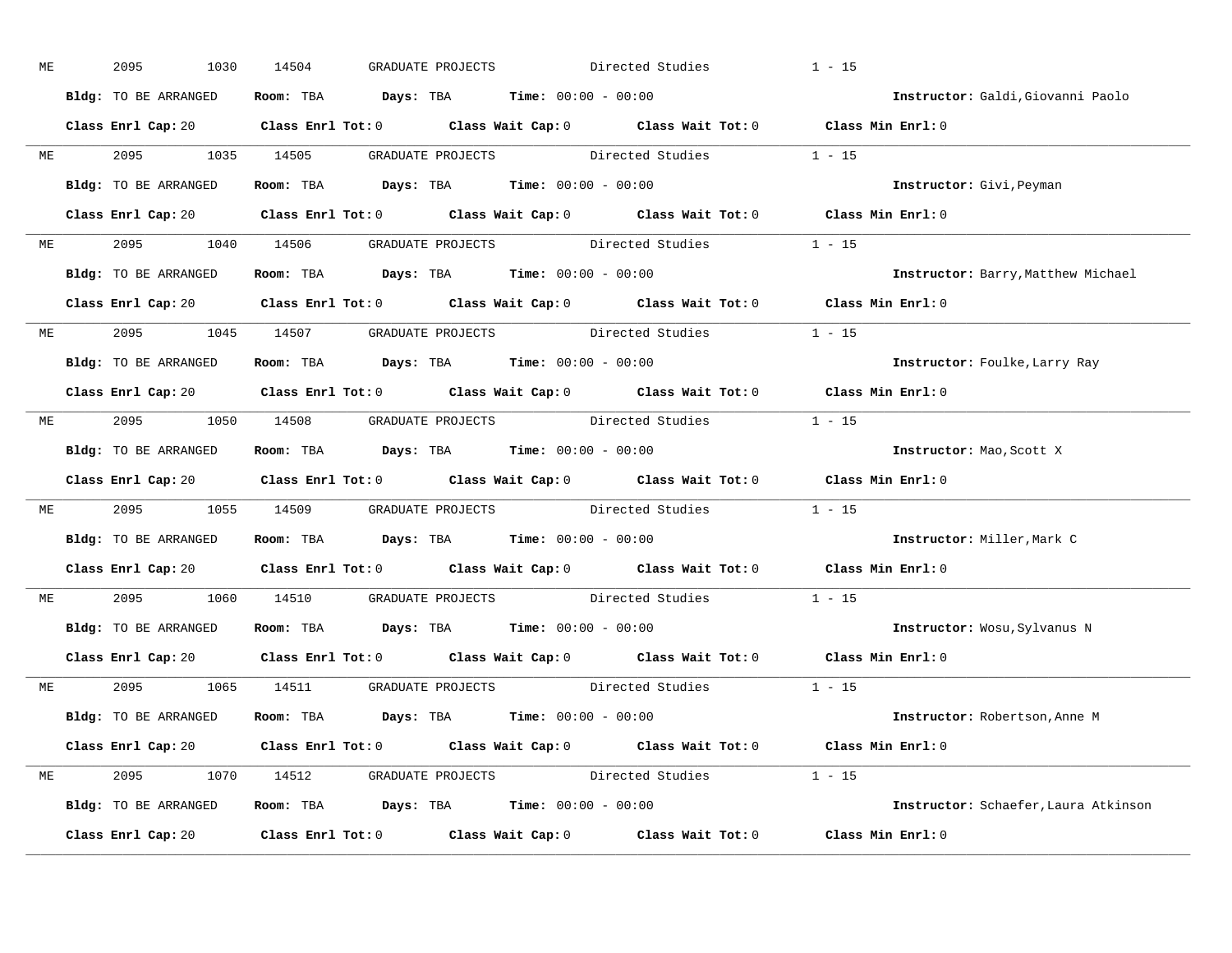ME 2095 1030 14504 GRADUATE PROJECTS Directed Studies 1 - 15

**Bldg:** TO BE ARRANGED **Room:** TBA **Days:** TBA **Time:** 00:00 - 00:00 **Instructor:** Galdi,Giovanni Paolo

**Class Enrl Cap:** 20 **Class Enrl Tot:** 0 **Class Wait Cap:** 0 **Class Wait Tot:** 0 **Class Min Enrl:** 0

---

ME 2095 1035 14505 GRADUATE PROJECTS Directed Studies 1 - 15

**Bldg:** TO BE ARRANGED **Room:** TBA **Days:** TBA **Time:** 00:00 - 00:00 **Instructor:** Givi,Peyman

**Class Enrl Cap:** 20 **Class Enrl Tot:** 0 **Class Wait Cap:** 0 **Class Wait Tot:** 0 **Class Min Enrl:** 0

---

ME 2095 1040 14506 GRADUATE PROJECTS Directed Studies 1 - 15

**Bldg:** TO BE ARRANGED **Room:** TBA **Days:** TBA **Time:** 00:00 - 00:00 **Instructor:** Barry,Matthew Michael

**Class Enrl Cap:** 20 **Class Enrl Tot:** 0 **Class Wait Cap:** 0 **Class Wait Tot:** 0 **Class Min Enrl:** 0

---

ME 2095 1045 14507 GRADUATE PROJECTS Directed Studies 1 - 15

**Bldg:** TO BE ARRANGED **Room:** TBA **Days:** TBA **Time:** 00:00 - 00:00 **Instructor:** Foulke,Larry Ray

**Class Enrl Cap:** 20 **Class Enrl Tot:** 0 **Class Wait Cap:** 0 **Class Wait Tot:** 0 **Class Min Enrl:** 0

---

ME 2095 1050 14508 GRADUATE PROJECTS Directed Studies 1 - 15

**Bldg:** TO BE ARRANGED **Room:** TBA **Days:** TBA **Time:** 00:00 - 00:00 **Instructor:** Mao,Scott X

**Class Enrl Cap:** 20 **Class Enrl Tot:** 0 **Class Wait Cap:** 0 **Class Wait Tot:** 0 **Class Min Enrl:** 0

---

ME 2095 1055 14509 GRADUATE PROJECTS Directed Studies 1 - 15

**Bldg:** TO BE ARRANGED **Room:** TBA **Days:** TBA **Time:** 00:00 - 00:00 **Instructor:** Miller,Mark C

**Class Enrl Cap:** 20 **Class Enrl Tot:** 0 **Class Wait Cap:** 0 **Class Wait Tot:** 0 **Class Min Enrl:** 0

---

ME 2095 1060 14510 GRADUATE PROJECTS Directed Studies 1 - 15

**Bldg:** TO BE ARRANGED **Room:** TBA **Days:** TBA **Time:** 00:00 - 00:00 **Instructor:** Wosu,Sylvanus N

**Class Enrl Cap:** 20 **Class Enrl Tot:** 0 **Class Wait Cap:** 0 **Class Wait Tot:** 0 **Class Min Enrl:** 0

---

ME 2095 1065 14511 GRADUATE PROJECTS Directed Studies 1 - 15

**Bldg:** TO BE ARRANGED **Room:** TBA **Days:** TBA **Time:** 00:00 - 00:00 **Instructor:** Robertson,Anne M

**Class Enrl Cap:** 20 **Class Enrl Tot:** 0 **Class Wait Cap:** 0 **Class Wait Tot:** 0 **Class Min Enrl:** 0

---

ME 2095 1070 14512 GRADUATE PROJECTS Directed Studies 1 - 15

**Bldg:** TO BE ARRANGED **Room:** TBA **Days:** TBA **Time:** 00:00 - 00:00 **Instructor:** Schaefer,Laura Atkinson

**Class Enrl Cap:** 20 **Class Enrl Tot:** 0 **Class Wait Cap:** 0 **Class Wait Tot:** 0 **Class Min Enrl:** 0

---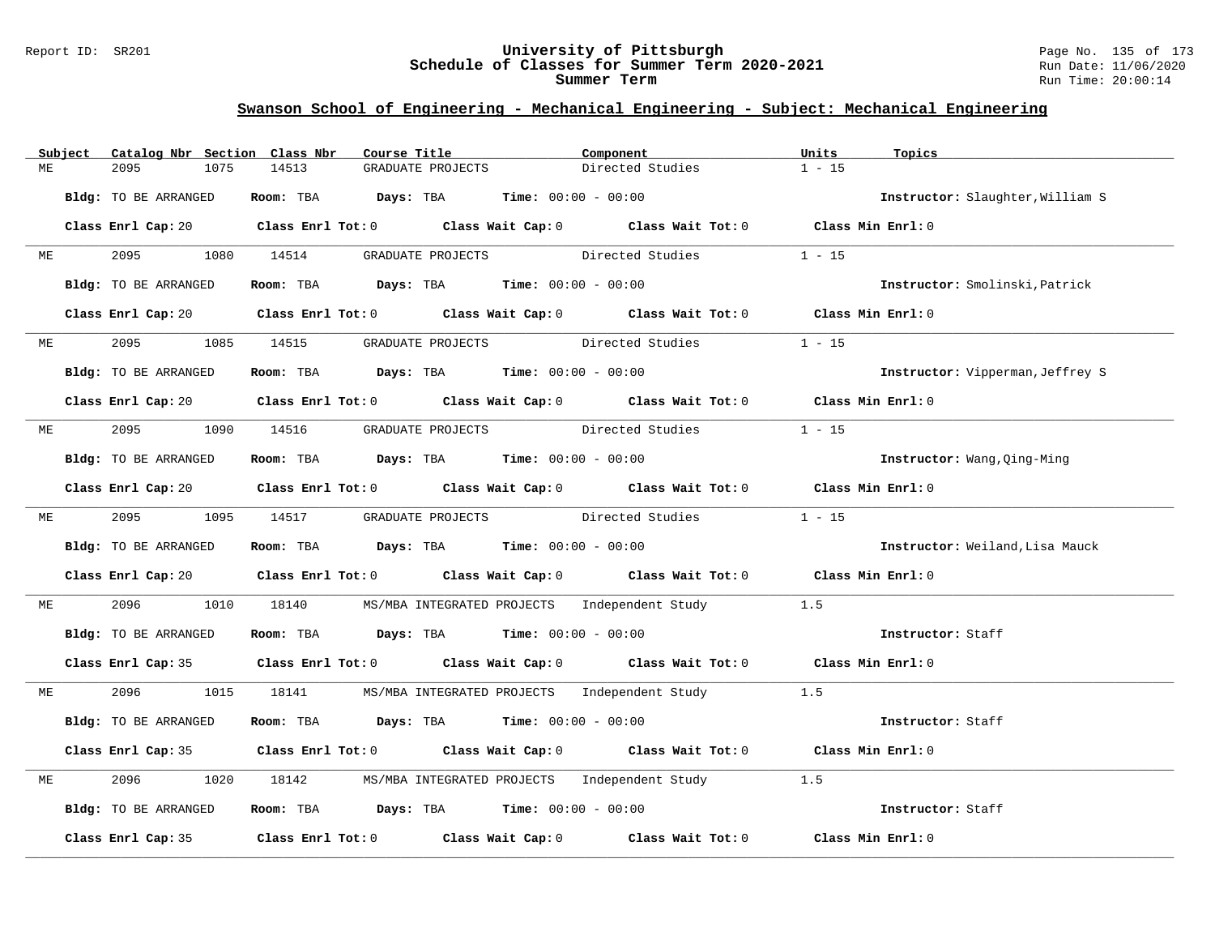## Swanson School of Engineering - Mechanical Engineering - Subject: Mechanical Engineering

| Subject | Catalog Nbr | Section | Class Nbr | Course Title | Component | Units | Topics |
|---|---|---|---|---|---|---|---|
| ME | 2095 | 1075 | 14513 | GRADUATE PROJECTS | Directed Studies | 1 - 15 | |

**Bldg:** TO BE ARRANGED **Room:** TBA **Days:** TBA **Time:** 00:00 - 00:00 **Instructor:** Slaughter,William S

**Class Enrl Cap:** 20 **Class Enrl Tot:** 0 **Class Wait Cap:** 0 **Class Wait Tot:** 0 **Class Min Enrl:** 0

---

| Subject | Catalog Nbr | Section | Class Nbr | Course Title | Component | Units | Topics |
|---|---|---|---|---|---|---|---|
| ME | 2095 | 1080 | 14514 | GRADUATE PROJECTS | Directed Studies | 1 - 15 | |

**Bldg:** TO BE ARRANGED **Room:** TBA **Days:** TBA **Time:** 00:00 - 00:00 **Instructor:** Smolinski,Patrick

**Class Enrl Cap:** 20 **Class Enrl Tot:** 0 **Class Wait Cap:** 0 **Class Wait Tot:** 0 **Class Min Enrl:** 0

---

| Subject | Catalog Nbr | Section | Class Nbr | Course Title | Component | Units | Topics |
|---|---|---|---|---|---|---|---|
| ME | 2095 | 1085 | 14515 | GRADUATE PROJECTS | Directed Studies | 1 - 15 | |

**Bldg:** TO BE ARRANGED **Room:** TBA **Days:** TBA **Time:** 00:00 - 00:00 **Instructor:** Vipperman,Jeffrey S

**Class Enrl Cap:** 20 **Class Enrl Tot:** 0 **Class Wait Cap:** 0 **Class Wait Tot:** 0 **Class Min Enrl:** 0

---

| Subject | Catalog Nbr | Section | Class Nbr | Course Title | Component | Units | Topics |
|---|---|---|---|---|---|---|---|
| ME | 2095 | 1090 | 14516 | GRADUATE PROJECTS | Directed Studies | 1 - 15 | |

**Bldg:** TO BE ARRANGED **Room:** TBA **Days:** TBA **Time:** 00:00 - 00:00 **Instructor:** Wang,Qing-Ming

**Class Enrl Cap:** 20 **Class Enrl Tot:** 0 **Class Wait Cap:** 0 **Class Wait Tot:** 0 **Class Min Enrl:** 0

---

| Subject | Catalog Nbr | Section | Class Nbr | Course Title | Component | Units | Topics |
|---|---|---|---|---|---|---|---|
| ME | 2095 | 1095 | 14517 | GRADUATE PROJECTS | Directed Studies | 1 - 15 | |

**Bldg:** TO BE ARRANGED **Room:** TBA **Days:** TBA **Time:** 00:00 - 00:00 **Instructor:** Weiland,Lisa Mauck

**Class Enrl Cap:** 20 **Class Enrl Tot:** 0 **Class Wait Cap:** 0 **Class Wait Tot:** 0 **Class Min Enrl:** 0

---

| Subject | Catalog Nbr | Section | Class Nbr | Course Title | Component | Units | Topics |
|---|---|---|---|---|---|---|---|
| ME | 2096 | 1010 | 18140 | MS/MBA INTEGRATED PROJECTS | Independent Study | 1.5 | |

**Bldg:** TO BE ARRANGED **Room:** TBA **Days:** TBA **Time:** 00:00 - 00:00 **Instructor:** Staff

**Class Enrl Cap:** 35 **Class Enrl Tot:** 0 **Class Wait Cap:** 0 **Class Wait Tot:** 0 **Class Min Enrl:** 0

---

| Subject | Catalog Nbr | Section | Class Nbr | Course Title | Component | Units | Topics |
|---|---|---|---|---|---|---|---|
| ME | 2096 | 1015 | 18141 | MS/MBA INTEGRATED PROJECTS | Independent Study | 1.5 | |

**Bldg:** TO BE ARRANGED **Room:** TBA **Days:** TBA **Time:** 00:00 - 00:00 **Instructor:** Staff

**Class Enrl Cap:** 35 **Class Enrl Tot:** 0 **Class Wait Cap:** 0 **Class Wait Tot:** 0 **Class Min Enrl:** 0

---

| Subject | Catalog Nbr | Section | Class Nbr | Course Title | Component | Units | Topics |
|---|---|---|---|---|---|---|---|
| ME | 2096 | 1020 | 18142 | MS/MBA INTEGRATED PROJECTS | Independent Study | 1.5 | |

**Bldg:** TO BE ARRANGED **Room:** TBA **Days:** TBA **Time:** 00:00 - 00:00 **Instructor:** Staff

**Class Enrl Cap:** 35 **Class Enrl Tot:** 0 **Class Wait Cap:** 0 **Class Wait Tot:** 0 **Class Min Enrl:** 0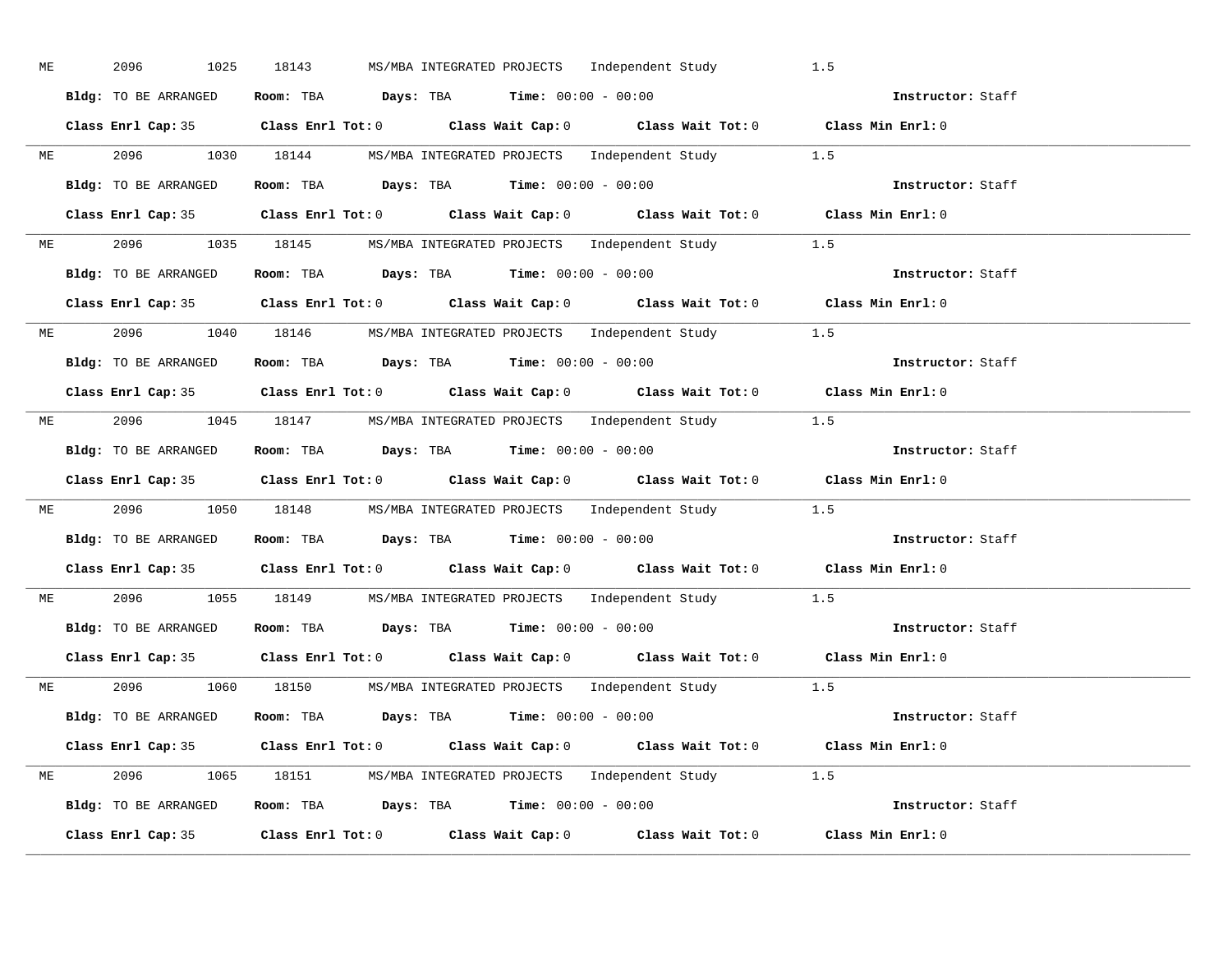ME 2096 1025 18143 MS/MBA INTEGRATED PROJECTS Independent Study 1.5

**Bldg:** TO BE ARRANGED **Room:** TBA **Days:** TBA **Time:** 00:00 - 00:00 **Instructor:** Staff

**Class Enrl Cap:** 35 **Class Enrl Tot:** 0 **Class Wait Cap:** 0 **Class Wait Tot:** 0 **Class Min Enrl:** 0

---

ME 2096 1030 18144 MS/MBA INTEGRATED PROJECTS Independent Study 1.5

**Bldg:** TO BE ARRANGED **Room:** TBA **Days:** TBA **Time:** 00:00 - 00:00 **Instructor:** Staff

**Class Enrl Cap:** 35 **Class Enrl Tot:** 0 **Class Wait Cap:** 0 **Class Wait Tot:** 0 **Class Min Enrl:** 0

---

ME 2096 1035 18145 MS/MBA INTEGRATED PROJECTS Independent Study 1.5

**Bldg:** TO BE ARRANGED **Room:** TBA **Days:** TBA **Time:** 00:00 - 00:00 **Instructor:** Staff

**Class Enrl Cap:** 35 **Class Enrl Tot:** 0 **Class Wait Cap:** 0 **Class Wait Tot:** 0 **Class Min Enrl:** 0

---

ME 2096 1040 18146 MS/MBA INTEGRATED PROJECTS Independent Study 1.5

**Bldg:** TO BE ARRANGED **Room:** TBA **Days:** TBA **Time:** 00:00 - 00:00 **Instructor:** Staff

**Class Enrl Cap:** 35 **Class Enrl Tot:** 0 **Class Wait Cap:** 0 **Class Wait Tot:** 0 **Class Min Enrl:** 0

---

ME 2096 1045 18147 MS/MBA INTEGRATED PROJECTS Independent Study 1.5

**Bldg:** TO BE ARRANGED **Room:** TBA **Days:** TBA **Time:** 00:00 - 00:00 **Instructor:** Staff

**Class Enrl Cap:** 35 **Class Enrl Tot:** 0 **Class Wait Cap:** 0 **Class Wait Tot:** 0 **Class Min Enrl:** 0

---

ME 2096 1050 18148 MS/MBA INTEGRATED PROJECTS Independent Study 1.5

**Bldg:** TO BE ARRANGED **Room:** TBA **Days:** TBA **Time:** 00:00 - 00:00 **Instructor:** Staff

**Class Enrl Cap:** 35 **Class Enrl Tot:** 0 **Class Wait Cap:** 0 **Class Wait Tot:** 0 **Class Min Enrl:** 0

---

ME 2096 1055 18149 MS/MBA INTEGRATED PROJECTS Independent Study 1.5

**Bldg:** TO BE ARRANGED **Room:** TBA **Days:** TBA **Time:** 00:00 - 00:00 **Instructor:** Staff

**Class Enrl Cap:** 35 **Class Enrl Tot:** 0 **Class Wait Cap:** 0 **Class Wait Tot:** 0 **Class Min Enrl:** 0

---

ME 2096 1060 18150 MS/MBA INTEGRATED PROJECTS Independent Study 1.5

**Bldg:** TO BE ARRANGED **Room:** TBA **Days:** TBA **Time:** 00:00 - 00:00 **Instructor:** Staff

**Class Enrl Cap:** 35 **Class Enrl Tot:** 0 **Class Wait Cap:** 0 **Class Wait Tot:** 0 **Class Min Enrl:** 0

---

ME 2096 1065 18151 MS/MBA INTEGRATED PROJECTS Independent Study 1.5

**Bldg:** TO BE ARRANGED **Room:** TBA **Days:** TBA **Time:** 00:00 - 00:00 **Instructor:** Staff

**Class Enrl Cap:** 35 **Class Enrl Tot:** 0 **Class Wait Cap:** 0 **Class Wait Tot:** 0 **Class Min Enrl:** 0

---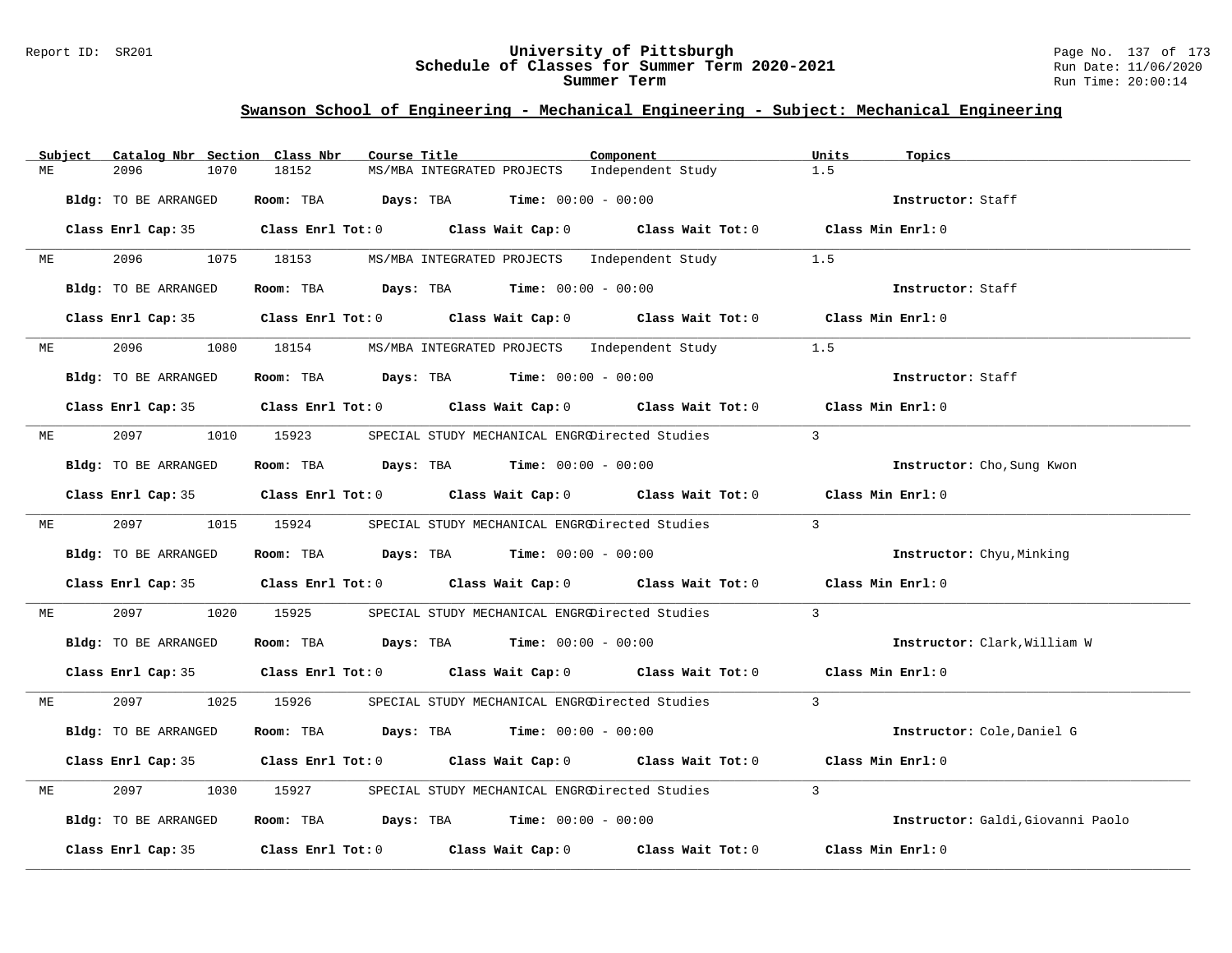## Swanson School of Engineering - Mechanical Engineering - Subject: Mechanical Engineering

| Subject | Catalog Nbr | Section | Class Nbr | Course Title | Component | Units | Topics |
|---|---|---|---|---|---|---|---|
| ME | 2096 | 1070 | 18152 | MS/MBA INTEGRATED PROJECTS | Independent Study | 1.5 | |

**Bldg:** TO BE ARRANGED **Room:** TBA **Days:** TBA **Time:** 00:00 - 00:00 **Instructor:** Staff

**Class Enrl Cap:** 35 **Class Enrl Tot:** 0 **Class Wait Cap:** 0 **Class Wait Tot:** 0 **Class Min Enrl:** 0

---

| Subject | Catalog Nbr | Section | Class Nbr | Course Title | Component | Units | Topics |
|---|---|---|---|---|---|---|---|
| ME | 2096 | 1075 | 18153 | MS/MBA INTEGRATED PROJECTS | Independent Study | 1.5 | |

**Bldg:** TO BE ARRANGED **Room:** TBA **Days:** TBA **Time:** 00:00 - 00:00 **Instructor:** Staff

**Class Enrl Cap:** 35 **Class Enrl Tot:** 0 **Class Wait Cap:** 0 **Class Wait Tot:** 0 **Class Min Enrl:** 0

---

| Subject | Catalog Nbr | Section | Class Nbr | Course Title | Component | Units | Topics |
|---|---|---|---|---|---|---|---|
| ME | 2096 | 1080 | 18154 | MS/MBA INTEGRATED PROJECTS | Independent Study | 1.5 | |

**Bldg:** TO BE ARRANGED **Room:** TBA **Days:** TBA **Time:** 00:00 - 00:00 **Instructor:** Staff

**Class Enrl Cap:** 35 **Class Enrl Tot:** 0 **Class Wait Cap:** 0 **Class Wait Tot:** 0 **Class Min Enrl:** 0

---

| Subject | Catalog Nbr | Section | Class Nbr | Course Title | Component | Units | Topics |
|---|---|---|---|---|---|---|---|
| ME | 2097 | 1010 | 15923 | SPECIAL STUDY MECHANICAL ENGRG | Directed Studies | 3 | |

**Bldg:** TO BE ARRANGED **Room:** TBA **Days:** TBA **Time:** 00:00 - 00:00 **Instructor:** Cho,Sung Kwon

**Class Enrl Cap:** 35 **Class Enrl Tot:** 0 **Class Wait Cap:** 0 **Class Wait Tot:** 0 **Class Min Enrl:** 0

---

| Subject | Catalog Nbr | Section | Class Nbr | Course Title | Component | Units | Topics |
|---|---|---|---|---|---|---|---|
| ME | 2097 | 1015 | 15924 | SPECIAL STUDY MECHANICAL ENGRG | Directed Studies | 3 | |

**Bldg:** TO BE ARRANGED **Room:** TBA **Days:** TBA **Time:** 00:00 - 00:00 **Instructor:** Chyu,Minking

**Class Enrl Cap:** 35 **Class Enrl Tot:** 0 **Class Wait Cap:** 0 **Class Wait Tot:** 0 **Class Min Enrl:** 0

---

| Subject | Catalog Nbr | Section | Class Nbr | Course Title | Component | Units | Topics |
|---|---|---|---|---|---|---|---|
| ME | 2097 | 1020 | 15925 | SPECIAL STUDY MECHANICAL ENGRG | Directed Studies | 3 | |

**Bldg:** TO BE ARRANGED **Room:** TBA **Days:** TBA **Time:** 00:00 - 00:00 **Instructor:** Clark,William W

**Class Enrl Cap:** 35 **Class Enrl Tot:** 0 **Class Wait Cap:** 0 **Class Wait Tot:** 0 **Class Min Enrl:** 0

---

| Subject | Catalog Nbr | Section | Class Nbr | Course Title | Component | Units | Topics |
|---|---|---|---|---|---|---|---|
| ME | 2097 | 1025 | 15926 | SPECIAL STUDY MECHANICAL ENGRG | Directed Studies | 3 | |

**Bldg:** TO BE ARRANGED **Room:** TBA **Days:** TBA **Time:** 00:00 - 00:00 **Instructor:** Cole,Daniel G

**Class Enrl Cap:** 35 **Class Enrl Tot:** 0 **Class Wait Cap:** 0 **Class Wait Tot:** 0 **Class Min Enrl:** 0

---

| Subject | Catalog Nbr | Section | Class Nbr | Course Title | Component | Units | Topics |
|---|---|---|---|---|---|---|---|
| ME | 2097 | 1030 | 15927 | SPECIAL STUDY MECHANICAL ENGRG | Directed Studies | 3 | |

**Bldg:** TO BE ARRANGED **Room:** TBA **Days:** TBA **Time:** 00:00 - 00:00 **Instructor:** Galdi,Giovanni Paolo

**Class Enrl Cap:** 35 **Class Enrl Tot:** 0 **Class Wait Cap:** 0 **Class Wait Tot:** 0 **Class Min Enrl:** 0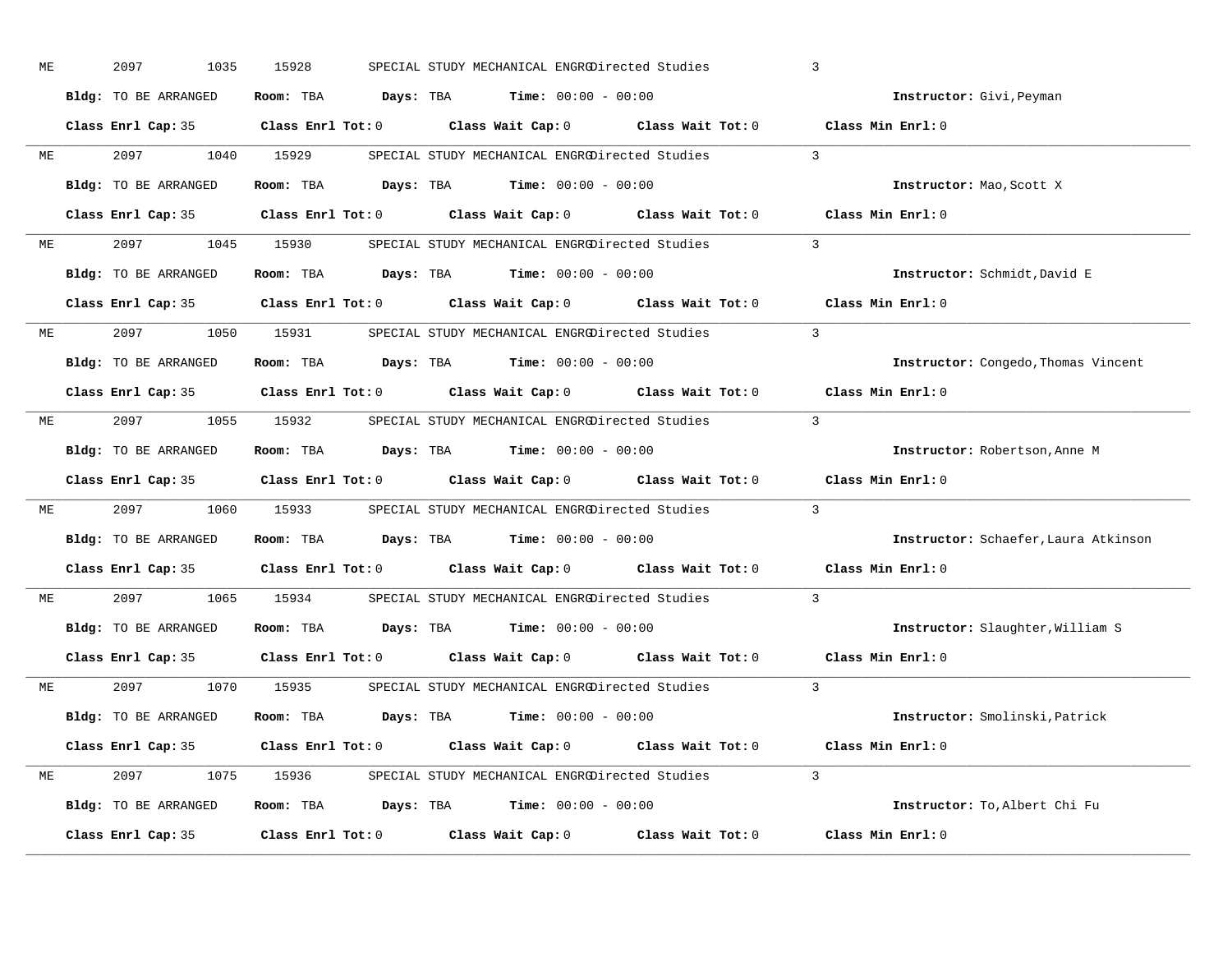ME 2097 1035 15928 SPECIAL STUDY MECHANICAL ENGRGDirected Studies 3

**Bldg:** TO BE ARRANGED **Room:** TBA **Days:** TBA **Time:** 00:00 - 00:00 **Instructor:** Givi,Peyman

**Class Enrl Cap:** 35 **Class Enrl Tot:** 0 **Class Wait Cap:** 0 **Class Wait Tot:** 0 **Class Min Enrl:** 0

---

ME 2097 1040 15929 SPECIAL STUDY MECHANICAL ENGRGDirected Studies 3

**Bldg:** TO BE ARRANGED **Room:** TBA **Days:** TBA **Time:** 00:00 - 00:00 **Instructor:** Mao,Scott X

**Class Enrl Cap:** 35 **Class Enrl Tot:** 0 **Class Wait Cap:** 0 **Class Wait Tot:** 0 **Class Min Enrl:** 0

---

ME 2097 1045 15930 SPECIAL STUDY MECHANICAL ENGRGDirected Studies 3

**Bldg:** TO BE ARRANGED **Room:** TBA **Days:** TBA **Time:** 00:00 - 00:00 **Instructor:** Schmidt,David E

**Class Enrl Cap:** 35 **Class Enrl Tot:** 0 **Class Wait Cap:** 0 **Class Wait Tot:** 0 **Class Min Enrl:** 0

---

ME 2097 1050 15931 SPECIAL STUDY MECHANICAL ENGRGDirected Studies 3

**Bldg:** TO BE ARRANGED **Room:** TBA **Days:** TBA **Time:** 00:00 - 00:00 **Instructor:** Congedo,Thomas Vincent

**Class Enrl Cap:** 35 **Class Enrl Tot:** 0 **Class Wait Cap:** 0 **Class Wait Tot:** 0 **Class Min Enrl:** 0

---

ME 2097 1055 15932 SPECIAL STUDY MECHANICAL ENGRGDirected Studies 3

**Bldg:** TO BE ARRANGED **Room:** TBA **Days:** TBA **Time:** 00:00 - 00:00 **Instructor:** Robertson,Anne M

**Class Enrl Cap:** 35 **Class Enrl Tot:** 0 **Class Wait Cap:** 0 **Class Wait Tot:** 0 **Class Min Enrl:** 0

---

ME 2097 1060 15933 SPECIAL STUDY MECHANICAL ENGRGDirected Studies 3

**Bldg:** TO BE ARRANGED **Room:** TBA **Days:** TBA **Time:** 00:00 - 00:00 **Instructor:** Schaefer,Laura Atkinson

**Class Enrl Cap:** 35 **Class Enrl Tot:** 0 **Class Wait Cap:** 0 **Class Wait Tot:** 0 **Class Min Enrl:** 0

---

ME 2097 1065 15934 SPECIAL STUDY MECHANICAL ENGRGDirected Studies 3

**Bldg:** TO BE ARRANGED **Room:** TBA **Days:** TBA **Time:** 00:00 - 00:00 **Instructor:** Slaughter,William S

**Class Enrl Cap:** 35 **Class Enrl Tot:** 0 **Class Wait Cap:** 0 **Class Wait Tot:** 0 **Class Min Enrl:** 0

---

ME 2097 1070 15935 SPECIAL STUDY MECHANICAL ENGRGDirected Studies 3

**Bldg:** TO BE ARRANGED **Room:** TBA **Days:** TBA **Time:** 00:00 - 00:00 **Instructor:** Smolinski,Patrick

**Class Enrl Cap:** 35 **Class Enrl Tot:** 0 **Class Wait Cap:** 0 **Class Wait Tot:** 0 **Class Min Enrl:** 0

---

ME 2097 1075 15936 SPECIAL STUDY MECHANICAL ENGRGDirected Studies 3

**Bldg:** TO BE ARRANGED **Room:** TBA **Days:** TBA **Time:** 00:00 - 00:00 **Instructor:** To,Albert Chi Fu

**Class Enrl Cap:** 35 **Class Enrl Tot:** 0 **Class Wait Cap:** 0 **Class Wait Tot:** 0 **Class Min Enrl:** 0

---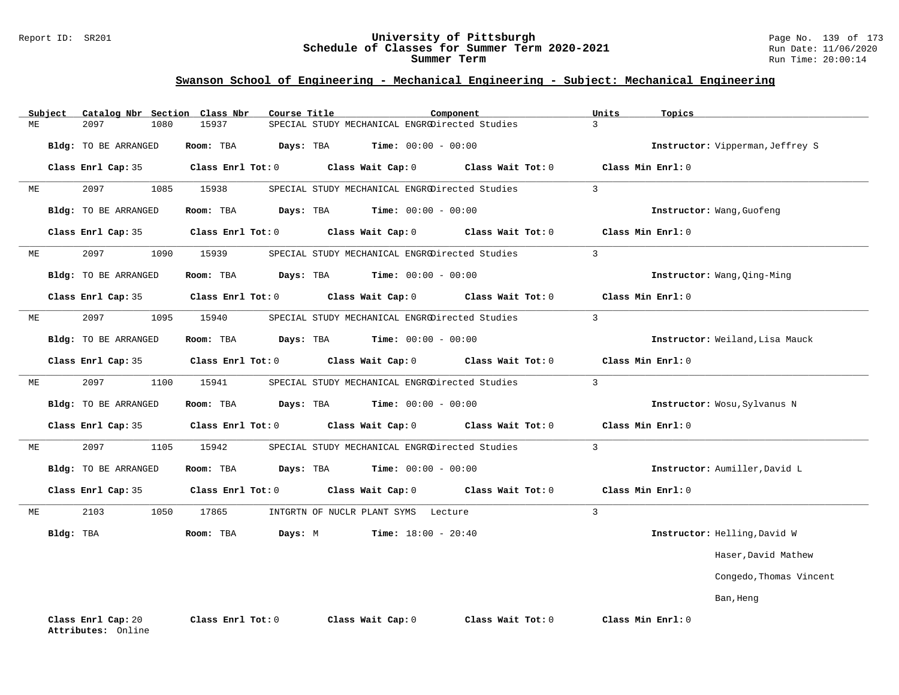## Swanson School of Engineering - Mechanical Engineering - Subject: Mechanical Engineering

| Subject | Catalog Nbr | Section | Class Nbr | Course Title | Component | Units | Topics |
|---|---|---|---|---|---|---|---|
| ME | 2097 | 1080 | 15937 | SPECIAL STUDY MECHANICAL ENGRG | Directed Studies | 3 | |

**Bldg:** TO BE ARRANGED **Room:** TBA **Days:** TBA **Time:** 00:00 - 00:00 **Instructor:** Vipperman,Jeffrey S

**Class Enrl Cap:** 35 **Class Enrl Tot:** 0 **Class Wait Cap:** 0 **Class Wait Tot:** 0 **Class Min Enrl:** 0

---

| Subject | Catalog Nbr | Section | Class Nbr | Course Title | Component | Units | Topics |
|---|---|---|---|---|---|---|---|
| ME | 2097 | 1085 | 15938 | SPECIAL STUDY MECHANICAL ENGRG | Directed Studies | 3 | |

**Bldg:** TO BE ARRANGED **Room:** TBA **Days:** TBA **Time:** 00:00 - 00:00 **Instructor:** Wang,Guofeng

**Class Enrl Cap:** 35 **Class Enrl Tot:** 0 **Class Wait Cap:** 0 **Class Wait Tot:** 0 **Class Min Enrl:** 0

---

| Subject | Catalog Nbr | Section | Class Nbr | Course Title | Component | Units | Topics |
|---|---|---|---|---|---|---|---|
| ME | 2097 | 1090 | 15939 | SPECIAL STUDY MECHANICAL ENGRG | Directed Studies | 3 | |

**Bldg:** TO BE ARRANGED **Room:** TBA **Days:** TBA **Time:** 00:00 - 00:00 **Instructor:** Wang,Qing-Ming

**Class Enrl Cap:** 35 **Class Enrl Tot:** 0 **Class Wait Cap:** 0 **Class Wait Tot:** 0 **Class Min Enrl:** 0

---

| Subject | Catalog Nbr | Section | Class Nbr | Course Title | Component | Units | Topics |
|---|---|---|---|---|---|---|---|
| ME | 2097 | 1095 | 15940 | SPECIAL STUDY MECHANICAL ENGRG | Directed Studies | 3 | |

**Bldg:** TO BE ARRANGED **Room:** TBA **Days:** TBA **Time:** 00:00 - 00:00 **Instructor:** Weiland,Lisa Mauck

**Class Enrl Cap:** 35 **Class Enrl Tot:** 0 **Class Wait Cap:** 0 **Class Wait Tot:** 0 **Class Min Enrl:** 0

---

| Subject | Catalog Nbr | Section | Class Nbr | Course Title | Component | Units | Topics |
|---|---|---|---|---|---|---|---|
| ME | 2097 | 1100 | 15941 | SPECIAL STUDY MECHANICAL ENGRG | Directed Studies | 3 | |

**Bldg:** TO BE ARRANGED **Room:** TBA **Days:** TBA **Time:** 00:00 - 00:00 **Instructor:** Wosu,Sylvanus N

**Class Enrl Cap:** 35 **Class Enrl Tot:** 0 **Class Wait Cap:** 0 **Class Wait Tot:** 0 **Class Min Enrl:** 0

---

| Subject | Catalog Nbr | Section | Class Nbr | Course Title | Component | Units | Topics |
|---|---|---|---|---|---|---|---|
| ME | 2097 | 1105 | 15942 | SPECIAL STUDY MECHANICAL ENGRG | Directed Studies | 3 | |

**Bldg:** TO BE ARRANGED **Room:** TBA **Days:** TBA **Time:** 00:00 - 00:00 **Instructor:** Aumiller,David L

**Class Enrl Cap:** 35 **Class Enrl Tot:** 0 **Class Wait Cap:** 0 **Class Wait Tot:** 0 **Class Min Enrl:** 0

---

| Subject | Catalog Nbr | Section | Class Nbr | Course Title | Component | Units | Topics |
|---|---|---|---|---|---|---|---|
| ME | 2103 | 1050 | 17865 | INTGRTN OF NUCLR PLANT SYMS | Lecture | 3 | |

**Bldg:** TBA **Room:** TBA **Days:** M **Time:** 18:00 - 20:40 **Instructor:** Helling,David W
Haser,David Mathew
Congedo,Thomas Vincent
Ban,Heng

**Class Enrl Cap:** 20 **Class Enrl Tot:** 0 **Class Wait Cap:** 0 **Class Wait Tot:** 0 **Class Min Enrl:** 0
**Attributes:** Online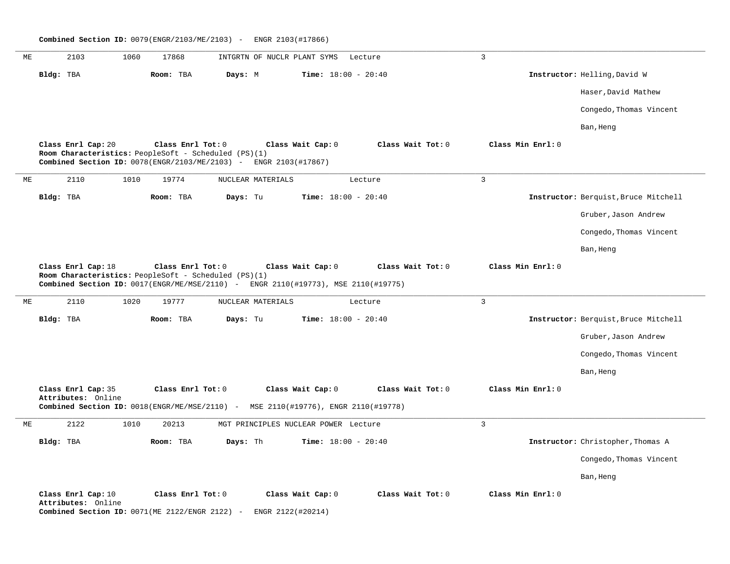**Combined Section ID:** 0079(ENGR/2103/ME/2103) - ENGR 2103(#17866)

---

ME 2103 1060 17868 INTGRTN OF NUCLR PLANT SYMS Lecture 3

**Bldg:** TBA **Room:** TBA **Days:** M **Time:** 18:00 - 20:40 **Instructor:** Helling,David W
Haser,David Mathew
Congedo,Thomas Vincent
Ban,Heng

**Class Enrl Cap:** 20 **Class Enrl Tot:** 0 **Class Wait Cap:** 0 **Class Wait Tot:** 0 **Class Min Enrl:** 0
**Room Characteristics:** PeopleSoft - Scheduled (PS)(1)
**Combined Section ID:** 0078(ENGR/2103/ME/2103) - ENGR 2103(#17867)

---

ME 2110 1010 19774 NUCLEAR MATERIALS Lecture 3

**Bldg:** TBA **Room:** TBA **Days:** Tu **Time:** 18:00 - 20:40 **Instructor:** Berquist,Bruce Mitchell
Gruber,Jason Andrew
Congedo,Thomas Vincent
Ban,Heng

**Class Enrl Cap:** 18 **Class Enrl Tot:** 0 **Class Wait Cap:** 0 **Class Wait Tot:** 0 **Class Min Enrl:** 0
**Room Characteristics:** PeopleSoft - Scheduled (PS)(1)
**Combined Section ID:** 0017(ENGR/ME/MSE/2110) - ENGR 2110(#19773), MSE 2110(#19775)

---

ME 2110 1020 19777 NUCLEAR MATERIALS Lecture 3

**Bldg:** TBA **Room:** TBA **Days:** Tu **Time:** 18:00 - 20:40 **Instructor:** Berquist,Bruce Mitchell
Gruber,Jason Andrew
Congedo,Thomas Vincent
Ban,Heng

**Class Enrl Cap:** 35 **Class Enrl Tot:** 0 **Class Wait Cap:** 0 **Class Wait Tot:** 0 **Class Min Enrl:** 0
**Attributes:** Online
**Combined Section ID:** 0018(ENGR/ME/MSE/2110) - MSE 2110(#19776), ENGR 2110(#19778)

---

ME 2122 1010 20213 MGT PRINCIPLES NUCLEAR POWER Lecture 3

**Bldg:** TBA **Room:** TBA **Days:** Th **Time:** 18:00 - 20:40 **Instructor:** Christopher,Thomas A
Congedo,Thomas Vincent
Ban,Heng

**Class Enrl Cap:** 10 **Class Enrl Tot:** 0 **Class Wait Cap:** 0 **Class Wait Tot:** 0 **Class Min Enrl:** 0
**Attributes:** Online
**Combined Section ID:** 0071(ME 2122/ENGR 2122) - ENGR 2122(#20214)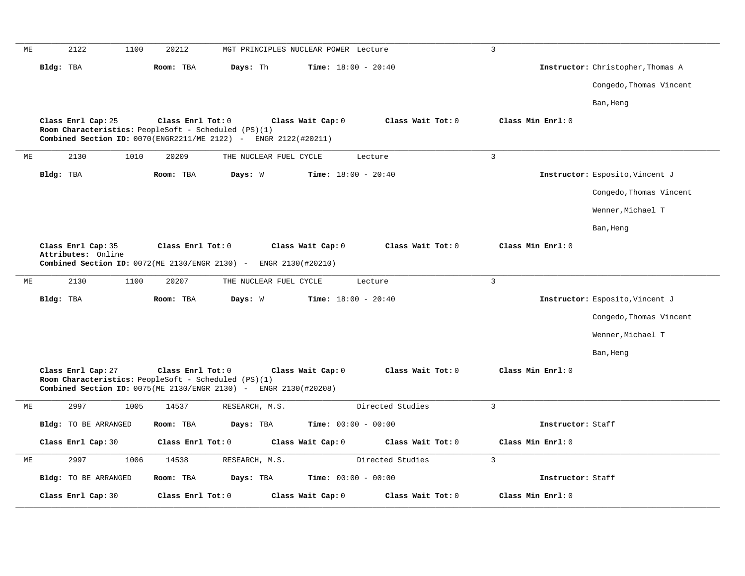ME 2122 1100 20212 MGT PRINCIPLES NUCLEAR POWER Lecture 3

**Bldg:** TBA **Room:** TBA **Days:** Th **Time:** 18:00 - 20:40 **Instructor:** Christopher,Thomas A

Congedo,Thomas Vincent

Ban,Heng

**Class Enrl Cap:** 25 **Class Enrl Tot:** 0 **Class Wait Cap:** 0 **Class Wait Tot:** 0 **Class Min Enrl:** 0
**Room Characteristics:** PeopleSoft - Scheduled (PS)(1)
**Combined Section ID:** 0070(ENGR2211/ME 2122) - ENGR 2122(#20211)

---

ME 2130 1010 20209 THE NUCLEAR FUEL CYCLE Lecture 3

**Bldg:** TBA **Room:** TBA **Days:** W **Time:** 18:00 - 20:40 **Instructor:** Esposito,Vincent J

Congedo,Thomas Vincent

Wenner,Michael T

Ban,Heng

**Class Enrl Cap:** 35 **Class Enrl Tot:** 0 **Class Wait Cap:** 0 **Class Wait Tot:** 0 **Class Min Enrl:** 0
**Attributes:** Online
**Combined Section ID:** 0072(ME 2130/ENGR 2130) - ENGR 2130(#20210)

---

ME 2130 1100 20207 THE NUCLEAR FUEL CYCLE Lecture 3

**Bldg:** TBA **Room:** TBA **Days:** W **Time:** 18:00 - 20:40 **Instructor:** Esposito,Vincent J

Congedo,Thomas Vincent

Wenner,Michael T

Ban,Heng

**Class Enrl Cap:** 27 **Class Enrl Tot:** 0 **Class Wait Cap:** 0 **Class Wait Tot:** 0 **Class Min Enrl:** 0
**Room Characteristics:** PeopleSoft - Scheduled (PS)(1)
**Combined Section ID:** 0075(ME 2130/ENGR 2130) - ENGR 2130(#20208)

---

ME 2997 1005 14537 RESEARCH, M.S. Directed Studies 3

**Bldg:** TO BE ARRANGED **Room:** TBA **Days:** TBA **Time:** 00:00 - 00:00 **Instructor:** Staff

**Class Enrl Cap:** 30 **Class Enrl Tot:** 0 **Class Wait Cap:** 0 **Class Wait Tot:** 0 **Class Min Enrl:** 0

---

ME 2997 1006 14538 RESEARCH, M.S. Directed Studies 3

**Bldg:** TO BE ARRANGED **Room:** TBA **Days:** TBA **Time:** 00:00 - 00:00 **Instructor:** Staff

**Class Enrl Cap:** 30 **Class Enrl Tot:** 0 **Class Wait Cap:** 0 **Class Wait Tot:** 0 **Class Min Enrl:** 0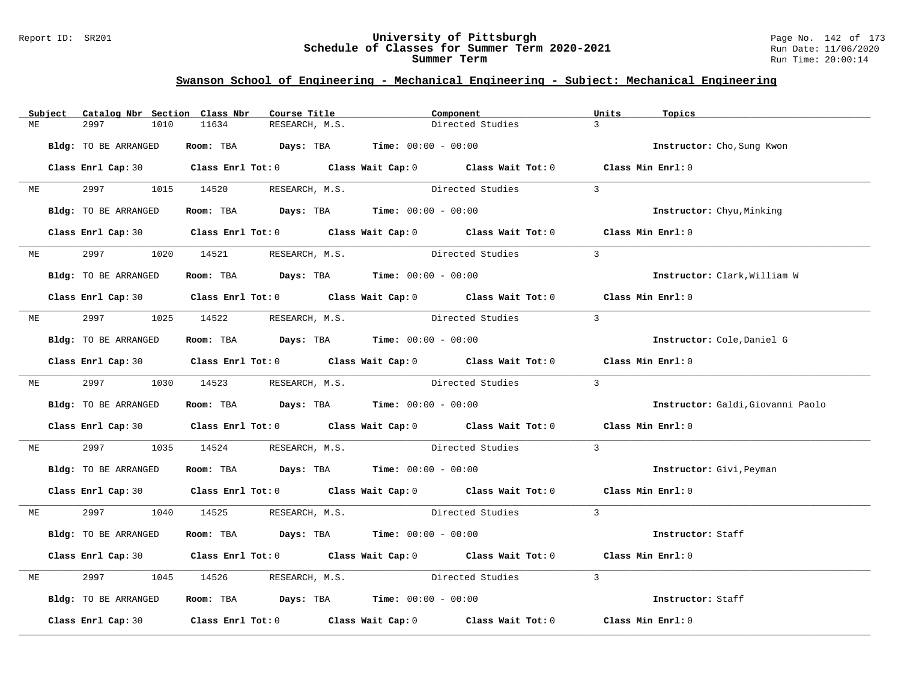## Swanson School of Engineering - Mechanical Engineering - Subject: Mechanical Engineering

| Subject | Catalog Nbr | Section | Class Nbr | Course Title | Component | Units | Topics |
|---|---|---|---|---|---|---|---|
| ME | 2997 | 1010 | 11634 | RESEARCH, M.S. | Directed Studies | 3 | |

**Bldg:** TO BE ARRANGED **Room:** TBA **Days:** TBA **Time:** 00:00 - 00:00 **Instructor:** Cho,Sung Kwon

**Class Enrl Cap:** 30 **Class Enrl Tot:** 0 **Class Wait Cap:** 0 **Class Wait Tot:** 0 **Class Min Enrl:** 0

| Subject | Catalog Nbr | Section | Class Nbr | Course Title | Component | Units | Topics |
|---|---|---|---|---|---|---|---|
| ME | 2997 | 1015 | 14520 | RESEARCH, M.S. | Directed Studies | 3 | |

**Bldg:** TO BE ARRANGED **Room:** TBA **Days:** TBA **Time:** 00:00 - 00:00 **Instructor:** Chyu,Minking

**Class Enrl Cap:** 30 **Class Enrl Tot:** 0 **Class Wait Cap:** 0 **Class Wait Tot:** 0 **Class Min Enrl:** 0

| Subject | Catalog Nbr | Section | Class Nbr | Course Title | Component | Units | Topics |
|---|---|---|---|---|---|---|---|
| ME | 2997 | 1020 | 14521 | RESEARCH, M.S. | Directed Studies | 3 | |

**Bldg:** TO BE ARRANGED **Room:** TBA **Days:** TBA **Time:** 00:00 - 00:00 **Instructor:** Clark,William W

**Class Enrl Cap:** 30 **Class Enrl Tot:** 0 **Class Wait Cap:** 0 **Class Wait Tot:** 0 **Class Min Enrl:** 0

| Subject | Catalog Nbr | Section | Class Nbr | Course Title | Component | Units | Topics |
|---|---|---|---|---|---|---|---|
| ME | 2997 | 1025 | 14522 | RESEARCH, M.S. | Directed Studies | 3 | |

**Bldg:** TO BE ARRANGED **Room:** TBA **Days:** TBA **Time:** 00:00 - 00:00 **Instructor:** Cole,Daniel G

**Class Enrl Cap:** 30 **Class Enrl Tot:** 0 **Class Wait Cap:** 0 **Class Wait Tot:** 0 **Class Min Enrl:** 0

| Subject | Catalog Nbr | Section | Class Nbr | Course Title | Component | Units | Topics |
|---|---|---|---|---|---|---|---|
| ME | 2997 | 1030 | 14523 | RESEARCH, M.S. | Directed Studies | 3 | |

**Bldg:** TO BE ARRANGED **Room:** TBA **Days:** TBA **Time:** 00:00 - 00:00 **Instructor:** Galdi,Giovanni Paolo

**Class Enrl Cap:** 30 **Class Enrl Tot:** 0 **Class Wait Cap:** 0 **Class Wait Tot:** 0 **Class Min Enrl:** 0

| Subject | Catalog Nbr | Section | Class Nbr | Course Title | Component | Units | Topics |
|---|---|---|---|---|---|---|---|
| ME | 2997 | 1035 | 14524 | RESEARCH, M.S. | Directed Studies | 3 | |

**Bldg:** TO BE ARRANGED **Room:** TBA **Days:** TBA **Time:** 00:00 - 00:00 **Instructor:** Givi,Peyman

**Class Enrl Cap:** 30 **Class Enrl Tot:** 0 **Class Wait Cap:** 0 **Class Wait Tot:** 0 **Class Min Enrl:** 0

| Subject | Catalog Nbr | Section | Class Nbr | Course Title | Component | Units | Topics |
|---|---|---|---|---|---|---|---|
| ME | 2997 | 1040 | 14525 | RESEARCH, M.S. | Directed Studies | 3 | |

**Bldg:** TO BE ARRANGED **Room:** TBA **Days:** TBA **Time:** 00:00 - 00:00 **Instructor:** Staff

**Class Enrl Cap:** 30 **Class Enrl Tot:** 0 **Class Wait Cap:** 0 **Class Wait Tot:** 0 **Class Min Enrl:** 0

| Subject | Catalog Nbr | Section | Class Nbr | Course Title | Component | Units | Topics |
|---|---|---|---|---|---|---|---|
| ME | 2997 | 1045 | 14526 | RESEARCH, M.S. | Directed Studies | 3 | |

**Bldg:** TO BE ARRANGED **Room:** TBA **Days:** TBA **Time:** 00:00 - 00:00 **Instructor:** Staff

**Class Enrl Cap:** 30 **Class Enrl Tot:** 0 **Class Wait Cap:** 0 **Class Wait Tot:** 0 **Class Min Enrl:** 0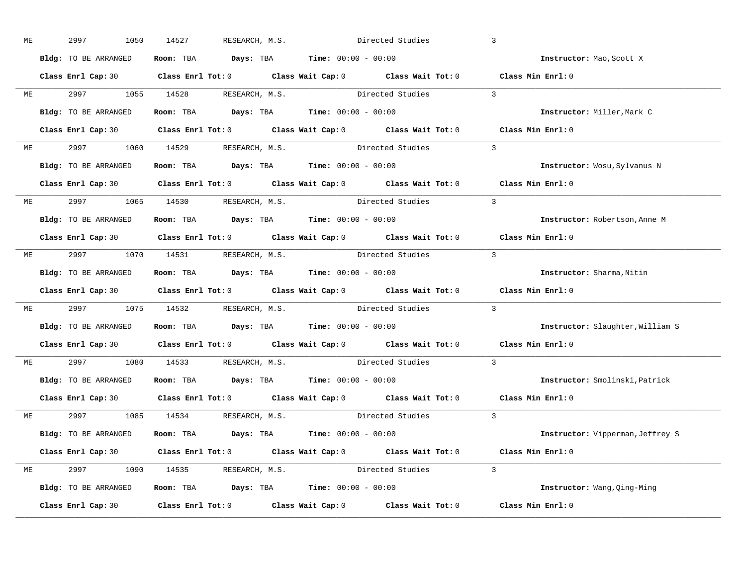ME 2997 1050 14527 RESEARCH, M.S. Directed Studies 3

**Bldg:** TO BE ARRANGED **Room:** TBA **Days:** TBA **Time:** 00:00 - 00:00 **Instructor:** Mao,Scott X

**Class Enrl Cap:** 30 **Class Enrl Tot:** 0 **Class Wait Cap:** 0 **Class Wait Tot:** 0 **Class Min Enrl:** 0

---

ME 2997 1055 14528 RESEARCH, M.S. Directed Studies 3

**Bldg:** TO BE ARRANGED **Room:** TBA **Days:** TBA **Time:** 00:00 - 00:00 **Instructor:** Miller,Mark C

**Class Enrl Cap:** 30 **Class Enrl Tot:** 0 **Class Wait Cap:** 0 **Class Wait Tot:** 0 **Class Min Enrl:** 0

---

ME 2997 1060 14529 RESEARCH, M.S. Directed Studies 3

**Bldg:** TO BE ARRANGED **Room:** TBA **Days:** TBA **Time:** 00:00 - 00:00 **Instructor:** Wosu,Sylvanus N

**Class Enrl Cap:** 30 **Class Enrl Tot:** 0 **Class Wait Cap:** 0 **Class Wait Tot:** 0 **Class Min Enrl:** 0

---

ME 2997 1065 14530 RESEARCH, M.S. Directed Studies 3

**Bldg:** TO BE ARRANGED **Room:** TBA **Days:** TBA **Time:** 00:00 - 00:00 **Instructor:** Robertson,Anne M

**Class Enrl Cap:** 30 **Class Enrl Tot:** 0 **Class Wait Cap:** 0 **Class Wait Tot:** 0 **Class Min Enrl:** 0

---

ME 2997 1070 14531 RESEARCH, M.S. Directed Studies 3

**Bldg:** TO BE ARRANGED **Room:** TBA **Days:** TBA **Time:** 00:00 - 00:00 **Instructor:** Sharma,Nitin

**Class Enrl Cap:** 30 **Class Enrl Tot:** 0 **Class Wait Cap:** 0 **Class Wait Tot:** 0 **Class Min Enrl:** 0

---

ME 2997 1075 14532 RESEARCH, M.S. Directed Studies 3

**Bldg:** TO BE ARRANGED **Room:** TBA **Days:** TBA **Time:** 00:00 - 00:00 **Instructor:** Slaughter,William S

**Class Enrl Cap:** 30 **Class Enrl Tot:** 0 **Class Wait Cap:** 0 **Class Wait Tot:** 0 **Class Min Enrl:** 0

---

ME 2997 1080 14533 RESEARCH, M.S. Directed Studies 3

**Bldg:** TO BE ARRANGED **Room:** TBA **Days:** TBA **Time:** 00:00 - 00:00 **Instructor:** Smolinski,Patrick

**Class Enrl Cap:** 30 **Class Enrl Tot:** 0 **Class Wait Cap:** 0 **Class Wait Tot:** 0 **Class Min Enrl:** 0

---

ME 2997 1085 14534 RESEARCH, M.S. Directed Studies 3

**Bldg:** TO BE ARRANGED **Room:** TBA **Days:** TBA **Time:** 00:00 - 00:00 **Instructor:** Vipperman,Jeffrey S

**Class Enrl Cap:** 30 **Class Enrl Tot:** 0 **Class Wait Cap:** 0 **Class Wait Tot:** 0 **Class Min Enrl:** 0

---

ME 2997 1090 14535 RESEARCH, M.S. Directed Studies 3

**Bldg:** TO BE ARRANGED **Room:** TBA **Days:** TBA **Time:** 00:00 - 00:00 **Instructor:** Wang,Qing-Ming

**Class Enrl Cap:** 30 **Class Enrl Tot:** 0 **Class Wait Cap:** 0 **Class Wait Tot:** 0 **Class Min Enrl:** 0

---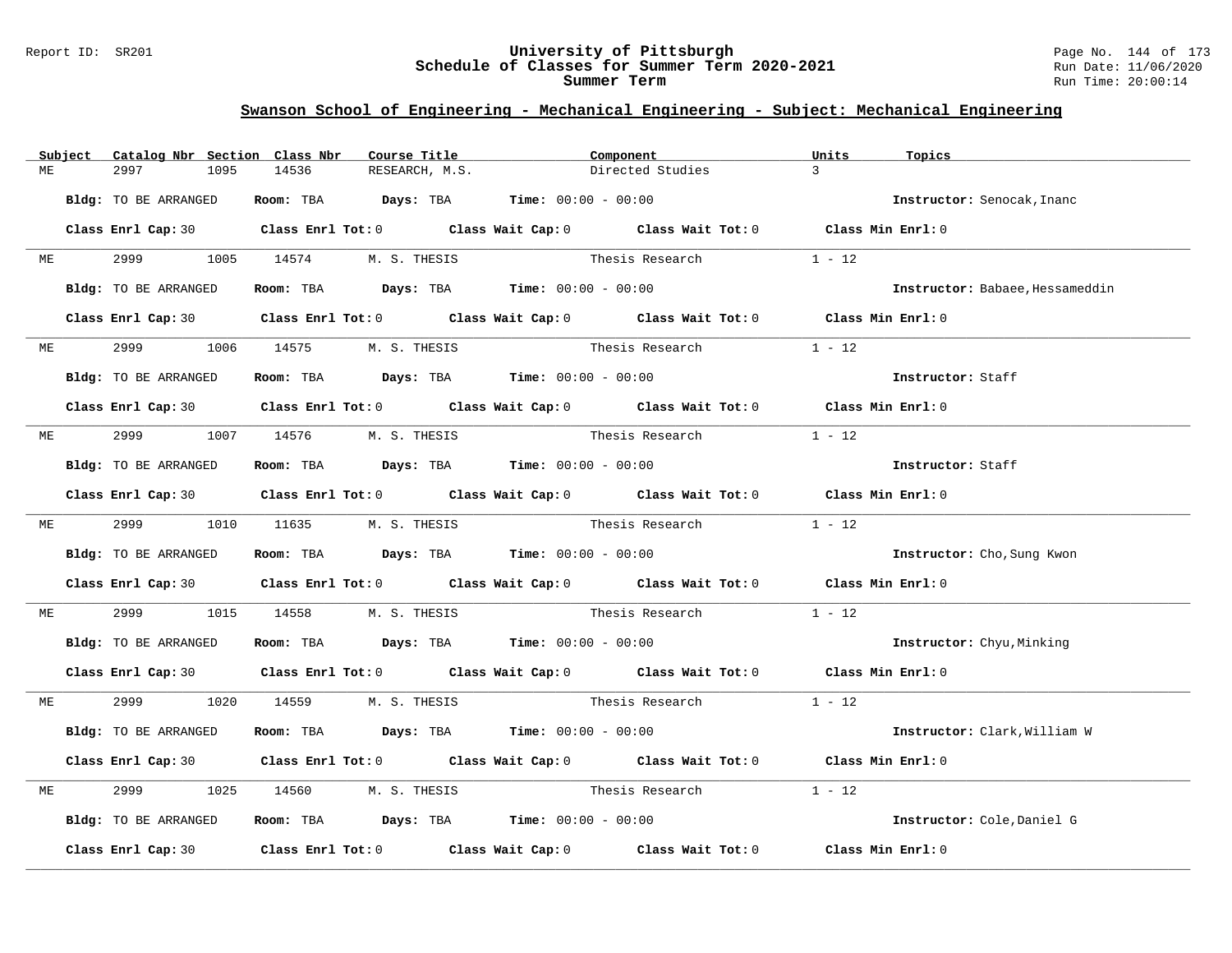## Swanson School of Engineering - Mechanical Engineering - Subject: Mechanical Engineering

| Subject | Catalog Nbr | Section | Class Nbr | Course Title | Component | Units | Topics |
|---|---|---|---|---|---|---|---|
| ME | 2997 | 1095 | 14536 | RESEARCH, M.S. | Directed Studies | 3 | |

**Bldg:** TO BE ARRANGED **Room:** TBA **Days:** TBA **Time:** 00:00 - 00:00 **Instructor:** Senocak,Inanc

**Class Enrl Cap:** 30 **Class Enrl Tot:** 0 **Class Wait Cap:** 0 **Class Wait Tot:** 0 **Class Min Enrl:** 0

---

| Subject | Catalog Nbr | Section | Class Nbr | Course Title | Component | Units | Topics |
|---|---|---|---|---|---|---|---|
| ME | 2999 | 1005 | 14574 | M. S. THESIS | Thesis Research | 1 - 12 | |

**Bldg:** TO BE ARRANGED **Room:** TBA **Days:** TBA **Time:** 00:00 - 00:00 **Instructor:** Babaee,Hessameddin

**Class Enrl Cap:** 30 **Class Enrl Tot:** 0 **Class Wait Cap:** 0 **Class Wait Tot:** 0 **Class Min Enrl:** 0

---

| Subject | Catalog Nbr | Section | Class Nbr | Course Title | Component | Units | Topics |
|---|---|---|---|---|---|---|---|
| ME | 2999 | 1006 | 14575 | M. S. THESIS | Thesis Research | 1 - 12 | |

**Bldg:** TO BE ARRANGED **Room:** TBA **Days:** TBA **Time:** 00:00 - 00:00 **Instructor:** Staff

**Class Enrl Cap:** 30 **Class Enrl Tot:** 0 **Class Wait Cap:** 0 **Class Wait Tot:** 0 **Class Min Enrl:** 0

---

| Subject | Catalog Nbr | Section | Class Nbr | Course Title | Component | Units | Topics |
|---|---|---|---|---|---|---|---|
| ME | 2999 | 1007 | 14576 | M. S. THESIS | Thesis Research | 1 - 12 | |

**Bldg:** TO BE ARRANGED **Room:** TBA **Days:** TBA **Time:** 00:00 - 00:00 **Instructor:** Staff

**Class Enrl Cap:** 30 **Class Enrl Tot:** 0 **Class Wait Cap:** 0 **Class Wait Tot:** 0 **Class Min Enrl:** 0

---

| Subject | Catalog Nbr | Section | Class Nbr | Course Title | Component | Units | Topics |
|---|---|---|---|---|---|---|---|
| ME | 2999 | 1010 | 11635 | M. S. THESIS | Thesis Research | 1 - 12 | |

**Bldg:** TO BE ARRANGED **Room:** TBA **Days:** TBA **Time:** 00:00 - 00:00 **Instructor:** Cho,Sung Kwon

**Class Enrl Cap:** 30 **Class Enrl Tot:** 0 **Class Wait Cap:** 0 **Class Wait Tot:** 0 **Class Min Enrl:** 0

---

| Subject | Catalog Nbr | Section | Class Nbr | Course Title | Component | Units | Topics |
|---|---|---|---|---|---|---|---|
| ME | 2999 | 1015 | 14558 | M. S. THESIS | Thesis Research | 1 - 12 | |

**Bldg:** TO BE ARRANGED **Room:** TBA **Days:** TBA **Time:** 00:00 - 00:00 **Instructor:** Chyu,Minking

**Class Enrl Cap:** 30 **Class Enrl Tot:** 0 **Class Wait Cap:** 0 **Class Wait Tot:** 0 **Class Min Enrl:** 0

---

| Subject | Catalog Nbr | Section | Class Nbr | Course Title | Component | Units | Topics |
|---|---|---|---|---|---|---|---|
| ME | 2999 | 1020 | 14559 | M. S. THESIS | Thesis Research | 1 - 12 | |

**Bldg:** TO BE ARRANGED **Room:** TBA **Days:** TBA **Time:** 00:00 - 00:00 **Instructor:** Clark,William W

**Class Enrl Cap:** 30 **Class Enrl Tot:** 0 **Class Wait Cap:** 0 **Class Wait Tot:** 0 **Class Min Enrl:** 0

---

| Subject | Catalog Nbr | Section | Class Nbr | Course Title | Component | Units | Topics |
|---|---|---|---|---|---|---|---|
| ME | 2999 | 1025 | 14560 | M. S. THESIS | Thesis Research | 1 - 12 | |

**Bldg:** TO BE ARRANGED **Room:** TBA **Days:** TBA **Time:** 00:00 - 00:00 **Instructor:** Cole,Daniel G

**Class Enrl Cap:** 30 **Class Enrl Tot:** 0 **Class Wait Cap:** 0 **Class Wait Tot:** 0 **Class Min Enrl:** 0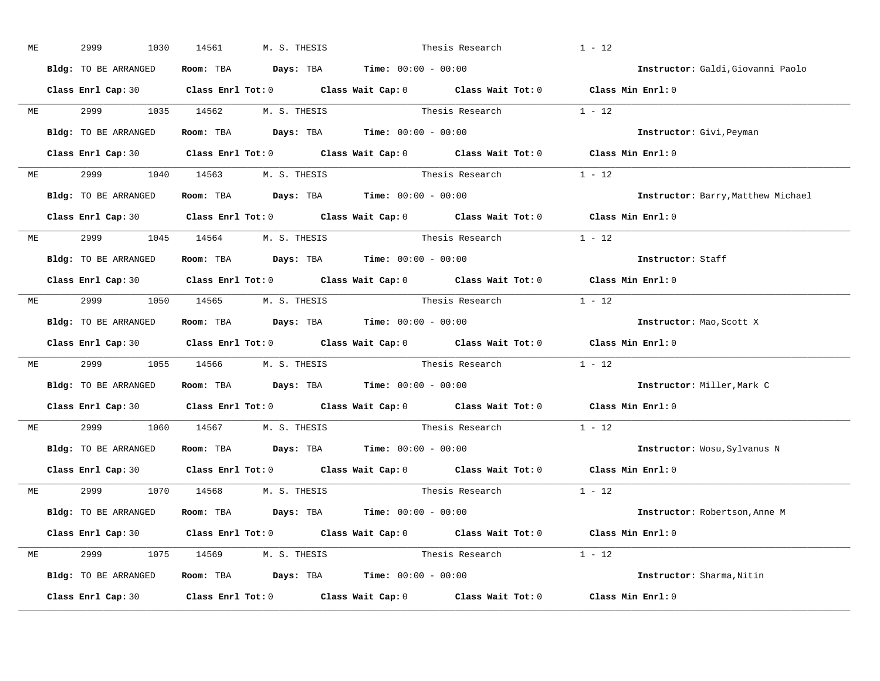ME 2999 1030 14561 M. S. THESIS Thesis Research 1 - 12

**Bldg:** TO BE ARRANGED **Room:** TBA **Days:** TBA **Time:** 00:00 - 00:00 **Instructor:** Galdi,Giovanni Paolo

**Class Enrl Cap:** 30 **Class Enrl Tot:** 0 **Class Wait Cap:** 0 **Class Wait Tot:** 0 **Class Min Enrl:** 0

---

ME 2999 1035 14562 M. S. THESIS Thesis Research 1 - 12

**Bldg:** TO BE ARRANGED **Room:** TBA **Days:** TBA **Time:** 00:00 - 00:00 **Instructor:** Givi,Peyman

**Class Enrl Cap:** 30 **Class Enrl Tot:** 0 **Class Wait Cap:** 0 **Class Wait Tot:** 0 **Class Min Enrl:** 0

---

ME 2999 1040 14563 M. S. THESIS Thesis Research 1 - 12

**Bldg:** TO BE ARRANGED **Room:** TBA **Days:** TBA **Time:** 00:00 - 00:00 **Instructor:** Barry,Matthew Michael

**Class Enrl Cap:** 30 **Class Enrl Tot:** 0 **Class Wait Cap:** 0 **Class Wait Tot:** 0 **Class Min Enrl:** 0

---

ME 2999 1045 14564 M. S. THESIS Thesis Research 1 - 12

**Bldg:** TO BE ARRANGED **Room:** TBA **Days:** TBA **Time:** 00:00 - 00:00 **Instructor:** Staff

**Class Enrl Cap:** 30 **Class Enrl Tot:** 0 **Class Wait Cap:** 0 **Class Wait Tot:** 0 **Class Min Enrl:** 0

---

ME 2999 1050 14565 M. S. THESIS Thesis Research 1 - 12

**Bldg:** TO BE ARRANGED **Room:** TBA **Days:** TBA **Time:** 00:00 - 00:00 **Instructor:** Mao,Scott X

**Class Enrl Cap:** 30 **Class Enrl Tot:** 0 **Class Wait Cap:** 0 **Class Wait Tot:** 0 **Class Min Enrl:** 0

---

ME 2999 1055 14566 M. S. THESIS Thesis Research 1 - 12

**Bldg:** TO BE ARRANGED **Room:** TBA **Days:** TBA **Time:** 00:00 - 00:00 **Instructor:** Miller,Mark C

**Class Enrl Cap:** 30 **Class Enrl Tot:** 0 **Class Wait Cap:** 0 **Class Wait Tot:** 0 **Class Min Enrl:** 0

---

ME 2999 1060 14567 M. S. THESIS Thesis Research 1 - 12

**Bldg:** TO BE ARRANGED **Room:** TBA **Days:** TBA **Time:** 00:00 - 00:00 **Instructor:** Wosu,Sylvanus N

**Class Enrl Cap:** 30 **Class Enrl Tot:** 0 **Class Wait Cap:** 0 **Class Wait Tot:** 0 **Class Min Enrl:** 0

---

ME 2999 1070 14568 M. S. THESIS Thesis Research 1 - 12

**Bldg:** TO BE ARRANGED **Room:** TBA **Days:** TBA **Time:** 00:00 - 00:00 **Instructor:** Robertson,Anne M

**Class Enrl Cap:** 30 **Class Enrl Tot:** 0 **Class Wait Cap:** 0 **Class Wait Tot:** 0 **Class Min Enrl:** 0

---

ME 2999 1075 14569 M. S. THESIS Thesis Research 1 - 12

**Bldg:** TO BE ARRANGED **Room:** TBA **Days:** TBA **Time:** 00:00 - 00:00 **Instructor:** Sharma,Nitin

**Class Enrl Cap:** 30 **Class Enrl Tot:** 0 **Class Wait Cap:** 0 **Class Wait Tot:** 0 **Class Min Enrl:** 0

---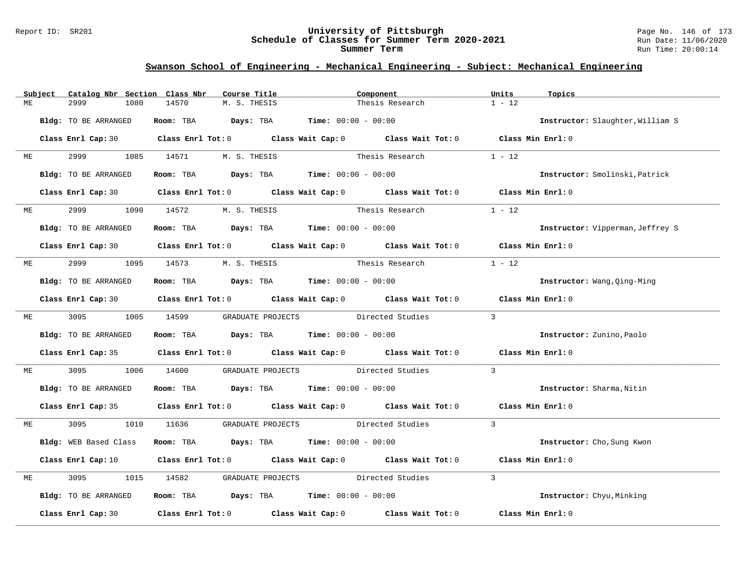## Swanson School of Engineering - Mechanical Engineering - Subject: Mechanical Engineering

| Subject | Catalog Nbr | Section | Class Nbr | Course Title | Component | Units | Topics |
|---|---|---|---|---|---|---|---|
| ME | 2999 | 1080 | 14570 | M. S. THESIS | Thesis Research | 1 - 12 | |

**Bldg:** TO BE ARRANGED **Room:** TBA **Days:** TBA **Time:** 00:00 - 00:00 **Instructor:** Slaughter,William S

**Class Enrl Cap:** 30 **Class Enrl Tot:** 0 **Class Wait Cap:** 0 **Class Wait Tot:** 0 **Class Min Enrl:** 0

---

| Subject | Catalog Nbr | Section | Class Nbr | Course Title | Component | Units | Topics |
|---|---|---|---|---|---|---|---|
| ME | 2999 | 1085 | 14571 | M. S. THESIS | Thesis Research | 1 - 12 | |

**Bldg:** TO BE ARRANGED **Room:** TBA **Days:** TBA **Time:** 00:00 - 00:00 **Instructor:** Smolinski,Patrick

**Class Enrl Cap:** 30 **Class Enrl Tot:** 0 **Class Wait Cap:** 0 **Class Wait Tot:** 0 **Class Min Enrl:** 0

---

| Subject | Catalog Nbr | Section | Class Nbr | Course Title | Component | Units | Topics |
|---|---|---|---|---|---|---|---|
| ME | 2999 | 1090 | 14572 | M. S. THESIS | Thesis Research | 1 - 12 | |

**Bldg:** TO BE ARRANGED **Room:** TBA **Days:** TBA **Time:** 00:00 - 00:00 **Instructor:** Vipperman,Jeffrey S

**Class Enrl Cap:** 30 **Class Enrl Tot:** 0 **Class Wait Cap:** 0 **Class Wait Tot:** 0 **Class Min Enrl:** 0

---

| Subject | Catalog Nbr | Section | Class Nbr | Course Title | Component | Units | Topics |
|---|---|---|---|---|---|---|---|
| ME | 2999 | 1095 | 14573 | M. S. THESIS | Thesis Research | 1 - 12 | |

**Bldg:** TO BE ARRANGED **Room:** TBA **Days:** TBA **Time:** 00:00 - 00:00 **Instructor:** Wang,Qing-Ming

**Class Enrl Cap:** 30 **Class Enrl Tot:** 0 **Class Wait Cap:** 0 **Class Wait Tot:** 0 **Class Min Enrl:** 0

---

| Subject | Catalog Nbr | Section | Class Nbr | Course Title | Component | Units | Topics |
|---|---|---|---|---|---|---|---|
| ME | 3095 | 1005 | 14599 | GRADUATE PROJECTS | Directed Studies | 3 | |

**Bldg:** TO BE ARRANGED **Room:** TBA **Days:** TBA **Time:** 00:00 - 00:00 **Instructor:** Zunino,Paolo

**Class Enrl Cap:** 35 **Class Enrl Tot:** 0 **Class Wait Cap:** 0 **Class Wait Tot:** 0 **Class Min Enrl:** 0

---

| Subject | Catalog Nbr | Section | Class Nbr | Course Title | Component | Units | Topics |
|---|---|---|---|---|---|---|---|
| ME | 3095 | 1006 | 14600 | GRADUATE PROJECTS | Directed Studies | 3 | |

**Bldg:** TO BE ARRANGED **Room:** TBA **Days:** TBA **Time:** 00:00 - 00:00 **Instructor:** Sharma,Nitin

**Class Enrl Cap:** 35 **Class Enrl Tot:** 0 **Class Wait Cap:** 0 **Class Wait Tot:** 0 **Class Min Enrl:** 0

---

| Subject | Catalog Nbr | Section | Class Nbr | Course Title | Component | Units | Topics |
|---|---|---|---|---|---|---|---|
| ME | 3095 | 1010 | 11636 | GRADUATE PROJECTS | Directed Studies | 3 | |

**Bldg:** WEB Based Class **Room:** TBA **Days:** TBA **Time:** 00:00 - 00:00 **Instructor:** Cho,Sung Kwon

**Class Enrl Cap:** 10 **Class Enrl Tot:** 0 **Class Wait Cap:** 0 **Class Wait Tot:** 0 **Class Min Enrl:** 0

---

| Subject | Catalog Nbr | Section | Class Nbr | Course Title | Component | Units | Topics |
|---|---|---|---|---|---|---|---|
| ME | 3095 | 1015 | 14582 | GRADUATE PROJECTS | Directed Studies | 3 | |

**Bldg:** TO BE ARRANGED **Room:** TBA **Days:** TBA **Time:** 00:00 - 00:00 **Instructor:** Chyu,Minking

**Class Enrl Cap:** 30 **Class Enrl Tot:** 0 **Class Wait Cap:** 0 **Class Wait Tot:** 0 **Class Min Enrl:** 0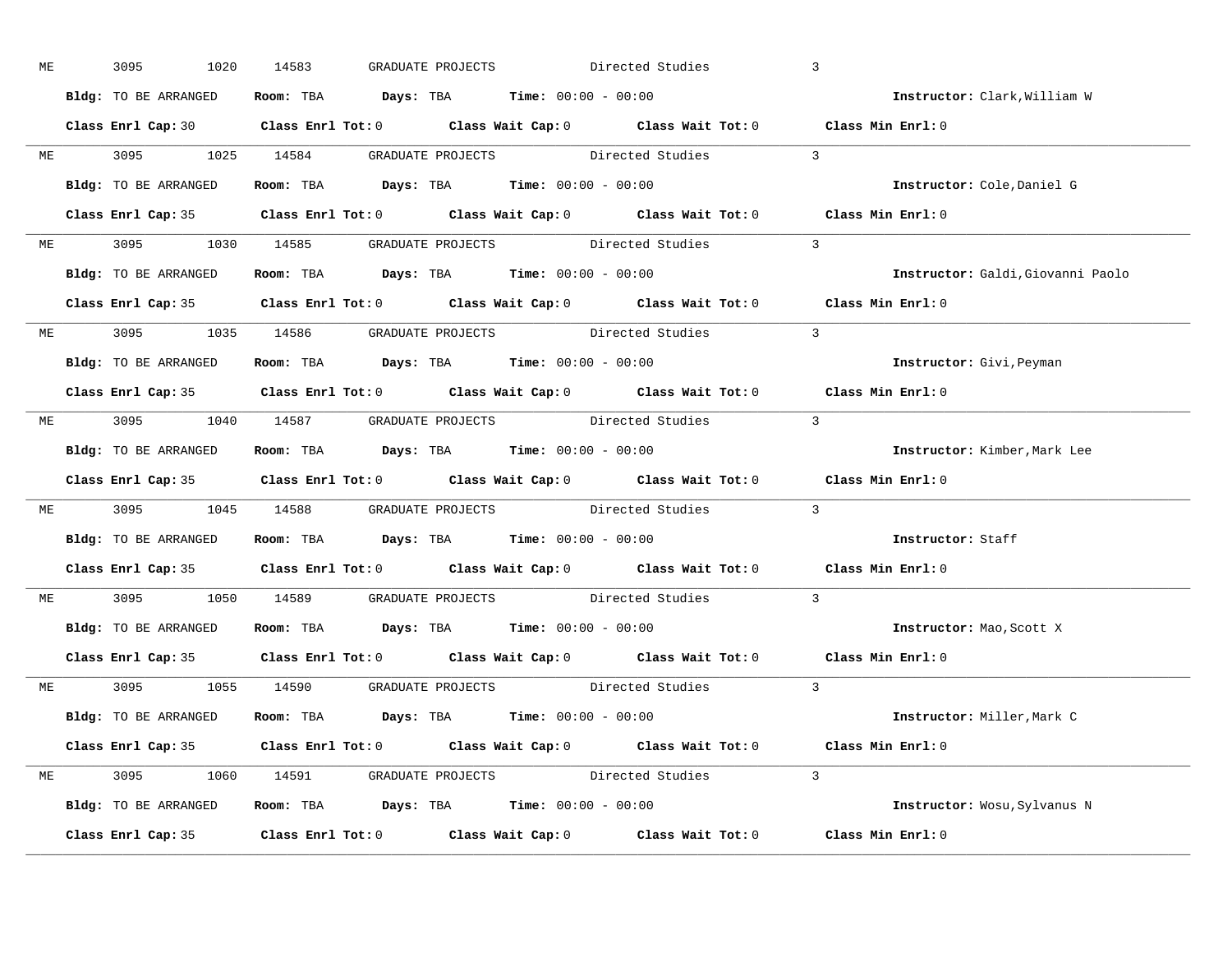ME 3095 1020 14583 GRADUATE PROJECTS Directed Studies 3

**Bldg:** TO BE ARRANGED **Room:** TBA **Days:** TBA **Time:** 00:00 - 00:00 **Instructor:** Clark,William W

**Class Enrl Cap:** 30 **Class Enrl Tot:** 0 **Class Wait Cap:** 0 **Class Wait Tot:** 0 **Class Min Enrl:** 0

---

ME 3095 1025 14584 GRADUATE PROJECTS Directed Studies 3

**Bldg:** TO BE ARRANGED **Room:** TBA **Days:** TBA **Time:** 00:00 - 00:00 **Instructor:** Cole,Daniel G

**Class Enrl Cap:** 35 **Class Enrl Tot:** 0 **Class Wait Cap:** 0 **Class Wait Tot:** 0 **Class Min Enrl:** 0

---

ME 3095 1030 14585 GRADUATE PROJECTS Directed Studies 3

**Bldg:** TO BE ARRANGED **Room:** TBA **Days:** TBA **Time:** 00:00 - 00:00 **Instructor:** Galdi,Giovanni Paolo

**Class Enrl Cap:** 35 **Class Enrl Tot:** 0 **Class Wait Cap:** 0 **Class Wait Tot:** 0 **Class Min Enrl:** 0

---

ME 3095 1035 14586 GRADUATE PROJECTS Directed Studies 3

**Bldg:** TO BE ARRANGED **Room:** TBA **Days:** TBA **Time:** 00:00 - 00:00 **Instructor:** Givi,Peyman

**Class Enrl Cap:** 35 **Class Enrl Tot:** 0 **Class Wait Cap:** 0 **Class Wait Tot:** 0 **Class Min Enrl:** 0

---

ME 3095 1040 14587 GRADUATE PROJECTS Directed Studies 3

**Bldg:** TO BE ARRANGED **Room:** TBA **Days:** TBA **Time:** 00:00 - 00:00 **Instructor:** Kimber,Mark Lee

**Class Enrl Cap:** 35 **Class Enrl Tot:** 0 **Class Wait Cap:** 0 **Class Wait Tot:** 0 **Class Min Enrl:** 0

---

ME 3095 1045 14588 GRADUATE PROJECTS Directed Studies 3

**Bldg:** TO BE ARRANGED **Room:** TBA **Days:** TBA **Time:** 00:00 - 00:00 **Instructor:** Staff

**Class Enrl Cap:** 35 **Class Enrl Tot:** 0 **Class Wait Cap:** 0 **Class Wait Tot:** 0 **Class Min Enrl:** 0

---

ME 3095 1050 14589 GRADUATE PROJECTS Directed Studies 3

**Bldg:** TO BE ARRANGED **Room:** TBA **Days:** TBA **Time:** 00:00 - 00:00 **Instructor:** Mao,Scott X

**Class Enrl Cap:** 35 **Class Enrl Tot:** 0 **Class Wait Cap:** 0 **Class Wait Tot:** 0 **Class Min Enrl:** 0

---

ME 3095 1055 14590 GRADUATE PROJECTS Directed Studies 3

**Bldg:** TO BE ARRANGED **Room:** TBA **Days:** TBA **Time:** 00:00 - 00:00 **Instructor:** Miller,Mark C

**Class Enrl Cap:** 35 **Class Enrl Tot:** 0 **Class Wait Cap:** 0 **Class Wait Tot:** 0 **Class Min Enrl:** 0

---

ME 3095 1060 14591 GRADUATE PROJECTS Directed Studies 3

**Bldg:** TO BE ARRANGED **Room:** TBA **Days:** TBA **Time:** 00:00 - 00:00 **Instructor:** Wosu,Sylvanus N

**Class Enrl Cap:** 35 **Class Enrl Tot:** 0 **Class Wait Cap:** 0 **Class Wait Tot:** 0 **Class Min Enrl:** 0

---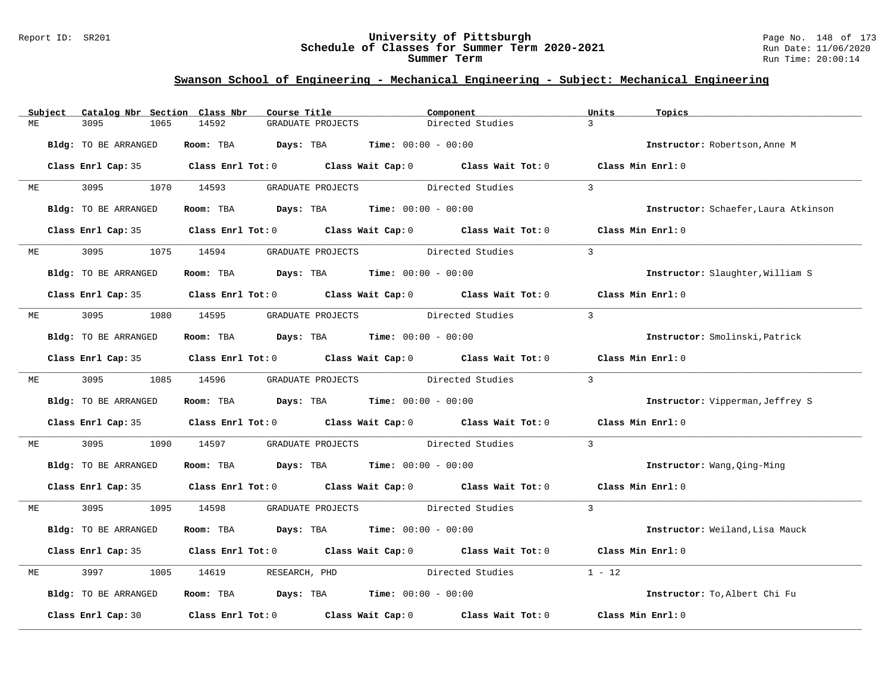## Swanson School of Engineering - Mechanical Engineering - Subject: Mechanical Engineering

| Subject | Catalog Nbr | Section | Class Nbr | Course Title | Component | Units | Topics |
|---|---|---|---|---|---|---|---|
| ME | 3095 | 1065 | 14592 | GRADUATE PROJECTS | Directed Studies | 3 | |

**Bldg:** TO BE ARRANGED **Room:** TBA **Days:** TBA **Time:** 00:00 - 00:00 **Instructor:** Robertson,Anne M

**Class Enrl Cap:** 35 **Class Enrl Tot:** 0 **Class Wait Cap:** 0 **Class Wait Tot:** 0 **Class Min Enrl:** 0

| Subject | Catalog Nbr | Section | Class Nbr | Course Title | Component | Units | Topics |
|---|---|---|---|---|---|---|---|
| ME | 3095 | 1070 | 14593 | GRADUATE PROJECTS | Directed Studies | 3 | |

**Bldg:** TO BE ARRANGED **Room:** TBA **Days:** TBA **Time:** 00:00 - 00:00 **Instructor:** Schaefer,Laura Atkinson

**Class Enrl Cap:** 35 **Class Enrl Tot:** 0 **Class Wait Cap:** 0 **Class Wait Tot:** 0 **Class Min Enrl:** 0

| Subject | Catalog Nbr | Section | Class Nbr | Course Title | Component | Units | Topics |
|---|---|---|---|---|---|---|---|
| ME | 3095 | 1075 | 14594 | GRADUATE PROJECTS | Directed Studies | 3 | |

**Bldg:** TO BE ARRANGED **Room:** TBA **Days:** TBA **Time:** 00:00 - 00:00 **Instructor:** Slaughter,William S

**Class Enrl Cap:** 35 **Class Enrl Tot:** 0 **Class Wait Cap:** 0 **Class Wait Tot:** 0 **Class Min Enrl:** 0

| Subject | Catalog Nbr | Section | Class Nbr | Course Title | Component | Units | Topics |
|---|---|---|---|---|---|---|---|
| ME | 3095 | 1080 | 14595 | GRADUATE PROJECTS | Directed Studies | 3 | |

**Bldg:** TO BE ARRANGED **Room:** TBA **Days:** TBA **Time:** 00:00 - 00:00 **Instructor:** Smolinski,Patrick

**Class Enrl Cap:** 35 **Class Enrl Tot:** 0 **Class Wait Cap:** 0 **Class Wait Tot:** 0 **Class Min Enrl:** 0

| Subject | Catalog Nbr | Section | Class Nbr | Course Title | Component | Units | Topics |
|---|---|---|---|---|---|---|---|
| ME | 3095 | 1085 | 14596 | GRADUATE PROJECTS | Directed Studies | 3 | |

**Bldg:** TO BE ARRANGED **Room:** TBA **Days:** TBA **Time:** 00:00 - 00:00 **Instructor:** Vipperman,Jeffrey S

**Class Enrl Cap:** 35 **Class Enrl Tot:** 0 **Class Wait Cap:** 0 **Class Wait Tot:** 0 **Class Min Enrl:** 0

| Subject | Catalog Nbr | Section | Class Nbr | Course Title | Component | Units | Topics |
|---|---|---|---|---|---|---|---|
| ME | 3095 | 1090 | 14597 | GRADUATE PROJECTS | Directed Studies | 3 | |

**Bldg:** TO BE ARRANGED **Room:** TBA **Days:** TBA **Time:** 00:00 - 00:00 **Instructor:** Wang,Qing-Ming

**Class Enrl Cap:** 35 **Class Enrl Tot:** 0 **Class Wait Cap:** 0 **Class Wait Tot:** 0 **Class Min Enrl:** 0

| Subject | Catalog Nbr | Section | Class Nbr | Course Title | Component | Units | Topics |
|---|---|---|---|---|---|---|---|
| ME | 3095 | 1095 | 14598 | GRADUATE PROJECTS | Directed Studies | 3 | |

**Bldg:** TO BE ARRANGED **Room:** TBA **Days:** TBA **Time:** 00:00 - 00:00 **Instructor:** Weiland,Lisa Mauck

**Class Enrl Cap:** 35 **Class Enrl Tot:** 0 **Class Wait Cap:** 0 **Class Wait Tot:** 0 **Class Min Enrl:** 0

| Subject | Catalog Nbr | Section | Class Nbr | Course Title | Component | Units | Topics |
|---|---|---|---|---|---|---|---|
| ME | 3997 | 1005 | 14619 | RESEARCH, PHD | Directed Studies | 1 - 12 | |

**Bldg:** TO BE ARRANGED **Room:** TBA **Days:** TBA **Time:** 00:00 - 00:00 **Instructor:** To,Albert Chi Fu

**Class Enrl Cap:** 30 **Class Enrl Tot:** 0 **Class Wait Cap:** 0 **Class Wait Tot:** 0 **Class Min Enrl:** 0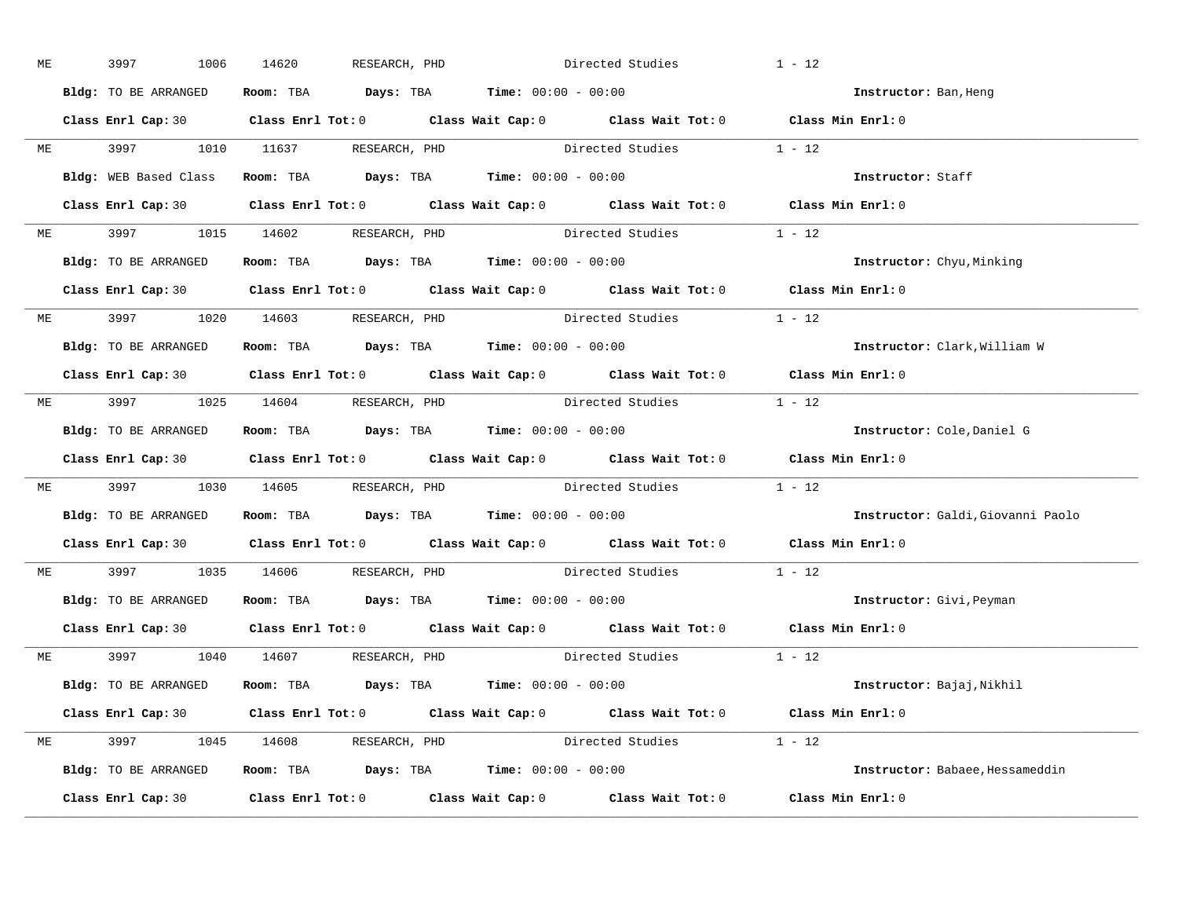ME 3997 1006 14620 RESEARCH, PHD Directed Studies 1 - 12

**Bldg:** TO BE ARRANGED **Room:** TBA **Days:** TBA **Time:** 00:00 - 00:00 **Instructor:** Ban,Heng

**Class Enrl Cap:** 30 **Class Enrl Tot:** 0 **Class Wait Cap:** 0 **Class Wait Tot:** 0 **Class Min Enrl:** 0

---

ME 3997 1010 11637 RESEARCH, PHD Directed Studies 1 - 12

**Bldg:** WEB Based Class **Room:** TBA **Days:** TBA **Time:** 00:00 - 00:00 **Instructor:** Staff

**Class Enrl Cap:** 30 **Class Enrl Tot:** 0 **Class Wait Cap:** 0 **Class Wait Tot:** 0 **Class Min Enrl:** 0

---

ME 3997 1015 14602 RESEARCH, PHD Directed Studies 1 - 12

**Bldg:** TO BE ARRANGED **Room:** TBA **Days:** TBA **Time:** 00:00 - 00:00 **Instructor:** Chyu,Minking

**Class Enrl Cap:** 30 **Class Enrl Tot:** 0 **Class Wait Cap:** 0 **Class Wait Tot:** 0 **Class Min Enrl:** 0

---

ME 3997 1020 14603 RESEARCH, PHD Directed Studies 1 - 12

**Bldg:** TO BE ARRANGED **Room:** TBA **Days:** TBA **Time:** 00:00 - 00:00 **Instructor:** Clark,William W

**Class Enrl Cap:** 30 **Class Enrl Tot:** 0 **Class Wait Cap:** 0 **Class Wait Tot:** 0 **Class Min Enrl:** 0

---

ME 3997 1025 14604 RESEARCH, PHD Directed Studies 1 - 12

**Bldg:** TO BE ARRANGED **Room:** TBA **Days:** TBA **Time:** 00:00 - 00:00 **Instructor:** Cole,Daniel G

**Class Enrl Cap:** 30 **Class Enrl Tot:** 0 **Class Wait Cap:** 0 **Class Wait Tot:** 0 **Class Min Enrl:** 0

---

ME 3997 1030 14605 RESEARCH, PHD Directed Studies 1 - 12

**Bldg:** TO BE ARRANGED **Room:** TBA **Days:** TBA **Time:** 00:00 - 00:00 **Instructor:** Galdi,Giovanni Paolo

**Class Enrl Cap:** 30 **Class Enrl Tot:** 0 **Class Wait Cap:** 0 **Class Wait Tot:** 0 **Class Min Enrl:** 0

---

ME 3997 1035 14606 RESEARCH, PHD Directed Studies 1 - 12

**Bldg:** TO BE ARRANGED **Room:** TBA **Days:** TBA **Time:** 00:00 - 00:00 **Instructor:** Givi,Peyman

**Class Enrl Cap:** 30 **Class Enrl Tot:** 0 **Class Wait Cap:** 0 **Class Wait Tot:** 0 **Class Min Enrl:** 0

---

ME 3997 1040 14607 RESEARCH, PHD Directed Studies 1 - 12

**Bldg:** TO BE ARRANGED **Room:** TBA **Days:** TBA **Time:** 00:00 - 00:00 **Instructor:** Bajaj,Nikhil

**Class Enrl Cap:** 30 **Class Enrl Tot:** 0 **Class Wait Cap:** 0 **Class Wait Tot:** 0 **Class Min Enrl:** 0

---

ME 3997 1045 14608 RESEARCH, PHD Directed Studies 1 - 12

**Bldg:** TO BE ARRANGED **Room:** TBA **Days:** TBA **Time:** 00:00 - 00:00 **Instructor:** Babaee,Hessameddin

**Class Enrl Cap:** 30 **Class Enrl Tot:** 0 **Class Wait Cap:** 0 **Class Wait Tot:** 0 **Class Min Enrl:** 0

---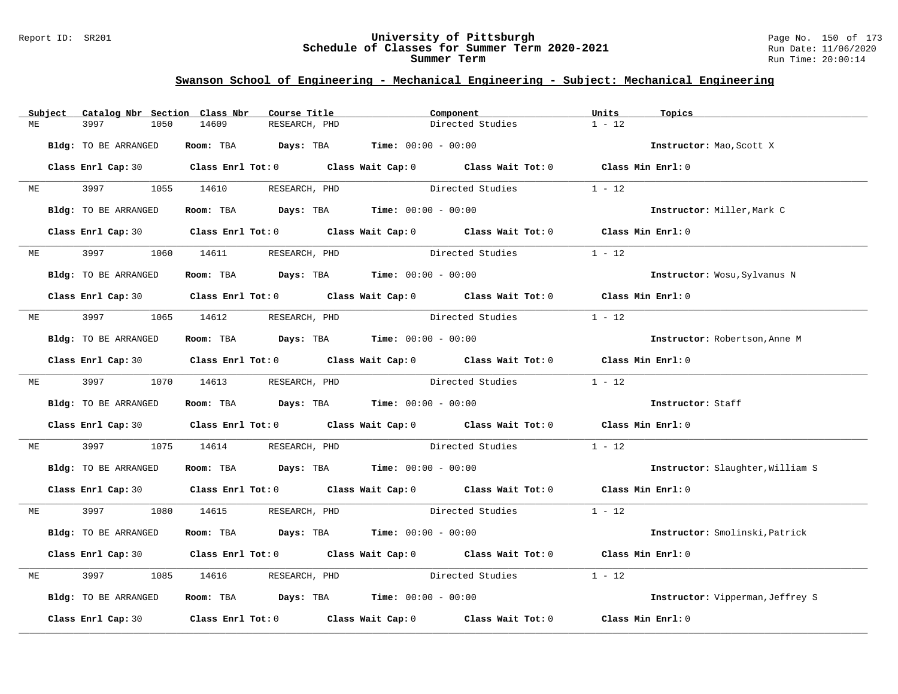## Swanson School of Engineering - Mechanical Engineering - Subject: Mechanical Engineering

| Subject | Catalog Nbr | Section | Class Nbr | Course Title | Component | Units | Topics |
|---|---|---|---|---|---|---|---|
| ME | 3997 | 1050 | 14609 | RESEARCH, PHD | Directed Studies | 1 - 12 | |

**Bldg:** TO BE ARRANGED **Room:** TBA **Days:** TBA **Time:** 00:00 - 00:00 **Instructor:** Mao,Scott X

**Class Enrl Cap:** 30 **Class Enrl Tot:** 0 **Class Wait Cap:** 0 **Class Wait Tot:** 0 **Class Min Enrl:** 0

| Subject | Catalog Nbr | Section | Class Nbr | Course Title | Component | Units | Topics |
|---|---|---|---|---|---|---|---|
| ME | 3997 | 1055 | 14610 | RESEARCH, PHD | Directed Studies | 1 - 12 | |

**Bldg:** TO BE ARRANGED **Room:** TBA **Days:** TBA **Time:** 00:00 - 00:00 **Instructor:** Miller,Mark C

**Class Enrl Cap:** 30 **Class Enrl Tot:** 0 **Class Wait Cap:** 0 **Class Wait Tot:** 0 **Class Min Enrl:** 0

| Subject | Catalog Nbr | Section | Class Nbr | Course Title | Component | Units | Topics |
|---|---|---|---|---|---|---|---|
| ME | 3997 | 1060 | 14611 | RESEARCH, PHD | Directed Studies | 1 - 12 | |

**Bldg:** TO BE ARRANGED **Room:** TBA **Days:** TBA **Time:** 00:00 - 00:00 **Instructor:** Wosu,Sylvanus N

**Class Enrl Cap:** 30 **Class Enrl Tot:** 0 **Class Wait Cap:** 0 **Class Wait Tot:** 0 **Class Min Enrl:** 0

| Subject | Catalog Nbr | Section | Class Nbr | Course Title | Component | Units | Topics |
|---|---|---|---|---|---|---|---|
| ME | 3997 | 1065 | 14612 | RESEARCH, PHD | Directed Studies | 1 - 12 | |

**Bldg:** TO BE ARRANGED **Room:** TBA **Days:** TBA **Time:** 00:00 - 00:00 **Instructor:** Robertson,Anne M

**Class Enrl Cap:** 30 **Class Enrl Tot:** 0 **Class Wait Cap:** 0 **Class Wait Tot:** 0 **Class Min Enrl:** 0

| Subject | Catalog Nbr | Section | Class Nbr | Course Title | Component | Units | Topics |
|---|---|---|---|---|---|---|---|
| ME | 3997 | 1070 | 14613 | RESEARCH, PHD | Directed Studies | 1 - 12 | |

**Bldg:** TO BE ARRANGED **Room:** TBA **Days:** TBA **Time:** 00:00 - 00:00 **Instructor:** Staff

**Class Enrl Cap:** 30 **Class Enrl Tot:** 0 **Class Wait Cap:** 0 **Class Wait Tot:** 0 **Class Min Enrl:** 0

| Subject | Catalog Nbr | Section | Class Nbr | Course Title | Component | Units | Topics |
|---|---|---|---|---|---|---|---|
| ME | 3997 | 1075 | 14614 | RESEARCH, PHD | Directed Studies | 1 - 12 | |

**Bldg:** TO BE ARRANGED **Room:** TBA **Days:** TBA **Time:** 00:00 - 00:00 **Instructor:** Slaughter,William S

**Class Enrl Cap:** 30 **Class Enrl Tot:** 0 **Class Wait Cap:** 0 **Class Wait Tot:** 0 **Class Min Enrl:** 0

| Subject | Catalog Nbr | Section | Class Nbr | Course Title | Component | Units | Topics |
|---|---|---|---|---|---|---|---|
| ME | 3997 | 1080 | 14615 | RESEARCH, PHD | Directed Studies | 1 - 12 | |

**Bldg:** TO BE ARRANGED **Room:** TBA **Days:** TBA **Time:** 00:00 - 00:00 **Instructor:** Smolinski,Patrick

**Class Enrl Cap:** 30 **Class Enrl Tot:** 0 **Class Wait Cap:** 0 **Class Wait Tot:** 0 **Class Min Enrl:** 0

| Subject | Catalog Nbr | Section | Class Nbr | Course Title | Component | Units | Topics |
|---|---|---|---|---|---|---|---|
| ME | 3997 | 1085 | 14616 | RESEARCH, PHD | Directed Studies | 1 - 12 | |

**Bldg:** TO BE ARRANGED **Room:** TBA **Days:** TBA **Time:** 00:00 - 00:00 **Instructor:** Vipperman,Jeffrey S

**Class Enrl Cap:** 30 **Class Enrl Tot:** 0 **Class Wait Cap:** 0 **Class Wait Tot:** 0 **Class Min Enrl:** 0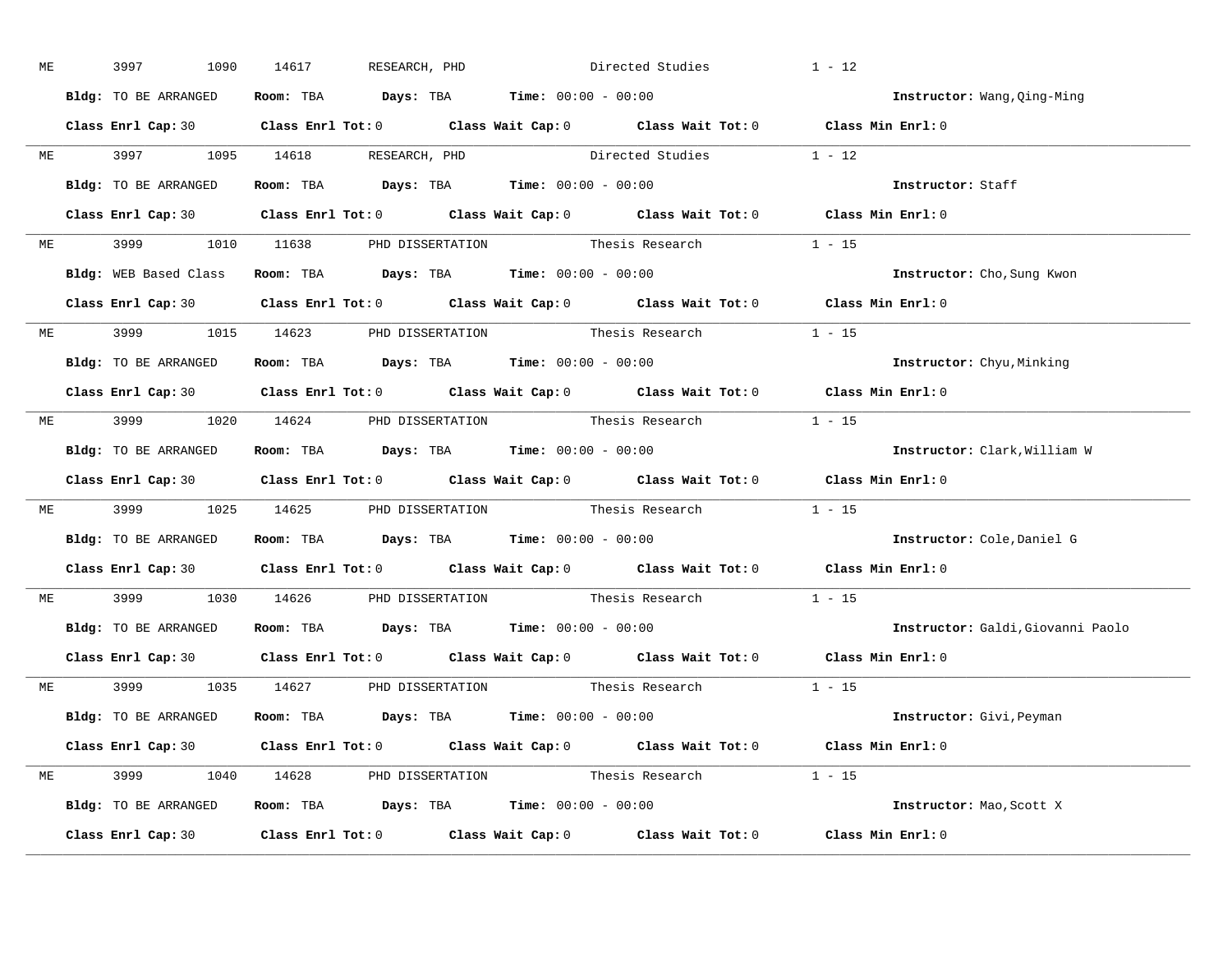ME 3997 1090 14617 RESEARCH, PHD Directed Studies 1 - 12

**Bldg:** TO BE ARRANGED **Room:** TBA **Days:** TBA **Time:** 00:00 - 00:00 **Instructor:** Wang,Qing-Ming

**Class Enrl Cap:** 30 **Class Enrl Tot:** 0 **Class Wait Cap:** 0 **Class Wait Tot:** 0 **Class Min Enrl:** 0

---

ME 3997 1095 14618 RESEARCH, PHD Directed Studies 1 - 12

**Bldg:** TO BE ARRANGED **Room:** TBA **Days:** TBA **Time:** 00:00 - 00:00 **Instructor:** Staff

**Class Enrl Cap:** 30 **Class Enrl Tot:** 0 **Class Wait Cap:** 0 **Class Wait Tot:** 0 **Class Min Enrl:** 0

---

ME 3999 1010 11638 PHD DISSERTATION Thesis Research 1 - 15

**Bldg:** WEB Based Class **Room:** TBA **Days:** TBA **Time:** 00:00 - 00:00 **Instructor:** Cho,Sung Kwon

**Class Enrl Cap:** 30 **Class Enrl Tot:** 0 **Class Wait Cap:** 0 **Class Wait Tot:** 0 **Class Min Enrl:** 0

---

ME 3999 1015 14623 PHD DISSERTATION Thesis Research 1 - 15

**Bldg:** TO BE ARRANGED **Room:** TBA **Days:** TBA **Time:** 00:00 - 00:00 **Instructor:** Chyu,Minking

**Class Enrl Cap:** 30 **Class Enrl Tot:** 0 **Class Wait Cap:** 0 **Class Wait Tot:** 0 **Class Min Enrl:** 0

---

ME 3999 1020 14624 PHD DISSERTATION Thesis Research 1 - 15

**Bldg:** TO BE ARRANGED **Room:** TBA **Days:** TBA **Time:** 00:00 - 00:00 **Instructor:** Clark,William W

**Class Enrl Cap:** 30 **Class Enrl Tot:** 0 **Class Wait Cap:** 0 **Class Wait Tot:** 0 **Class Min Enrl:** 0

---

ME 3999 1025 14625 PHD DISSERTATION Thesis Research 1 - 15

**Bldg:** TO BE ARRANGED **Room:** TBA **Days:** TBA **Time:** 00:00 - 00:00 **Instructor:** Cole,Daniel G

**Class Enrl Cap:** 30 **Class Enrl Tot:** 0 **Class Wait Cap:** 0 **Class Wait Tot:** 0 **Class Min Enrl:** 0

---

ME 3999 1030 14626 PHD DISSERTATION Thesis Research 1 - 15

**Bldg:** TO BE ARRANGED **Room:** TBA **Days:** TBA **Time:** 00:00 - 00:00 **Instructor:** Galdi,Giovanni Paolo

**Class Enrl Cap:** 30 **Class Enrl Tot:** 0 **Class Wait Cap:** 0 **Class Wait Tot:** 0 **Class Min Enrl:** 0

---

ME 3999 1035 14627 PHD DISSERTATION Thesis Research 1 - 15

**Bldg:** TO BE ARRANGED **Room:** TBA **Days:** TBA **Time:** 00:00 - 00:00 **Instructor:** Givi,Peyman

**Class Enrl Cap:** 30 **Class Enrl Tot:** 0 **Class Wait Cap:** 0 **Class Wait Tot:** 0 **Class Min Enrl:** 0

---

ME 3999 1040 14628 PHD DISSERTATION Thesis Research 1 - 15

**Bldg:** TO BE ARRANGED **Room:** TBA **Days:** TBA **Time:** 00:00 - 00:00 **Instructor:** Mao,Scott X

**Class Enrl Cap:** 30 **Class Enrl Tot:** 0 **Class Wait Cap:** 0 **Class Wait Tot:** 0 **Class Min Enrl:** 0

---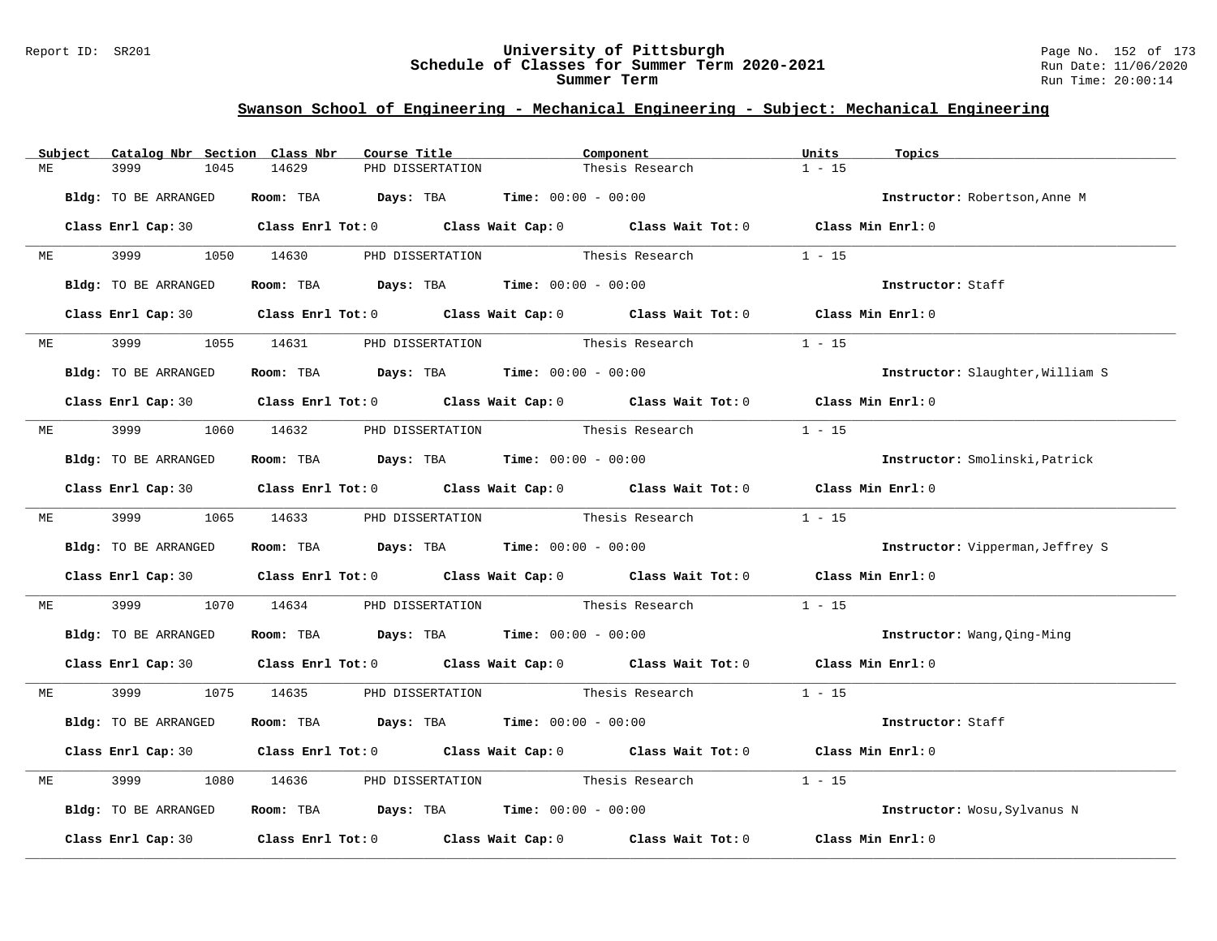## Swanson School of Engineering - Mechanical Engineering - Subject: Mechanical Engineering

| Subject | Catalog Nbr | Section | Class Nbr | Course Title | Component | Units | Topics |
|---|---|---|---|---|---|---|---|
| ME | 3999 | 1045 | 14629 | PHD DISSERTATION | Thesis Research | 1 - 15 | |

**Bldg:** TO BE ARRANGED **Room:** TBA **Days:** TBA **Time:** 00:00 - 00:00 **Instructor:** Robertson,Anne M

**Class Enrl Cap:** 30 **Class Enrl Tot:** 0 **Class Wait Cap:** 0 **Class Wait Tot:** 0 **Class Min Enrl:** 0

| Subject | Catalog Nbr | Section | Class Nbr | Course Title | Component | Units | Topics |
|---|---|---|---|---|---|---|---|
| ME | 3999 | 1050 | 14630 | PHD DISSERTATION | Thesis Research | 1 - 15 | |

**Bldg:** TO BE ARRANGED **Room:** TBA **Days:** TBA **Time:** 00:00 - 00:00 **Instructor:** Staff

**Class Enrl Cap:** 30 **Class Enrl Tot:** 0 **Class Wait Cap:** 0 **Class Wait Tot:** 0 **Class Min Enrl:** 0

| Subject | Catalog Nbr | Section | Class Nbr | Course Title | Component | Units | Topics |
|---|---|---|---|---|---|---|---|
| ME | 3999 | 1055 | 14631 | PHD DISSERTATION | Thesis Research | 1 - 15 | |

**Bldg:** TO BE ARRANGED **Room:** TBA **Days:** TBA **Time:** 00:00 - 00:00 **Instructor:** Slaughter,William S

**Class Enrl Cap:** 30 **Class Enrl Tot:** 0 **Class Wait Cap:** 0 **Class Wait Tot:** 0 **Class Min Enrl:** 0

| Subject | Catalog Nbr | Section | Class Nbr | Course Title | Component | Units | Topics |
|---|---|---|---|---|---|---|---|
| ME | 3999 | 1060 | 14632 | PHD DISSERTATION | Thesis Research | 1 - 15 | |

**Bldg:** TO BE ARRANGED **Room:** TBA **Days:** TBA **Time:** 00:00 - 00:00 **Instructor:** Smolinski,Patrick

**Class Enrl Cap:** 30 **Class Enrl Tot:** 0 **Class Wait Cap:** 0 **Class Wait Tot:** 0 **Class Min Enrl:** 0

| Subject | Catalog Nbr | Section | Class Nbr | Course Title | Component | Units | Topics |
|---|---|---|---|---|---|---|---|
| ME | 3999 | 1065 | 14633 | PHD DISSERTATION | Thesis Research | 1 - 15 | |

**Bldg:** TO BE ARRANGED **Room:** TBA **Days:** TBA **Time:** 00:00 - 00:00 **Instructor:** Vipperman,Jeffrey S

**Class Enrl Cap:** 30 **Class Enrl Tot:** 0 **Class Wait Cap:** 0 **Class Wait Tot:** 0 **Class Min Enrl:** 0

| Subject | Catalog Nbr | Section | Class Nbr | Course Title | Component | Units | Topics |
|---|---|---|---|---|---|---|---|
| ME | 3999 | 1070 | 14634 | PHD DISSERTATION | Thesis Research | 1 - 15 | |

**Bldg:** TO BE ARRANGED **Room:** TBA **Days:** TBA **Time:** 00:00 - 00:00 **Instructor:** Wang,Qing-Ming

**Class Enrl Cap:** 30 **Class Enrl Tot:** 0 **Class Wait Cap:** 0 **Class Wait Tot:** 0 **Class Min Enrl:** 0

| Subject | Catalog Nbr | Section | Class Nbr | Course Title | Component | Units | Topics |
|---|---|---|---|---|---|---|---|
| ME | 3999 | 1075 | 14635 | PHD DISSERTATION | Thesis Research | 1 - 15 | |

**Bldg:** TO BE ARRANGED **Room:** TBA **Days:** TBA **Time:** 00:00 - 00:00 **Instructor:** Staff

**Class Enrl Cap:** 30 **Class Enrl Tot:** 0 **Class Wait Cap:** 0 **Class Wait Tot:** 0 **Class Min Enrl:** 0

| Subject | Catalog Nbr | Section | Class Nbr | Course Title | Component | Units | Topics |
|---|---|---|---|---|---|---|---|
| ME | 3999 | 1080 | 14636 | PHD DISSERTATION | Thesis Research | 1 - 15 | |

**Bldg:** TO BE ARRANGED **Room:** TBA **Days:** TBA **Time:** 00:00 - 00:00 **Instructor:** Wosu,Sylvanus N

**Class Enrl Cap:** 30 **Class Enrl Tot:** 0 **Class Wait Cap:** 0 **Class Wait Tot:** 0 **Class Min Enrl:** 0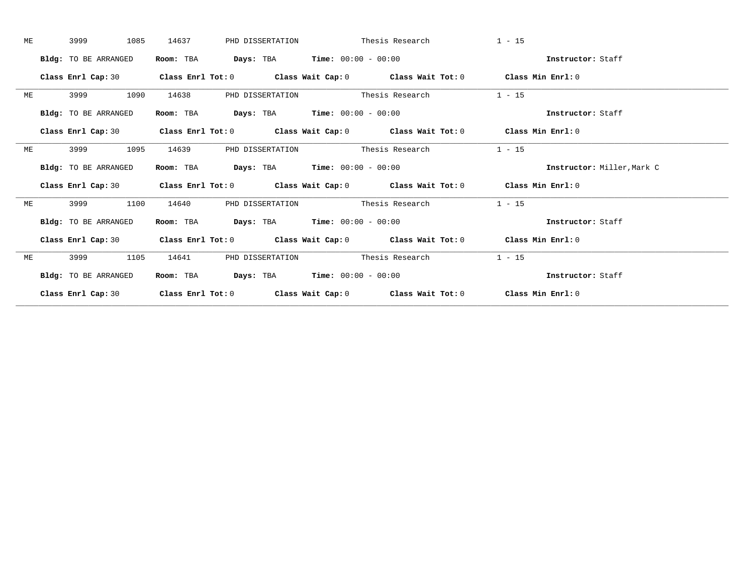ME 3999 1085 14637 PHD DISSERTATION Thesis Research 1 - 15

**Bldg:** TO BE ARRANGED **Room:** TBA **Days:** TBA **Time:** 00:00 - 00:00 **Instructor:** Staff

**Class Enrl Cap:** 30 **Class Enrl Tot:** 0 **Class Wait Cap:** 0 **Class Wait Tot:** 0 **Class Min Enrl:** 0

---

ME 3999 1090 14638 PHD DISSERTATION Thesis Research 1 - 15

**Bldg:** TO BE ARRANGED **Room:** TBA **Days:** TBA **Time:** 00:00 - 00:00 **Instructor:** Staff

**Class Enrl Cap:** 30 **Class Enrl Tot:** 0 **Class Wait Cap:** 0 **Class Wait Tot:** 0 **Class Min Enrl:** 0

---

ME 3999 1095 14639 PHD DISSERTATION Thesis Research 1 - 15

**Bldg:** TO BE ARRANGED **Room:** TBA **Days:** TBA **Time:** 00:00 - 00:00 **Instructor:** Miller,Mark C

**Class Enrl Cap:** 30 **Class Enrl Tot:** 0 **Class Wait Cap:** 0 **Class Wait Tot:** 0 **Class Min Enrl:** 0

---

ME 3999 1100 14640 PHD DISSERTATION Thesis Research 1 - 15

**Bldg:** TO BE ARRANGED **Room:** TBA **Days:** TBA **Time:** 00:00 - 00:00 **Instructor:** Staff

**Class Enrl Cap:** 30 **Class Enrl Tot:** 0 **Class Wait Cap:** 0 **Class Wait Tot:** 0 **Class Min Enrl:** 0

---

ME 3999 1105 14641 PHD DISSERTATION Thesis Research 1 - 15

**Bldg:** TO BE ARRANGED **Room:** TBA **Days:** TBA **Time:** 00:00 - 00:00 **Instructor:** Staff

**Class Enrl Cap:** 30 **Class Enrl Tot:** 0 **Class Wait Cap:** 0 **Class Wait Tot:** 0 **Class Min Enrl:** 0

---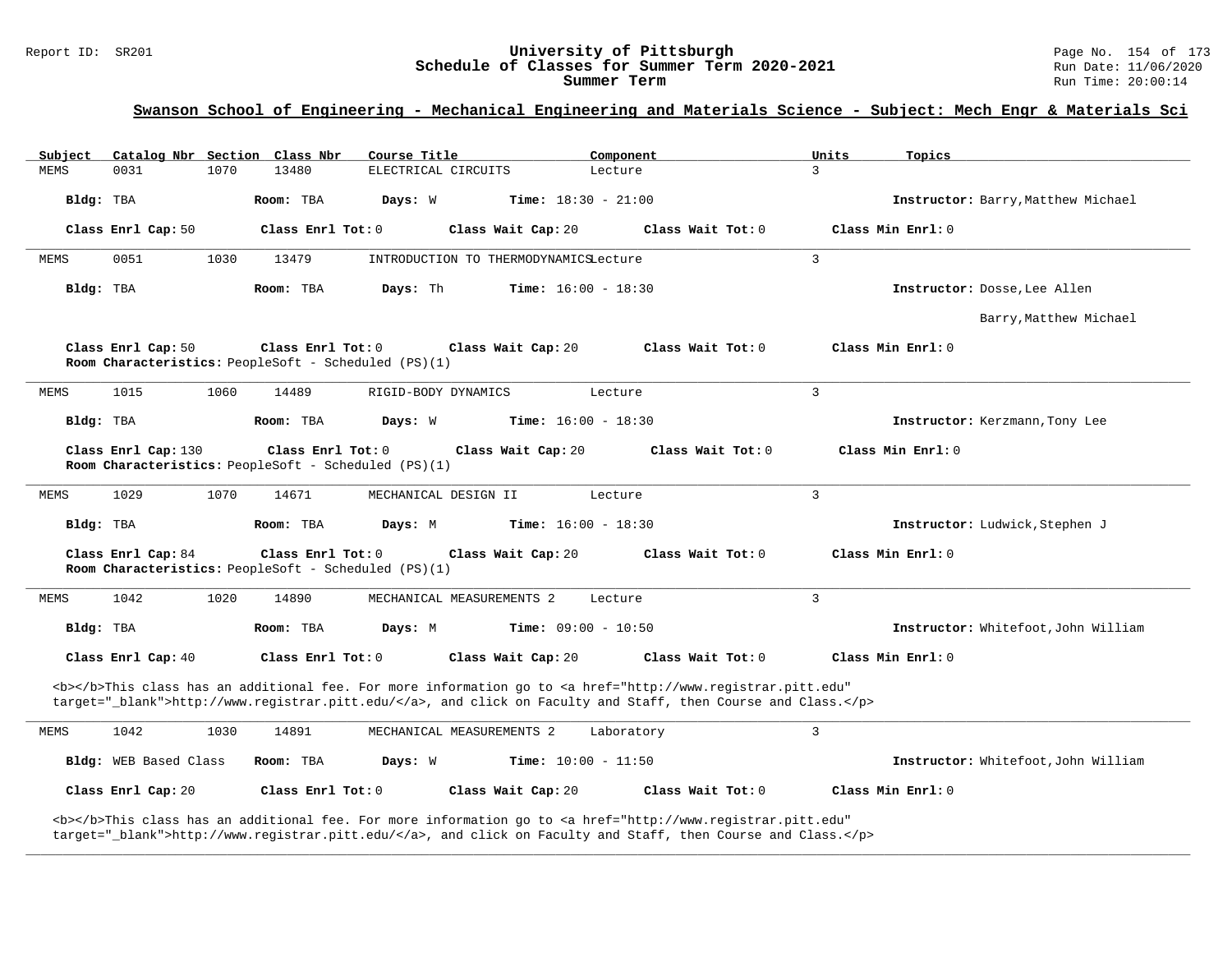## Swanson School of Engineering - Mechanical Engineering and Materials Science - Subject: Mech Engr & Materials Sci

| Subject | Catalog Nbr | Section | Class Nbr | Course Title | Component | Units | Topics |
|---|---|---|---|---|---|---|---|
| MEMS | 0031 | 1070 | 13480 | ELECTRICAL CIRCUITS | Lecture | 3 | |

**Bldg:** TBA **Room:** TBA **Days:** W **Time:** 18:30 - 21:00 **Instructor:** Barry,Matthew Michael

**Class Enrl Cap:** 50 **Class Enrl Tot:** 0 **Class Wait Cap:** 20 **Class Wait Tot:** 0 **Class Min Enrl:** 0

---

| Subject | Catalog Nbr | Section | Class Nbr | Course Title | Component | Units | Topics |
|---|---|---|---|---|---|---|---|
| MEMS | 0051 | 1030 | 13479 | INTRODUCTION TO THERMODYNAMICS | Lecture | 3 | |

**Bldg:** TBA **Room:** TBA **Days:** Th **Time:** 16:00 - 18:30 **Instructor:** Dosse,Lee Allen

Barry,Matthew Michael

**Class Enrl Cap:** 50 **Class Enrl Tot:** 0 **Class Wait Cap:** 20 **Class Wait Tot:** 0 **Class Min Enrl:** 0

**Room Characteristics:** PeopleSoft - Scheduled (PS)(1)

---

| Subject | Catalog Nbr | Section | Class Nbr | Course Title | Component | Units | Topics |
|---|---|---|---|---|---|---|---|
| MEMS | 1015 | 1060 | 14489 | RIGID-BODY DYNAMICS | Lecture | 3 | |

**Bldg:** TBA **Room:** TBA **Days:** W **Time:** 16:00 - 18:30 **Instructor:** Kerzmann,Tony Lee

**Class Enrl Cap:** 130 **Class Enrl Tot:** 0 **Class Wait Cap:** 20 **Class Wait Tot:** 0 **Class Min Enrl:** 0

**Room Characteristics:** PeopleSoft - Scheduled (PS)(1)

---

| Subject | Catalog Nbr | Section | Class Nbr | Course Title | Component | Units | Topics |
|---|---|---|---|---|---|---|---|
| MEMS | 1029 | 1070 | 14671 | MECHANICAL DESIGN II | Lecture | 3 | |

**Bldg:** TBA **Room:** TBA **Days:** M **Time:** 16:00 - 18:30 **Instructor:** Ludwick,Stephen J

**Class Enrl Cap:** 84 **Class Enrl Tot:** 0 **Class Wait Cap:** 20 **Class Wait Tot:** 0 **Class Min Enrl:** 0

**Room Characteristics:** PeopleSoft - Scheduled (PS)(1)

---

| Subject | Catalog Nbr | Section | Class Nbr | Course Title | Component | Units | Topics |
|---|---|---|---|---|---|---|---|
| MEMS | 1042 | 1020 | 14890 | MECHANICAL MEASUREMENTS 2 | Lecture | 3 | |

**Bldg:** TBA **Room:** TBA **Days:** M **Time:** 09:00 - 10:50 **Instructor:** Whitefoot,John William

**Class Enrl Cap:** 40 **Class Enrl Tot:** 0 **Class Wait Cap:** 20 **Class Wait Tot:** 0 **Class Min Enrl:** 0

<b></b>This class has an additional fee. For more information go to <a href="http://www.registrar.pitt.edu" target="_blank">http://www.registrar.pitt.edu/</a>, and click on Faculty and Staff, then Course and Class.</p>

---

| Subject | Catalog Nbr | Section | Class Nbr | Course Title | Component | Units | Topics |
|---|---|---|---|---|---|---|---|
| MEMS | 1042 | 1030 | 14891 | MECHANICAL MEASUREMENTS 2 | Laboratory | 3 | |

**Bldg:** WEB Based Class **Room:** TBA **Days:** W **Time:** 10:00 - 11:50 **Instructor:** Whitefoot,John William

**Class Enrl Cap:** 20 **Class Enrl Tot:** 0 **Class Wait Cap:** 20 **Class Wait Tot:** 0 **Class Min Enrl:** 0

<b></b>This class has an additional fee. For more information go to <a href="http://www.registrar.pitt.edu" target="_blank">http://www.registrar.pitt.edu/</a>, and click on Faculty and Staff, then Course and Class.</p>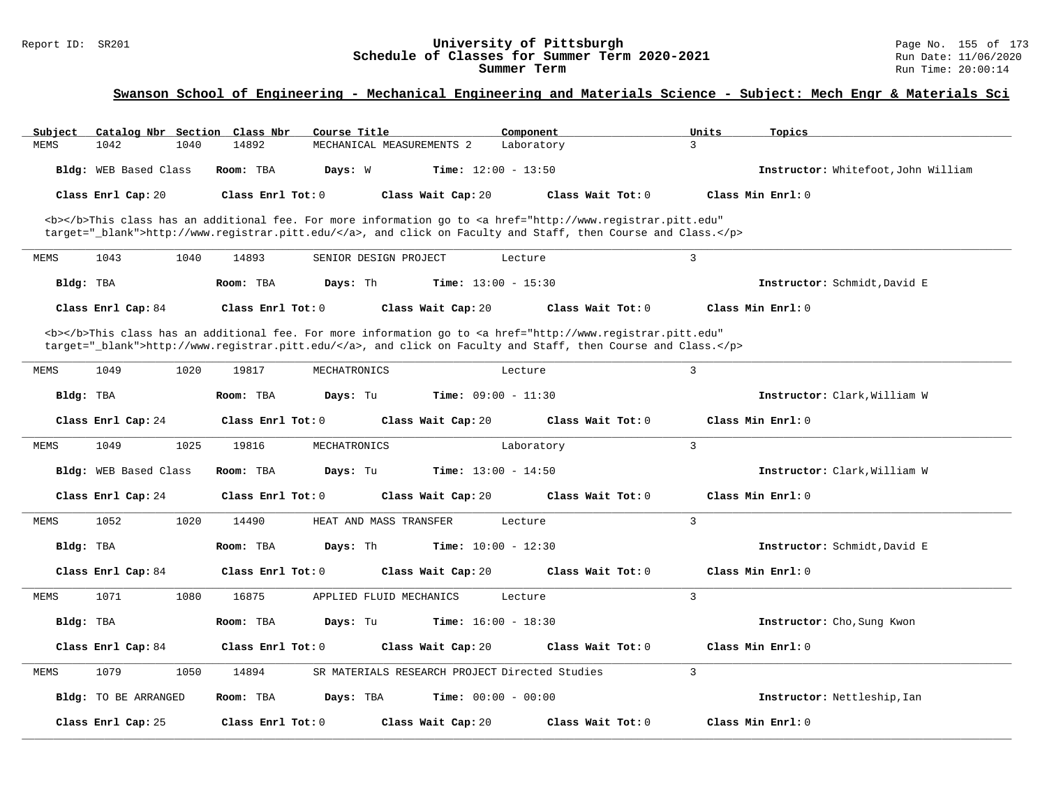## Swanson School of Engineering - Mechanical Engineering and Materials Science - Subject: Mech Engr & Materials Sci

| Subject | Catalog Nbr | Section | Class Nbr | Course Title | Component | Units | Topics |
|---|---|---|---|---|---|---|---|
| MEMS | 1042 | 1040 | 14892 | MECHANICAL MEASUREMENTS 2 | Laboratory | 3 | |

**Bldg:** WEB Based Class **Room:** TBA **Days:** W **Time:** 12:00 - 13:50 **Instructor:** Whitefoot,John William

**Class Enrl Cap:** 20 **Class Enrl Tot:** 0 **Class Wait Cap:** 20 **Class Wait Tot:** 0 **Class Min Enrl:** 0

<b></b>This class has an additional fee. For more information go to <a href="http://www.registrar.pitt.edu" target="_blank">http://www.registrar.pitt.edu/</a>, and click on Faculty and Staff, then Course and Class.</p>

---

| Subject | Catalog Nbr | Section | Class Nbr | Course Title | Component | Units | Topics |
|---|---|---|---|---|---|---|---|
| MEMS | 1043 | 1040 | 14893 | SENIOR DESIGN PROJECT | Lecture | 3 | |

**Bldg:** TBA **Room:** TBA **Days:** Th **Time:** 13:00 - 15:30 **Instructor:** Schmidt,David E

**Class Enrl Cap:** 84 **Class Enrl Tot:** 0 **Class Wait Cap:** 20 **Class Wait Tot:** 0 **Class Min Enrl:** 0

<b></b>This class has an additional fee. For more information go to <a href="http://www.registrar.pitt.edu" target="_blank">http://www.registrar.pitt.edu/</a>, and click on Faculty and Staff, then Course and Class.</p>

---

| Subject | Catalog Nbr | Section | Class Nbr | Course Title | Component | Units | Topics |
|---|---|---|---|---|---|---|---|
| MEMS | 1049 | 1020 | 19817 | MECHATRONICS | Lecture | 3 | |

**Bldg:** TBA **Room:** TBA **Days:** Tu **Time:** 09:00 - 11:30 **Instructor:** Clark,William W

**Class Enrl Cap:** 24 **Class Enrl Tot:** 0 **Class Wait Cap:** 20 **Class Wait Tot:** 0 **Class Min Enrl:** 0

---

| Subject | Catalog Nbr | Section | Class Nbr | Course Title | Component | Units | Topics |
|---|---|---|---|---|---|---|---|
| MEMS | 1049 | 1025 | 19816 | MECHATRONICS | Laboratory | 3 | |

**Bldg:** WEB Based Class **Room:** TBA **Days:** Tu **Time:** 13:00 - 14:50 **Instructor:** Clark,William W

**Class Enrl Cap:** 24 **Class Enrl Tot:** 0 **Class Wait Cap:** 20 **Class Wait Tot:** 0 **Class Min Enrl:** 0

---

| Subject | Catalog Nbr | Section | Class Nbr | Course Title | Component | Units | Topics |
|---|---|---|---|---|---|---|---|
| MEMS | 1052 | 1020 | 14490 | HEAT AND MASS TRANSFER | Lecture | 3 | |

**Bldg:** TBA **Room:** TBA **Days:** Th **Time:** 10:00 - 12:30 **Instructor:** Schmidt,David E

**Class Enrl Cap:** 84 **Class Enrl Tot:** 0 **Class Wait Cap:** 20 **Class Wait Tot:** 0 **Class Min Enrl:** 0

---

| Subject | Catalog Nbr | Section | Class Nbr | Course Title | Component | Units | Topics |
|---|---|---|---|---|---|---|---|
| MEMS | 1071 | 1080 | 16875 | APPLIED FLUID MECHANICS | Lecture | 3 | |

**Bldg:** TBA **Room:** TBA **Days:** Tu **Time:** 16:00 - 18:30 **Instructor:** Cho,Sung Kwon

**Class Enrl Cap:** 84 **Class Enrl Tot:** 0 **Class Wait Cap:** 20 **Class Wait Tot:** 0 **Class Min Enrl:** 0

---

| Subject | Catalog Nbr | Section | Class Nbr | Course Title | Component | Units | Topics |
|---|---|---|---|---|---|---|---|
| MEMS | 1079 | 1050 | 14894 | SR MATERIALS RESEARCH PROJECT | Directed Studies | 3 | |

**Bldg:** TO BE ARRANGED **Room:** TBA **Days:** TBA **Time:** 00:00 - 00:00 **Instructor:** Nettleship,Ian

**Class Enrl Cap:** 25 **Class Enrl Tot:** 0 **Class Wait Cap:** 20 **Class Wait Tot:** 0 **Class Min Enrl:** 0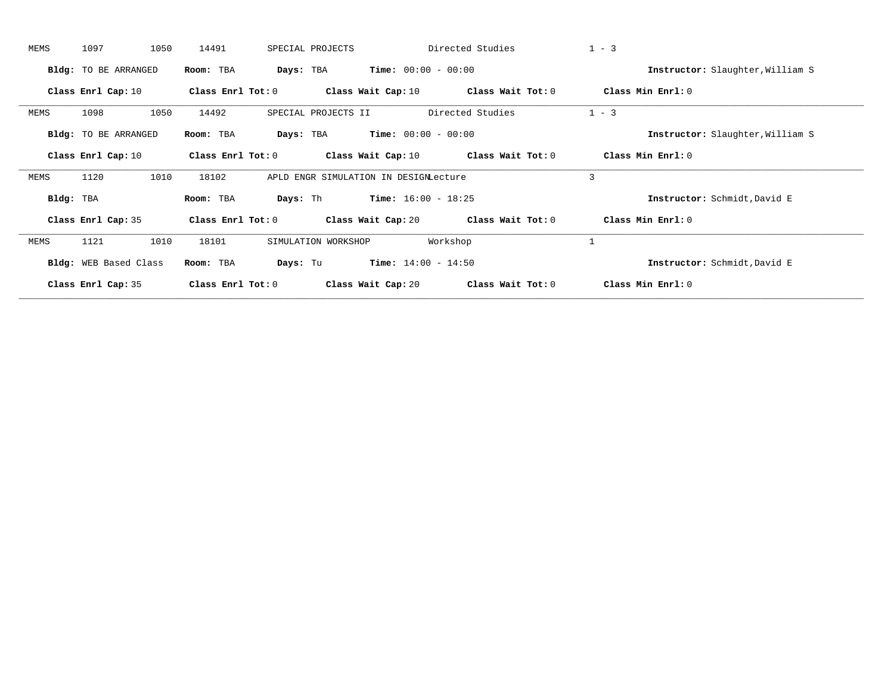MEMS 1097 1050 14491 SPECIAL PROJECTS Directed Studies 1 - 3

**Bldg:** TO BE ARRANGED **Room:** TBA **Days:** TBA **Time:** 00:00 - 00:00 **Instructor:** Slaughter,William S

**Class Enrl Cap:** 10 **Class Enrl Tot:** 0 **Class Wait Cap:** 10 **Class Wait Tot:** 0 **Class Min Enrl:** 0

---

MEMS 1098 1050 14492 SPECIAL PROJECTS II Directed Studies 1 - 3

**Bldg:** TO BE ARRANGED **Room:** TBA **Days:** TBA **Time:** 00:00 - 00:00 **Instructor:** Slaughter,William S

**Class Enrl Cap:** 10 **Class Enrl Tot:** 0 **Class Wait Cap:** 10 **Class Wait Tot:** 0 **Class Min Enrl:** 0

---

MEMS 1120 1010 18102 APLD ENGR SIMULATION IN DESIGN Lecture 3

**Bldg:** TBA **Room:** TBA **Days:** Th **Time:** 16:00 - 18:25 **Instructor:** Schmidt,David E

**Class Enrl Cap:** 35 **Class Enrl Tot:** 0 **Class Wait Cap:** 20 **Class Wait Tot:** 0 **Class Min Enrl:** 0

---

MEMS 1121 1010 18101 SIMULATION WORKSHOP Workshop 1

**Bldg:** WEB Based Class **Room:** TBA **Days:** Tu **Time:** 14:00 - 14:50 **Instructor:** Schmidt,David E

**Class Enrl Cap:** 35 **Class Enrl Tot:** 0 **Class Wait Cap:** 20 **Class Wait Tot:** 0 **Class Min Enrl:** 0

---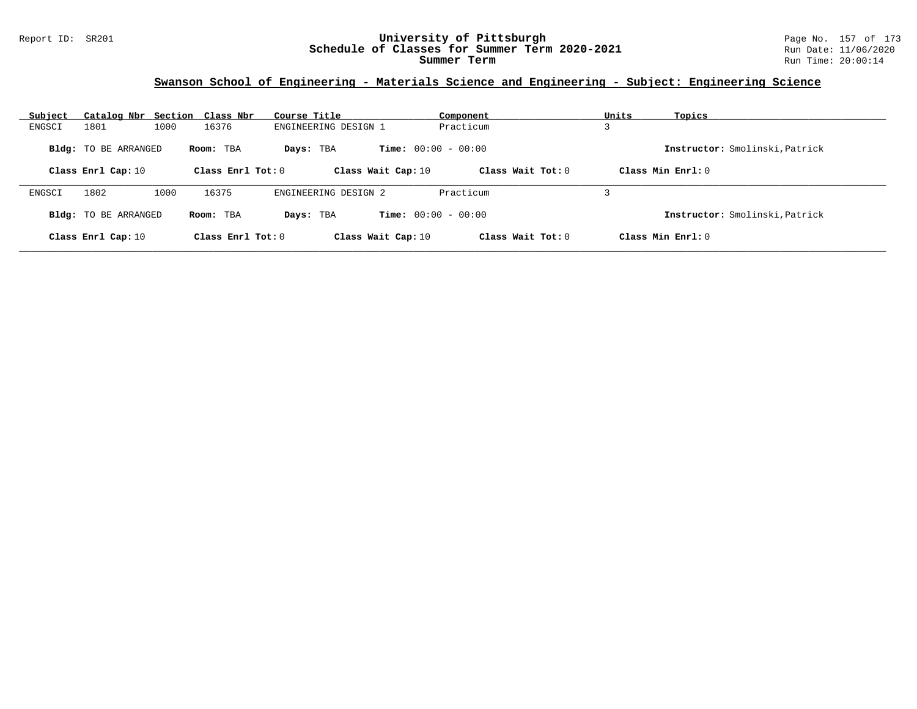## Swanson School of Engineering - Materials Science and Engineering - Subject: Engineering Science

| Subject | Catalog Nbr | Section | Class Nbr | Course Title | Component | Units | Topics |
|---|---|---|---|---|---|---|---|
| ENGSCI | 1801 | 1000 | 16376 | ENGINEERING DESIGN 1 | Practicum | 3 | |

**Bldg:** TO BE ARRANGED **Room:** TBA **Days:** TBA **Time:** 00:00 - 00:00 **Instructor:** Smolinski,Patrick

**Class Enrl Cap:** 10 **Class Enrl Tot:** 0 **Class Wait Cap:** 10 **Class Wait Tot:** 0 **Class Min Enrl:** 0

| Subject | Catalog Nbr | Section | Class Nbr | Course Title | Component | Units | Topics |
|---|---|---|---|---|---|---|---|
| ENGSCI | 1802 | 1000 | 16375 | ENGINEERING DESIGN 2 | Practicum | 3 | |

**Bldg:** TO BE ARRANGED **Room:** TBA **Days:** TBA **Time:** 00:00 - 00:00 **Instructor:** Smolinski,Patrick

**Class Enrl Cap:** 10 **Class Enrl Tot:** 0 **Class Wait Cap:** 10 **Class Wait Tot:** 0 **Class Min Enrl:** 0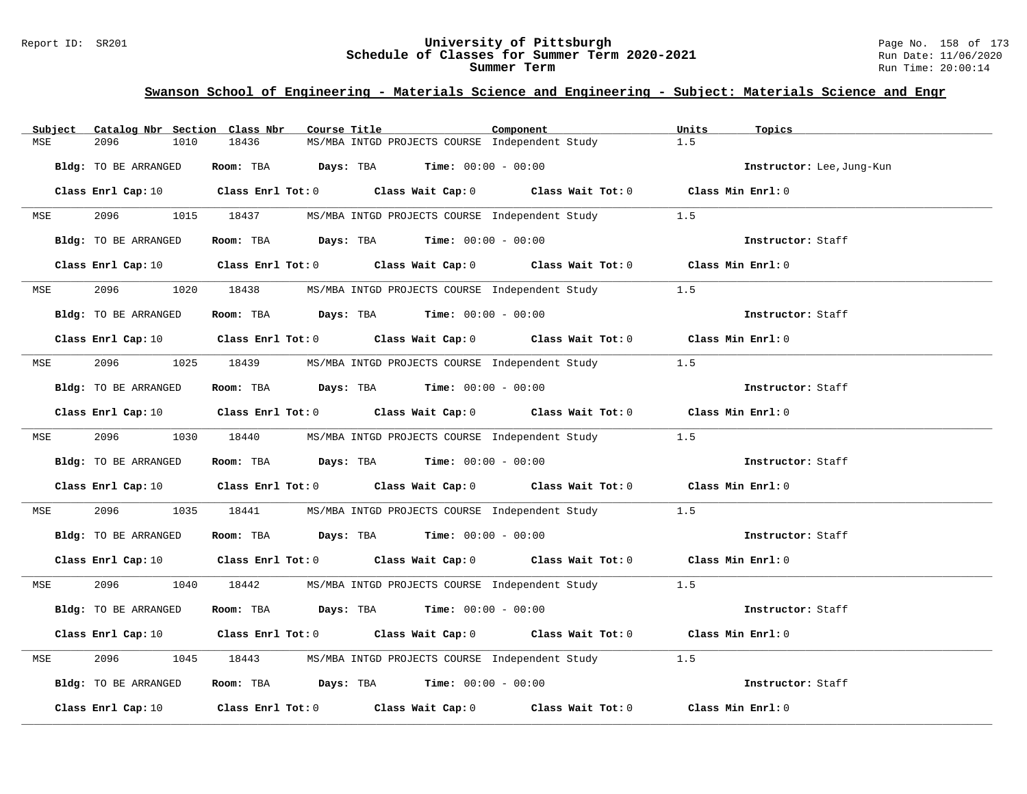## Swanson School of Engineering - Materials Science and Engineering - Subject: Materials Science and Engr

| Subject | Catalog Nbr | Section | Class Nbr | Course Title | Component | Units | Topics |
|---|---|---|---|---|---|---|---|
| MSE | 2096 | 1010 | 18436 | MS/MBA INTGD PROJECTS COURSE | Independent Study | 1.5 | |

**Bldg:** TO BE ARRANGED **Room:** TBA **Days:** TBA **Time:** 00:00 - 00:00 **Instructor:** Lee,Jung-Kun

**Class Enrl Cap:** 10 **Class Enrl Tot:** 0 **Class Wait Cap:** 0 **Class Wait Tot:** 0 **Class Min Enrl:** 0

---

| Subject | Catalog Nbr | Section | Class Nbr | Course Title | Component | Units | Topics |
|---|---|---|---|---|---|---|---|
| MSE | 2096 | 1015 | 18437 | MS/MBA INTGD PROJECTS COURSE | Independent Study | 1.5 | |

**Bldg:** TO BE ARRANGED **Room:** TBA **Days:** TBA **Time:** 00:00 - 00:00 **Instructor:** Staff

**Class Enrl Cap:** 10 **Class Enrl Tot:** 0 **Class Wait Cap:** 0 **Class Wait Tot:** 0 **Class Min Enrl:** 0

---

| Subject | Catalog Nbr | Section | Class Nbr | Course Title | Component | Units | Topics |
|---|---|---|---|---|---|---|---|
| MSE | 2096 | 1020 | 18438 | MS/MBA INTGD PROJECTS COURSE | Independent Study | 1.5 | |

**Bldg:** TO BE ARRANGED **Room:** TBA **Days:** TBA **Time:** 00:00 - 00:00 **Instructor:** Staff

**Class Enrl Cap:** 10 **Class Enrl Tot:** 0 **Class Wait Cap:** 0 **Class Wait Tot:** 0 **Class Min Enrl:** 0

---

| Subject | Catalog Nbr | Section | Class Nbr | Course Title | Component | Units | Topics |
|---|---|---|---|---|---|---|---|
| MSE | 2096 | 1025 | 18439 | MS/MBA INTGD PROJECTS COURSE | Independent Study | 1.5 | |

**Bldg:** TO BE ARRANGED **Room:** TBA **Days:** TBA **Time:** 00:00 - 00:00 **Instructor:** Staff

**Class Enrl Cap:** 10 **Class Enrl Tot:** 0 **Class Wait Cap:** 0 **Class Wait Tot:** 0 **Class Min Enrl:** 0

---

| Subject | Catalog Nbr | Section | Class Nbr | Course Title | Component | Units | Topics |
|---|---|---|---|---|---|---|---|
| MSE | 2096 | 1030 | 18440 | MS/MBA INTGD PROJECTS COURSE | Independent Study | 1.5 | |

**Bldg:** TO BE ARRANGED **Room:** TBA **Days:** TBA **Time:** 00:00 - 00:00 **Instructor:** Staff

**Class Enrl Cap:** 10 **Class Enrl Tot:** 0 **Class Wait Cap:** 0 **Class Wait Tot:** 0 **Class Min Enrl:** 0

---

| Subject | Catalog Nbr | Section | Class Nbr | Course Title | Component | Units | Topics |
|---|---|---|---|---|---|---|---|
| MSE | 2096 | 1035 | 18441 | MS/MBA INTGD PROJECTS COURSE | Independent Study | 1.5 | |

**Bldg:** TO BE ARRANGED **Room:** TBA **Days:** TBA **Time:** 00:00 - 00:00 **Instructor:** Staff

**Class Enrl Cap:** 10 **Class Enrl Tot:** 0 **Class Wait Cap:** 0 **Class Wait Tot:** 0 **Class Min Enrl:** 0

---

| Subject | Catalog Nbr | Section | Class Nbr | Course Title | Component | Units | Topics |
|---|---|---|---|---|---|---|---|
| MSE | 2096 | 1040 | 18442 | MS/MBA INTGD PROJECTS COURSE | Independent Study | 1.5 | |

**Bldg:** TO BE ARRANGED **Room:** TBA **Days:** TBA **Time:** 00:00 - 00:00 **Instructor:** Staff

**Class Enrl Cap:** 10 **Class Enrl Tot:** 0 **Class Wait Cap:** 0 **Class Wait Tot:** 0 **Class Min Enrl:** 0

---

| Subject | Catalog Nbr | Section | Class Nbr | Course Title | Component | Units | Topics |
|---|---|---|---|---|---|---|---|
| MSE | 2096 | 1045 | 18443 | MS/MBA INTGD PROJECTS COURSE | Independent Study | 1.5 | |

**Bldg:** TO BE ARRANGED **Room:** TBA **Days:** TBA **Time:** 00:00 - 00:00 **Instructor:** Staff

**Class Enrl Cap:** 10 **Class Enrl Tot:** 0 **Class Wait Cap:** 0 **Class Wait Tot:** 0 **Class Min Enrl:** 0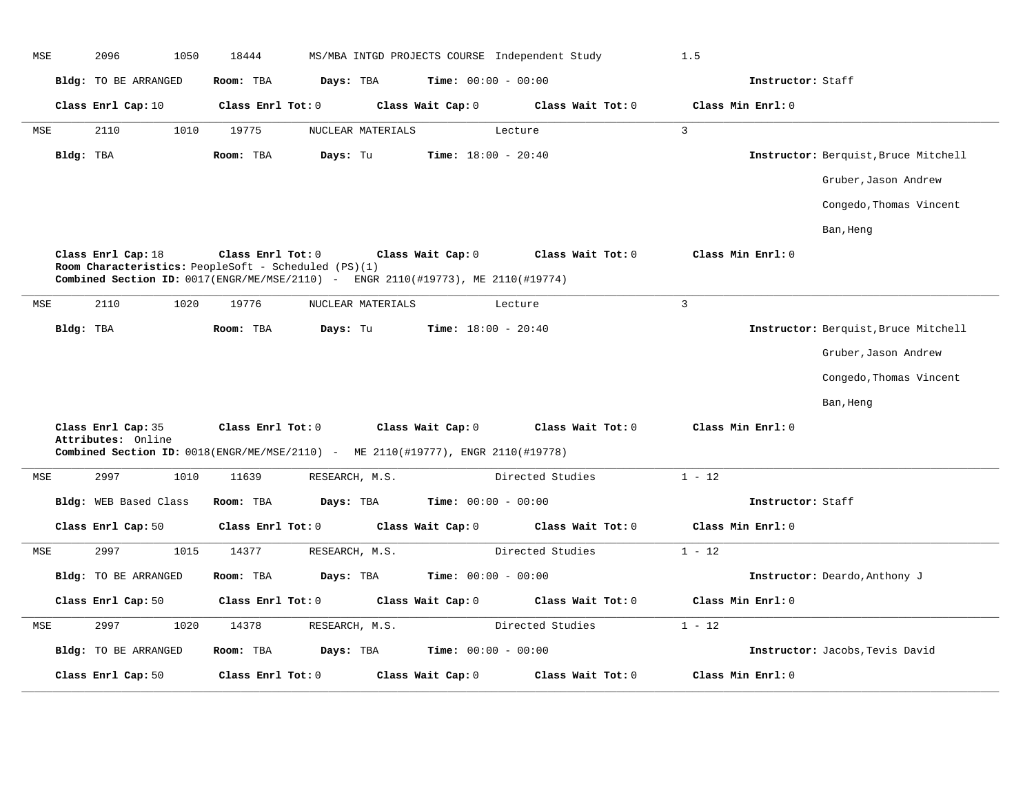MSE 2096 1050 18444 MS/MBA INTGD PROJECTS COURSE Independent Study 1.5

**Bldg:** TO BE ARRANGED **Room:** TBA **Days:** TBA **Time:** 00:00 - 00:00 **Instructor:** Staff

**Class Enrl Cap:** 10 **Class Enrl Tot:** 0 **Class Wait Cap:** 0 **Class Wait Tot:** 0 **Class Min Enrl:** 0

---

MSE 2110 1010 19775 NUCLEAR MATERIALS Lecture 3

**Bldg:** TBA **Room:** TBA **Days:** Tu **Time:** 18:00 - 20:40 **Instructor:** Berquist,Bruce Mitchell
Gruber,Jason Andrew
Congedo,Thomas Vincent
Ban,Heng

**Class Enrl Cap:** 18 **Class Enrl Tot:** 0 **Class Wait Cap:** 0 **Class Wait Tot:** 0 **Class Min Enrl:** 0
**Room Characteristics:** PeopleSoft - Scheduled (PS)(1)
**Combined Section ID:** 0017(ENGR/ME/MSE/2110) - ENGR 2110(#19773), ME 2110(#19774)

---

MSE 2110 1020 19776 NUCLEAR MATERIALS Lecture 3

**Bldg:** TBA **Room:** TBA **Days:** Tu **Time:** 18:00 - 20:40 **Instructor:** Berquist,Bruce Mitchell
Gruber,Jason Andrew
Congedo,Thomas Vincent
Ban,Heng

**Class Enrl Cap:** 35 **Class Enrl Tot:** 0 **Class Wait Cap:** 0 **Class Wait Tot:** 0 **Class Min Enrl:** 0
**Attributes:** Online
**Combined Section ID:** 0018(ENGR/ME/MSE/2110) - ME 2110(#19777), ENGR 2110(#19778)

---

MSE 2997 1010 11639 RESEARCH, M.S. Directed Studies 1 - 12

**Bldg:** WEB Based Class **Room:** TBA **Days:** TBA **Time:** 00:00 - 00:00 **Instructor:** Staff

**Class Enrl Cap:** 50 **Class Enrl Tot:** 0 **Class Wait Cap:** 0 **Class Wait Tot:** 0 **Class Min Enrl:** 0

---

MSE 2997 1015 14377 RESEARCH, M.S. Directed Studies 1 - 12

**Bldg:** TO BE ARRANGED **Room:** TBA **Days:** TBA **Time:** 00:00 - 00:00 **Instructor:** Deardo,Anthony J

**Class Enrl Cap:** 50 **Class Enrl Tot:** 0 **Class Wait Cap:** 0 **Class Wait Tot:** 0 **Class Min Enrl:** 0

---

MSE 2997 1020 14378 RESEARCH, M.S. Directed Studies 1 - 12

**Bldg:** TO BE ARRANGED **Room:** TBA **Days:** TBA **Time:** 00:00 - 00:00 **Instructor:** Jacobs,Tevis David

**Class Enrl Cap:** 50 **Class Enrl Tot:** 0 **Class Wait Cap:** 0 **Class Wait Tot:** 0 **Class Min Enrl:** 0

---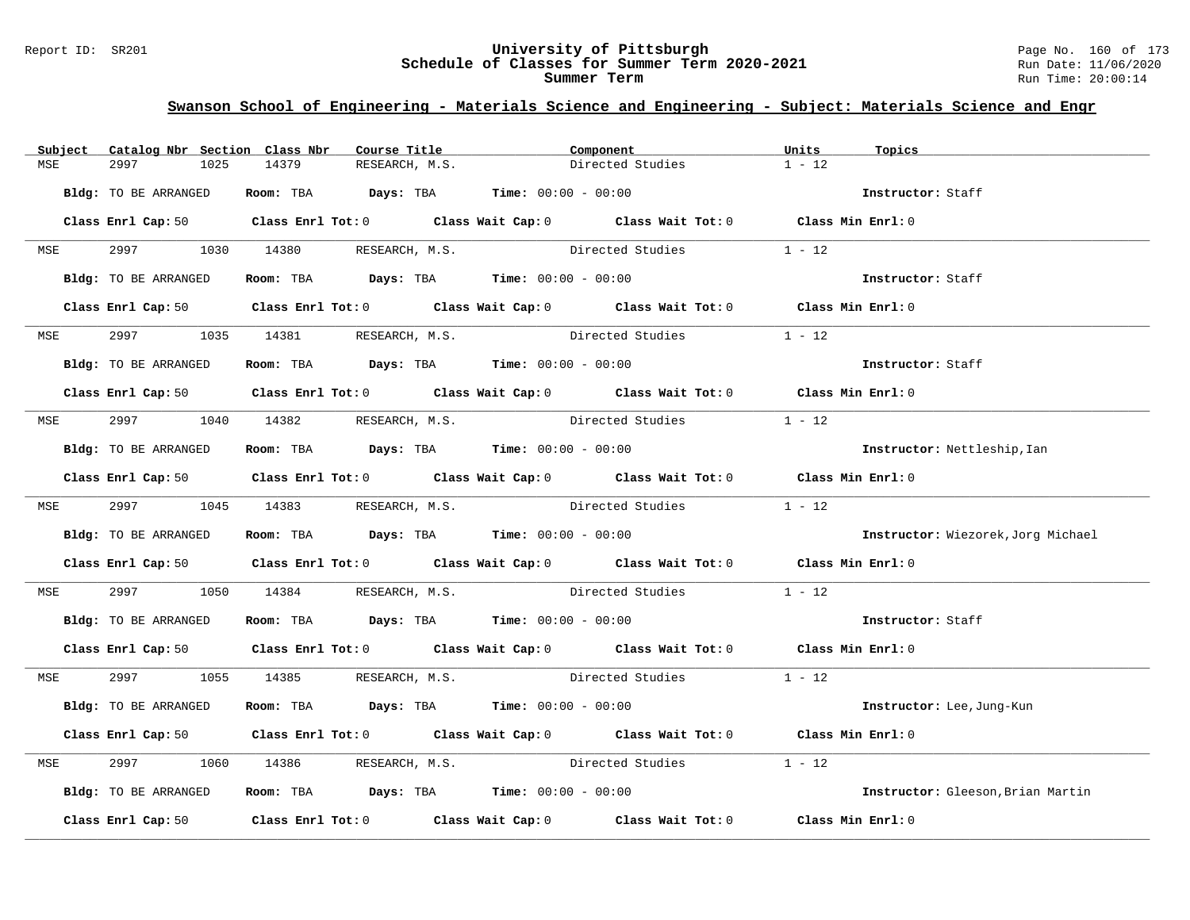## Swanson School of Engineering - Materials Science and Engineering - Subject: Materials Science and Engr

| Subject | Catalog Nbr | Section | Class Nbr | Course Title | Component | Units | Topics |
|---|---|---|---|---|---|---|---|
| MSE | 2997 | 1025 | 14379 | RESEARCH, M.S. | Directed Studies | 1 - 12 | |

**Bldg:** TO BE ARRANGED **Room:** TBA **Days:** TBA **Time:** 00:00 - 00:00 **Instructor:** Staff

**Class Enrl Cap:** 50 **Class Enrl Tot:** 0 **Class Wait Cap:** 0 **Class Wait Tot:** 0 **Class Min Enrl:** 0

| Subject | Catalog Nbr | Section | Class Nbr | Course Title | Component | Units | Topics |
|---|---|---|---|---|---|---|---|
| MSE | 2997 | 1030 | 14380 | RESEARCH, M.S. | Directed Studies | 1 - 12 | |

**Bldg:** TO BE ARRANGED **Room:** TBA **Days:** TBA **Time:** 00:00 - 00:00 **Instructor:** Staff

**Class Enrl Cap:** 50 **Class Enrl Tot:** 0 **Class Wait Cap:** 0 **Class Wait Tot:** 0 **Class Min Enrl:** 0

| Subject | Catalog Nbr | Section | Class Nbr | Course Title | Component | Units | Topics |
|---|---|---|---|---|---|---|---|
| MSE | 2997 | 1035 | 14381 | RESEARCH, M.S. | Directed Studies | 1 - 12 | |

**Bldg:** TO BE ARRANGED **Room:** TBA **Days:** TBA **Time:** 00:00 - 00:00 **Instructor:** Staff

**Class Enrl Cap:** 50 **Class Enrl Tot:** 0 **Class Wait Cap:** 0 **Class Wait Tot:** 0 **Class Min Enrl:** 0

| Subject | Catalog Nbr | Section | Class Nbr | Course Title | Component | Units | Topics |
|---|---|---|---|---|---|---|---|
| MSE | 2997 | 1040 | 14382 | RESEARCH, M.S. | Directed Studies | 1 - 12 | |

**Bldg:** TO BE ARRANGED **Room:** TBA **Days:** TBA **Time:** 00:00 - 00:00 **Instructor:** Nettleship,Ian

**Class Enrl Cap:** 50 **Class Enrl Tot:** 0 **Class Wait Cap:** 0 **Class Wait Tot:** 0 **Class Min Enrl:** 0

| Subject | Catalog Nbr | Section | Class Nbr | Course Title | Component | Units | Topics |
|---|---|---|---|---|---|---|---|
| MSE | 2997 | 1045 | 14383 | RESEARCH, M.S. | Directed Studies | 1 - 12 | |

**Bldg:** TO BE ARRANGED **Room:** TBA **Days:** TBA **Time:** 00:00 - 00:00 **Instructor:** Wiezorek,Jorg Michael

**Class Enrl Cap:** 50 **Class Enrl Tot:** 0 **Class Wait Cap:** 0 **Class Wait Tot:** 0 **Class Min Enrl:** 0

| Subject | Catalog Nbr | Section | Class Nbr | Course Title | Component | Units | Topics |
|---|---|---|---|---|---|---|---|
| MSE | 2997 | 1050 | 14384 | RESEARCH, M.S. | Directed Studies | 1 - 12 | |

**Bldg:** TO BE ARRANGED **Room:** TBA **Days:** TBA **Time:** 00:00 - 00:00 **Instructor:** Staff

**Class Enrl Cap:** 50 **Class Enrl Tot:** 0 **Class Wait Cap:** 0 **Class Wait Tot:** 0 **Class Min Enrl:** 0

| Subject | Catalog Nbr | Section | Class Nbr | Course Title | Component | Units | Topics |
|---|---|---|---|---|---|---|---|
| MSE | 2997 | 1055 | 14385 | RESEARCH, M.S. | Directed Studies | 1 - 12 | |

**Bldg:** TO BE ARRANGED **Room:** TBA **Days:** TBA **Time:** 00:00 - 00:00 **Instructor:** Lee,Jung-Kun

**Class Enrl Cap:** 50 **Class Enrl Tot:** 0 **Class Wait Cap:** 0 **Class Wait Tot:** 0 **Class Min Enrl:** 0

| Subject | Catalog Nbr | Section | Class Nbr | Course Title | Component | Units | Topics |
|---|---|---|---|---|---|---|---|
| MSE | 2997 | 1060 | 14386 | RESEARCH, M.S. | Directed Studies | 1 - 12 | |

**Bldg:** TO BE ARRANGED **Room:** TBA **Days:** TBA **Time:** 00:00 - 00:00 **Instructor:** Gleeson,Brian Martin

**Class Enrl Cap:** 50 **Class Enrl Tot:** 0 **Class Wait Cap:** 0 **Class Wait Tot:** 0 **Class Min Enrl:** 0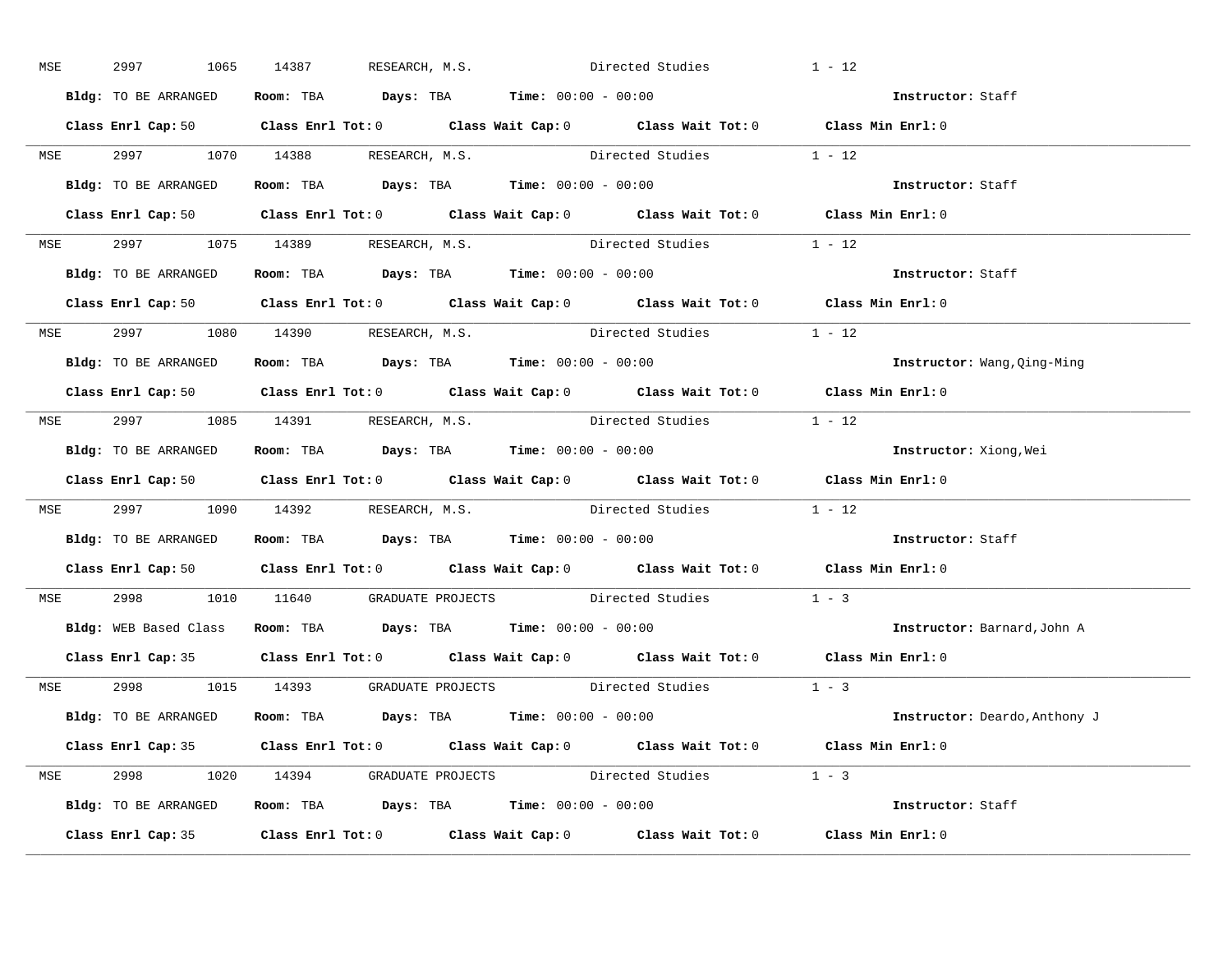MSE 2997 1065 14387 RESEARCH, M.S. Directed Studies 1 - 12

**Bldg:** TO BE ARRANGED **Room:** TBA **Days:** TBA **Time:** 00:00 - 00:00 **Instructor:** Staff

**Class Enrl Cap:** 50 **Class Enrl Tot:** 0 **Class Wait Cap:** 0 **Class Wait Tot:** 0 **Class Min Enrl:** 0

---

MSE 2997 1070 14388 RESEARCH, M.S. Directed Studies 1 - 12

**Bldg:** TO BE ARRANGED **Room:** TBA **Days:** TBA **Time:** 00:00 - 00:00 **Instructor:** Staff

**Class Enrl Cap:** 50 **Class Enrl Tot:** 0 **Class Wait Cap:** 0 **Class Wait Tot:** 0 **Class Min Enrl:** 0

---

MSE 2997 1075 14389 RESEARCH, M.S. Directed Studies 1 - 12

**Bldg:** TO BE ARRANGED **Room:** TBA **Days:** TBA **Time:** 00:00 - 00:00 **Instructor:** Staff

**Class Enrl Cap:** 50 **Class Enrl Tot:** 0 **Class Wait Cap:** 0 **Class Wait Tot:** 0 **Class Min Enrl:** 0

---

MSE 2997 1080 14390 RESEARCH, M.S. Directed Studies 1 - 12

**Bldg:** TO BE ARRANGED **Room:** TBA **Days:** TBA **Time:** 00:00 - 00:00 **Instructor:** Wang,Qing-Ming

**Class Enrl Cap:** 50 **Class Enrl Tot:** 0 **Class Wait Cap:** 0 **Class Wait Tot:** 0 **Class Min Enrl:** 0

---

MSE 2997 1085 14391 RESEARCH, M.S. Directed Studies 1 - 12

**Bldg:** TO BE ARRANGED **Room:** TBA **Days:** TBA **Time:** 00:00 - 00:00 **Instructor:** Xiong,Wei

**Class Enrl Cap:** 50 **Class Enrl Tot:** 0 **Class Wait Cap:** 0 **Class Wait Tot:** 0 **Class Min Enrl:** 0

---

MSE 2997 1090 14392 RESEARCH, M.S. Directed Studies 1 - 12

**Bldg:** TO BE ARRANGED **Room:** TBA **Days:** TBA **Time:** 00:00 - 00:00 **Instructor:** Staff

**Class Enrl Cap:** 50 **Class Enrl Tot:** 0 **Class Wait Cap:** 0 **Class Wait Tot:** 0 **Class Min Enrl:** 0

---

MSE 2998 1010 11640 GRADUATE PROJECTS Directed Studies 1 - 3

**Bldg:** WEB Based Class **Room:** TBA **Days:** TBA **Time:** 00:00 - 00:00 **Instructor:** Barnard,John A

**Class Enrl Cap:** 35 **Class Enrl Tot:** 0 **Class Wait Cap:** 0 **Class Wait Tot:** 0 **Class Min Enrl:** 0

---

MSE 2998 1015 14393 GRADUATE PROJECTS Directed Studies 1 - 3

**Bldg:** TO BE ARRANGED **Room:** TBA **Days:** TBA **Time:** 00:00 - 00:00 **Instructor:** Deardo,Anthony J

**Class Enrl Cap:** 35 **Class Enrl Tot:** 0 **Class Wait Cap:** 0 **Class Wait Tot:** 0 **Class Min Enrl:** 0

---

MSE 2998 1020 14394 GRADUATE PROJECTS Directed Studies 1 - 3

**Bldg:** TO BE ARRANGED **Room:** TBA **Days:** TBA **Time:** 00:00 - 00:00 **Instructor:** Staff

**Class Enrl Cap:** 35 **Class Enrl Tot:** 0 **Class Wait Cap:** 0 **Class Wait Tot:** 0 **Class Min Enrl:** 0

---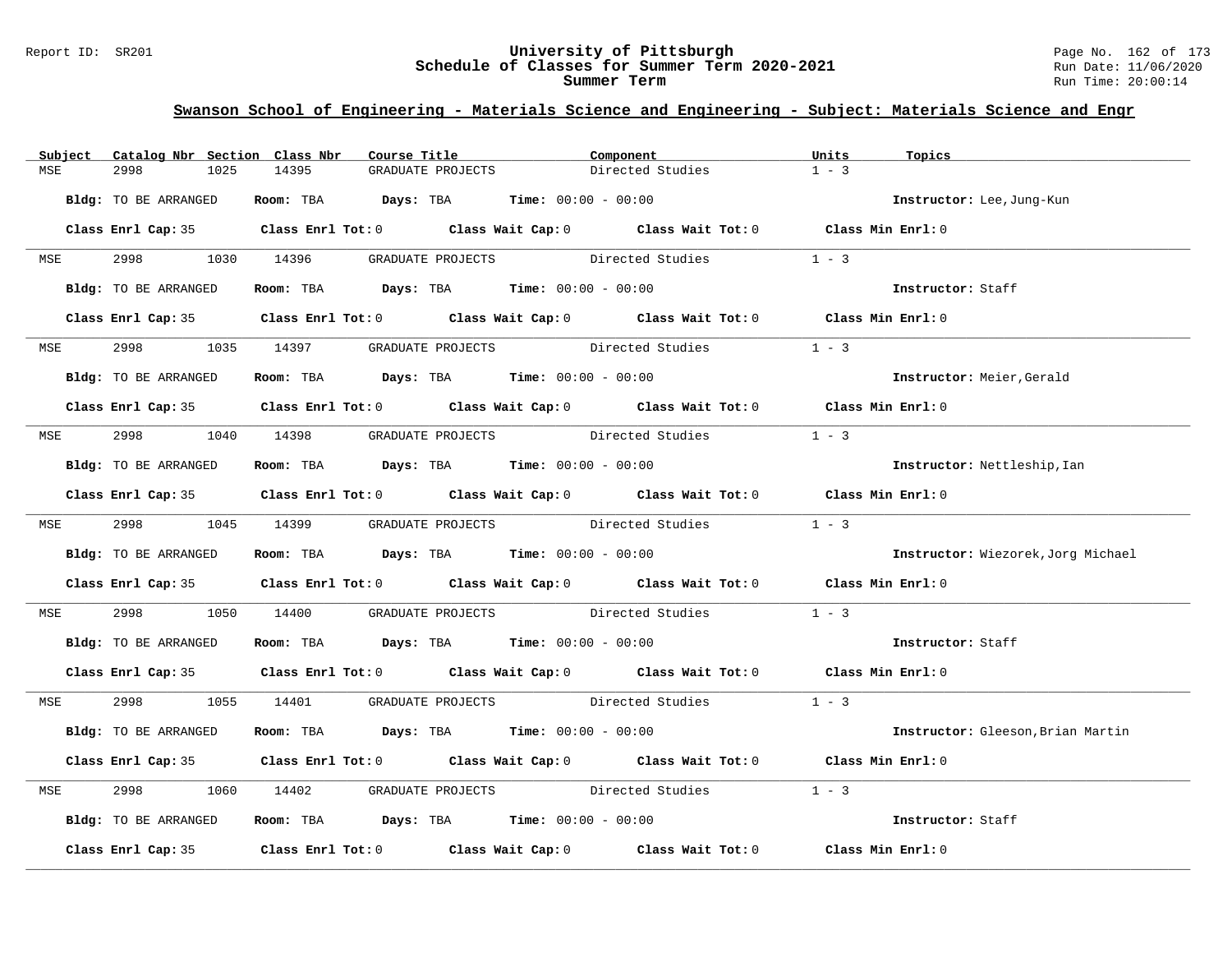## Swanson School of Engineering - Materials Science and Engineering - Subject: Materials Science and Engr

| Subject | Catalog Nbr | Section | Class Nbr | Course Title | Component | Units | Topics |
|---|---|---|---|---|---|---|---|
| MSE | 2998 | 1025 | 14395 | GRADUATE PROJECTS | Directed Studies | 1 - 3 | |

**Bldg:** TO BE ARRANGED **Room:** TBA **Days:** TBA **Time:** 00:00 - 00:00 **Instructor:** Lee,Jung-Kun

**Class Enrl Cap:** 35 **Class Enrl Tot:** 0 **Class Wait Cap:** 0 **Class Wait Tot:** 0 **Class Min Enrl:** 0

---

| Subject | Catalog Nbr | Section | Class Nbr | Course Title | Component | Units | Topics |
|---|---|---|---|---|---|---|---|
| MSE | 2998 | 1030 | 14396 | GRADUATE PROJECTS | Directed Studies | 1 - 3 | |

**Bldg:** TO BE ARRANGED **Room:** TBA **Days:** TBA **Time:** 00:00 - 00:00 **Instructor:** Staff

**Class Enrl Cap:** 35 **Class Enrl Tot:** 0 **Class Wait Cap:** 0 **Class Wait Tot:** 0 **Class Min Enrl:** 0

---

| Subject | Catalog Nbr | Section | Class Nbr | Course Title | Component | Units | Topics |
|---|---|---|---|---|---|---|---|
| MSE | 2998 | 1035 | 14397 | GRADUATE PROJECTS | Directed Studies | 1 - 3 | |

**Bldg:** TO BE ARRANGED **Room:** TBA **Days:** TBA **Time:** 00:00 - 00:00 **Instructor:** Meier,Gerald

**Class Enrl Cap:** 35 **Class Enrl Tot:** 0 **Class Wait Cap:** 0 **Class Wait Tot:** 0 **Class Min Enrl:** 0

---

| Subject | Catalog Nbr | Section | Class Nbr | Course Title | Component | Units | Topics |
|---|---|---|---|---|---|---|---|
| MSE | 2998 | 1040 | 14398 | GRADUATE PROJECTS | Directed Studies | 1 - 3 | |

**Bldg:** TO BE ARRANGED **Room:** TBA **Days:** TBA **Time:** 00:00 - 00:00 **Instructor:** Nettleship,Ian

**Class Enrl Cap:** 35 **Class Enrl Tot:** 0 **Class Wait Cap:** 0 **Class Wait Tot:** 0 **Class Min Enrl:** 0

---

| Subject | Catalog Nbr | Section | Class Nbr | Course Title | Component | Units | Topics |
|---|---|---|---|---|---|---|---|
| MSE | 2998 | 1045 | 14399 | GRADUATE PROJECTS | Directed Studies | 1 - 3 | |

**Bldg:** TO BE ARRANGED **Room:** TBA **Days:** TBA **Time:** 00:00 - 00:00 **Instructor:** Wiezorek,Jorg Michael

**Class Enrl Cap:** 35 **Class Enrl Tot:** 0 **Class Wait Cap:** 0 **Class Wait Tot:** 0 **Class Min Enrl:** 0

---

| Subject | Catalog Nbr | Section | Class Nbr | Course Title | Component | Units | Topics |
|---|---|---|---|---|---|---|---|
| MSE | 2998 | 1050 | 14400 | GRADUATE PROJECTS | Directed Studies | 1 - 3 | |

**Bldg:** TO BE ARRANGED **Room:** TBA **Days:** TBA **Time:** 00:00 - 00:00 **Instructor:** Staff

**Class Enrl Cap:** 35 **Class Enrl Tot:** 0 **Class Wait Cap:** 0 **Class Wait Tot:** 0 **Class Min Enrl:** 0

---

| Subject | Catalog Nbr | Section | Class Nbr | Course Title | Component | Units | Topics |
|---|---|---|---|---|---|---|---|
| MSE | 2998 | 1055 | 14401 | GRADUATE PROJECTS | Directed Studies | 1 - 3 | |

**Bldg:** TO BE ARRANGED **Room:** TBA **Days:** TBA **Time:** 00:00 - 00:00 **Instructor:** Gleeson,Brian Martin

**Class Enrl Cap:** 35 **Class Enrl Tot:** 0 **Class Wait Cap:** 0 **Class Wait Tot:** 0 **Class Min Enrl:** 0

---

| Subject | Catalog Nbr | Section | Class Nbr | Course Title | Component | Units | Topics |
|---|---|---|---|---|---|---|---|
| MSE | 2998 | 1060 | 14402 | GRADUATE PROJECTS | Directed Studies | 1 - 3 | |

**Bldg:** TO BE ARRANGED **Room:** TBA **Days:** TBA **Time:** 00:00 - 00:00 **Instructor:** Staff

**Class Enrl Cap:** 35 **Class Enrl Tot:** 0 **Class Wait Cap:** 0 **Class Wait Tot:** 0 **Class Min Enrl:** 0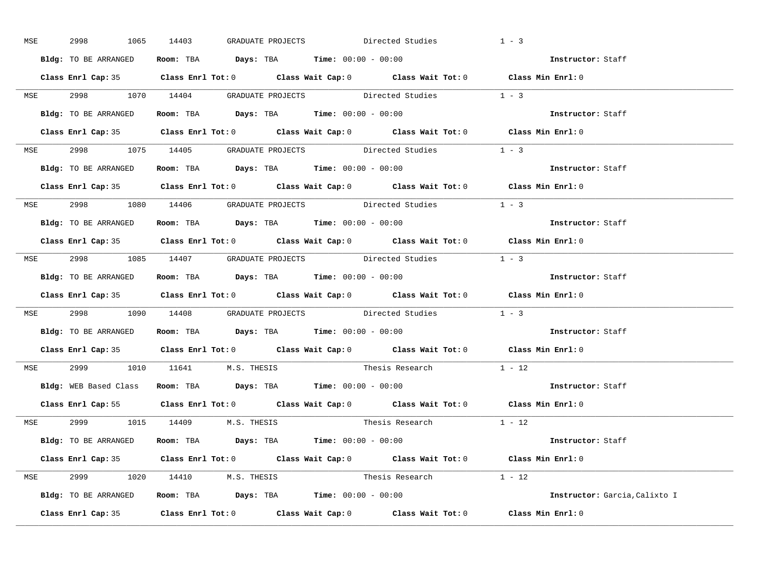MSE 2998 1065 14403 GRADUATE PROJECTS Directed Studies 1 - 3

**Bldg:** TO BE ARRANGED **Room:** TBA **Days:** TBA **Time:** 00:00 - 00:00 **Instructor:** Staff

**Class Enrl Cap:** 35 **Class Enrl Tot:** 0 **Class Wait Cap:** 0 **Class Wait Tot:** 0 **Class Min Enrl:** 0

---

MSE 2998 1070 14404 GRADUATE PROJECTS Directed Studies 1 - 3

**Bldg:** TO BE ARRANGED **Room:** TBA **Days:** TBA **Time:** 00:00 - 00:00 **Instructor:** Staff

**Class Enrl Cap:** 35 **Class Enrl Tot:** 0 **Class Wait Cap:** 0 **Class Wait Tot:** 0 **Class Min Enrl:** 0

---

MSE 2998 1075 14405 GRADUATE PROJECTS Directed Studies 1 - 3

**Bldg:** TO BE ARRANGED **Room:** TBA **Days:** TBA **Time:** 00:00 - 00:00 **Instructor:** Staff

**Class Enrl Cap:** 35 **Class Enrl Tot:** 0 **Class Wait Cap:** 0 **Class Wait Tot:** 0 **Class Min Enrl:** 0

---

MSE 2998 1080 14406 GRADUATE PROJECTS Directed Studies 1 - 3

**Bldg:** TO BE ARRANGED **Room:** TBA **Days:** TBA **Time:** 00:00 - 00:00 **Instructor:** Staff

**Class Enrl Cap:** 35 **Class Enrl Tot:** 0 **Class Wait Cap:** 0 **Class Wait Tot:** 0 **Class Min Enrl:** 0

---

MSE 2998 1085 14407 GRADUATE PROJECTS Directed Studies 1 - 3

**Bldg:** TO BE ARRANGED **Room:** TBA **Days:** TBA **Time:** 00:00 - 00:00 **Instructor:** Staff

**Class Enrl Cap:** 35 **Class Enrl Tot:** 0 **Class Wait Cap:** 0 **Class Wait Tot:** 0 **Class Min Enrl:** 0

---

MSE 2998 1090 14408 GRADUATE PROJECTS Directed Studies 1 - 3

**Bldg:** TO BE ARRANGED **Room:** TBA **Days:** TBA **Time:** 00:00 - 00:00 **Instructor:** Staff

**Class Enrl Cap:** 35 **Class Enrl Tot:** 0 **Class Wait Cap:** 0 **Class Wait Tot:** 0 **Class Min Enrl:** 0

---

MSE 2999 1010 11641 M.S. THESIS Thesis Research 1 - 12

**Bldg:** WEB Based Class **Room:** TBA **Days:** TBA **Time:** 00:00 - 00:00 **Instructor:** Staff

**Class Enrl Cap:** 55 **Class Enrl Tot:** 0 **Class Wait Cap:** 0 **Class Wait Tot:** 0 **Class Min Enrl:** 0

---

MSE 2999 1015 14409 M.S. THESIS Thesis Research 1 - 12

**Bldg:** TO BE ARRANGED **Room:** TBA **Days:** TBA **Time:** 00:00 - 00:00 **Instructor:** Staff

**Class Enrl Cap:** 35 **Class Enrl Tot:** 0 **Class Wait Cap:** 0 **Class Wait Tot:** 0 **Class Min Enrl:** 0

---

MSE 2999 1020 14410 M.S. THESIS Thesis Research 1 - 12

**Bldg:** TO BE ARRANGED **Room:** TBA **Days:** TBA **Time:** 00:00 - 00:00 **Instructor:** Garcia,Calixto I

**Class Enrl Cap:** 35 **Class Enrl Tot:** 0 **Class Wait Cap:** 0 **Class Wait Tot:** 0 **Class Min Enrl:** 0

---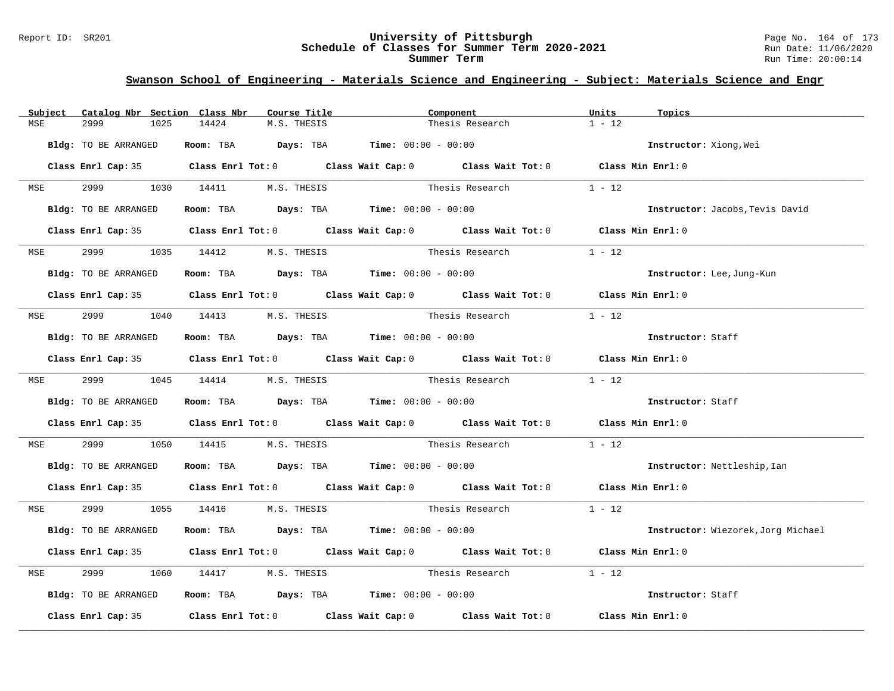## Swanson School of Engineering - Materials Science and Engineering - Subject: Materials Science and Engr

| Subject | Catalog Nbr | Section | Class Nbr | Course Title | Component | Units | Topics |
|---|---|---|---|---|---|---|---|
| MSE | 2999 | 1025 | 14424 | M.S. THESIS | Thesis Research | 1 - 12 | |

**Bldg:** TO BE ARRANGED **Room:** TBA **Days:** TBA **Time:** 00:00 - 00:00 **Instructor:** Xiong,Wei

**Class Enrl Cap:** 35 **Class Enrl Tot:** 0 **Class Wait Cap:** 0 **Class Wait Tot:** 0 **Class Min Enrl:** 0

| Subject | Catalog Nbr | Section | Class Nbr | Course Title | Component | Units | Topics |
|---|---|---|---|---|---|---|---|
| MSE | 2999 | 1030 | 14411 | M.S. THESIS | Thesis Research | 1 - 12 | |

**Bldg:** TO BE ARRANGED **Room:** TBA **Days:** TBA **Time:** 00:00 - 00:00 **Instructor:** Jacobs,Tevis David

**Class Enrl Cap:** 35 **Class Enrl Tot:** 0 **Class Wait Cap:** 0 **Class Wait Tot:** 0 **Class Min Enrl:** 0

| Subject | Catalog Nbr | Section | Class Nbr | Course Title | Component | Units | Topics |
|---|---|---|---|---|---|---|---|
| MSE | 2999 | 1035 | 14412 | M.S. THESIS | Thesis Research | 1 - 12 | |

**Bldg:** TO BE ARRANGED **Room:** TBA **Days:** TBA **Time:** 00:00 - 00:00 **Instructor:** Lee,Jung-Kun

**Class Enrl Cap:** 35 **Class Enrl Tot:** 0 **Class Wait Cap:** 0 **Class Wait Tot:** 0 **Class Min Enrl:** 0

| Subject | Catalog Nbr | Section | Class Nbr | Course Title | Component | Units | Topics |
|---|---|---|---|---|---|---|---|
| MSE | 2999 | 1040 | 14413 | M.S. THESIS | Thesis Research | 1 - 12 | |

**Bldg:** TO BE ARRANGED **Room:** TBA **Days:** TBA **Time:** 00:00 - 00:00 **Instructor:** Staff

**Class Enrl Cap:** 35 **Class Enrl Tot:** 0 **Class Wait Cap:** 0 **Class Wait Tot:** 0 **Class Min Enrl:** 0

| Subject | Catalog Nbr | Section | Class Nbr | Course Title | Component | Units | Topics |
|---|---|---|---|---|---|---|---|
| MSE | 2999 | 1045 | 14414 | M.S. THESIS | Thesis Research | 1 - 12 | |

**Bldg:** TO BE ARRANGED **Room:** TBA **Days:** TBA **Time:** 00:00 - 00:00 **Instructor:** Staff

**Class Enrl Cap:** 35 **Class Enrl Tot:** 0 **Class Wait Cap:** 0 **Class Wait Tot:** 0 **Class Min Enrl:** 0

| Subject | Catalog Nbr | Section | Class Nbr | Course Title | Component | Units | Topics |
|---|---|---|---|---|---|---|---|
| MSE | 2999 | 1050 | 14415 | M.S. THESIS | Thesis Research | 1 - 12 | |

**Bldg:** TO BE ARRANGED **Room:** TBA **Days:** TBA **Time:** 00:00 - 00:00 **Instructor:** Nettleship,Ian

**Class Enrl Cap:** 35 **Class Enrl Tot:** 0 **Class Wait Cap:** 0 **Class Wait Tot:** 0 **Class Min Enrl:** 0

| Subject | Catalog Nbr | Section | Class Nbr | Course Title | Component | Units | Topics |
|---|---|---|---|---|---|---|---|
| MSE | 2999 | 1055 | 14416 | M.S. THESIS | Thesis Research | 1 - 12 | |

**Bldg:** TO BE ARRANGED **Room:** TBA **Days:** TBA **Time:** 00:00 - 00:00 **Instructor:** Wiezorek,Jorg Michael

**Class Enrl Cap:** 35 **Class Enrl Tot:** 0 **Class Wait Cap:** 0 **Class Wait Tot:** 0 **Class Min Enrl:** 0

| Subject | Catalog Nbr | Section | Class Nbr | Course Title | Component | Units | Topics |
|---|---|---|---|---|---|---|---|
| MSE | 2999 | 1060 | 14417 | M.S. THESIS | Thesis Research | 1 - 12 | |

**Bldg:** TO BE ARRANGED **Room:** TBA **Days:** TBA **Time:** 00:00 - 00:00 **Instructor:** Staff

**Class Enrl Cap:** 35 **Class Enrl Tot:** 0 **Class Wait Cap:** 0 **Class Wait Tot:** 0 **Class Min Enrl:** 0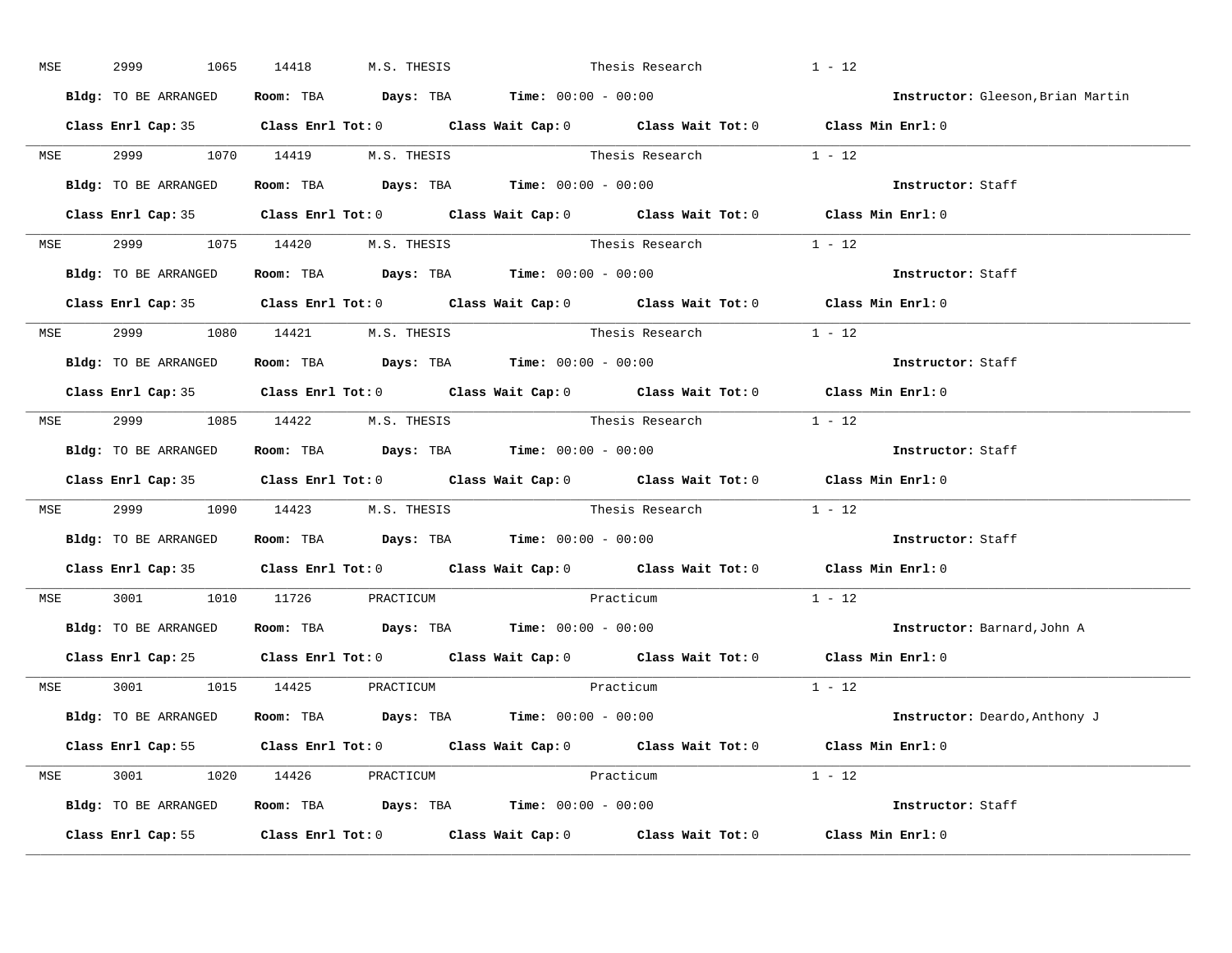MSE 2999 1065 14418 M.S. THESIS Thesis Research 1 - 12

**Bldg:** TO BE ARRANGED **Room:** TBA **Days:** TBA **Time:** 00:00 - 00:00 **Instructor:** Gleeson,Brian Martin

**Class Enrl Cap:** 35 **Class Enrl Tot:** 0 **Class Wait Cap:** 0 **Class Wait Tot:** 0 **Class Min Enrl:** 0

---

MSE 2999 1070 14419 M.S. THESIS Thesis Research 1 - 12

**Bldg:** TO BE ARRANGED **Room:** TBA **Days:** TBA **Time:** 00:00 - 00:00 **Instructor:** Staff

**Class Enrl Cap:** 35 **Class Enrl Tot:** 0 **Class Wait Cap:** 0 **Class Wait Tot:** 0 **Class Min Enrl:** 0

---

MSE 2999 1075 14420 M.S. THESIS Thesis Research 1 - 12

**Bldg:** TO BE ARRANGED **Room:** TBA **Days:** TBA **Time:** 00:00 - 00:00 **Instructor:** Staff

**Class Enrl Cap:** 35 **Class Enrl Tot:** 0 **Class Wait Cap:** 0 **Class Wait Tot:** 0 **Class Min Enrl:** 0

---

MSE 2999 1080 14421 M.S. THESIS Thesis Research 1 - 12

**Bldg:** TO BE ARRANGED **Room:** TBA **Days:** TBA **Time:** 00:00 - 00:00 **Instructor:** Staff

**Class Enrl Cap:** 35 **Class Enrl Tot:** 0 **Class Wait Cap:** 0 **Class Wait Tot:** 0 **Class Min Enrl:** 0

---

MSE 2999 1085 14422 M.S. THESIS Thesis Research 1 - 12

**Bldg:** TO BE ARRANGED **Room:** TBA **Days:** TBA **Time:** 00:00 - 00:00 **Instructor:** Staff

**Class Enrl Cap:** 35 **Class Enrl Tot:** 0 **Class Wait Cap:** 0 **Class Wait Tot:** 0 **Class Min Enrl:** 0

---

MSE 2999 1090 14423 M.S. THESIS Thesis Research 1 - 12

**Bldg:** TO BE ARRANGED **Room:** TBA **Days:** TBA **Time:** 00:00 - 00:00 **Instructor:** Staff

**Class Enrl Cap:** 35 **Class Enrl Tot:** 0 **Class Wait Cap:** 0 **Class Wait Tot:** 0 **Class Min Enrl:** 0

---

MSE 3001 1010 11726 PRACTICUM Practicum 1 - 12

**Bldg:** TO BE ARRANGED **Room:** TBA **Days:** TBA **Time:** 00:00 - 00:00 **Instructor:** Barnard,John A

**Class Enrl Cap:** 25 **Class Enrl Tot:** 0 **Class Wait Cap:** 0 **Class Wait Tot:** 0 **Class Min Enrl:** 0

---

MSE 3001 1015 14425 PRACTICUM Practicum 1 - 12

**Bldg:** TO BE ARRANGED **Room:** TBA **Days:** TBA **Time:** 00:00 - 00:00 **Instructor:** Deardo,Anthony J

**Class Enrl Cap:** 55 **Class Enrl Tot:** 0 **Class Wait Cap:** 0 **Class Wait Tot:** 0 **Class Min Enrl:** 0

---

MSE 3001 1020 14426 PRACTICUM Practicum 1 - 12

**Bldg:** TO BE ARRANGED **Room:** TBA **Days:** TBA **Time:** 00:00 - 00:00 **Instructor:** Staff

**Class Enrl Cap:** 55 **Class Enrl Tot:** 0 **Class Wait Cap:** 0 **Class Wait Tot:** 0 **Class Min Enrl:** 0

---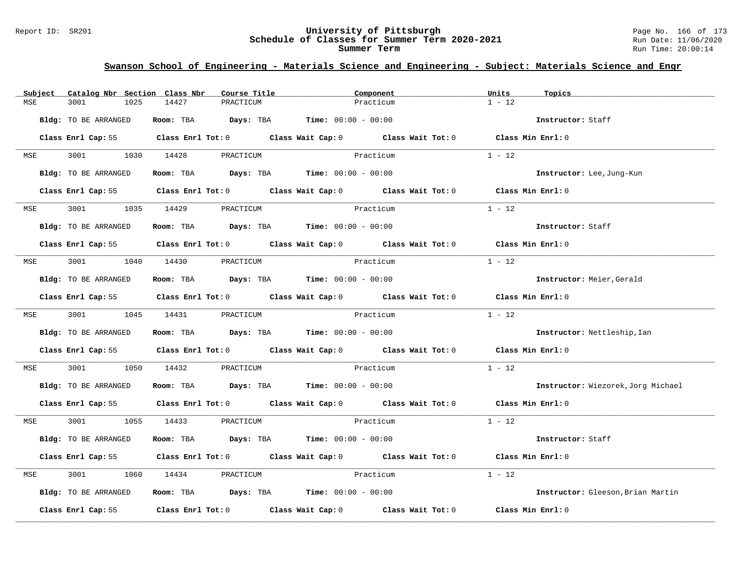## Swanson School of Engineering - Materials Science and Engineering - Subject: Materials Science and Engr

| Subject | Catalog Nbr | Section | Class Nbr | Course Title | Component | Units | Topics |
|---|---|---|---|---|---|---|---|
| MSE | 3001 | 1025 | 14427 | PRACTICUM | Practicum | 1 - 12 | |

**Bldg:** TO BE ARRANGED **Room:** TBA **Days:** TBA **Time:** 00:00 - 00:00 **Instructor:** Staff

**Class Enrl Cap:** 55 **Class Enrl Tot:** 0 **Class Wait Cap:** 0 **Class Wait Tot:** 0 **Class Min Enrl:** 0

| Subject | Catalog Nbr | Section | Class Nbr | Course Title | Component | Units | Topics |
|---|---|---|---|---|---|---|---|
| MSE | 3001 | 1030 | 14428 | PRACTICUM | Practicum | 1 - 12 | |

**Bldg:** TO BE ARRANGED **Room:** TBA **Days:** TBA **Time:** 00:00 - 00:00 **Instructor:** Lee,Jung-Kun

**Class Enrl Cap:** 55 **Class Enrl Tot:** 0 **Class Wait Cap:** 0 **Class Wait Tot:** 0 **Class Min Enrl:** 0

| Subject | Catalog Nbr | Section | Class Nbr | Course Title | Component | Units | Topics |
|---|---|---|---|---|---|---|---|
| MSE | 3001 | 1035 | 14429 | PRACTICUM | Practicum | 1 - 12 | |

**Bldg:** TO BE ARRANGED **Room:** TBA **Days:** TBA **Time:** 00:00 - 00:00 **Instructor:** Staff

**Class Enrl Cap:** 55 **Class Enrl Tot:** 0 **Class Wait Cap:** 0 **Class Wait Tot:** 0 **Class Min Enrl:** 0

| Subject | Catalog Nbr | Section | Class Nbr | Course Title | Component | Units | Topics |
|---|---|---|---|---|---|---|---|
| MSE | 3001 | 1040 | 14430 | PRACTICUM | Practicum | 1 - 12 | |

**Bldg:** TO BE ARRANGED **Room:** TBA **Days:** TBA **Time:** 00:00 - 00:00 **Instructor:** Meier,Gerald

**Class Enrl Cap:** 55 **Class Enrl Tot:** 0 **Class Wait Cap:** 0 **Class Wait Tot:** 0 **Class Min Enrl:** 0

| Subject | Catalog Nbr | Section | Class Nbr | Course Title | Component | Units | Topics |
|---|---|---|---|---|---|---|---|
| MSE | 3001 | 1045 | 14431 | PRACTICUM | Practicum | 1 - 12 | |

**Bldg:** TO BE ARRANGED **Room:** TBA **Days:** TBA **Time:** 00:00 - 00:00 **Instructor:** Nettleship,Ian

**Class Enrl Cap:** 55 **Class Enrl Tot:** 0 **Class Wait Cap:** 0 **Class Wait Tot:** 0 **Class Min Enrl:** 0

| Subject | Catalog Nbr | Section | Class Nbr | Course Title | Component | Units | Topics |
|---|---|---|---|---|---|---|---|
| MSE | 3001 | 1050 | 14432 | PRACTICUM | Practicum | 1 - 12 | |

**Bldg:** TO BE ARRANGED **Room:** TBA **Days:** TBA **Time:** 00:00 - 00:00 **Instructor:** Wiezorek,Jorg Michael

**Class Enrl Cap:** 55 **Class Enrl Tot:** 0 **Class Wait Cap:** 0 **Class Wait Tot:** 0 **Class Min Enrl:** 0

| Subject | Catalog Nbr | Section | Class Nbr | Course Title | Component | Units | Topics |
|---|---|---|---|---|---|---|---|
| MSE | 3001 | 1055 | 14433 | PRACTICUM | Practicum | 1 - 12 | |

**Bldg:** TO BE ARRANGED **Room:** TBA **Days:** TBA **Time:** 00:00 - 00:00 **Instructor:** Staff

**Class Enrl Cap:** 55 **Class Enrl Tot:** 0 **Class Wait Cap:** 0 **Class Wait Tot:** 0 **Class Min Enrl:** 0

| Subject | Catalog Nbr | Section | Class Nbr | Course Title | Component | Units | Topics |
|---|---|---|---|---|---|---|---|
| MSE | 3001 | 1060 | 14434 | PRACTICUM | Practicum | 1 - 12 | |

**Bldg:** TO BE ARRANGED **Room:** TBA **Days:** TBA **Time:** 00:00 - 00:00 **Instructor:** Gleeson,Brian Martin

**Class Enrl Cap:** 55 **Class Enrl Tot:** 0 **Class Wait Cap:** 0 **Class Wait Tot:** 0 **Class Min Enrl:** 0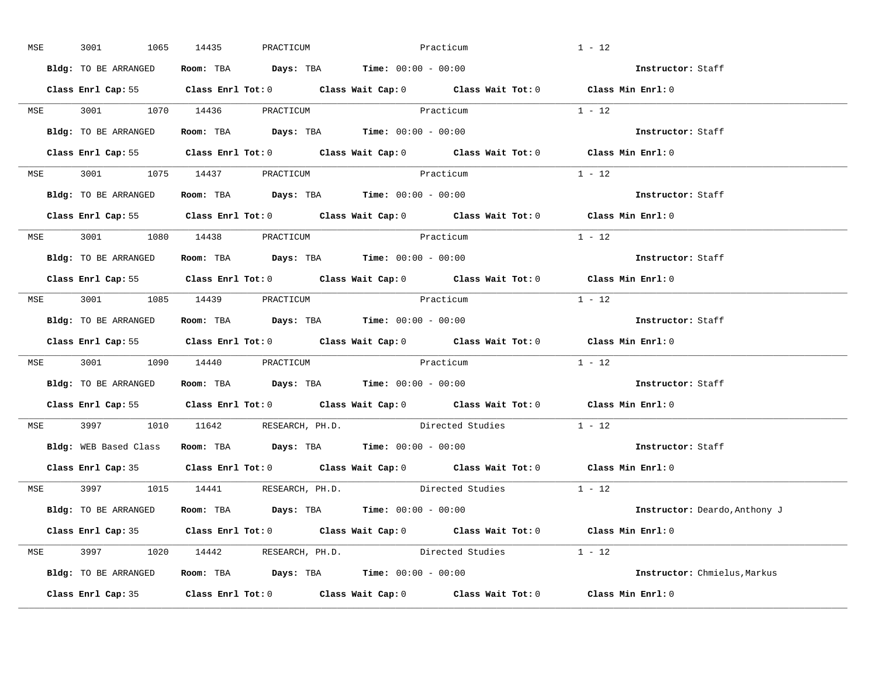MSE 3001 1065 14435 PRACTICUM Practicum 1 - 12

**Bldg:** TO BE ARRANGED **Room:** TBA **Days:** TBA **Time:** 00:00 - 00:00 **Instructor:** Staff

**Class Enrl Cap:** 55 **Class Enrl Tot:** 0 **Class Wait Cap:** 0 **Class Wait Tot:** 0 **Class Min Enrl:** 0

---

MSE 3001 1070 14436 PRACTICUM Practicum 1 - 12

**Bldg:** TO BE ARRANGED **Room:** TBA **Days:** TBA **Time:** 00:00 - 00:00 **Instructor:** Staff

**Class Enrl Cap:** 55 **Class Enrl Tot:** 0 **Class Wait Cap:** 0 **Class Wait Tot:** 0 **Class Min Enrl:** 0

---

MSE 3001 1075 14437 PRACTICUM Practicum 1 - 12

**Bldg:** TO BE ARRANGED **Room:** TBA **Days:** TBA **Time:** 00:00 - 00:00 **Instructor:** Staff

**Class Enrl Cap:** 55 **Class Enrl Tot:** 0 **Class Wait Cap:** 0 **Class Wait Tot:** 0 **Class Min Enrl:** 0

---

MSE 3001 1080 14438 PRACTICUM Practicum 1 - 12

**Bldg:** TO BE ARRANGED **Room:** TBA **Days:** TBA **Time:** 00:00 - 00:00 **Instructor:** Staff

**Class Enrl Cap:** 55 **Class Enrl Tot:** 0 **Class Wait Cap:** 0 **Class Wait Tot:** 0 **Class Min Enrl:** 0

---

MSE 3001 1085 14439 PRACTICUM Practicum 1 - 12

**Bldg:** TO BE ARRANGED **Room:** TBA **Days:** TBA **Time:** 00:00 - 00:00 **Instructor:** Staff

**Class Enrl Cap:** 55 **Class Enrl Tot:** 0 **Class Wait Cap:** 0 **Class Wait Tot:** 0 **Class Min Enrl:** 0

---

MSE 3001 1090 14440 PRACTICUM Practicum 1 - 12

**Bldg:** TO BE ARRANGED **Room:** TBA **Days:** TBA **Time:** 00:00 - 00:00 **Instructor:** Staff

**Class Enrl Cap:** 55 **Class Enrl Tot:** 0 **Class Wait Cap:** 0 **Class Wait Tot:** 0 **Class Min Enrl:** 0

---

MSE 3997 1010 11642 RESEARCH, PH.D. Directed Studies 1 - 12

**Bldg:** WEB Based Class **Room:** TBA **Days:** TBA **Time:** 00:00 - 00:00 **Instructor:** Staff

**Class Enrl Cap:** 35 **Class Enrl Tot:** 0 **Class Wait Cap:** 0 **Class Wait Tot:** 0 **Class Min Enrl:** 0

---

MSE 3997 1015 14441 RESEARCH, PH.D. Directed Studies 1 - 12

**Bldg:** TO BE ARRANGED **Room:** TBA **Days:** TBA **Time:** 00:00 - 00:00 **Instructor:** Deardo,Anthony J

**Class Enrl Cap:** 35 **Class Enrl Tot:** 0 **Class Wait Cap:** 0 **Class Wait Tot:** 0 **Class Min Enrl:** 0

---

MSE 3997 1020 14442 RESEARCH, PH.D. Directed Studies 1 - 12

**Bldg:** TO BE ARRANGED **Room:** TBA **Days:** TBA **Time:** 00:00 - 00:00 **Instructor:** Chmielus,Markus

**Class Enrl Cap:** 35 **Class Enrl Tot:** 0 **Class Wait Cap:** 0 **Class Wait Tot:** 0 **Class Min Enrl:** 0

---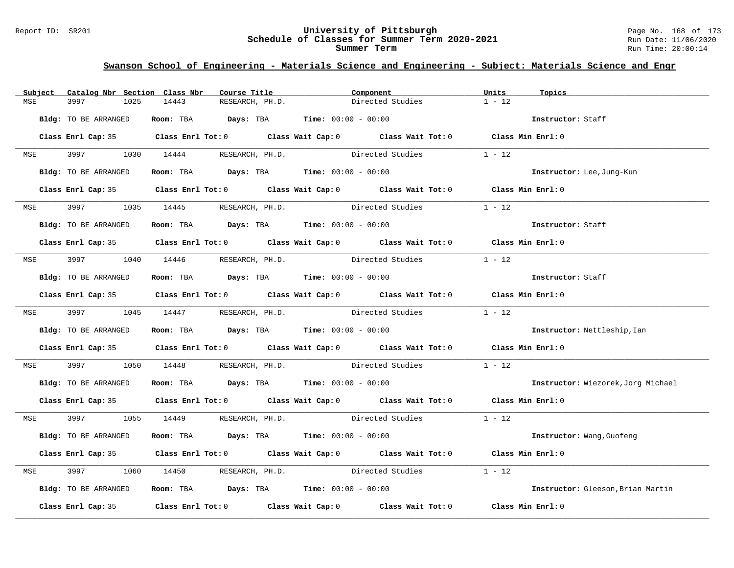## Swanson School of Engineering - Materials Science and Engineering - Subject: Materials Science and Engr

| Subject | Catalog Nbr | Section | Class Nbr | Course Title | Component | Units | Topics |
|---|---|---|---|---|---|---|---|
| MSE | 3997 | 1025 | 14443 | RESEARCH, PH.D. | Directed Studies | 1 - 12 | |

**Bldg:** TO BE ARRANGED **Room:** TBA **Days:** TBA **Time:** 00:00 - 00:00 **Instructor:** Staff

**Class Enrl Cap:** 35 **Class Enrl Tot:** 0 **Class Wait Cap:** 0 **Class Wait Tot:** 0 **Class Min Enrl:** 0

---

| Subject | Catalog Nbr | Section | Class Nbr | Course Title | Component | Units | Topics |
|---|---|---|---|---|---|---|---|
| MSE | 3997 | 1030 | 14444 | RESEARCH, PH.D. | Directed Studies | 1 - 12 | |

**Bldg:** TO BE ARRANGED **Room:** TBA **Days:** TBA **Time:** 00:00 - 00:00 **Instructor:** Lee,Jung-Kun

**Class Enrl Cap:** 35 **Class Enrl Tot:** 0 **Class Wait Cap:** 0 **Class Wait Tot:** 0 **Class Min Enrl:** 0

---

| Subject | Catalog Nbr | Section | Class Nbr | Course Title | Component | Units | Topics |
|---|---|---|---|---|---|---|---|
| MSE | 3997 | 1035 | 14445 | RESEARCH, PH.D. | Directed Studies | 1 - 12 | |

**Bldg:** TO BE ARRANGED **Room:** TBA **Days:** TBA **Time:** 00:00 - 00:00 **Instructor:** Staff

**Class Enrl Cap:** 35 **Class Enrl Tot:** 0 **Class Wait Cap:** 0 **Class Wait Tot:** 0 **Class Min Enrl:** 0

---

| Subject | Catalog Nbr | Section | Class Nbr | Course Title | Component | Units | Topics |
|---|---|---|---|---|---|---|---|
| MSE | 3997 | 1040 | 14446 | RESEARCH, PH.D. | Directed Studies | 1 - 12 | |

**Bldg:** TO BE ARRANGED **Room:** TBA **Days:** TBA **Time:** 00:00 - 00:00 **Instructor:** Staff

**Class Enrl Cap:** 35 **Class Enrl Tot:** 0 **Class Wait Cap:** 0 **Class Wait Tot:** 0 **Class Min Enrl:** 0

---

| Subject | Catalog Nbr | Section | Class Nbr | Course Title | Component | Units | Topics |
|---|---|---|---|---|---|---|---|
| MSE | 3997 | 1045 | 14447 | RESEARCH, PH.D. | Directed Studies | 1 - 12 | |

**Bldg:** TO BE ARRANGED **Room:** TBA **Days:** TBA **Time:** 00:00 - 00:00 **Instructor:** Nettleship,Ian

**Class Enrl Cap:** 35 **Class Enrl Tot:** 0 **Class Wait Cap:** 0 **Class Wait Tot:** 0 **Class Min Enrl:** 0

---

| Subject | Catalog Nbr | Section | Class Nbr | Course Title | Component | Units | Topics |
|---|---|---|---|---|---|---|---|
| MSE | 3997 | 1050 | 14448 | RESEARCH, PH.D. | Directed Studies | 1 - 12 | |

**Bldg:** TO BE ARRANGED **Room:** TBA **Days:** TBA **Time:** 00:00 - 00:00 **Instructor:** Wiezorek,Jorg Michael

**Class Enrl Cap:** 35 **Class Enrl Tot:** 0 **Class Wait Cap:** 0 **Class Wait Tot:** 0 **Class Min Enrl:** 0

---

| Subject | Catalog Nbr | Section | Class Nbr | Course Title | Component | Units | Topics |
|---|---|---|---|---|---|---|---|
| MSE | 3997 | 1055 | 14449 | RESEARCH, PH.D. | Directed Studies | 1 - 12 | |

**Bldg:** TO BE ARRANGED **Room:** TBA **Days:** TBA **Time:** 00:00 - 00:00 **Instructor:** Wang,Guofeng

**Class Enrl Cap:** 35 **Class Enrl Tot:** 0 **Class Wait Cap:** 0 **Class Wait Tot:** 0 **Class Min Enrl:** 0

---

| Subject | Catalog Nbr | Section | Class Nbr | Course Title | Component | Units | Topics |
|---|---|---|---|---|---|---|---|
| MSE | 3997 | 1060 | 14450 | RESEARCH, PH.D. | Directed Studies | 1 - 12 | |

**Bldg:** TO BE ARRANGED **Room:** TBA **Days:** TBA **Time:** 00:00 - 00:00 **Instructor:** Gleeson,Brian Martin

**Class Enrl Cap:** 35 **Class Enrl Tot:** 0 **Class Wait Cap:** 0 **Class Wait Tot:** 0 **Class Min Enrl:** 0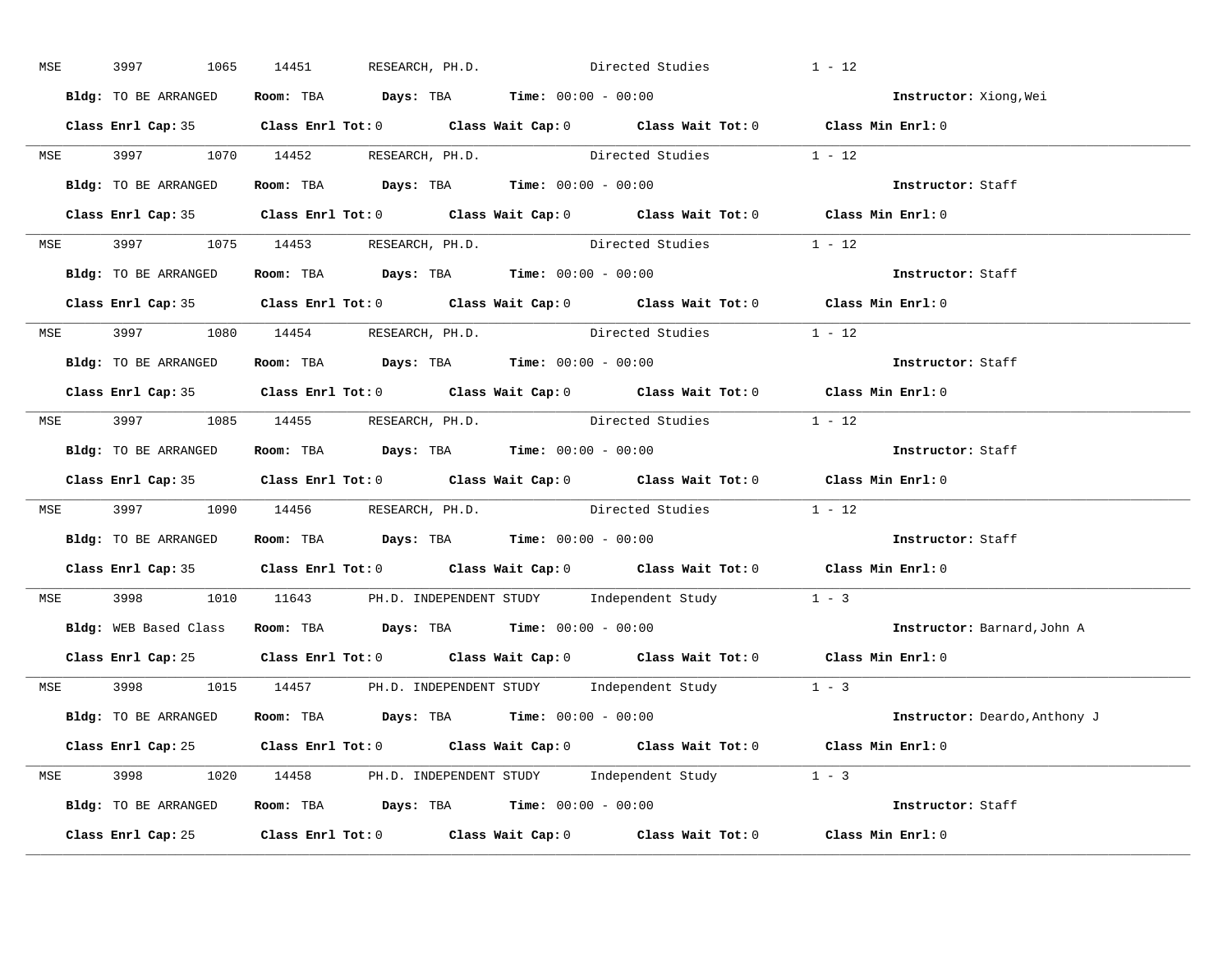MSE 3997 1065 14451 RESEARCH, PH.D. Directed Studies 1 - 12

**Bldg:** TO BE ARRANGED **Room:** TBA **Days:** TBA **Time:** 00:00 - 00:00 **Instructor:** Xiong,Wei

**Class Enrl Cap:** 35 **Class Enrl Tot:** 0 **Class Wait Cap:** 0 **Class Wait Tot:** 0 **Class Min Enrl:** 0

---

MSE 3997 1070 14452 RESEARCH, PH.D. Directed Studies 1 - 12

**Bldg:** TO BE ARRANGED **Room:** TBA **Days:** TBA **Time:** 00:00 - 00:00 **Instructor:** Staff

**Class Enrl Cap:** 35 **Class Enrl Tot:** 0 **Class Wait Cap:** 0 **Class Wait Tot:** 0 **Class Min Enrl:** 0

---

MSE 3997 1075 14453 RESEARCH, PH.D. Directed Studies 1 - 12

**Bldg:** TO BE ARRANGED **Room:** TBA **Days:** TBA **Time:** 00:00 - 00:00 **Instructor:** Staff

**Class Enrl Cap:** 35 **Class Enrl Tot:** 0 **Class Wait Cap:** 0 **Class Wait Tot:** 0 **Class Min Enrl:** 0

---

MSE 3997 1080 14454 RESEARCH, PH.D. Directed Studies 1 - 12

**Bldg:** TO BE ARRANGED **Room:** TBA **Days:** TBA **Time:** 00:00 - 00:00 **Instructor:** Staff

**Class Enrl Cap:** 35 **Class Enrl Tot:** 0 **Class Wait Cap:** 0 **Class Wait Tot:** 0 **Class Min Enrl:** 0

---

MSE 3997 1085 14455 RESEARCH, PH.D. Directed Studies 1 - 12

**Bldg:** TO BE ARRANGED **Room:** TBA **Days:** TBA **Time:** 00:00 - 00:00 **Instructor:** Staff

**Class Enrl Cap:** 35 **Class Enrl Tot:** 0 **Class Wait Cap:** 0 **Class Wait Tot:** 0 **Class Min Enrl:** 0

---

MSE 3997 1090 14456 RESEARCH, PH.D. Directed Studies 1 - 12

**Bldg:** TO BE ARRANGED **Room:** TBA **Days:** TBA **Time:** 00:00 - 00:00 **Instructor:** Staff

**Class Enrl Cap:** 35 **Class Enrl Tot:** 0 **Class Wait Cap:** 0 **Class Wait Tot:** 0 **Class Min Enrl:** 0

---

MSE 3998 1010 11643 PH.D. INDEPENDENT STUDY Independent Study 1 - 3

**Bldg:** WEB Based Class **Room:** TBA **Days:** TBA **Time:** 00:00 - 00:00 **Instructor:** Barnard,John A

**Class Enrl Cap:** 25 **Class Enrl Tot:** 0 **Class Wait Cap:** 0 **Class Wait Tot:** 0 **Class Min Enrl:** 0

---

MSE 3998 1015 14457 PH.D. INDEPENDENT STUDY Independent Study 1 - 3

**Bldg:** TO BE ARRANGED **Room:** TBA **Days:** TBA **Time:** 00:00 - 00:00 **Instructor:** Deardo,Anthony J

**Class Enrl Cap:** 25 **Class Enrl Tot:** 0 **Class Wait Cap:** 0 **Class Wait Tot:** 0 **Class Min Enrl:** 0

---

MSE 3998 1020 14458 PH.D. INDEPENDENT STUDY Independent Study 1 - 3

**Bldg:** TO BE ARRANGED **Room:** TBA **Days:** TBA **Time:** 00:00 - 00:00 **Instructor:** Staff

**Class Enrl Cap:** 25 **Class Enrl Tot:** 0 **Class Wait Cap:** 0 **Class Wait Tot:** 0 **Class Min Enrl:** 0

---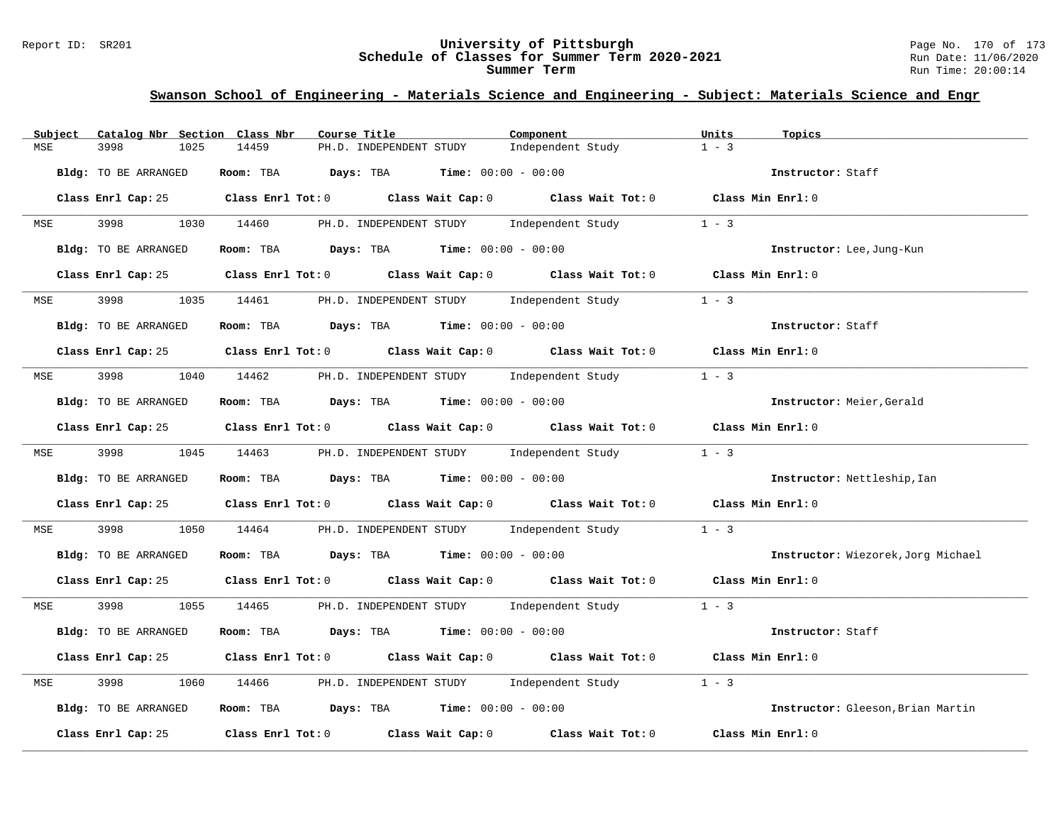## Swanson School of Engineering - Materials Science and Engineering - Subject: Materials Science and Engr

| Subject | Catalog Nbr | Section | Class Nbr | Course Title | Component | Units | Topics |
|---|---|---|---|---|---|---|---|
| MSE | 3998 | 1025 | 14459 | PH.D. INDEPENDENT STUDY | Independent Study | 1 - 3 | |

**Bldg:** TO BE ARRANGED **Room:** TBA **Days:** TBA **Time:** 00:00 - 00:00 **Instructor:** Staff

**Class Enrl Cap:** 25 **Class Enrl Tot:** 0 **Class Wait Cap:** 0 **Class Wait Tot:** 0 **Class Min Enrl:** 0

---

| Subject | Catalog Nbr | Section | Class Nbr | Course Title | Component | Units | Topics |
|---|---|---|---|---|---|---|---|
| MSE | 3998 | 1030 | 14460 | PH.D. INDEPENDENT STUDY | Independent Study | 1 - 3 | |

**Bldg:** TO BE ARRANGED **Room:** TBA **Days:** TBA **Time:** 00:00 - 00:00 **Instructor:** Lee,Jung-Kun

**Class Enrl Cap:** 25 **Class Enrl Tot:** 0 **Class Wait Cap:** 0 **Class Wait Tot:** 0 **Class Min Enrl:** 0

---

| Subject | Catalog Nbr | Section | Class Nbr | Course Title | Component | Units | Topics |
|---|---|---|---|---|---|---|---|
| MSE | 3998 | 1035 | 14461 | PH.D. INDEPENDENT STUDY | Independent Study | 1 - 3 | |

**Bldg:** TO BE ARRANGED **Room:** TBA **Days:** TBA **Time:** 00:00 - 00:00 **Instructor:** Staff

**Class Enrl Cap:** 25 **Class Enrl Tot:** 0 **Class Wait Cap:** 0 **Class Wait Tot:** 0 **Class Min Enrl:** 0

---

| Subject | Catalog Nbr | Section | Class Nbr | Course Title | Component | Units | Topics |
|---|---|---|---|---|---|---|---|
| MSE | 3998 | 1040 | 14462 | PH.D. INDEPENDENT STUDY | Independent Study | 1 - 3 | |

**Bldg:** TO BE ARRANGED **Room:** TBA **Days:** TBA **Time:** 00:00 - 00:00 **Instructor:** Meier,Gerald

**Class Enrl Cap:** 25 **Class Enrl Tot:** 0 **Class Wait Cap:** 0 **Class Wait Tot:** 0 **Class Min Enrl:** 0

---

| Subject | Catalog Nbr | Section | Class Nbr | Course Title | Component | Units | Topics |
|---|---|---|---|---|---|---|---|
| MSE | 3998 | 1045 | 14463 | PH.D. INDEPENDENT STUDY | Independent Study | 1 - 3 | |

**Bldg:** TO BE ARRANGED **Room:** TBA **Days:** TBA **Time:** 00:00 - 00:00 **Instructor:** Nettleship,Ian

**Class Enrl Cap:** 25 **Class Enrl Tot:** 0 **Class Wait Cap:** 0 **Class Wait Tot:** 0 **Class Min Enrl:** 0

---

| Subject | Catalog Nbr | Section | Class Nbr | Course Title | Component | Units | Topics |
|---|---|---|---|---|---|---|---|
| MSE | 3998 | 1050 | 14464 | PH.D. INDEPENDENT STUDY | Independent Study | 1 - 3 | |

**Bldg:** TO BE ARRANGED **Room:** TBA **Days:** TBA **Time:** 00:00 - 00:00 **Instructor:** Wiezorek,Jorg Michael

**Class Enrl Cap:** 25 **Class Enrl Tot:** 0 **Class Wait Cap:** 0 **Class Wait Tot:** 0 **Class Min Enrl:** 0

---

| Subject | Catalog Nbr | Section | Class Nbr | Course Title | Component | Units | Topics |
|---|---|---|---|---|---|---|---|
| MSE | 3998 | 1055 | 14465 | PH.D. INDEPENDENT STUDY | Independent Study | 1 - 3 | |

**Bldg:** TO BE ARRANGED **Room:** TBA **Days:** TBA **Time:** 00:00 - 00:00 **Instructor:** Staff

**Class Enrl Cap:** 25 **Class Enrl Tot:** 0 **Class Wait Cap:** 0 **Class Wait Tot:** 0 **Class Min Enrl:** 0

---

| Subject | Catalog Nbr | Section | Class Nbr | Course Title | Component | Units | Topics |
|---|---|---|---|---|---|---|---|
| MSE | 3998 | 1060 | 14466 | PH.D. INDEPENDENT STUDY | Independent Study | 1 - 3 | |

**Bldg:** TO BE ARRANGED **Room:** TBA **Days:** TBA **Time:** 00:00 - 00:00 **Instructor:** Gleeson,Brian Martin

**Class Enrl Cap:** 25 **Class Enrl Tot:** 0 **Class Wait Cap:** 0 **Class Wait Tot:** 0 **Class Min Enrl:** 0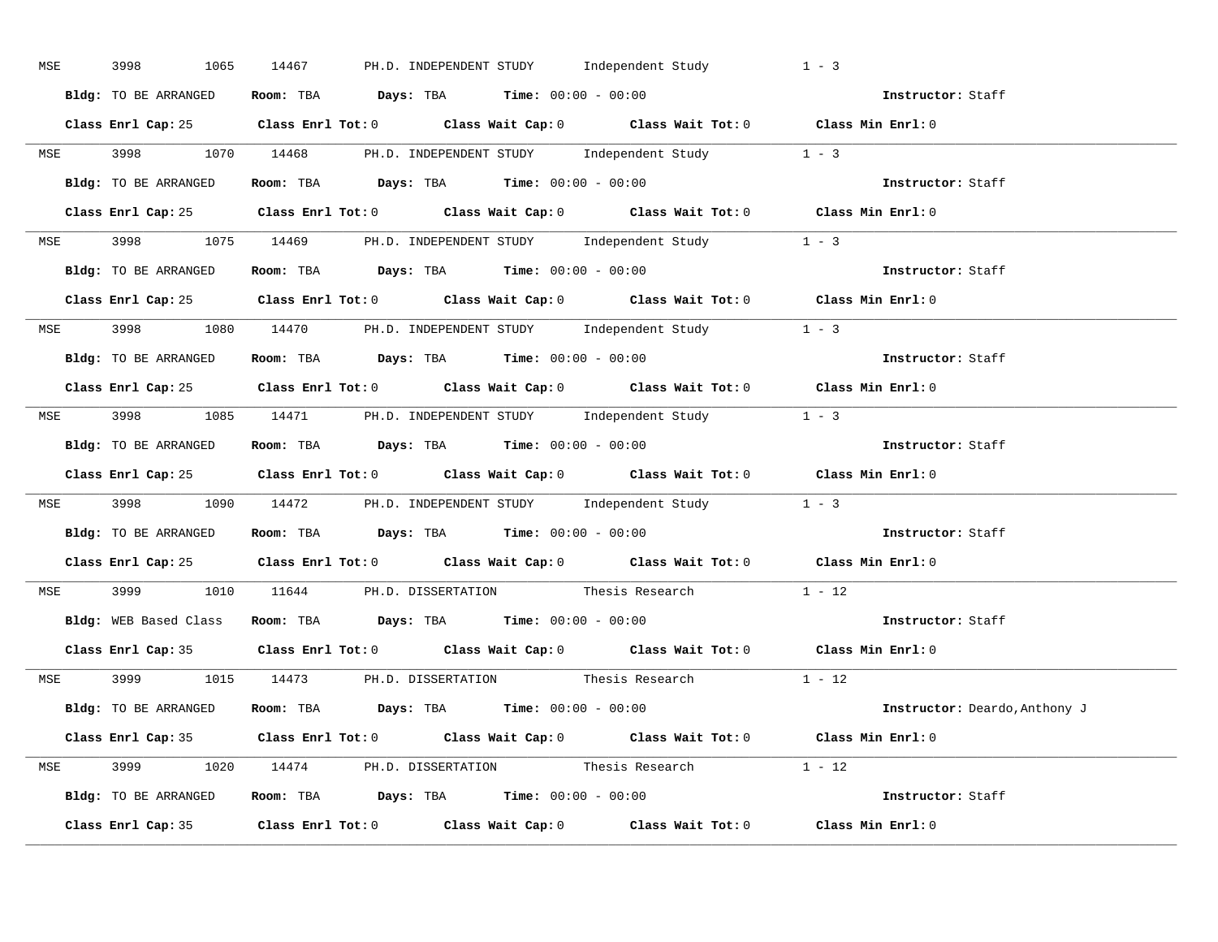MSE 3998 1065 14467 PH.D. INDEPENDENT STUDY Independent Study 1 - 3

**Bldg:** TO BE ARRANGED **Room:** TBA **Days:** TBA **Time:** 00:00 - 00:00 **Instructor:** Staff

**Class Enrl Cap:** 25 **Class Enrl Tot:** 0 **Class Wait Cap:** 0 **Class Wait Tot:** 0 **Class Min Enrl:** 0

---

MSE 3998 1070 14468 PH.D. INDEPENDENT STUDY Independent Study 1 - 3

**Bldg:** TO BE ARRANGED **Room:** TBA **Days:** TBA **Time:** 00:00 - 00:00 **Instructor:** Staff

**Class Enrl Cap:** 25 **Class Enrl Tot:** 0 **Class Wait Cap:** 0 **Class Wait Tot:** 0 **Class Min Enrl:** 0

---

MSE 3998 1075 14469 PH.D. INDEPENDENT STUDY Independent Study 1 - 3

**Bldg:** TO BE ARRANGED **Room:** TBA **Days:** TBA **Time:** 00:00 - 00:00 **Instructor:** Staff

**Class Enrl Cap:** 25 **Class Enrl Tot:** 0 **Class Wait Cap:** 0 **Class Wait Tot:** 0 **Class Min Enrl:** 0

---

MSE 3998 1080 14470 PH.D. INDEPENDENT STUDY Independent Study 1 - 3

**Bldg:** TO BE ARRANGED **Room:** TBA **Days:** TBA **Time:** 00:00 - 00:00 **Instructor:** Staff

**Class Enrl Cap:** 25 **Class Enrl Tot:** 0 **Class Wait Cap:** 0 **Class Wait Tot:** 0 **Class Min Enrl:** 0

---

MSE 3998 1085 14471 PH.D. INDEPENDENT STUDY Independent Study 1 - 3

**Bldg:** TO BE ARRANGED **Room:** TBA **Days:** TBA **Time:** 00:00 - 00:00 **Instructor:** Staff

**Class Enrl Cap:** 25 **Class Enrl Tot:** 0 **Class Wait Cap:** 0 **Class Wait Tot:** 0 **Class Min Enrl:** 0

---

MSE 3998 1090 14472 PH.D. INDEPENDENT STUDY Independent Study 1 - 3

**Bldg:** TO BE ARRANGED **Room:** TBA **Days:** TBA **Time:** 00:00 - 00:00 **Instructor:** Staff

**Class Enrl Cap:** 25 **Class Enrl Tot:** 0 **Class Wait Cap:** 0 **Class Wait Tot:** 0 **Class Min Enrl:** 0

---

MSE 3999 1010 11644 PH.D. DISSERTATION Thesis Research 1 - 12

**Bldg:** WEB Based Class **Room:** TBA **Days:** TBA **Time:** 00:00 - 00:00 **Instructor:** Staff

**Class Enrl Cap:** 35 **Class Enrl Tot:** 0 **Class Wait Cap:** 0 **Class Wait Tot:** 0 **Class Min Enrl:** 0

---

MSE 3999 1015 14473 PH.D. DISSERTATION Thesis Research 1 - 12

**Bldg:** TO BE ARRANGED **Room:** TBA **Days:** TBA **Time:** 00:00 - 00:00 **Instructor:** Deardo,Anthony J

**Class Enrl Cap:** 35 **Class Enrl Tot:** 0 **Class Wait Cap:** 0 **Class Wait Tot:** 0 **Class Min Enrl:** 0

---

MSE 3999 1020 14474 PH.D. DISSERTATION Thesis Research 1 - 12

**Bldg:** TO BE ARRANGED **Room:** TBA **Days:** TBA **Time:** 00:00 - 00:00 **Instructor:** Staff

**Class Enrl Cap:** 35 **Class Enrl Tot:** 0 **Class Wait Cap:** 0 **Class Wait Tot:** 0 **Class Min Enrl:** 0

---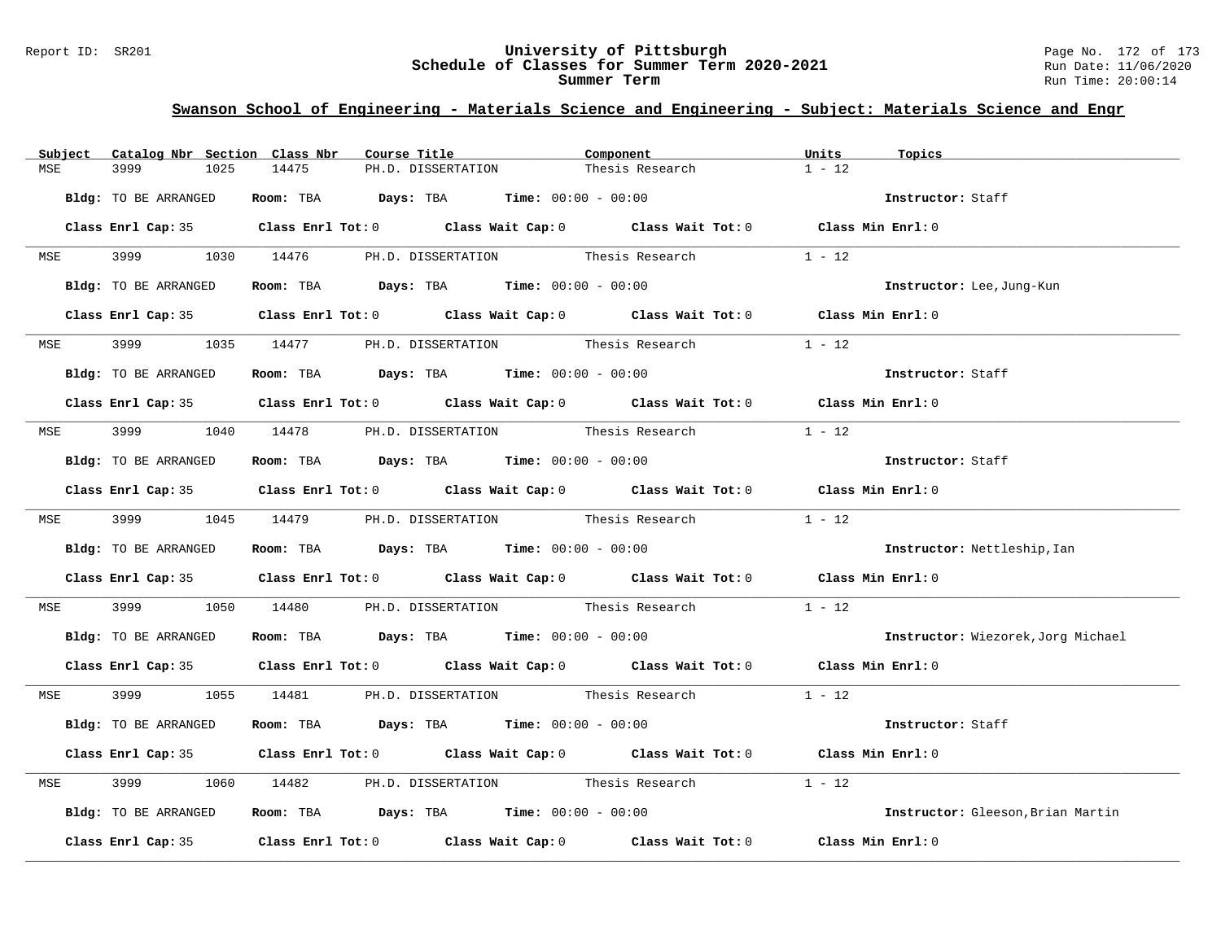## Swanson School of Engineering - Materials Science and Engineering - Subject: Materials Science and Engr

| Subject | Catalog Nbr | Section | Class Nbr | Course Title | Component | Units | Topics |
|---|---|---|---|---|---|---|---|
| MSE | 3999 | 1025 | 14475 | PH.D. DISSERTATION | Thesis Research | 1 - 12 | |

**Bldg:** TO BE ARRANGED **Room:** TBA **Days:** TBA **Time:** 00:00 - 00:00 **Instructor:** Staff

**Class Enrl Cap:** 35 **Class Enrl Tot:** 0 **Class Wait Cap:** 0 **Class Wait Tot:** 0 **Class Min Enrl:** 0

| Subject | Catalog Nbr | Section | Class Nbr | Course Title | Component | Units | Topics |
|---|---|---|---|---|---|---|---|
| MSE | 3999 | 1030 | 14476 | PH.D. DISSERTATION | Thesis Research | 1 - 12 | |

**Bldg:** TO BE ARRANGED **Room:** TBA **Days:** TBA **Time:** 00:00 - 00:00 **Instructor:** Lee,Jung-Kun

**Class Enrl Cap:** 35 **Class Enrl Tot:** 0 **Class Wait Cap:** 0 **Class Wait Tot:** 0 **Class Min Enrl:** 0

| Subject | Catalog Nbr | Section | Class Nbr | Course Title | Component | Units | Topics |
|---|---|---|---|---|---|---|---|
| MSE | 3999 | 1035 | 14477 | PH.D. DISSERTATION | Thesis Research | 1 - 12 | |

**Bldg:** TO BE ARRANGED **Room:** TBA **Days:** TBA **Time:** 00:00 - 00:00 **Instructor:** Staff

**Class Enrl Cap:** 35 **Class Enrl Tot:** 0 **Class Wait Cap:** 0 **Class Wait Tot:** 0 **Class Min Enrl:** 0

| Subject | Catalog Nbr | Section | Class Nbr | Course Title | Component | Units | Topics |
|---|---|---|---|---|---|---|---|
| MSE | 3999 | 1040 | 14478 | PH.D. DISSERTATION | Thesis Research | 1 - 12 | |

**Bldg:** TO BE ARRANGED **Room:** TBA **Days:** TBA **Time:** 00:00 - 00:00 **Instructor:** Staff

**Class Enrl Cap:** 35 **Class Enrl Tot:** 0 **Class Wait Cap:** 0 **Class Wait Tot:** 0 **Class Min Enrl:** 0

| Subject | Catalog Nbr | Section | Class Nbr | Course Title | Component | Units | Topics |
|---|---|---|---|---|---|---|---|
| MSE | 3999 | 1045 | 14479 | PH.D. DISSERTATION | Thesis Research | 1 - 12 | |

**Bldg:** TO BE ARRANGED **Room:** TBA **Days:** TBA **Time:** 00:00 - 00:00 **Instructor:** Nettleship,Ian

**Class Enrl Cap:** 35 **Class Enrl Tot:** 0 **Class Wait Cap:** 0 **Class Wait Tot:** 0 **Class Min Enrl:** 0

| Subject | Catalog Nbr | Section | Class Nbr | Course Title | Component | Units | Topics |
|---|---|---|---|---|---|---|---|
| MSE | 3999 | 1050 | 14480 | PH.D. DISSERTATION | Thesis Research | 1 - 12 | |

**Bldg:** TO BE ARRANGED **Room:** TBA **Days:** TBA **Time:** 00:00 - 00:00 **Instructor:** Wiezorek,Jorg Michael

**Class Enrl Cap:** 35 **Class Enrl Tot:** 0 **Class Wait Cap:** 0 **Class Wait Tot:** 0 **Class Min Enrl:** 0

| Subject | Catalog Nbr | Section | Class Nbr | Course Title | Component | Units | Topics |
|---|---|---|---|---|---|---|---|
| MSE | 3999 | 1055 | 14481 | PH.D. DISSERTATION | Thesis Research | 1 - 12 | |

**Bldg:** TO BE ARRANGED **Room:** TBA **Days:** TBA **Time:** 00:00 - 00:00 **Instructor:** Staff

**Class Enrl Cap:** 35 **Class Enrl Tot:** 0 **Class Wait Cap:** 0 **Class Wait Tot:** 0 **Class Min Enrl:** 0

| Subject | Catalog Nbr | Section | Class Nbr | Course Title | Component | Units | Topics |
|---|---|---|---|---|---|---|---|
| MSE | 3999 | 1060 | 14482 | PH.D. DISSERTATION | Thesis Research | 1 - 12 | |

**Bldg:** TO BE ARRANGED **Room:** TBA **Days:** TBA **Time:** 00:00 - 00:00 **Instructor:** Gleeson,Brian Martin

**Class Enrl Cap:** 35 **Class Enrl Tot:** 0 **Class Wait Cap:** 0 **Class Wait Tot:** 0 **Class Min Enrl:** 0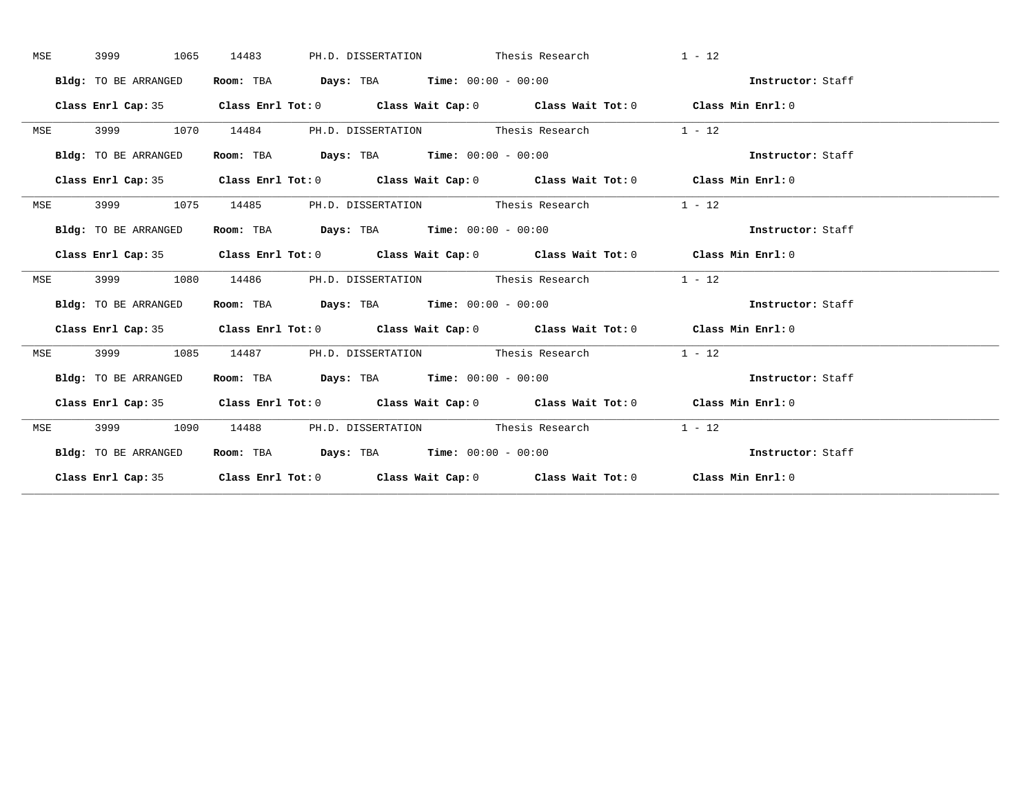MSE 3999 1065 14483 PH.D. DISSERTATION Thesis Research 1 - 12

**Bldg:** TO BE ARRANGED **Room:** TBA **Days:** TBA **Time:** 00:00 - 00:00 **Instructor:** Staff

**Class Enrl Cap:** 35 **Class Enrl Tot:** 0 **Class Wait Cap:** 0 **Class Wait Tot:** 0 **Class Min Enrl:** 0

---

MSE 3999 1070 14484 PH.D. DISSERTATION Thesis Research 1 - 12

**Bldg:** TO BE ARRANGED **Room:** TBA **Days:** TBA **Time:** 00:00 - 00:00 **Instructor:** Staff

**Class Enrl Cap:** 35 **Class Enrl Tot:** 0 **Class Wait Cap:** 0 **Class Wait Tot:** 0 **Class Min Enrl:** 0

---

MSE 3999 1075 14485 PH.D. DISSERTATION Thesis Research 1 - 12

**Bldg:** TO BE ARRANGED **Room:** TBA **Days:** TBA **Time:** 00:00 - 00:00 **Instructor:** Staff

**Class Enrl Cap:** 35 **Class Enrl Tot:** 0 **Class Wait Cap:** 0 **Class Wait Tot:** 0 **Class Min Enrl:** 0

---

MSE 3999 1080 14486 PH.D. DISSERTATION Thesis Research 1 - 12

**Bldg:** TO BE ARRANGED **Room:** TBA **Days:** TBA **Time:** 00:00 - 00:00 **Instructor:** Staff

**Class Enrl Cap:** 35 **Class Enrl Tot:** 0 **Class Wait Cap:** 0 **Class Wait Tot:** 0 **Class Min Enrl:** 0

---

MSE 3999 1085 14487 PH.D. DISSERTATION Thesis Research 1 - 12

**Bldg:** TO BE ARRANGED **Room:** TBA **Days:** TBA **Time:** 00:00 - 00:00 **Instructor:** Staff

**Class Enrl Cap:** 35 **Class Enrl Tot:** 0 **Class Wait Cap:** 0 **Class Wait Tot:** 0 **Class Min Enrl:** 0

---

MSE 3999 1090 14488 PH.D. DISSERTATION Thesis Research 1 - 12

**Bldg:** TO BE ARRANGED **Room:** TBA **Days:** TBA **Time:** 00:00 - 00:00 **Instructor:** Staff

**Class Enrl Cap:** 35 **Class Enrl Tot:** 0 **Class Wait Cap:** 0 **Class Wait Tot:** 0 **Class Min Enrl:** 0

---